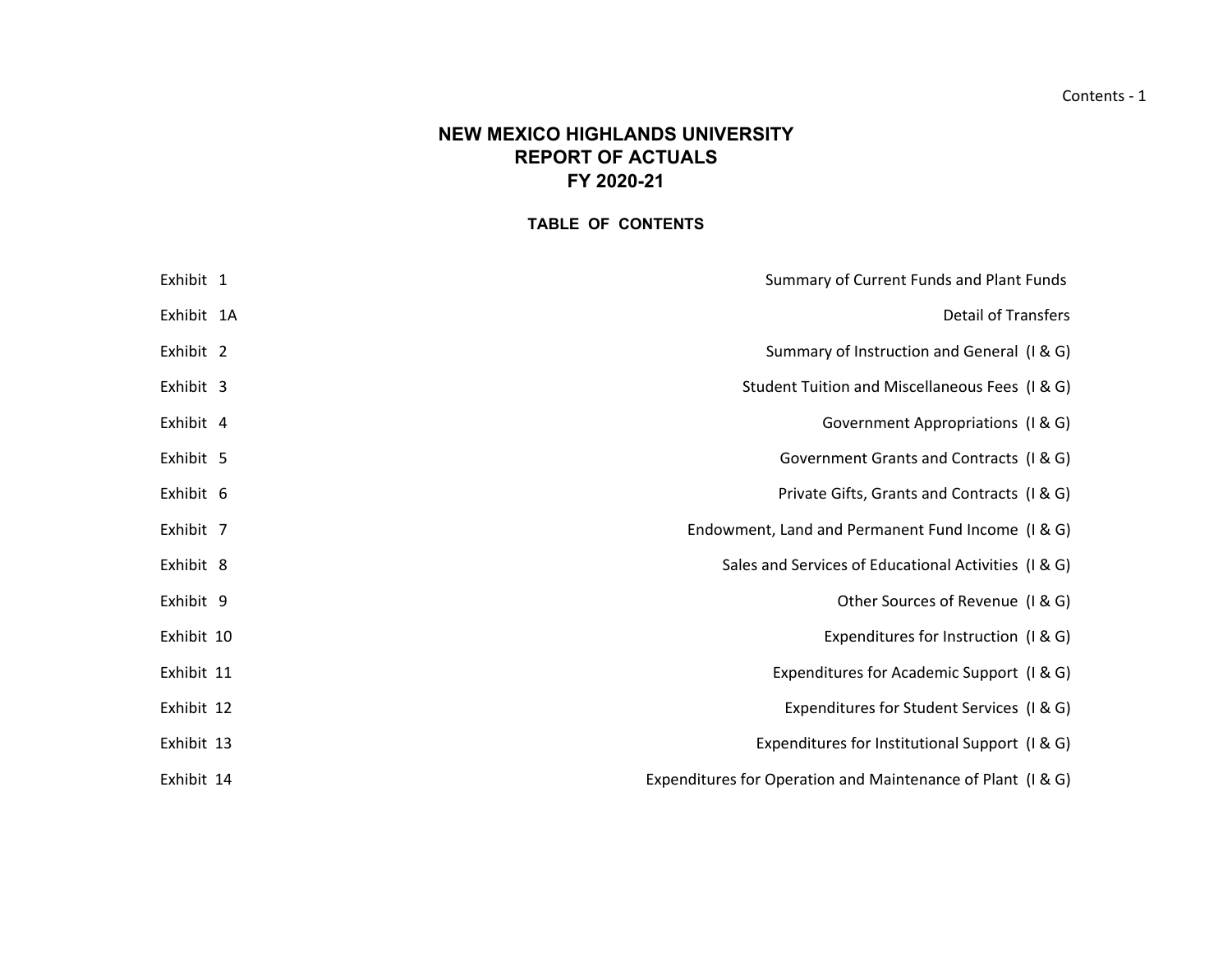# NEW MEXICO HIGHLANDS UNIVERSITY
## REPORT OF ACTUALS
## FY 2020-21

### TABLE OF CONTENTS

| Exhibit | Title |
|---|---|
| Exhibit 1 | Summary of Current Funds and Plant Funds |
| Exhibit 1A | Detail of Transfers |
| Exhibit 2 | Summary of Instruction and General (I & G) |
| Exhibit 3 | Student Tuition and Miscellaneous Fees (I & G) |
| Exhibit 4 | Government Appropriations (I & G) |
| Exhibit 5 | Government Grants and Contracts (I & G) |
| Exhibit 6 | Private Gifts, Grants and Contracts (I & G) |
| Exhibit 7 | Endowment, Land and Permanent Fund Income (I & G) |
| Exhibit 8 | Sales and Services of Educational Activities (I & G) |
| Exhibit 9 | Other Sources of Revenue (I & G) |
| Exhibit 10 | Expenditures for Instruction (I & G) |
| Exhibit 11 | Expenditures for Academic Support (I & G) |
| Exhibit 12 | Expenditures for Student Services (I & G) |
| Exhibit 13 | Expenditures for Institutional Support (I & G) |
| Exhibit 14 | Expenditures for Operation and Maintenance of Plant (I & G) |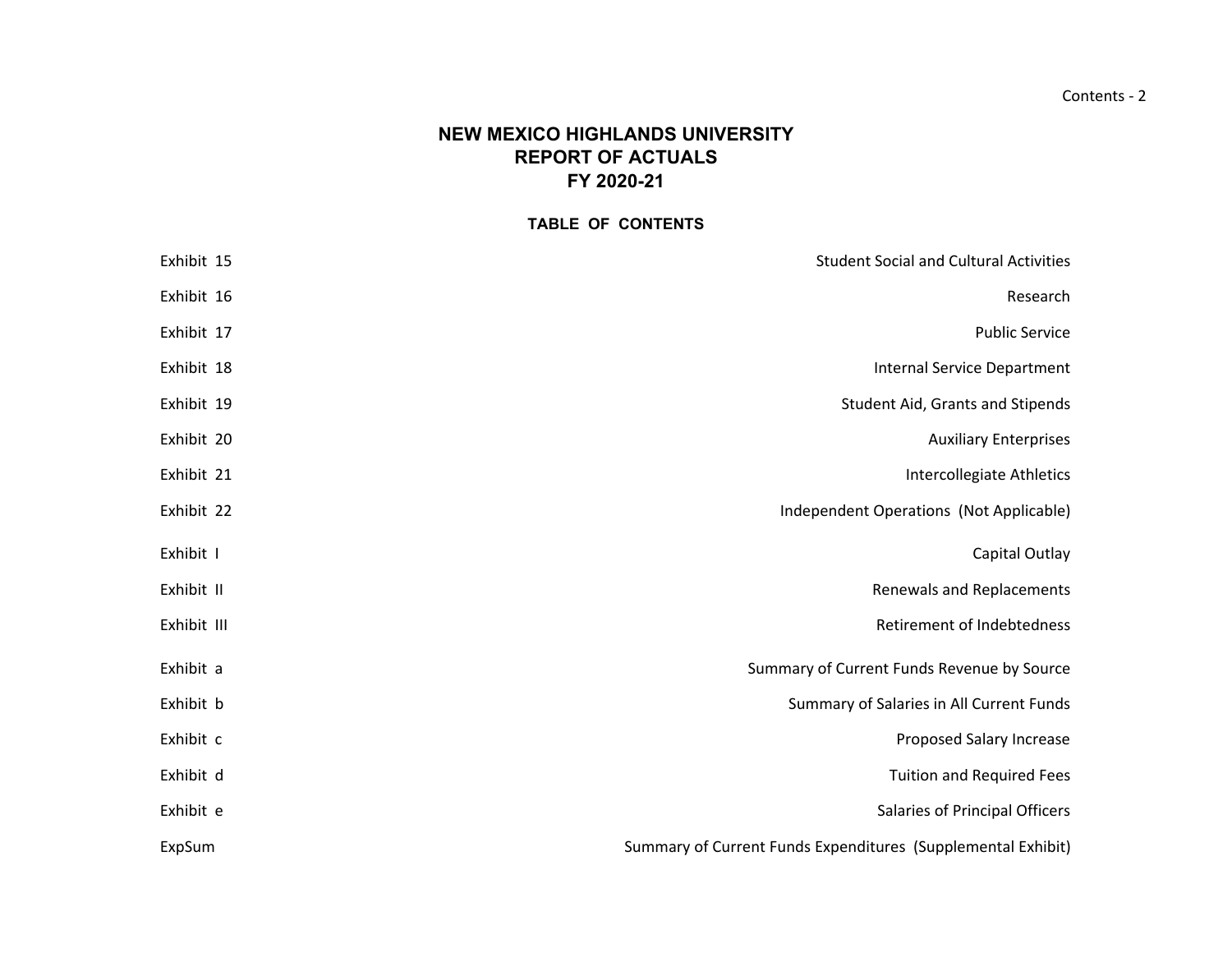# NEW MEXICO HIGHLANDS UNIVERSITY
## REPORT OF ACTUALS
## FY 2020-21

### TABLE OF CONTENTS

| | |
|---|---|
| Exhibit 15 | Student Social and Cultural Activities |
| Exhibit 16 | Research |
| Exhibit 17 | Public Service |
| Exhibit 18 | Internal Service Department |
| Exhibit 19 | Student Aid, Grants and Stipends |
| Exhibit 20 | Auxiliary Enterprises |
| Exhibit 21 | Intercollegiate Athletics |
| Exhibit 22 | Independent Operations (Not Applicable) |
| Exhibit I | Capital Outlay |
| Exhibit II | Renewals and Replacements |
| Exhibit III | Retirement of Indebtedness |
| Exhibit a | Summary of Current Funds Revenue by Source |
| Exhibit b | Summary of Salaries in All Current Funds |
| Exhibit c | Proposed Salary Increase |
| Exhibit d | Tuition and Required Fees |
| Exhibit e | Salaries of Principal Officers |
| ExpSum | Summary of Current Funds Expenditures (Supplemental Exhibit) |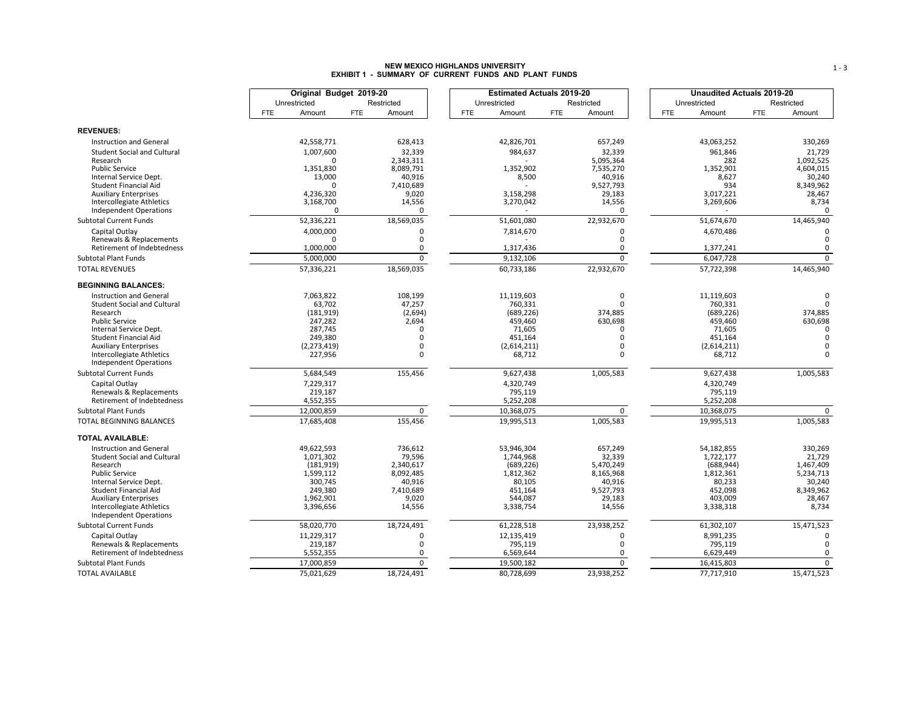**NEW MEXICO HIGHLANDS UNIVERSITY**
**EXHIBIT 1 - SUMMARY OF CURRENT FUNDS AND PLANT FUNDS**

| | Original Budget 2019-20 | | | | Estimated Actuals 2019-20 | | | | Unaudited Actuals 2019-20 | | | |
|---|---|---|---|---|---|---|---|---|---|---|---|---|
| | Unrestricted | | Restricted | | Unrestricted | | Restricted | | Unrestricted | | Restricted | |
| | FTE | Amount | FTE | Amount | FTE | Amount | FTE | Amount | FTE | Amount | FTE | Amount |
| **REVENUES:** | | | | | | | | | | | | |
| Instruction and General | | 42,558,771 | | 628,413 | | 42,826,701 | | 657,249 | | 43,063,252 | | 330,269 |
| Student Social and Cultural | | 1,007,600 | | 32,339 | | 984,637 | | 32,339 | | 961,846 | | 21,729 |
| Research | | 0 | | 2,343,311 | | - | | 5,095,364 | | 282 | | 1,092,525 |
| Public Service | | 1,351,830 | | 8,089,791 | | 1,352,902 | | 7,535,270 | | 1,352,901 | | 4,604,015 |
| Internal Service Dept. | | 13,000 | | 40,916 | | 8,500 | | 40,916 | | 8,627 | | 30,240 |
| Student Financial Aid | | 0 | | 7,410,689 | | - | | 9,527,793 | | 934 | | 8,349,962 |
| Auxiliary Enterprises | | 4,236,320 | | 9,020 | | 3,158,298 | | 29,183 | | 3,017,221 | | 28,467 |
| Intercollegiate Athletics | | 3,168,700 | | 14,556 | | 3,270,042 | | 14,556 | | 3,269,606 | | 8,734 |
| Independent Operations | | 0 | | 0 | | - | | 0 | | - | | 0 |
| Subtotal Current Funds | | 52,336,221 | | 18,569,035 | | 51,601,080 | | 22,932,670 | | 51,674,670 | | 14,465,940 |
| Capital Outlay | | 4,000,000 | | 0 | | 7,814,670 | | 0 | | 4,670,486 | | 0 |
| Renewals & Replacements | | 0 | | 0 | | - | | 0 | | - | | 0 |
| Retirement of Indebtedness | | 1,000,000 | | 0 | | 1,317,436 | | 0 | | 1,377,241 | | 0 |
| Subtotal Plant Funds | | 5,000,000 | | 0 | | 9,132,106 | | 0 | | 6,047,728 | | 0 |
| TOTAL REVENUES | | 57,336,221 | | 18,569,035 | | 60,733,186 | | 22,932,670 | | 57,722,398 | | 14,465,940 |
| **BEGINNING BALANCES:** | | | | | | | | | | | | |
| Instruction and General | | 7,063,822 | | 108,199 | | 11,119,603 | | 0 | | 11,119,603 | | 0 |
| Student Social and Cultural | | 63,702 | | 47,257 | | 760,331 | | 0 | | 760,331 | | 0 |
| Research | | (181,919) | | (2,694) | | (689,226) | | 374,885 | | (689,226) | | 374,885 |
| Public Service | | 247,282 | | 2,694 | | 459,460 | | 630,698 | | 459,460 | | 630,698 |
| Internal Service Dept. | | 287,745 | | 0 | | 71,605 | | 0 | | 71,605 | | 0 |
| Student Financial Aid | | 249,380 | | 0 | | 451,164 | | 0 | | 451,164 | | 0 |
| Auxiliary Enterprises | | (2,273,419) | | 0 | | (2,614,211) | | 0 | | (2,614,211) | | 0 |
| Intercollegiate Athletics | | 227,956 | | 0 | | 68,712 | | 0 | | 68,712 | | 0 |
| Independent Operations | | | | | | | | | | | | |
| Subtotal Current Funds | | 5,684,549 | | 155,456 | | 9,627,438 | | 1,005,583 | | 9,627,438 | | 1,005,583 |
| Capital Outlay | | 7,229,317 | | | | 4,320,749 | | | | 4,320,749 | | |
| Renewals & Replacements | | 219,187 | | | | 795,119 | | | | 795,119 | | |
| Retirement of Indebtedness | | 4,552,355 | | | | 5,252,208 | | | | 5,252,208 | | |
| Subtotal Plant Funds | | 12,000,859 | | 0 | | 10,368,075 | | 0 | | 10,368,075 | | 0 |
| TOTAL BEGINNING BALANCES | | 17,685,408 | | 155,456 | | 19,995,513 | | 1,005,583 | | 19,995,513 | | 1,005,583 |
| **TOTAL AVAILABLE:** | | | | | | | | | | | | |
| Instruction and General | | 49,622,593 | | 736,612 | | 53,946,304 | | 657,249 | | 54,182,855 | | 330,269 |
| Student Social and Cultural | | 1,071,302 | | 79,596 | | 1,744,968 | | 32,339 | | 1,722,177 | | 21,729 |
| Research | | (181,919) | | 2,340,617 | | (689,226) | | 5,470,249 | | (688,944) | | 1,467,409 |
| Public Service | | 1,599,112 | | 8,092,485 | | 1,812,362 | | 8,165,968 | | 1,812,361 | | 5,234,713 |
| Internal Service Dept. | | 300,745 | | 40,916 | | 80,105 | | 40,916 | | 80,233 | | 30,240 |
| Student Financial Aid | | 249,380 | | 7,410,689 | | 451,164 | | 9,527,793 | | 452,098 | | 8,349,962 |
| Auxiliary Enterprises | | 1,962,901 | | 9,020 | | 544,087 | | 29,183 | | 403,009 | | 28,467 |
| Intercollegiate Athletics | | 3,396,656 | | 14,556 | | 3,338,754 | | 14,556 | | 3,338,318 | | 8,734 |
| Independent Operations | | | | | | | | | | | | |
| Subtotal Current Funds | | 58,020,770 | | 18,724,491 | | 61,228,518 | | 23,938,252 | | 61,302,107 | | 15,471,523 |
| Capital Outlay | | 11,229,317 | | 0 | | 12,135,419 | | 0 | | 8,991,235 | | 0 |
| Renewals & Replacements | | 219,187 | | 0 | | 795,119 | | 0 | | 795,119 | | 0 |
| Retirement of Indebtedness | | 5,552,355 | | 0 | | 6,569,644 | | 0 | | 6,629,449 | | 0 |
| Subtotal Plant Funds | | 17,000,859 | | 0 | | 19,500,182 | | 0 | | 16,415,803 | | 0 |
| TOTAL AVAILABLE | | 75,021,629 | | 18,724,491 | | 80,728,699 | | 23,938,252 | | 77,717,910 | | 15,471,523 |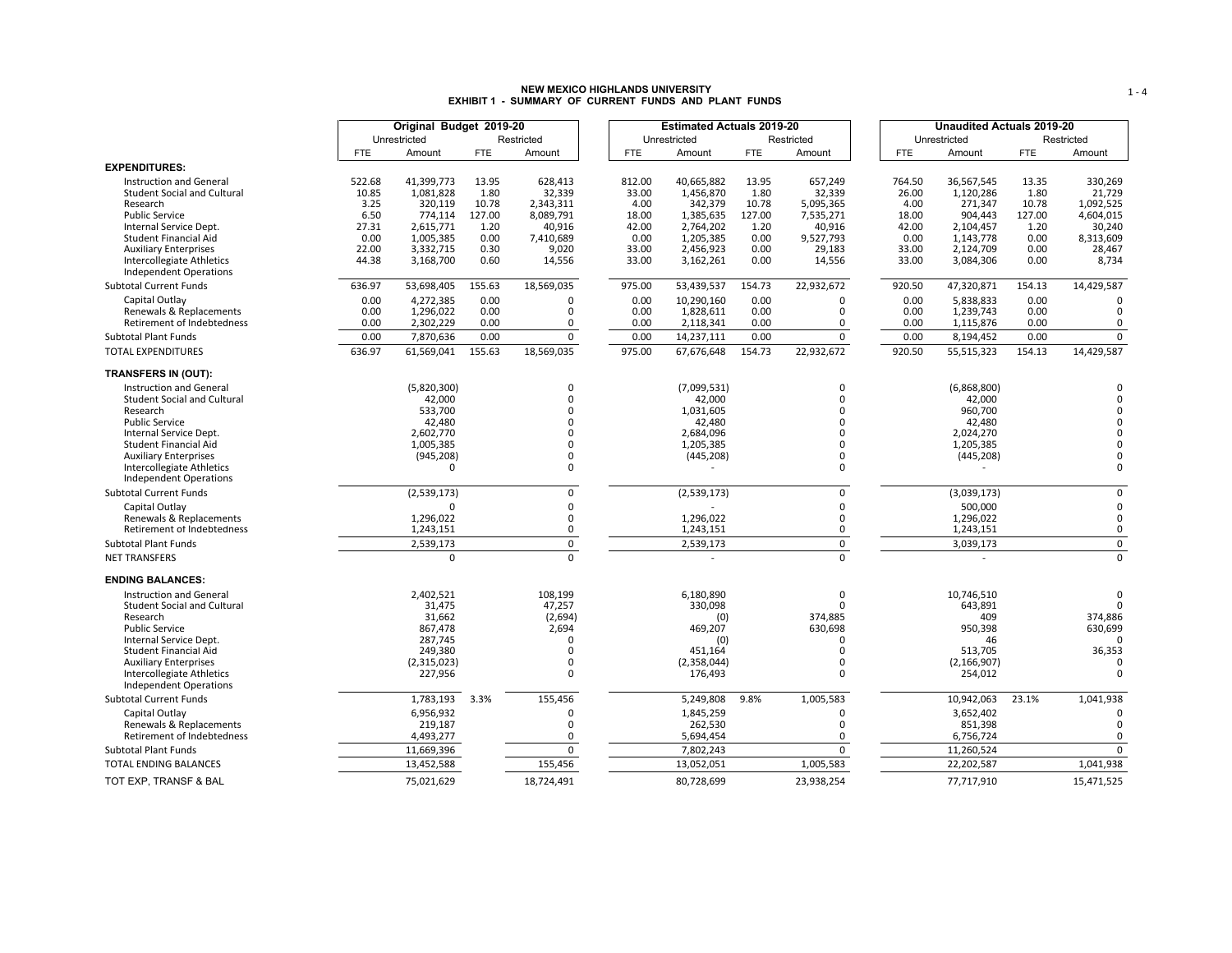# NEW MEXICO HIGHLANDS UNIVERSITY
## EXHIBIT 1 - SUMMARY OF CURRENT FUNDS AND PLANT FUNDS

| | Original Budget 2019-20 | | | | Estimated Actuals 2019-20 | | | | Unaudited Actuals 2019-20 | | | |
|---|---|---|---|---|---|---|---|---|---|---|---|---|
| | Unrestricted | | Restricted | | Unrestricted | | Restricted | | Unrestricted | | Restricted | |
| | FTE | Amount | FTE | Amount | FTE | Amount | FTE | Amount | FTE | Amount | FTE | Amount |
| **EXPENDITURES:** | | | | | | | | | | | | |
| Instruction and General | 522.68 | 41,399,773 | 13.95 | 628,413 | 812.00 | 40,665,882 | 13.95 | 657,249 | 764.50 | 36,567,545 | 13.35 | 330,269 |
| Student Social and Cultural | 10.85 | 1,081,828 | 1.80 | 32,339 | 33.00 | 1,456,870 | 1.80 | 32,339 | 26.00 | 1,120,286 | 1.80 | 21,729 |
| Research | 3.25 | 320,119 | 10.78 | 2,343,311 | 4.00 | 342,379 | 10.78 | 5,095,365 | 4.00 | 271,347 | 10.78 | 1,092,525 |
| Public Service | 6.50 | 774,114 | 127.00 | 8,089,791 | 18.00 | 1,385,635 | 127.00 | 7,535,271 | 18.00 | 904,443 | 127.00 | 4,604,015 |
| Internal Service Dept. | 27.31 | 2,615,771 | 1.20 | 40,916 | 42.00 | 2,764,202 | 1.20 | 40,916 | 42.00 | 2,104,457 | 1.20 | 30,240 |
| Student Financial Aid | 0.00 | 1,005,385 | 0.00 | 7,410,689 | 0.00 | 1,205,385 | 0.00 | 9,527,793 | 0.00 | 1,143,778 | 0.00 | 8,313,609 |
| Auxiliary Enterprises | 22.00 | 3,332,715 | 0.30 | 9,020 | 33.00 | 2,456,923 | 0.00 | 29,183 | 33.00 | 2,124,709 | 0.00 | 28,467 |
| Intercollegiate Athletics | 44.38 | 3,168,700 | 0.60 | 14,556 | 33.00 | 3,162,261 | 0.00 | 14,556 | 33.00 | 3,084,306 | 0.00 | 8,734 |
| Independent Operations | | | | | | | | | | | | |
| Subtotal Current Funds | 636.97 | 53,698,405 | 155.63 | 18,569,035 | 975.00 | 53,439,537 | 154.73 | 22,932,672 | 920.50 | 47,320,871 | 154.13 | 14,429,587 |
| Capital Outlay | 0.00 | 4,272,385 | 0.00 | 0 | 0.00 | 10,290,160 | 0.00 | 0 | 0.00 | 5,838,833 | 0.00 | 0 |
| Renewals & Replacements | 0.00 | 1,296,022 | 0.00 | 0 | 0.00 | 1,828,611 | 0.00 | 0 | 0.00 | 1,239,743 | 0.00 | 0 |
| Retirement of Indebtedness | 0.00 | 2,302,229 | 0.00 | 0 | 0.00 | 2,118,341 | 0.00 | 0 | 0.00 | 1,115,876 | 0.00 | 0 |
| Subtotal Plant Funds | 0.00 | 7,870,636 | 0.00 | 0 | 0.00 | 14,237,111 | 0.00 | 0 | 0.00 | 8,194,452 | 0.00 | 0 |
| TOTAL EXPENDITURES | 636.97 | 61,569,041 | 155.63 | 18,569,035 | 975.00 | 67,676,648 | 154.73 | 22,932,672 | 920.50 | 55,515,323 | 154.13 | 14,429,587 |
| **TRANSFERS IN (OUT):** | | | | | | | | | | | | |
| Instruction and General | | (5,820,300) | | 0 | | (7,099,531) | | 0 | | (6,868,800) | | 0 |
| Student Social and Cultural | | 42,000 | | 0 | | 42,000 | | 0 | | 42,000 | | 0 |
| Research | | 533,700 | | 0 | | 1,031,605 | | 0 | | 960,700 | | 0 |
| Public Service | | 42,480 | | 0 | | 42,480 | | 0 | | 42,480 | | 0 |
| Internal Service Dept. | | 2,602,770 | | 0 | | 2,684,096 | | 0 | | 2,024,270 | | 0 |
| Student Financial Aid | | 1,005,385 | | 0 | | 1,205,385 | | 0 | | 1,205,385 | | 0 |
| Auxiliary Enterprises | | (945,208) | | 0 | | (445,208) | | 0 | | (445,208) | | 0 |
| Intercollegiate Athletics | | 0 | | 0 | | - | | 0 | | - | | 0 |
| Independent Operations | | | | | | | | | | | | |
| Subtotal Current Funds | | (2,539,173) | | 0 | | (2,539,173) | | 0 | | (3,039,173) | | 0 |
| Capital Outlay | | 0 | | 0 | | | | 0 | | 500,000 | | 0 |
| Renewals & Replacements | | 1,296,022 | | 0 | | 1,296,022 | | 0 | | 1,296,022 | | 0 |
| Retirement of Indebtedness | | 1,243,151 | | 0 | | 1,243,151 | | 0 | | 1,243,151 | | 0 |
| Subtotal Plant Funds | | 2,539,173 | | 0 | | 2,539,173 | | 0 | | 3,039,173 | | 0 |
| NET TRANSFERS | | 0 | | 0 | | - | | 0 | | - | | 0 |
| **ENDING BALANCES:** | | | | | | | | | | | | |
| Instruction and General | | 2,402,521 | | 108,199 | | 6,180,890 | | 0 | | 10,746,510 | | 0 |
| Student Social and Cultural | | 31,475 | | 47,257 | | 330,098 | | 0 | | 643,891 | | 0 |
| Research | | 31,662 | | (2,694) | | (0) | | 374,885 | | 409 | | 374,886 |
| Public Service | | 867,478 | | 2,694 | | 469,207 | | 630,698 | | 950,398 | | 630,699 |
| Internal Service Dept. | | 287,745 | | 0 | | (0) | | 0 | | 46 | | 0 |
| Student Financial Aid | | 249,380 | | 0 | | 451,164 | | 0 | | 513,705 | | 36,353 |
| Auxiliary Enterprises | | (2,315,023) | | 0 | | (2,358,044) | | 0 | | (2,166,907) | | 0 |
| Intercollegiate Athletics | | 227,956 | | 0 | | 176,493 | | 0 | | 254,012 | | 0 |
| Independent Operations | | | | | | | | | | | | |
| Subtotal Current Funds | | 1,783,193 | 3.3% | 155,456 | | 5,249,808 | 9.8% | 1,005,583 | | 10,942,063 | 23.1% | 1,041,938 |
| Capital Outlay | | 6,956,932 | | 0 | | 1,845,259 | | 0 | | 3,652,402 | | 0 |
| Renewals & Replacements | | 219,187 | | 0 | | 262,530 | | 0 | | 851,398 | | 0 |
| Retirement of Indebtedness | | 4,493,277 | | 0 | | 5,694,454 | | 0 | | 6,756,724 | | 0 |
| Subtotal Plant Funds | | 11,669,396 | | 0 | | 7,802,243 | | 0 | | 11,260,524 | | 0 |
| TOTAL ENDING BALANCES | | 13,452,588 | | 155,456 | | 13,052,051 | | 1,005,583 | | 22,202,587 | | 1,041,938 |
| TOT EXP, TRANSF & BAL | | 75,021,629 | | 18,724,491 | | 80,728,699 | | 23,938,254 | | 77,717,910 | | 15,471,525 |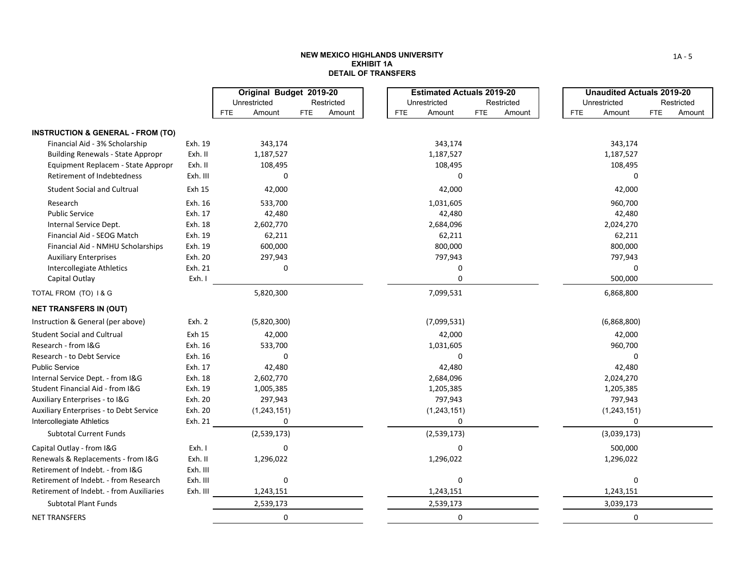**NEW MEXICO HIGHLANDS UNIVERSITY**
**EXHIBIT 1A**
**DETAIL OF TRANSFERS**

| | | Original Budget 2019-20 | | | | Estimated Actuals 2019-20 | | | | Unaudited Actuals 2019-20 | | | |
|---|---|---|---|---|---|---|---|---|---|---|---|---|---|
| | | Unrestricted | | Restricted | | Unrestricted | | Restricted | | Unrestricted | | Restricted | |
| | | FTE | Amount | FTE | Amount | FTE | Amount | FTE | Amount | FTE | Amount | FTE | Amount |
| **INSTRUCTION & GENERAL - FROM (TO)** | | | | | | | | | | | | | |
| Financial Aid - 3% Scholarship | Exh. 19 | | 343,174 | | | | 343,174 | | | | 343,174 | | |
| Building Renewals - State Appropr | Exh. II | | 1,187,527 | | | | 1,187,527 | | | | 1,187,527 | | |
| Equipment Replacem - State Appropr | Exh. II | | 108,495 | | | | 108,495 | | | | 108,495 | | |
| Retirement of Indebtedness | Exh. III | | 0 | | | | 0 | | | | 0 | | |
| Student Social and Cultrual | Exh 15 | | 42,000 | | | | 42,000 | | | | 42,000 | | |
| Research | Exh. 16 | | 533,700 | | | | 1,031,605 | | | | 960,700 | | |
| Public Service | Exh. 17 | | 42,480 | | | | 42,480 | | | | 42,480 | | |
| Internal Service Dept. | Exh. 18 | | 2,602,770 | | | | 2,684,096 | | | | 2,024,270 | | |
| Financial Aid - SEOG Match | Exh. 19 | | 62,211 | | | | 62,211 | | | | 62,211 | | |
| Financial Aid - NMHU Scholarships | Exh. 19 | | 600,000 | | | | 800,000 | | | | 800,000 | | |
| Auxiliary Enterprises | Exh. 20 | | 297,943 | | | | 797,943 | | | | 797,943 | | |
| Intercollegiate Athletics | Exh. 21 | | 0 | | | | 0 | | | | 0 | | |
| Capital Outlay | Exh. I | | | | | | 0 | | | | 500,000 | | |
| TOTAL FROM (TO) I & G | | | 5,820,300 | | | | 7,099,531 | | | | 6,868,800 | | |
| **NET TRANSFERS IN (OUT)** | | | | | | | | | | | | | |
| Instruction & General (per above) | Exh. 2 | | (5,820,300) | | | | (7,099,531) | | | | (6,868,800) | | |
| Student Social and Cultrual | Exh 15 | | 42,000 | | | | 42,000 | | | | 42,000 | | |
| Research - from I&G | Exh. 16 | | 533,700 | | | | 1,031,605 | | | | 960,700 | | |
| Research - to Debt Service | Exh. 16 | | 0 | | | | 0 | | | | 0 | | |
| Public Service | Exh. 17 | | 42,480 | | | | 42,480 | | | | 42,480 | | |
| Internal Service Dept. - from I&G | Exh. 18 | | 2,602,770 | | | | 2,684,096 | | | | 2,024,270 | | |
| Student Financial Aid - from I&G | Exh. 19 | | 1,005,385 | | | | 1,205,385 | | | | 1,205,385 | | |
| Auxiliary Enterprises - to I&G | Exh. 20 | | 297,943 | | | | 797,943 | | | | 797,943 | | |
| Auxiliary Enterprises - to Debt Service | Exh. 20 | | (1,243,151) | | | | (1,243,151) | | | | (1,243,151) | | |
| Intercollegiate Athletics | Exh. 21 | | 0 | | | | 0 | | | | 0 | | |
| Subtotal Current Funds | | | (2,539,173) | | | | (2,539,173) | | | | (3,039,173) | | |
| Capital Outlay - from I&G | Exh. I | | 0 | | | | 0 | | | | 500,000 | | |
| Renewals & Replacements - from I&G | Exh. II | | 1,296,022 | | | | 1,296,022 | | | | 1,296,022 | | |
| Retirement of Indebt. - from I&G | Exh. III | | | | | | | | | | | | |
| Retirement of Indebt. - from Research | Exh. III | | 0 | | | | 0 | | | | 0 | | |
| Retirement of Indebt. - from Auxiliaries | Exh. III | | 1,243,151 | | | | 1,243,151 | | | | 1,243,151 | | |
| Subtotal Plant Funds | | | 2,539,173 | | | | 2,539,173 | | | | 3,039,173 | | |
| NET TRANSFERS | | | 0 | | | | 0 | | | | 0 | | |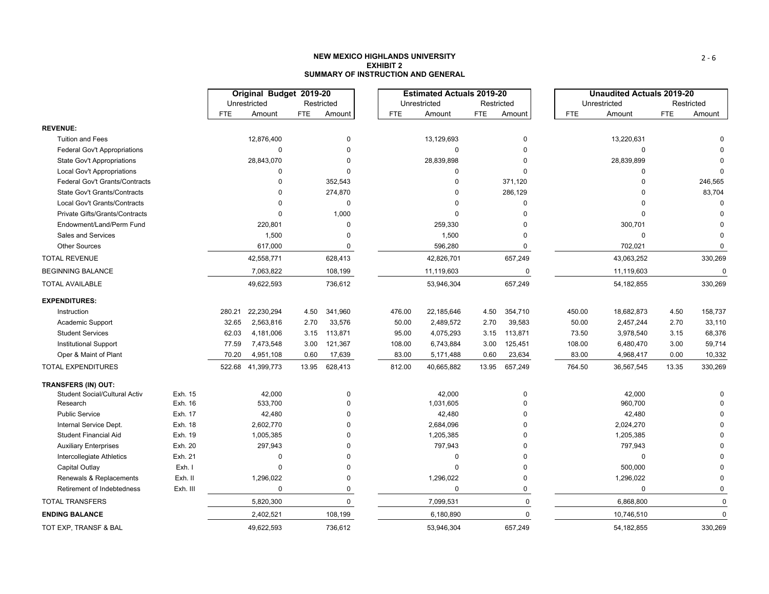# NEW MEXICO HIGHLANDS UNIVERSITY
## EXHIBIT 2
## SUMMARY OF INSTRUCTION AND GENERAL

| | | Original Budget 2019-20 | | | | Estimated Actuals 2019-20 | | | | Unaudited Actuals 2019-20 | | | |
|---|---|---|---|---|---|---|---|---|---|---|---|---|---|
| | | Unrestricted | | Restricted | | Unrestricted | | Restricted | | Unrestricted | | Restricted | |
| | | FTE | Amount | FTE | Amount | FTE | Amount | FTE | Amount | FTE | Amount | FTE | Amount |
| **REVENUE:** | | | | | | | | | | | | | |
| Tuition and Fees | | | 12,876,400 | | 0 | | 13,129,693 | | 0 | | 13,220,631 | | 0 |
| Federal Gov't Appropriations | | | 0 | | 0 | | 0 | | 0 | | 0 | | 0 |
| State Gov't Appropriations | | | 28,843,070 | | 0 | | 28,839,898 | | 0 | | 28,839,899 | | 0 |
| Local Gov't Appropriations | | | 0 | | 0 | | 0 | | 0 | | 0 | | 0 |
| Federal Gov't Grants/Contracts | | | 0 | | 352,543 | | 0 | | 371,120 | | 0 | | 246,565 |
| State Gov't Grants/Contracts | | | 0 | | 274,870 | | 0 | | 286,129 | | 0 | | 83,704 |
| Local Gov't Grants/Contracts | | | 0 | | 0 | | 0 | | 0 | | 0 | | 0 |
| Private Gifts/Grants/Contracts | | | 0 | | 1,000 | | 0 | | 0 | | 0 | | 0 |
| Endowment/Land/Perm Fund | | | 220,801 | | 0 | | 259,330 | | 0 | | 300,701 | | 0 |
| Sales and Services | | | 1,500 | | 0 | | 1,500 | | 0 | | 0 | | 0 |
| Other Sources | | | 617,000 | | 0 | | 596,280 | | 0 | | 702,021 | | 0 |
| TOTAL REVENUE | | | 42,558,771 | | 628,413 | | 42,826,701 | | 657,249 | | 43,063,252 | | 330,269 |
| BEGINNING BALANCE | | | 7,063,822 | | 108,199 | | 11,119,603 | | 0 | | 11,119,603 | | 0 |
| TOTAL AVAILABLE | | | 49,622,593 | | 736,612 | | 53,946,304 | | 657,249 | | 54,182,855 | | 330,269 |
| **EXPENDITURES:** | | | | | | | | | | | | | |
| Instruction | | 280.21 | 22,230,294 | 4.50 | 341,960 | 476.00 | 22,185,646 | 4.50 | 354,710 | 450.00 | 18,682,873 | 4.50 | 158,737 |
| Academic Support | | 32.65 | 2,563,816 | 2.70 | 33,576 | 50.00 | 2,489,572 | 2.70 | 39,583 | 50.00 | 2,457,244 | 2.70 | 33,110 |
| Student Services | | 62.03 | 4,181,006 | 3.15 | 113,871 | 95.00 | 4,075,293 | 3.15 | 113,871 | 73.50 | 3,978,540 | 3.15 | 68,376 |
| Institutional Support | | 77.59 | 7,473,548 | 3.00 | 121,367 | 108.00 | 6,743,884 | 3.00 | 125,451 | 108.00 | 6,480,470 | 3.00 | 59,714 |
| Oper & Maint of Plant | | 70.20 | 4,951,108 | 0.60 | 17,639 | 83.00 | 5,171,488 | 0.60 | 23,634 | 83.00 | 4,968,417 | 0.00 | 10,332 |
| TOTAL EXPENDITURES | | 522.68 | 41,399,773 | 13.95 | 628,413 | 812.00 | 40,665,882 | 13.95 | 657,249 | 764.50 | 36,567,545 | 13.35 | 330,269 |
| **TRANSFERS (IN) OUT:** | | | | | | | | | | | | | |
| Student Social/Cultural Activ | Exh. 15 | | 42,000 | | 0 | | 42,000 | | 0 | | 42,000 | | 0 |
| Research | Exh. 16 | | 533,700 | | 0 | | 1,031,605 | | 0 | | 960,700 | | 0 |
| Public Service | Exh. 17 | | 42,480 | | 0 | | 42,480 | | 0 | | 42,480 | | 0 |
| Internal Service Dept. | Exh. 18 | | 2,602,770 | | 0 | | 2,684,096 | | 0 | | 2,024,270 | | 0 |
| Student Financial Aid | Exh. 19 | | 1,005,385 | | 0 | | 1,205,385 | | 0 | | 1,205,385 | | 0 |
| Auxiliary Enterprises | Exh. 20 | | 297,943 | | 0 | | 797,943 | | 0 | | 797,943 | | 0 |
| Intercollegiate Athletics | Exh. 21 | | 0 | | 0 | | 0 | | 0 | | 0 | | 0 |
| Capital Outlay | Exh. I | | 0 | | 0 | | 0 | | 0 | | 500,000 | | 0 |
| Renewals & Replacements | Exh. II | | 1,296,022 | | 0 | | 1,296,022 | | 0 | | 1,296,022 | | 0 |
| Retirement of Indebtedness | Exh. III | | 0 | | 0 | | 0 | | 0 | | 0 | | 0 |
| TOTAL TRANSFERS | | | 5,820,300 | | 0 | | 7,099,531 | | 0 | | 6,868,800 | | 0 |
| **ENDING BALANCE** | | | 2,402,521 | | 108,199 | | 6,180,890 | | 0 | | 10,746,510 | | 0 |
| TOT EXP, TRANSF & BAL | | | 49,622,593 | | 736,612 | | 53,946,304 | | 657,249 | | 54,182,855 | | 330,269 |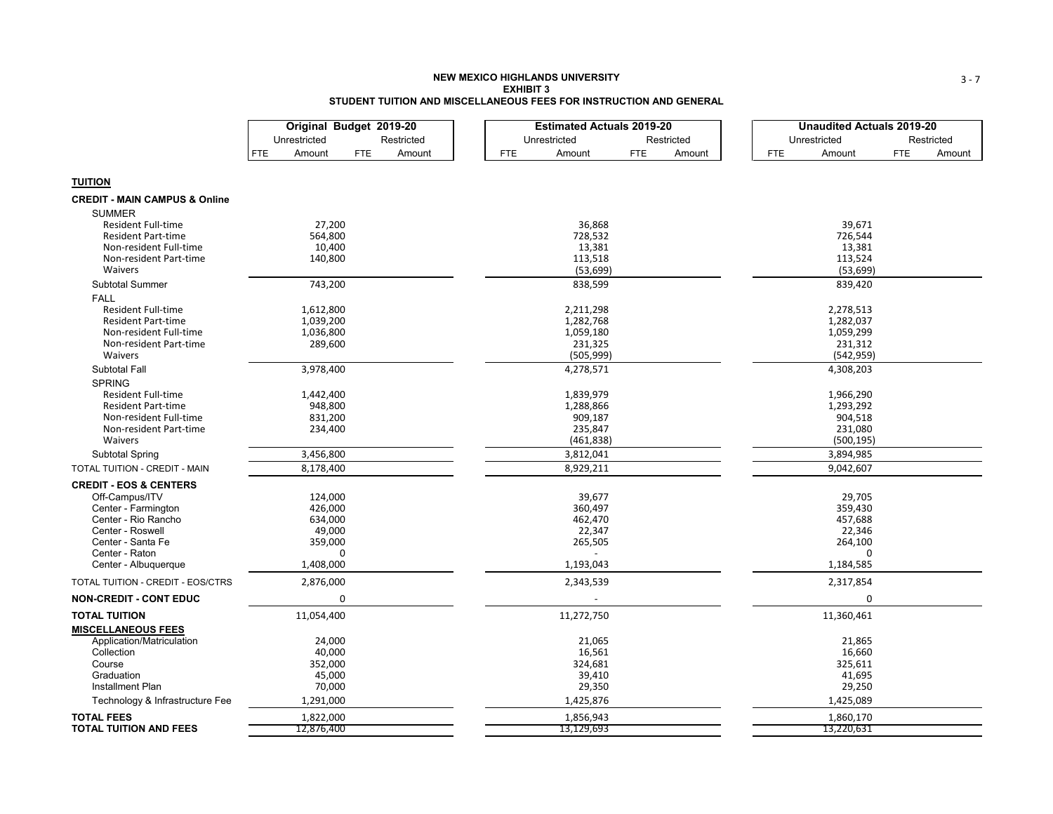**NEW MEXICO HIGHLANDS UNIVERSITY**
**EXHIBIT 3**
**STUDENT TUITION AND MISCELLANEOUS FEES FOR INSTRUCTION AND GENERAL**

| | Original Budget 2019-20 | | | | Estimated Actuals 2019-20 | | | | Unaudited Actuals 2019-20 | | | |
|---|---|---|---|---|---|---|---|---|---|---|---|---|
| | Unrestricted | | Restricted | | Unrestricted | | Restricted | | Unrestricted | | Restricted | |
| | FTE | Amount | FTE | Amount | FTE | Amount | FTE | Amount | FTE | Amount | FTE | Amount |
| **TUITION** | | | | | | | | | | | | |
| **CREDIT - MAIN CAMPUS & Online** | | | | | | | | | | | | |
| SUMMER | | | | | | | | | | | | |
| Resident Full-time | | 27,200 | | | | 36,868 | | | | 39,671 | | |
| Resident Part-time | | 564,800 | | | | 728,532 | | | | 726,544 | | |
| Non-resident Full-time | | 10,400 | | | | 13,381 | | | | 13,381 | | |
| Non-resident Part-time | | 140,800 | | | | 113,518 | | | | 113,524 | | |
| Waivers | | | | | | (53,699) | | | | (53,699) | | |
| Subtotal Summer | | 743,200 | | | | 838,599 | | | | 839,420 | | |
| FALL | | | | | | | | | | | | |
| Resident Full-time | | 1,612,800 | | | | 2,211,298 | | | | 2,278,513 | | |
| Resident Part-time | | 1,039,200 | | | | 1,282,768 | | | | 1,282,037 | | |
| Non-resident Full-time | | 1,036,800 | | | | 1,059,180 | | | | 1,059,299 | | |
| Non-resident Part-time | | 289,600 | | | | 231,325 | | | | 231,312 | | |
| Waivers | | | | | | (505,999) | | | | (542,959) | | |
| Subtotal Fall | | 3,978,400 | | | | 4,278,571 | | | | 4,308,203 | | |
| SPRING | | | | | | | | | | | | |
| Resident Full-time | | 1,442,400 | | | | 1,839,979 | | | | 1,966,290 | | |
| Resident Part-time | | 948,800 | | | | 1,288,866 | | | | 1,293,292 | | |
| Non-resident Full-time | | 831,200 | | | | 909,187 | | | | 904,518 | | |
| Non-resident Part-time | | 234,400 | | | | 235,847 | | | | 231,080 | | |
| Waivers | | | | | | (461,838) | | | | (500,195) | | |
| Subtotal Spring | | 3,456,800 | | | | 3,812,041 | | | | 3,894,985 | | |
| TOTAL TUITION - CREDIT - MAIN | | 8,178,400 | | | | 8,929,211 | | | | 9,042,607 | | |
| **CREDIT - EOS & CENTERS** | | | | | | | | | | | | |
| Off-Campus/ITV | | 124,000 | | | | 39,677 | | | | 29,705 | | |
| Center - Farmington | | 426,000 | | | | 360,497 | | | | 359,430 | | |
| Center - Rio Rancho | | 634,000 | | | | 462,470 | | | | 457,688 | | |
| Center - Roswell | | 49,000 | | | | 22,347 | | | | 22,346 | | |
| Center - Santa Fe | | 359,000 | | | | 265,505 | | | | 264,100 | | |
| Center - Raton | | 0 | | | | - | | | | 0 | | |
| Center - Albuquerque | | 1,408,000 | | | | 1,193,043 | | | | 1,184,585 | | |
| TOTAL TUITION - CREDIT - EOS/CTRS | | 2,876,000 | | | | 2,343,539 | | | | 2,317,854 | | |
| **NON-CREDIT - CONT EDUC** | | 0 | | | | - | | | | 0 | | |
| **TOTAL TUITION** | | 11,054,400 | | | | 11,272,750 | | | | 11,360,461 | | |
| **MISCELLANEOUS FEES** | | | | | | | | | | | | |
| Application/Matriculation | | 24,000 | | | | 21,065 | | | | 21,865 | | |
| Collection | | 40,000 | | | | 16,561 | | | | 16,660 | | |
| Course | | 352,000 | | | | 324,681 | | | | 325,611 | | |
| Graduation | | 45,000 | | | | 39,410 | | | | 41,695 | | |
| Installment Plan | | 70,000 | | | | 29,350 | | | | 29,250 | | |
| Technology & Infrastructure Fee | | 1,291,000 | | | | 1,425,876 | | | | 1,425,089 | | |
| **TOTAL FEES** | | 1,822,000 | | | | 1,856,943 | | | | 1,860,170 | | |
| **TOTAL TUITION AND FEES** | | 12,876,400 | | | | 13,129,693 | | | | 13,220,631 | | |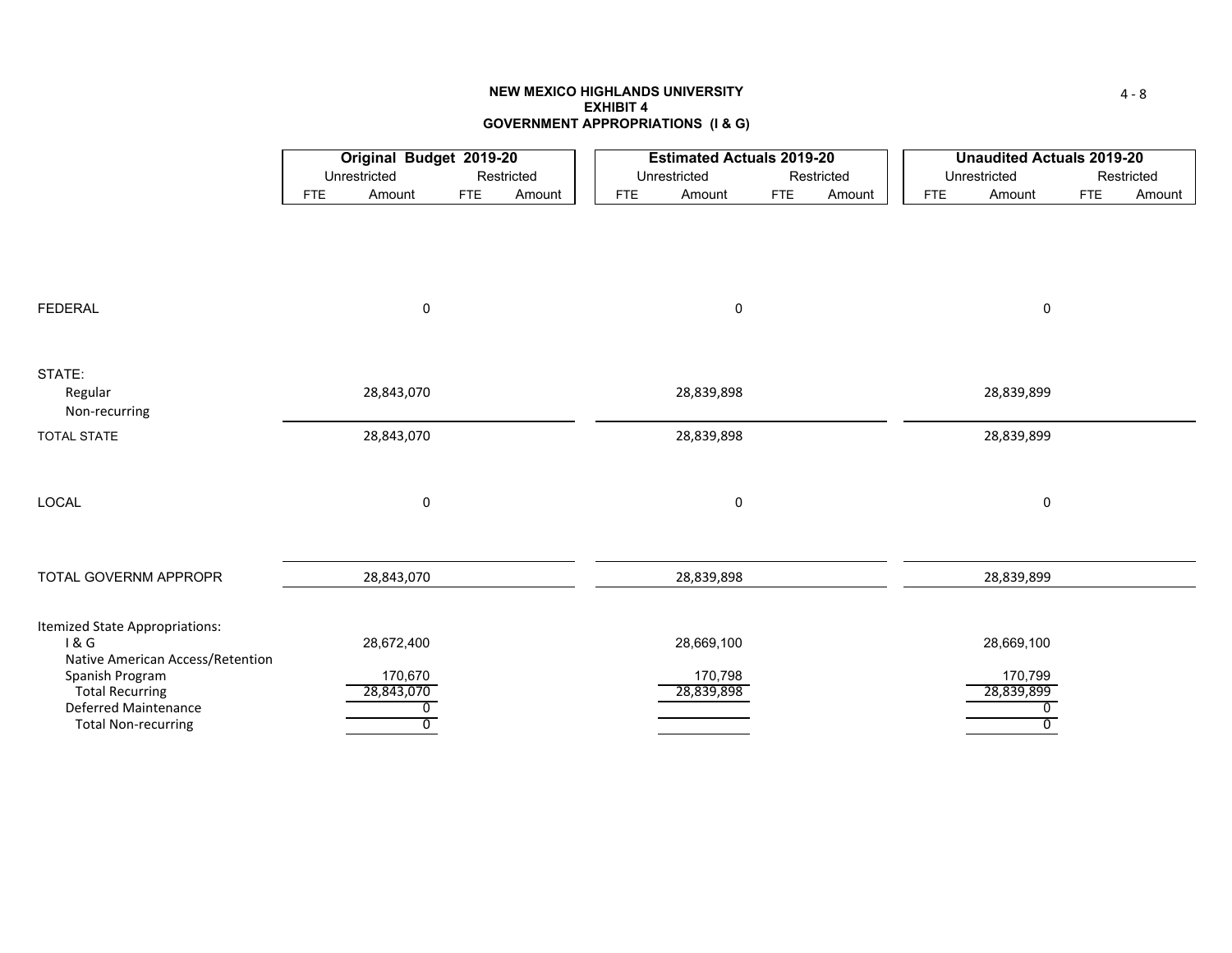# NEW MEXICO HIGHLANDS UNIVERSITY
## EXHIBIT 4
## GOVERNMENT APPROPRIATIONS (I & G)

| | Original Budget 2019-20 | | | | Estimated Actuals 2019-20 | | | | Unaudited Actuals 2019-20 | | | |
|---|---|---|---|---|---|---|---|---|---|---|---|---|
| | Unrestricted | | Restricted | | Unrestricted | | Restricted | | Unrestricted | | Restricted | |
| | FTE | Amount | FTE | Amount | FTE | Amount | FTE | Amount | FTE | Amount | FTE | Amount |
| FEDERAL | | 0 | | | | 0 | | | | 0 | | |
| STATE: | | | | | | | | | | | | |
| Regular | | 28,843,070 | | | | 28,839,898 | | | | 28,839,899 | | |
| Non-recurring | | | | | | | | | | | | |
| TOTAL STATE | | 28,843,070 | | | | 28,839,898 | | | | 28,839,899 | | |
| LOCAL | | 0 | | | | 0 | | | | 0 | | |
| TOTAL GOVERNM APPROPR | | 28,843,070 | | | | 28,839,898 | | | | 28,839,899 | | |
| Itemized State Appropriations: | | | | | | | | | | | | |
| I & G | | 28,672,400 | | | | 28,669,100 | | | | 28,669,100 | | |
| Native American Access/Retention | | | | | | | | | | | | |
| Spanish Program | | 170,670 | | | | 170,798 | | | | 170,799 | | |
| Total Recurring | | 28,843,070 | | | | 28,839,898 | | | | 28,839,899 | | |
| Deferred Maintenance | | 0 | | | | | | | | 0 | | |
| Total Non-recurring | | 0 | | | | | | | | 0 | | |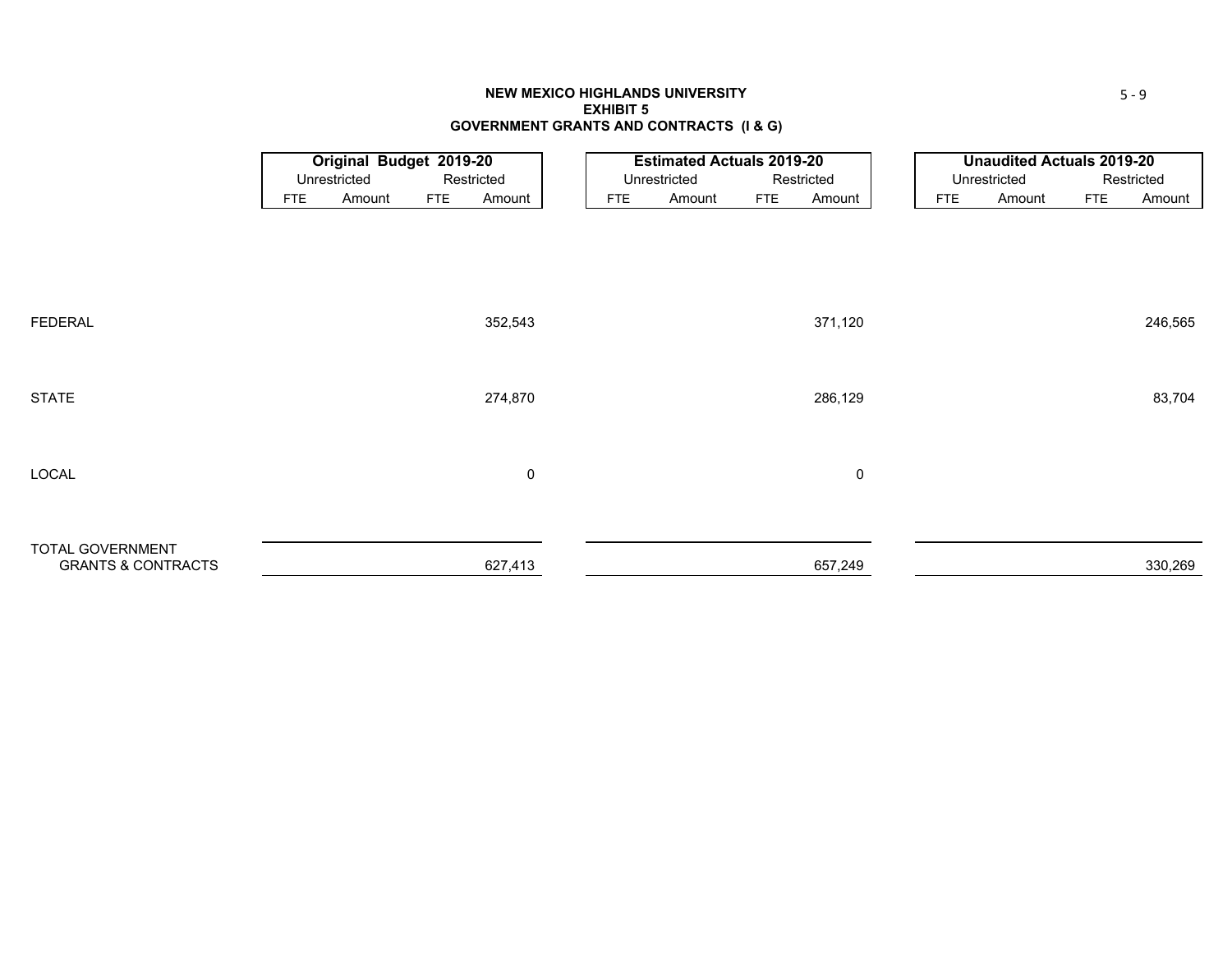**NEW MEXICO HIGHLANDS UNIVERSITY**
**EXHIBIT 5**
**GOVERNMENT GRANTS AND CONTRACTS (I & G)**

| | Original Budget 2019-20 | | | | Estimated Actuals 2019-20 | | | | Unaudited Actuals 2019-20 | | | |
|---|---|---|---|---|---|---|---|---|---|---|---|---|
| | Unrestricted | | Restricted | | Unrestricted | | Restricted | | Unrestricted | | Restricted | |
| | FTE | Amount | FTE | Amount | FTE | Amount | FTE | Amount | FTE | Amount | FTE | Amount |
| FEDERAL | | | | 352,543 | | | | 371,120 | | | | 246,565 |
| STATE | | | | 274,870 | | | | 286,129 | | | | 83,704 |
| LOCAL | | | | 0 | | | | 0 | | | | |
| TOTAL GOVERNMENT GRANTS & CONTRACTS | | | | 627,413 | | | | 657,249 | | | | 330,269 |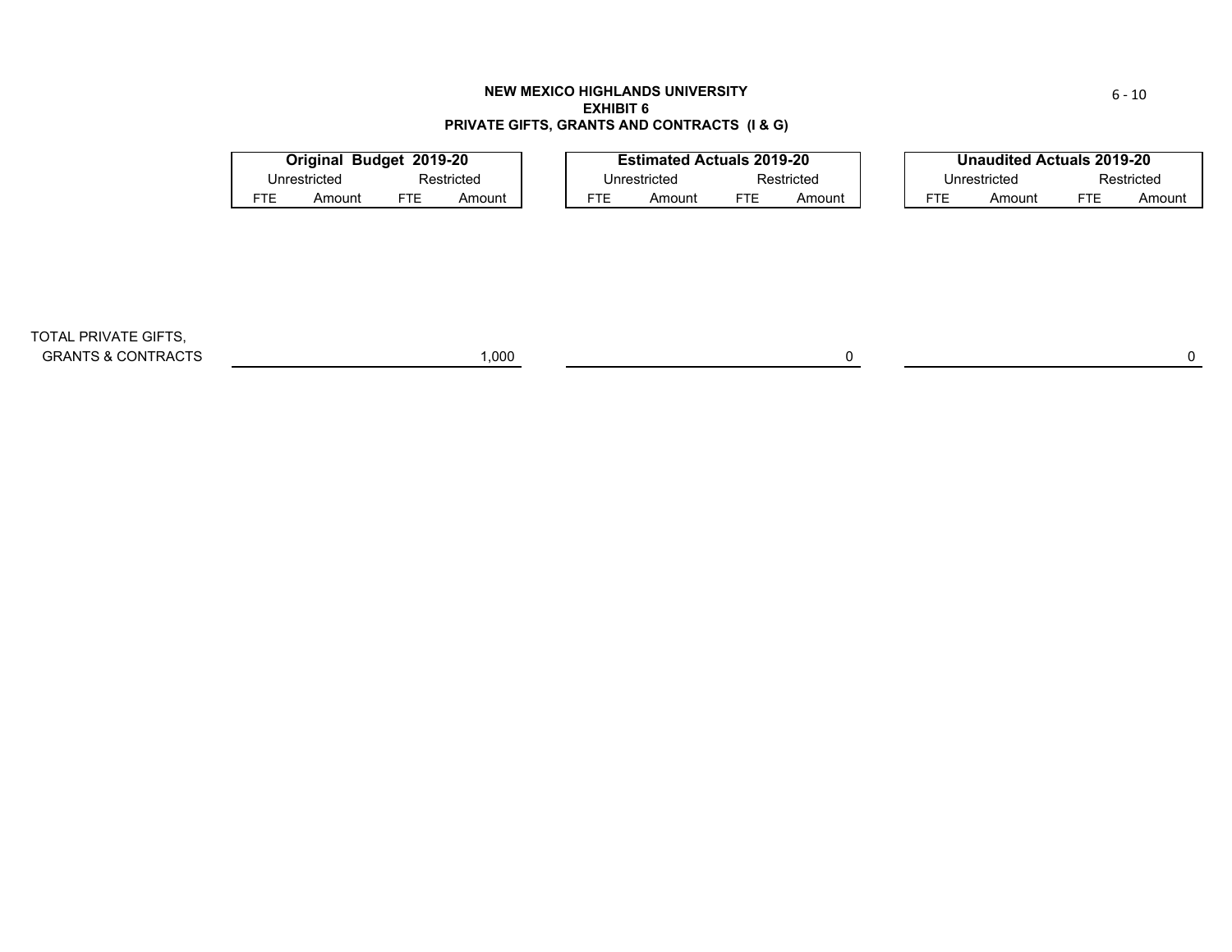**NEW MEXICO HIGHLANDS UNIVERSITY**
**EXHIBIT 6**
**PRIVATE GIFTS, GRANTS AND CONTRACTS (I & G)**

| | Original Budget 2019-20 | | | | Estimated Actuals 2019-20 | | | | Unaudited Actuals 2019-20 | | | |
|---|---|---|---|---|---|---|---|---|---|---|---|---|
| | Unrestricted | | Restricted | | Unrestricted | | Restricted | | Unrestricted | | Restricted | |
| | FTE | Amount | FTE | Amount | FTE | Amount | FTE | Amount | FTE | Amount | FTE | Amount |
| TOTAL PRIVATE GIFTS, GRANTS & CONTRACTS | | | | 1,000 | | | | 0 | | | | 0 |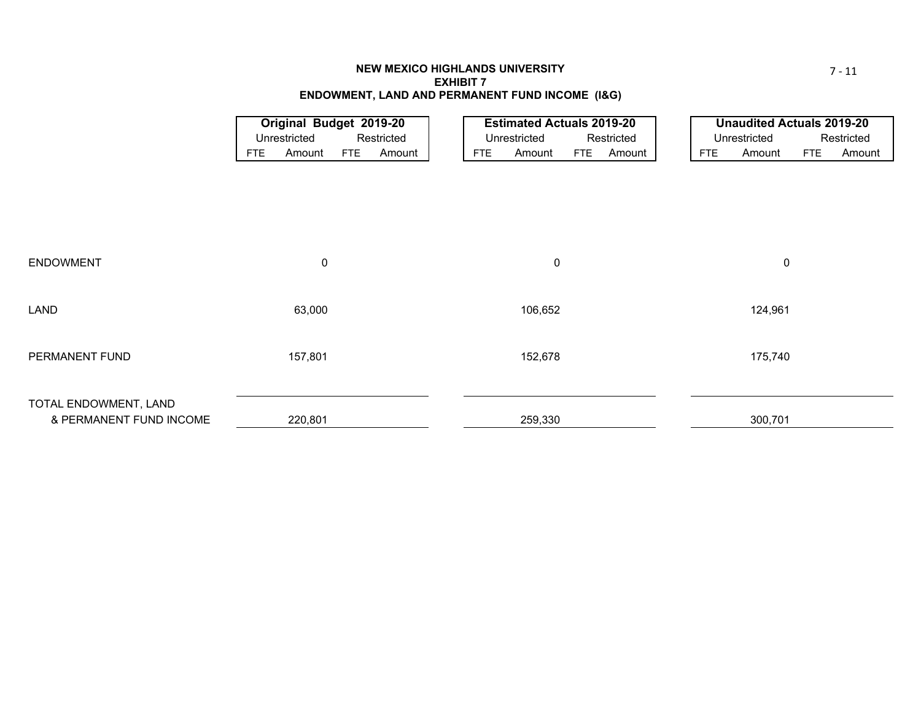# NEW MEXICO HIGHLANDS UNIVERSITY
## EXHIBIT 7
## ENDOWMENT, LAND AND PERMANENT FUND INCOME (I&G)

| | **Original Budget 2019-20** | | | | **Estimated Actuals 2019-20** | | | | **Unaudited Actuals 2019-20** | | | |
|---|---|---|---|---|---|---|---|---|---|---|---|---|
| | Unrestricted | | Restricted | | Unrestricted | | Restricted | | Unrestricted | | Restricted | |
| | FTE | Amount | FTE | Amount | FTE | Amount | FTE | Amount | FTE | Amount | FTE | Amount |
| ENDOWMENT | | 0 | | | | 0 | | | | 0 | | |
| LAND | | 63,000 | | | | 106,652 | | | | 124,961 | | |
| PERMANENT FUND | | 157,801 | | | | 152,678 | | | | 175,740 | | |
| TOTAL ENDOWMENT, LAND & PERMANENT FUND INCOME | | 220,801 | | | | 259,330 | | | | 300,701 | | |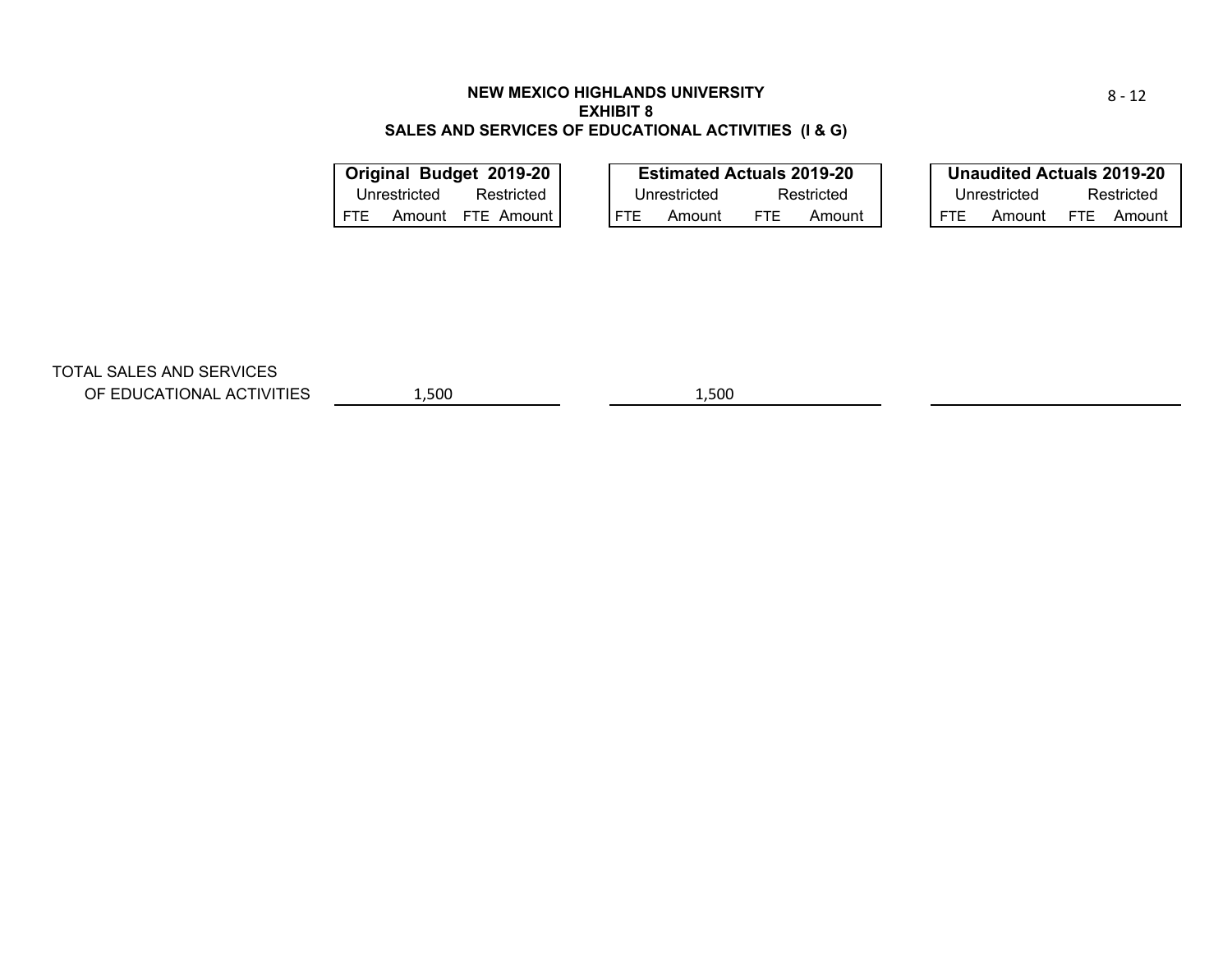**NEW MEXICO HIGHLANDS UNIVERSITY**
**EXHIBIT 8**
**SALES AND SERVICES OF EDUCATIONAL ACTIVITIES (I & G)**

| | Original Budget 2019-20 | | | | Estimated Actuals 2019-20 | | | | Unaudited Actuals 2019-20 | | | |
|---|---|---|---|---|---|---|---|---|---|---|---|---|
| | Unrestricted | | Restricted | | Unrestricted | | Restricted | | Unrestricted | | Restricted | |
| | FTE | Amount | FTE | Amount | FTE | Amount | FTE | Amount | FTE | Amount | FTE | Amount |
| TOTAL SALES AND SERVICES OF EDUCATIONAL ACTIVITIES | | 1,500 | | | | 1,500 | | | | | | |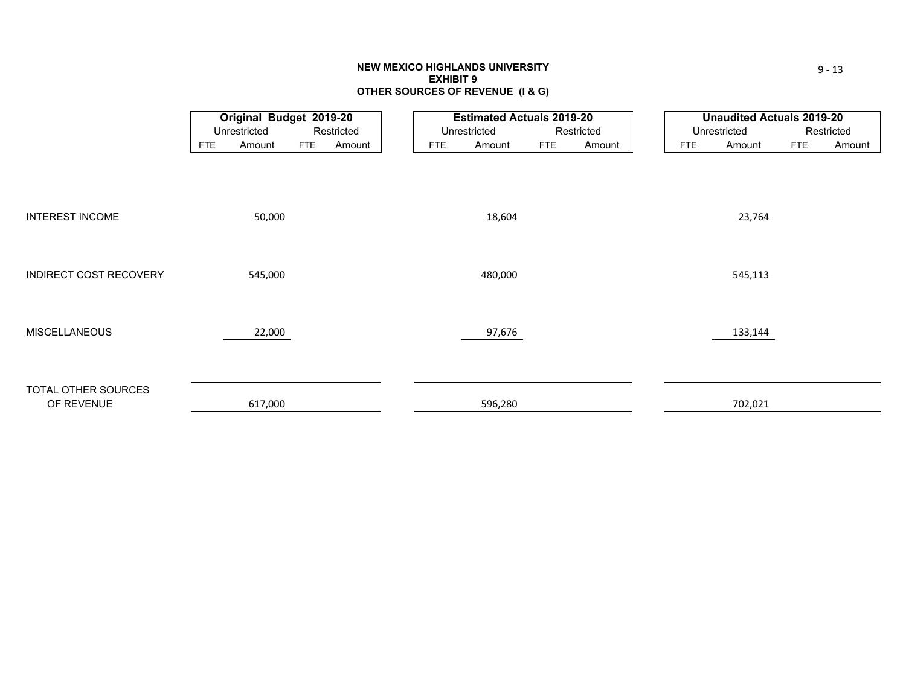**NEW MEXICO HIGHLANDS UNIVERSITY**
**EXHIBIT 9**
**OTHER SOURCES OF REVENUE (I & G)**

| | **Original Budget 2019-20** | | | | **Estimated Actuals 2019-20** | | | | **Unaudited Actuals 2019-20** | | | |
|---|---|---|---|---|---|---|---|---|---|---|---|---|
| | Unrestricted | | Restricted | | Unrestricted | | Restricted | | Unrestricted | | Restricted | |
| | FTE | Amount | FTE | Amount | FTE | Amount | FTE | Amount | FTE | Amount | FTE | Amount |
| INTEREST INCOME | | 50,000 | | | | 18,604 | | | | 23,764 | | |
| INDIRECT COST RECOVERY | | 545,000 | | | | 480,000 | | | | 545,113 | | |
| MISCELLANEOUS | | 22,000 | | | | 97,676 | | | | 133,144 | | |
| TOTAL OTHER SOURCES OF REVENUE | | 617,000 | | | | 596,280 | | | | 702,021 | | |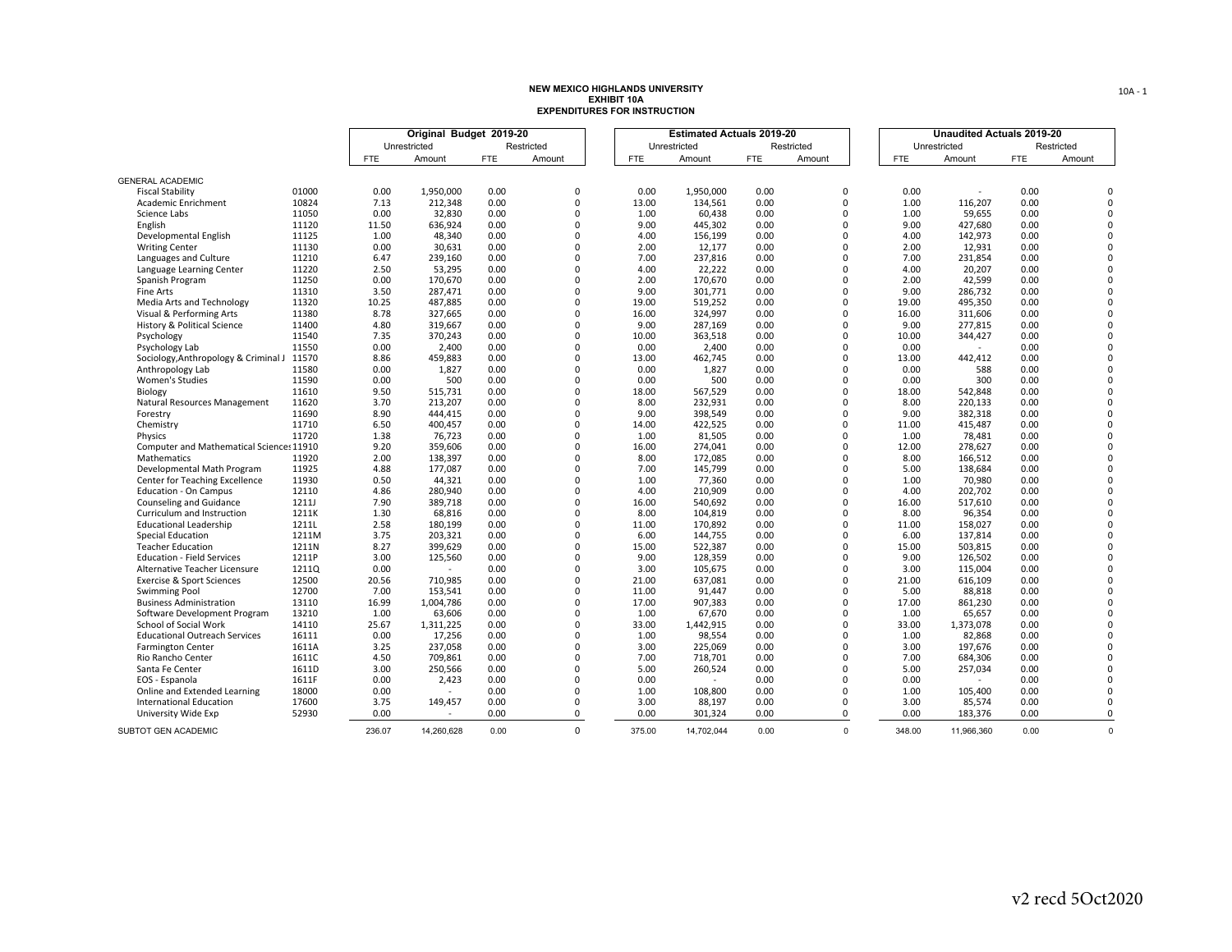# NEW MEXICO HIGHLANDS UNIVERSITY
## EXHIBIT 10A
## EXPENDITURES FOR INSTRUCTION

| | | Original Budget 2019-20 | | | | Estimated Actuals 2019-20 | | | | Unaudited Actuals 2019-20 | | | |
|---|---|---|---|---|---|---|---|---|---|---|---|---|---|
| | | Unrestricted | | Restricted | | Unrestricted | | Restricted | | Unrestricted | | Restricted | |
| | | FTE | Amount | FTE | Amount | FTE | Amount | FTE | Amount | FTE | Amount | FTE | Amount |
| GENERAL ACADEMIC | | | | | | | | | | | | | |
| Fiscal Stability | 01000 | 0.00 | 1,950,000 | 0.00 | 0 | 0.00 | 1,950,000 | 0.00 | 0 | 0.00 | - | 0.00 | 0 |
| Academic Enrichment | 10824 | 7.13 | 212,348 | 0.00 | 0 | 13.00 | 134,561 | 0.00 | 0 | 1.00 | 116,207 | 0.00 | 0 |
| Science Labs | 11050 | 0.00 | 32,830 | 0.00 | 0 | 1.00 | 60,438 | 0.00 | 0 | 1.00 | 59,655 | 0.00 | 0 |
| English | 11120 | 11.50 | 636,924 | 0.00 | 0 | 9.00 | 445,302 | 0.00 | 0 | 9.00 | 427,680 | 0.00 | 0 |
| Developmental English | 11125 | 1.00 | 48,340 | 0.00 | 0 | 4.00 | 156,199 | 0.00 | 0 | 4.00 | 142,973 | 0.00 | 0 |
| Writing Center | 11130 | 0.00 | 30,631 | 0.00 | 0 | 2.00 | 12,177 | 0.00 | 0 | 2.00 | 12,931 | 0.00 | 0 |
| Languages and Culture | 11210 | 6.47 | 239,160 | 0.00 | 0 | 7.00 | 237,816 | 0.00 | 0 | 7.00 | 231,854 | 0.00 | 0 |
| Language Learning Center | 11220 | 2.50 | 53,295 | 0.00 | 0 | 4.00 | 22,222 | 0.00 | 0 | 4.00 | 20,207 | 0.00 | 0 |
| Spanish Program | 11250 | 0.00 | 170,670 | 0.00 | 0 | 2.00 | 170,670 | 0.00 | 0 | 2.00 | 42,599 | 0.00 | 0 |
| Fine Arts | 11310 | 3.50 | 287,471 | 0.00 | 0 | 9.00 | 301,771 | 0.00 | 0 | 9.00 | 286,732 | 0.00 | 0 |
| Media Arts and Technology | 11320 | 10.25 | 487,885 | 0.00 | 0 | 19.00 | 519,252 | 0.00 | 0 | 19.00 | 495,350 | 0.00 | 0 |
| Visual & Performing Arts | 11380 | 8.78 | 327,665 | 0.00 | 0 | 16.00 | 324,997 | 0.00 | 0 | 16.00 | 311,606 | 0.00 | 0 |
| History & Political Science | 11400 | 4.80 | 319,667 | 0.00 | 0 | 9.00 | 287,169 | 0.00 | 0 | 9.00 | 277,815 | 0.00 | 0 |
| Psychology | 11540 | 7.35 | 370,243 | 0.00 | 0 | 10.00 | 363,518 | 0.00 | 0 | 10.00 | 344,427 | 0.00 | 0 |
| Psychology Lab | 11550 | 0.00 | 2,400 | 0.00 | 0 | 0.00 | 2,400 | 0.00 | 0 | 0.00 | - | 0.00 | 0 |
| Sociology,Anthropology & Criminal J | 11570 | 8.86 | 459,883 | 0.00 | 0 | 13.00 | 462,745 | 0.00 | 0 | 13.00 | 442,412 | 0.00 | 0 |
| Anthropology Lab | 11580 | 0.00 | 1,827 | 0.00 | 0 | 0.00 | 1,827 | 0.00 | 0 | 0.00 | 588 | 0.00 | 0 |
| Women's Studies | 11590 | 0.00 | 500 | 0.00 | 0 | 0.00 | 500 | 0.00 | 0 | 0.00 | 300 | 0.00 | 0 |
| Biology | 11610 | 9.50 | 515,731 | 0.00 | 0 | 18.00 | 567,529 | 0.00 | 0 | 18.00 | 542,848 | 0.00 | 0 |
| Natural Resources Management | 11620 | 3.70 | 213,207 | 0.00 | 0 | 8.00 | 232,931 | 0.00 | 0 | 8.00 | 220,133 | 0.00 | 0 |
| Forestry | 11690 | 8.90 | 444,415 | 0.00 | 0 | 9.00 | 398,549 | 0.00 | 0 | 9.00 | 382,318 | 0.00 | 0 |
| Chemistry | 11710 | 6.50 | 400,457 | 0.00 | 0 | 14.00 | 422,525 | 0.00 | 0 | 11.00 | 415,487 | 0.00 | 0 |
| Physics | 11720 | 1.38 | 76,723 | 0.00 | 0 | 1.00 | 81,505 | 0.00 | 0 | 1.00 | 78,481 | 0.00 | 0 |
| Computer and Mathematical Sciences | 11910 | 9.20 | 359,606 | 0.00 | 0 | 16.00 | 274,041 | 0.00 | 0 | 12.00 | 278,627 | 0.00 | 0 |
| Mathematics | 11920 | 2.00 | 138,397 | 0.00 | 0 | 8.00 | 172,085 | 0.00 | 0 | 8.00 | 166,512 | 0.00 | 0 |
| Developmental Math Program | 11925 | 4.88 | 177,087 | 0.00 | 0 | 7.00 | 145,799 | 0.00 | 0 | 5.00 | 138,684 | 0.00 | 0 |
| Center for Teaching Excellence | 11930 | 0.50 | 44,321 | 0.00 | 0 | 1.00 | 77,360 | 0.00 | 0 | 1.00 | 70,980 | 0.00 | 0 |
| Education - On Campus | 12110 | 4.86 | 280,940 | 0.00 | 0 | 4.00 | 210,909 | 0.00 | 0 | 4.00 | 202,702 | 0.00 | 0 |
| Counseling and Guidance | 1211J | 7.90 | 389,718 | 0.00 | 0 | 16.00 | 540,692 | 0.00 | 0 | 16.00 | 517,610 | 0.00 | 0 |
| Curriculum and Instruction | 1211K | 1.30 | 68,816 | 0.00 | 0 | 8.00 | 104,819 | 0.00 | 0 | 8.00 | 96,354 | 0.00 | 0 |
| Educational Leadership | 1211L | 2.58 | 180,199 | 0.00 | 0 | 11.00 | 170,892 | 0.00 | 0 | 11.00 | 158,027 | 0.00 | 0 |
| Special Education | 1211M | 3.75 | 203,321 | 0.00 | 0 | 6.00 | 144,755 | 0.00 | 0 | 6.00 | 137,814 | 0.00 | 0 |
| Teacher Education | 1211N | 8.27 | 399,629 | 0.00 | 0 | 15.00 | 522,387 | 0.00 | 0 | 15.00 | 503,815 | 0.00 | 0 |
| Education - Field Services | 1211P | 3.00 | 125,560 | 0.00 | 0 | 9.00 | 128,359 | 0.00 | 0 | 9.00 | 126,502 | 0.00 | 0 |
| Alternative Teacher Licensure | 1211Q | 0.00 | - | 0.00 | 0 | 3.00 | 105,675 | 0.00 | 0 | 3.00 | 115,004 | 0.00 | 0 |
| Exercise & Sport Sciences | 12500 | 20.56 | 710,985 | 0.00 | 0 | 21.00 | 637,081 | 0.00 | 0 | 21.00 | 616,109 | 0.00 | 0 |
| Swimming Pool | 12700 | 7.00 | 153,541 | 0.00 | 0 | 11.00 | 91,447 | 0.00 | 0 | 5.00 | 88,818 | 0.00 | 0 |
| Business Administration | 13110 | 16.99 | 1,004,786 | 0.00 | 0 | 17.00 | 907,383 | 0.00 | 0 | 17.00 | 861,230 | 0.00 | 0 |
| Software Development Program | 13210 | 1.00 | 63,606 | 0.00 | 0 | 1.00 | 67,670 | 0.00 | 0 | 1.00 | 65,657 | 0.00 | 0 |
| School of Social Work | 14110 | 25.67 | 1,311,225 | 0.00 | 0 | 33.00 | 1,442,915 | 0.00 | 0 | 33.00 | 1,373,078 | 0.00 | 0 |
| Educational Outreach Services | 16111 | 0.00 | 17,256 | 0.00 | 0 | 1.00 | 98,554 | 0.00 | 0 | 1.00 | 82,868 | 0.00 | 0 |
| Farmington Center | 1611A | 3.25 | 237,058 | 0.00 | 0 | 3.00 | 225,069 | 0.00 | 0 | 3.00 | 197,676 | 0.00 | 0 |
| Rio Rancho Center | 1611C | 4.50 | 709,861 | 0.00 | 0 | 7.00 | 718,701 | 0.00 | 0 | 7.00 | 684,306 | 0.00 | 0 |
| Santa Fe Center | 1611D | 3.00 | 250,566 | 0.00 | 0 | 5.00 | 260,524 | 0.00 | 0 | 5.00 | 257,034 | 0.00 | 0 |
| EOS - Espanola | 1611F | 0.00 | 2,423 | 0.00 | 0 | 0.00 | - | 0.00 | 0 | 0.00 | - | 0.00 | 0 |
| Online and Extended Learning | 18000 | 0.00 | - | 0.00 | 0 | 1.00 | 108,800 | 0.00 | 0 | 1.00 | 105,400 | 0.00 | 0 |
| International Education | 17600 | 3.75 | 149,457 | 0.00 | 0 | 3.00 | 88,197 | 0.00 | 0 | 3.00 | 85,574 | 0.00 | 0 |
| University Wide Exp | 52930 | 0.00 | - | 0.00 | 0 | 0.00 | 301,324 | 0.00 | 0 | 0.00 | 183,376 | 0.00 | 0 |
| SUBTOT GEN ACADEMIC | | 236.07 | 14,260,628 | 0.00 | 0 | 375.00 | 14,702,044 | 0.00 | 0 | 348.00 | 11,966,360 | 0.00 | 0 |

v2 recd 5Oct2020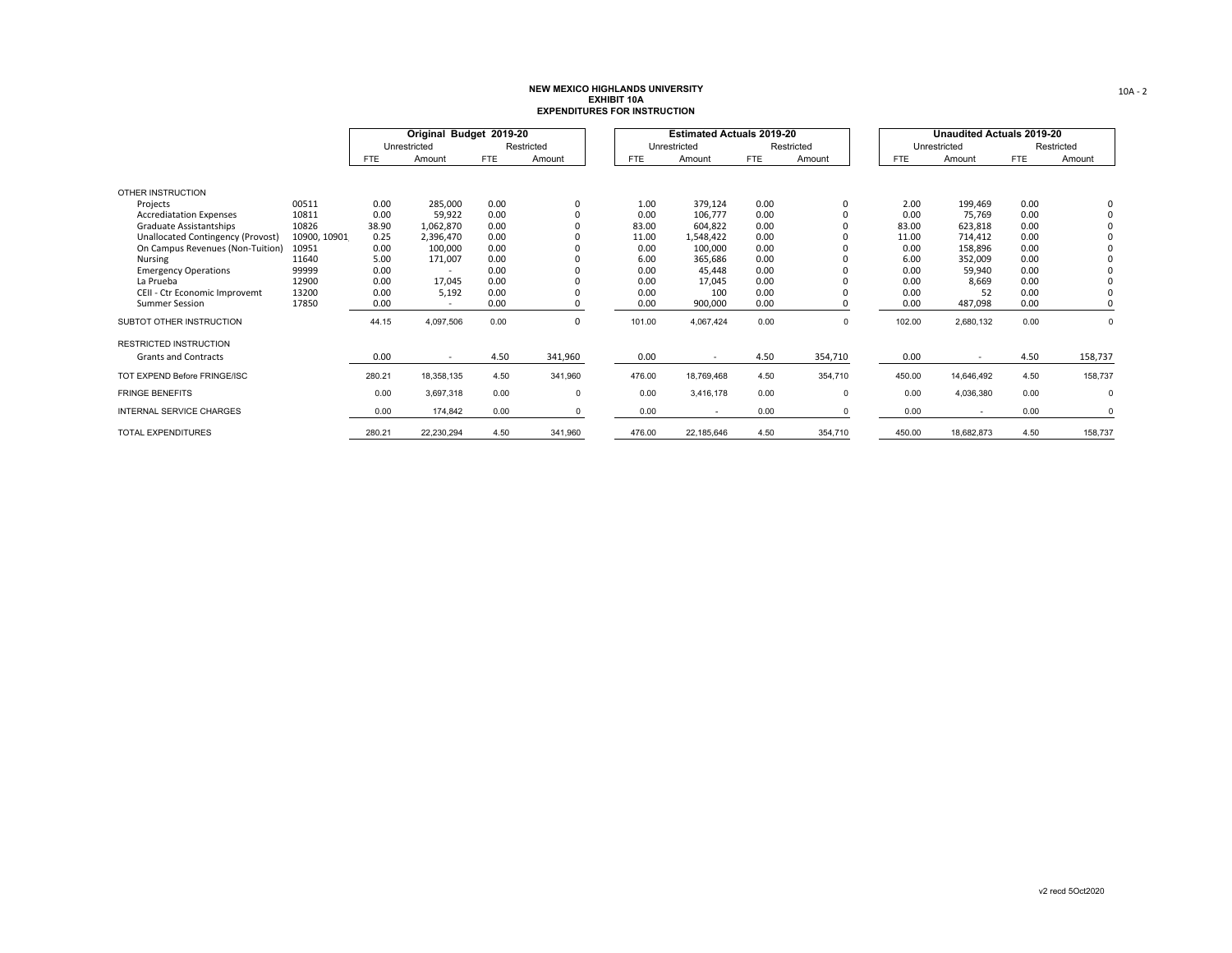**NEW MEXICO HIGHLANDS UNIVERSITY**
**EXHIBIT 10A**
**EXPENDITURES FOR INSTRUCTION**

| | | Original Budget 2019-20 | | | | Estimated Actuals 2019-20 | | | | Unaudited Actuals 2019-20 | | | |
|---|---|---|---|---|---|---|---|---|---|---|---|---|---|
| | | Unrestricted | | Restricted | | Unrestricted | | Restricted | | Unrestricted | | Restricted | |
| | | FTE | Amount | FTE | Amount | FTE | Amount | FTE | Amount | FTE | Amount | FTE | Amount |
| OTHER INSTRUCTION | | | | | | | | | | | | | |
| Projects | 00511 | 0.00 | 285,000 | 0.00 | 0 | 1.00 | 379,124 | 0.00 | 0 | 2.00 | 199,469 | 0.00 | 0 |
| Accrediatation Expenses | 10811 | 0.00 | 59,922 | 0.00 | 0 | 0.00 | 106,777 | 0.00 | 0 | 0.00 | 75,769 | 0.00 | 0 |
| Graduate Assistantships | 10826 | 38.90 | 1,062,870 | 0.00 | 0 | 83.00 | 604,822 | 0.00 | 0 | 83.00 | 623,818 | 0.00 | 0 |
| Unallocated Contingency (Provost) | 10900, 10901 | 0.25 | 2,396,470 | 0.00 | 0 | 11.00 | 1,548,422 | 0.00 | 0 | 11.00 | 714,412 | 0.00 | 0 |
| On Campus Revenues (Non-Tuition) | 10951 | 0.00 | 100,000 | 0.00 | 0 | 0.00 | 100,000 | 0.00 | 0 | 0.00 | 158,896 | 0.00 | 0 |
| Nursing | 11640 | 5.00 | 171,007 | 0.00 | 0 | 6.00 | 365,686 | 0.00 | 0 | 6.00 | 352,009 | 0.00 | 0 |
| Emergency Operations | 99999 | 0.00 | - | 0.00 | 0 | 0.00 | 45,448 | 0.00 | 0 | 0.00 | 59,940 | 0.00 | 0 |
| La Prueba | 12900 | 0.00 | 17,045 | 0.00 | 0 | 0.00 | 17,045 | 0.00 | 0 | 0.00 | 8,669 | 0.00 | 0 |
| CEII - Ctr Economic Improvemt | 13200 | 0.00 | 5,192 | 0.00 | 0 | 0.00 | 100 | 0.00 | 0 | 0.00 | 52 | 0.00 | 0 |
| Summer Session | 17850 | 0.00 | - | 0.00 | 0 | 0.00 | 900,000 | 0.00 | 0 | 0.00 | 487,098 | 0.00 | 0 |
| SUBTOT OTHER INSTRUCTION | | 44.15 | 4,097,506 | 0.00 | 0 | 101.00 | 4,067,424 | 0.00 | 0 | 102.00 | 2,680,132 | 0.00 | 0 |
| RESTRICTED INSTRUCTION | | | | | | | | | | | | | |
| Grants and Contracts | | 0.00 | - | 4.50 | 341,960 | 0.00 | - | 4.50 | 354,710 | 0.00 | - | 4.50 | 158,737 |
| TOT EXPEND Before FRINGE/ISC | | 280.21 | 18,358,135 | 4.50 | 341,960 | 476.00 | 18,769,468 | 4.50 | 354,710 | 450.00 | 14,646,492 | 4.50 | 158,737 |
| FRINGE BENEFITS | | 0.00 | 3,697,318 | 0.00 | 0 | 0.00 | 3,416,178 | 0.00 | 0 | 0.00 | 4,036,380 | 0.00 | 0 |
| INTERNAL SERVICE CHARGES | | 0.00 | 174,842 | 0.00 | 0 | 0.00 | - | 0.00 | 0 | 0.00 | - | 0.00 | 0 |
| TOTAL EXPENDITURES | | 280.21 | 22,230,294 | 4.50 | 341,960 | 476.00 | 22,185,646 | 4.50 | 354,710 | 450.00 | 18,682,873 | 4.50 | 158,737 |

v2 recd 5Oct2020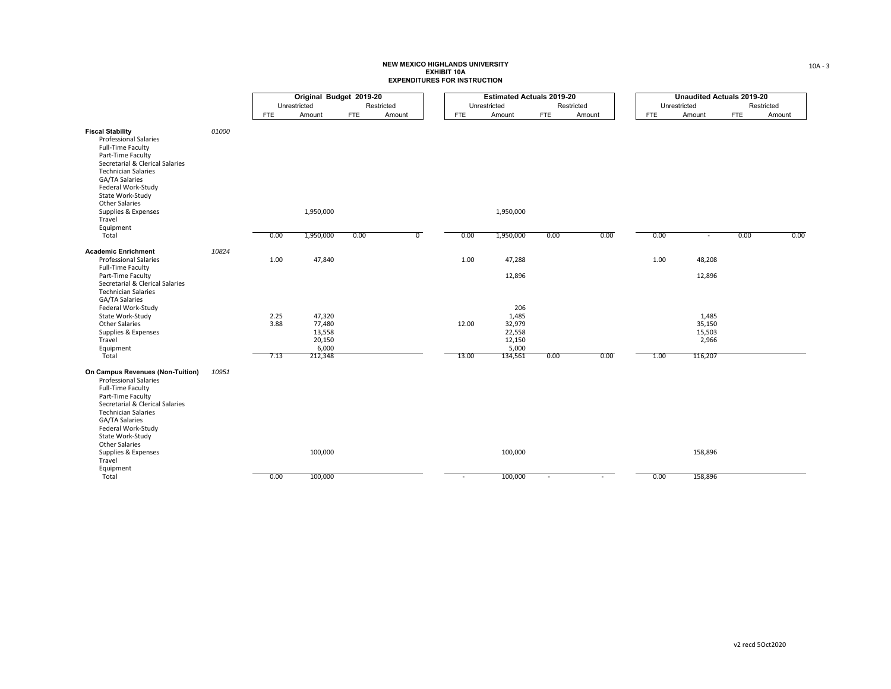**NEW MEXICO HIGHLANDS UNIVERSITY**
**EXHIBIT 10A**
**EXPENDITURES FOR INSTRUCTION**

| | | Original Budget 2019-20 | | | | Estimated Actuals 2019-20 | | | | Unaudited Actuals 2019-20 | | | |
|---|---|---|---|---|---|---|---|---|---|---|---|---|---|
| | | Unrestricted | | Restricted | | Unrestricted | | Restricted | | Unrestricted | | Restricted | |
| | | FTE | Amount | FTE | Amount | FTE | Amount | FTE | Amount | FTE | Amount | FTE | Amount |
| **Fiscal Stability** | *01000* | | | | | | | | | | | | |
| Professional Salaries | | | | | | | | | | | | | |
| Full-Time Faculty | | | | | | | | | | | | | |
| Part-Time Faculty | | | | | | | | | | | | | |
| Secretarial & Clerical Salaries | | | | | | | | | | | | | |
| Technician Salaries | | | | | | | | | | | | | |
| GA/TA Salaries | | | | | | | | | | | | | |
| Federal Work-Study | | | | | | | | | | | | | |
| State Work-Study | | | | | | | | | | | | | |
| Other Salaries | | | | | | | | | | | | | |
| Supplies & Expenses | | | 1,950,000 | | | | 1,950,000 | | | | | | |
| Travel | | | | | | | | | | | | | |
| Equipment | | | | | | | | | | | | | |
| Total | | 0.00 | 1,950,000 | 0.00 | 0 | 0.00 | 1,950,000 | 0.00 | 0.00 | 0.00 | - | 0.00 | 0.00 |
| **Academic Enrichment** | *10824* | | | | | | | | | | | | |
| Professional Salaries | | 1.00 | 47,840 | | | 1.00 | 47,288 | | | 1.00 | 48,208 | | |
| Full-Time Faculty | | | | | | | | | | | | | |
| Part-Time Faculty | | | | | | | 12,896 | | | | 12,896 | | |
| Secretarial & Clerical Salaries | | | | | | | | | | | | | |
| Technician Salaries | | | | | | | | | | | | | |
| GA/TA Salaries | | | | | | | | | | | | | |
| Federal Work-Study | | | | | | | 206 | | | | | | |
| State Work-Study | | 2.25 | 47,320 | | | | 1,485 | | | | 1,485 | | |
| Other Salaries | | 3.88 | 77,480 | | | 12.00 | 32,979 | | | | 35,150 | | |
| Supplies & Expenses | | | 13,558 | | | | 22,558 | | | | 15,503 | | |
| Travel | | | 20,150 | | | | 12,150 | | | | 2,966 | | |
| Equipment | | | 6,000 | | | | 5,000 | | | | | | |
| Total | | 7.13 | 212,348 | | | 13.00 | 134,561 | 0.00 | 0.00 | 1.00 | 116,207 | | |
| **On Campus Revenues (Non-Tuition)** | *10951* | | | | | | | | | | | | |
| Professional Salaries | | | | | | | | | | | | | |
| Full-Time Faculty | | | | | | | | | | | | | |
| Part-Time Faculty | | | | | | | | | | | | | |
| Secretarial & Clerical Salaries | | | | | | | | | | | | | |
| Technician Salaries | | | | | | | | | | | | | |
| GA/TA Salaries | | | | | | | | | | | | | |
| Federal Work-Study | | | | | | | | | | | | | |
| State Work-Study | | | | | | | | | | | | | |
| Other Salaries | | | | | | | | | | | | | |
| Supplies & Expenses | | | 100,000 | | | | 100,000 | | | | 158,896 | | |
| Travel | | | | | | | | | | | | | |
| Equipment | | | | | | | | | | | | | |
| Total | | 0.00 | 100,000 | | | - | 100,000 | - | - | 0.00 | 158,896 | | |

v2 recd 5Oct2020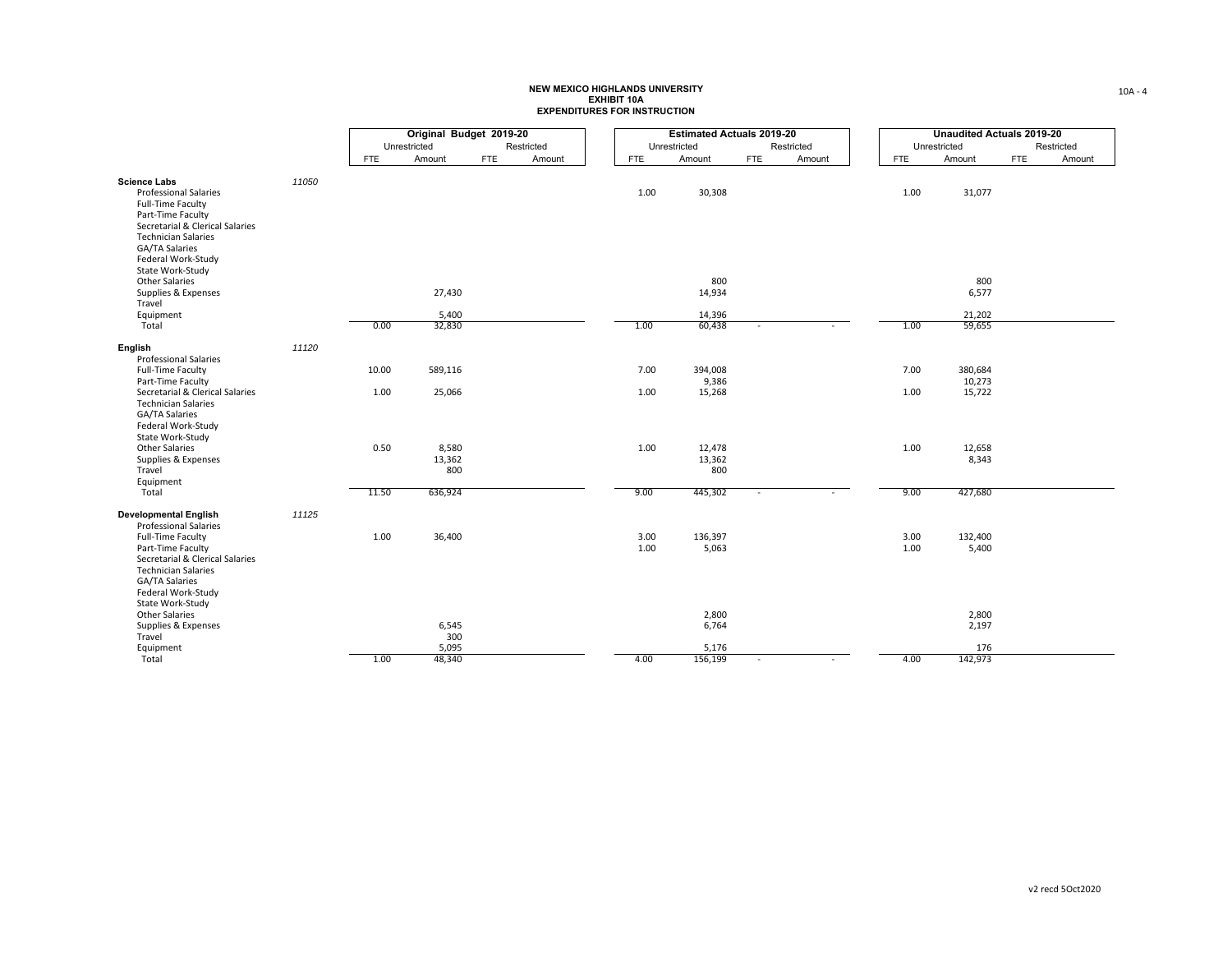**NEW MEXICO HIGHLANDS UNIVERSITY**
**EXHIBIT 10A**
**EXPENDITURES FOR INSTRUCTION**

| | | Original Budget 2019-20 | | | | Estimated Actuals 2019-20 | | | | Unaudited Actuals 2019-20 | | | |
|---|---|---|---|---|---|---|---|---|---|---|---|---|---|
| | | Unrestricted | | Restricted | | Unrestricted | | Restricted | | Unrestricted | | Restricted | |
| | | FTE | Amount | FTE | Amount | FTE | Amount | FTE | Amount | FTE | Amount | FTE | Amount |
| **Science Labs** | *11050* | | | | | | | | | | | | |
| Professional Salaries | | | | | | 1.00 | 30,308 | | | 1.00 | 31,077 | | |
| Full-Time Faculty | | | | | | | | | | | | | |
| Part-Time Faculty | | | | | | | | | | | | | |
| Secretarial & Clerical Salaries | | | | | | | | | | | | | |
| Technician Salaries | | | | | | | | | | | | | |
| GA/TA Salaries | | | | | | | | | | | | | |
| Federal Work-Study | | | | | | | | | | | | | |
| State Work-Study | | | | | | | | | | | | | |
| Other Salaries | | | | | | | 800 | | | | 800 | | |
| Supplies & Expenses | | | 27,430 | | | | 14,934 | | | | 6,577 | | |
| Travel | | | | | | | | | | | | | |
| Equipment | | | 5,400 | | | | 14,396 | | | | 21,202 | | |
| Total | | 0.00 | 32,830 | | | 1.00 | 60,438 | - | - | 1.00 | 59,655 | | |
| **English** | *11120* | | | | | | | | | | | | |
| Professional Salaries | | | | | | | | | | | | | |
| Full-Time Faculty | | 10.00 | 589,116 | | | 7.00 | 394,008 | | | 7.00 | 380,684 | | |
| Part-Time Faculty | | | | | | | 9,386 | | | | 10,273 | | |
| Secretarial & Clerical Salaries | | 1.00 | 25,066 | | | 1.00 | 15,268 | | | 1.00 | 15,722 | | |
| Technician Salaries | | | | | | | | | | | | | |
| GA/TA Salaries | | | | | | | | | | | | | |
| Federal Work-Study | | | | | | | | | | | | | |
| State Work-Study | | | | | | | | | | | | | |
| Other Salaries | | 0.50 | 8,580 | | | 1.00 | 12,478 | | | 1.00 | 12,658 | | |
| Supplies & Expenses | | | 13,362 | | | | 13,362 | | | | 8,343 | | |
| Travel | | | 800 | | | | 800 | | | | | | |
| Equipment | | | | | | | | | | | | | |
| Total | | 11.50 | 636,924 | | | 9.00 | 445,302 | - | - | 9.00 | 427,680 | | |
| **Developmental English** | *11125* | | | | | | | | | | | | |
| Professional Salaries | | | | | | | | | | | | | |
| Full-Time Faculty | | 1.00 | 36,400 | | | 3.00 | 136,397 | | | 3.00 | 132,400 | | |
| Part-Time Faculty | | | | | | 1.00 | 5,063 | | | 1.00 | 5,400 | | |
| Secretarial & Clerical Salaries | | | | | | | | | | | | | |
| Technician Salaries | | | | | | | | | | | | | |
| GA/TA Salaries | | | | | | | | | | | | | |
| Federal Work-Study | | | | | | | | | | | | | |
| State Work-Study | | | | | | | | | | | | | |
| Other Salaries | | | | | | | 2,800 | | | | 2,800 | | |
| Supplies & Expenses | | | 6,545 | | | | 6,764 | | | | 2,197 | | |
| Travel | | | 300 | | | | | | | | | | |
| Equipment | | | 5,095 | | | | 5,176 | | | | 176 | | |
| Total | | 1.00 | 48,340 | | | 4.00 | 156,199 | - | - | 4.00 | 142,973 | | |

v2 recd 5Oct2020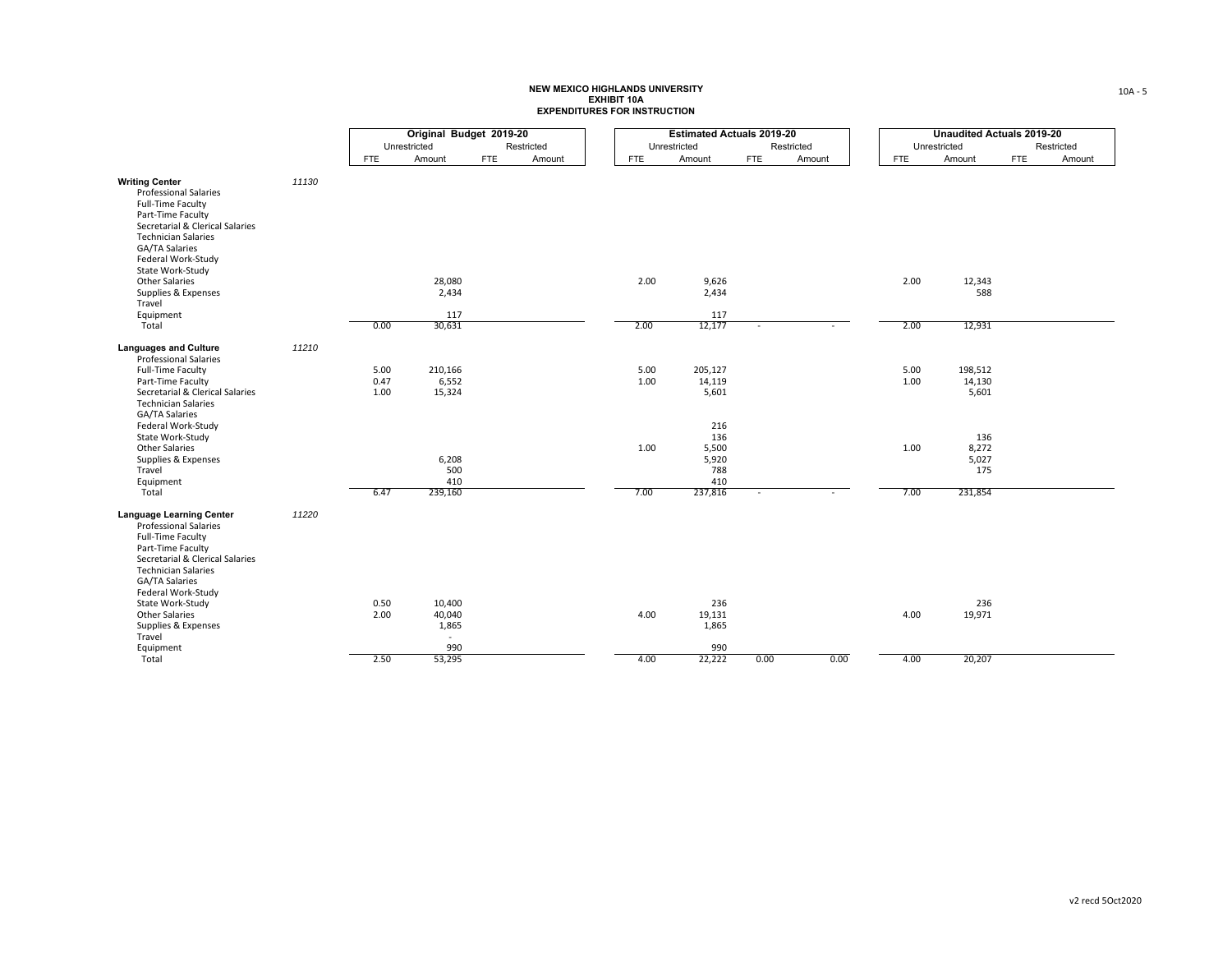**NEW MEXICO HIGHLANDS UNIVERSITY**
**EXHIBIT 10A**
**EXPENDITURES FOR INSTRUCTION**

| | | Original Budget 2019-20 | | | | Estimated Actuals 2019-20 | | | | Unaudited Actuals 2019-20 | | | |
|---|---|---|---|---|---|---|---|---|---|---|---|---|---|
| | | Unrestricted | | Restricted | | Unrestricted | | Restricted | | Unrestricted | | Restricted | |
| | | FTE | Amount | FTE | Amount | FTE | Amount | FTE | Amount | FTE | Amount | FTE | Amount |
| **Writing Center** | *11130* | | | | | | | | | | | | |
| Professional Salaries | | | | | | | | | | | | | |
| Full-Time Faculty | | | | | | | | | | | | | |
| Part-Time Faculty | | | | | | | | | | | | | |
| Secretarial & Clerical Salaries | | | | | | | | | | | | | |
| Technician Salaries | | | | | | | | | | | | | |
| GA/TA Salaries | | | | | | | | | | | | | |
| Federal Work-Study | | | | | | | | | | | | | |
| State Work-Study | | | | | | | | | | | | | |
| Other Salaries | | | 28,080 | | | 2.00 | 9,626 | | | 2.00 | 12,343 | | |
| Supplies & Expenses | | | 2,434 | | | | 2,434 | | | | 588 | | |
| Travel | | | | | | | | | | | | | |
| Equipment | | | 117 | | | | 117 | | | | | | |
| Total | | 0.00 | 30,631 | | | 2.00 | 12,177 | - | - | 2.00 | 12,931 | | |
| **Languages and Culture** | *11210* | | | | | | | | | | | | |
| Professional Salaries | | | | | | | | | | | | | |
| Full-Time Faculty | | 5.00 | 210,166 | | | 5.00 | 205,127 | | | 5.00 | 198,512 | | |
| Part-Time Faculty | | 0.47 | 6,552 | | | 1.00 | 14,119 | | | 1.00 | 14,130 | | |
| Secretarial & Clerical Salaries | | 1.00 | 15,324 | | | | 5,601 | | | | 5,601 | | |
| Technician Salaries | | | | | | | | | | | | | |
| GA/TA Salaries | | | | | | | | | | | | | |
| Federal Work-Study | | | | | | | 216 | | | | | | |
| State Work-Study | | | | | | | 136 | | | | 136 | | |
| Other Salaries | | | | | | 1.00 | 5,500 | | | 1.00 | 8,272 | | |
| Supplies & Expenses | | | 6,208 | | | | 5,920 | | | | 5,027 | | |
| Travel | | | 500 | | | | 788 | | | | 175 | | |
| Equipment | | | 410 | | | | 410 | | | | | | |
| Total | | 6.47 | 239,160 | | | 7.00 | 237,816 | - | - | 7.00 | 231,854 | | |
| **Language Learning Center** | *11220* | | | | | | | | | | | | |
| Professional Salaries | | | | | | | | | | | | | |
| Full-Time Faculty | | | | | | | | | | | | | |
| Part-Time Faculty | | | | | | | | | | | | | |
| Secretarial & Clerical Salaries | | | | | | | | | | | | | |
| Technician Salaries | | | | | | | | | | | | | |
| GA/TA Salaries | | | | | | | | | | | | | |
| Federal Work-Study | | | | | | | | | | | | | |
| State Work-Study | | 0.50 | 10,400 | | | | 236 | | | | 236 | | |
| Other Salaries | | 2.00 | 40,040 | | | 4.00 | 19,131 | | | 4.00 | 19,971 | | |
| Supplies & Expenses | | | 1,865 | | | | 1,865 | | | | | | |
| Travel | | | - | | | | | | | | | | |
| Equipment | | | 990 | | | | 990 | | | | | | |
| Total | | 2.50 | 53,295 | | | 4.00 | 22,222 | 0.00 | 0.00 | 4.00 | 20,207 | | |

v2 recd 5Oct2020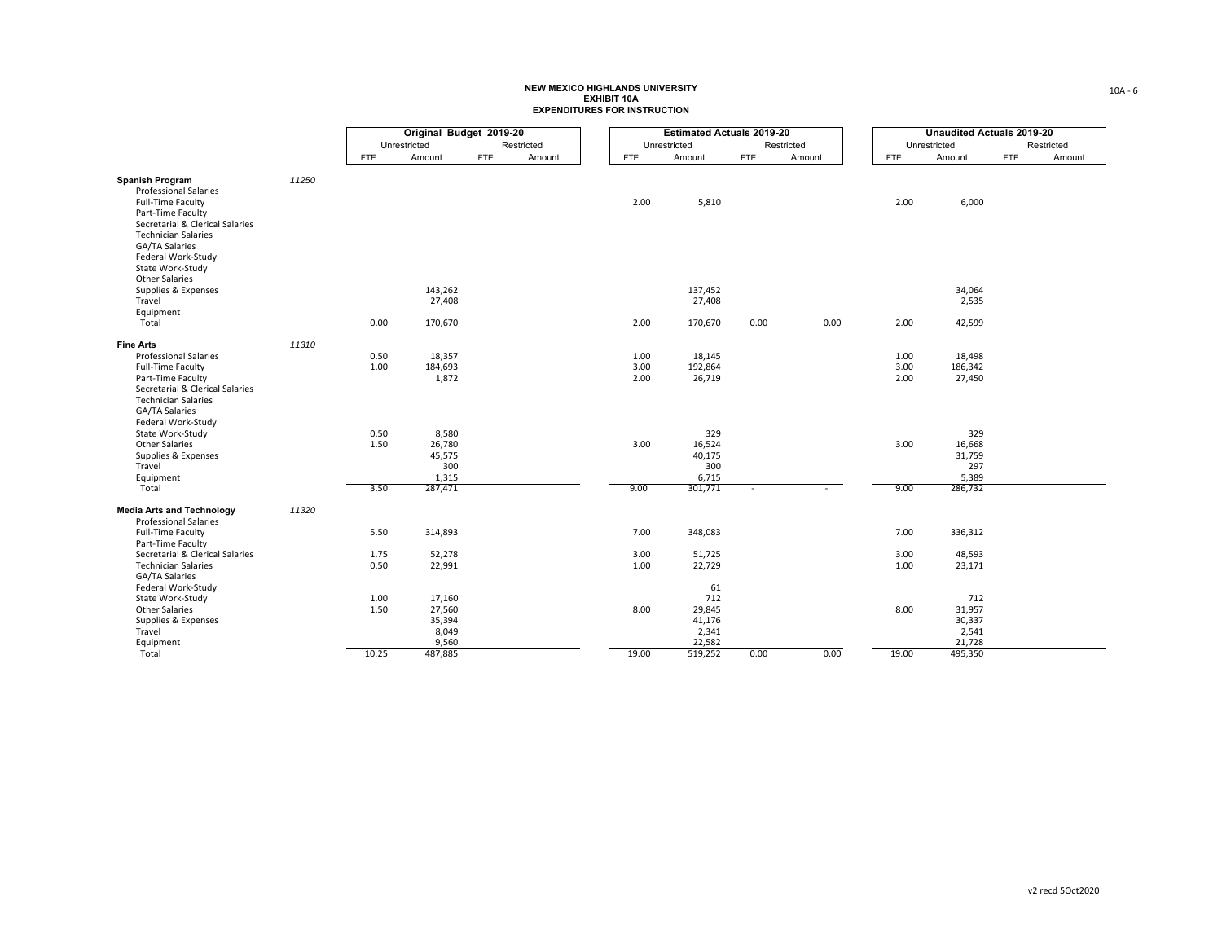# NEW MEXICO HIGHLANDS UNIVERSITY
## EXHIBIT 10A
## EXPENDITURES FOR INSTRUCTION

| | | Original Budget 2019-20 | | | | Estimated Actuals 2019-20 | | | | Unaudited Actuals 2019-20 | | | |
|---|---|---|---|---|---|---|---|---|---|---|---|---|---|
| | | Unrestricted | | Restricted | | Unrestricted | | Restricted | | Unrestricted | | Restricted | |
| | | FTE | Amount | FTE | Amount | FTE | Amount | FTE | Amount | FTE | Amount | FTE | Amount |
| **Spanish Program** | 11250 | | | | | | | | | | | | |
| Professional Salaries | | | | | | | | | | | | | |
| Full-Time Faculty | | | | | | 2.00 | 5,810 | | | 2.00 | 6,000 | | |
| Part-Time Faculty | | | | | | | | | | | | | |
| Secretarial & Clerical Salaries | | | | | | | | | | | | | |
| Technician Salaries | | | | | | | | | | | | | |
| GA/TA Salaries | | | | | | | | | | | | | |
| Federal Work-Study | | | | | | | | | | | | | |
| State Work-Study | | | | | | | | | | | | | |
| Other Salaries | | | | | | | | | | | | | |
| Supplies & Expenses | | | 143,262 | | | | 137,452 | | | | 34,064 | | |
| Travel | | | 27,408 | | | | 27,408 | | | | 2,535 | | |
| Equipment | | | | | | | | | | | | | |
| Total | | 0.00 | 170,670 | | | 2.00 | 170,670 | 0.00 | 0.00 | 2.00 | 42,599 | | |
| **Fine Arts** | 11310 | | | | | | | | | | | | |
| Professional Salaries | | 0.50 | 18,357 | | | 1.00 | 18,145 | | | 1.00 | 18,498 | | |
| Full-Time Faculty | | 1.00 | 184,693 | | | 3.00 | 192,864 | | | 3.00 | 186,342 | | |
| Part-Time Faculty | | | 1,872 | | | 2.00 | 26,719 | | | 2.00 | 27,450 | | |
| Secretarial & Clerical Salaries | | | | | | | | | | | | | |
| Technician Salaries | | | | | | | | | | | | | |
| GA/TA Salaries | | | | | | | | | | | | | |
| Federal Work-Study | | | | | | | | | | | | | |
| State Work-Study | | 0.50 | 8,580 | | | | 329 | | | | 329 | | |
| Other Salaries | | 1.50 | 26,780 | | | 3.00 | 16,524 | | | 3.00 | 16,668 | | |
| Supplies & Expenses | | | 45,575 | | | | 40,175 | | | | 31,759 | | |
| Travel | | | 300 | | | | 300 | | | | 297 | | |
| Equipment | | | 1,315 | | | | 6,715 | | | | 5,389 | | |
| Total | | 3.50 | 287,471 | | | 9.00 | 301,771 | - | - | 9.00 | 286,732 | | |
| **Media Arts and Technology** | 11320 | | | | | | | | | | | | |
| Professional Salaries | | | | | | | | | | | | | |
| Full-Time Faculty | | 5.50 | 314,893 | | | 7.00 | 348,083 | | | 7.00 | 336,312 | | |
| Part-Time Faculty | | | | | | | | | | | | | |
| Secretarial & Clerical Salaries | | 1.75 | 52,278 | | | 3.00 | 51,725 | | | 3.00 | 48,593 | | |
| Technician Salaries | | 0.50 | 22,991 | | | 1.00 | 22,729 | | | 1.00 | 23,171 | | |
| GA/TA Salaries | | | | | | | | | | | | | |
| Federal Work-Study | | | | | | | 61 | | | | | | |
| State Work-Study | | 1.00 | 17,160 | | | | 712 | | | | 712 | | |
| Other Salaries | | 1.50 | 27,560 | | | 8.00 | 29,845 | | | 8.00 | 31,957 | | |
| Supplies & Expenses | | | 35,394 | | | | 41,176 | | | | 30,337 | | |
| Travel | | | 8,049 | | | | 2,341 | | | | 2,541 | | |
| Equipment | | | 9,560 | | | | 22,582 | | | | 21,728 | | |
| Total | | 10.25 | 487,885 | | | 19.00 | 519,252 | 0.00 | 0.00 | 19.00 | 495,350 | | |

v2 recd 5Oct2020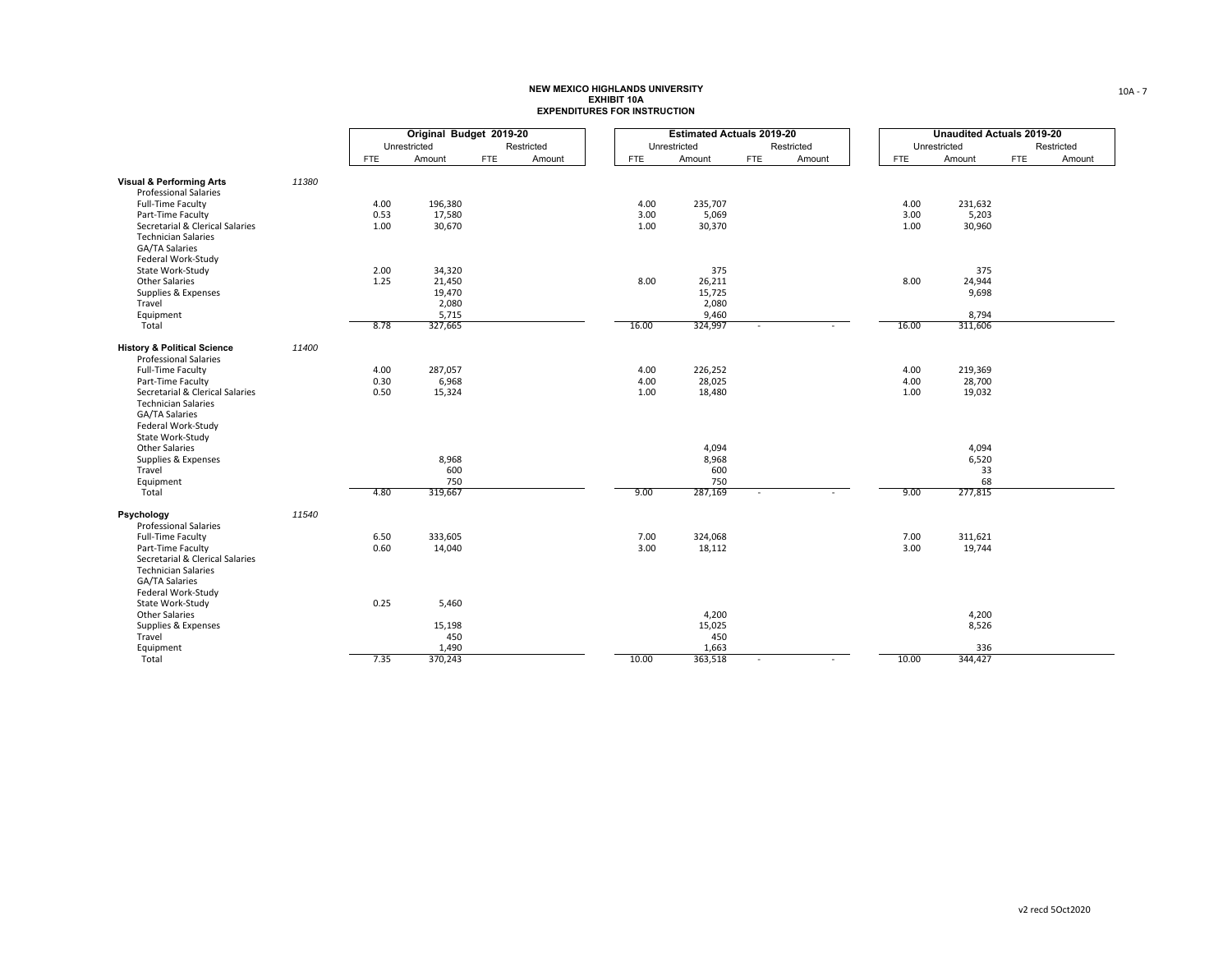**NEW MEXICO HIGHLANDS UNIVERSITY**
**EXHIBIT 10A**
**EXPENDITURES FOR INSTRUCTION**

| | | Original Budget 2019-20 | | | | Estimated Actuals 2019-20 | | | | Unaudited Actuals 2019-20 | | | |
|---|---|---|---|---|---|---|---|---|---|---|---|---|---|
| | | Unrestricted | | Restricted | | Unrestricted | | Restricted | | Unrestricted | | Restricted | |
| | | FTE | Amount | FTE | Amount | FTE | Amount | FTE | Amount | FTE | Amount | FTE | Amount |
| **Visual & Performing Arts** | *11380* | | | | | | | | | | | | |
| Professional Salaries | | | | | | | | | | | | | |
| Full-Time Faculty | | 4.00 | 196,380 | | | 4.00 | 235,707 | | | 4.00 | 231,632 | | |
| Part-Time Faculty | | 0.53 | 17,580 | | | 3.00 | 5,069 | | | 3.00 | 5,203 | | |
| Secretarial & Clerical Salaries | | 1.00 | 30,670 | | | 1.00 | 30,370 | | | 1.00 | 30,960 | | |
| Technician Salaries | | | | | | | | | | | | | |
| GA/TA Salaries | | | | | | | | | | | | | |
| Federal Work-Study | | | | | | | | | | | | | |
| State Work-Study | | 2.00 | 34,320 | | | | 375 | | | | 375 | | |
| Other Salaries | | 1.25 | 21,450 | | | 8.00 | 26,211 | | | 8.00 | 24,944 | | |
| Supplies & Expenses | | | 19,470 | | | | 15,725 | | | | 9,698 | | |
| Travel | | | 2,080 | | | | 2,080 | | | | | | |
| Equipment | | | 5,715 | | | | 9,460 | | | | 8,794 | | |
| Total | | 8.78 | 327,665 | | | 16.00 | 324,997 | - | - | 16.00 | 311,606 | | |
| **History & Political Science** | *11400* | | | | | | | | | | | | |
| Professional Salaries | | | | | | | | | | | | | |
| Full-Time Faculty | | 4.00 | 287,057 | | | 4.00 | 226,252 | | | 4.00 | 219,369 | | |
| Part-Time Faculty | | 0.30 | 6,968 | | | 4.00 | 28,025 | | | 4.00 | 28,700 | | |
| Secretarial & Clerical Salaries | | 0.50 | 15,324 | | | 1.00 | 18,480 | | | 1.00 | 19,032 | | |
| Technician Salaries | | | | | | | | | | | | | |
| GA/TA Salaries | | | | | | | | | | | | | |
| Federal Work-Study | | | | | | | | | | | | | |
| State Work-Study | | | | | | | | | | | | | |
| Other Salaries | | | | | | | 4,094 | | | | 4,094 | | |
| Supplies & Expenses | | | 8,968 | | | | 8,968 | | | | 6,520 | | |
| Travel | | | 600 | | | | 600 | | | | 33 | | |
| Equipment | | | 750 | | | | 750 | | | | 68 | | |
| Total | | 4.80 | 319,667 | | | 9.00 | 287,169 | - | - | 9.00 | 277,815 | | |
| **Psychology** | *11540* | | | | | | | | | | | | |
| Professional Salaries | | | | | | | | | | | | | |
| Full-Time Faculty | | 6.50 | 333,605 | | | 7.00 | 324,068 | | | 7.00 | 311,621 | | |
| Part-Time Faculty | | 0.60 | 14,040 | | | 3.00 | 18,112 | | | 3.00 | 19,744 | | |
| Secretarial & Clerical Salaries | | | | | | | | | | | | | |
| Technician Salaries | | | | | | | | | | | | | |
| GA/TA Salaries | | | | | | | | | | | | | |
| Federal Work-Study | | | | | | | | | | | | | |
| State Work-Study | | 0.25 | 5,460 | | | | | | | | | | |
| Other Salaries | | | | | | | 4,200 | | | | 4,200 | | |
| Supplies & Expenses | | | 15,198 | | | | 15,025 | | | | 8,526 | | |
| Travel | | | 450 | | | | 450 | | | | | | |
| Equipment | | | 1,490 | | | | 1,663 | | | | 336 | | |
| Total | | 7.35 | 370,243 | | | 10.00 | 363,518 | - | - | 10.00 | 344,427 | | |

v2 recd 5Oct2020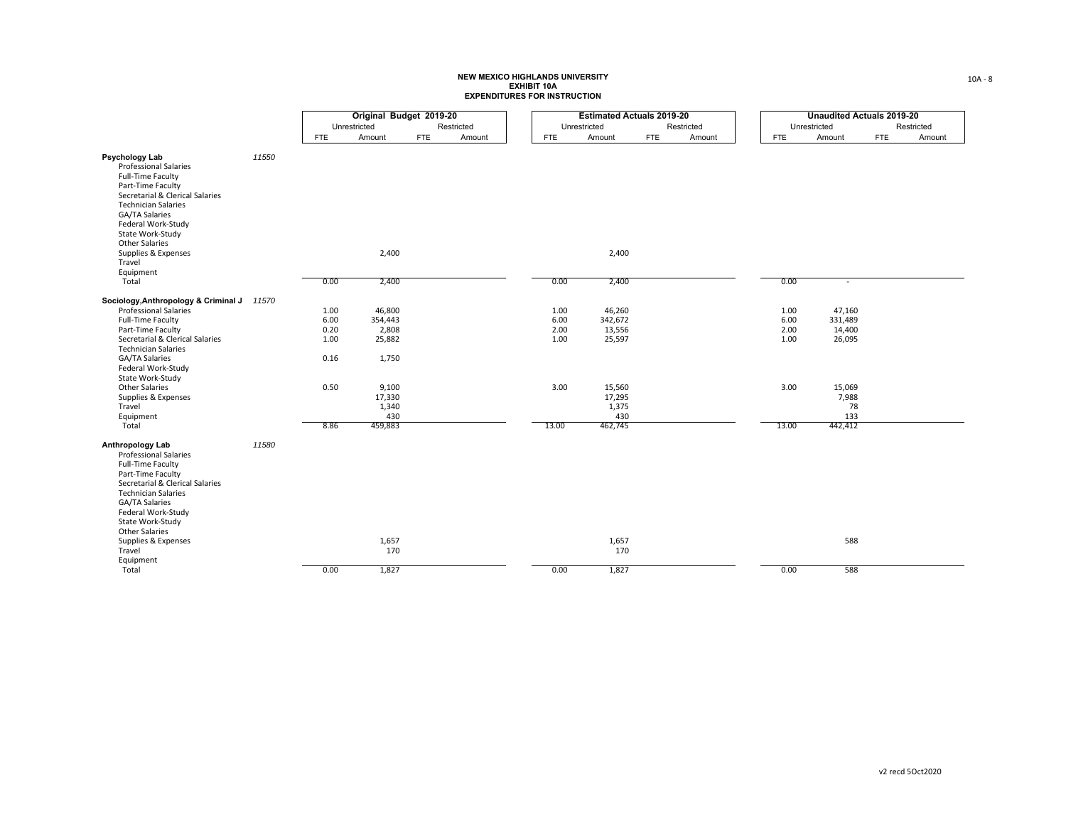**NEW MEXICO HIGHLANDS UNIVERSITY**
**EXHIBIT 10A**
**EXPENDITURES FOR INSTRUCTION**

| | | Original Budget 2019-20 | | | | Estimated Actuals 2019-20 | | | | Unaudited Actuals 2019-20 | | | |
|---|---|---|---|---|---|---|---|---|---|---|---|---|---|
| | | Unrestricted | | Restricted | | Unrestricted | | Restricted | | Unrestricted | | Restricted | |
| | | FTE | Amount | FTE | Amount | FTE | Amount | FTE | Amount | FTE | Amount | FTE | Amount |
| **Psychology Lab** | 11550 | | | | | | | | | | | | |
| Professional Salaries | | | | | | | | | | | | | |
| Full-Time Faculty | | | | | | | | | | | | | |
| Part-Time Faculty | | | | | | | | | | | | | |
| Secretarial & Clerical Salaries | | | | | | | | | | | | | |
| Technician Salaries | | | | | | | | | | | | | |
| GA/TA Salaries | | | | | | | | | | | | | |
| Federal Work-Study | | | | | | | | | | | | | |
| State Work-Study | | | | | | | | | | | | | |
| Other Salaries | | | | | | | | | | | | | |
| Supplies & Expenses | | | 2,400 | | | | 2,400 | | | | | | |
| Travel | | | | | | | | | | | | | |
| Equipment | | | | | | | | | | | | | |
| Total | | 0.00 | 2,400 | | | 0.00 | 2,400 | | | 0.00 | - | | |
| **Sociology,Anthropology & Criminal J** | 11570 | | | | | | | | | | | | |
| Professional Salaries | | 1.00 | 46,800 | | | 1.00 | 46,260 | | | 1.00 | 47,160 | | |
| Full-Time Faculty | | 6.00 | 354,443 | | | 6.00 | 342,672 | | | 6.00 | 331,489 | | |
| Part-Time Faculty | | 0.20 | 2,808 | | | 2.00 | 13,556 | | | 2.00 | 14,400 | | |
| Secretarial & Clerical Salaries | | 1.00 | 25,882 | | | 1.00 | 25,597 | | | 1.00 | 26,095 | | |
| Technician Salaries | | | | | | | | | | | | | |
| GA/TA Salaries | | 0.16 | 1,750 | | | | | | | | | | |
| Federal Work-Study | | | | | | | | | | | | | |
| State Work-Study | | | | | | | | | | | | | |
| Other Salaries | | 0.50 | 9,100 | | | 3.00 | 15,560 | | | 3.00 | 15,069 | | |
| Supplies & Expenses | | | 17,330 | | | | 17,295 | | | | 7,988 | | |
| Travel | | | 1,340 | | | | 1,375 | | | | 78 | | |
| Equipment | | | 430 | | | | 430 | | | | 133 | | |
| Total | | 8.86 | 459,883 | | | 13.00 | 462,745 | | | 13.00 | 442,412 | | |
| **Anthropology Lab** | 11580 | | | | | | | | | | | | |
| Professional Salaries | | | | | | | | | | | | | |
| Full-Time Faculty | | | | | | | | | | | | | |
| Part-Time Faculty | | | | | | | | | | | | | |
| Secretarial & Clerical Salaries | | | | | | | | | | | | | |
| Technician Salaries | | | | | | | | | | | | | |
| GA/TA Salaries | | | | | | | | | | | | | |
| Federal Work-Study | | | | | | | | | | | | | |
| State Work-Study | | | | | | | | | | | | | |
| Other Salaries | | | | | | | | | | | | | |
| Supplies & Expenses | | | 1,657 | | | | 1,657 | | | | 588 | | |
| Travel | | | 170 | | | | 170 | | | | | | |
| Equipment | | | | | | | | | | | | | |
| Total | | 0.00 | 1,827 | | | 0.00 | 1,827 | | | 0.00 | 588 | | |

v2 recd 5Oct2020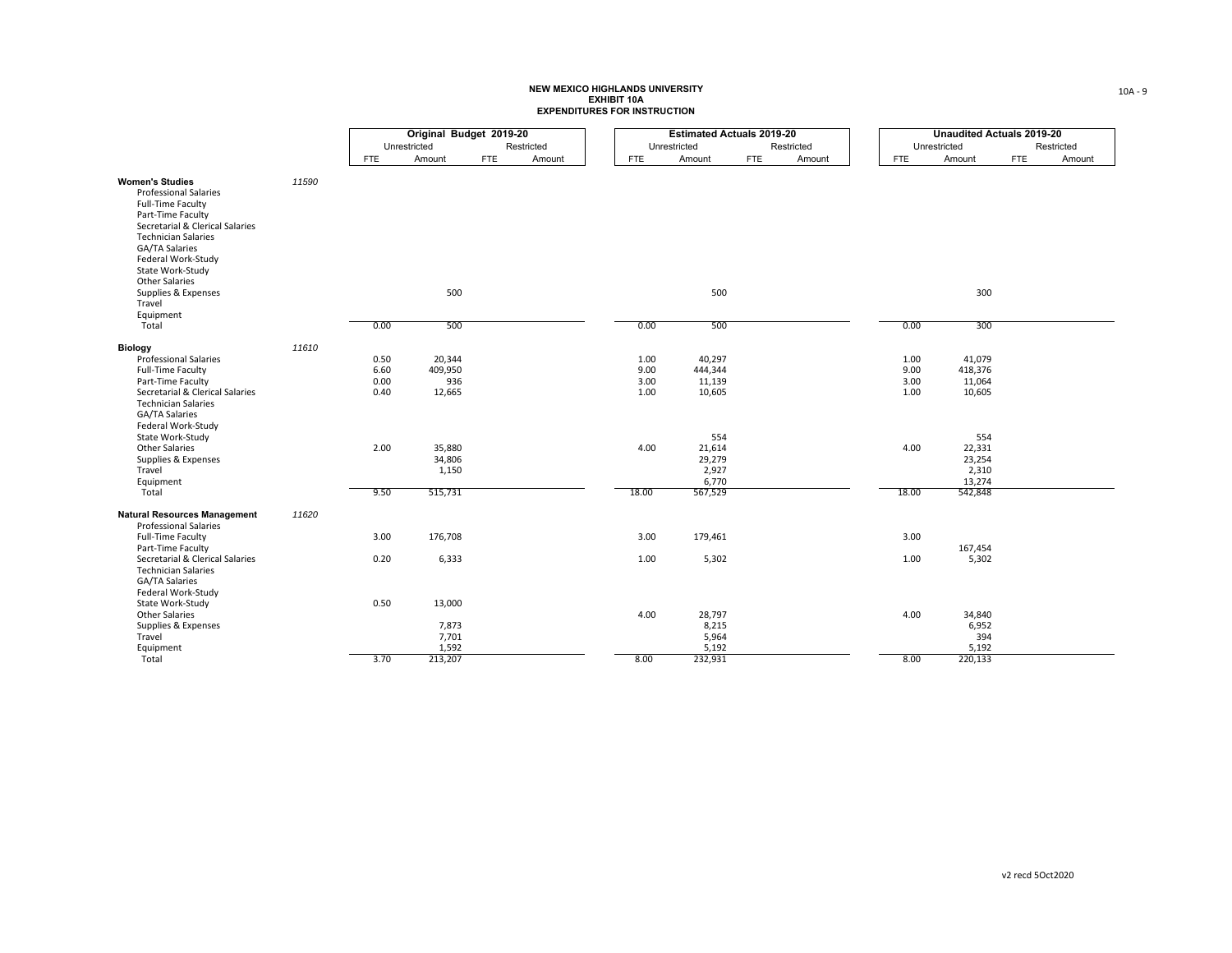**NEW MEXICO HIGHLANDS UNIVERSITY**
**EXHIBIT 10A**
**EXPENDITURES FOR INSTRUCTION**

| | | Original Budget 2019-20 | | | | Estimated Actuals 2019-20 | | | | Unaudited Actuals 2019-20 | | | |
|---|---|---|---|---|---|---|---|---|---|---|---|---|---|
| | | Unrestricted | | Restricted | | Unrestricted | | Restricted | | Unrestricted | | Restricted | |
| | | FTE | Amount | FTE | Amount | FTE | Amount | FTE | Amount | FTE | Amount | FTE | Amount |
| **Women's Studies** | *11590* | | | | | | | | | | | | |
| Professional Salaries | | | | | | | | | | | | | |
| Full-Time Faculty | | | | | | | | | | | | | |
| Part-Time Faculty | | | | | | | | | | | | | |
| Secretarial & Clerical Salaries | | | | | | | | | | | | | |
| Technician Salaries | | | | | | | | | | | | | |
| GA/TA Salaries | | | | | | | | | | | | | |
| Federal Work-Study | | | | | | | | | | | | | |
| State Work-Study | | | | | | | | | | | | | |
| Other Salaries | | | | | | | | | | | | | |
| Supplies & Expenses | | | 500 | | | | 500 | | | | 300 | | |
| Travel | | | | | | | | | | | | | |
| Equipment | | | | | | | | | | | | | |
| Total | | 0.00 | 500 | | | 0.00 | 500 | | | 0.00 | 300 | | |
| **Biology** | *11610* | | | | | | | | | | | | |
| Professional Salaries | | 0.50 | 20,344 | | | 1.00 | 40,297 | | | 1.00 | 41,079 | | |
| Full-Time Faculty | | 6.60 | 409,950 | | | 9.00 | 444,344 | | | 9.00 | 418,376 | | |
| Part-Time Faculty | | 0.00 | 936 | | | 3.00 | 11,139 | | | 3.00 | 11,064 | | |
| Secretarial & Clerical Salaries | | 0.40 | 12,665 | | | 1.00 | 10,605 | | | 1.00 | 10,605 | | |
| Technician Salaries | | | | | | | | | | | | | |
| GA/TA Salaries | | | | | | | | | | | | | |
| Federal Work-Study | | | | | | | | | | | | | |
| State Work-Study | | | | | | | 554 | | | | 554 | | |
| Other Salaries | | 2.00 | 35,880 | | | 4.00 | 21,614 | | | 4.00 | 22,331 | | |
| Supplies & Expenses | | | 34,806 | | | | 29,279 | | | | 23,254 | | |
| Travel | | | 1,150 | | | | 2,927 | | | | 2,310 | | |
| Equipment | | | | | | | 6,770 | | | | 13,274 | | |
| Total | | 9.50 | 515,731 | | | 18.00 | 567,529 | | | 18.00 | 542,848 | | |
| **Natural Resources Management** | *11620* | | | | | | | | | | | | |
| Professional Salaries | | | | | | | | | | | | | |
| Full-Time Faculty | | 3.00 | 176,708 | | | 3.00 | 179,461 | | | 3.00 | | | |
| Part-Time Faculty | | | | | | | | | | | 167,454 | | |
| Secretarial & Clerical Salaries | | 0.20 | 6,333 | | | 1.00 | 5,302 | | | 1.00 | 5,302 | | |
| Technician Salaries | | | | | | | | | | | | | |
| GA/TA Salaries | | | | | | | | | | | | | |
| Federal Work-Study | | | | | | | | | | | | | |
| State Work-Study | | 0.50 | 13,000 | | | | | | | | | | |
| Other Salaries | | | | | | 4.00 | 28,797 | | | 4.00 | 34,840 | | |
| Supplies & Expenses | | | 7,873 | | | | 8,215 | | | | 6,952 | | |
| Travel | | | 7,701 | | | | 5,964 | | | | 394 | | |
| Equipment | | | 1,592 | | | | 5,192 | | | | 5,192 | | |
| Total | | 3.70 | 213,207 | | | 8.00 | 232,931 | | | 8.00 | 220,133 | | |

v2 recd 5Oct2020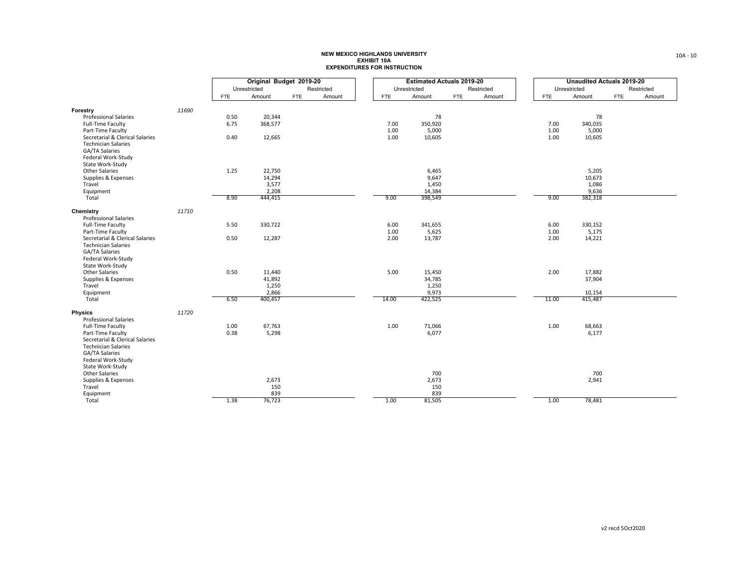**NEW MEXICO HIGHLANDS UNIVERSITY**
**EXHIBIT 10A**
**EXPENDITURES FOR INSTRUCTION**

| | | Original Budget 2019-20 | | | | Estimated Actuals 2019-20 | | | | Unaudited Actuals 2019-20 | | | |
|---|---|---|---|---|---|---|---|---|---|---|---|---|---|
| | | Unrestricted | | Restricted | | Unrestricted | | Restricted | | Unrestricted | | Restricted | |
| | | FTE | Amount | FTE | Amount | FTE | Amount | FTE | Amount | FTE | Amount | FTE | Amount |
| **Forestry** | *11690* | | | | | | | | | | | | |
| Professional Salaries | | 0.50 | 20,344 | | | | 78 | | | | 78 | | |
| Full-Time Faculty | | 6.75 | 368,577 | | | 7.00 | 350,920 | | | 7.00 | 340,035 | | |
| Part-Time Faculty | | | | | | 1.00 | 5,000 | | | 1.00 | 5,000 | | |
| Secretarial & Clerical Salaries | | 0.40 | 12,665 | | | 1.00 | 10,605 | | | 1.00 | 10,605 | | |
| Technician Salaries | | | | | | | | | | | | | |
| GA/TA Salaries | | | | | | | | | | | | | |
| Federal Work-Study | | | | | | | | | | | | | |
| State Work-Study | | | | | | | | | | | | | |
| Other Salaries | | 1.25 | 22,750 | | | | 6,465 | | | | 5,205 | | |
| Supplies & Expenses | | | 14,294 | | | | 9,647 | | | | 10,673 | | |
| Travel | | | 3,577 | | | | 1,450 | | | | 1,086 | | |
| Equipment | | | 2,208 | | | | 14,384 | | | | 9,636 | | |
| Total | | 8.90 | 444,415 | | | 9.00 | 398,549 | | | 9.00 | 382,318 | | |
| **Chemistry** | *11710* | | | | | | | | | | | | |
| Professional Salaries | | | | | | | | | | | | | |
| Full-Time Faculty | | 5.50 | 330,722 | | | 6.00 | 341,655 | | | 6.00 | 330,152 | | |
| Part-Time Faculty | | | | | | 1.00 | 5,625 | | | 1.00 | 5,175 | | |
| Secretarial & Clerical Salaries | | 0.50 | 12,287 | | | 2.00 | 13,787 | | | 2.00 | 14,221 | | |
| Technician Salaries | | | | | | | | | | | | | |
| GA/TA Salaries | | | | | | | | | | | | | |
| Federal Work-Study | | | | | | | | | | | | | |
| State Work-Study | | | | | | | | | | | | | |
| Other Salaries | | 0.50 | 11,440 | | | 5.00 | 15,450 | | | 2.00 | 17,882 | | |
| Supplies & Expenses | | | 41,892 | | | | 34,785 | | | | 37,904 | | |
| Travel | | | 1,250 | | | | 1,250 | | | | | | |
| Equipment | | | 2,866 | | | | 9,973 | | | | 10,154 | | |
| Total | | 6.50 | 400,457 | | | 14.00 | 422,525 | | | 11.00 | 415,487 | | |
| **Physics** | *11720* | | | | | | | | | | | | |
| Professional Salaries | | | | | | | | | | | | | |
| Full-Time Faculty | | 1.00 | 67,763 | | | 1.00 | 71,066 | | | 1.00 | 68,663 | | |
| Part-Time Faculty | | 0.38 | 5,298 | | | | 6,077 | | | | 6,177 | | |
| Secretarial & Clerical Salaries | | | | | | | | | | | | | |
| Technician Salaries | | | | | | | | | | | | | |
| GA/TA Salaries | | | | | | | | | | | | | |
| Federal Work-Study | | | | | | | | | | | | | |
| State Work-Study | | | | | | | | | | | | | |
| Other Salaries | | | | | | | 700 | | | | 700 | | |
| Supplies & Expenses | | | 2,673 | | | | 2,673 | | | | 2,941 | | |
| Travel | | | 150 | | | | 150 | | | | | | |
| Equipment | | | 839 | | | | 839 | | | | | | |
| Total | | 1.38 | 76,723 | | | 1.00 | 81,505 | | | 1.00 | 78,481 | | |

v2 recd 5Oct2020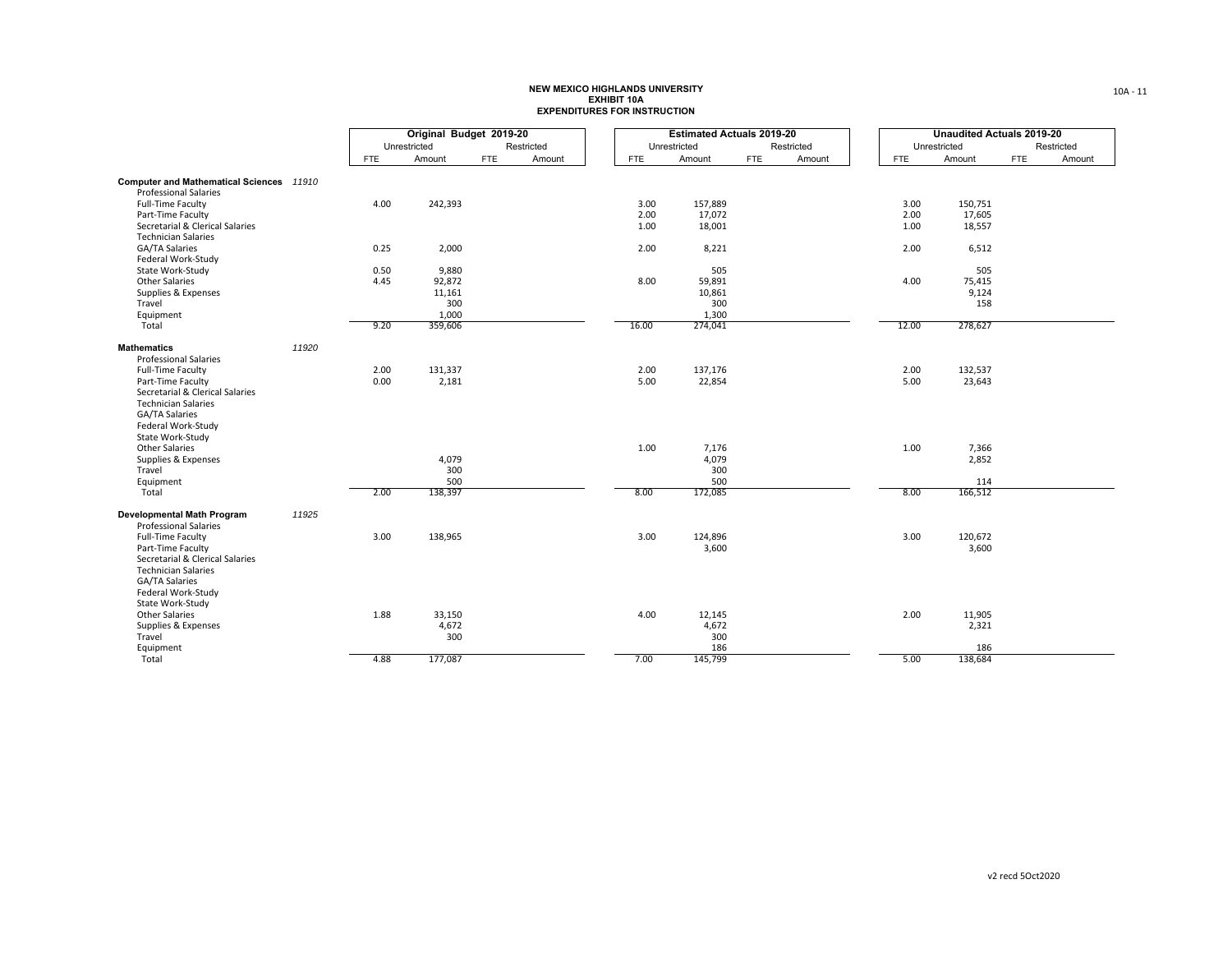**NEW MEXICO HIGHLANDS UNIVERSITY**
**EXHIBIT 10A**
**EXPENDITURES FOR INSTRUCTION**

| | | Original Budget 2019-20 | | | | Estimated Actuals 2019-20 | | | | Unaudited Actuals 2019-20 | | | |
|---|---|---|---|---|---|---|---|---|---|---|---|---|---|
| | | Unrestricted | | Restricted | | Unrestricted | | Restricted | | Unrestricted | | Restricted | |
| | | FTE | Amount | FTE | Amount | FTE | Amount | FTE | Amount | FTE | Amount | FTE | Amount |
| **Computer and Mathematical Sciences** | *11910* | | | | | | | | | | | | |
| Professional Salaries | | | | | | | | | | | | | |
| Full-Time Faculty | | 4.00 | 242,393 | | | 3.00 | 157,889 | | | 3.00 | 150,751 | | |
| Part-Time Faculty | | | | | | 2.00 | 17,072 | | | 2.00 | 17,605 | | |
| Secretarial & Clerical Salaries | | | | | | 1.00 | 18,001 | | | 1.00 | 18,557 | | |
| Technician Salaries | | | | | | | | | | | | | |
| GA/TA Salaries | | 0.25 | 2,000 | | | 2.00 | 8,221 | | | 2.00 | 6,512 | | |
| Federal Work-Study | | | | | | | | | | | | | |
| State Work-Study | | 0.50 | 9,880 | | | | 505 | | | | 505 | | |
| Other Salaries | | 4.45 | 92,872 | | | 8.00 | 59,891 | | | 4.00 | 75,415 | | |
| Supplies & Expenses | | | 11,161 | | | | 10,861 | | | | 9,124 | | |
| Travel | | | 300 | | | | 300 | | | | 158 | | |
| Equipment | | | 1,000 | | | | 1,300 | | | | | | |
| Total | | 9.20 | 359,606 | | | 16.00 | 274,041 | | | 12.00 | 278,627 | | |
| **Mathematics** | *11920* | | | | | | | | | | | | |
| Professional Salaries | | | | | | | | | | | | | |
| Full-Time Faculty | | 2.00 | 131,337 | | | 2.00 | 137,176 | | | 2.00 | 132,537 | | |
| Part-Time Faculty | | 0.00 | 2,181 | | | 5.00 | 22,854 | | | 5.00 | 23,643 | | |
| Secretarial & Clerical Salaries | | | | | | | | | | | | | |
| Technician Salaries | | | | | | | | | | | | | |
| GA/TA Salaries | | | | | | | | | | | | | |
| Federal Work-Study | | | | | | | | | | | | | |
| State Work-Study | | | | | | | | | | | | | |
| Other Salaries | | | | | | 1.00 | 7,176 | | | 1.00 | 7,366 | | |
| Supplies & Expenses | | | 4,079 | | | | 4,079 | | | | 2,852 | | |
| Travel | | | 300 | | | | 300 | | | | | | |
| Equipment | | | 500 | | | | 500 | | | | 114 | | |
| Total | | 2.00 | 138,397 | | | 8.00 | 172,085 | | | 8.00 | 166,512 | | |
| **Developmental Math Program** | *11925* | | | | | | | | | | | | |
| Professional Salaries | | | | | | | | | | | | | |
| Full-Time Faculty | | 3.00 | 138,965 | | | 3.00 | 124,896 | | | 3.00 | 120,672 | | |
| Part-Time Faculty | | | | | | | 3,600 | | | | 3,600 | | |
| Secretarial & Clerical Salaries | | | | | | | | | | | | | |
| Technician Salaries | | | | | | | | | | | | | |
| GA/TA Salaries | | | | | | | | | | | | | |
| Federal Work-Study | | | | | | | | | | | | | |
| State Work-Study | | | | | | | | | | | | | |
| Other Salaries | | 1.88 | 33,150 | | | 4.00 | 12,145 | | | 2.00 | 11,905 | | |
| Supplies & Expenses | | | 4,672 | | | | 4,672 | | | | 2,321 | | |
| Travel | | | 300 | | | | 300 | | | | | | |
| Equipment | | | | | | | 186 | | | | 186 | | |
| Total | | 4.88 | 177,087 | | | 7.00 | 145,799 | | | 5.00 | 138,684 | | |

v2 recd 5Oct2020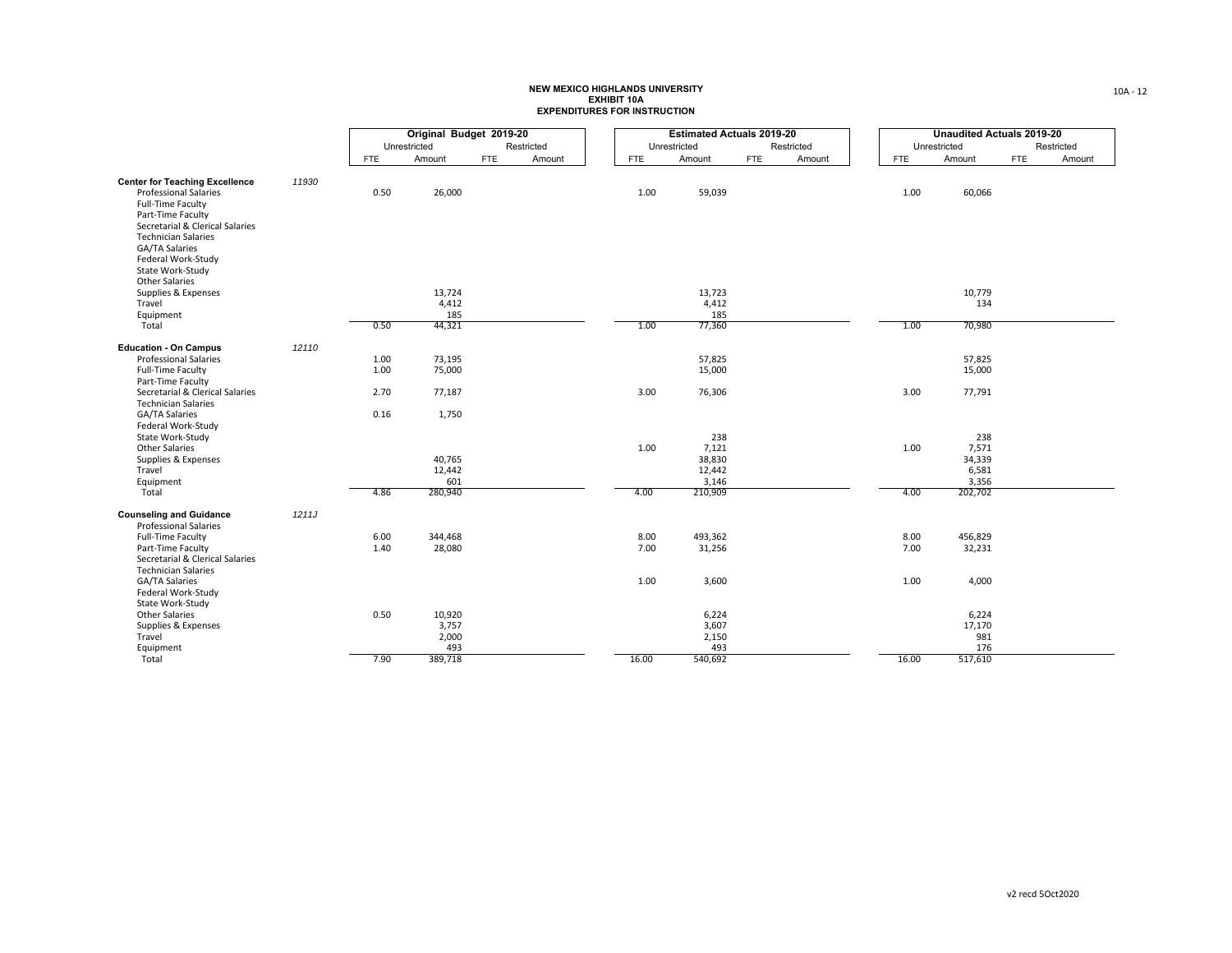**NEW MEXICO HIGHLANDS UNIVERSITY**
**EXHIBIT 10A**
**EXPENDITURES FOR INSTRUCTION**

| | | Original Budget 2019-20 | | | | Estimated Actuals 2019-20 | | | | Unaudited Actuals 2019-20 | | | |
|---|---|---|---|---|---|---|---|---|---|---|---|---|---|
| | | Unrestricted | | Restricted | | Unrestricted | | Restricted | | Unrestricted | | Restricted | |
| | | FTE | Amount | FTE | Amount | FTE | Amount | FTE | Amount | FTE | Amount | FTE | Amount |
| **Center for Teaching Excellence** | *11930* | | | | | | | | | | | | |
| Professional Salaries | | 0.50 | 26,000 | | | 1.00 | 59,039 | | | 1.00 | 60,066 | | |
| Full-Time Faculty | | | | | | | | | | | | | |
| Part-Time Faculty | | | | | | | | | | | | | |
| Secretarial & Clerical Salaries | | | | | | | | | | | | | |
| Technician Salaries | | | | | | | | | | | | | |
| GA/TA Salaries | | | | | | | | | | | | | |
| Federal Work-Study | | | | | | | | | | | | | |
| State Work-Study | | | | | | | | | | | | | |
| Other Salaries | | | | | | | | | | | | | |
| Supplies & Expenses | | | 13,724 | | | | 13,723 | | | | 10,779 | | |
| Travel | | | 4,412 | | | | 4,412 | | | | 134 | | |
| Equipment | | | 185 | | | | 185 | | | | | | |
| Total | | 0.50 | 44,321 | | | 1.00 | 77,360 | | | 1.00 | 70,980 | | |
| **Education - On Campus** | *12110* | | | | | | | | | | | | |
| Professional Salaries | | 1.00 | 73,195 | | | | 57,825 | | | | 57,825 | | |
| Full-Time Faculty | | 1.00 | 75,000 | | | | 15,000 | | | | 15,000 | | |
| Part-Time Faculty | | | | | | | | | | | | | |
| Secretarial & Clerical Salaries | | 2.70 | 77,187 | | | 3.00 | 76,306 | | | 3.00 | 77,791 | | |
| Technician Salaries | | | | | | | | | | | | | |
| GA/TA Salaries | | 0.16 | 1,750 | | | | | | | | | | |
| Federal Work-Study | | | | | | | | | | | | | |
| State Work-Study | | | | | | | 238 | | | | 238 | | |
| Other Salaries | | | | | | 1.00 | 7,121 | | | 1.00 | 7,571 | | |
| Supplies & Expenses | | | 40,765 | | | | 38,830 | | | | 34,339 | | |
| Travel | | | 12,442 | | | | 12,442 | | | | 6,581 | | |
| Equipment | | | 601 | | | | 3,146 | | | | 3,356 | | |
| Total | | 4.86 | 280,940 | | | 4.00 | 210,909 | | | 4.00 | 202,702 | | |
| **Counseling and Guidance** | *1211J* | | | | | | | | | | | | |
| Professional Salaries | | | | | | | | | | | | | |
| Full-Time Faculty | | 6.00 | 344,468 | | | 8.00 | 493,362 | | | 8.00 | 456,829 | | |
| Part-Time Faculty | | 1.40 | 28,080 | | | 7.00 | 31,256 | | | 7.00 | 32,231 | | |
| Secretarial & Clerical Salaries | | | | | | | | | | | | | |
| Technician Salaries | | | | | | | | | | | | | |
| GA/TA Salaries | | | | | | 1.00 | 3,600 | | | 1.00 | 4,000 | | |
| Federal Work-Study | | | | | | | | | | | | | |
| State Work-Study | | | | | | | | | | | | | |
| Other Salaries | | 0.50 | 10,920 | | | | 6,224 | | | | 6,224 | | |
| Supplies & Expenses | | | 3,757 | | | | 3,607 | | | | 17,170 | | |
| Travel | | | 2,000 | | | | 2,150 | | | | 981 | | |
| Equipment | | | 493 | | | | 493 | | | | 176 | | |
| Total | | 7.90 | 389,718 | | | 16.00 | 540,692 | | | 16.00 | 517,610 | | |

v2 recd 5Oct2020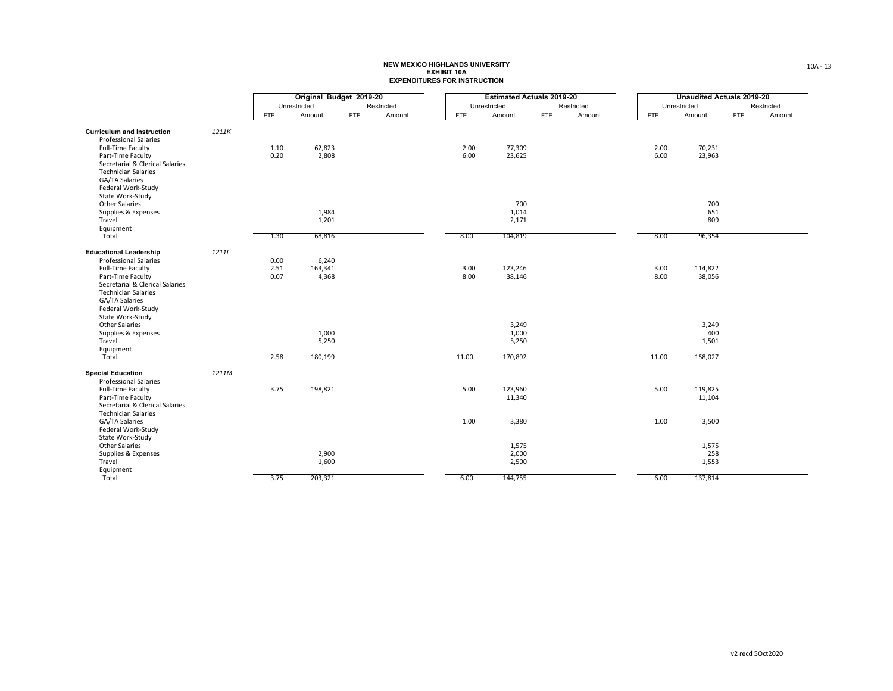**NEW MEXICO HIGHLANDS UNIVERSITY**
**EXHIBIT 10A**
**EXPENDITURES FOR INSTRUCTION**

| | | Original Budget 2019-20 | | | | Estimated Actuals 2019-20 | | | | Unaudited Actuals 2019-20 | | | |
|---|---|---|---|---|---|---|---|---|---|---|---|---|---|
| | | Unrestricted | | Restricted | | Unrestricted | | Restricted | | Unrestricted | | Restricted | |
| | | FTE | Amount | FTE | Amount | FTE | Amount | FTE | Amount | FTE | Amount | FTE | Amount |
| **Curriculum and Instruction** | *1211K* | | | | | | | | | | | | |
| Professional Salaries | | | | | | | | | | | | | |
| Full-Time Faculty | | 1.10 | 62,823 | | | 2.00 | 77,309 | | | 2.00 | 70,231 | | |
| Part-Time Faculty | | 0.20 | 2,808 | | | 6.00 | 23,625 | | | 6.00 | 23,963 | | |
| Secretarial & Clerical Salaries | | | | | | | | | | | | | |
| Technician Salaries | | | | | | | | | | | | | |
| GA/TA Salaries | | | | | | | | | | | | | |
| Federal Work-Study | | | | | | | | | | | | | |
| State Work-Study | | | | | | | | | | | | | |
| Other Salaries | | | | | | | 700 | | | | 700 | | |
| Supplies & Expenses | | | 1,984 | | | | 1,014 | | | | 651 | | |
| Travel | | | 1,201 | | | | 2,171 | | | | 809 | | |
| Equipment | | | | | | | | | | | | | |
| Total | | 1.30 | 68,816 | | | 8.00 | 104,819 | | | 8.00 | 96,354 | | |
| **Educational Leadership** | *1211L* | | | | | | | | | | | | |
| Professional Salaries | | 0.00 | 6,240 | | | | | | | | | | |
| Full-Time Faculty | | 2.51 | 163,341 | | | 3.00 | 123,246 | | | 3.00 | 114,822 | | |
| Part-Time Faculty | | 0.07 | 4,368 | | | 8.00 | 38,146 | | | 8.00 | 38,056 | | |
| Secretarial & Clerical Salaries | | | | | | | | | | | | | |
| Technician Salaries | | | | | | | | | | | | | |
| GA/TA Salaries | | | | | | | | | | | | | |
| Federal Work-Study | | | | | | | | | | | | | |
| State Work-Study | | | | | | | | | | | | | |
| Other Salaries | | | | | | | 3,249 | | | | 3,249 | | |
| Supplies & Expenses | | | 1,000 | | | | 1,000 | | | | 400 | | |
| Travel | | | 5,250 | | | | 5,250 | | | | 1,501 | | |
| Equipment | | | | | | | | | | | | | |
| Total | | 2.58 | 180,199 | | | 11.00 | 170,892 | | | 11.00 | 158,027 | | |
| **Special Education** | *1211M* | | | | | | | | | | | | |
| Professional Salaries | | | | | | | | | | | | | |
| Full-Time Faculty | | 3.75 | 198,821 | | | 5.00 | 123,960 | | | 5.00 | 119,825 | | |
| Part-Time Faculty | | | | | | | 11,340 | | | | 11,104 | | |
| Secretarial & Clerical Salaries | | | | | | | | | | | | | |
| Technician Salaries | | | | | | | | | | | | | |
| GA/TA Salaries | | | | | | 1.00 | 3,380 | | | 1.00 | 3,500 | | |
| Federal Work-Study | | | | | | | | | | | | | |
| State Work-Study | | | | | | | | | | | | | |
| Other Salaries | | | | | | | 1,575 | | | | 1,575 | | |
| Supplies & Expenses | | | 2,900 | | | | 2,000 | | | | 258 | | |
| Travel | | | 1,600 | | | | 2,500 | | | | 1,553 | | |
| Equipment | | | | | | | | | | | | | |
| Total | | 3.75 | 203,321 | | | 6.00 | 144,755 | | | 6.00 | 137,814 | | |

v2 recd 5Oct2020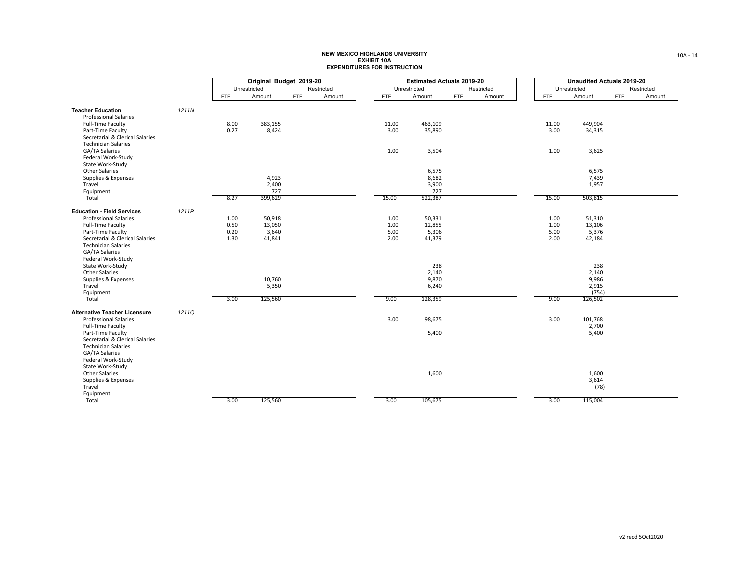**NEW MEXICO HIGHLANDS UNIVERSITY**
**EXHIBIT 10A**
**EXPENDITURES FOR INSTRUCTION**

| | | Original Budget 2019-20 | | | | Estimated Actuals 2019-20 | | | | Unaudited Actuals 2019-20 | | | |
|---|---|---|---|---|---|---|---|---|---|---|---|---|---|
| | | Unrestricted | | Restricted | | Unrestricted | | Restricted | | Unrestricted | | Restricted | |
| | | FTE | Amount | FTE | Amount | FTE | Amount | FTE | Amount | FTE | Amount | FTE | Amount |
| **Teacher Education** | *1211N* | | | | | | | | | | | | |
| Professional Salaries | | | | | | | | | | | | | |
| Full-Time Faculty | | 8.00 | 383,155 | | | 11.00 | 463,109 | | | 11.00 | 449,904 | | |
| Part-Time Faculty | | 0.27 | 8,424 | | | 3.00 | 35,890 | | | 3.00 | 34,315 | | |
| Secretarial & Clerical Salaries | | | | | | | | | | | | | |
| Technician Salaries | | | | | | | | | | | | | |
| GA/TA Salaries | | | | | | 1.00 | 3,504 | | | 1.00 | 3,625 | | |
| Federal Work-Study | | | | | | | | | | | | | |
| State Work-Study | | | | | | | | | | | | | |
| Other Salaries | | | | | | | 6,575 | | | | 6,575 | | |
| Supplies & Expenses | | | 4,923 | | | | 8,682 | | | | 7,439 | | |
| Travel | | | 2,400 | | | | 3,900 | | | | 1,957 | | |
| Equipment | | | 727 | | | | 727 | | | | | | |
| Total | | 8.27 | 399,629 | | | 15.00 | 522,387 | | | 15.00 | 503,815 | | |
| **Education - Field Services** | *1211P* | | | | | | | | | | | | |
| Professional Salaries | | 1.00 | 50,918 | | | 1.00 | 50,331 | | | 1.00 | 51,310 | | |
| Full-Time Faculty | | 0.50 | 13,050 | | | 1.00 | 12,855 | | | 1.00 | 13,106 | | |
| Part-Time Faculty | | 0.20 | 3,640 | | | 5.00 | 5,306 | | | 5.00 | 5,376 | | |
| Secretarial & Clerical Salaries | | 1.30 | 41,841 | | | 2.00 | 41,379 | | | 2.00 | 42,184 | | |
| Technician Salaries | | | | | | | | | | | | | |
| GA/TA Salaries | | | | | | | | | | | | | |
| Federal Work-Study | | | | | | | | | | | | | |
| State Work-Study | | | | | | | 238 | | | | 238 | | |
| Other Salaries | | | | | | | 2,140 | | | | 2,140 | | |
| Supplies & Expenses | | | 10,760 | | | | 9,870 | | | | 9,986 | | |
| Travel | | | 5,350 | | | | 6,240 | | | | 2,915 | | |
| Equipment | | | | | | | | | | | (754) | | |
| Total | | 3.00 | 125,560 | | | 9.00 | 128,359 | | | 9.00 | 126,502 | | |
| **Alternative Teacher Licensure** | *1211Q* | | | | | | | | | | | | |
| Professional Salaries | | | | | | 3.00 | 98,675 | | | 3.00 | 101,768 | | |
| Full-Time Faculty | | | | | | | | | | | 2,700 | | |
| Part-Time Faculty | | | | | | | 5,400 | | | | 5,400 | | |
| Secretarial & Clerical Salaries | | | | | | | | | | | | | |
| Technician Salaries | | | | | | | | | | | | | |
| GA/TA Salaries | | | | | | | | | | | | | |
| Federal Work-Study | | | | | | | | | | | | | |
| State Work-Study | | | | | | | | | | | | | |
| Other Salaries | | | | | | | 1,600 | | | | 1,600 | | |
| Supplies & Expenses | | | | | | | | | | | 3,614 | | |
| Travel | | | | | | | | | | | (78) | | |
| Equipment | | | | | | | | | | | | | |
| Total | | 3.00 | 125,560 | | | 3.00 | 105,675 | | | 3.00 | 115,004 | | |

v2 recd 5Oct2020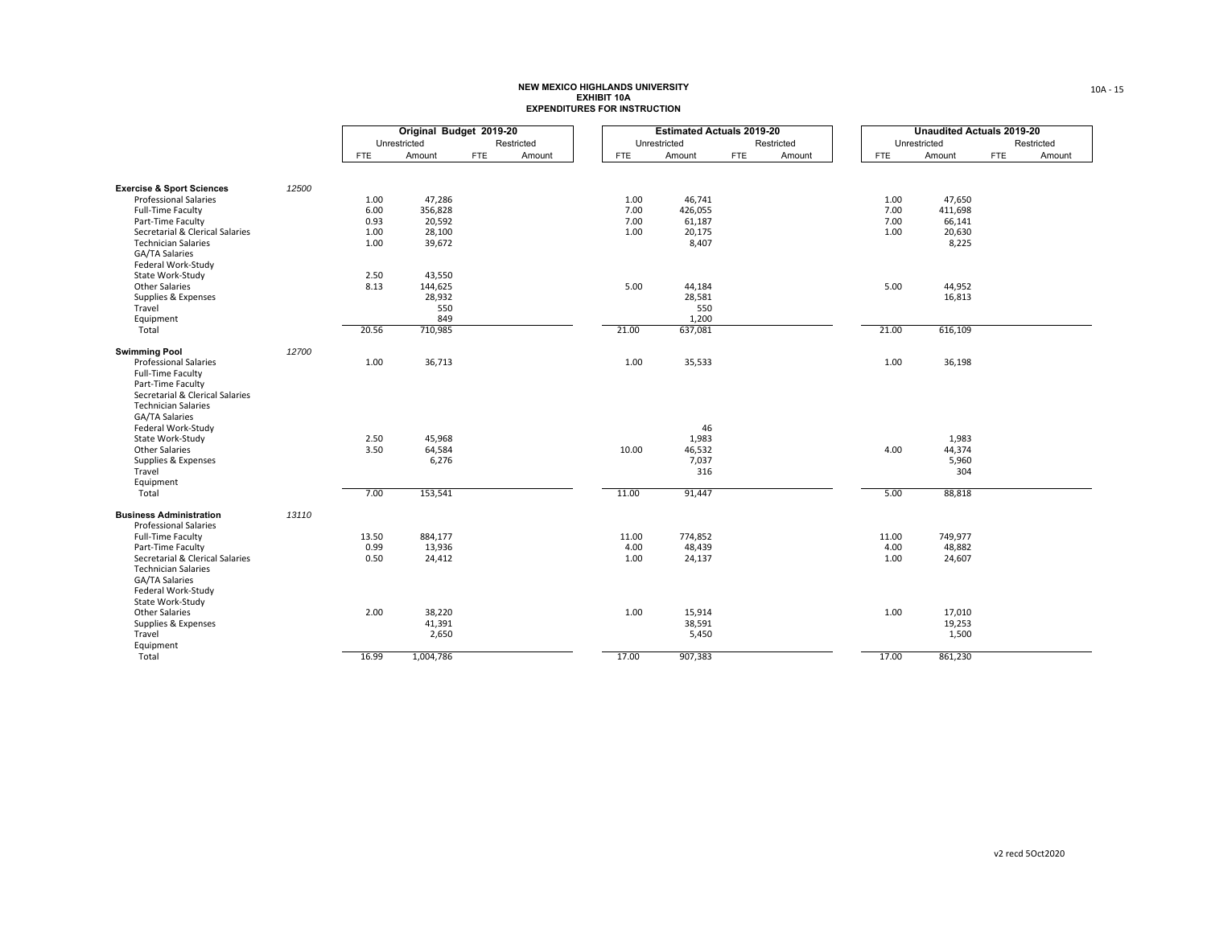**NEW MEXICO HIGHLANDS UNIVERSITY**
**EXHIBIT 10A**
**EXPENDITURES FOR INSTRUCTION**

| | | Original Budget 2019-20 | | | | Estimated Actuals 2019-20 | | | | Unaudited Actuals 2019-20 | | | |
|---|---|---|---|---|---|---|---|---|---|---|---|---|---|
| | | Unrestricted | | Restricted | | Unrestricted | | Restricted | | Unrestricted | | Restricted | |
| | | FTE | Amount | FTE | Amount | FTE | Amount | FTE | Amount | FTE | Amount | FTE | Amount |
| **Exercise & Sport Sciences** | *12500* | | | | | | | | | | | | |
| Professional Salaries | | 1.00 | 47,286 | | | 1.00 | 46,741 | | | 1.00 | 47,650 | | |
| Full-Time Faculty | | 6.00 | 356,828 | | | 7.00 | 426,055 | | | 7.00 | 411,698 | | |
| Part-Time Faculty | | 0.93 | 20,592 | | | 7.00 | 61,187 | | | 7.00 | 66,141 | | |
| Secretarial & Clerical Salaries | | 1.00 | 28,100 | | | 1.00 | 20,175 | | | 1.00 | 20,630 | | |
| Technician Salaries | | 1.00 | 39,672 | | | | 8,407 | | | | 8,225 | | |
| GA/TA Salaries | | | | | | | | | | | | | |
| Federal Work-Study | | | | | | | | | | | | | |
| State Work-Study | | 2.50 | 43,550 | | | | | | | | | | |
| Other Salaries | | 8.13 | 144,625 | | | 5.00 | 44,184 | | | 5.00 | 44,952 | | |
| Supplies & Expenses | | | 28,932 | | | | 28,581 | | | | 16,813 | | |
| Travel | | | 550 | | | | 550 | | | | | | |
| Equipment | | | 849 | | | | 1,200 | | | | | | |
| Total | | 20.56 | 710,985 | | | 21.00 | 637,081 | | | 21.00 | 616,109 | | |
| **Swimming Pool** | *12700* | | | | | | | | | | | | |
| Professional Salaries | | 1.00 | 36,713 | | | 1.00 | 35,533 | | | 1.00 | 36,198 | | |
| Full-Time Faculty | | | | | | | | | | | | | |
| Part-Time Faculty | | | | | | | | | | | | | |
| Secretarial & Clerical Salaries | | | | | | | | | | | | | |
| Technician Salaries | | | | | | | | | | | | | |
| GA/TA Salaries | | | | | | | | | | | | | |
| Federal Work-Study | | | | | | | 46 | | | | | | |
| State Work-Study | | 2.50 | 45,968 | | | | 1,983 | | | | 1,983 | | |
| Other Salaries | | 3.50 | 64,584 | | | 10.00 | 46,532 | | | 4.00 | 44,374 | | |
| Supplies & Expenses | | | 6,276 | | | | 7,037 | | | | 5,960 | | |
| Travel | | | | | | | 316 | | | | 304 | | |
| Equipment | | | | | | | | | | | | | |
| Total | | 7.00 | 153,541 | | | 11.00 | 91,447 | | | 5.00 | 88,818 | | |
| **Business Administration** | *13110* | | | | | | | | | | | | |
| Professional Salaries | | | | | | | | | | | | | |
| Full-Time Faculty | | 13.50 | 884,177 | | | 11.00 | 774,852 | | | 11.00 | 749,977 | | |
| Part-Time Faculty | | 0.99 | 13,936 | | | 4.00 | 48,439 | | | 4.00 | 48,882 | | |
| Secretarial & Clerical Salaries | | 0.50 | 24,412 | | | 1.00 | 24,137 | | | 1.00 | 24,607 | | |
| Technician Salaries | | | | | | | | | | | | | |
| GA/TA Salaries | | | | | | | | | | | | | |
| Federal Work-Study | | | | | | | | | | | | | |
| State Work-Study | | | | | | | | | | | | | |
| Other Salaries | | 2.00 | 38,220 | | | 1.00 | 15,914 | | | 1.00 | 17,010 | | |
| Supplies & Expenses | | | 41,391 | | | | 38,591 | | | | 19,253 | | |
| Travel | | | 2,650 | | | | 5,450 | | | | 1,500 | | |
| Equipment | | | | | | | | | | | | | |
| Total | | 16.99 | 1,004,786 | | | 17.00 | 907,383 | | | 17.00 | 861,230 | | |

v2 recd 5Oct2020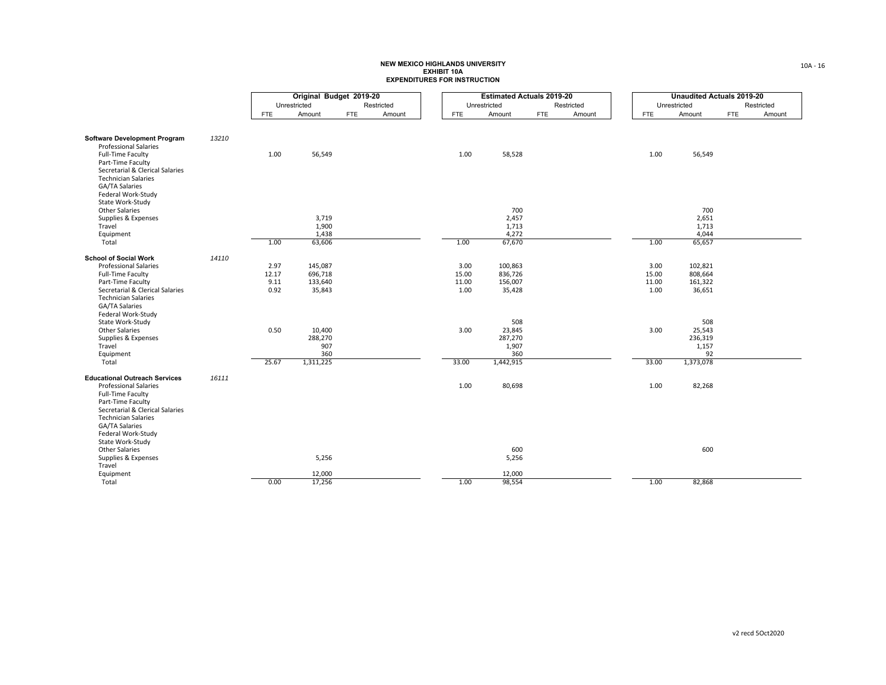# NEW MEXICO HIGHLANDS UNIVERSITY
## EXHIBIT 10A
## EXPENDITURES FOR INSTRUCTION

| | | Original Budget 2019-20 | | | | Estimated Actuals 2019-20 | | | | Unaudited Actuals 2019-20 | | | |
|---|---|---|---|---|---|---|---|---|---|---|---|---|---|
| | | Unrestricted | | Restricted | | Unrestricted | | Restricted | | Unrestricted | | Restricted | |
| | | FTE | Amount | FTE | Amount | FTE | Amount | FTE | Amount | FTE | Amount | FTE | Amount |
| **Software Development Program** | *13210* | | | | | | | | | | | | |
| Professional Salaries | | | | | | | | | | | | | |
| Full-Time Faculty | | 1.00 | 56,549 | | | 1.00 | 58,528 | | | 1.00 | 56,549 | | |
| Part-Time Faculty | | | | | | | | | | | | | |
| Secretarial & Clerical Salaries | | | | | | | | | | | | | |
| Technician Salaries | | | | | | | | | | | | | |
| GA/TA Salaries | | | | | | | | | | | | | |
| Federal Work-Study | | | | | | | | | | | | | |
| State Work-Study | | | | | | | | | | | | | |
| Other Salaries | | | | | | | 700 | | | | 700 | | |
| Supplies & Expenses | | | 3,719 | | | | 2,457 | | | | 2,651 | | |
| Travel | | | 1,900 | | | | 1,713 | | | | 1,713 | | |
| Equipment | | | 1,438 | | | | 4,272 | | | | 4,044 | | |
| Total | | 1.00 | 63,606 | | | 1.00 | 67,670 | | | 1.00 | 65,657 | | |
| **School of Social Work** | *14110* | | | | | | | | | | | | |
| Professional Salaries | | 2.97 | 145,087 | | | 3.00 | 100,863 | | | 3.00 | 102,821 | | |
| Full-Time Faculty | | 12.17 | 696,718 | | | 15.00 | 836,726 | | | 15.00 | 808,664 | | |
| Part-Time Faculty | | 9.11 | 133,640 | | | 11.00 | 156,007 | | | 11.00 | 161,322 | | |
| Secretarial & Clerical Salaries | | 0.92 | 35,843 | | | 1.00 | 35,428 | | | 1.00 | 36,651 | | |
| Technician Salaries | | | | | | | | | | | | | |
| GA/TA Salaries | | | | | | | | | | | | | |
| Federal Work-Study | | | | | | | | | | | | | |
| State Work-Study | | | | | | | 508 | | | | 508 | | |
| Other Salaries | | 0.50 | 10,400 | | | 3.00 | 23,845 | | | 3.00 | 25,543 | | |
| Supplies & Expenses | | | 288,270 | | | | 287,270 | | | | 236,319 | | |
| Travel | | | 907 | | | | 1,907 | | | | 1,157 | | |
| Equipment | | | 360 | | | | 360 | | | | 92 | | |
| Total | | 25.67 | 1,311,225 | | | 33.00 | 1,442,915 | | | 33.00 | 1,373,078 | | |
| **Educational Outreach Services** | *16111* | | | | | | | | | | | | |
| Professional Salaries | | | | | | 1.00 | 80,698 | | | 1.00 | 82,268 | | |
| Full-Time Faculty | | | | | | | | | | | | | |
| Part-Time Faculty | | | | | | | | | | | | | |
| Secretarial & Clerical Salaries | | | | | | | | | | | | | |
| Technician Salaries | | | | | | | | | | | | | |
| GA/TA Salaries | | | | | | | | | | | | | |
| Federal Work-Study | | | | | | | | | | | | | |
| State Work-Study | | | | | | | | | | | | | |
| Other Salaries | | | | | | | 600 | | | | 600 | | |
| Supplies & Expenses | | | 5,256 | | | | 5,256 | | | | | | |
| Travel | | | | | | | | | | | | | |
| Equipment | | | 12,000 | | | | 12,000 | | | | | | |
| Total | | 0.00 | 17,256 | | | 1.00 | 98,554 | | | 1.00 | 82,868 | | |

v2 recd 5Oct2020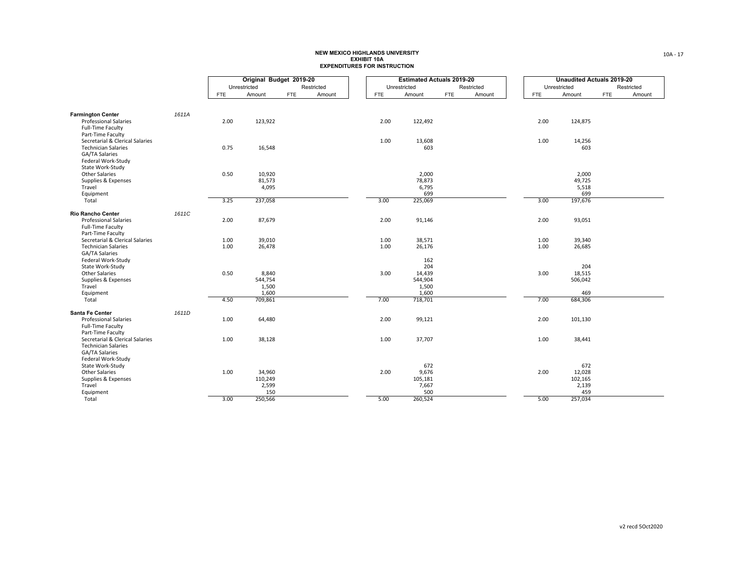**NEW MEXICO HIGHLANDS UNIVERSITY**
**EXHIBIT 10A**
**EXPENDITURES FOR INSTRUCTION**

| | | Original Budget 2019-20 | | | | Estimated Actuals 2019-20 | | | | Unaudited Actuals 2019-20 | | | |
|---|---|---|---|---|---|---|---|---|---|---|---|---|---|
| | | Unrestricted | | Restricted | | Unrestricted | | Restricted | | Unrestricted | | Restricted | |
| | | FTE | Amount | FTE | Amount | FTE | Amount | FTE | Amount | FTE | Amount | FTE | Amount |
| **Farmington Center** | *1611A* | | | | | | | | | | | | |
| Professional Salaries | | 2.00 | 123,922 | | | 2.00 | 122,492 | | | 2.00 | 124,875 | | |
| Full-Time Faculty | | | | | | | | | | | | | |
| Part-Time Faculty | | | | | | | | | | | | | |
| Secretarial & Clerical Salaries | | | | | | 1.00 | 13,608 | | | 1.00 | 14,256 | | |
| Technician Salaries | | 0.75 | 16,548 | | | | 603 | | | | 603 | | |
| GA/TA Salaries | | | | | | | | | | | | | |
| Federal Work-Study | | | | | | | | | | | | | |
| State Work-Study | | | | | | | | | | | | | |
| Other Salaries | | 0.50 | 10,920 | | | | 2,000 | | | | 2,000 | | |
| Supplies & Expenses | | | 81,573 | | | | 78,873 | | | | 49,725 | | |
| Travel | | | 4,095 | | | | 6,795 | | | | 5,518 | | |
| Equipment | | | | | | | 699 | | | | 699 | | |
| Total | | 3.25 | 237,058 | | | 3.00 | 225,069 | | | 3.00 | 197,676 | | |
| **Rio Rancho Center** | *1611C* | | | | | | | | | | | | |
| Professional Salaries | | 2.00 | 87,679 | | | 2.00 | 91,146 | | | 2.00 | 93,051 | | |
| Full-Time Faculty | | | | | | | | | | | | | |
| Part-Time Faculty | | | | | | | | | | | | | |
| Secretarial & Clerical Salaries | | 1.00 | 39,010 | | | 1.00 | 38,571 | | | 1.00 | 39,340 | | |
| Technician Salaries | | 1.00 | 26,478 | | | 1.00 | 26,176 | | | 1.00 | 26,685 | | |
| GA/TA Salaries | | | | | | | | | | | | | |
| Federal Work-Study | | | | | | | 162 | | | | | | |
| State Work-Study | | | | | | | 204 | | | | 204 | | |
| Other Salaries | | 0.50 | 8,840 | | | 3.00 | 14,439 | | | 3.00 | 18,515 | | |
| Supplies & Expenses | | | 544,754 | | | | 544,904 | | | | 506,042 | | |
| Travel | | | 1,500 | | | | 1,500 | | | | | | |
| Equipment | | | 1,600 | | | | 1,600 | | | | 469 | | |
| Total | | 4.50 | 709,861 | | | 7.00 | 718,701 | | | 7.00 | 684,306 | | |
| **Santa Fe Center** | *1611D* | | | | | | | | | | | | |
| Professional Salaries | | 1.00 | 64,480 | | | 2.00 | 99,121 | | | 2.00 | 101,130 | | |
| Full-Time Faculty | | | | | | | | | | | | | |
| Part-Time Faculty | | | | | | | | | | | | | |
| Secretarial & Clerical Salaries | | 1.00 | 38,128 | | | 1.00 | 37,707 | | | 1.00 | 38,441 | | |
| Technician Salaries | | | | | | | | | | | | | |
| GA/TA Salaries | | | | | | | | | | | | | |
| Federal Work-Study | | | | | | | | | | | | | |
| State Work-Study | | | | | | | 672 | | | | 672 | | |
| Other Salaries | | 1.00 | 34,960 | | | 2.00 | 9,676 | | | 2.00 | 12,028 | | |
| Supplies & Expenses | | | 110,249 | | | | 105,181 | | | | 102,165 | | |
| Travel | | | 2,599 | | | | 7,667 | | | | 2,139 | | |
| Equipment | | | 150 | | | | 500 | | | | 459 | | |
| Total | | 3.00 | 250,566 | | | 5.00 | 260,524 | | | 5.00 | 257,034 | | |

v2 recd 5Oct2020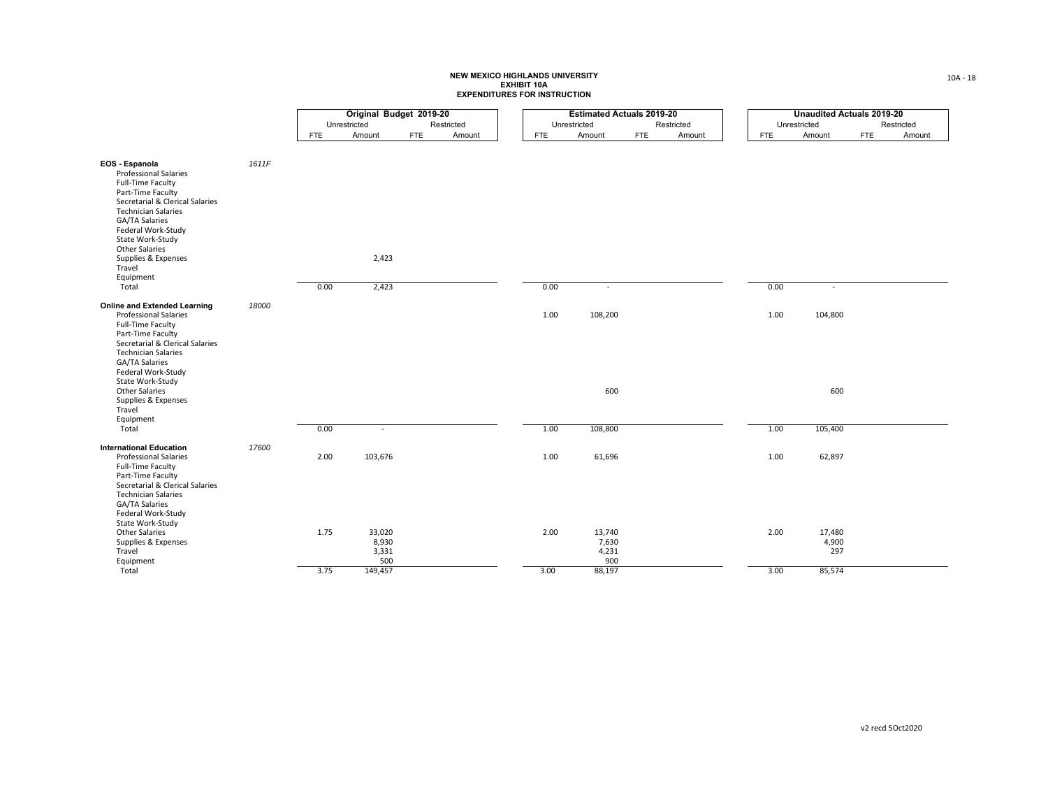**NEW MEXICO HIGHLANDS UNIVERSITY**
**EXHIBIT 10A**
**EXPENDITURES FOR INSTRUCTION**

| | | Original Budget 2019-20 | | | | Estimated Actuals 2019-20 | | | | Unaudited Actuals 2019-20 | | | |
|---|---|---|---|---|---|---|---|---|---|---|---|---|---|
| | | Unrestricted | | Restricted | | Unrestricted | | Restricted | | Unrestricted | | Restricted | |
| | | FTE | Amount | FTE | Amount | FTE | Amount | FTE | Amount | FTE | Amount | FTE | Amount |
| **EOS - Espanola** | *1611F* | | | | | | | | | | | | |
| Professional Salaries | | | | | | | | | | | | | |
| Full-Time Faculty | | | | | | | | | | | | | |
| Part-Time Faculty | | | | | | | | | | | | | |
| Secretarial & Clerical Salaries | | | | | | | | | | | | | |
| Technician Salaries | | | | | | | | | | | | | |
| GA/TA Salaries | | | | | | | | | | | | | |
| Federal Work-Study | | | | | | | | | | | | | |
| State Work-Study | | | | | | | | | | | | | |
| Other Salaries | | | | | | | | | | | | | |
| Supplies & Expenses | | | 2,423 | | | | | | | | | | |
| Travel | | | | | | | | | | | | | |
| Equipment | | | | | | | | | | | | | |
| Total | | 0.00 | 2,423 | | | 0.00 | - | | | 0.00 | - | | |
| **Online and Extended Learning** | *18000* | | | | | | | | | | | | |
| Professional Salaries | | | | | | 1.00 | 108,200 | | | 1.00 | 104,800 | | |
| Full-Time Faculty | | | | | | | | | | | | | |
| Part-Time Faculty | | | | | | | | | | | | | |
| Secretarial & Clerical Salaries | | | | | | | | | | | | | |
| Technician Salaries | | | | | | | | | | | | | |
| GA/TA Salaries | | | | | | | | | | | | | |
| Federal Work-Study | | | | | | | | | | | | | |
| State Work-Study | | | | | | | | | | | | | |
| Other Salaries | | | | | | | 600 | | | | 600 | | |
| Supplies & Expenses | | | | | | | | | | | | | |
| Travel | | | | | | | | | | | | | |
| Equipment | | | | | | | | | | | | | |
| Total | | 0.00 | - | | | 1.00 | 108,800 | | | 1.00 | 105,400 | | |
| **International Education** | *17600* | | | | | | | | | | | | |
| Professional Salaries | | 2.00 | 103,676 | | | 1.00 | 61,696 | | | 1.00 | 62,897 | | |
| Full-Time Faculty | | | | | | | | | | | | | |
| Part-Time Faculty | | | | | | | | | | | | | |
| Secretarial & Clerical Salaries | | | | | | | | | | | | | |
| Technician Salaries | | | | | | | | | | | | | |
| GA/TA Salaries | | | | | | | | | | | | | |
| Federal Work-Study | | | | | | | | | | | | | |
| State Work-Study | | | | | | | | | | | | | |
| Other Salaries | | 1.75 | 33,020 | | | 2.00 | 13,740 | | | 2.00 | 17,480 | | |
| Supplies & Expenses | | | 8,930 | | | | 7,630 | | | | 4,900 | | |
| Travel | | | 3,331 | | | | 4,231 | | | | 297 | | |
| Equipment | | | 500 | | | | 900 | | | | | | |
| Total | | 3.75 | 149,457 | | | 3.00 | 88,197 | | | 3.00 | 85,574 | | |

v2 recd 5Oct2020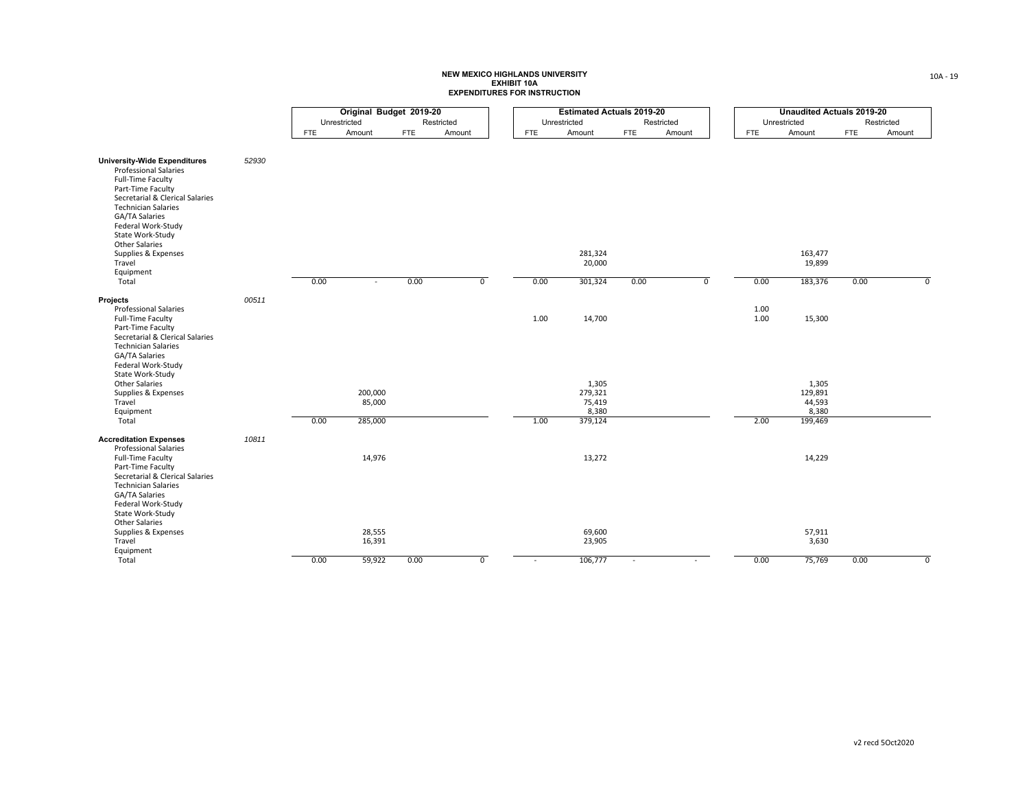**NEW MEXICO HIGHLANDS UNIVERSITY**
**EXHIBIT 10A**
**EXPENDITURES FOR INSTRUCTION**

| | | Original Budget 2019-20 | | | | Estimated Actuals 2019-20 | | | | Unaudited Actuals 2019-20 | | | |
|---|---|---|---|---|---|---|---|---|---|---|---|---|---|
| | | Unrestricted | | Restricted | | Unrestricted | | Restricted | | Unrestricted | | Restricted | |
| | | FTE | Amount | FTE | Amount | FTE | Amount | FTE | Amount | FTE | Amount | FTE | Amount |
| **University-Wide Expenditures** | 52930 | | | | | | | | | | | | |
| Professional Salaries | | | | | | | | | | | | | |
| Full-Time Faculty | | | | | | | | | | | | | |
| Part-Time Faculty | | | | | | | | | | | | | |
| Secretarial & Clerical Salaries | | | | | | | | | | | | | |
| Technician Salaries | | | | | | | | | | | | | |
| GA/TA Salaries | | | | | | | | | | | | | |
| Federal Work-Study | | | | | | | | | | | | | |
| State Work-Study | | | | | | | | | | | | | |
| Other Salaries | | | | | | | | | | | | | |
| Supplies & Expenses | | | | | | | 281,324 | | | | 163,477 | | |
| Travel | | | | | | | 20,000 | | | | 19,899 | | |
| Equipment | | | | | | | | | | | | | |
| Total | | 0.00 | - | 0.00 | 0 | 0.00 | 301,324 | 0.00 | 0 | 0.00 | 183,376 | 0.00 | 0 |
| **Projects** | 00511 | | | | | | | | | | | | |
| Professional Salaries | | | | | | | | | | 1.00 | | | |
| Full-Time Faculty | | | | | | 1.00 | 14,700 | | | 1.00 | 15,300 | | |
| Part-Time Faculty | | | | | | | | | | | | | |
| Secretarial & Clerical Salaries | | | | | | | | | | | | | |
| Technician Salaries | | | | | | | | | | | | | |
| GA/TA Salaries | | | | | | | | | | | | | |
| Federal Work-Study | | | | | | | | | | | | | |
| State Work-Study | | | | | | | | | | | | | |
| Other Salaries | | | | | | | 1,305 | | | | 1,305 | | |
| Supplies & Expenses | | | 200,000 | | | | 279,321 | | | | 129,891 | | |
| Travel | | | 85,000 | | | | 75,419 | | | | 44,593 | | |
| Equipment | | | | | | | 8,380 | | | | 8,380 | | |
| Total | | 0.00 | 285,000 | | | 1.00 | 379,124 | | | 2.00 | 199,469 | | |
| **Accreditation Expenses** | 10811 | | | | | | | | | | | | |
| Professional Salaries | | | | | | | | | | | | | |
| Full-Time Faculty | | | 14,976 | | | | 13,272 | | | | 14,229 | | |
| Part-Time Faculty | | | | | | | | | | | | | |
| Secretarial & Clerical Salaries | | | | | | | | | | | | | |
| Technician Salaries | | | | | | | | | | | | | |
| GA/TA Salaries | | | | | | | | | | | | | |
| Federal Work-Study | | | | | | | | | | | | | |
| State Work-Study | | | | | | | | | | | | | |
| Other Salaries | | | | | | | | | | | | | |
| Supplies & Expenses | | | 28,555 | | | | 69,600 | | | | 57,911 | | |
| Travel | | | 16,391 | | | | 23,905 | | | | 3,630 | | |
| Equipment | | | | | | | | | | | | | |
| Total | | 0.00 | 59,922 | 0.00 | 0 | - | 106,777 | - | - | 0.00 | 75,769 | 0.00 | 0 |

v2 recd 5Oct2020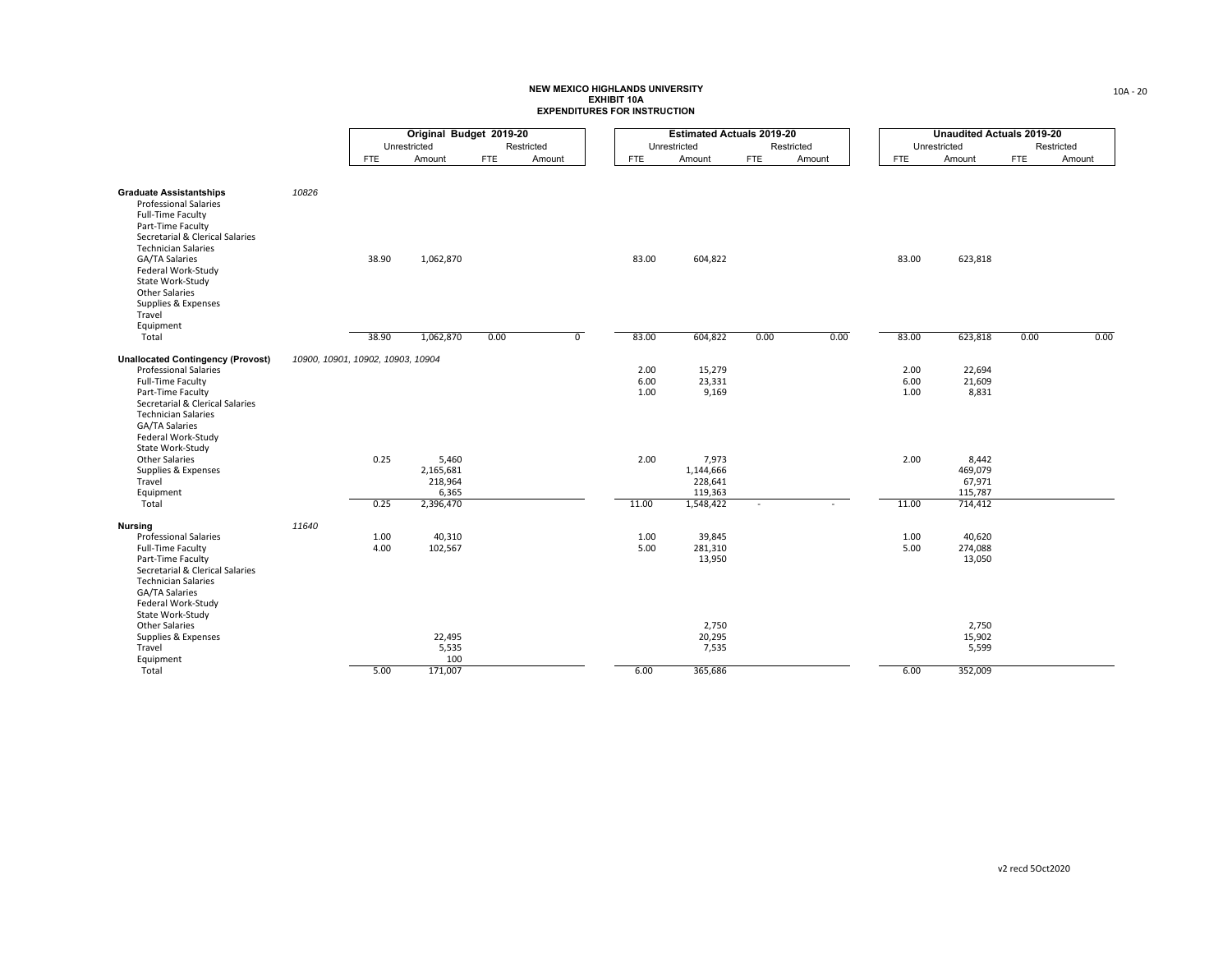# NEW MEXICO HIGHLANDS UNIVERSITY
## EXHIBIT 10A
## EXPENDITURES FOR INSTRUCTION

| | | Original Budget 2019-20 | | | | Estimated Actuals 2019-20 | | | | Unaudited Actuals 2019-20 | | | |
|---|---|---|---|---|---|---|---|---|---|---|---|---|---|
| | | Unrestricted | | Restricted | | Unrestricted | | Restricted | | Unrestricted | | Restricted | |
| | | FTE | Amount | FTE | Amount | FTE | Amount | FTE | Amount | FTE | Amount | FTE | Amount |
| **Graduate Assistantships** | *10826* | | | | | | | | | | | | |
| Professional Salaries | | | | | | | | | | | | | |
| Full-Time Faculty | | | | | | | | | | | | | |
| Part-Time Faculty | | | | | | | | | | | | | |
| Secretarial & Clerical Salaries | | | | | | | | | | | | | |
| Technician Salaries | | | | | | | | | | | | | |
| GA/TA Salaries | | 38.90 | 1,062,870 | | | 83.00 | 604,822 | | | 83.00 | 623,818 | | |
| Federal Work-Study | | | | | | | | | | | | | |
| State Work-Study | | | | | | | | | | | | | |
| Other Salaries | | | | | | | | | | | | | |
| Supplies & Expenses | | | | | | | | | | | | | |
| Travel | | | | | | | | | | | | | |
| Equipment | | | | | | | | | | | | | |
| Total | | 38.90 | 1,062,870 | 0.00 | 0 | 83.00 | 604,822 | 0.00 | 0.00 | 83.00 | 623,818 | 0.00 | 0.00 |
| **Unallocated Contingency (Provost)** | *10900, 10901, 10902, 10903, 10904* | | | | | | | | | | | | |
| Professional Salaries | | | | | | 2.00 | 15,279 | | | 2.00 | 22,694 | | |
| Full-Time Faculty | | | | | | 6.00 | 23,331 | | | 6.00 | 21,609 | | |
| Part-Time Faculty | | | | | | 1.00 | 9,169 | | | 1.00 | 8,831 | | |
| Secretarial & Clerical Salaries | | | | | | | | | | | | | |
| Technician Salaries | | | | | | | | | | | | | |
| GA/TA Salaries | | | | | | | | | | | | | |
| Federal Work-Study | | | | | | | | | | | | | |
| State Work-Study | | | | | | | | | | | | | |
| Other Salaries | | 0.25 | 5,460 | | | 2.00 | 7,973 | | | 2.00 | 8,442 | | |
| Supplies & Expenses | | | 2,165,681 | | | | 1,144,666 | | | | 469,079 | | |
| Travel | | | 218,964 | | | | 228,641 | | | | 67,971 | | |
| Equipment | | | 6,365 | | | | 119,363 | | | | 115,787 | | |
| Total | | 0.25 | 2,396,470 | | | 11.00 | 1,548,422 | - | - | 11.00 | 714,412 | | |
| **Nursing** | *11640* | | | | | | | | | | | | |
| Professional Salaries | | 1.00 | 40,310 | | | 1.00 | 39,845 | | | 1.00 | 40,620 | | |
| Full-Time Faculty | | 4.00 | 102,567 | | | 5.00 | 281,310 | | | 5.00 | 274,088 | | |
| Part-Time Faculty | | | | | | | 13,950 | | | | 13,050 | | |
| Secretarial & Clerical Salaries | | | | | | | | | | | | | |
| Technician Salaries | | | | | | | | | | | | | |
| GA/TA Salaries | | | | | | | | | | | | | |
| Federal Work-Study | | | | | | | | | | | | | |
| State Work-Study | | | | | | | | | | | | | |
| Other Salaries | | | | | | | 2,750 | | | | 2,750 | | |
| Supplies & Expenses | | | 22,495 | | | | 20,295 | | | | 15,902 | | |
| Travel | | | 5,535 | | | | 7,535 | | | | 5,599 | | |
| Equipment | | | 100 | | | | | | | | | | |
| Total | | 5.00 | 171,007 | | | 6.00 | 365,686 | | | 6.00 | 352,009 | | |

v2 recd 5Oct2020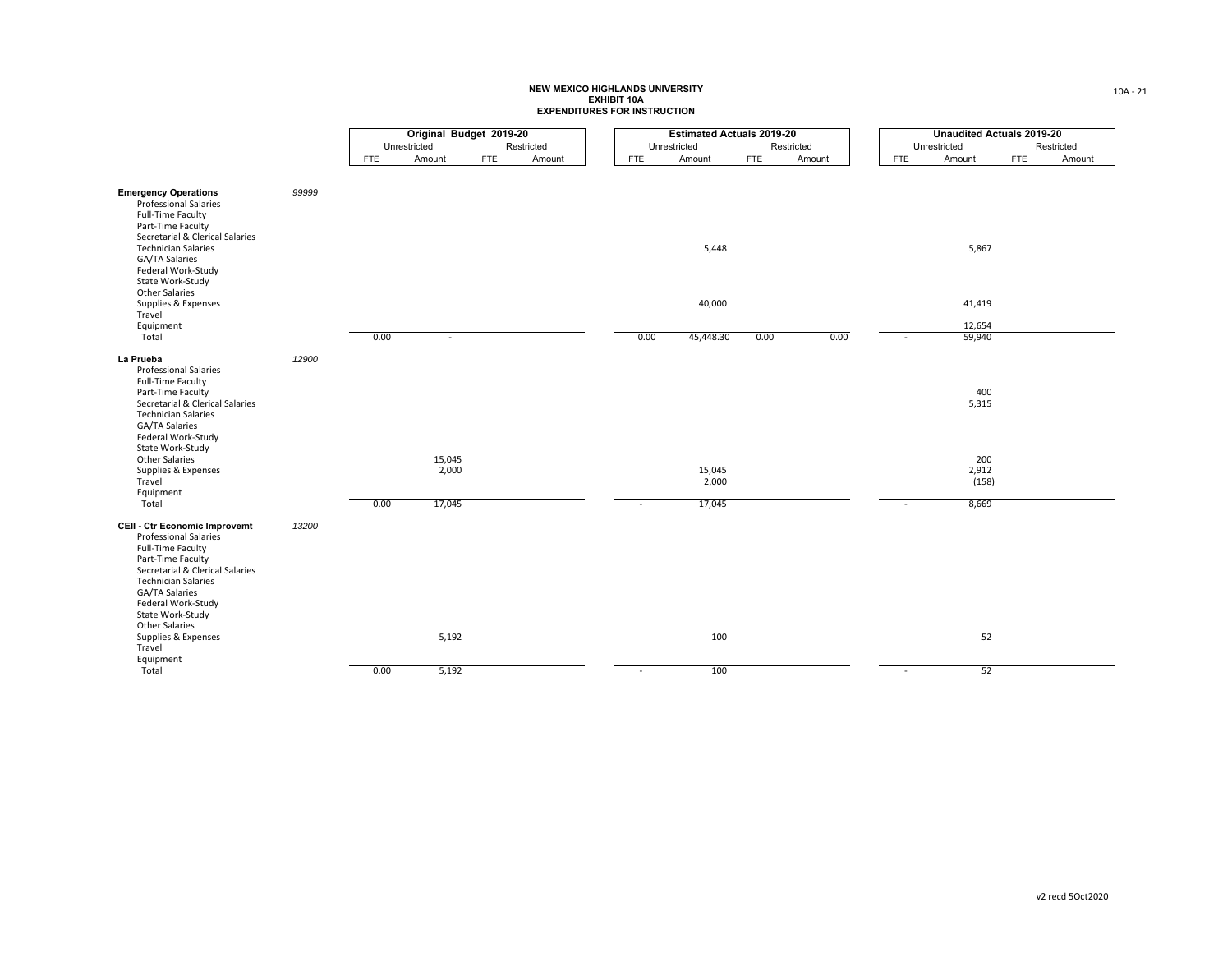**NEW MEXICO HIGHLANDS UNIVERSITY**
**EXHIBIT 10A**
**EXPENDITURES FOR INSTRUCTION**

| | | Original Budget 2019-20 | | | | Estimated Actuals 2019-20 | | | | Unaudited Actuals 2019-20 | | | |
|---|---|---|---|---|---|---|---|---|---|---|---|---|---|
| | | Unrestricted | | Restricted | | Unrestricted | | Restricted | | Unrestricted | | Restricted | |
| | | FTE | Amount | FTE | Amount | FTE | Amount | FTE | Amount | FTE | Amount | FTE | Amount |
| **Emergency Operations** | *99999* | | | | | | | | | | | | |
| Professional Salaries | | | | | | | | | | | | | |
| Full-Time Faculty | | | | | | | | | | | | | |
| Part-Time Faculty | | | | | | | | | | | | | |
| Secretarial & Clerical Salaries | | | | | | | | | | | | | |
| Technician Salaries | | | | | | | 5,448 | | | | 5,867 | | |
| GA/TA Salaries | | | | | | | | | | | | | |
| Federal Work-Study | | | | | | | | | | | | | |
| State Work-Study | | | | | | | | | | | | | |
| Other Salaries | | | | | | | | | | | | | |
| Supplies & Expenses | | | | | | | 40,000 | | | | 41,419 | | |
| Travel | | | | | | | | | | | | | |
| Equipment | | | | | | | | | | | 12,654 | | |
| Total | | 0.00 | - | | | 0.00 | 45,448.30 | 0.00 | 0.00 | - | 59,940 | | |
| **La Prueba** | *12900* | | | | | | | | | | | | |
| Professional Salaries | | | | | | | | | | | | | |
| Full-Time Faculty | | | | | | | | | | | | | |
| Part-Time Faculty | | | | | | | | | | | 400 | | |
| Secretarial & Clerical Salaries | | | | | | | | | | | 5,315 | | |
| Technician Salaries | | | | | | | | | | | | | |
| GA/TA Salaries | | | | | | | | | | | | | |
| Federal Work-Study | | | | | | | | | | | | | |
| State Work-Study | | | | | | | | | | | | | |
| Other Salaries | | | 15,045 | | | | | | | | 200 | | |
| Supplies & Expenses | | | 2,000 | | | | 15,045 | | | | 2,912 | | |
| Travel | | | | | | | 2,000 | | | | (158) | | |
| Equipment | | | | | | | | | | | | | |
| Total | | 0.00 | 17,045 | | | - | 17,045 | | | - | 8,669 | | |
| **CEII - Ctr Economic Improvemt** | *13200* | | | | | | | | | | | | |
| Professional Salaries | | | | | | | | | | | | | |
| Full-Time Faculty | | | | | | | | | | | | | |
| Part-Time Faculty | | | | | | | | | | | | | |
| Secretarial & Clerical Salaries | | | | | | | | | | | | | |
| Technician Salaries | | | | | | | | | | | | | |
| GA/TA Salaries | | | | | | | | | | | | | |
| Federal Work-Study | | | | | | | | | | | | | |
| State Work-Study | | | | | | | | | | | | | |
| Other Salaries | | | | | | | | | | | | | |
| Supplies & Expenses | | | 5,192 | | | | 100 | | | | 52 | | |
| Travel | | | | | | | | | | | | | |
| Equipment | | | | | | | | | | | | | |
| Total | | 0.00 | 5,192 | | | - | 100 | | | - | 52 | | |

v2 recd 5Oct2020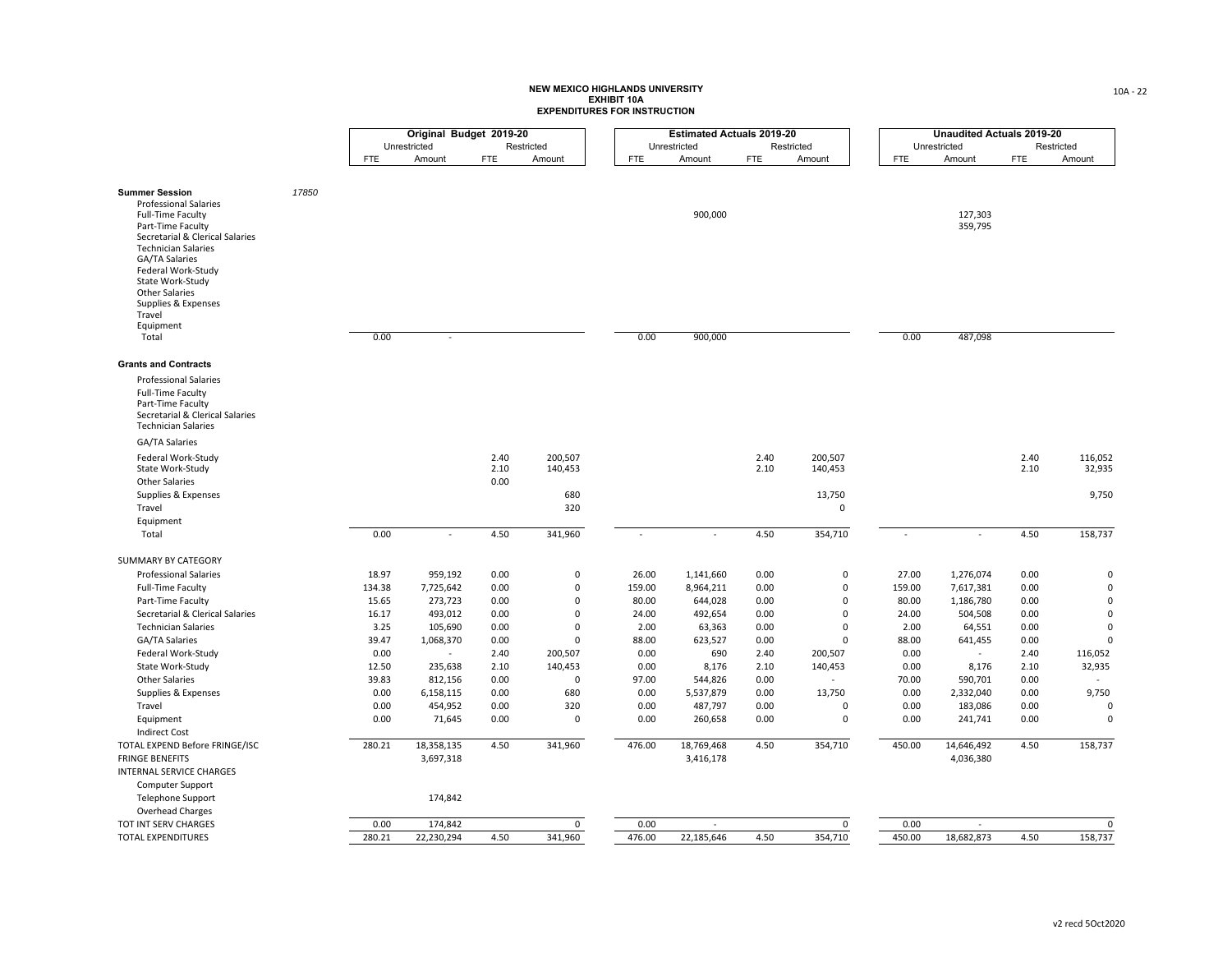**NEW MEXICO HIGHLANDS UNIVERSITY**
**EXHIBIT 10A**
**EXPENDITURES FOR INSTRUCTION**

| | | Original Budget 2019-20 | | | | Estimated Actuals 2019-20 | | | | Unaudited Actuals 2019-20 | | | |
|---|---|---|---|---|---|---|---|---|---|---|---|---|---|
| | | Unrestricted | | Restricted | | Unrestricted | | Restricted | | Unrestricted | | Restricted | |
| | | FTE | Amount | FTE | Amount | FTE | Amount | FTE | Amount | FTE | Amount | FTE | Amount |
| **Summer Session** | *17850* | | | | | | | | | | | | |
| Professional Salaries | | | | | | | | | | | | | |
| Full-Time Faculty | | | | | | | 900,000 | | | | 127,303 | | |
| Part-Time Faculty | | | | | | | | | | | 359,795 | | |
| Secretarial & Clerical Salaries | | | | | | | | | | | | | |
| Technician Salaries | | | | | | | | | | | | | |
| GA/TA Salaries | | | | | | | | | | | | | |
| Federal Work-Study | | | | | | | | | | | | | |
| State Work-Study | | | | | | | | | | | | | |
| Other Salaries | | | | | | | | | | | | | |
| Supplies & Expenses | | | | | | | | | | | | | |
| Travel | | | | | | | | | | | | | |
| Equipment | | | | | | | | | | | | | |
| Total | | 0.00 | - | | | 0.00 | 900,000 | | | 0.00 | 487,098 | | |
| **Grants and Contracts** | | | | | | | | | | | | | |
| Professional Salaries | | | | | | | | | | | | | |
| Full-Time Faculty | | | | | | | | | | | | | |
| Part-Time Faculty | | | | | | | | | | | | | |
| Secretarial & Clerical Salaries | | | | | | | | | | | | | |
| Technician Salaries | | | | | | | | | | | | | |
| GA/TA Salaries | | | | | | | | | | | | | |
| Federal Work-Study | | | | 2.40 | 200,507 | | | 2.40 | 200,507 | | | 2.40 | 116,052 |
| State Work-Study | | | | 2.10 | 140,453 | | | 2.10 | 140,453 | | | 2.10 | 32,935 |
| Other Salaries | | | | 0.00 | | | | | | | | | |
| Supplies & Expenses | | | | | 680 | | | | 13,750 | | | | 9,750 |
| Travel | | | | | 320 | | | | 0 | | | | |
| Equipment | | | | | | | | | | | | | |
| Total | | 0.00 | - | 4.50 | 341,960 | - | - | 4.50 | 354,710 | - | - | 4.50 | 158,737 |
| SUMMARY BY CATEGORY | | | | | | | | | | | | | |
| Professional Salaries | | 18.97 | 959,192 | 0.00 | 0 | 26.00 | 1,141,660 | 0.00 | 0 | 27.00 | 1,276,074 | 0.00 | 0 |
| Full-Time Faculty | | 134.38 | 7,725,642 | 0.00 | 0 | 159.00 | 8,964,211 | 0.00 | 0 | 159.00 | 7,617,381 | 0.00 | 0 |
| Part-Time Faculty | | 15.65 | 273,723 | 0.00 | 0 | 80.00 | 644,028 | 0.00 | 0 | 80.00 | 1,186,780 | 0.00 | 0 |
| Secretarial & Clerical Salaries | | 16.17 | 493,012 | 0.00 | 0 | 24.00 | 492,654 | 0.00 | 0 | 24.00 | 504,508 | 0.00 | 0 |
| Technician Salaries | | 3.25 | 105,690 | 0.00 | 0 | 2.00 | 63,363 | 0.00 | 0 | 2.00 | 64,551 | 0.00 | 0 |
| GA/TA Salaries | | 39.47 | 1,068,370 | 0.00 | 0 | 88.00 | 623,527 | 0.00 | 0 | 88.00 | 641,455 | 0.00 | 0 |
| Federal Work-Study | | 0.00 | - | 2.40 | 200,507 | 0.00 | 690 | 2.40 | 200,507 | 0.00 | - | 2.40 | 116,052 |
| State Work-Study | | 12.50 | 235,638 | 2.10 | 140,453 | 0.00 | 8,176 | 2.10 | 140,453 | 0.00 | 8,176 | 2.10 | 32,935 |
| Other Salaries | | 39.83 | 812,156 | 0.00 | 0 | 97.00 | 544,826 | 0.00 | - | 70.00 | 590,701 | 0.00 | - |
| Supplies & Expenses | | 0.00 | 6,158,115 | 0.00 | 680 | 0.00 | 5,537,879 | 0.00 | 13,750 | 0.00 | 2,332,040 | 0.00 | 9,750 |
| Travel | | 0.00 | 454,952 | 0.00 | 320 | 0.00 | 487,797 | 0.00 | 0 | 0.00 | 183,086 | 0.00 | 0 |
| Equipment | | 0.00 | 71,645 | 0.00 | 0 | 0.00 | 260,658 | 0.00 | 0 | 0.00 | 241,741 | 0.00 | 0 |
| Indirect Cost | | | | | | | | | | | | | |
| TOTAL EXPEND Before FRINGE/ISC | | 280.21 | 18,358,135 | 4.50 | 341,960 | 476.00 | 18,769,468 | 4.50 | 354,710 | 450.00 | 14,646,492 | 4.50 | 158,737 |
| FRINGE BENEFITS | | | 3,697,318 | | | | 3,416,178 | | | | 4,036,380 | | |
| INTERNAL SERVICE CHARGES | | | | | | | | | | | | | |
| Computer Support | | | | | | | | | | | | | |
| Telephone Support | | | 174,842 | | | | | | | | | | |
| Overhead Charges | | | | | | | | | | | | | |
| TOT INT SERV CHARGES | | 0.00 | 174,842 | | 0 | 0.00 | - | | 0 | 0.00 | - | | 0 |
| TOTAL EXPENDITURES | | 280.21 | 22,230,294 | 4.50 | 341,960 | 476.00 | 22,185,646 | 4.50 | 354,710 | 450.00 | 18,682,873 | 4.50 | 158,737 |

v2 recd 5Oct2020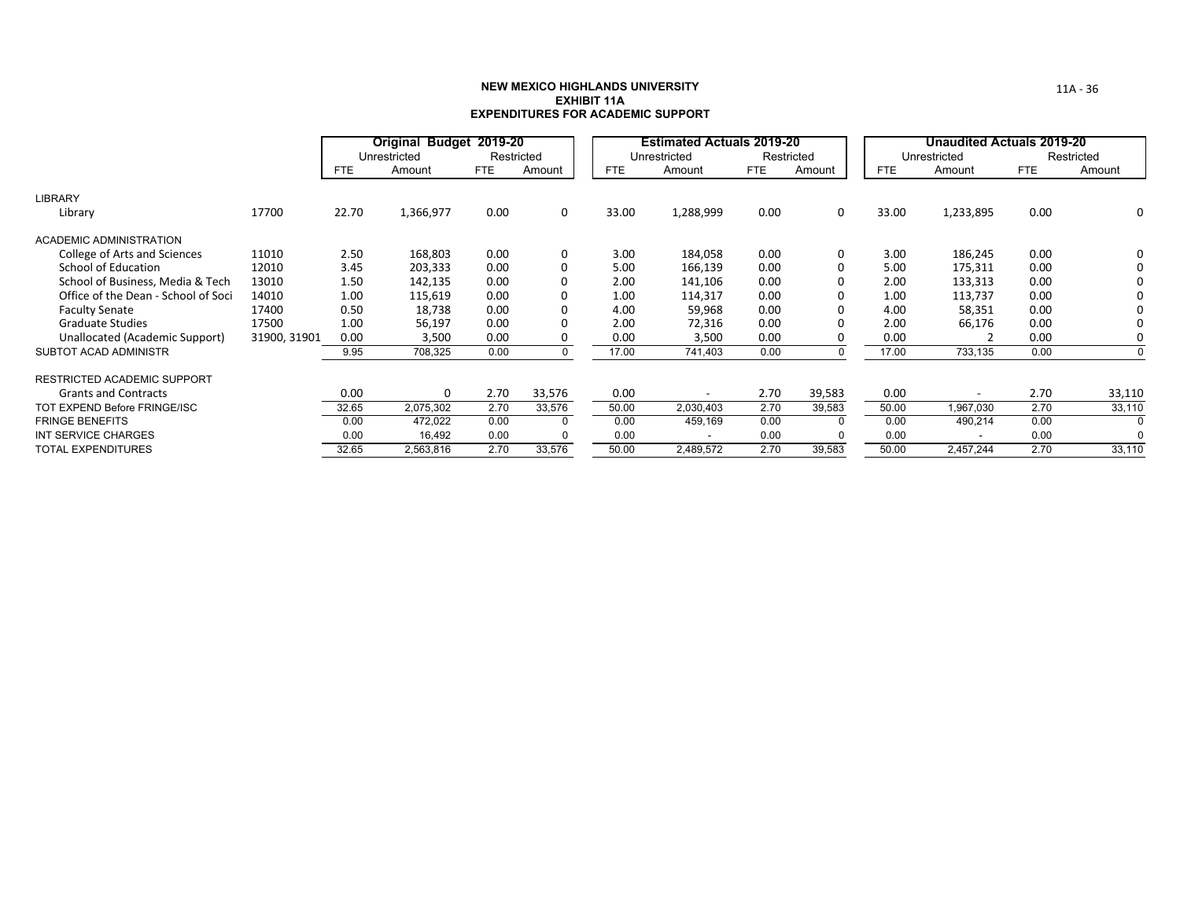# NEW MEXICO HIGHLANDS UNIVERSITY
## EXHIBIT 11A
## EXPENDITURES FOR ACADEMIC SUPPORT

| | | Original Budget 2019-20 | | | | Estimated Actuals 2019-20 | | | | Unaudited Actuals 2019-20 | | | |
|---|---|---|---|---|---|---|---|---|---|---|---|---|---|
| | | Unrestricted | | Restricted | | Unrestricted | | Restricted | | Unrestricted | | Restricted | |
| | | FTE | Amount | FTE | Amount | FTE | Amount | FTE | Amount | FTE | Amount | FTE | Amount |
| LIBRARY | | | | | | | | | | | | | |
| Library | 17700 | 22.70 | 1,366,977 | 0.00 | 0 | 33.00 | 1,288,999 | 0.00 | 0 | 33.00 | 1,233,895 | 0.00 | 0 |
| ACADEMIC ADMINISTRATION | | | | | | | | | | | | | |
| College of Arts and Sciences | 11010 | 2.50 | 168,803 | 0.00 | 0 | 3.00 | 184,058 | 0.00 | 0 | 3.00 | 186,245 | 0.00 | 0 |
| School of Education | 12010 | 3.45 | 203,333 | 0.00 | 0 | 5.00 | 166,139 | 0.00 | 0 | 5.00 | 175,311 | 0.00 | 0 |
| School of Business, Media & Tech | 13010 | 1.50 | 142,135 | 0.00 | 0 | 2.00 | 141,106 | 0.00 | 0 | 2.00 | 133,313 | 0.00 | 0 |
| Office of the Dean - School of Soci | 14010 | 1.00 | 115,619 | 0.00 | 0 | 1.00 | 114,317 | 0.00 | 0 | 1.00 | 113,737 | 0.00 | 0 |
| Faculty Senate | 17400 | 0.50 | 18,738 | 0.00 | 0 | 4.00 | 59,968 | 0.00 | 0 | 4.00 | 58,351 | 0.00 | 0 |
| Graduate Studies | 17500 | 1.00 | 56,197 | 0.00 | 0 | 2.00 | 72,316 | 0.00 | 0 | 2.00 | 66,176 | 0.00 | 0 |
| Unallocated (Academic Support) | 31900, 31901 | 0.00 | 3,500 | 0.00 | 0 | 0.00 | 3,500 | 0.00 | 0 | 0.00 | 2 | 0.00 | 0 |
| SUBTOT ACAD ADMINISTR | | 9.95 | 708,325 | 0.00 | 0 | 17.00 | 741,403 | 0.00 | 0 | 17.00 | 733,135 | 0.00 | 0 |
| RESTRICTED ACADEMIC SUPPORT | | | | | | | | | | | | | |
| Grants and Contracts | | 0.00 | 0 | 2.70 | 33,576 | 0.00 | - | 2.70 | 39,583 | 0.00 | - | 2.70 | 33,110 |
| TOT EXPEND Before FRINGE/ISC | | 32.65 | 2,075,302 | 2.70 | 33,576 | 50.00 | 2,030,403 | 2.70 | 39,583 | 50.00 | 1,967,030 | 2.70 | 33,110 |
| FRINGE BENEFITS | | 0.00 | 472,022 | 0.00 | 0 | 0.00 | 459,169 | 0.00 | 0 | 0.00 | 490,214 | 0.00 | 0 |
| INT SERVICE CHARGES | | 0.00 | 16,492 | 0.00 | 0 | 0.00 | - | 0.00 | 0 | 0.00 | - | 0.00 | 0 |
| TOTAL EXPENDITURES | | 32.65 | 2,563,816 | 2.70 | 33,576 | 50.00 | 2,489,572 | 2.70 | 39,583 | 50.00 | 2,457,244 | 2.70 | 33,110 |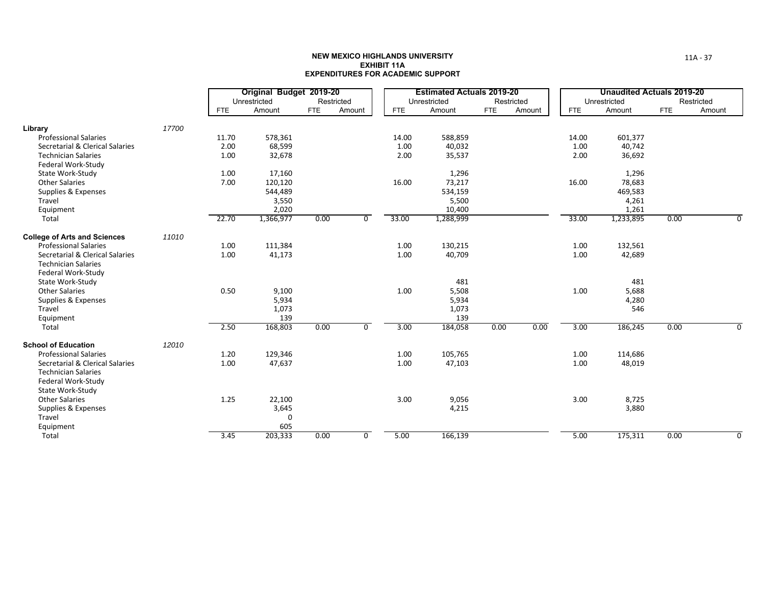**NEW MEXICO HIGHLANDS UNIVERSITY**
**EXHIBIT 11A**
**EXPENDITURES FOR ACADEMIC SUPPORT**

| | | Original Budget 2019-20 | | | | Estimated Actuals 2019-20 | | | | Unaudited Actuals 2019-20 | | | |
|---|---|---|---|---|---|---|---|---|---|---|---|---|---|
| | | Unrestricted | | Restricted | | Unrestricted | | Restricted | | Unrestricted | | Restricted | |
| | | FTE | Amount | FTE | Amount | FTE | Amount | FTE | Amount | FTE | Amount | FTE | Amount |
| **Library** | *17700* | | | | | | | | | | | | |
| Professional Salaries | | 11.70 | 578,361 | | | 14.00 | 588,859 | | | 14.00 | 601,377 | | |
| Secretarial & Clerical Salaries | | 2.00 | 68,599 | | | 1.00 | 40,032 | | | 1.00 | 40,742 | | |
| Technician Salaries | | 1.00 | 32,678 | | | 2.00 | 35,537 | | | 2.00 | 36,692 | | |
| Federal Work-Study | | | | | | | | | | | | | |
| State Work-Study | | 1.00 | 17,160 | | | | 1,296 | | | | 1,296 | | |
| Other Salaries | | 7.00 | 120,120 | | | 16.00 | 73,217 | | | 16.00 | 78,683 | | |
| Supplies & Expenses | | | 544,489 | | | | 534,159 | | | | 469,583 | | |
| Travel | | | 3,550 | | | | 5,500 | | | | 4,261 | | |
| Equipment | | | 2,020 | | | | 10,400 | | | | 1,261 | | |
| Total | | 22.70 | 1,366,977 | 0.00 | 0 | 33.00 | 1,288,999 | | | 33.00 | 1,233,895 | 0.00 | 0 |
| **College of Arts and Sciences** | *11010* | | | | | | | | | | | | |
| Professional Salaries | | 1.00 | 111,384 | | | 1.00 | 130,215 | | | 1.00 | 132,561 | | |
| Secretarial & Clerical Salaries | | 1.00 | 41,173 | | | 1.00 | 40,709 | | | 1.00 | 42,689 | | |
| Technician Salaries | | | | | | | | | | | | | |
| Federal Work-Study | | | | | | | | | | | | | |
| State Work-Study | | | | | | | 481 | | | | 481 | | |
| Other Salaries | | 0.50 | 9,100 | | | 1.00 | 5,508 | | | 1.00 | 5,688 | | |
| Supplies & Expenses | | | 5,934 | | | | 5,934 | | | | 4,280 | | |
| Travel | | | 1,073 | | | | 1,073 | | | | 546 | | |
| Equipment | | | 139 | | | | 139 | | | | | | |
| Total | | 2.50 | 168,803 | 0.00 | 0 | 3.00 | 184,058 | 0.00 | 0.00 | 3.00 | 186,245 | 0.00 | 0 |
| **School of Education** | *12010* | | | | | | | | | | | | |
| Professional Salaries | | 1.20 | 129,346 | | | 1.00 | 105,765 | | | 1.00 | 114,686 | | |
| Secretarial & Clerical Salaries | | 1.00 | 47,637 | | | 1.00 | 47,103 | | | 1.00 | 48,019 | | |
| Technician Salaries | | | | | | | | | | | | | |
| Federal Work-Study | | | | | | | | | | | | | |
| State Work-Study | | | | | | | | | | | | | |
| Other Salaries | | 1.25 | 22,100 | | | 3.00 | 9,056 | | | 3.00 | 8,725 | | |
| Supplies & Expenses | | | 3,645 | | | | 4,215 | | | | 3,880 | | |
| Travel | | | 0 | | | | | | | | | | |
| Equipment | | | 605 | | | | | | | | | | |
| Total | | 3.45 | 203,333 | 0.00 | 0 | 5.00 | 166,139 | | | 5.00 | 175,311 | 0.00 | 0 |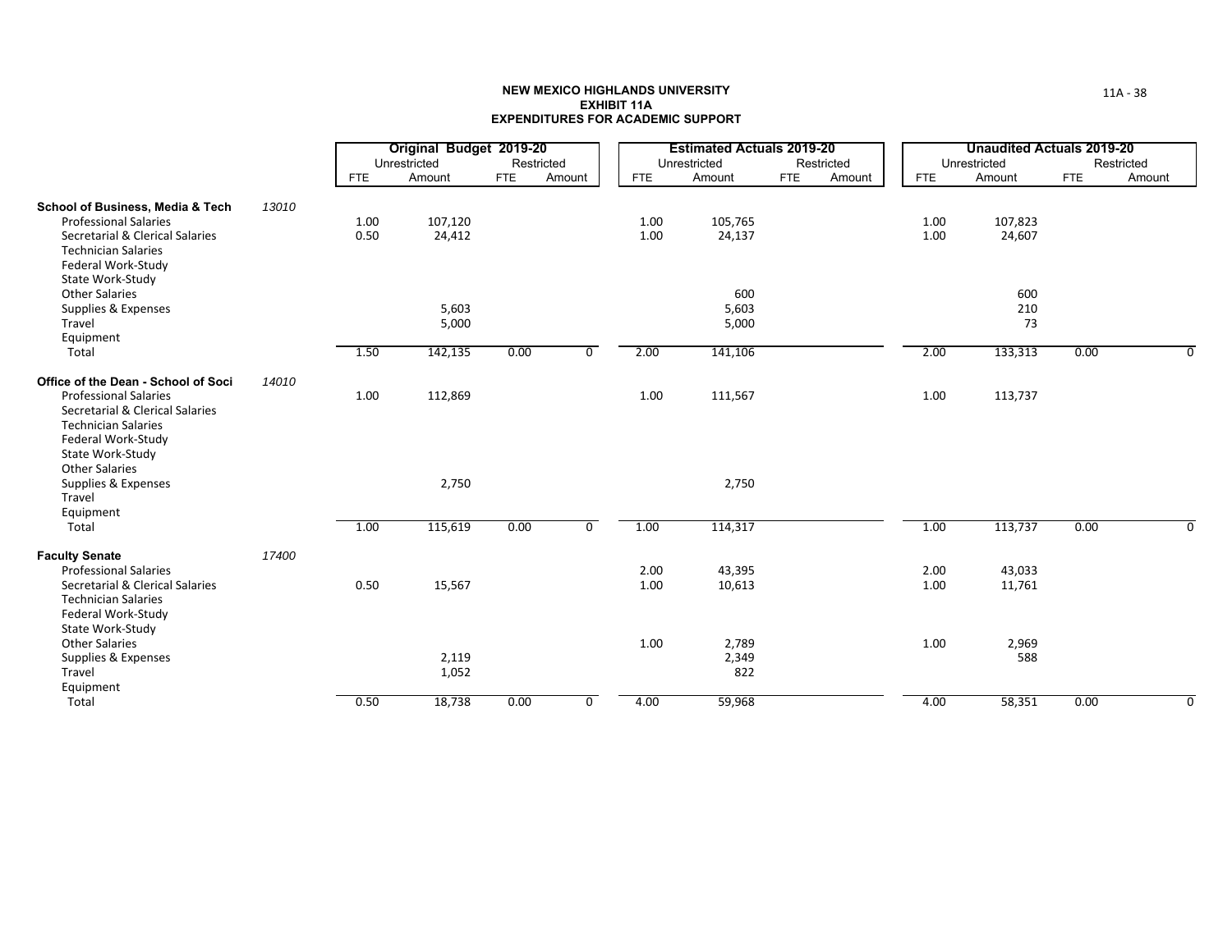**NEW MEXICO HIGHLANDS UNIVERSITY**
**EXHIBIT 11A**
**EXPENDITURES FOR ACADEMIC SUPPORT**

| | | Original Budget 2019-20 | | | | Estimated Actuals 2019-20 | | | | Unaudited Actuals 2019-20 | | | |
|---|---|---|---|---|---|---|---|---|---|---|---|---|---|
| | | Unrestricted | | Restricted | | Unrestricted | | Restricted | | Unrestricted | | Restricted | |
| | | FTE | Amount | FTE | Amount | FTE | Amount | FTE | Amount | FTE | Amount | FTE | Amount |
| **School of Business, Media & Tech** | *13010* | | | | | | | | | | | | |
| Professional Salaries | | 1.00 | 107,120 | | | 1.00 | 105,765 | | | 1.00 | 107,823 | | |
| Secretarial & Clerical Salaries | | 0.50 | 24,412 | | | 1.00 | 24,137 | | | 1.00 | 24,607 | | |
| Technician Salaries | | | | | | | | | | | | | |
| Federal Work-Study | | | | | | | | | | | | | |
| State Work-Study | | | | | | | | | | | | | |
| Other Salaries | | | | | | | 600 | | | | 600 | | |
| Supplies & Expenses | | | 5,603 | | | | 5,603 | | | | 210 | | |
| Travel | | | 5,000 | | | | 5,000 | | | | 73 | | |
| Equipment | | | | | | | | | | | | | |
| Total | | 1.50 | 142,135 | 0.00 | 0 | 2.00 | 141,106 | | | 2.00 | 133,313 | 0.00 | 0 |
| **Office of the Dean - School of Soci** | *14010* | | | | | | | | | | | | |
| Professional Salaries | | 1.00 | 112,869 | | | 1.00 | 111,567 | | | 1.00 | 113,737 | | |
| Secretarial & Clerical Salaries | | | | | | | | | | | | | |
| Technician Salaries | | | | | | | | | | | | | |
| Federal Work-Study | | | | | | | | | | | | | |
| State Work-Study | | | | | | | | | | | | | |
| Other Salaries | | | | | | | | | | | | | |
| Supplies & Expenses | | | 2,750 | | | | 2,750 | | | | | | |
| Travel | | | | | | | | | | | | | |
| Equipment | | | | | | | | | | | | | |
| Total | | 1.00 | 115,619 | 0.00 | 0 | 1.00 | 114,317 | | | 1.00 | 113,737 | 0.00 | 0 |
| **Faculty Senate** | *17400* | | | | | | | | | | | | |
| Professional Salaries | | | | | | 2.00 | 43,395 | | | 2.00 | 43,033 | | |
| Secretarial & Clerical Salaries | | 0.50 | 15,567 | | | 1.00 | 10,613 | | | 1.00 | 11,761 | | |
| Technician Salaries | | | | | | | | | | | | | |
| Federal Work-Study | | | | | | | | | | | | | |
| State Work-Study | | | | | | | | | | | | | |
| Other Salaries | | | | | | 1.00 | 2,789 | | | 1.00 | 2,969 | | |
| Supplies & Expenses | | | 2,119 | | | | 2,349 | | | | 588 | | |
| Travel | | | 1,052 | | | | 822 | | | | | | |
| Equipment | | | | | | | | | | | | | |
| Total | | 0.50 | 18,738 | 0.00 | 0 | 4.00 | 59,968 | | | 4.00 | 58,351 | 0.00 | 0 |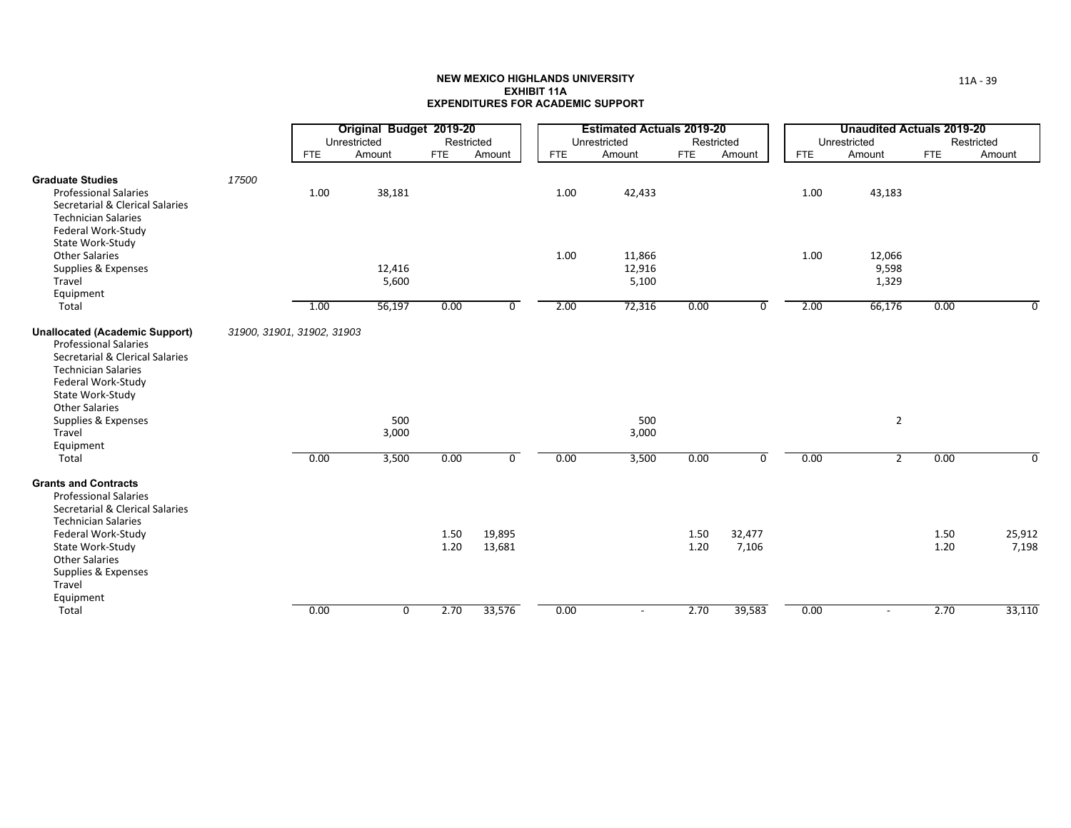**NEW MEXICO HIGHLANDS UNIVERSITY**
**EXHIBIT 11A**
**EXPENDITURES FOR ACADEMIC SUPPORT**

| | | Original Budget 2019-20 | | | | Estimated Actuals 2019-20 | | | | Unaudited Actuals 2019-20 | | | |
|---|---|---|---|---|---|---|---|---|---|---|---|---|---|
| | | Unrestricted | | Restricted | | Unrestricted | | Restricted | | Unrestricted | | Restricted | |
| | | FTE | Amount | FTE | Amount | FTE | Amount | FTE | Amount | FTE | Amount | FTE | Amount |
| **Graduate Studies** | *17500* | | | | | | | | | | | | |
| Professional Salaries | | 1.00 | 38,181 | | | 1.00 | 42,433 | | | 1.00 | 43,183 | | |
| Secretarial & Clerical Salaries | | | | | | | | | | | | | |
| Technician Salaries | | | | | | | | | | | | | |
| Federal Work-Study | | | | | | | | | | | | | |
| State Work-Study | | | | | | | | | | | | | |
| Other Salaries | | | | | | 1.00 | 11,866 | | | 1.00 | 12,066 | | |
| Supplies & Expenses | | | 12,416 | | | | 12,916 | | | | 9,598 | | |
| Travel | | | 5,600 | | | | 5,100 | | | | 1,329 | | |
| Equipment | | | | | | | | | | | | | |
| Total | | 1.00 | 56,197 | 0.00 | 0 | 2.00 | 72,316 | 0.00 | 0 | 2.00 | 66,176 | 0.00 | 0 |
| **Unallocated (Academic Support)** | *31900, 31901, 31902, 31903* | | | | | | | | | | | | |
| Professional Salaries | | | | | | | | | | | | | |
| Secretarial & Clerical Salaries | | | | | | | | | | | | | |
| Technician Salaries | | | | | | | | | | | | | |
| Federal Work-Study | | | | | | | | | | | | | |
| State Work-Study | | | | | | | | | | | | | |
| Other Salaries | | | | | | | | | | | | | |
| Supplies & Expenses | | | 500 | | | | 500 | | | | 2 | | |
| Travel | | | 3,000 | | | | 3,000 | | | | | | |
| Equipment | | | | | | | | | | | | | |
| Total | | 0.00 | 3,500 | 0.00 | 0 | 0.00 | 3,500 | 0.00 | 0 | 0.00 | 2 | 0.00 | 0 |
| **Grants and Contracts** | | | | | | | | | | | | | |
| Professional Salaries | | | | | | | | | | | | | |
| Secretarial & Clerical Salaries | | | | | | | | | | | | | |
| Technician Salaries | | | | | | | | | | | | | |
| Federal Work-Study | | | | 1.50 | 19,895 | | | 1.50 | 32,477 | | | 1.50 | 25,912 |
| State Work-Study | | | | 1.20 | 13,681 | | | 1.20 | 7,106 | | | 1.20 | 7,198 |
| Other Salaries | | | | | | | | | | | | | |
| Supplies & Expenses | | | | | | | | | | | | | |
| Travel | | | | | | | | | | | | | |
| Equipment | | | | | | | | | | | | | |
| Total | | 0.00 | 0 | 2.70 | 33,576 | 0.00 | - | 2.70 | 39,583 | 0.00 | - | 2.70 | 33,110 |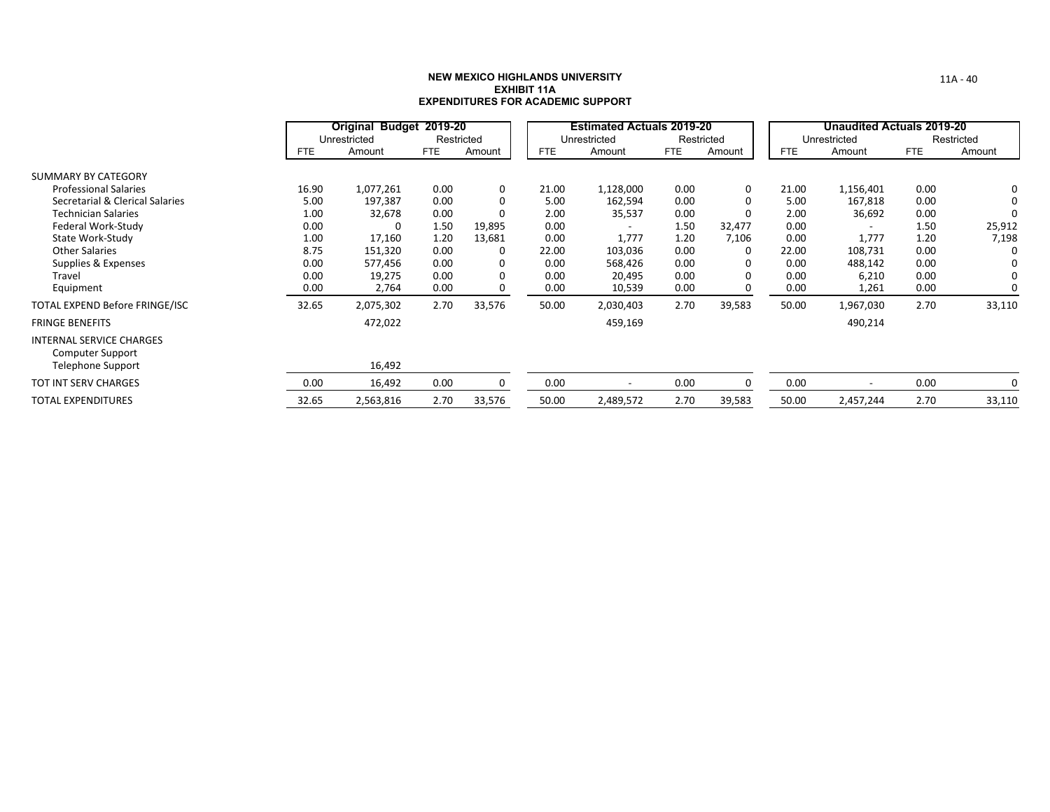**NEW MEXICO HIGHLANDS UNIVERSITY**
**EXHIBIT 11A**
**EXPENDITURES FOR ACADEMIC SUPPORT**

| | Original Budget 2019-20 | | | | Estimated Actuals 2019-20 | | | | Unaudited Actuals 2019-20 | | | |
|---|---|---|---|---|---|---|---|---|---|---|---|---|
| | Unrestricted | | Restricted | | Unrestricted | | Restricted | | Unrestricted | | Restricted | |
| | FTE | Amount | FTE | Amount | FTE | Amount | FTE | Amount | FTE | Amount | FTE | Amount |
| SUMMARY BY CATEGORY | | | | | | | | | | | | |
| Professional Salaries | 16.90 | 1,077,261 | 0.00 | 0 | 21.00 | 1,128,000 | 0.00 | 0 | 21.00 | 1,156,401 | 0.00 | 0 |
| Secretarial & Clerical Salaries | 5.00 | 197,387 | 0.00 | 0 | 5.00 | 162,594 | 0.00 | 0 | 5.00 | 167,818 | 0.00 | 0 |
| Technician Salaries | 1.00 | 32,678 | 0.00 | 0 | 2.00 | 35,537 | 0.00 | 0 | 2.00 | 36,692 | 0.00 | 0 |
| Federal Work-Study | 0.00 | 0 | 1.50 | 19,895 | 0.00 | - | 1.50 | 32,477 | 0.00 | - | 1.50 | 25,912 |
| State Work-Study | 1.00 | 17,160 | 1.20 | 13,681 | 0.00 | 1,777 | 1.20 | 7,106 | 0.00 | 1,777 | 1.20 | 7,198 |
| Other Salaries | 8.75 | 151,320 | 0.00 | 0 | 22.00 | 103,036 | 0.00 | 0 | 22.00 | 108,731 | 0.00 | 0 |
| Supplies & Expenses | 0.00 | 577,456 | 0.00 | 0 | 0.00 | 568,426 | 0.00 | 0 | 0.00 | 488,142 | 0.00 | 0 |
| Travel | 0.00 | 19,275 | 0.00 | 0 | 0.00 | 20,495 | 0.00 | 0 | 0.00 | 6,210 | 0.00 | 0 |
| Equipment | 0.00 | 2,764 | 0.00 | 0 | 0.00 | 10,539 | 0.00 | 0 | 0.00 | 1,261 | 0.00 | 0 |
| TOTAL EXPEND Before FRINGE/ISC | 32.65 | 2,075,302 | 2.70 | 33,576 | 50.00 | 2,030,403 | 2.70 | 39,583 | 50.00 | 1,967,030 | 2.70 | 33,110 |
| FRINGE BENEFITS | | 472,022 | | | | 459,169 | | | | 490,214 | | |
| INTERNAL SERVICE CHARGES | | | | | | | | | | | | |
| Computer Support | | | | | | | | | | | | |
| Telephone Support | | 16,492 | | | | | | | | | | |
| TOT INT SERV CHARGES | 0.00 | 16,492 | 0.00 | 0 | 0.00 | - | 0.00 | 0 | 0.00 | - | 0.00 | 0 |
| TOTAL EXPENDITURES | 32.65 | 2,563,816 | 2.70 | 33,576 | 50.00 | 2,489,572 | 2.70 | 39,583 | 50.00 | 2,457,244 | 2.70 | 33,110 |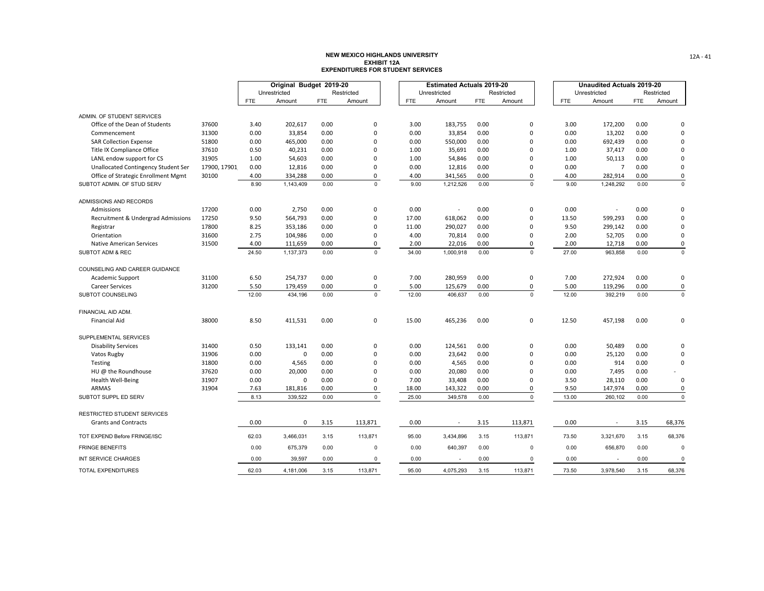**NEW MEXICO HIGHLANDS UNIVERSITY**
**EXHIBIT 12A**
**EXPENDITURES FOR STUDENT SERVICES**

| | | Original Budget 2019-20 | | | | Estimated Actuals 2019-20 | | | | Unaudited Actuals 2019-20 | | | |
|---|---|---|---|---|---|---|---|---|---|---|---|---|---|
| | | Unrestricted | | Restricted | | Unrestricted | | Restricted | | Unrestricted | | Restricted | |
| | | FTE | Amount | FTE | Amount | FTE | Amount | FTE | Amount | FTE | Amount | FTE | Amount |
| ADMIN. OF STUDENT SERVICES | | | | | | | | | | | | | |
| Office of the Dean of Students | 37600 | 3.40 | 202,617 | 0.00 | 0 | 3.00 | 183,755 | 0.00 | 0 | 3.00 | 172,200 | 0.00 | 0 |
| Commencement | 31300 | 0.00 | 33,854 | 0.00 | 0 | 0.00 | 33,854 | 0.00 | 0 | 0.00 | 13,202 | 0.00 | 0 |
| SAR Collection Expense | 51800 | 0.00 | 465,000 | 0.00 | 0 | 0.00 | 550,000 | 0.00 | 0 | 0.00 | 692,439 | 0.00 | 0 |
| Title IX Compliance Office | 37610 | 0.50 | 40,231 | 0.00 | 0 | 1.00 | 35,691 | 0.00 | 0 | 1.00 | 37,417 | 0.00 | 0 |
| LANL endow support for CS | 31905 | 1.00 | 54,603 | 0.00 | 0 | 1.00 | 54,846 | 0.00 | 0 | 1.00 | 50,113 | 0.00 | 0 |
| Unallocated Contingency Student Ser | 17900, 17901 | 0.00 | 12,816 | 0.00 | 0 | 0.00 | 12,816 | 0.00 | 0 | 0.00 | 7 | 0.00 | 0 |
| Office of Strategic Enrollment Mgmt | 30100 | 4.00 | 334,288 | 0.00 | 0 | 4.00 | 341,565 | 0.00 | 0 | 4.00 | 282,914 | 0.00 | 0 |
| SUBTOT ADMIN. OF STUD SERV | | 8.90 | 1,143,409 | 0.00 | 0 | 9.00 | 1,212,526 | 0.00 | 0 | 9.00 | 1,248,292 | 0.00 | 0 |
| ADMISSIONS AND RECORDS | | | | | | | | | | | | | |
| Admissions | 17200 | 0.00 | 2,750 | 0.00 | 0 | 0.00 | - | 0.00 | 0 | 0.00 | - | 0.00 | 0 |
| Recruitment & Undergrad Admissions | 17250 | 9.50 | 564,793 | 0.00 | 0 | 17.00 | 618,062 | 0.00 | 0 | 13.50 | 599,293 | 0.00 | 0 |
| Registrar | 17800 | 8.25 | 353,186 | 0.00 | 0 | 11.00 | 290,027 | 0.00 | 0 | 9.50 | 299,142 | 0.00 | 0 |
| Orientation | 31600 | 2.75 | 104,986 | 0.00 | 0 | 4.00 | 70,814 | 0.00 | 0 | 2.00 | 52,705 | 0.00 | 0 |
| Native American Services | 31500 | 4.00 | 111,659 | 0.00 | 0 | 2.00 | 22,016 | 0.00 | 0 | 2.00 | 12,718 | 0.00 | 0 |
| SUBTOT ADM & REC | | 24.50 | 1,137,373 | 0.00 | 0 | 34.00 | 1,000,918 | 0.00 | 0 | 27.00 | 963,858 | 0.00 | 0 |
| COUNSELING AND CAREER GUIDANCE | | | | | | | | | | | | | |
| Academic Support | 31100 | 6.50 | 254,737 | 0.00 | 0 | 7.00 | 280,959 | 0.00 | 0 | 7.00 | 272,924 | 0.00 | 0 |
| Career Services | 31200 | 5.50 | 179,459 | 0.00 | 0 | 5.00 | 125,679 | 0.00 | 0 | 5.00 | 119,296 | 0.00 | 0 |
| SUBTOT COUNSELING | | 12.00 | 434,196 | 0.00 | 0 | 12.00 | 406,637 | 0.00 | 0 | 12.00 | 392,219 | 0.00 | 0 |
| FINANCIAL AID ADM. | | | | | | | | | | | | | |
| Financial Aid | 38000 | 8.50 | 411,531 | 0.00 | 0 | 15.00 | 465,236 | 0.00 | 0 | 12.50 | 457,198 | 0.00 | 0 |
| SUPPLEMENTAL SERVICES | | | | | | | | | | | | | |
| Disability Services | 31400 | 0.50 | 133,141 | 0.00 | 0 | 0.00 | 124,561 | 0.00 | 0 | 0.00 | 50,489 | 0.00 | 0 |
| Vatos Rugby | 31906 | 0.00 | 0 | 0.00 | 0 | 0.00 | 23,642 | 0.00 | 0 | 0.00 | 25,120 | 0.00 | 0 |
| Testing | 31800 | 0.00 | 4,565 | 0.00 | 0 | 0.00 | 4,565 | 0.00 | 0 | 0.00 | 914 | 0.00 | 0 |
| HU @ the Roundhouse | 37620 | 0.00 | 20,000 | 0.00 | 0 | 0.00 | 20,080 | 0.00 | 0 | 0.00 | 7,495 | 0.00 | - |
| Health Well-Being | 31907 | 0.00 | 0 | 0.00 | 0 | 7.00 | 33,408 | 0.00 | 0 | 3.50 | 28,110 | 0.00 | 0 |
| ARMAS | 31904 | 7.63 | 181,816 | 0.00 | 0 | 18.00 | 143,322 | 0.00 | 0 | 9.50 | 147,974 | 0.00 | 0 |
| SUBTOT SUPPL ED SERV | | 8.13 | 339,522 | 0.00 | 0 | 25.00 | 349,578 | 0.00 | 0 | 13.00 | 260,102 | 0.00 | 0 |
| RESTRICTED STUDENT SERVICES | | | | | | | | | | | | | |
| Grants and Contracts | | 0.00 | 0 | 3.15 | 113,871 | 0.00 | - | 3.15 | 113,871 | 0.00 | - | 3.15 | 68,376 |
| TOT EXPEND Before FRINGE/ISC | | 62.03 | 3,466,031 | 3.15 | 113,871 | 95.00 | 3,434,896 | 3.15 | 113,871 | 73.50 | 3,321,670 | 3.15 | 68,376 |
| FRINGE BENEFITS | | 0.00 | 675,379 | 0.00 | 0 | 0.00 | 640,397 | 0.00 | 0 | 0.00 | 656,870 | 0.00 | 0 |
| INT SERVICE CHARGES | | 0.00 | 39,597 | 0.00 | 0 | 0.00 | - | 0.00 | 0 | 0.00 | - | 0.00 | 0 |
| TOTAL EXPENDITURES | | 62.03 | 4,181,006 | 3.15 | 113,871 | 95.00 | 4,075,293 | 3.15 | 113,871 | 73.50 | 3,978,540 | 3.15 | 68,376 |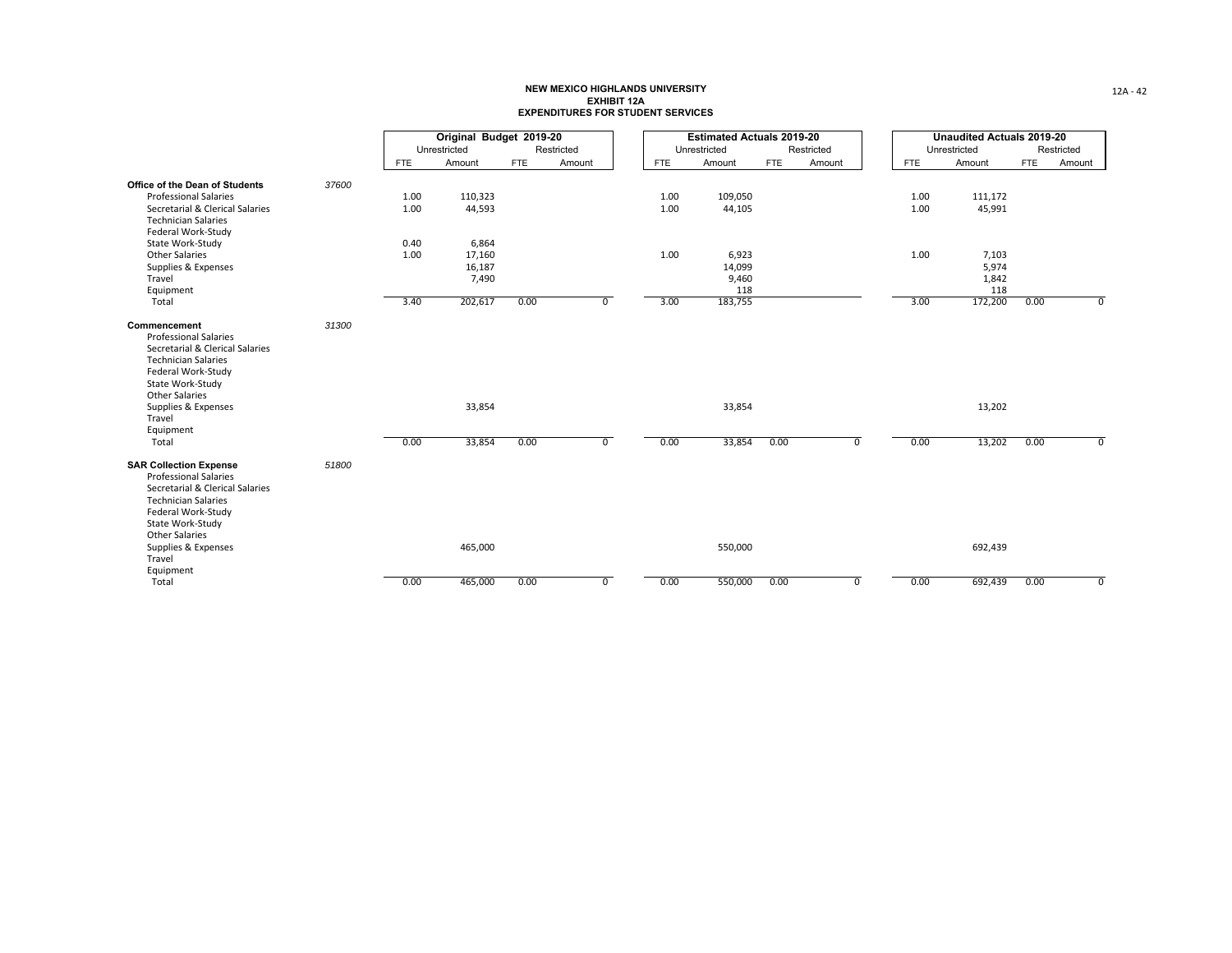**NEW MEXICO HIGHLANDS UNIVERSITY**
**EXHIBIT 12A**
**EXPENDITURES FOR STUDENT SERVICES**

| | | Original Budget 2019-20 | | | | Estimated Actuals 2019-20 | | | | Unaudited Actuals 2019-20 | | | |
|---|---|---|---|---|---|---|---|---|---|---|---|---|---|
| | | Unrestricted | | Restricted | | Unrestricted | | Restricted | | Unrestricted | | Restricted | |
| | | FTE | Amount | FTE | Amount | FTE | Amount | FTE | Amount | FTE | Amount | FTE | Amount |
| **Office of the Dean of Students** | *37600* | | | | | | | | | | | | |
| Professional Salaries | | 1.00 | 110,323 | | | 1.00 | 109,050 | | | 1.00 | 111,172 | | |
| Secretarial & Clerical Salaries | | 1.00 | 44,593 | | | 1.00 | 44,105 | | | 1.00 | 45,991 | | |
| Technician Salaries | | | | | | | | | | | | | |
| Federal Work-Study | | | | | | | | | | | | | |
| State Work-Study | | 0.40 | 6,864 | | | | | | | | | | |
| Other Salaries | | 1.00 | 17,160 | | | 1.00 | 6,923 | | | 1.00 | 7,103 | | |
| Supplies & Expenses | | | 16,187 | | | | 14,099 | | | | 5,974 | | |
| Travel | | | 7,490 | | | | 9,460 | | | | 1,842 | | |
| Equipment | | | | | | | 118 | | | | 118 | | |
| Total | | 3.40 | 202,617 | 0.00 | 0 | 3.00 | 183,755 | | | 3.00 | 172,200 | 0.00 | 0 |
| **Commencement** | *31300* | | | | | | | | | | | | |
| Professional Salaries | | | | | | | | | | | | | |
| Secretarial & Clerical Salaries | | | | | | | | | | | | | |
| Technician Salaries | | | | | | | | | | | | | |
| Federal Work-Study | | | | | | | | | | | | | |
| State Work-Study | | | | | | | | | | | | | |
| Other Salaries | | | | | | | | | | | | | |
| Supplies & Expenses | | | 33,854 | | | | 33,854 | | | | 13,202 | | |
| Travel | | | | | | | | | | | | | |
| Equipment | | | | | | | | | | | | | |
| Total | | 0.00 | 33,854 | 0.00 | 0 | 0.00 | 33,854 | 0.00 | 0 | 0.00 | 13,202 | 0.00 | 0 |
| **SAR Collection Expense** | *51800* | | | | | | | | | | | | |
| Professional Salaries | | | | | | | | | | | | | |
| Secretarial & Clerical Salaries | | | | | | | | | | | | | |
| Technician Salaries | | | | | | | | | | | | | |
| Federal Work-Study | | | | | | | | | | | | | |
| State Work-Study | | | | | | | | | | | | | |
| Other Salaries | | | | | | | | | | | | | |
| Supplies & Expenses | | | 465,000 | | | | 550,000 | | | | 692,439 | | |
| Travel | | | | | | | | | | | | | |
| Equipment | | | | | | | | | | | | | |
| Total | | 0.00 | 465,000 | 0.00 | 0 | 0.00 | 550,000 | 0.00 | 0 | 0.00 | 692,439 | 0.00 | 0 |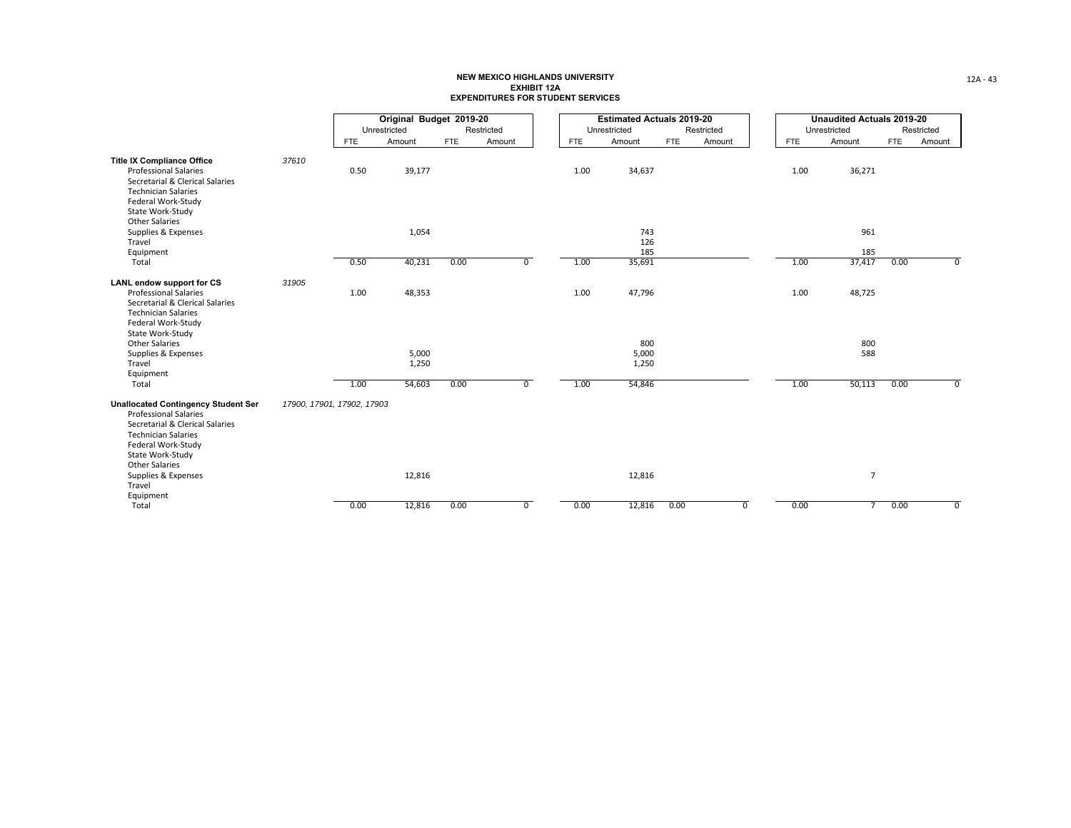**NEW MEXICO HIGHLANDS UNIVERSITY**
**EXHIBIT 12A**
**EXPENDITURES FOR STUDENT SERVICES**

| | | Original Budget 2019-20 | | | | Estimated Actuals 2019-20 | | | | Unaudited Actuals 2019-20 | | | |
|---|---|---|---|---|---|---|---|---|---|---|---|---|---|
| | | Unrestricted | | Restricted | | Unrestricted | | Restricted | | Unrestricted | | Restricted | |
| | | FTE | Amount | FTE | Amount | FTE | Amount | FTE | Amount | FTE | Amount | FTE | Amount |
| **Title IX Compliance Office** | *37610* | | | | | | | | | | | | |
| Professional Salaries | | 0.50 | 39,177 | | | 1.00 | 34,637 | | | 1.00 | 36,271 | | |
| Secretarial & Clerical Salaries | | | | | | | | | | | | | |
| Technician Salaries | | | | | | | | | | | | | |
| Federal Work-Study | | | | | | | | | | | | | |
| State Work-Study | | | | | | | | | | | | | |
| Other Salaries | | | | | | | | | | | | | |
| Supplies & Expenses | | | 1,054 | | | | 743 | | | | 961 | | |
| Travel | | | | | | | 126 | | | | | | |
| Equipment | | | | | | | 185 | | | | 185 | | |
| Total | | 0.50 | 40,231 | 0.00 | 0 | 1.00 | 35,691 | | | 1.00 | 37,417 | 0.00 | 0 |
| **LANL endow support for CS** | *31905* | | | | | | | | | | | | |
| Professional Salaries | | 1.00 | 48,353 | | | 1.00 | 47,796 | | | 1.00 | 48,725 | | |
| Secretarial & Clerical Salaries | | | | | | | | | | | | | |
| Technician Salaries | | | | | | | | | | | | | |
| Federal Work-Study | | | | | | | | | | | | | |
| State Work-Study | | | | | | | | | | | | | |
| Other Salaries | | | | | | | 800 | | | | 800 | | |
| Supplies & Expenses | | | 5,000 | | | | 5,000 | | | | 588 | | |
| Travel | | | 1,250 | | | | 1,250 | | | | | | |
| Equipment | | | | | | | | | | | | | |
| Total | | 1.00 | 54,603 | 0.00 | 0 | 1.00 | 54,846 | | | 1.00 | 50,113 | 0.00 | 0 |
| **Unallocated Contingency Student Ser** | *17900, 17901, 17902, 17903* | | | | | | | | | | | | |
| Professional Salaries | | | | | | | | | | | | | |
| Secretarial & Clerical Salaries | | | | | | | | | | | | | |
| Technician Salaries | | | | | | | | | | | | | |
| Federal Work-Study | | | | | | | | | | | | | |
| State Work-Study | | | | | | | | | | | | | |
| Other Salaries | | | | | | | | | | | | | |
| Supplies & Expenses | | | 12,816 | | | | 12,816 | | | | 7 | | |
| Travel | | | | | | | | | | | | | |
| Equipment | | | | | | | | | | | | | |
| Total | | 0.00 | 12,816 | 0.00 | 0 | 0.00 | 12,816 | 0.00 | 0 | 0.00 | 7 | 0.00 | 0 |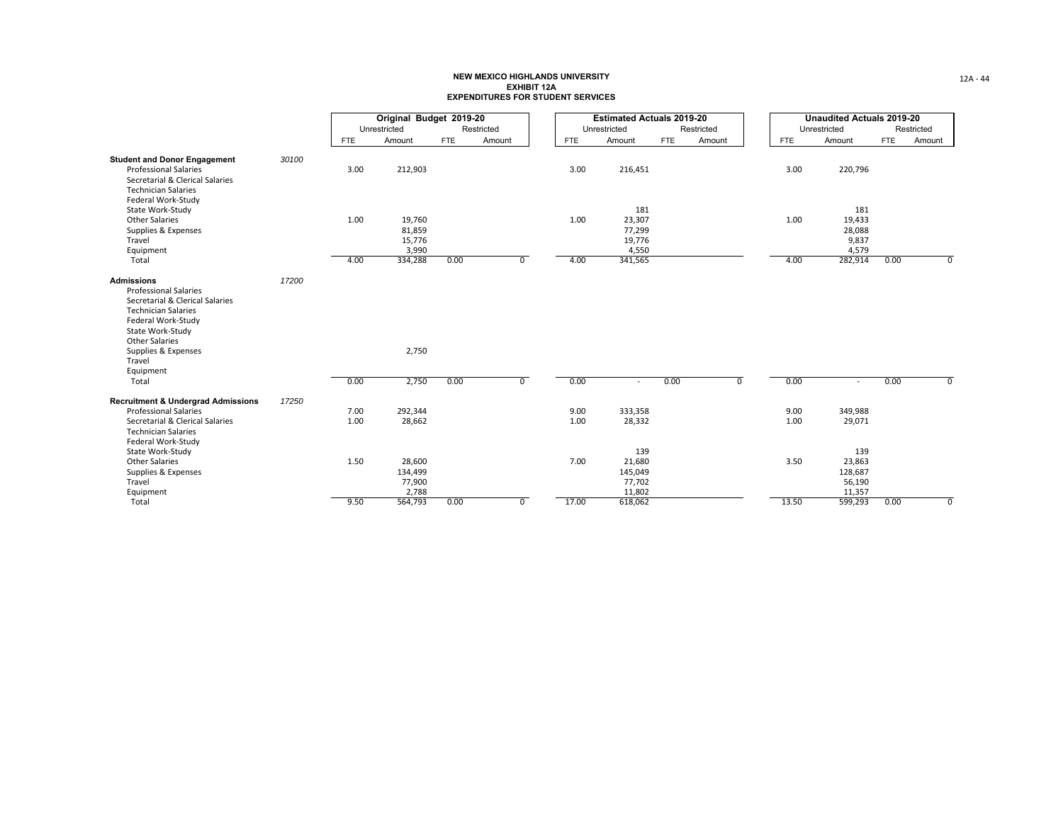**NEW MEXICO HIGHLANDS UNIVERSITY**
**EXHIBIT 12A**
**EXPENDITURES FOR STUDENT SERVICES**

| | | Original Budget 2019-20 | | | | Estimated Actuals 2019-20 | | | | Unaudited Actuals 2019-20 | | | |
|---|---|---|---|---|---|---|---|---|---|---|---|---|---|
| | | Unrestricted | | Restricted | | Unrestricted | | Restricted | | Unrestricted | | Restricted | |
| | | FTE | Amount | FTE | Amount | FTE | Amount | FTE | Amount | FTE | Amount | FTE | Amount |
| **Student and Donor Engagement** | *30100* | | | | | | | | | | | | |
| Professional Salaries | | 3.00 | 212,903 | | | 3.00 | 216,451 | | | 3.00 | 220,796 | | |
| Secretarial & Clerical Salaries | | | | | | | | | | | | | |
| Technician Salaries | | | | | | | | | | | | | |
| Federal Work-Study | | | | | | | | | | | | | |
| State Work-Study | | | | | | | 181 | | | | 181 | | |
| Other Salaries | | 1.00 | 19,760 | | | 1.00 | 23,307 | | | 1.00 | 19,433 | | |
| Supplies & Expenses | | | 81,859 | | | | 77,299 | | | | 28,088 | | |
| Travel | | | 15,776 | | | | 19,776 | | | | 9,837 | | |
| Equipment | | | 3,990 | | | | 4,550 | | | | 4,579 | | |
| Total | | 4.00 | 334,288 | 0.00 | 0 | 4.00 | 341,565 | | | 4.00 | 282,914 | 0.00 | 0 |
| **Admissions** | *17200* | | | | | | | | | | | | |
| Professional Salaries | | | | | | | | | | | | | |
| Secretarial & Clerical Salaries | | | | | | | | | | | | | |
| Technician Salaries | | | | | | | | | | | | | |
| Federal Work-Study | | | | | | | | | | | | | |
| State Work-Study | | | | | | | | | | | | | |
| Other Salaries | | | | | | | | | | | | | |
| Supplies & Expenses | | | 2,750 | | | | | | | | | | |
| Travel | | | | | | | | | | | | | |
| Equipment | | | | | | | | | | | | | |
| Total | | 0.00 | 2,750 | 0.00 | 0 | 0.00 | - | 0.00 | 0 | 0.00 | - | 0.00 | 0 |
| **Recruitment & Undergrad Admissions** | *17250* | | | | | | | | | | | | |
| Professional Salaries | | 7.00 | 292,344 | | | 9.00 | 333,358 | | | 9.00 | 349,988 | | |
| Secretarial & Clerical Salaries | | 1.00 | 28,662 | | | 1.00 | 28,332 | | | 1.00 | 29,071 | | |
| Technician Salaries | | | | | | | | | | | | | |
| Federal Work-Study | | | | | | | | | | | | | |
| State Work-Study | | | | | | | 139 | | | | 139 | | |
| Other Salaries | | 1.50 | 28,600 | | | 7.00 | 21,680 | | | 3.50 | 23,863 | | |
| Supplies & Expenses | | | 134,499 | | | | 145,049 | | | | 128,687 | | |
| Travel | | | 77,900 | | | | 77,702 | | | | 56,190 | | |
| Equipment | | | 2,788 | | | | 11,802 | | | | 11,357 | | |
| Total | | 9.50 | 564,793 | 0.00 | 0 | 17.00 | 618,062 | | | 13.50 | 599,293 | 0.00 | 0 |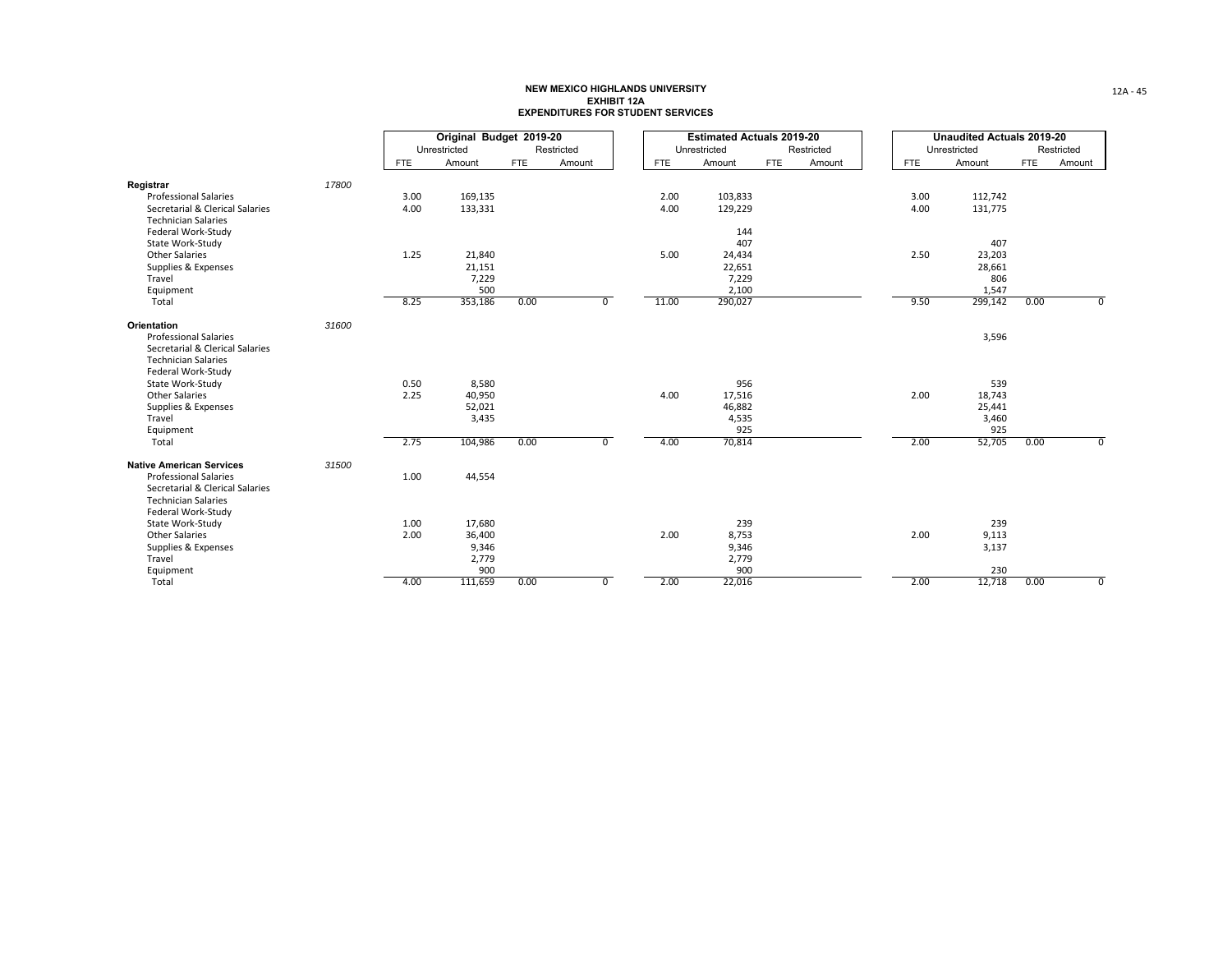**NEW MEXICO HIGHLANDS UNIVERSITY**
**EXHIBIT 12A**
**EXPENDITURES FOR STUDENT SERVICES**

| | | Original Budget 2019-20 | | | | Estimated Actuals 2019-20 | | | | Unaudited Actuals 2019-20 | | | |
|---|---|---|---|---|---|---|---|---|---|---|---|---|---|
| | | Unrestricted | | Restricted | | Unrestricted | | Restricted | | Unrestricted | | Restricted | |
| | | FTE | Amount | FTE | Amount | FTE | Amount | FTE | Amount | FTE | Amount | FTE | Amount |
| **Registrar** | *17800* | | | | | | | | | | | | |
| Professional Salaries | | 3.00 | 169,135 | | | 2.00 | 103,833 | | | 3.00 | 112,742 | | |
| Secretarial & Clerical Salaries | | 4.00 | 133,331 | | | 4.00 | 129,229 | | | 4.00 | 131,775 | | |
| Technician Salaries | | | | | | | | | | | | | |
| Federal Work-Study | | | | | | | 144 | | | | | | |
| State Work-Study | | | | | | | 407 | | | | 407 | | |
| Other Salaries | | 1.25 | 21,840 | | | 5.00 | 24,434 | | | 2.50 | 23,203 | | |
| Supplies & Expenses | | | 21,151 | | | | 22,651 | | | | 28,661 | | |
| Travel | | | 7,229 | | | | 7,229 | | | | 806 | | |
| Equipment | | | 500 | | | | 2,100 | | | | 1,547 | | |
| Total | | 8.25 | 353,186 | 0.00 | 0 | 11.00 | 290,027 | | | 9.50 | 299,142 | 0.00 | 0 |
| **Orientation** | *31600* | | | | | | | | | | | | |
| Professional Salaries | | | | | | | | | | | 3,596 | | |
| Secretarial & Clerical Salaries | | | | | | | | | | | | | |
| Technician Salaries | | | | | | | | | | | | | |
| Federal Work-Study | | | | | | | | | | | | | |
| State Work-Study | | 0.50 | 8,580 | | | | 956 | | | | 539 | | |
| Other Salaries | | 2.25 | 40,950 | | | 4.00 | 17,516 | | | 2.00 | 18,743 | | |
| Supplies & Expenses | | | 52,021 | | | | 46,882 | | | | 25,441 | | |
| Travel | | | 3,435 | | | | 4,535 | | | | 3,460 | | |
| Equipment | | | | | | | 925 | | | | 925 | | |
| Total | | 2.75 | 104,986 | 0.00 | 0 | 4.00 | 70,814 | | | 2.00 | 52,705 | 0.00 | 0 |
| **Native American Services** | *31500* | | | | | | | | | | | | |
| Professional Salaries | | 1.00 | 44,554 | | | | | | | | | | |
| Secretarial & Clerical Salaries | | | | | | | | | | | | | |
| Technician Salaries | | | | | | | | | | | | | |
| Federal Work-Study | | | | | | | | | | | | | |
| State Work-Study | | 1.00 | 17,680 | | | | 239 | | | | 239 | | |
| Other Salaries | | 2.00 | 36,400 | | | 2.00 | 8,753 | | | 2.00 | 9,113 | | |
| Supplies & Expenses | | | 9,346 | | | | 9,346 | | | | 3,137 | | |
| Travel | | | 2,779 | | | | 2,779 | | | | | | |
| Equipment | | | 900 | | | | 900 | | | | 230 | | |
| Total | | 4.00 | 111,659 | 0.00 | 0 | 2.00 | 22,016 | | | 2.00 | 12,718 | 0.00 | 0 |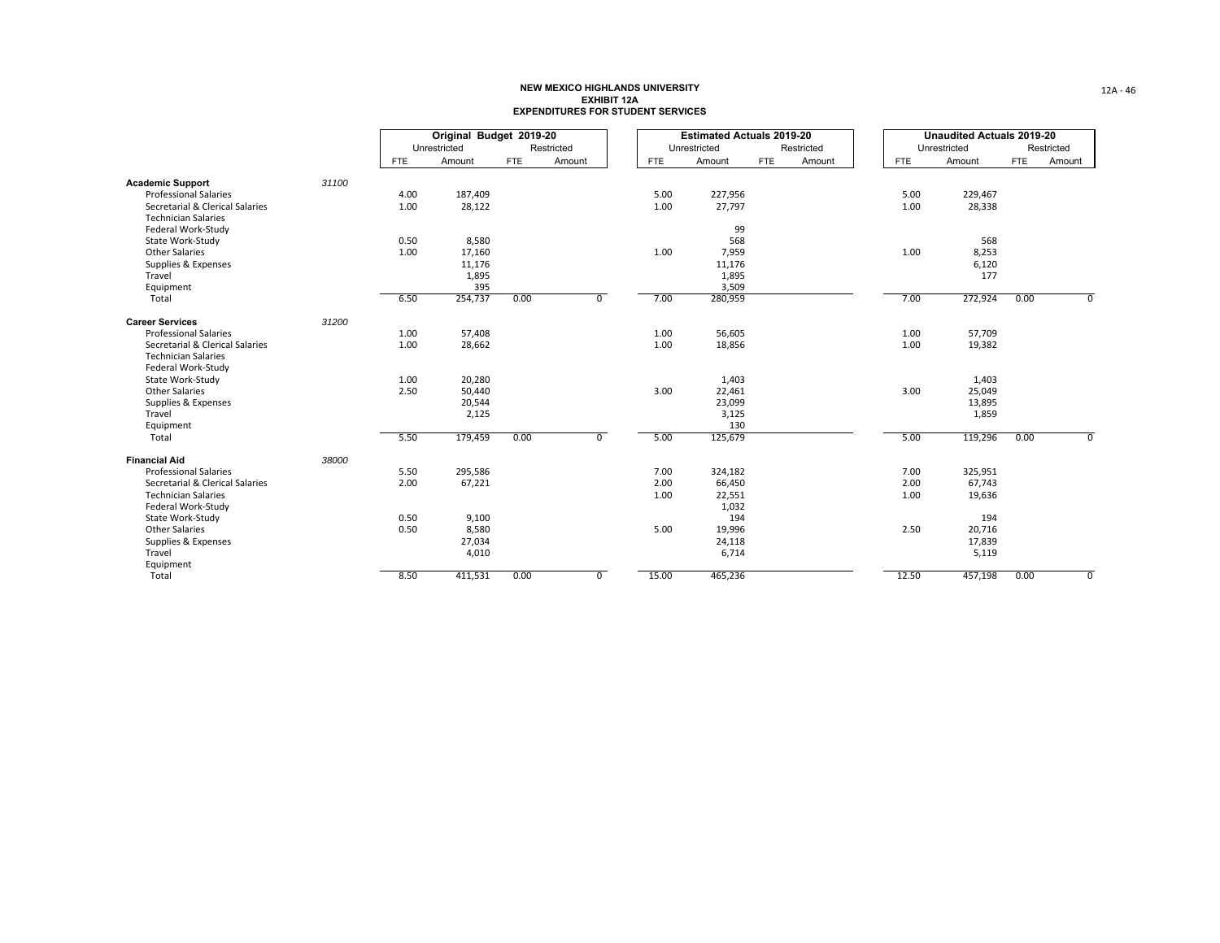**NEW MEXICO HIGHLANDS UNIVERSITY**
**EXHIBIT 12A**
**EXPENDITURES FOR STUDENT SERVICES**

| | | Original Budget 2019-20 | | | | Estimated Actuals 2019-20 | | | | Unaudited Actuals 2019-20 | | | |
|---|---|---|---|---|---|---|---|---|---|---|---|---|---|
| | | Unrestricted | | Restricted | | Unrestricted | | Restricted | | Unrestricted | | Restricted | |
| | | FTE | Amount | FTE | Amount | FTE | Amount | FTE | Amount | FTE | Amount | FTE | Amount |
| **Academic Support** | *31100* | | | | | | | | | | | | |
| Professional Salaries | | 4.00 | 187,409 | | | 5.00 | 227,956 | | | 5.00 | 229,467 | | |
| Secretarial & Clerical Salaries | | 1.00 | 28,122 | | | 1.00 | 27,797 | | | 1.00 | 28,338 | | |
| Technician Salaries | | | | | | | | | | | | | |
| Federal Work-Study | | | | | | | 99 | | | | | | |
| State Work-Study | | 0.50 | 8,580 | | | | 568 | | | | 568 | | |
| Other Salaries | | 1.00 | 17,160 | | | 1.00 | 7,959 | | | 1.00 | 8,253 | | |
| Supplies & Expenses | | | 11,176 | | | | 11,176 | | | | 6,120 | | |
| Travel | | | 1,895 | | | | 1,895 | | | | 177 | | |
| Equipment | | | 395 | | | | 3,509 | | | | | | |
| Total | | 6.50 | 254,737 | 0.00 | 0 | 7.00 | 280,959 | | | 7.00 | 272,924 | 0.00 | 0 |
| **Career Services** | *31200* | | | | | | | | | | | | |
| Professional Salaries | | 1.00 | 57,408 | | | 1.00 | 56,605 | | | 1.00 | 57,709 | | |
| Secretarial & Clerical Salaries | | 1.00 | 28,662 | | | 1.00 | 18,856 | | | 1.00 | 19,382 | | |
| Technician Salaries | | | | | | | | | | | | | |
| Federal Work-Study | | | | | | | | | | | | | |
| State Work-Study | | 1.00 | 20,280 | | | | 1,403 | | | | 1,403 | | |
| Other Salaries | | 2.50 | 50,440 | | | 3.00 | 22,461 | | | 3.00 | 25,049 | | |
| Supplies & Expenses | | | 20,544 | | | | 23,099 | | | | 13,895 | | |
| Travel | | | 2,125 | | | | 3,125 | | | | 1,859 | | |
| Equipment | | | | | | | 130 | | | | | | |
| Total | | 5.50 | 179,459 | 0.00 | 0 | 5.00 | 125,679 | | | 5.00 | 119,296 | 0.00 | 0 |
| **Financial Aid** | *38000* | | | | | | | | | | | | |
| Professional Salaries | | 5.50 | 295,586 | | | 7.00 | 324,182 | | | 7.00 | 325,951 | | |
| Secretarial & Clerical Salaries | | 2.00 | 67,221 | | | 2.00 | 66,450 | | | 2.00 | 67,743 | | |
| Technician Salaries | | | | | | 1.00 | 22,551 | | | 1.00 | 19,636 | | |
| Federal Work-Study | | | | | | | 1,032 | | | | | | |
| State Work-Study | | 0.50 | 9,100 | | | | 194 | | | | 194 | | |
| Other Salaries | | 0.50 | 8,580 | | | 5.00 | 19,996 | | | 2.50 | 20,716 | | |
| Supplies & Expenses | | | 27,034 | | | | 24,118 | | | | 17,839 | | |
| Travel | | | 4,010 | | | | 6,714 | | | | 5,119 | | |
| Equipment | | | | | | | | | | | | | |
| Total | | 8.50 | 411,531 | 0.00 | 0 | 15.00 | 465,236 | | | 12.50 | 457,198 | 0.00 | 0 |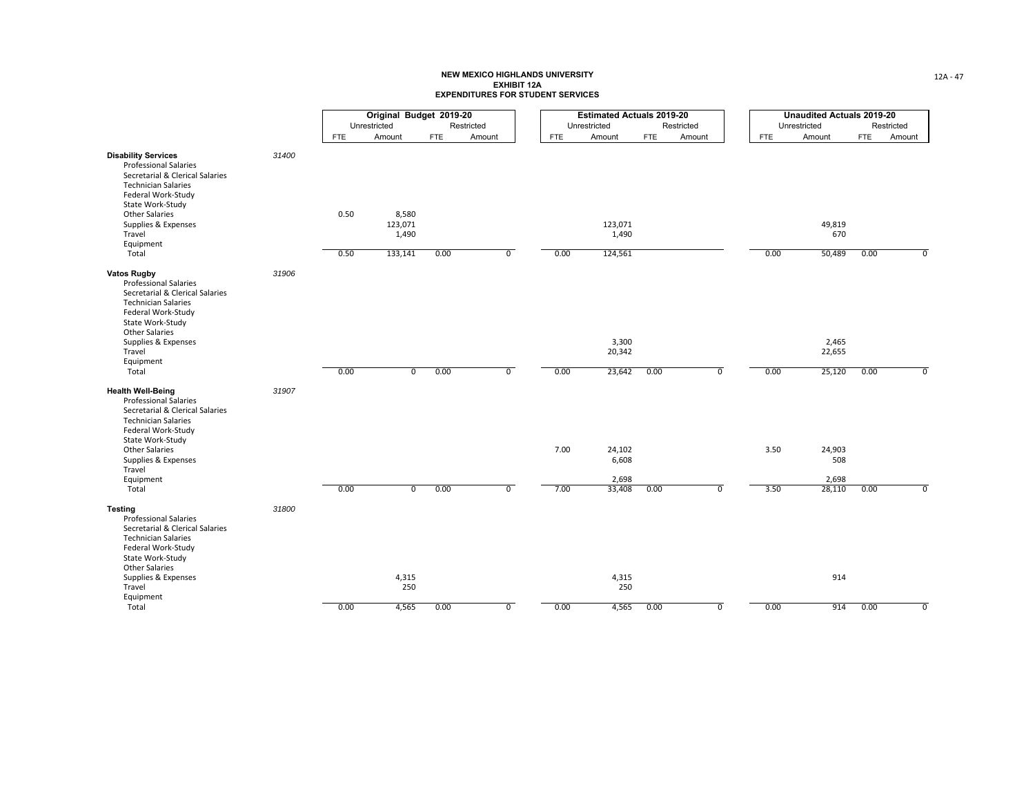**NEW MEXICO HIGHLANDS UNIVERSITY**
**EXHIBIT 12A**
**EXPENDITURES FOR STUDENT SERVICES**

| | | Original Budget 2019-20 | | | | Estimated Actuals 2019-20 | | | | Unaudited Actuals 2019-20 | | | |
|---|---|---|---|---|---|---|---|---|---|---|---|---|---|
| | | Unrestricted | | Restricted | | Unrestricted | | Restricted | | Unrestricted | | Restricted | |
| | | FTE | Amount | FTE | Amount | FTE | Amount | FTE | Amount | FTE | Amount | FTE | Amount |
| **Disability Services** | 31400 | | | | | | | | | | | | |
| Professional Salaries | | | | | | | | | | | | | |
| Secretarial & Clerical Salaries | | | | | | | | | | | | | |
| Technician Salaries | | | | | | | | | | | | | |
| Federal Work-Study | | | | | | | | | | | | | |
| State Work-Study | | | | | | | | | | | | | |
| Other Salaries | | 0.50 | 8,580 | | | | | | | | | | |
| Supplies & Expenses | | | 123,071 | | | | 123,071 | | | | 49,819 | | |
| Travel | | | 1,490 | | | | 1,490 | | | | 670 | | |
| Equipment | | | | | | | | | | | | | |
| Total | | 0.50 | 133,141 | 0.00 | 0 | 0.00 | 124,561 | | | 0.00 | 50,489 | 0.00 | 0 |
| **Vatos Rugby** | 31906 | | | | | | | | | | | | |
| Professional Salaries | | | | | | | | | | | | | |
| Secretarial & Clerical Salaries | | | | | | | | | | | | | |
| Technician Salaries | | | | | | | | | | | | | |
| Federal Work-Study | | | | | | | | | | | | | |
| State Work-Study | | | | | | | | | | | | | |
| Other Salaries | | | | | | | | | | | | | |
| Supplies & Expenses | | | | | | | 3,300 | | | | 2,465 | | |
| Travel | | | | | | | 20,342 | | | | 22,655 | | |
| Equipment | | | | | | | | | | | | | |
| Total | | 0.00 | 0 | 0.00 | 0 | 0.00 | 23,642 | 0.00 | 0 | 0.00 | 25,120 | 0.00 | 0 |
| **Health Well-Being** | 31907 | | | | | | | | | | | | |
| Professional Salaries | | | | | | | | | | | | | |
| Secretarial & Clerical Salaries | | | | | | | | | | | | | |
| Technician Salaries | | | | | | | | | | | | | |
| Federal Work-Study | | | | | | | | | | | | | |
| State Work-Study | | | | | | | | | | | | | |
| Other Salaries | | | | | | 7.00 | 24,102 | | | 3.50 | 24,903 | | |
| Supplies & Expenses | | | | | | | 6,608 | | | | 508 | | |
| Travel | | | | | | | | | | | | | |
| Equipment | | | | | | | 2,698 | | | | 2,698 | | |
| Total | | 0.00 | 0 | 0.00 | 0 | 7.00 | 33,408 | 0.00 | 0 | 3.50 | 28,110 | 0.00 | 0 |
| **Testing** | 31800 | | | | | | | | | | | | |
| Professional Salaries | | | | | | | | | | | | | |
| Secretarial & Clerical Salaries | | | | | | | | | | | | | |
| Technician Salaries | | | | | | | | | | | | | |
| Federal Work-Study | | | | | | | | | | | | | |
| State Work-Study | | | | | | | | | | | | | |
| Other Salaries | | | | | | | | | | | | | |
| Supplies & Expenses | | | 4,315 | | | | 4,315 | | | | 914 | | |
| Travel | | | 250 | | | | 250 | | | | | | |
| Equipment | | | | | | | | | | | | | |
| Total | | 0.00 | 4,565 | 0.00 | 0 | 0.00 | 4,565 | 0.00 | 0 | 0.00 | 914 | 0.00 | 0 |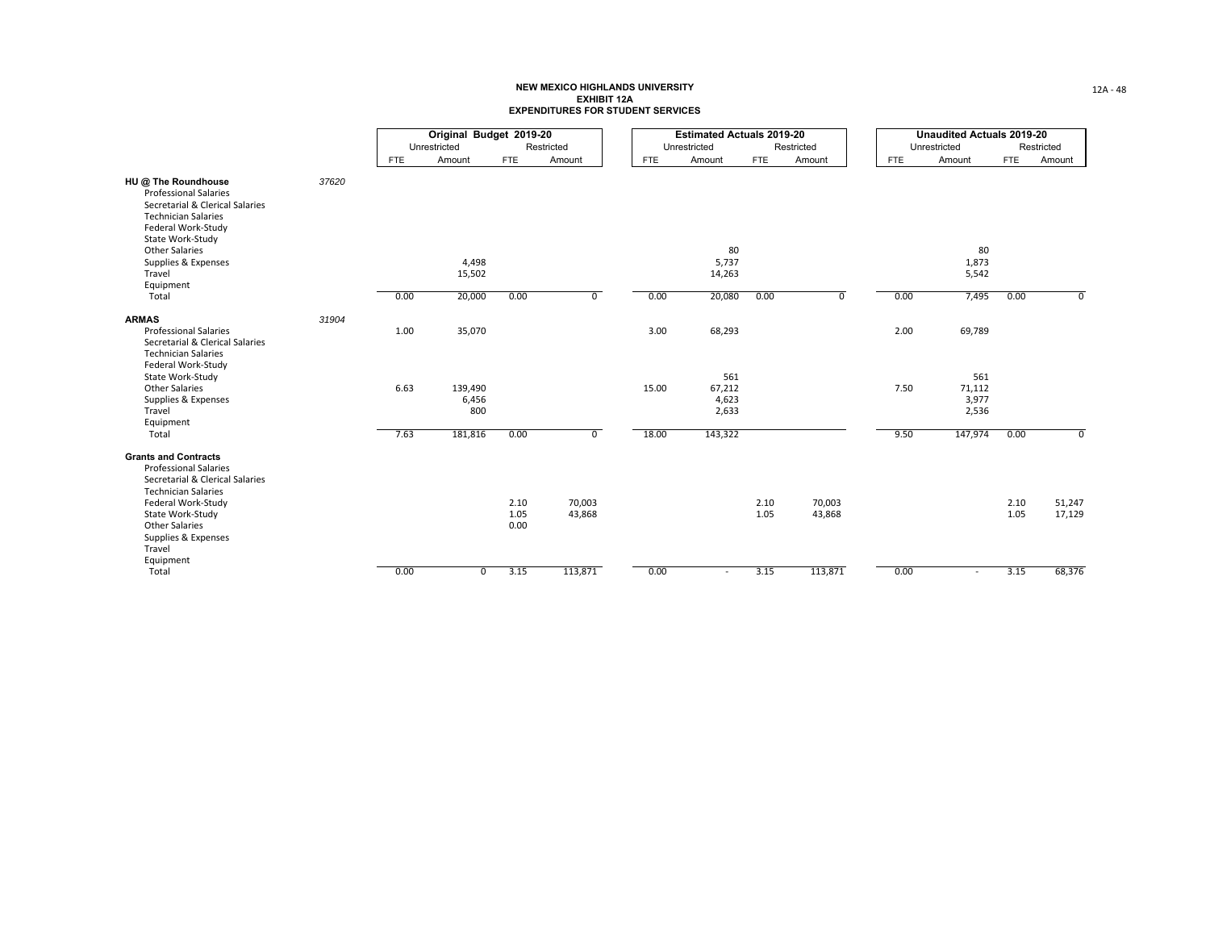**NEW MEXICO HIGHLANDS UNIVERSITY**
**EXHIBIT 12A**
**EXPENDITURES FOR STUDENT SERVICES**

| | | Original Budget 2019-20 | | | | Estimated Actuals 2019-20 | | | | Unaudited Actuals 2019-20 | | | |
|---|---|---|---|---|---|---|---|---|---|---|---|---|---|
| | | Unrestricted | | Restricted | | Unrestricted | | Restricted | | Unrestricted | | Restricted | |
| | | FTE | Amount | FTE | Amount | FTE | Amount | FTE | Amount | FTE | Amount | FTE | Amount |
| **HU @ The Roundhouse** | *37620* | | | | | | | | | | | | |
| Professional Salaries | | | | | | | | | | | | | |
| Secretarial & Clerical Salaries | | | | | | | | | | | | | |
| Technician Salaries | | | | | | | | | | | | | |
| Federal Work-Study | | | | | | | | | | | | | |
| State Work-Study | | | | | | | | | | | | | |
| Other Salaries | | | | | | | 80 | | | | 80 | | |
| Supplies & Expenses | | | 4,498 | | | | 5,737 | | | | 1,873 | | |
| Travel | | | 15,502 | | | | 14,263 | | | | 5,542 | | |
| Equipment | | | | | | | | | | | | | |
| Total | | 0.00 | 20,000 | 0.00 | 0 | 0.00 | 20,080 | 0.00 | 0 | 0.00 | 7,495 | 0.00 | 0 |
| **ARMAS** | *31904* | | | | | | | | | | | | |
| Professional Salaries | | 1.00 | 35,070 | | | 3.00 | 68,293 | | | 2.00 | 69,789 | | |
| Secretarial & Clerical Salaries | | | | | | | | | | | | | |
| Technician Salaries | | | | | | | | | | | | | |
| Federal Work-Study | | | | | | | | | | | | | |
| State Work-Study | | | | | | | 561 | | | | 561 | | |
| Other Salaries | | 6.63 | 139,490 | | | 15.00 | 67,212 | | | 7.50 | 71,112 | | |
| Supplies & Expenses | | | 6,456 | | | | 4,623 | | | | 3,977 | | |
| Travel | | | 800 | | | | 2,633 | | | | 2,536 | | |
| Equipment | | | | | | | | | | | | | |
| Total | | 7.63 | 181,816 | 0.00 | 0 | 18.00 | 143,322 | | | 9.50 | 147,974 | 0.00 | 0 |
| **Grants and Contracts** | | | | | | | | | | | | | |
| Professional Salaries | | | | | | | | | | | | | |
| Secretarial & Clerical Salaries | | | | | | | | | | | | | |
| Technician Salaries | | | | | | | | | | | | | |
| Federal Work-Study | | | | 2.10 | 70,003 | | | 2.10 | 70,003 | | | 2.10 | 51,247 |
| State Work-Study | | | | 1.05 | 43,868 | | | 1.05 | 43,868 | | | 1.05 | 17,129 |
| Other Salaries | | | | 0.00 | | | | | | | | | |
| Supplies & Expenses | | | | | | | | | | | | | |
| Travel | | | | | | | | | | | | | |
| Equipment | | | | | | | | | | | | | |
| Total | | 0.00 | 0 | 3.15 | 113,871 | 0.00 | - | 3.15 | 113,871 | 0.00 | - | 3.15 | 68,376 |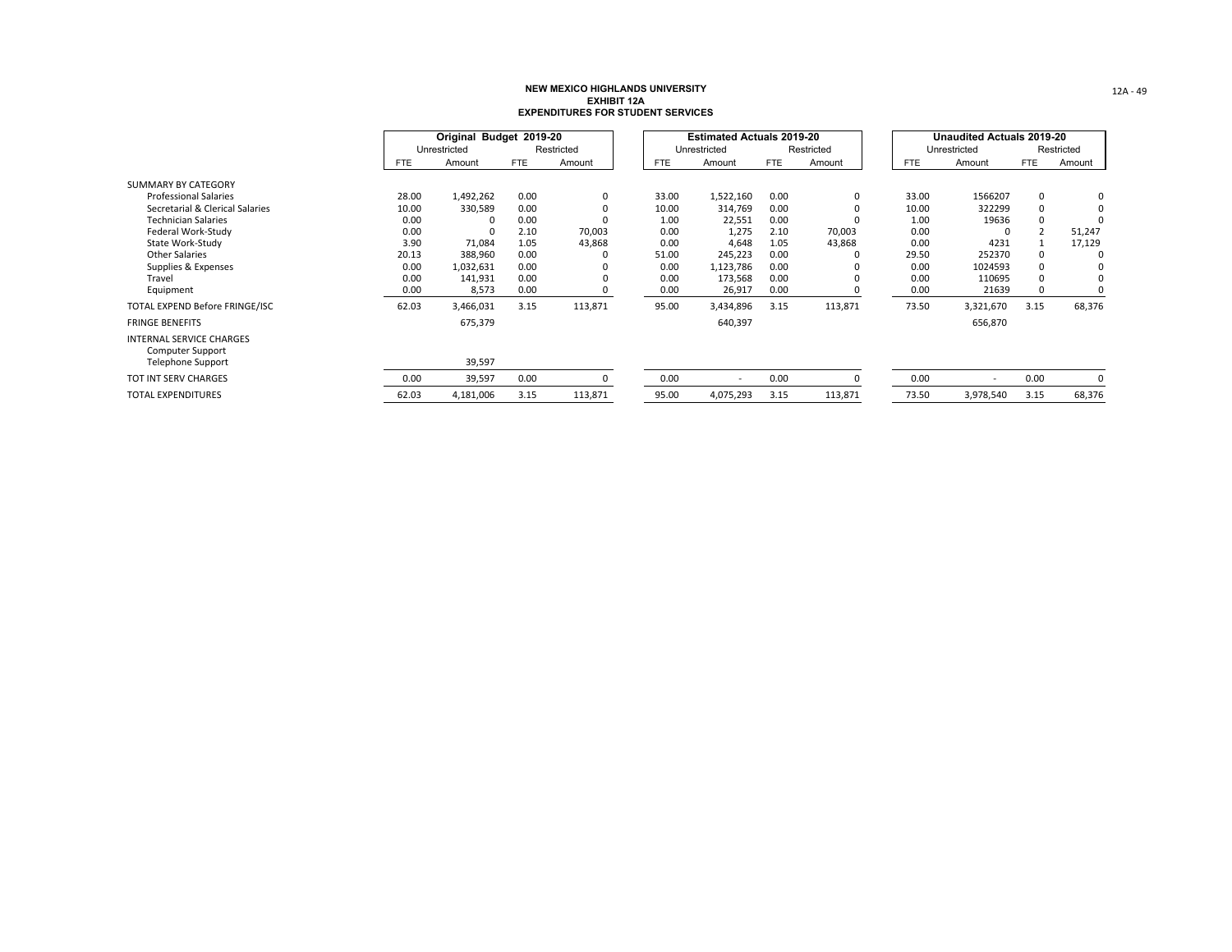# NEW MEXICO HIGHLANDS UNIVERSITY
## EXHIBIT 12A
## EXPENDITURES FOR STUDENT SERVICES

| | Original Budget 2019-20 | | | | Estimated Actuals 2019-20 | | | | Unaudited Actuals 2019-20 | | | |
|---|---|---|---|---|---|---|---|---|---|---|---|---|
| | Unrestricted | | Restricted | | Unrestricted | | Restricted | | Unrestricted | | Restricted | |
| | FTE | Amount | FTE | Amount | FTE | Amount | FTE | Amount | FTE | Amount | FTE | Amount |
| SUMMARY BY CATEGORY | | | | | | | | | | | | |
| Professional Salaries | 28.00 | 1,492,262 | 0.00 | 0 | 33.00 | 1,522,160 | 0.00 | 0 | 33.00 | 1566207 | 0 | 0 |
| Secretarial & Clerical Salaries | 10.00 | 330,589 | 0.00 | 0 | 10.00 | 314,769 | 0.00 | 0 | 10.00 | 322299 | 0 | 0 |
| Technician Salaries | 0.00 | 0 | 0.00 | 0 | 1.00 | 22,551 | 0.00 | 0 | 1.00 | 19636 | 0 | 0 |
| Federal Work-Study | 0.00 | 0 | 2.10 | 70,003 | 0.00 | 1,275 | 2.10 | 70,003 | 0.00 | 0 | 2 | 51,247 |
| State Work-Study | 3.90 | 71,084 | 1.05 | 43,868 | 0.00 | 4,648 | 1.05 | 43,868 | 0.00 | 4231 | 1 | 17,129 |
| Other Salaries | 20.13 | 388,960 | 0.00 | 0 | 51.00 | 245,223 | 0.00 | 0 | 29.50 | 252370 | 0 | 0 |
| Supplies & Expenses | 0.00 | 1,032,631 | 0.00 | 0 | 0.00 | 1,123,786 | 0.00 | 0 | 0.00 | 1024593 | 0 | 0 |
| Travel | 0.00 | 141,931 | 0.00 | 0 | 0.00 | 173,568 | 0.00 | 0 | 0.00 | 110695 | 0 | 0 |
| Equipment | 0.00 | 8,573 | 0.00 | 0 | 0.00 | 26,917 | 0.00 | 0 | 0.00 | 21639 | 0 | 0 |
| TOTAL EXPEND Before FRINGE/ISC | 62.03 | 3,466,031 | 3.15 | 113,871 | 95.00 | 3,434,896 | 3.15 | 113,871 | 73.50 | 3,321,670 | 3.15 | 68,376 |
| FRINGE BENEFITS | | 675,379 | | | | 640,397 | | | | 656,870 | | |
| INTERNAL SERVICE CHARGES | | | | | | | | | | | | |
| Computer Support | | | | | | | | | | | | |
| Telephone Support | | 39,597 | | | | | | | | | | |
| TOT INT SERV CHARGES | 0.00 | 39,597 | 0.00 | 0 | 0.00 | - | 0.00 | 0 | 0.00 | - | 0.00 | 0 |
| TOTAL EXPENDITURES | 62.03 | 4,181,006 | 3.15 | 113,871 | 95.00 | 4,075,293 | 3.15 | 113,871 | 73.50 | 3,978,540 | 3.15 | 68,376 |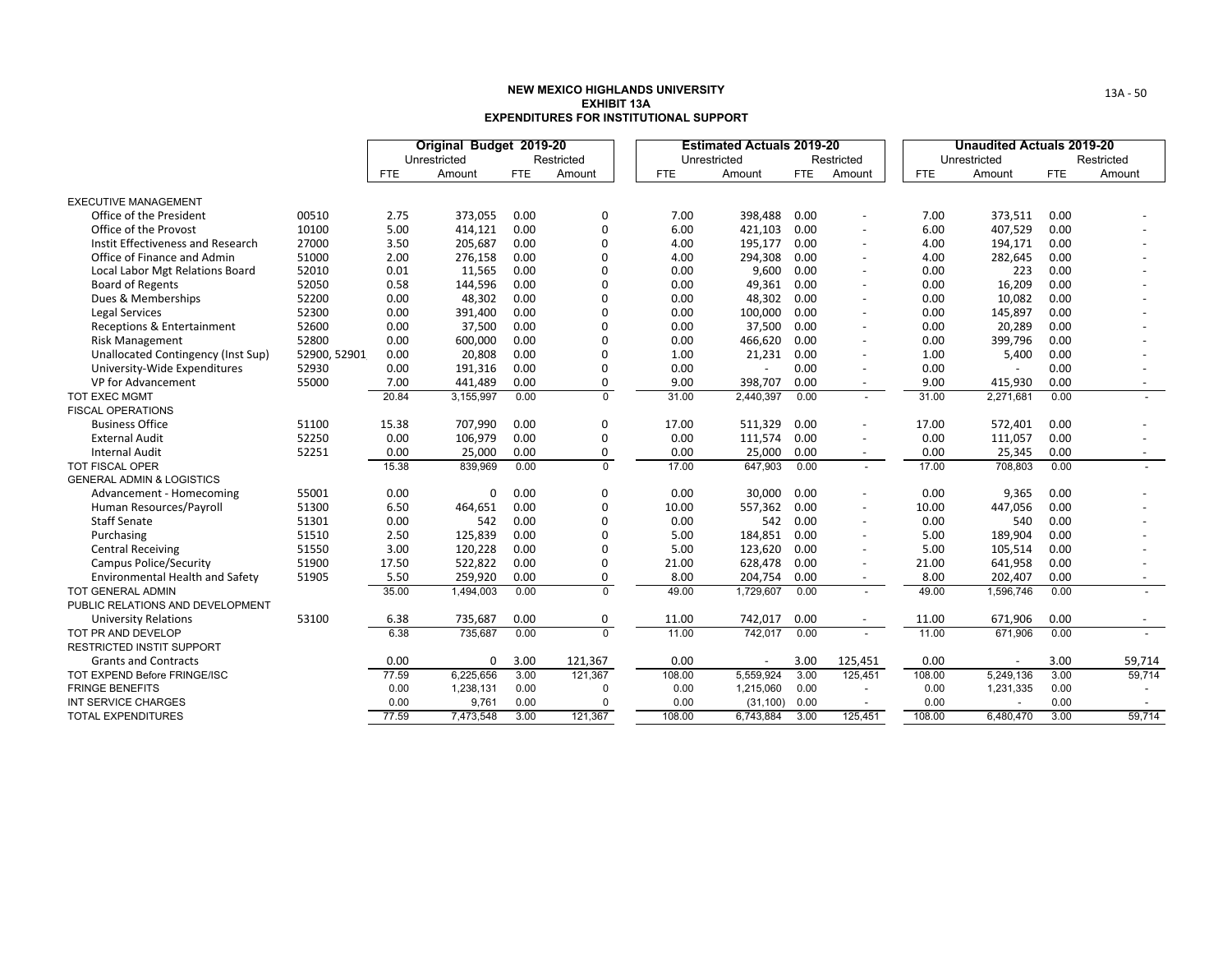**NEW MEXICO HIGHLANDS UNIVERSITY**
**EXHIBIT 13A**
**EXPENDITURES FOR INSTITUTIONAL SUPPORT**

| | | Original Budget 2019-20 | | | | Estimated Actuals 2019-20 | | | | Unaudited Actuals 2019-20 | | | |
|---|---|---|---|---|---|---|---|---|---|---|---|---|---|
| | | Unrestricted | | Restricted | | Unrestricted | | Restricted | | Unrestricted | | Restricted | |
| | | FTE | Amount | FTE | Amount | FTE | Amount | FTE | Amount | FTE | Amount | FTE | Amount |
| EXECUTIVE MANAGEMENT | | | | | | | | | | | | | |
| Office of the President | 00510 | 2.75 | 373,055 | 0.00 | 0 | 7.00 | 398,488 | 0.00 | - | 7.00 | 373,511 | 0.00 | - |
| Office of the Provost | 10100 | 5.00 | 414,121 | 0.00 | 0 | 6.00 | 421,103 | 0.00 | - | 6.00 | 407,529 | 0.00 | - |
| Instit Effectiveness and Research | 27000 | 3.50 | 205,687 | 0.00 | 0 | 4.00 | 195,177 | 0.00 | - | 4.00 | 194,171 | 0.00 | - |
| Office of Finance and Admin | 51000 | 2.00 | 276,158 | 0.00 | 0 | 4.00 | 294,308 | 0.00 | - | 4.00 | 282,645 | 0.00 | - |
| Local Labor Mgt Relations Board | 52010 | 0.01 | 11,565 | 0.00 | 0 | 0.00 | 9,600 | 0.00 | - | 0.00 | 223 | 0.00 | - |
| Board of Regents | 52050 | 0.58 | 144,596 | 0.00 | 0 | 0.00 | 49,361 | 0.00 | - | 0.00 | 16,209 | 0.00 | - |
| Dues & Memberships | 52200 | 0.00 | 48,302 | 0.00 | 0 | 0.00 | 48,302 | 0.00 | - | 0.00 | 10,082 | 0.00 | - |
| Legal Services | 52300 | 0.00 | 391,400 | 0.00 | 0 | 0.00 | 100,000 | 0.00 | - | 0.00 | 145,897 | 0.00 | - |
| Receptions & Entertainment | 52600 | 0.00 | 37,500 | 0.00 | 0 | 0.00 | 37,500 | 0.00 | - | 0.00 | 20,289 | 0.00 | - |
| Risk Management | 52800 | 0.00 | 600,000 | 0.00 | 0 | 0.00 | 466,620 | 0.00 | - | 0.00 | 399,796 | 0.00 | - |
| Unallocated Contingency (Inst Sup) | 52900, 52901 | 0.00 | 20,808 | 0.00 | 0 | 1.00 | 21,231 | 0.00 | - | 1.00 | 5,400 | 0.00 | - |
| University-Wide Expenditures | 52930 | 0.00 | 191,316 | 0.00 | 0 | 0.00 | - | 0.00 | - | 0.00 | - | 0.00 | - |
| VP for Advancement | 55000 | 7.00 | 441,489 | 0.00 | 0 | 9.00 | 398,707 | 0.00 | - | 9.00 | 415,930 | 0.00 | - |
| TOT EXEC MGMT | | 20.84 | 3,155,997 | 0.00 | 0 | 31.00 | 2,440,397 | 0.00 | - | 31.00 | 2,271,681 | 0.00 | - |
| FISCAL OPERATIONS | | | | | | | | | | | | | |
| Business Office | 51100 | 15.38 | 707,990 | 0.00 | 0 | 17.00 | 511,329 | 0.00 | - | 17.00 | 572,401 | 0.00 | - |
| External Audit | 52250 | 0.00 | 106,979 | 0.00 | 0 | 0.00 | 111,574 | 0.00 | - | 0.00 | 111,057 | 0.00 | - |
| Internal Audit | 52251 | 0.00 | 25,000 | 0.00 | 0 | 0.00 | 25,000 | 0.00 | - | 0.00 | 25,345 | 0.00 | - |
| TOT FISCAL OPER | | 15.38 | 839,969 | 0.00 | 0 | 17.00 | 647,903 | 0.00 | - | 17.00 | 708,803 | 0.00 | - |
| GENERAL ADMIN & LOGISTICS | | | | | | | | | | | | | |
| Advancement - Homecoming | 55001 | 0.00 | 0 | 0.00 | 0 | 0.00 | 30,000 | 0.00 | - | 0.00 | 9,365 | 0.00 | - |
| Human Resources/Payroll | 51300 | 6.50 | 464,651 | 0.00 | 0 | 10.00 | 557,362 | 0.00 | - | 10.00 | 447,056 | 0.00 | - |
| Staff Senate | 51301 | 0.00 | 542 | 0.00 | 0 | 0.00 | 542 | 0.00 | - | 0.00 | 540 | 0.00 | - |
| Purchasing | 51510 | 2.50 | 125,839 | 0.00 | 0 | 5.00 | 184,851 | 0.00 | - | 5.00 | 189,904 | 0.00 | - |
| Central Receiving | 51550 | 3.00 | 120,228 | 0.00 | 0 | 5.00 | 123,620 | 0.00 | - | 5.00 | 105,514 | 0.00 | - |
| Campus Police/Security | 51900 | 17.50 | 522,822 | 0.00 | 0 | 21.00 | 628,478 | 0.00 | - | 21.00 | 641,958 | 0.00 | - |
| Environmental Health and Safety | 51905 | 5.50 | 259,920 | 0.00 | 0 | 8.00 | 204,754 | 0.00 | - | 8.00 | 202,407 | 0.00 | - |
| TOT GENERAL ADMIN | | 35.00 | 1,494,003 | 0.00 | 0 | 49.00 | 1,729,607 | 0.00 | - | 49.00 | 1,596,746 | 0.00 | - |
| PUBLIC RELATIONS AND DEVELOPMENT | | | | | | | | | | | | | |
| University Relations | 53100 | 6.38 | 735,687 | 0.00 | 0 | 11.00 | 742,017 | 0.00 | - | 11.00 | 671,906 | 0.00 | - |
| TOT PR AND DEVELOP | | 6.38 | 735,687 | 0.00 | 0 | 11.00 | 742,017 | 0.00 | - | 11.00 | 671,906 | 0.00 | - |
| RESTRICTED INSTIT SUPPORT | | | | | | | | | | | | | |
| Grants and Contracts | | 0.00 | 0 | 3.00 | 121,367 | 0.00 | - | 3.00 | 125,451 | 0.00 | - | 3.00 | 59,714 |
| TOT EXPEND Before FRINGE/ISC | | 77.59 | 6,225,656 | 3.00 | 121,367 | 108.00 | 5,559,924 | 3.00 | 125,451 | 108.00 | 5,249,136 | 3.00 | 59,714 |
| FRINGE BENEFITS | | 0.00 | 1,238,131 | 0.00 | 0 | 0.00 | 1,215,060 | 0.00 | - | 0.00 | 1,231,335 | 0.00 | - |
| INT SERVICE CHARGES | | 0.00 | 9,761 | 0.00 | 0 | 0.00 | (31,100) | 0.00 | - | 0.00 | - | 0.00 | - |
| TOTAL EXPENDITURES | | 77.59 | 7,473,548 | 3.00 | 121,367 | 108.00 | 6,743,884 | 3.00 | 125,451 | 108.00 | 6,480,470 | 3.00 | 59,714 |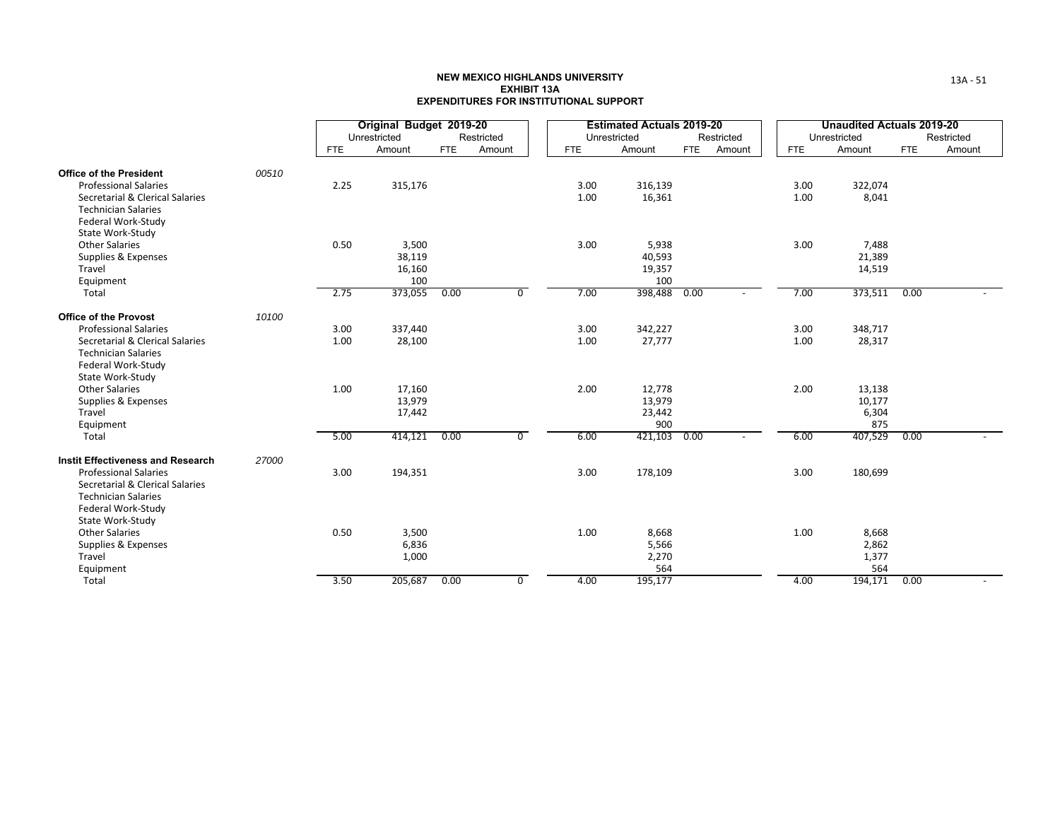**NEW MEXICO HIGHLANDS UNIVERSITY**
**EXHIBIT 13A**
**EXPENDITURES FOR INSTITUTIONAL SUPPORT**

| | | Original Budget 2019-20 | | | | Estimated Actuals 2019-20 | | | | Unaudited Actuals 2019-20 | | | |
|---|---|---|---|---|---|---|---|---|---|---|---|---|---|
| | | Unrestricted | | Restricted | | Unrestricted | | Restricted | | Unrestricted | | Restricted | |
| | | FTE | Amount | FTE | Amount | FTE | Amount | FTE | Amount | FTE | Amount | FTE | Amount |
| **Office of the President** | *00510* | | | | | | | | | | | | |
| Professional Salaries | | 2.25 | 315,176 | | | 3.00 | 316,139 | | | 3.00 | 322,074 | | |
| Secretarial & Clerical Salaries | | | | | | 1.00 | 16,361 | | | 1.00 | 8,041 | | |
| Technician Salaries | | | | | | | | | | | | | |
| Federal Work-Study | | | | | | | | | | | | | |
| State Work-Study | | | | | | | | | | | | | |
| Other Salaries | | 0.50 | 3,500 | | | 3.00 | 5,938 | | | 3.00 | 7,488 | | |
| Supplies & Expenses | | | 38,119 | | | | 40,593 | | | | 21,389 | | |
| Travel | | | 16,160 | | | | 19,357 | | | | 14,519 | | |
| Equipment | | | 100 | | | | 100 | | | | | | |
| Total | | 2.75 | 373,055 | 0.00 | 0 | 7.00 | 398,488 | 0.00 | - | 7.00 | 373,511 | 0.00 | - |
| **Office of the Provost** | *10100* | | | | | | | | | | | | |
| Professional Salaries | | 3.00 | 337,440 | | | 3.00 | 342,227 | | | 3.00 | 348,717 | | |
| Secretarial & Clerical Salaries | | 1.00 | 28,100 | | | 1.00 | 27,777 | | | 1.00 | 28,317 | | |
| Technician Salaries | | | | | | | | | | | | | |
| Federal Work-Study | | | | | | | | | | | | | |
| State Work-Study | | | | | | | | | | | | | |
| Other Salaries | | 1.00 | 17,160 | | | 2.00 | 12,778 | | | 2.00 | 13,138 | | |
| Supplies & Expenses | | | 13,979 | | | | 13,979 | | | | 10,177 | | |
| Travel | | | 17,442 | | | | 23,442 | | | | 6,304 | | |
| Equipment | | | | | | | 900 | | | | 875 | | |
| Total | | 5.00 | 414,121 | 0.00 | 0 | 6.00 | 421,103 | 0.00 | - | 6.00 | 407,529 | 0.00 | - |
| **Instit Effectiveness and Research** | *27000* | | | | | | | | | | | | |
| Professional Salaries | | 3.00 | 194,351 | | | 3.00 | 178,109 | | | 3.00 | 180,699 | | |
| Secretarial & Clerical Salaries | | | | | | | | | | | | | |
| Technician Salaries | | | | | | | | | | | | | |
| Federal Work-Study | | | | | | | | | | | | | |
| State Work-Study | | | | | | | | | | | | | |
| Other Salaries | | 0.50 | 3,500 | | | 1.00 | 8,668 | | | 1.00 | 8,668 | | |
| Supplies & Expenses | | | 6,836 | | | | 5,566 | | | | 2,862 | | |
| Travel | | | 1,000 | | | | 2,270 | | | | 1,377 | | |
| Equipment | | | | | | | 564 | | | | 564 | | |
| Total | | 3.50 | 205,687 | 0.00 | 0 | 4.00 | 195,177 | | | 4.00 | 194,171 | 0.00 | - |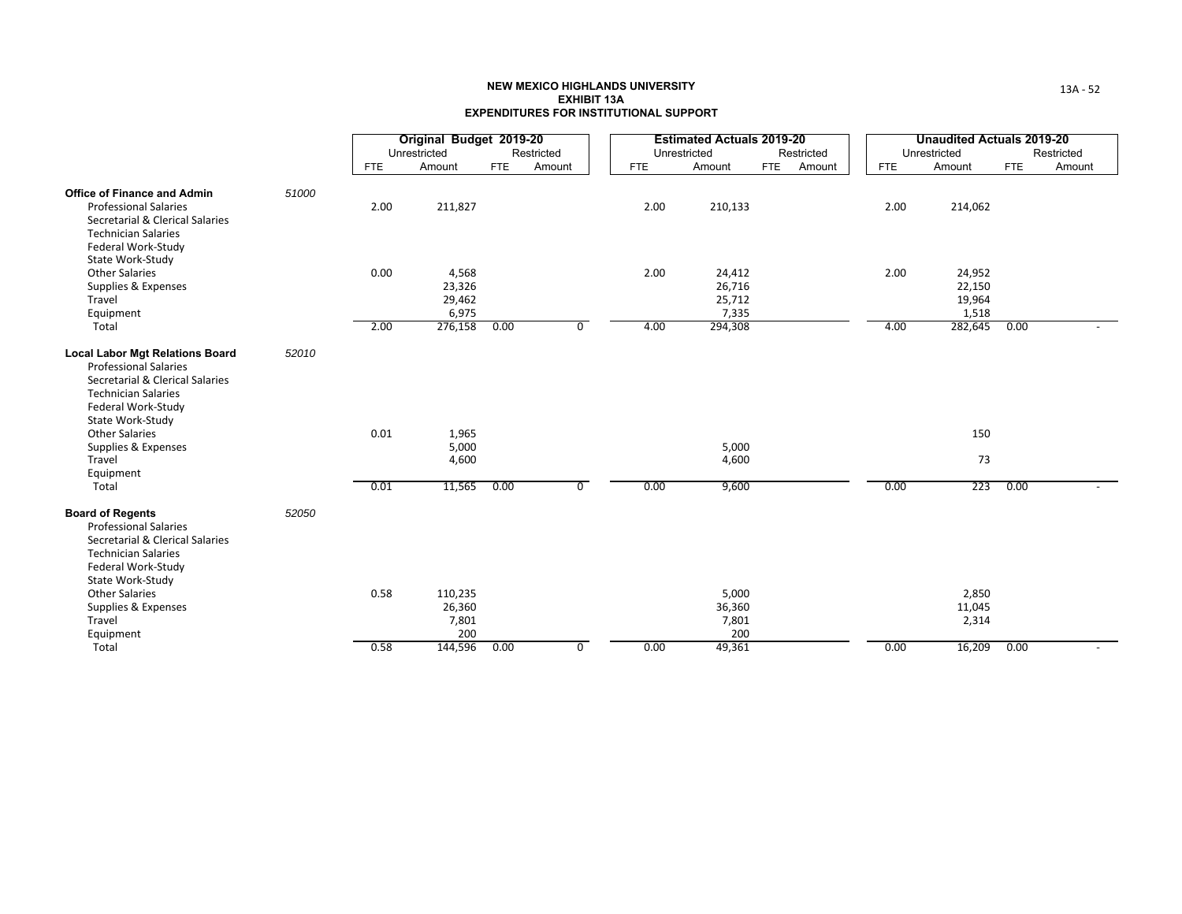# NEW MEXICO HIGHLANDS UNIVERSITY
## EXHIBIT 13A
## EXPENDITURES FOR INSTITUTIONAL SUPPORT

| | | Original Budget 2019-20 | | | | Estimated Actuals 2019-20 | | | | Unaudited Actuals 2019-20 | | | |
|---|---|---|---|---|---|---|---|---|---|---|---|---|---|
| | | Unrestricted | | Restricted | | Unrestricted | | Restricted | | Unrestricted | | Restricted | |
| | | FTE | Amount | FTE | Amount | FTE | Amount | FTE | Amount | FTE | Amount | FTE | Amount |
| **Office of Finance and Admin** | *51000* | | | | | | | | | | | | |
| Professional Salaries | | 2.00 | 211,827 | | | 2.00 | 210,133 | | | 2.00 | 214,062 | | |
| Secretarial & Clerical Salaries | | | | | | | | | | | | | |
| Technician Salaries | | | | | | | | | | | | | |
| Federal Work-Study | | | | | | | | | | | | | |
| State Work-Study | | | | | | | | | | | | | |
| Other Salaries | | 0.00 | 4,568 | | | 2.00 | 24,412 | | | 2.00 | 24,952 | | |
| Supplies & Expenses | | | 23,326 | | | | 26,716 | | | | 22,150 | | |
| Travel | | | 29,462 | | | | 25,712 | | | | 19,964 | | |
| Equipment | | | 6,975 | | | | 7,335 | | | | 1,518 | | |
| Total | | 2.00 | 276,158 | 0.00 | 0 | 4.00 | 294,308 | | | 4.00 | 282,645 | 0.00 | - |
| **Local Labor Mgt Relations Board** | *52010* | | | | | | | | | | | | |
| Professional Salaries | | | | | | | | | | | | | |
| Secretarial & Clerical Salaries | | | | | | | | | | | | | |
| Technician Salaries | | | | | | | | | | | | | |
| Federal Work-Study | | | | | | | | | | | | | |
| State Work-Study | | | | | | | | | | | | | |
| Other Salaries | | 0.01 | 1,965 | | | | | | | | 150 | | |
| Supplies & Expenses | | | 5,000 | | | | 5,000 | | | | | | |
| Travel | | | 4,600 | | | | 4,600 | | | | 73 | | |
| Equipment | | | | | | | | | | | | | |
| Total | | 0.01 | 11,565 | 0.00 | 0 | 0.00 | 9,600 | | | 0.00 | 223 | 0.00 | - |
| **Board of Regents** | *52050* | | | | | | | | | | | | |
| Professional Salaries | | | | | | | | | | | | | |
| Secretarial & Clerical Salaries | | | | | | | | | | | | | |
| Technician Salaries | | | | | | | | | | | | | |
| Federal Work-Study | | | | | | | | | | | | | |
| State Work-Study | | | | | | | | | | | | | |
| Other Salaries | | 0.58 | 110,235 | | | | 5,000 | | | | 2,850 | | |
| Supplies & Expenses | | | 26,360 | | | | 36,360 | | | | 11,045 | | |
| Travel | | | 7,801 | | | | 7,801 | | | | 2,314 | | |
| Equipment | | | 200 | | | | 200 | | | | | | |
| Total | | 0.58 | 144,596 | 0.00 | 0 | 0.00 | 49,361 | | | 0.00 | 16,209 | 0.00 | - |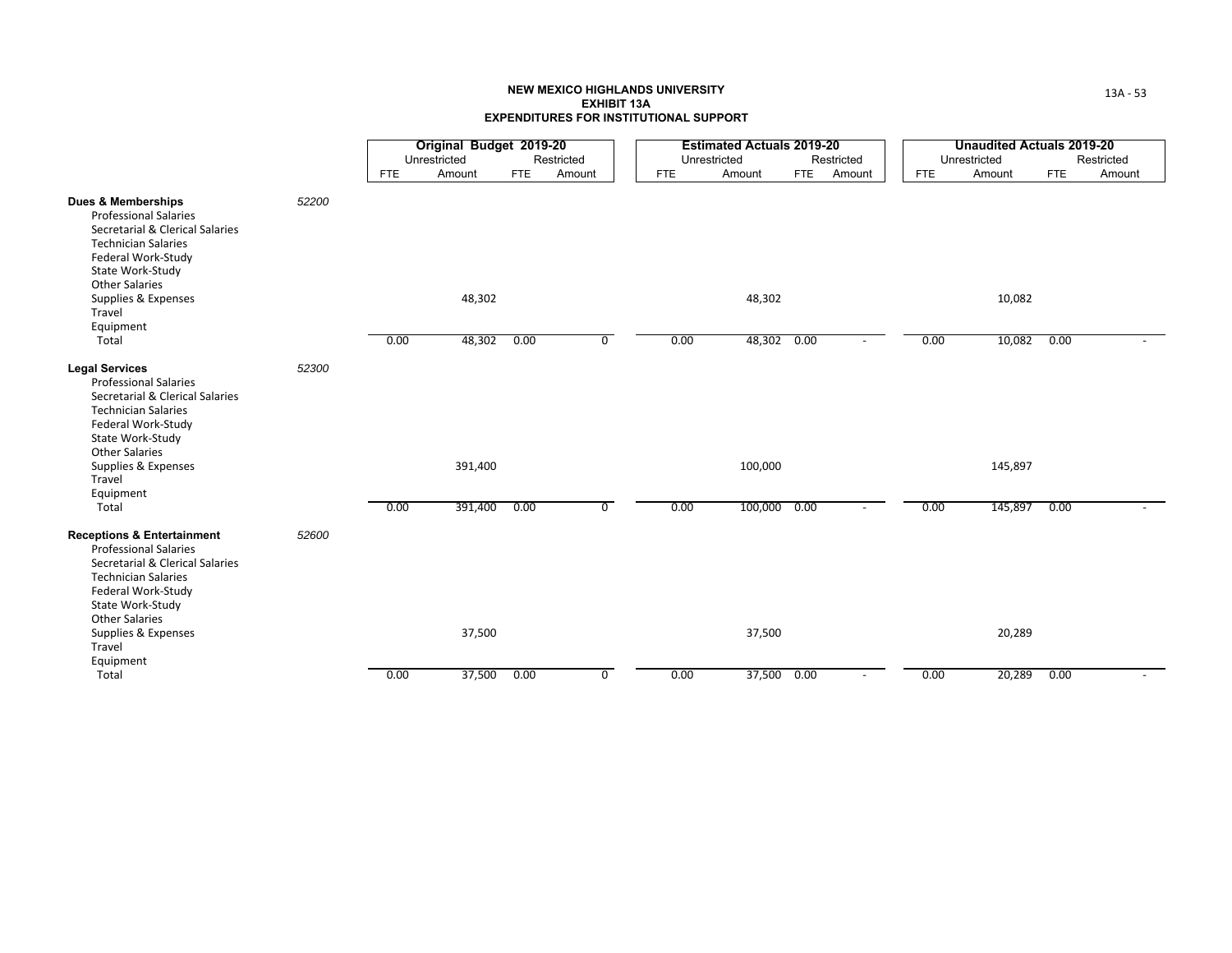**NEW MEXICO HIGHLANDS UNIVERSITY**
**EXHIBIT 13A**
**EXPENDITURES FOR INSTITUTIONAL SUPPORT**

| | | Original Budget 2019-20 | | | | Estimated Actuals 2019-20 | | | | Unaudited Actuals 2019-20 | | | |
|---|---|---|---|---|---|---|---|---|---|---|---|---|---|
| | | Unrestricted | | Restricted | | Unrestricted | | Restricted | | Unrestricted | | Restricted | |
| | | FTE | Amount | FTE | Amount | FTE | Amount | FTE | Amount | FTE | Amount | FTE | Amount |
| **Dues & Memberships** | *52200* | | | | | | | | | | | | |
| Professional Salaries | | | | | | | | | | | | | |
| Secretarial & Clerical Salaries | | | | | | | | | | | | | |
| Technician Salaries | | | | | | | | | | | | | |
| Federal Work-Study | | | | | | | | | | | | | |
| State Work-Study | | | | | | | | | | | | | |
| Other Salaries | | | | | | | | | | | | | |
| Supplies & Expenses | | | 48,302 | | | | 48,302 | | | | 10,082 | | |
| Travel | | | | | | | | | | | | | |
| Equipment | | | | | | | | | | | | | |
| Total | | 0.00 | 48,302 | 0.00 | 0 | 0.00 | 48,302 | 0.00 | - | 0.00 | 10,082 | 0.00 | - |
| **Legal Services** | *52300* | | | | | | | | | | | | |
| Professional Salaries | | | | | | | | | | | | | |
| Secretarial & Clerical Salaries | | | | | | | | | | | | | |
| Technician Salaries | | | | | | | | | | | | | |
| Federal Work-Study | | | | | | | | | | | | | |
| State Work-Study | | | | | | | | | | | | | |
| Other Salaries | | | | | | | | | | | | | |
| Supplies & Expenses | | | 391,400 | | | | 100,000 | | | | 145,897 | | |
| Travel | | | | | | | | | | | | | |
| Equipment | | | | | | | | | | | | | |
| Total | | 0.00 | 391,400 | 0.00 | 0 | 0.00 | 100,000 | 0.00 | - | 0.00 | 145,897 | 0.00 | - |
| **Receptions & Entertainment** | *52600* | | | | | | | | | | | | |
| Professional Salaries | | | | | | | | | | | | | |
| Secretarial & Clerical Salaries | | | | | | | | | | | | | |
| Technician Salaries | | | | | | | | | | | | | |
| Federal Work-Study | | | | | | | | | | | | | |
| State Work-Study | | | | | | | | | | | | | |
| Other Salaries | | | | | | | | | | | | | |
| Supplies & Expenses | | | 37,500 | | | | 37,500 | | | | 20,289 | | |
| Travel | | | | | | | | | | | | | |
| Equipment | | | | | | | | | | | | | |
| Total | | 0.00 | 37,500 | 0.00 | 0 | 0.00 | 37,500 | 0.00 | - | 0.00 | 20,289 | 0.00 | - |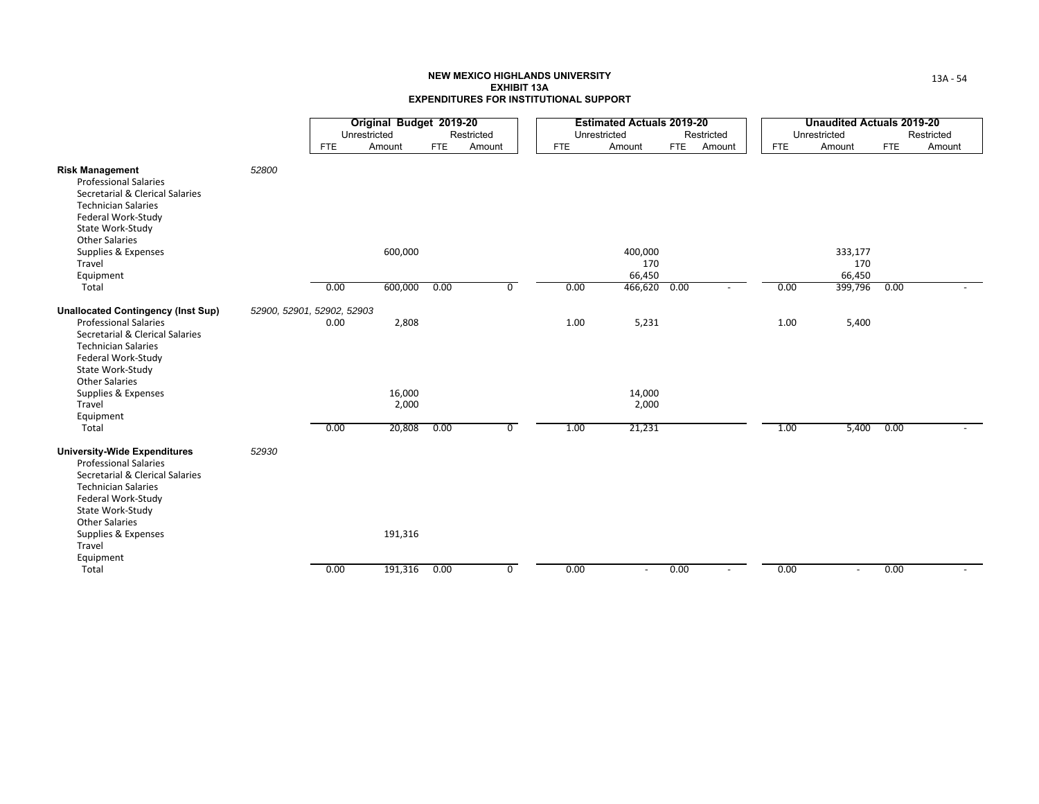**NEW MEXICO HIGHLANDS UNIVERSITY**
**EXHIBIT 13A**
**EXPENDITURES FOR INSTITUTIONAL SUPPORT**

| | | Original Budget 2019-20 | | | | Estimated Actuals 2019-20 | | | | Unaudited Actuals 2019-20 | | | |
|---|---|---|---|---|---|---|---|---|---|---|---|---|---|
| | | Unrestricted | | Restricted | | Unrestricted | | Restricted | | Unrestricted | | Restricted | |
| | | FTE | Amount | FTE | Amount | FTE | Amount | FTE | Amount | FTE | Amount | FTE | Amount |
| **Risk Management** | *52800* | | | | | | | | | | | | |
| Professional Salaries | | | | | | | | | | | | | |
| Secretarial & Clerical Salaries | | | | | | | | | | | | | |
| Technician Salaries | | | | | | | | | | | | | |
| Federal Work-Study | | | | | | | | | | | | | |
| State Work-Study | | | | | | | | | | | | | |
| Other Salaries | | | | | | | | | | | | | |
| Supplies & Expenses | | | 600,000 | | | | 400,000 | | | | 333,177 | | |
| Travel | | | | | | | 170 | | | | 170 | | |
| Equipment | | | | | | | 66,450 | | | | 66,450 | | |
| Total | | 0.00 | 600,000 | 0.00 | 0 | 0.00 | 466,620 | 0.00 | - | 0.00 | 399,796 | 0.00 | - |
| **Unallocated Contingency (Inst Sup)** | *52900, 52901, 52902, 52903* | | | | | | | | | | | | |
| Professional Salaries | | 0.00 | 2,808 | | | 1.00 | 5,231 | | | 1.00 | 5,400 | | |
| Secretarial & Clerical Salaries | | | | | | | | | | | | | |
| Technician Salaries | | | | | | | | | | | | | |
| Federal Work-Study | | | | | | | | | | | | | |
| State Work-Study | | | | | | | | | | | | | |
| Other Salaries | | | | | | | | | | | | | |
| Supplies & Expenses | | | 16,000 | | | | 14,000 | | | | | | |
| Travel | | | 2,000 | | | | 2,000 | | | | | | |
| Equipment | | | | | | | | | | | | | |
| Total | | 0.00 | 20,808 | 0.00 | 0 | 1.00 | 21,231 | | | 1.00 | 5,400 | 0.00 | - |
| **University-Wide Expenditures** | *52930* | | | | | | | | | | | | |
| Professional Salaries | | | | | | | | | | | | | |
| Secretarial & Clerical Salaries | | | | | | | | | | | | | |
| Technician Salaries | | | | | | | | | | | | | |
| Federal Work-Study | | | | | | | | | | | | | |
| State Work-Study | | | | | | | | | | | | | |
| Other Salaries | | | | | | | | | | | | | |
| Supplies & Expenses | | | 191,316 | | | | | | | | | | |
| Travel | | | | | | | | | | | | | |
| Equipment | | | | | | | | | | | | | |
| Total | | 0.00 | 191,316 | 0.00 | 0 | 0.00 | - | 0.00 | - | 0.00 | - | 0.00 | - |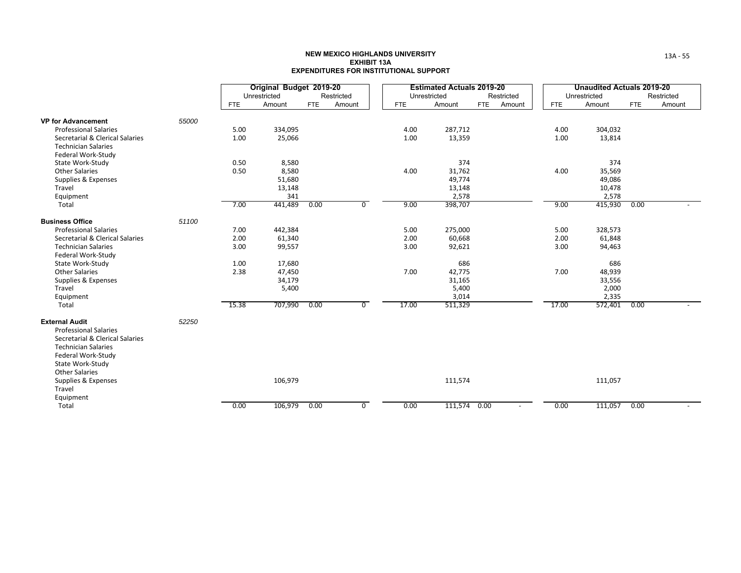**NEW MEXICO HIGHLANDS UNIVERSITY**
**EXHIBIT 13A**
**EXPENDITURES FOR INSTITUTIONAL SUPPORT**

| | | Original Budget 2019-20 | | | | Estimated Actuals 2019-20 | | | | Unaudited Actuals 2019-20 | | | |
|---|---|---|---|---|---|---|---|---|---|---|---|---|---|
| | | Unrestricted | | Restricted | | Unrestricted | | Restricted | | Unrestricted | | Restricted | |
| | | FTE | Amount | FTE | Amount | FTE | Amount | FTE | Amount | FTE | Amount | FTE | Amount |
| **VP for Advancement** | *55000* | | | | | | | | | | | | |
| Professional Salaries | | 5.00 | 334,095 | | | 4.00 | 287,712 | | | 4.00 | 304,032 | | |
| Secretarial & Clerical Salaries | | 1.00 | 25,066 | | | 1.00 | 13,359 | | | 1.00 | 13,814 | | |
| Technician Salaries | | | | | | | | | | | | | |
| Federal Work-Study | | | | | | | | | | | | | |
| State Work-Study | | 0.50 | 8,580 | | | | 374 | | | | 374 | | |
| Other Salaries | | 0.50 | 8,580 | | | 4.00 | 31,762 | | | 4.00 | 35,569 | | |
| Supplies & Expenses | | | 51,680 | | | | 49,774 | | | | 49,086 | | |
| Travel | | | 13,148 | | | | 13,148 | | | | 10,478 | | |
| Equipment | | | 341 | | | | 2,578 | | | | 2,578 | | |
| Total | | 7.00 | 441,489 | 0.00 | 0 | 9.00 | 398,707 | | | 9.00 | 415,930 | 0.00 | - |
| **Business Office** | *51100* | | | | | | | | | | | | |
| Professional Salaries | | 7.00 | 442,384 | | | 5.00 | 275,000 | | | 5.00 | 328,573 | | |
| Secretarial & Clerical Salaries | | 2.00 | 61,340 | | | 2.00 | 60,668 | | | 2.00 | 61,848 | | |
| Technician Salaries | | 3.00 | 99,557 | | | 3.00 | 92,621 | | | 3.00 | 94,463 | | |
| Federal Work-Study | | | | | | | | | | | | | |
| State Work-Study | | 1.00 | 17,680 | | | | 686 | | | | 686 | | |
| Other Salaries | | 2.38 | 47,450 | | | 7.00 | 42,775 | | | 7.00 | 48,939 | | |
| Supplies & Expenses | | | 34,179 | | | | 31,165 | | | | 33,556 | | |
| Travel | | | 5,400 | | | | 5,400 | | | | 2,000 | | |
| Equipment | | | | | | | 3,014 | | | | 2,335 | | |
| Total | | 15.38 | 707,990 | 0.00 | 0 | 17.00 | 511,329 | | | 17.00 | 572,401 | 0.00 | - |
| **External Audit** | *52250* | | | | | | | | | | | | |
| Professional Salaries | | | | | | | | | | | | | |
| Secretarial & Clerical Salaries | | | | | | | | | | | | | |
| Technician Salaries | | | | | | | | | | | | | |
| Federal Work-Study | | | | | | | | | | | | | |
| State Work-Study | | | | | | | | | | | | | |
| Other Salaries | | | | | | | | | | | | | |
| Supplies & Expenses | | | 106,979 | | | | 111,574 | | | | 111,057 | | |
| Travel | | | | | | | | | | | | | |
| Equipment | | | | | | | | | | | | | |
| Total | | 0.00 | 106,979 | 0.00 | 0 | 0.00 | 111,574 | 0.00 | - | 0.00 | 111,057 | 0.00 | - |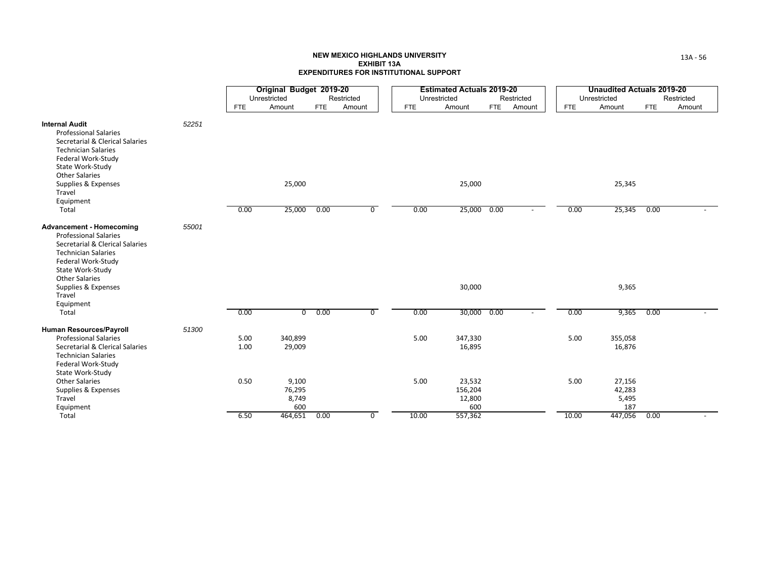**NEW MEXICO HIGHLANDS UNIVERSITY**
**EXHIBIT 13A**
**EXPENDITURES FOR INSTITUTIONAL SUPPORT**

| | | Original Budget 2019-20 | | | | Estimated Actuals 2019-20 | | | | Unaudited Actuals 2019-20 | | | |
|---|---|---|---|---|---|---|---|---|---|---|---|---|---|
| | | Unrestricted | | Restricted | | Unrestricted | | Restricted | | Unrestricted | | Restricted | |
| | | FTE | Amount | FTE | Amount | FTE | Amount | FTE | Amount | FTE | Amount | FTE | Amount |
| **Internal Audit** | *52251* | | | | | | | | | | | | |
| Professional Salaries | | | | | | | | | | | | | |
| Secretarial & Clerical Salaries | | | | | | | | | | | | | |
| Technician Salaries | | | | | | | | | | | | | |
| Federal Work-Study | | | | | | | | | | | | | |
| State Work-Study | | | | | | | | | | | | | |
| Other Salaries | | | | | | | | | | | | | |
| Supplies & Expenses | | | 25,000 | | | | 25,000 | | | | 25,345 | | |
| Travel | | | | | | | | | | | | | |
| Equipment | | | | | | | | | | | | | |
| Total | | 0.00 | 25,000 | 0.00 | 0 | 0.00 | 25,000 | 0.00 | - | 0.00 | 25,345 | 0.00 | - |
| **Advancement - Homecoming** | *55001* | | | | | | | | | | | | |
| Professional Salaries | | | | | | | | | | | | | |
| Secretarial & Clerical Salaries | | | | | | | | | | | | | |
| Technician Salaries | | | | | | | | | | | | | |
| Federal Work-Study | | | | | | | | | | | | | |
| State Work-Study | | | | | | | | | | | | | |
| Other Salaries | | | | | | | | | | | | | |
| Supplies & Expenses | | | | | | | 30,000 | | | | 9,365 | | |
| Travel | | | | | | | | | | | | | |
| Equipment | | | | | | | | | | | | | |
| Total | | 0.00 | 0 | 0.00 | 0 | 0.00 | 30,000 | 0.00 | - | 0.00 | 9,365 | 0.00 | - |
| **Human Resources/Payroll** | *51300* | | | | | | | | | | | | |
| Professional Salaries | | 5.00 | 340,899 | | | 5.00 | 347,330 | | | 5.00 | 355,058 | | |
| Secretarial & Clerical Salaries | | 1.00 | 29,009 | | | | 16,895 | | | | 16,876 | | |
| Technician Salaries | | | | | | | | | | | | | |
| Federal Work-Study | | | | | | | | | | | | | |
| State Work-Study | | | | | | | | | | | | | |
| Other Salaries | | 0.50 | 9,100 | | | 5.00 | 23,532 | | | 5.00 | 27,156 | | |
| Supplies & Expenses | | | 76,295 | | | | 156,204 | | | | 42,283 | | |
| Travel | | | 8,749 | | | | 12,800 | | | | 5,495 | | |
| Equipment | | | 600 | | | | 600 | | | | 187 | | |
| Total | | 6.50 | 464,651 | 0.00 | 0 | 10.00 | 557,362 | | | 10.00 | 447,056 | 0.00 | - |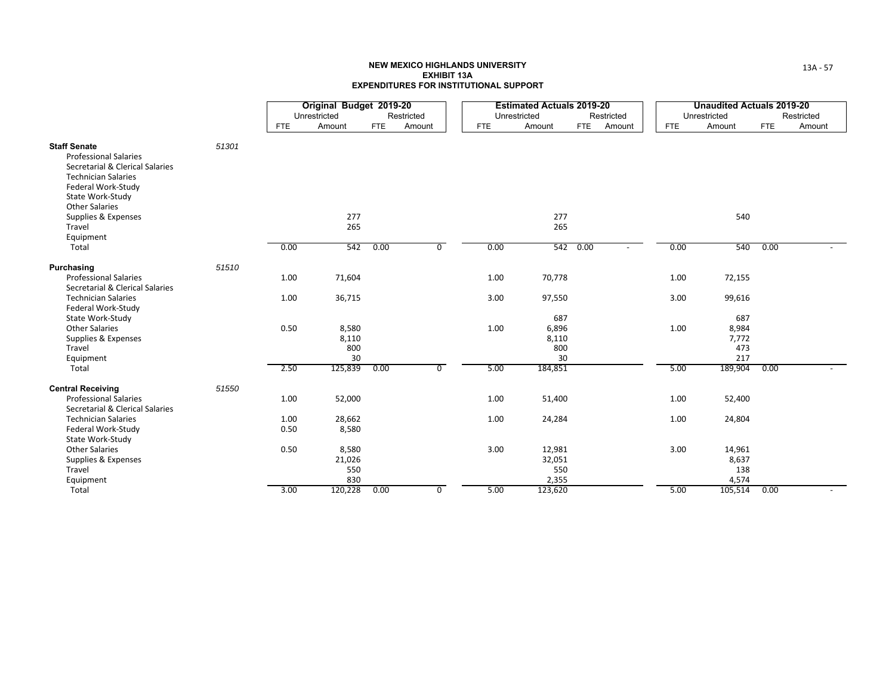**NEW MEXICO HIGHLANDS UNIVERSITY**
**EXHIBIT 13A**
**EXPENDITURES FOR INSTITUTIONAL SUPPORT**

| | | Original Budget 2019-20 | | | | Estimated Actuals 2019-20 | | | | Unaudited Actuals 2019-20 | | | |
|---|---|---|---|---|---|---|---|---|---|---|---|---|---|
| | | Unrestricted | | Restricted | | Unrestricted | | Restricted | | Unrestricted | | Restricted | |
| | | FTE | Amount | FTE | Amount | FTE | Amount | FTE | Amount | FTE | Amount | FTE | Amount |
| **Staff Senate** | *51301* | | | | | | | | | | | | |
| Professional Salaries | | | | | | | | | | | | | |
| Secretarial & Clerical Salaries | | | | | | | | | | | | | |
| Technician Salaries | | | | | | | | | | | | | |
| Federal Work-Study | | | | | | | | | | | | | |
| State Work-Study | | | | | | | | | | | | | |
| Other Salaries | | | | | | | | | | | | | |
| Supplies & Expenses | | | 277 | | | | 277 | | | | 540 | | |
| Travel | | | 265 | | | | 265 | | | | | | |
| Equipment | | | | | | | | | | | | | |
| Total | | 0.00 | 542 | 0.00 | 0 | 0.00 | 542 | 0.00 | - | 0.00 | 540 | 0.00 | - |
| **Purchasing** | *51510* | | | | | | | | | | | | |
| Professional Salaries | | 1.00 | 71,604 | | | 1.00 | 70,778 | | | 1.00 | 72,155 | | |
| Secretarial & Clerical Salaries | | | | | | | | | | | | | |
| Technician Salaries | | 1.00 | 36,715 | | | 3.00 | 97,550 | | | 3.00 | 99,616 | | |
| Federal Work-Study | | | | | | | | | | | | | |
| State Work-Study | | | | | | | 687 | | | | 687 | | |
| Other Salaries | | 0.50 | 8,580 | | | 1.00 | 6,896 | | | 1.00 | 8,984 | | |
| Supplies & Expenses | | | 8,110 | | | | 8,110 | | | | 7,772 | | |
| Travel | | | 800 | | | | 800 | | | | 473 | | |
| Equipment | | | 30 | | | | 30 | | | | 217 | | |
| Total | | 2.50 | 125,839 | 0.00 | 0 | 5.00 | 184,851 | | | 5.00 | 189,904 | 0.00 | - |
| **Central Receiving** | *51550* | | | | | | | | | | | | |
| Professional Salaries | | 1.00 | 52,000 | | | 1.00 | 51,400 | | | 1.00 | 52,400 | | |
| Secretarial & Clerical Salaries | | | | | | | | | | | | | |
| Technician Salaries | | 1.00 | 28,662 | | | 1.00 | 24,284 | | | 1.00 | 24,804 | | |
| Federal Work-Study | | 0.50 | 8,580 | | | | | | | | | | |
| State Work-Study | | | | | | | | | | | | | |
| Other Salaries | | 0.50 | 8,580 | | | 3.00 | 12,981 | | | 3.00 | 14,961 | | |
| Supplies & Expenses | | | 21,026 | | | | 32,051 | | | | 8,637 | | |
| Travel | | | 550 | | | | 550 | | | | 138 | | |
| Equipment | | | 830 | | | | 2,355 | | | | 4,574 | | |
| Total | | 3.00 | 120,228 | 0.00 | 0 | 5.00 | 123,620 | | | 5.00 | 105,514 | 0.00 | - |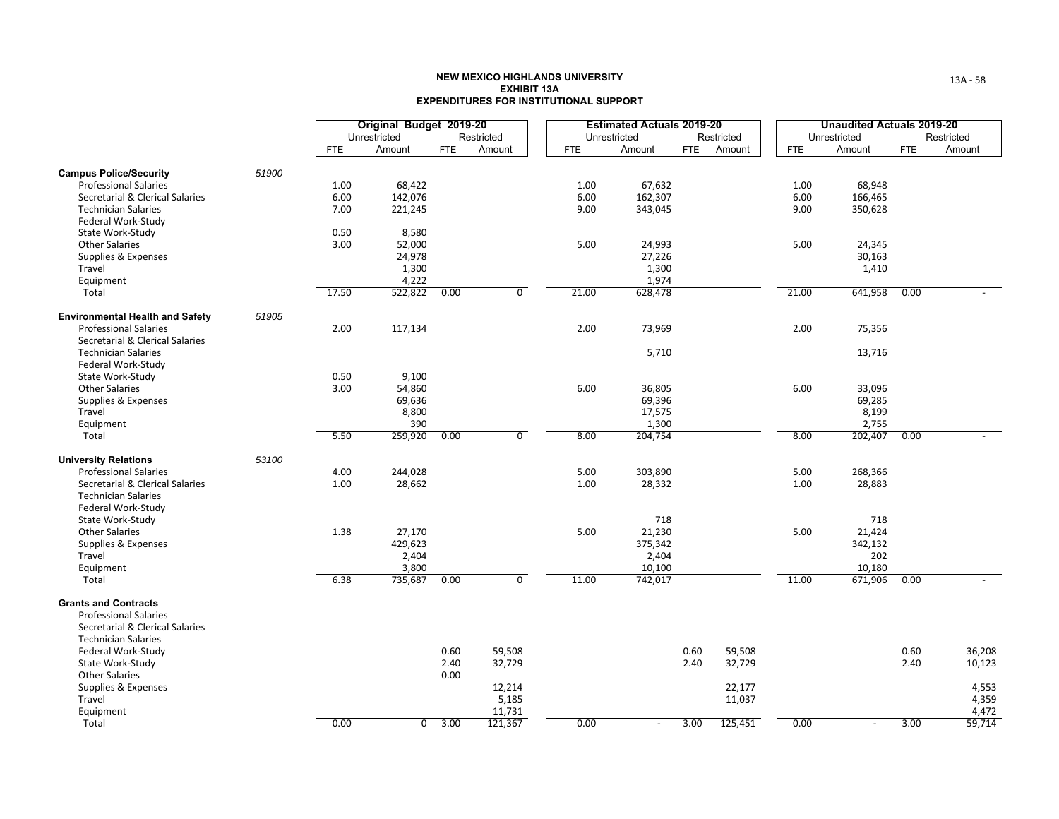**NEW MEXICO HIGHLANDS UNIVERSITY**
**EXHIBIT 13A**
**EXPENDITURES FOR INSTITUTIONAL SUPPORT**

| | | Original Budget 2019-20 | | | | Estimated Actuals 2019-20 | | | | Unaudited Actuals 2019-20 | | | |
|---|---|---|---|---|---|---|---|---|---|---|---|---|---|
| | | Unrestricted | | Restricted | | Unrestricted | | Restricted | | Unrestricted | | Restricted | |
| | | FTE | Amount | FTE | Amount | FTE | Amount | FTE | Amount | FTE | Amount | FTE | Amount |
| **Campus Police/Security** | *51900* | | | | | | | | | | | | |
| Professional Salaries | | 1.00 | 68,422 | | | 1.00 | 67,632 | | | 1.00 | 68,948 | | |
| Secretarial & Clerical Salaries | | 6.00 | 142,076 | | | 6.00 | 162,307 | | | 6.00 | 166,465 | | |
| Technician Salaries | | 7.00 | 221,245 | | | 9.00 | 343,045 | | | 9.00 | 350,628 | | |
| Federal Work-Study | | | | | | | | | | | | | |
| State Work-Study | | 0.50 | 8,580 | | | | | | | | | | |
| Other Salaries | | 3.00 | 52,000 | | | 5.00 | 24,993 | | | 5.00 | 24,345 | | |
| Supplies & Expenses | | | 24,978 | | | | 27,226 | | | | 30,163 | | |
| Travel | | | 1,300 | | | | 1,300 | | | | 1,410 | | |
| Equipment | | | 4,222 | | | | 1,974 | | | | | | |
| Total | | 17.50 | 522,822 | 0.00 | 0 | 21.00 | 628,478 | | | 21.00 | 641,958 | 0.00 | - |
| **Environmental Health and Safety** | *51905* | | | | | | | | | | | | |
| Professional Salaries | | 2.00 | 117,134 | | | 2.00 | 73,969 | | | 2.00 | 75,356 | | |
| Secretarial & Clerical Salaries | | | | | | | | | | | | | |
| Technician Salaries | | | | | | | 5,710 | | | | 13,716 | | |
| Federal Work-Study | | | | | | | | | | | | | |
| State Work-Study | | 0.50 | 9,100 | | | | | | | | | | |
| Other Salaries | | 3.00 | 54,860 | | | 6.00 | 36,805 | | | 6.00 | 33,096 | | |
| Supplies & Expenses | | | 69,636 | | | | 69,396 | | | | 69,285 | | |
| Travel | | | 8,800 | | | | 17,575 | | | | 8,199 | | |
| Equipment | | | 390 | | | | 1,300 | | | | 2,755 | | |
| Total | | 5.50 | 259,920 | 0.00 | 0 | 8.00 | 204,754 | | | 8.00 | 202,407 | 0.00 | - |
| **University Relations** | *53100* | | | | | | | | | | | | |
| Professional Salaries | | 4.00 | 244,028 | | | 5.00 | 303,890 | | | 5.00 | 268,366 | | |
| Secretarial & Clerical Salaries | | 1.00 | 28,662 | | | 1.00 | 28,332 | | | 1.00 | 28,883 | | |
| Technician Salaries | | | | | | | | | | | | | |
| Federal Work-Study | | | | | | | | | | | | | |
| State Work-Study | | | | | | | 718 | | | | 718 | | |
| Other Salaries | | 1.38 | 27,170 | | | 5.00 | 21,230 | | | 5.00 | 21,424 | | |
| Supplies & Expenses | | | 429,623 | | | | 375,342 | | | | 342,132 | | |
| Travel | | | 2,404 | | | | 2,404 | | | | 202 | | |
| Equipment | | | 3,800 | | | | 10,100 | | | | 10,180 | | |
| Total | | 6.38 | 735,687 | 0.00 | 0 | 11.00 | 742,017 | | | 11.00 | 671,906 | 0.00 | - |
| **Grants and Contracts** | | | | | | | | | | | | | |
| Professional Salaries | | | | | | | | | | | | | |
| Secretarial & Clerical Salaries | | | | | | | | | | | | | |
| Technician Salaries | | | | | | | | | | | | | |
| Federal Work-Study | | | | 0.60 | 59,508 | | | 0.60 | 59,508 | | | 0.60 | 36,208 |
| State Work-Study | | | | 2.40 | 32,729 | | | 2.40 | 32,729 | | | 2.40 | 10,123 |
| Other Salaries | | | | 0.00 | | | | | | | | | |
| Supplies & Expenses | | | | | 12,214 | | | | 22,177 | | | | 4,553 |
| Travel | | | | | 5,185 | | | | 11,037 | | | | 4,359 |
| Equipment | | | | | 11,731 | | | | | | | | 4,472 |
| Total | | 0.00 | 0 | 3.00 | 121,367 | 0.00 | - | 3.00 | 125,451 | 0.00 | - | 3.00 | 59,714 |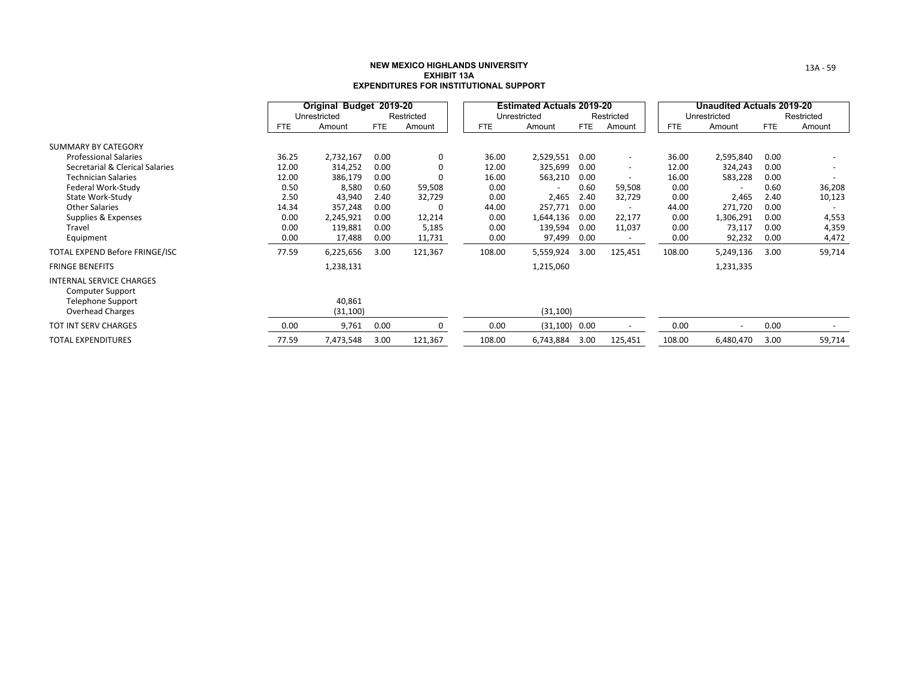**NEW MEXICO HIGHLANDS UNIVERSITY**
**EXHIBIT 13A**
**EXPENDITURES FOR INSTITUTIONAL SUPPORT**

| | Original Budget 2019-20 | | | | Estimated Actuals 2019-20 | | | | Unaudited Actuals 2019-20 | | | |
|---|---|---|---|---|---|---|---|---|---|---|---|---|
| | Unrestricted | | Restricted | | Unrestricted | | Restricted | | Unrestricted | | Restricted | |
| | FTE | Amount | FTE | Amount | FTE | Amount | FTE | Amount | FTE | Amount | FTE | Amount |
| SUMMARY BY CATEGORY | | | | | | | | | | | | |
| Professional Salaries | 36.25 | 2,732,167 | 0.00 | 0 | 36.00 | 2,529,551 | 0.00 | - | 36.00 | 2,595,840 | 0.00 | - |
| Secretarial & Clerical Salaries | 12.00 | 314,252 | 0.00 | 0 | 12.00 | 325,699 | 0.00 | - | 12.00 | 324,243 | 0.00 | - |
| Technician Salaries | 12.00 | 386,179 | 0.00 | 0 | 16.00 | 563,210 | 0.00 | - | 16.00 | 583,228 | 0.00 | - |
| Federal Work-Study | 0.50 | 8,580 | 0.60 | 59,508 | 0.00 | - | 0.60 | 59,508 | 0.00 | - | 0.60 | 36,208 |
| State Work-Study | 2.50 | 43,940 | 2.40 | 32,729 | 0.00 | 2,465 | 2.40 | 32,729 | 0.00 | 2,465 | 2.40 | 10,123 |
| Other Salaries | 14.34 | 357,248 | 0.00 | 0 | 44.00 | 257,771 | 0.00 | - | 44.00 | 271,720 | 0.00 | - |
| Supplies & Expenses | 0.00 | 2,245,921 | 0.00 | 12,214 | 0.00 | 1,644,136 | 0.00 | 22,177 | 0.00 | 1,306,291 | 0.00 | 4,553 |
| Travel | 0.00 | 119,881 | 0.00 | 5,185 | 0.00 | 139,594 | 0.00 | 11,037 | 0.00 | 73,117 | 0.00 | 4,359 |
| Equipment | 0.00 | 17,488 | 0.00 | 11,731 | 0.00 | 97,499 | 0.00 | - | 0.00 | 92,232 | 0.00 | 4,472 |
| TOTAL EXPEND Before FRINGE/ISC | 77.59 | 6,225,656 | 3.00 | 121,367 | 108.00 | 5,559,924 | 3.00 | 125,451 | 108.00 | 5,249,136 | 3.00 | 59,714 |
| FRINGE BENEFITS | | 1,238,131 | | | | 1,215,060 | | | | 1,231,335 | | |
| INTERNAL SERVICE CHARGES | | | | | | | | | | | | |
| Computer Support | | | | | | | | | | | | |
| Telephone Support | | 40,861 | | | | | | | | | | |
| Overhead Charges | | (31,100) | | | | (31,100) | | | | | | |
| TOT INT SERV CHARGES | 0.00 | 9,761 | 0.00 | 0 | 0.00 | (31,100) | 0.00 | - | 0.00 | - | 0.00 | - |
| TOTAL EXPENDITURES | 77.59 | 7,473,548 | 3.00 | 121,367 | 108.00 | 6,743,884 | 3.00 | 125,451 | 108.00 | 6,480,470 | 3.00 | 59,714 |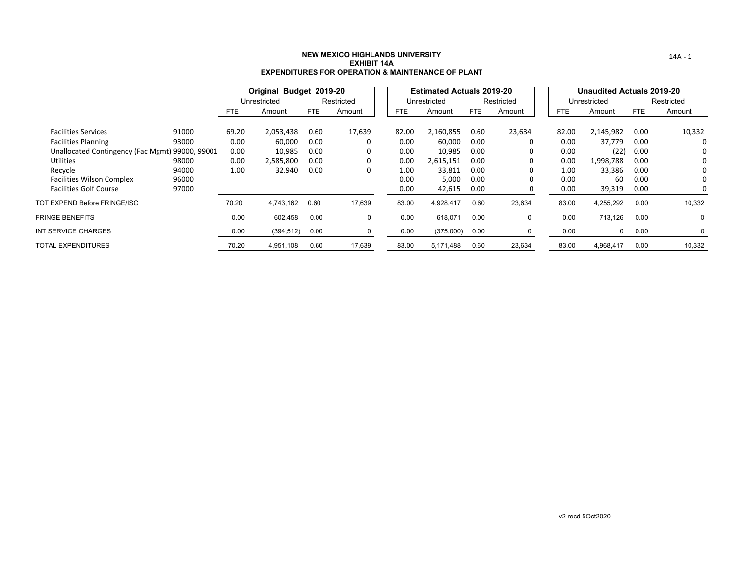**NEW MEXICO HIGHLANDS UNIVERSITY**
**EXHIBIT 14A**
**EXPENDITURES FOR OPERATION & MAINTENANCE OF PLANT**

| | | Original Budget 2019-20 | | | | Estimated Actuals 2019-20 | | | | Unaudited Actuals 2019-20 | | | |
|---|---|---|---|---|---|---|---|---|---|---|---|---|---|
| | | Unrestricted | | Restricted | | Unrestricted | | Restricted | | Unrestricted | | Restricted | |
| | | FTE | Amount | FTE | Amount | FTE | Amount | FTE | Amount | FTE | Amount | FTE | Amount |
| Facilities Services | 91000 | 69.20 | 2,053,438 | 0.60 | 17,639 | 82.00 | 2,160,855 | 0.60 | 23,634 | 82.00 | 2,145,982 | 0.00 | 10,332 |
| Facilities Planning | 93000 | 0.00 | 60,000 | 0.00 | 0 | 0.00 | 60,000 | 0.00 | 0 | 0.00 | 37,779 | 0.00 | 0 |
| Unallocated Contingency (Fac Mgmt) | 99000, 99001 | 0.00 | 10,985 | 0.00 | 0 | 0.00 | 10,985 | 0.00 | 0 | 0.00 | (22) | 0.00 | 0 |
| Utilities | 98000 | 0.00 | 2,585,800 | 0.00 | 0 | 0.00 | 2,615,151 | 0.00 | 0 | 0.00 | 1,998,788 | 0.00 | 0 |
| Recycle | 94000 | 1.00 | 32,940 | 0.00 | 0 | 1.00 | 33,811 | 0.00 | 0 | 1.00 | 33,386 | 0.00 | 0 |
| Facilities Wilson Complex | 96000 | | | | | 0.00 | 5,000 | 0.00 | 0 | 0.00 | 60 | 0.00 | 0 |
| Facilities Golf Course | 97000 | | | | | 0.00 | 42,615 | 0.00 | 0 | 0.00 | 39,319 | 0.00 | 0 |
| TOT EXPEND Before FRINGE/ISC | | 70.20 | 4,743,162 | 0.60 | 17,639 | 83.00 | 4,928,417 | 0.60 | 23,634 | 83.00 | 4,255,292 | 0.00 | 10,332 |
| FRINGE BENEFITS | | 0.00 | 602,458 | 0.00 | 0 | 0.00 | 618,071 | 0.00 | 0 | 0.00 | 713,126 | 0.00 | 0 |
| INT SERVICE CHARGES | | 0.00 | (394,512) | 0.00 | 0 | 0.00 | (375,000) | 0.00 | 0 | 0.00 | 0 | 0.00 | 0 |
| TOTAL EXPENDITURES | | 70.20 | 4,951,108 | 0.60 | 17,639 | 83.00 | 5,171,488 | 0.60 | 23,634 | 83.00 | 4,968,417 | 0.00 | 10,332 |

v2 recd 5Oct2020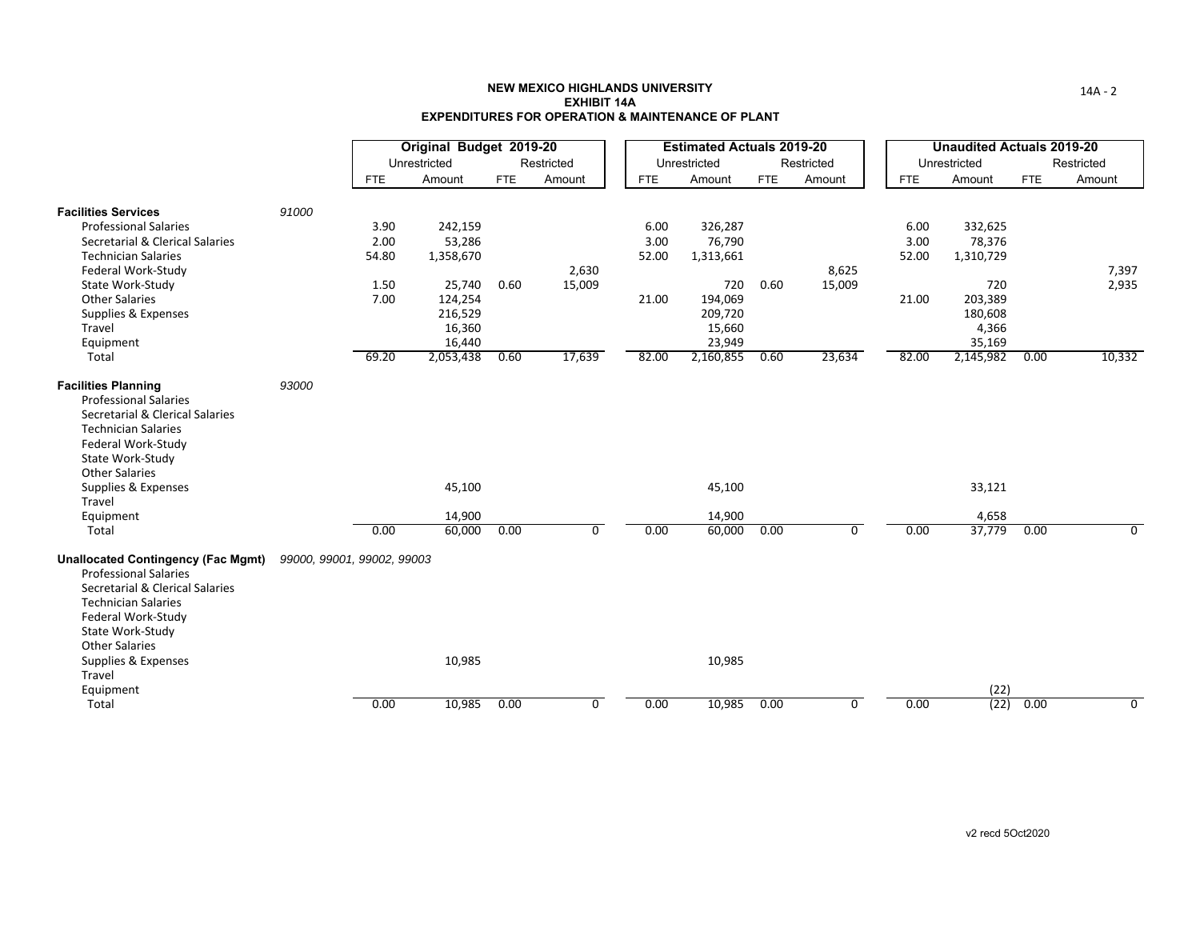# NEW MEXICO HIGHLANDS UNIVERSITY
## EXHIBIT 14A
## EXPENDITURES FOR OPERATION & MAINTENANCE OF PLANT

| | | Original Budget 2019-20 | | | | Estimated Actuals 2019-20 | | | | Unaudited Actuals 2019-20 | | | |
|---|---|---|---|---|---|---|---|---|---|---|---|---|---|
| | | Unrestricted | | Restricted | | Unrestricted | | Restricted | | Unrestricted | | Restricted | |
| | | FTE | Amount | FTE | Amount | FTE | Amount | FTE | Amount | FTE | Amount | FTE | Amount |
| **Facilities Services** | *91000* | | | | | | | | | | | | |
| Professional Salaries | | 3.90 | 242,159 | | | 6.00 | 326,287 | | | 6.00 | 332,625 | | |
| Secretarial & Clerical Salaries | | 2.00 | 53,286 | | | 3.00 | 76,790 | | | 3.00 | 78,376 | | |
| Technician Salaries | | 54.80 | 1,358,670 | | | 52.00 | 1,313,661 | | | 52.00 | 1,310,729 | | |
| Federal Work-Study | | | | | 2,630 | | | | 8,625 | | | | 7,397 |
| State Work-Study | | 1.50 | 25,740 | 0.60 | 15,009 | | 720 | 0.60 | 15,009 | | 720 | | 2,935 |
| Other Salaries | | 7.00 | 124,254 | | | 21.00 | 194,069 | | | 21.00 | 203,389 | | |
| Supplies & Expenses | | | 216,529 | | | | 209,720 | | | | 180,608 | | |
| Travel | | | 16,360 | | | | 15,660 | | | | 4,366 | | |
| Equipment | | | 16,440 | | | | 23,949 | | | | 35,169 | | |
| Total | | 69.20 | 2,053,438 | 0.60 | 17,639 | 82.00 | 2,160,855 | 0.60 | 23,634 | 82.00 | 2,145,982 | 0.00 | 10,332 |
| **Facilities Planning** | *93000* | | | | | | | | | | | | |
| Professional Salaries | | | | | | | | | | | | | |
| Secretarial & Clerical Salaries | | | | | | | | | | | | | |
| Technician Salaries | | | | | | | | | | | | | |
| Federal Work-Study | | | | | | | | | | | | | |
| State Work-Study | | | | | | | | | | | | | |
| Other Salaries | | | | | | | | | | | | | |
| Supplies & Expenses | | | 45,100 | | | | 45,100 | | | | 33,121 | | |
| Travel | | | | | | | | | | | | | |
| Equipment | | | 14,900 | | | | 14,900 | | | | 4,658 | | |
| Total | | 0.00 | 60,000 | 0.00 | 0 | 0.00 | 60,000 | 0.00 | 0 | 0.00 | 37,779 | 0.00 | 0 |
| **Unallocated Contingency (Fac Mgmt)** | *99000, 99001, 99002, 99003* | | | | | | | | | | | | |
| Professional Salaries | | | | | | | | | | | | | |
| Secretarial & Clerical Salaries | | | | | | | | | | | | | |
| Technician Salaries | | | | | | | | | | | | | |
| Federal Work-Study | | | | | | | | | | | | | |
| State Work-Study | | | | | | | | | | | | | |
| Other Salaries | | | | | | | | | | | | | |
| Supplies & Expenses | | | 10,985 | | | | 10,985 | | | | | | |
| Travel | | | | | | | | | | | | | |
| Equipment | | | | | | | | | | | (22) | | |
| Total | | 0.00 | 10,985 | 0.00 | 0 | 0.00 | 10,985 | 0.00 | 0 | 0.00 | (22) | 0.00 | 0 |

v2 recd 5Oct2020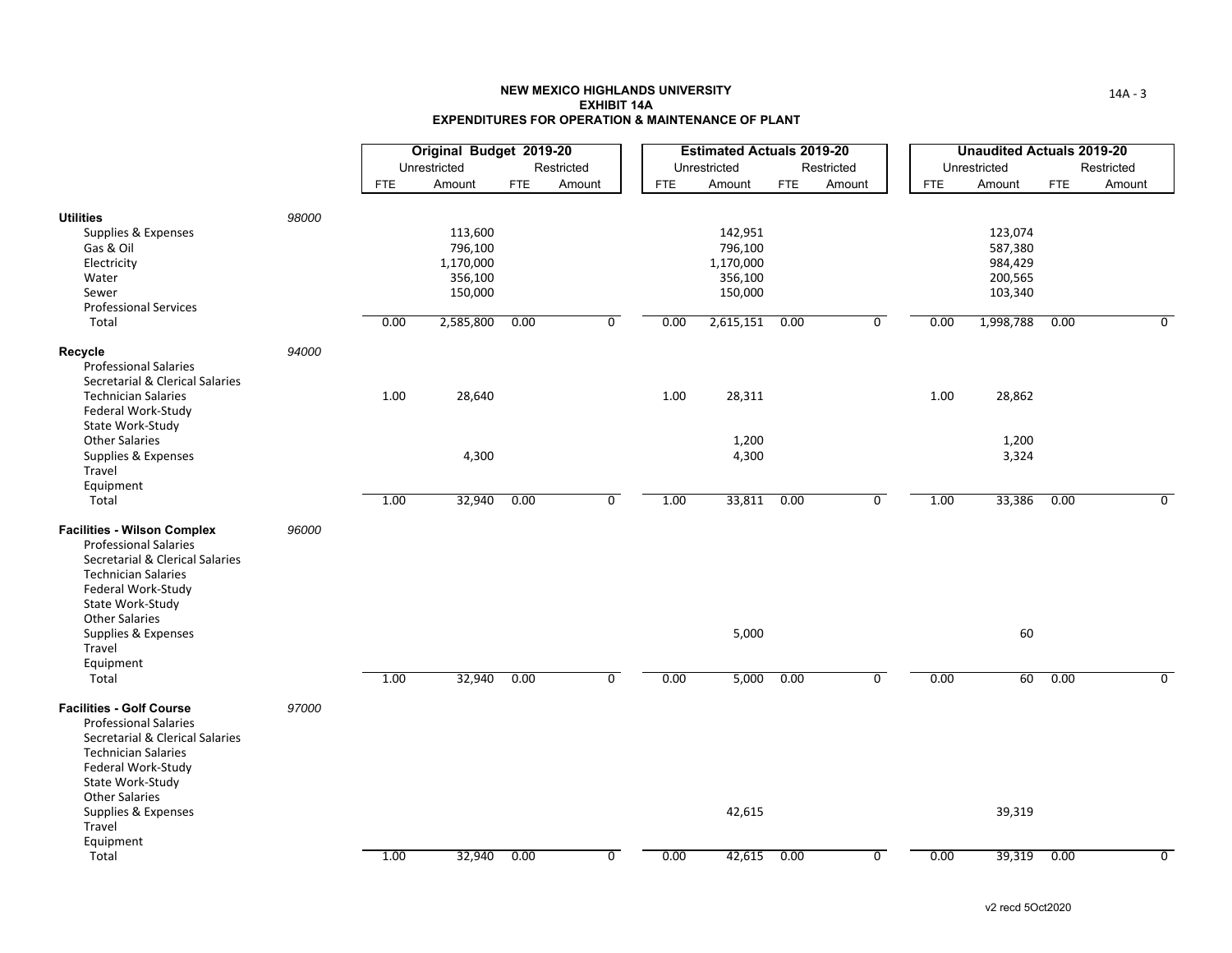**NEW MEXICO HIGHLANDS UNIVERSITY**
**EXHIBIT 14A**
**EXPENDITURES FOR OPERATION & MAINTENANCE OF PLANT**

| | | Original Budget 2019-20 | | | | Estimated Actuals 2019-20 | | | | Unaudited Actuals 2019-20 | | | |
|---|---|---|---|---|---|---|---|---|---|---|---|---|---|
| | | Unrestricted | | Restricted | | Unrestricted | | Restricted | | Unrestricted | | Restricted | |
| | | FTE | Amount | FTE | Amount | FTE | Amount | FTE | Amount | FTE | Amount | FTE | Amount |
| **Utilities** | *98000* | | | | | | | | | | | | |
| Supplies & Expenses | | | 113,600 | | | | 142,951 | | | | 123,074 | | |
| Gas & Oil | | | 796,100 | | | | 796,100 | | | | 587,380 | | |
| Electricity | | | 1,170,000 | | | | 1,170,000 | | | | 984,429 | | |
| Water | | | 356,100 | | | | 356,100 | | | | 200,565 | | |
| Sewer | | | 150,000 | | | | 150,000 | | | | 103,340 | | |
| Professional Services | | | | | | | | | | | | | |
| Total | | 0.00 | 2,585,800 | 0.00 | 0 | 0.00 | 2,615,151 | 0.00 | 0 | 0.00 | 1,998,788 | 0.00 | 0 |
| **Recycle** | *94000* | | | | | | | | | | | | |
| Professional Salaries | | | | | | | | | | | | | |
| Secretarial & Clerical Salaries | | | | | | | | | | | | | |
| Technician Salaries | | 1.00 | 28,640 | | | 1.00 | 28,311 | | | 1.00 | 28,862 | | |
| Federal Work-Study | | | | | | | | | | | | | |
| State Work-Study | | | | | | | | | | | | | |
| Other Salaries | | | | | | | 1,200 | | | | 1,200 | | |
| Supplies & Expenses | | | 4,300 | | | | 4,300 | | | | 3,324 | | |
| Travel | | | | | | | | | | | | | |
| Equipment | | | | | | | | | | | | | |
| Total | | 1.00 | 32,940 | 0.00 | 0 | 1.00 | 33,811 | 0.00 | 0 | 1.00 | 33,386 | 0.00 | 0 |
| **Facilities - Wilson Complex** | *96000* | | | | | | | | | | | | |
| Professional Salaries | | | | | | | | | | | | | |
| Secretarial & Clerical Salaries | | | | | | | | | | | | | |
| Technician Salaries | | | | | | | | | | | | | |
| Federal Work-Study | | | | | | | | | | | | | |
| State Work-Study | | | | | | | | | | | | | |
| Other Salaries | | | | | | | | | | | | | |
| Supplies & Expenses | | | | | | | 5,000 | | | | 60 | | |
| Travel | | | | | | | | | | | | | |
| Equipment | | | | | | | | | | | | | |
| Total | | 1.00 | 32,940 | 0.00 | 0 | 0.00 | 5,000 | 0.00 | 0 | 0.00 | 60 | 0.00 | 0 |
| **Facilities - Golf Course** | *97000* | | | | | | | | | | | | |
| Professional Salaries | | | | | | | | | | | | | |
| Secretarial & Clerical Salaries | | | | | | | | | | | | | |
| Technician Salaries | | | | | | | | | | | | | |
| Federal Work-Study | | | | | | | | | | | | | |
| State Work-Study | | | | | | | | | | | | | |
| Other Salaries | | | | | | | | | | | | | |
| Supplies & Expenses | | | | | | | 42,615 | | | | 39,319 | | |
| Travel | | | | | | | | | | | | | |
| Equipment | | | | | | | | | | | | | |
| Total | | 1.00 | 32,940 | 0.00 | 0 | 0.00 | 42,615 | 0.00 | 0 | 0.00 | 39,319 | 0.00 | 0 |

v2 recd 5Oct2020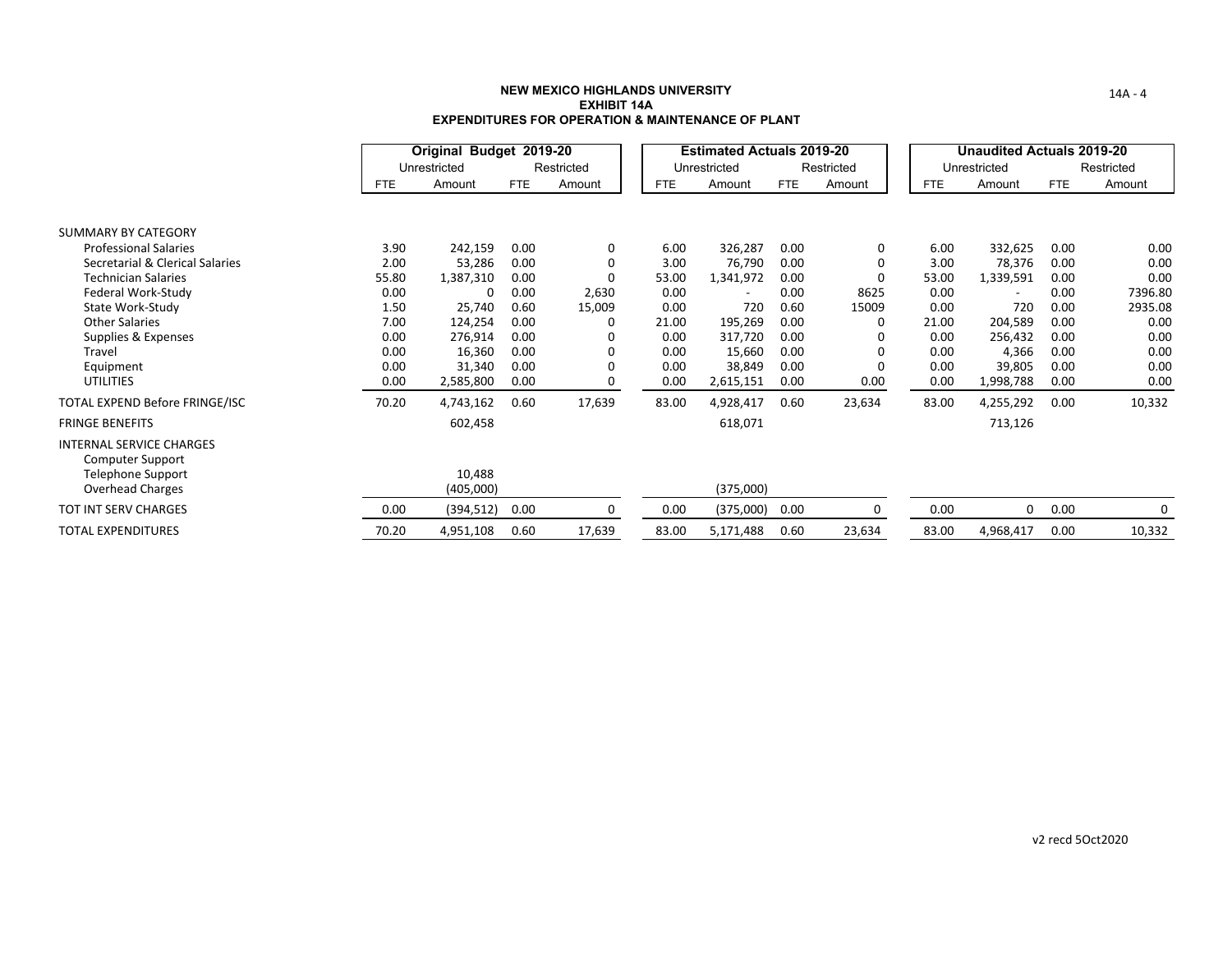**NEW MEXICO HIGHLANDS UNIVERSITY**
**EXHIBIT 14A**
**EXPENDITURES FOR OPERATION & MAINTENANCE OF PLANT**

| | Original Budget 2019-20 | | | | Estimated Actuals 2019-20 | | | | Unaudited Actuals 2019-20 | | | |
|---|---|---|---|---|---|---|---|---|---|---|---|---|
| | Unrestricted | | Restricted | | Unrestricted | | Restricted | | Unrestricted | | Restricted | |
| | FTE | Amount | FTE | Amount | FTE | Amount | FTE | Amount | FTE | Amount | FTE | Amount |
| SUMMARY BY CATEGORY | | | | | | | | | | | | |
| Professional Salaries | 3.90 | 242,159 | 0.00 | 0 | 6.00 | 326,287 | 0.00 | 0 | 6.00 | 332,625 | 0.00 | 0.00 |
| Secretarial & Clerical Salaries | 2.00 | 53,286 | 0.00 | 0 | 3.00 | 76,790 | 0.00 | 0 | 3.00 | 78,376 | 0.00 | 0.00 |
| Technician Salaries | 55.80 | 1,387,310 | 0.00 | 0 | 53.00 | 1,341,972 | 0.00 | 0 | 53.00 | 1,339,591 | 0.00 | 0.00 |
| Federal Work-Study | 0.00 | 0 | 0.00 | 2,630 | 0.00 | - | 0.00 | 8625 | 0.00 | - | 0.00 | 7396.80 |
| State Work-Study | 1.50 | 25,740 | 0.60 | 15,009 | 0.00 | 720 | 0.60 | 15009 | 0.00 | 720 | 0.00 | 2935.08 |
| Other Salaries | 7.00 | 124,254 | 0.00 | 0 | 21.00 | 195,269 | 0.00 | 0 | 21.00 | 204,589 | 0.00 | 0.00 |
| Supplies & Expenses | 0.00 | 276,914 | 0.00 | 0 | 0.00 | 317,720 | 0.00 | 0 | 0.00 | 256,432 | 0.00 | 0.00 |
| Travel | 0.00 | 16,360 | 0.00 | 0 | 0.00 | 15,660 | 0.00 | 0 | 0.00 | 4,366 | 0.00 | 0.00 |
| Equipment | 0.00 | 31,340 | 0.00 | 0 | 0.00 | 38,849 | 0.00 | 0 | 0.00 | 39,805 | 0.00 | 0.00 |
| UTILITIES | 0.00 | 2,585,800 | 0.00 | 0 | 0.00 | 2,615,151 | 0.00 | 0.00 | 0.00 | 1,998,788 | 0.00 | 0.00 |
| TOTAL EXPEND Before FRINGE/ISC | 70.20 | 4,743,162 | 0.60 | 17,639 | 83.00 | 4,928,417 | 0.60 | 23,634 | 83.00 | 4,255,292 | 0.00 | 10,332 |
| FRINGE BENEFITS | | 602,458 | | | | 618,071 | | | | 713,126 | | |
| INTERNAL SERVICE CHARGES | | | | | | | | | | | | |
| Computer Support | | | | | | | | | | | | |
| Telephone Support | | 10,488 | | | | | | | | | | |
| Overhead Charges | | (405,000) | | | | (375,000) | | | | | | |
| TOT INT SERV CHARGES | 0.00 | (394,512) | 0.00 | 0 | 0.00 | (375,000) | 0.00 | 0 | 0.00 | 0 | 0.00 | 0 |
| TOTAL EXPENDITURES | 70.20 | 4,951,108 | 0.60 | 17,639 | 83.00 | 5,171,488 | 0.60 | 23,634 | 83.00 | 4,968,417 | 0.00 | 10,332 |

v2 recd 5Oct2020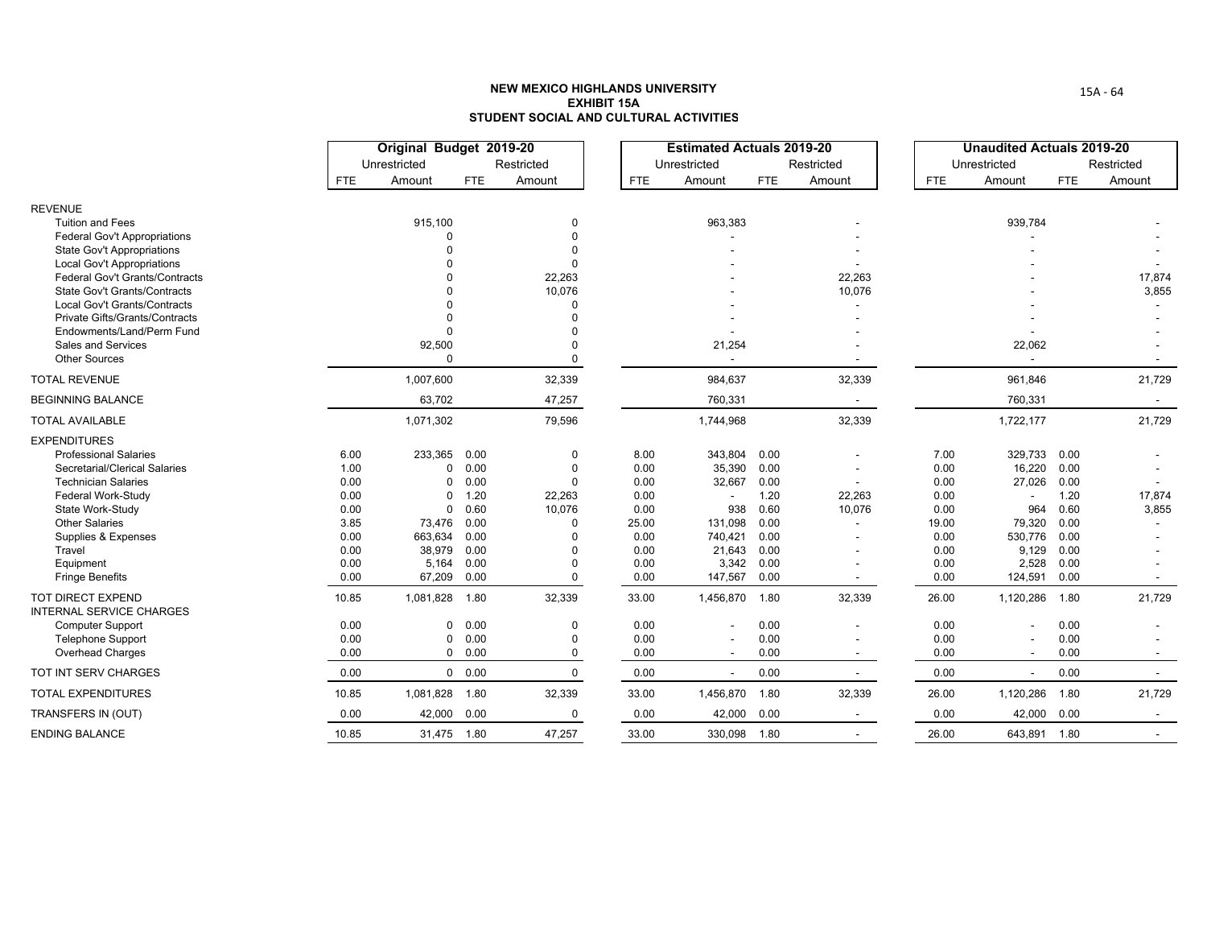**NEW MEXICO HIGHLANDS UNIVERSITY**
**EXHIBIT 15A**
**STUDENT SOCIAL AND CULTURAL ACTIVITIES**

| | Original Budget 2019-20 | | | | Estimated Actuals 2019-20 | | | | Unaudited Actuals 2019-20 | | | |
|---|---|---|---|---|---|---|---|---|---|---|---|---|
| | Unrestricted | | Restricted | | Unrestricted | | Restricted | | Unrestricted | | Restricted | |
| | FTE | Amount | FTE | Amount | FTE | Amount | FTE | Amount | FTE | Amount | FTE | Amount |
| REVENUE | | | | | | | | | | | | |
| Tuition and Fees | | 915,100 | | 0 | | 963,383 | | - | | 939,784 | | - |
| Federal Gov't Appropriations | | 0 | | 0 | | - | | - | | - | | - |
| State Gov't Appropriations | | 0 | | 0 | | - | | - | | - | | - |
| Local Gov't Appropriations | | 0 | | 0 | | - | | - | | - | | - |
| Federal Gov't Grants/Contracts | | 0 | | 22,263 | | - | | 22,263 | | - | | 17,874 |
| State Gov't Grants/Contracts | | 0 | | 10,076 | | - | | 10,076 | | - | | 3,855 |
| Local Gov't Grants/Contracts | | 0 | | 0 | | - | | - | | - | | - |
| Private Gifts/Grants/Contracts | | 0 | | 0 | | - | | - | | - | | - |
| Endowments/Land/Perm Fund | | 0 | | 0 | | - | | - | | - | | - |
| Sales and Services | | 92,500 | | 0 | | 21,254 | | - | | 22,062 | | - |
| Other Sources | | 0 | | 0 | | - | | - | | - | | - |
| TOTAL REVENUE | | 1,007,600 | | 32,339 | | 984,637 | | 32,339 | | 961,846 | | 21,729 |
| BEGINNING BALANCE | | 63,702 | | 47,257 | | 760,331 | | - | | 760,331 | | - |
| TOTAL AVAILABLE | | 1,071,302 | | 79,596 | | 1,744,968 | | 32,339 | | 1,722,177 | | 21,729 |
| EXPENDITURES | | | | | | | | | | | | |
| Professional Salaries | 6.00 | 233,365 | 0.00 | 0 | 8.00 | 343,804 | 0.00 | - | 7.00 | 329,733 | 0.00 | - |
| Secretarial/Clerical Salaries | 1.00 | 0 | 0.00 | 0 | 0.00 | 35,390 | 0.00 | - | 0.00 | 16,220 | 0.00 | - |
| Technician Salaries | 0.00 | 0 | 0.00 | 0 | 0.00 | 32,667 | 0.00 | - | 0.00 | 27,026 | 0.00 | - |
| Federal Work-Study | 0.00 | 0 | 1.20 | 22,263 | 0.00 | - | 1.20 | 22,263 | 0.00 | - | 1.20 | 17,874 |
| State Work-Study | 0.00 | 0 | 0.60 | 10,076 | 0.00 | 938 | 0.60 | 10,076 | 0.00 | 964 | 0.60 | 3,855 |
| Other Salaries | 3.85 | 73,476 | 0.00 | 0 | 25.00 | 131,098 | 0.00 | - | 19.00 | 79,320 | 0.00 | - |
| Supplies & Expenses | 0.00 | 663,634 | 0.00 | 0 | 0.00 | 740,421 | 0.00 | - | 0.00 | 530,776 | 0.00 | - |
| Travel | 0.00 | 38,979 | 0.00 | 0 | 0.00 | 21,643 | 0.00 | - | 0.00 | 9,129 | 0.00 | - |
| Equipment | 0.00 | 5,164 | 0.00 | 0 | 0.00 | 3,342 | 0.00 | - | 0.00 | 2,528 | 0.00 | - |
| Fringe Benefits | 0.00 | 67,209 | 0.00 | 0 | 0.00 | 147,567 | 0.00 | - | 0.00 | 124,591 | 0.00 | - |
| TOT DIRECT EXPEND | 10.85 | 1,081,828 | 1.80 | 32,339 | 33.00 | 1,456,870 | 1.80 | 32,339 | 26.00 | 1,120,286 | 1.80 | 21,729 |
| INTERNAL SERVICE CHARGES | | | | | | | | | | | | |
| Computer Support | 0.00 | 0 | 0.00 | 0 | 0.00 | - | 0.00 | - | 0.00 | - | 0.00 | - |
| Telephone Support | 0.00 | 0 | 0.00 | 0 | 0.00 | - | 0.00 | - | 0.00 | - | 0.00 | - |
| Overhead Charges | 0.00 | 0 | 0.00 | 0 | 0.00 | - | 0.00 | - | 0.00 | - | 0.00 | - |
| TOT INT SERV CHARGES | 0.00 | 0 | 0.00 | 0 | 0.00 | - | 0.00 | - | 0.00 | - | 0.00 | - |
| TOTAL EXPENDITURES | 10.85 | 1,081,828 | 1.80 | 32,339 | 33.00 | 1,456,870 | 1.80 | 32,339 | 26.00 | 1,120,286 | 1.80 | 21,729 |
| TRANSFERS IN (OUT) | 0.00 | 42,000 | 0.00 | 0 | 0.00 | 42,000 | 0.00 | - | 0.00 | 42,000 | 0.00 | - |
| ENDING BALANCE | 10.85 | 31,475 | 1.80 | 47,257 | 33.00 | 330,098 | 1.80 | - | 26.00 | 643,891 | 1.80 | - |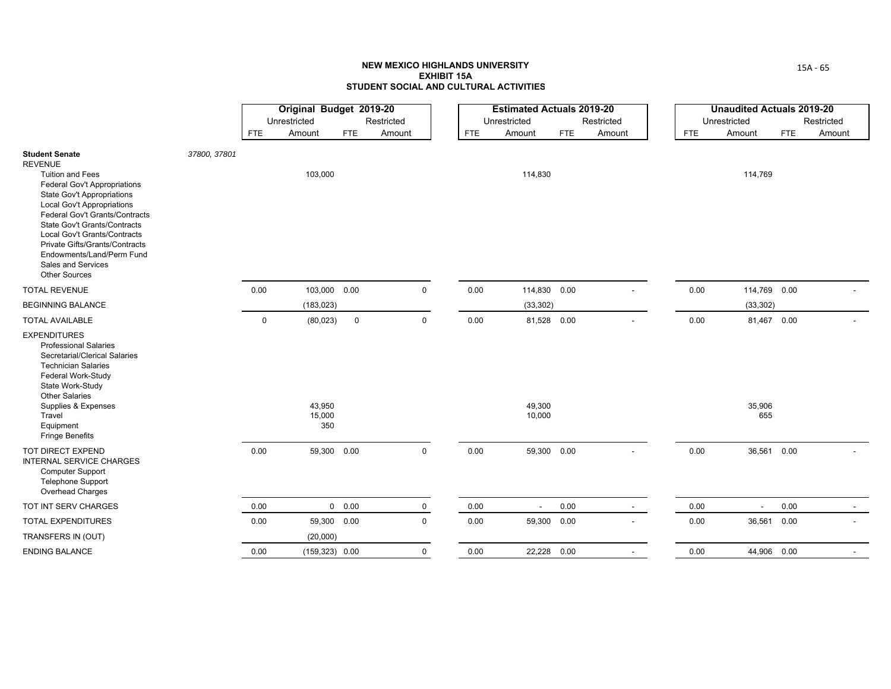**NEW MEXICO HIGHLANDS UNIVERSITY**
**EXHIBIT 15A**
**STUDENT SOCIAL AND CULTURAL ACTIVITIES**

| | | Original Budget 2019-20 | | | | Estimated Actuals 2019-20 | | | | Unaudited Actuals 2019-20 | | | |
|---|---|---|---|---|---|---|---|---|---|---|---|---|---|
| | | Unrestricted | | Restricted | | Unrestricted | | Restricted | | Unrestricted | | Restricted | |
| | | FTE | Amount | FTE | Amount | FTE | Amount | FTE | Amount | FTE | Amount | FTE | Amount |
| **Student Senate** | *37800, 37801* | | | | | | | | | | | | |
| REVENUE | | | | | | | | | | | | | |
| Tuition and Fees | | | 103,000 | | | | 114,830 | | | | 114,769 | | |
| Federal Gov't Appropriations | | | | | | | | | | | | | |
| State Gov't Appropriations | | | | | | | | | | | | | |
| Local Gov't Appropriations | | | | | | | | | | | | | |
| Federal Gov't Grants/Contracts | | | | | | | | | | | | | |
| State Gov't Grants/Contracts | | | | | | | | | | | | | |
| Local Gov't Grants/Contracts | | | | | | | | | | | | | |
| Private Gifts/Grants/Contracts | | | | | | | | | | | | | |
| Endowments/Land/Perm Fund | | | | | | | | | | | | | |
| Sales and Services | | | | | | | | | | | | | |
| Other Sources | | | | | | | | | | | | | |
| TOTAL REVENUE | | 0.00 | 103,000 | 0.00 | 0 | 0.00 | 114,830 | 0.00 | - | 0.00 | 114,769 | 0.00 | - |
| BEGINNING BALANCE | | | (183,023) | | | | (33,302) | | | | (33,302) | | |
| TOTAL AVAILABLE | | 0 | (80,023) | 0 | 0 | 0.00 | 81,528 | 0.00 | - | 0.00 | 81,467 | 0.00 | - |
| EXPENDITURES | | | | | | | | | | | | | |
| Professional Salaries | | | | | | | | | | | | | |
| Secretarial/Clerical Salaries | | | | | | | | | | | | | |
| Technician Salaries | | | | | | | | | | | | | |
| Federal Work-Study | | | | | | | | | | | | | |
| State Work-Study | | | | | | | | | | | | | |
| Other Salaries | | | | | | | | | | | | | |
| Supplies & Expenses | | | 43,950 | | | | 49,300 | | | | 35,906 | | |
| Travel | | | 15,000 | | | | 10,000 | | | | 655 | | |
| Equipment | | | 350 | | | | | | | | | | |
| Fringe Benefits | | | | | | | | | | | | | |
| TOT DIRECT EXPEND | | 0.00 | 59,300 | 0.00 | 0 | 0.00 | 59,300 | 0.00 | - | 0.00 | 36,561 | 0.00 | - |
| INTERNAL SERVICE CHARGES | | | | | | | | | | | | | |
| Computer Support | | | | | | | | | | | | | |
| Telephone Support | | | | | | | | | | | | | |
| Overhead Charges | | | | | | | | | | | | | |
| TOT INT SERV CHARGES | | 0.00 | 0 | 0.00 | 0 | 0.00 | - | 0.00 | - | 0.00 | - | 0.00 | - |
| TOTAL EXPENDITURES | | 0.00 | 59,300 | 0.00 | 0 | 0.00 | 59,300 | 0.00 | - | 0.00 | 36,561 | 0.00 | - |
| TRANSFERS IN (OUT) | | | (20,000) | | | | | | | | | | |
| ENDING BALANCE | | 0.00 | (159,323) | 0.00 | 0 | 0.00 | 22,228 | 0.00 | - | 0.00 | 44,906 | 0.00 | - |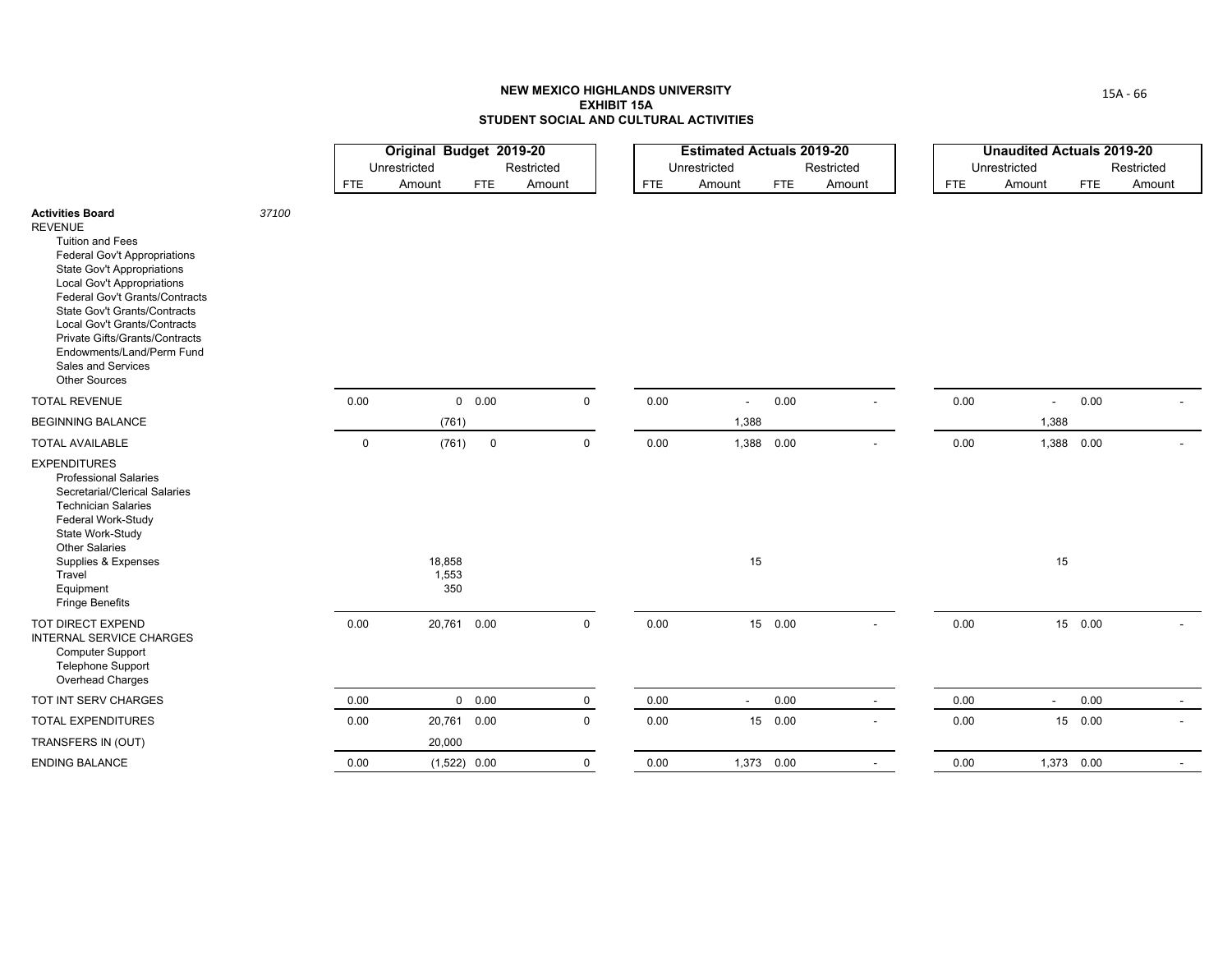**NEW MEXICO HIGHLANDS UNIVERSITY**
**EXHIBIT 15A**
**STUDENT SOCIAL AND CULTURAL ACTIVITIES**

| | | Original Budget 2019-20 | | | | Estimated Actuals 2019-20 | | | | Unaudited Actuals 2019-20 | | | |
|---|---|---|---|---|---|---|---|---|---|---|---|---|---|
| | | Unrestricted | | Restricted | | Unrestricted | | Restricted | | Unrestricted | | Restricted | |
| | | FTE | Amount | FTE | Amount | FTE | Amount | FTE | Amount | FTE | Amount | FTE | Amount |
| **Activities Board** | *37100* | | | | | | | | | | | | |
| REVENUE | | | | | | | | | | | | | |
| Tuition and Fees | | | | | | | | | | | | | |
| Federal Gov't Appropriations | | | | | | | | | | | | | |
| State Gov't Appropriations | | | | | | | | | | | | | |
| Local Gov't Appropriations | | | | | | | | | | | | | |
| Federal Gov't Grants/Contracts | | | | | | | | | | | | | |
| State Gov't Grants/Contracts | | | | | | | | | | | | | |
| Local Gov't Grants/Contracts | | | | | | | | | | | | | |
| Private Gifts/Grants/Contracts | | | | | | | | | | | | | |
| Endowments/Land/Perm Fund | | | | | | | | | | | | | |
| Sales and Services | | | | | | | | | | | | | |
| Other Sources | | | | | | | | | | | | | |
| TOTAL REVENUE | | 0.00 | 0 | 0.00 | 0 | 0.00 | - | 0.00 | - | 0.00 | - | 0.00 | - |
| BEGINNING BALANCE | | | (761) | | | | 1,388 | | | | 1,388 | | |
| TOTAL AVAILABLE | | 0 | (761) | 0 | 0 | 0.00 | 1,388 | 0.00 | - | 0.00 | 1,388 | 0.00 | - |
| EXPENDITURES | | | | | | | | | | | | | |
| Professional Salaries | | | | | | | | | | | | | |
| Secretarial/Clerical Salaries | | | | | | | | | | | | | |
| Technician Salaries | | | | | | | | | | | | | |
| Federal Work-Study | | | | | | | | | | | | | |
| State Work-Study | | | | | | | | | | | | | |
| Other Salaries | | | | | | | | | | | | | |
| Supplies & Expenses | | | 18,858 | | | | 15 | | | | 15 | | |
| Travel | | | 1,553 | | | | | | | | | | |
| Equipment | | | 350 | | | | | | | | | | |
| Fringe Benefits | | | | | | | | | | | | | |
| TOT DIRECT EXPEND | | 0.00 | 20,761 | 0.00 | 0 | 0.00 | 15 | 0.00 | - | 0.00 | 15 | 0.00 | - |
| INTERNAL SERVICE CHARGES | | | | | | | | | | | | | |
| Computer Support | | | | | | | | | | | | | |
| Telephone Support | | | | | | | | | | | | | |
| Overhead Charges | | | | | | | | | | | | | |
| TOT INT SERV CHARGES | | 0.00 | 0 | 0.00 | 0 | 0.00 | - | 0.00 | - | 0.00 | - | 0.00 | - |
| TOTAL EXPENDITURES | | 0.00 | 20,761 | 0.00 | 0 | 0.00 | 15 | 0.00 | - | 0.00 | 15 | 0.00 | - |
| TRANSFERS IN (OUT) | | | 20,000 | | | | | | | | | | |
| ENDING BALANCE | | 0.00 | (1,522) | 0.00 | 0 | 0.00 | 1,373 | 0.00 | - | 0.00 | 1,373 | 0.00 | - |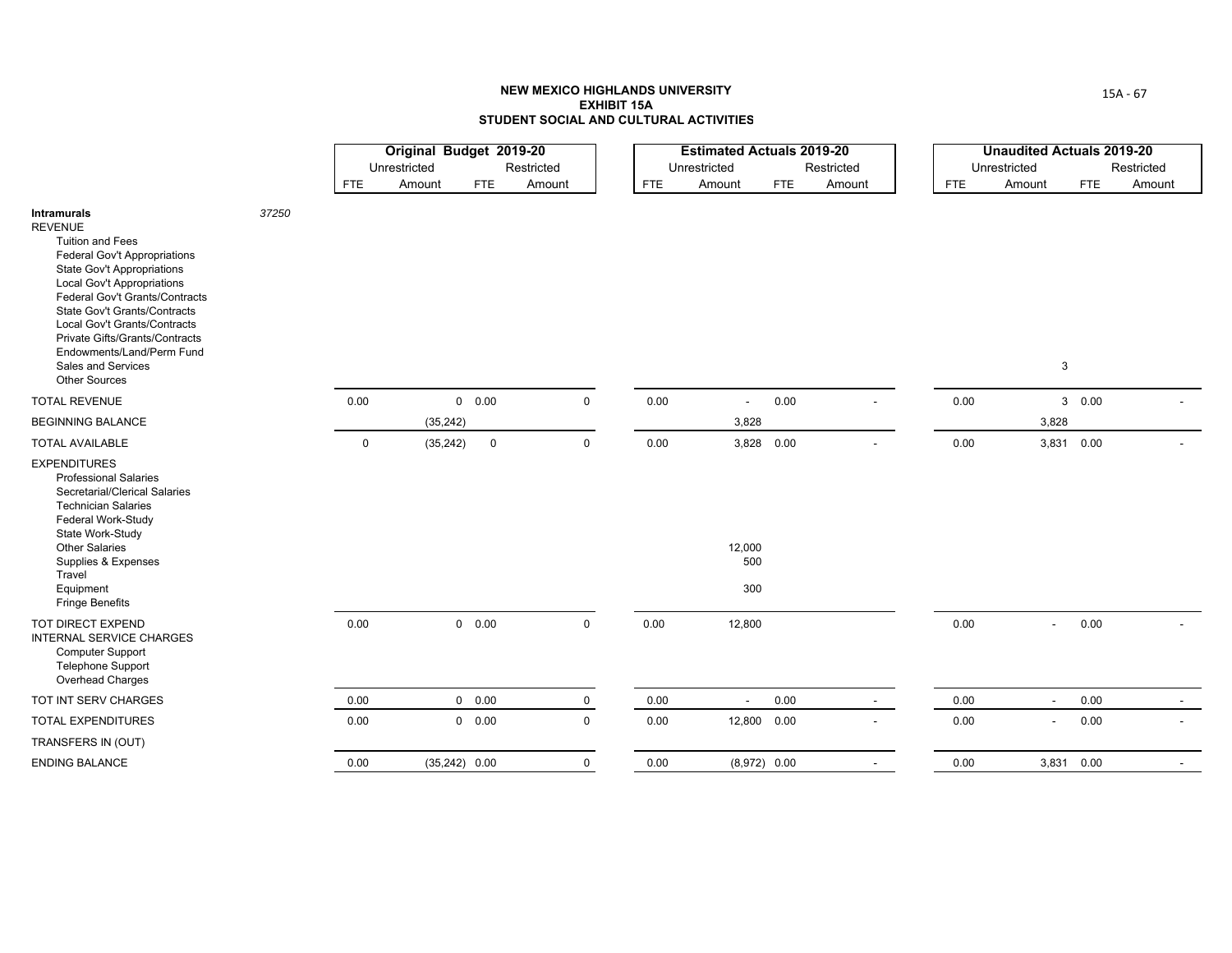# NEW MEXICO HIGHLANDS UNIVERSITY
## EXHIBIT 15A
## STUDENT SOCIAL AND CULTURAL ACTIVITIES

| | | Original Budget 2019-20 | | | | Estimated Actuals 2019-20 | | | | Unaudited Actuals 2019-20 | | | |
|---|---|---|---|---|---|---|---|---|---|---|---|---|---|
| | | Unrestricted | | Restricted | | Unrestricted | | Restricted | | Unrestricted | | Restricted | |
| | | FTE | Amount | FTE | Amount | FTE | Amount | FTE | Amount | FTE | Amount | FTE | Amount |
| **Intramurals** | *37250* | | | | | | | | | | | | |
| REVENUE | | | | | | | | | | | | | |
| Tuition and Fees | | | | | | | | | | | | | |
| Federal Gov't Appropriations | | | | | | | | | | | | | |
| State Gov't Appropriations | | | | | | | | | | | | | |
| Local Gov't Appropriations | | | | | | | | | | | | | |
| Federal Gov't Grants/Contracts | | | | | | | | | | | | | |
| State Gov't Grants/Contracts | | | | | | | | | | | | | |
| Local Gov't Grants/Contracts | | | | | | | | | | | | | |
| Private Gifts/Grants/Contracts | | | | | | | | | | | | | |
| Endowments/Land/Perm Fund | | | | | | | | | | | | | |
| Sales and Services | | | | | | | | | | | 3 | | |
| Other Sources | | | | | | | | | | | | | |
| TOTAL REVENUE | | 0.00 | 0 | 0.00 | 0 | 0.00 | - | 0.00 | - | 0.00 | 3 | 0.00 | - |
| BEGINNING BALANCE | | | (35,242) | | | | 3,828 | | | | 3,828 | | |
| TOTAL AVAILABLE | | 0 | (35,242) | 0 | 0 | 0.00 | 3,828 | 0.00 | - | 0.00 | 3,831 | 0.00 | - |
| EXPENDITURES | | | | | | | | | | | | | |
| Professional Salaries | | | | | | | | | | | | | |
| Secretarial/Clerical Salaries | | | | | | | | | | | | | |
| Technician Salaries | | | | | | | | | | | | | |
| Federal Work-Study | | | | | | | | | | | | | |
| State Work-Study | | | | | | | | | | | | | |
| Other Salaries | | | | | | | 12,000 | | | | | | |
| Supplies & Expenses | | | | | | | 500 | | | | | | |
| Travel | | | | | | | | | | | | | |
| Equipment | | | | | | | 300 | | | | | | |
| Fringe Benefits | | | | | | | | | | | | | |
| TOT DIRECT EXPEND | | 0.00 | 0 | 0.00 | 0 | 0.00 | 12,800 | | | 0.00 | - | 0.00 | - |
| INTERNAL SERVICE CHARGES | | | | | | | | | | | | | |
| Computer Support | | | | | | | | | | | | | |
| Telephone Support | | | | | | | | | | | | | |
| Overhead Charges | | | | | | | | | | | | | |
| TOT INT SERV CHARGES | | 0.00 | 0 | 0.00 | 0 | 0.00 | - | 0.00 | - | 0.00 | - | 0.00 | - |
| TOTAL EXPENDITURES | | 0.00 | 0 | 0.00 | 0 | 0.00 | 12,800 | 0.00 | - | 0.00 | - | 0.00 | - |
| TRANSFERS IN (OUT) | | | | | | | | | | | | | |
| ENDING BALANCE | | 0.00 | (35,242) | 0.00 | 0 | 0.00 | (8,972) | 0.00 | - | 0.00 | 3,831 | 0.00 | - |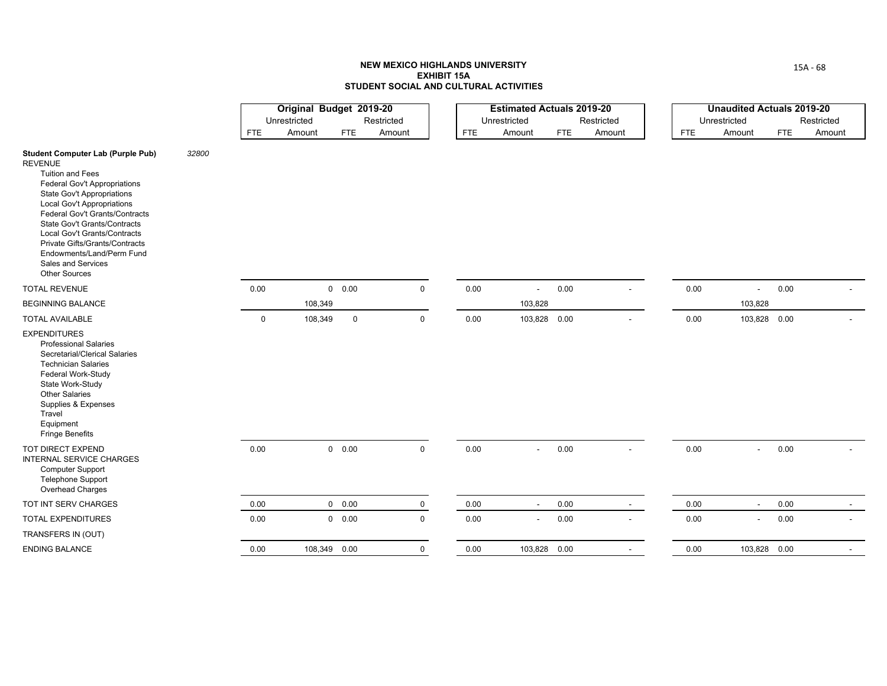# NEW MEXICO HIGHLANDS UNIVERSITY
## EXHIBIT 15A
## STUDENT SOCIAL AND CULTURAL ACTIVITIES

| | | Original Budget 2019-20 | | | | Estimated Actuals 2019-20 | | | | Unaudited Actuals 2019-20 | | | |
|---|---|---|---|---|---|---|---|---|---|---|---|---|---|
| | | Unrestricted | | Restricted | | Unrestricted | | Restricted | | Unrestricted | | Restricted | |
| | | FTE | Amount | FTE | Amount | FTE | Amount | FTE | Amount | FTE | Amount | FTE | Amount |
| **Student Computer Lab (Purple Pub)** | *32800* | | | | | | | | | | | | |
| REVENUE | | | | | | | | | | | | | |
| Tuition and Fees | | | | | | | | | | | | | |
| Federal Gov't Appropriations | | | | | | | | | | | | | |
| State Gov't Appropriations | | | | | | | | | | | | | |
| Local Gov't Appropriations | | | | | | | | | | | | | |
| Federal Gov't Grants/Contracts | | | | | | | | | | | | | |
| State Gov't Grants/Contracts | | | | | | | | | | | | | |
| Local Gov't Grants/Contracts | | | | | | | | | | | | | |
| Private Gifts/Grants/Contracts | | | | | | | | | | | | | |
| Endowments/Land/Perm Fund | | | | | | | | | | | | | |
| Sales and Services | | | | | | | | | | | | | |
| Other Sources | | | | | | | | | | | | | |
| TOTAL REVENUE | | 0.00 | 0 | 0.00 | 0 | 0.00 | - | 0.00 | - | 0.00 | - | 0.00 | - |
| BEGINNING BALANCE | | | 108,349 | | | | 103,828 | | | | 103,828 | | |
| TOTAL AVAILABLE | | 0 | 108,349 | 0 | 0 | 0.00 | 103,828 | 0.00 | - | 0.00 | 103,828 | 0.00 | - |
| EXPENDITURES | | | | | | | | | | | | | |
| Professional Salaries | | | | | | | | | | | | | |
| Secretarial/Clerical Salaries | | | | | | | | | | | | | |
| Technician Salaries | | | | | | | | | | | | | |
| Federal Work-Study | | | | | | | | | | | | | |
| State Work-Study | | | | | | | | | | | | | |
| Other Salaries | | | | | | | | | | | | | |
| Supplies & Expenses | | | | | | | | | | | | | |
| Travel | | | | | | | | | | | | | |
| Equipment | | | | | | | | | | | | | |
| Fringe Benefits | | | | | | | | | | | | | |
| TOT DIRECT EXPEND | | 0.00 | 0 | 0.00 | 0 | 0.00 | - | 0.00 | - | 0.00 | - | 0.00 | - |
| INTERNAL SERVICE CHARGES | | | | | | | | | | | | | |
| Computer Support | | | | | | | | | | | | | |
| Telephone Support | | | | | | | | | | | | | |
| Overhead Charges | | | | | | | | | | | | | |
| TOT INT SERV CHARGES | | 0.00 | 0 | 0.00 | 0 | 0.00 | - | 0.00 | - | 0.00 | - | 0.00 | - |
| TOTAL EXPENDITURES | | 0.00 | 0 | 0.00 | 0 | 0.00 | - | 0.00 | - | 0.00 | - | 0.00 | - |
| TRANSFERS IN (OUT) | | | | | | | | | | | | | |
| ENDING BALANCE | | 0.00 | 108,349 | 0.00 | 0 | 0.00 | 103,828 | 0.00 | - | 0.00 | 103,828 | 0.00 | - |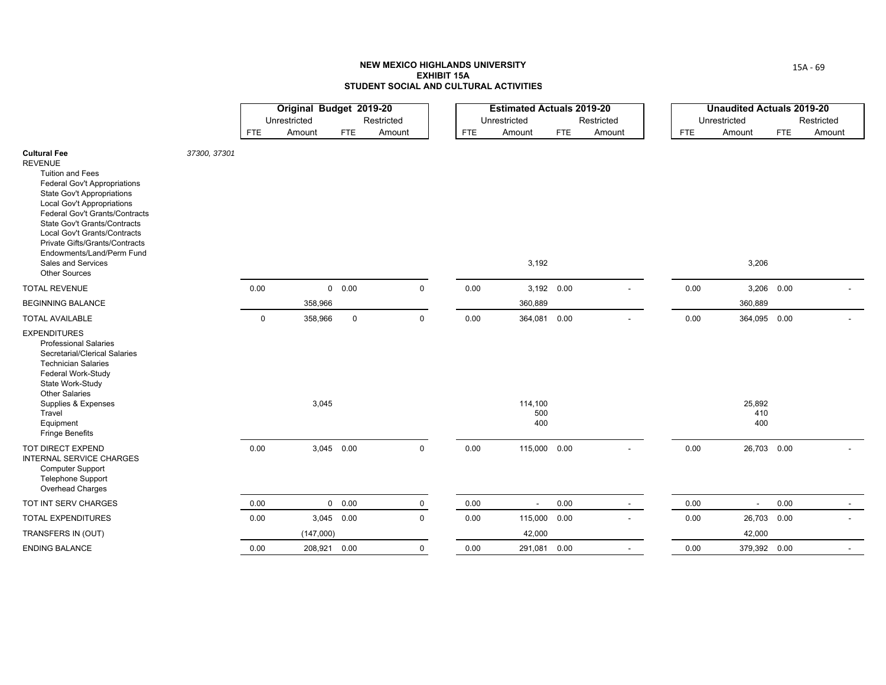**NEW MEXICO HIGHLANDS UNIVERSITY**
**EXHIBIT 15A**
**STUDENT SOCIAL AND CULTURAL ACTIVITIES**

| | | Original Budget 2019-20 | | | | Estimated Actuals 2019-20 | | | | Unaudited Actuals 2019-20 | | | |
|---|---|---|---|---|---|---|---|---|---|---|---|---|---|
| | | Unrestricted | | Restricted | | Unrestricted | | Restricted | | Unrestricted | | Restricted | |
| | | FTE | Amount | FTE | Amount | FTE | Amount | FTE | Amount | FTE | Amount | FTE | Amount |
| **Cultural Fee** | *37300, 37301* | | | | | | | | | | | | |
| REVENUE | | | | | | | | | | | | | |
| Tuition and Fees | | | | | | | | | | | | | |
| Federal Gov't Appropriations | | | | | | | | | | | | | |
| State Gov't Appropriations | | | | | | | | | | | | | |
| Local Gov't Appropriations | | | | | | | | | | | | | |
| Federal Gov't Grants/Contracts | | | | | | | | | | | | | |
| State Gov't Grants/Contracts | | | | | | | | | | | | | |
| Local Gov't Grants/Contracts | | | | | | | | | | | | | |
| Private Gifts/Grants/Contracts | | | | | | | | | | | | | |
| Endowments/Land/Perm Fund | | | | | | | | | | | | | |
| Sales and Services | | | | | | | 3,192 | | | | 3,206 | | |
| Other Sources | | | | | | | | | | | | | |
| TOTAL REVENUE | | 0.00 | 0 | 0.00 | 0 | 0.00 | 3,192 | 0.00 | - | 0.00 | 3,206 | 0.00 | - |
| BEGINNING BALANCE | | | 358,966 | | | | 360,889 | | | | 360,889 | | |
| TOTAL AVAILABLE | | 0 | 358,966 | 0 | 0 | 0.00 | 364,081 | 0.00 | - | 0.00 | 364,095 | 0.00 | - |
| EXPENDITURES | | | | | | | | | | | | | |
| Professional Salaries | | | | | | | | | | | | | |
| Secretarial/Clerical Salaries | | | | | | | | | | | | | |
| Technician Salaries | | | | | | | | | | | | | |
| Federal Work-Study | | | | | | | | | | | | | |
| State Work-Study | | | | | | | | | | | | | |
| Other Salaries | | | | | | | | | | | | | |
| Supplies & Expenses | | | 3,045 | | | | 114,100 | | | | 25,892 | | |
| Travel | | | | | | | 500 | | | | 410 | | |
| Equipment | | | | | | | 400 | | | | 400 | | |
| Fringe Benefits | | | | | | | | | | | | | |
| TOT DIRECT EXPEND | | 0.00 | 3,045 | 0.00 | 0 | 0.00 | 115,000 | 0.00 | - | 0.00 | 26,703 | 0.00 | - |
| INTERNAL SERVICE CHARGES | | | | | | | | | | | | | |
| Computer Support | | | | | | | | | | | | | |
| Telephone Support | | | | | | | | | | | | | |
| Overhead Charges | | | | | | | | | | | | | |
| TOT INT SERV CHARGES | | 0.00 | 0 | 0.00 | 0 | 0.00 | - | 0.00 | - | 0.00 | - | 0.00 | - |
| TOTAL EXPENDITURES | | 0.00 | 3,045 | 0.00 | 0 | 0.00 | 115,000 | 0.00 | - | 0.00 | 26,703 | 0.00 | - |
| TRANSFERS IN (OUT) | | | (147,000) | | | | 42,000 | | | | 42,000 | | |
| ENDING BALANCE | | 0.00 | 208,921 | 0.00 | 0 | 0.00 | 291,081 | 0.00 | - | 0.00 | 379,392 | 0.00 | - |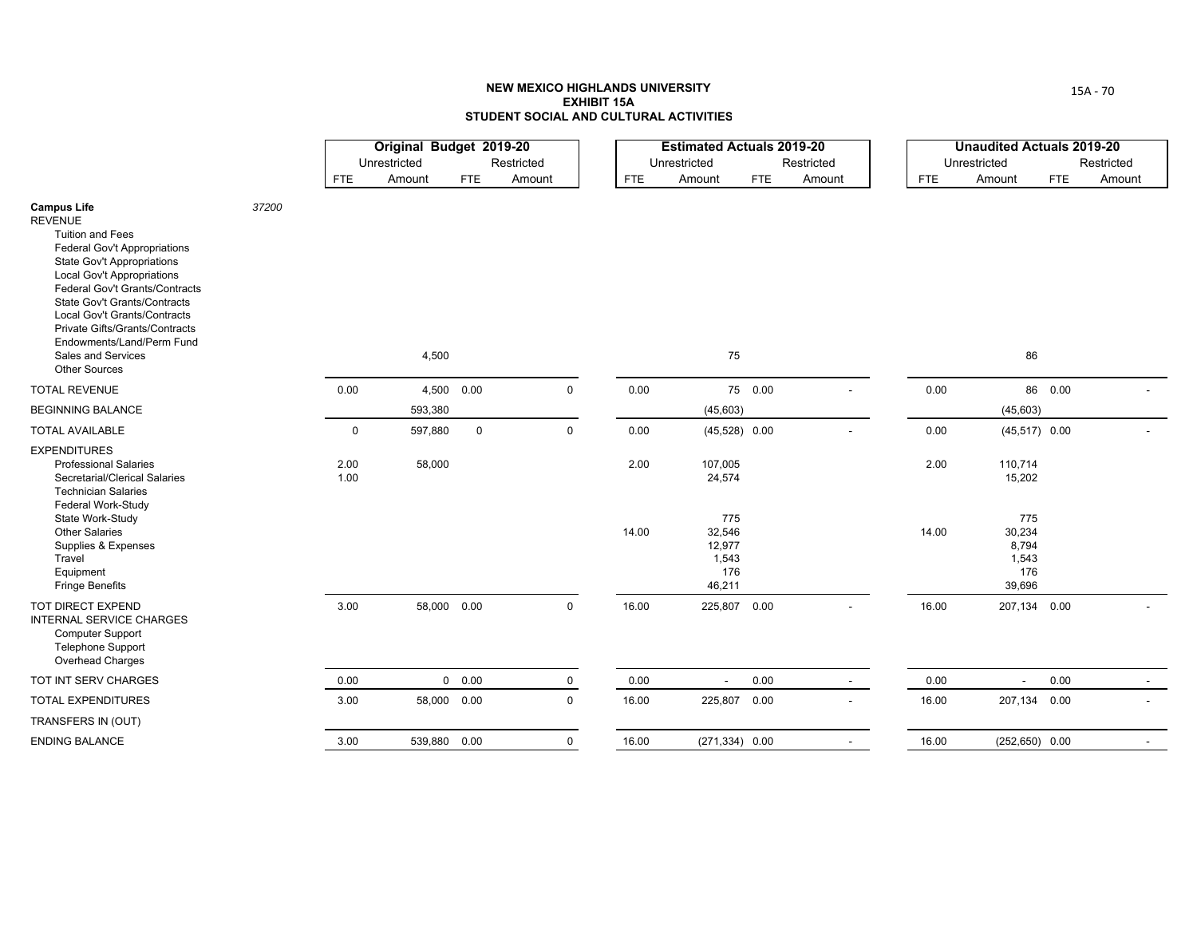**NEW MEXICO HIGHLANDS UNIVERSITY**
**EXHIBIT 15A**
**STUDENT SOCIAL AND CULTURAL ACTIVITIES**

| | | Original Budget 2019-20 | | | | Estimated Actuals 2019-20 | | | | Unaudited Actuals 2019-20 | | | |
|---|---|---|---|---|---|---|---|---|---|---|---|---|---|
| | | Unrestricted | | Restricted | | Unrestricted | | Restricted | | Unrestricted | | Restricted | |
| | | FTE | Amount | FTE | Amount | FTE | Amount | FTE | Amount | FTE | Amount | FTE | Amount |
| **Campus Life** | *37200* | | | | | | | | | | | | |
| REVENUE | | | | | | | | | | | | | |
| Tuition and Fees | | | | | | | | | | | | | |
| Federal Gov't Appropriations | | | | | | | | | | | | | |
| State Gov't Appropriations | | | | | | | | | | | | | |
| Local Gov't Appropriations | | | | | | | | | | | | | |
| Federal Gov't Grants/Contracts | | | | | | | | | | | | | |
| State Gov't Grants/Contracts | | | | | | | | | | | | | |
| Local Gov't Grants/Contracts | | | | | | | | | | | | | |
| Private Gifts/Grants/Contracts | | | | | | | | | | | | | |
| Endowments/Land/Perm Fund | | | | | | | | | | | | | |
| Sales and Services | | | 4,500 | | | | 75 | | | | 86 | | |
| Other Sources | | | | | | | | | | | | | |
| TOTAL REVENUE | | 0.00 | 4,500 | 0.00 | 0 | 0.00 | 75 | 0.00 | - | 0.00 | 86 | 0.00 | - |
| BEGINNING BALANCE | | | 593,380 | | | | (45,603) | | | | (45,603) | | |
| TOTAL AVAILABLE | | 0 | 597,880 | 0 | 0 | 0.00 | (45,528) | 0.00 | - | 0.00 | (45,517) | 0.00 | - |
| EXPENDITURES | | | | | | | | | | | | | |
| Professional Salaries | | 2.00 | 58,000 | | | 2.00 | 107,005 | | | 2.00 | 110,714 | | |
| Secretarial/Clerical Salaries | | 1.00 | | | | | 24,574 | | | | 15,202 | | |
| Technician Salaries | | | | | | | | | | | | | |
| Federal Work-Study | | | | | | | | | | | | | |
| State Work-Study | | | | | | | 775 | | | | 775 | | |
| Other Salaries | | | | | | 14.00 | 32,546 | | | 14.00 | 30,234 | | |
| Supplies & Expenses | | | | | | | 12,977 | | | | 8,794 | | |
| Travel | | | | | | | 1,543 | | | | 1,543 | | |
| Equipment | | | | | | | 176 | | | | 176 | | |
| Fringe Benefits | | | | | | | 46,211 | | | | 39,696 | | |
| TOT DIRECT EXPEND | | 3.00 | 58,000 | 0.00 | 0 | 16.00 | 225,807 | 0.00 | - | 16.00 | 207,134 | 0.00 | - |
| INTERNAL SERVICE CHARGES | | | | | | | | | | | | | |
| Computer Support | | | | | | | | | | | | | |
| Telephone Support | | | | | | | | | | | | | |
| Overhead Charges | | | | | | | | | | | | | |
| TOT INT SERV CHARGES | | 0.00 | 0 | 0.00 | 0 | 0.00 | - | 0.00 | - | 0.00 | - | 0.00 | - |
| TOTAL EXPENDITURES | | 3.00 | 58,000 | 0.00 | 0 | 16.00 | 225,807 | 0.00 | - | 16.00 | 207,134 | 0.00 | - |
| TRANSFERS IN (OUT) | | | | | | | | | | | | | |
| ENDING BALANCE | | 3.00 | 539,880 | 0.00 | 0 | 16.00 | (271,334) | 0.00 | - | 16.00 | (252,650) | 0.00 | - |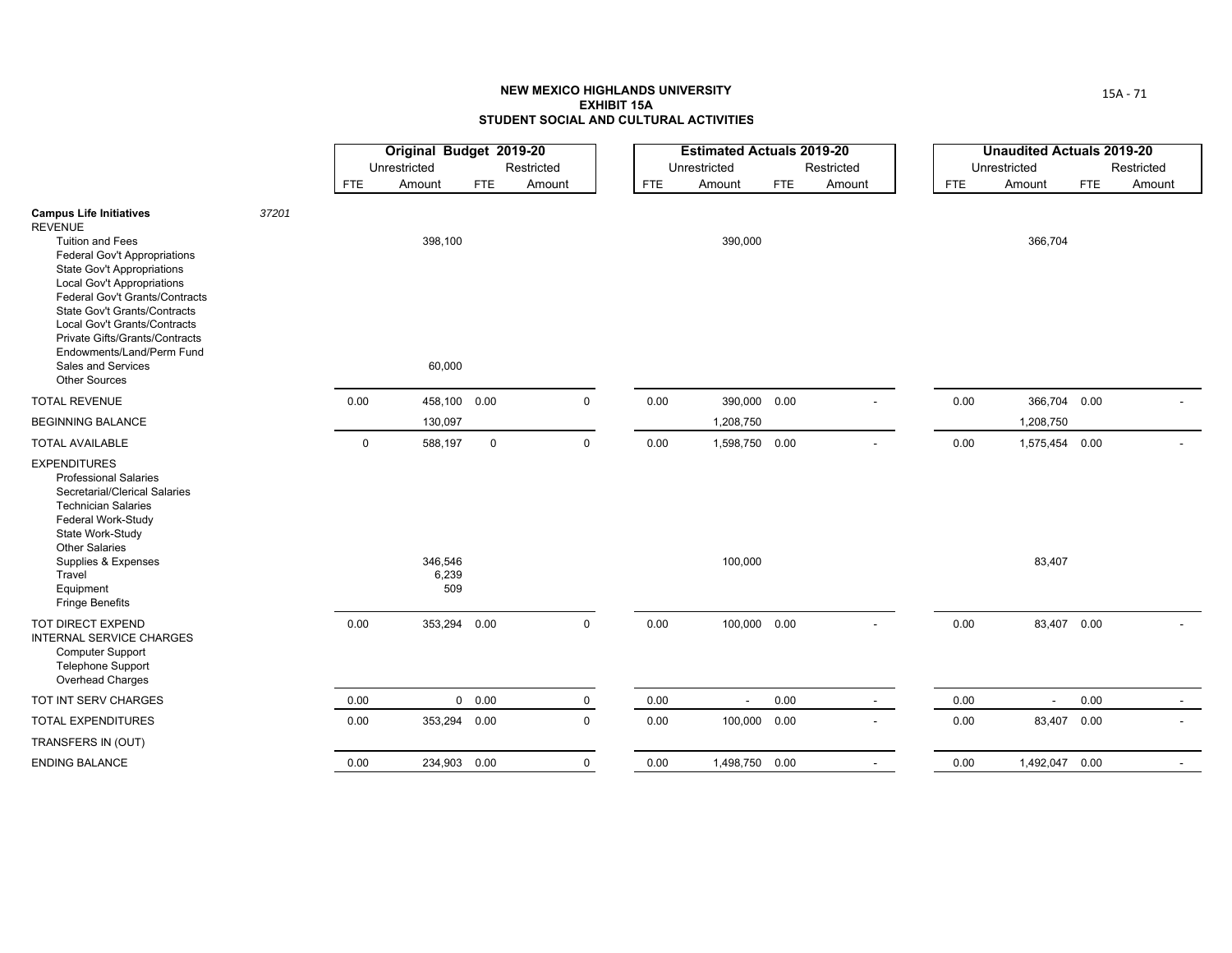# NEW MEXICO HIGHLANDS UNIVERSITY
## EXHIBIT 15A
## STUDENT SOCIAL AND CULTURAL ACTIVITIES

| | | Original Budget 2019-20 | | | | Estimated Actuals 2019-20 | | | | Unaudited Actuals 2019-20 | | | |
|---|---|---|---|---|---|---|---|---|---|---|---|---|---|
| | | Unrestricted | | Restricted | | Unrestricted | | Restricted | | Unrestricted | | Restricted | |
| | | FTE | Amount | FTE | Amount | FTE | Amount | FTE | Amount | FTE | Amount | FTE | Amount |
| **Campus Life Initiatives** | *37201* | | | | | | | | | | | | |
| REVENUE | | | | | | | | | | | | | |
| Tuition and Fees | | | 398,100 | | | | 390,000 | | | | 366,704 | | |
| Federal Gov't Appropriations | | | | | | | | | | | | | |
| State Gov't Appropriations | | | | | | | | | | | | | |
| Local Gov't Appropriations | | | | | | | | | | | | | |
| Federal Gov't Grants/Contracts | | | | | | | | | | | | | |
| State Gov't Grants/Contracts | | | | | | | | | | | | | |
| Local Gov't Grants/Contracts | | | | | | | | | | | | | |
| Private Gifts/Grants/Contracts | | | | | | | | | | | | | |
| Endowments/Land/Perm Fund | | | | | | | | | | | | | |
| Sales and Services | | | 60,000 | | | | | | | | | | |
| Other Sources | | | | | | | | | | | | | |
| TOTAL REVENUE | | 0.00 | 458,100 | 0.00 | 0 | 0.00 | 390,000 | 0.00 | - | 0.00 | 366,704 | 0.00 | - |
| BEGINNING BALANCE | | | 130,097 | | | | 1,208,750 | | | | 1,208,750 | | |
| TOTAL AVAILABLE | | 0 | 588,197 | 0 | 0 | 0.00 | 1,598,750 | 0.00 | - | 0.00 | 1,575,454 | 0.00 | - |
| EXPENDITURES | | | | | | | | | | | | | |
| Professional Salaries | | | | | | | | | | | | | |
| Secretarial/Clerical Salaries | | | | | | | | | | | | | |
| Technician Salaries | | | | | | | | | | | | | |
| Federal Work-Study | | | | | | | | | | | | | |
| State Work-Study | | | | | | | | | | | | | |
| Other Salaries | | | | | | | | | | | | | |
| Supplies & Expenses | | | 346,546 | | | | 100,000 | | | | 83,407 | | |
| Travel | | | 6,239 | | | | | | | | | | |
| Equipment | | | 509 | | | | | | | | | | |
| Fringe Benefits | | | | | | | | | | | | | |
| TOT DIRECT EXPEND | | 0.00 | 353,294 | 0.00 | 0 | 0.00 | 100,000 | 0.00 | - | 0.00 | 83,407 | 0.00 | - |
| INTERNAL SERVICE CHARGES | | | | | | | | | | | | | |
| Computer Support | | | | | | | | | | | | | |
| Telephone Support | | | | | | | | | | | | | |
| Overhead Charges | | | | | | | | | | | | | |
| TOT INT SERV CHARGES | | 0.00 | 0 | 0.00 | 0 | 0.00 | - | 0.00 | - | 0.00 | - | 0.00 | - |
| TOTAL EXPENDITURES | | 0.00 | 353,294 | 0.00 | 0 | 0.00 | 100,000 | 0.00 | - | 0.00 | 83,407 | 0.00 | - |
| TRANSFERS IN (OUT) | | | | | | | | | | | | | |
| ENDING BALANCE | | 0.00 | 234,903 | 0.00 | 0 | 0.00 | 1,498,750 | 0.00 | - | 0.00 | 1,492,047 | 0.00 | - |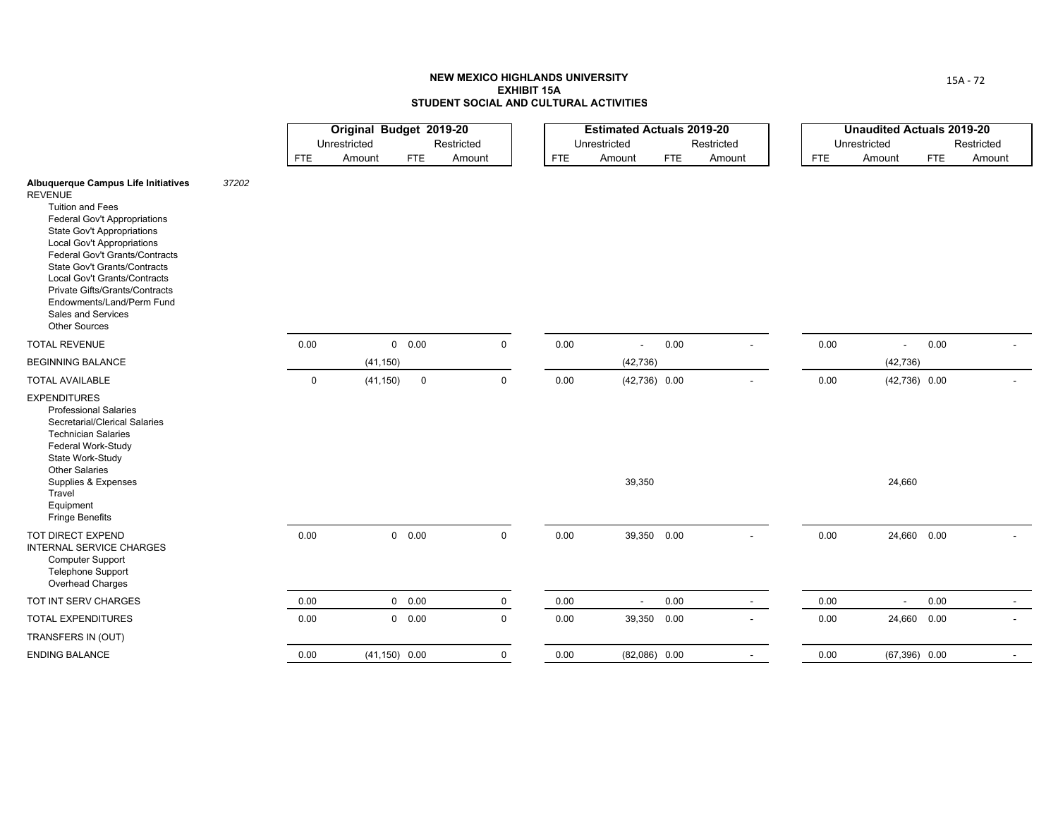**NEW MEXICO HIGHLANDS UNIVERSITY**
**EXHIBIT 15A**
**STUDENT SOCIAL AND CULTURAL ACTIVITIES**

| | | Original Budget 2019-20 | | | | Estimated Actuals 2019-20 | | | | Unaudited Actuals 2019-20 | | | |
|---|---|---|---|---|---|---|---|---|---|---|---|---|---|
| | | Unrestricted | | Restricted | | Unrestricted | | Restricted | | Unrestricted | | Restricted | |
| | | FTE | Amount | FTE | Amount | FTE | Amount | FTE | Amount | FTE | Amount | FTE | Amount |
| **Albuquerque Campus Life Initiatives** | *37202* | | | | | | | | | | | | |
| REVENUE | | | | | | | | | | | | | |
| Tuition and Fees | | | | | | | | | | | | | |
| Federal Gov't Appropriations | | | | | | | | | | | | | |
| State Gov't Appropriations | | | | | | | | | | | | | |
| Local Gov't Appropriations | | | | | | | | | | | | | |
| Federal Gov't Grants/Contracts | | | | | | | | | | | | | |
| State Gov't Grants/Contracts | | | | | | | | | | | | | |
| Local Gov't Grants/Contracts | | | | | | | | | | | | | |
| Private Gifts/Grants/Contracts | | | | | | | | | | | | | |
| Endowments/Land/Perm Fund | | | | | | | | | | | | | |
| Sales and Services | | | | | | | | | | | | | |
| Other Sources | | | | | | | | | | | | | |
| TOTAL REVENUE | | 0.00 | 0 | 0.00 | 0 | 0.00 | - | 0.00 | - | 0.00 | - | 0.00 | - |
| BEGINNING BALANCE | | | (41,150) | | | | (42,736) | | | | (42,736) | | |
| TOTAL AVAILABLE | | 0 | (41,150) | 0 | 0 | 0.00 | (42,736) | 0.00 | - | 0.00 | (42,736) | 0.00 | - |
| EXPENDITURES | | | | | | | | | | | | | |
| Professional Salaries | | | | | | | | | | | | | |
| Secretarial/Clerical Salaries | | | | | | | | | | | | | |
| Technician Salaries | | | | | | | | | | | | | |
| Federal Work-Study | | | | | | | | | | | | | |
| State Work-Study | | | | | | | | | | | | | |
| Other Salaries | | | | | | | | | | | | | |
| Supplies & Expenses | | | | | | | 39,350 | | | | 24,660 | | |
| Travel | | | | | | | | | | | | | |
| Equipment | | | | | | | | | | | | | |
| Fringe Benefits | | | | | | | | | | | | | |
| TOT DIRECT EXPEND | | 0.00 | 0 | 0.00 | 0 | 0.00 | 39,350 | 0.00 | - | 0.00 | 24,660 | 0.00 | - |
| INTERNAL SERVICE CHARGES | | | | | | | | | | | | | |
| Computer Support | | | | | | | | | | | | | |
| Telephone Support | | | | | | | | | | | | | |
| Overhead Charges | | | | | | | | | | | | | |
| TOT INT SERV CHARGES | | 0.00 | 0 | 0.00 | 0 | 0.00 | - | 0.00 | - | 0.00 | - | 0.00 | - |
| TOTAL EXPENDITURES | | 0.00 | 0 | 0.00 | 0 | 0.00 | 39,350 | 0.00 | - | 0.00 | 24,660 | 0.00 | - |
| TRANSFERS IN (OUT) | | | | | | | | | | | | | |
| ENDING BALANCE | | 0.00 | (41,150) | 0.00 | 0 | 0.00 | (82,086) | 0.00 | - | 0.00 | (67,396) | 0.00 | - |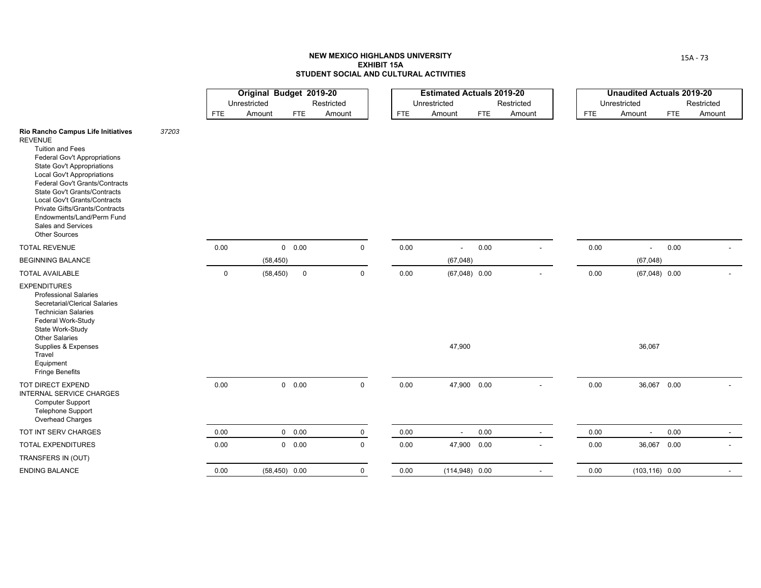**NEW MEXICO HIGHLANDS UNIVERSITY**
**EXHIBIT 15A**
**STUDENT SOCIAL AND CULTURAL ACTIVITIES**

| | | Original Budget 2019-20 | | | | Estimated Actuals 2019-20 | | | | Unaudited Actuals 2019-20 | | | |
|---|---|---|---|---|---|---|---|---|---|---|---|---|---|
| | | Unrestricted | | Restricted | | Unrestricted | | Restricted | | Unrestricted | | Restricted | |
| | | FTE | Amount | FTE | Amount | FTE | Amount | FTE | Amount | FTE | Amount | FTE | Amount |
| **Rio Rancho Campus Life Initiatives** | *37203* | | | | | | | | | | | | |
| REVENUE | | | | | | | | | | | | | |
| Tuition and Fees | | | | | | | | | | | | | |
| Federal Gov't Appropriations | | | | | | | | | | | | | |
| State Gov't Appropriations | | | | | | | | | | | | | |
| Local Gov't Appropriations | | | | | | | | | | | | | |
| Federal Gov't Grants/Contracts | | | | | | | | | | | | | |
| State Gov't Grants/Contracts | | | | | | | | | | | | | |
| Local Gov't Grants/Contracts | | | | | | | | | | | | | |
| Private Gifts/Grants/Contracts | | | | | | | | | | | | | |
| Endowments/Land/Perm Fund | | | | | | | | | | | | | |
| Sales and Services | | | | | | | | | | | | | |
| Other Sources | | | | | | | | | | | | | |
| TOTAL REVENUE | | 0.00 | 0 | 0.00 | 0 | 0.00 | - | 0.00 | - | 0.00 | - | 0.00 | - |
| BEGINNING BALANCE | | | (58,450) | | | | (67,048) | | | | (67,048) | | |
| TOTAL AVAILABLE | | 0 | (58,450) | 0 | 0 | 0.00 | (67,048) | 0.00 | - | 0.00 | (67,048) | 0.00 | - |
| EXPENDITURES | | | | | | | | | | | | | |
| Professional Salaries | | | | | | | | | | | | | |
| Secretarial/Clerical Salaries | | | | | | | | | | | | | |
| Technician Salaries | | | | | | | | | | | | | |
| Federal Work-Study | | | | | | | | | | | | | |
| State Work-Study | | | | | | | | | | | | | |
| Other Salaries | | | | | | | | | | | | | |
| Supplies & Expenses | | | | | | | 47,900 | | | | 36,067 | | |
| Travel | | | | | | | | | | | | | |
| Equipment | | | | | | | | | | | | | |
| Fringe Benefits | | | | | | | | | | | | | |
| TOT DIRECT EXPEND | | 0.00 | 0 | 0.00 | 0 | 0.00 | 47,900 | 0.00 | - | 0.00 | 36,067 | 0.00 | - |
| INTERNAL SERVICE CHARGES | | | | | | | | | | | | | |
| Computer Support | | | | | | | | | | | | | |
| Telephone Support | | | | | | | | | | | | | |
| Overhead Charges | | | | | | | | | | | | | |
| TOT INT SERV CHARGES | | 0.00 | 0 | 0.00 | 0 | 0.00 | - | 0.00 | - | 0.00 | - | 0.00 | - |
| TOTAL EXPENDITURES | | 0.00 | 0 | 0.00 | 0 | 0.00 | 47,900 | 0.00 | - | 0.00 | 36,067 | 0.00 | - |
| TRANSFERS IN (OUT) | | | | | | | | | | | | | |
| ENDING BALANCE | | 0.00 | (58,450) | 0.00 | 0 | 0.00 | (114,948) | 0.00 | - | 0.00 | (103,116) | 0.00 | - |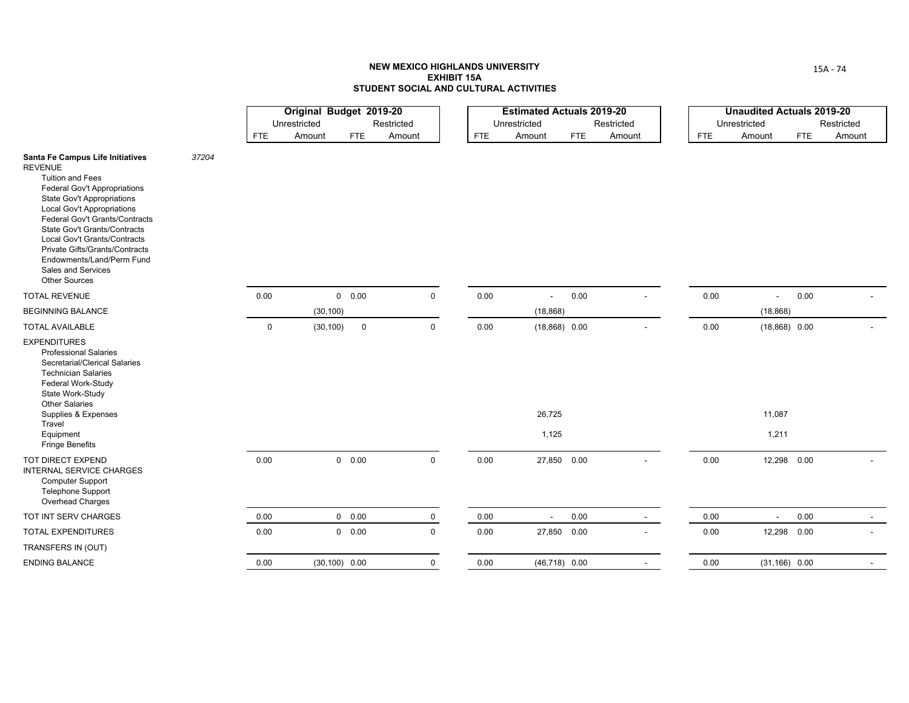# NEW MEXICO HIGHLANDS UNIVERSITY
## EXHIBIT 15A
## STUDENT SOCIAL AND CULTURAL ACTIVITIES

| | | Original Budget 2019-20 | | | | Estimated Actuals 2019-20 | | | | Unaudited Actuals 2019-20 | | | |
|---|---|---|---|---|---|---|---|---|---|---|---|---|---|
| | | Unrestricted | | Restricted | | Unrestricted | | Restricted | | Unrestricted | | Restricted | |
| | | FTE | Amount | FTE | Amount | FTE | Amount | FTE | Amount | FTE | Amount | FTE | Amount |
| **Santa Fe Campus Life Initiatives** | *37204* | | | | | | | | | | | | |
| REVENUE | | | | | | | | | | | | | |
| Tuition and Fees | | | | | | | | | | | | | |
| Federal Gov't Appropriations | | | | | | | | | | | | | |
| State Gov't Appropriations | | | | | | | | | | | | | |
| Local Gov't Appropriations | | | | | | | | | | | | | |
| Federal Gov't Grants/Contracts | | | | | | | | | | | | | |
| State Gov't Grants/Contracts | | | | | | | | | | | | | |
| Local Gov't Grants/Contracts | | | | | | | | | | | | | |
| Private Gifts/Grants/Contracts | | | | | | | | | | | | | |
| Endowments/Land/Perm Fund | | | | | | | | | | | | | |
| Sales and Services | | | | | | | | | | | | | |
| Other Sources | | | | | | | | | | | | | |
| TOTAL REVENUE | | 0.00 | 0 | 0.00 | 0 | 0.00 | - | 0.00 | - | 0.00 | - | 0.00 | - |
| BEGINNING BALANCE | | | (30,100) | | | | (18,868) | | | | (18,868) | | |
| TOTAL AVAILABLE | | 0 | (30,100) | 0 | 0 | 0.00 | (18,868) | 0.00 | - | 0.00 | (18,868) | 0.00 | - |
| EXPENDITURES | | | | | | | | | | | | | |
| Professional Salaries | | | | | | | | | | | | | |
| Secretarial/Clerical Salaries | | | | | | | | | | | | | |
| Technician Salaries | | | | | | | | | | | | | |
| Federal Work-Study | | | | | | | | | | | | | |
| State Work-Study | | | | | | | | | | | | | |
| Other Salaries | | | | | | | | | | | | | |
| Supplies & Expenses | | | | | | | 26,725 | | | | 11,087 | | |
| Travel | | | | | | | | | | | | | |
| Equipment | | | | | | | 1,125 | | | | 1,211 | | |
| Fringe Benefits | | | | | | | | | | | | | |
| TOT DIRECT EXPEND | | 0.00 | 0 | 0.00 | 0 | 0.00 | 27,850 | 0.00 | - | 0.00 | 12,298 | 0.00 | - |
| INTERNAL SERVICE CHARGES | | | | | | | | | | | | | |
| Computer Support | | | | | | | | | | | | | |
| Telephone Support | | | | | | | | | | | | | |
| Overhead Charges | | | | | | | | | | | | | |
| TOT INT SERV CHARGES | | 0.00 | 0 | 0.00 | 0 | 0.00 | - | 0.00 | - | 0.00 | - | 0.00 | - |
| TOTAL EXPENDITURES | | 0.00 | 0 | 0.00 | 0 | 0.00 | 27,850 | 0.00 | - | 0.00 | 12,298 | 0.00 | - |
| TRANSFERS IN (OUT) | | | | | | | | | | | | | |
| ENDING BALANCE | | 0.00 | (30,100) | 0.00 | 0 | 0.00 | (46,718) | 0.00 | - | 0.00 | (31,166) | 0.00 | - |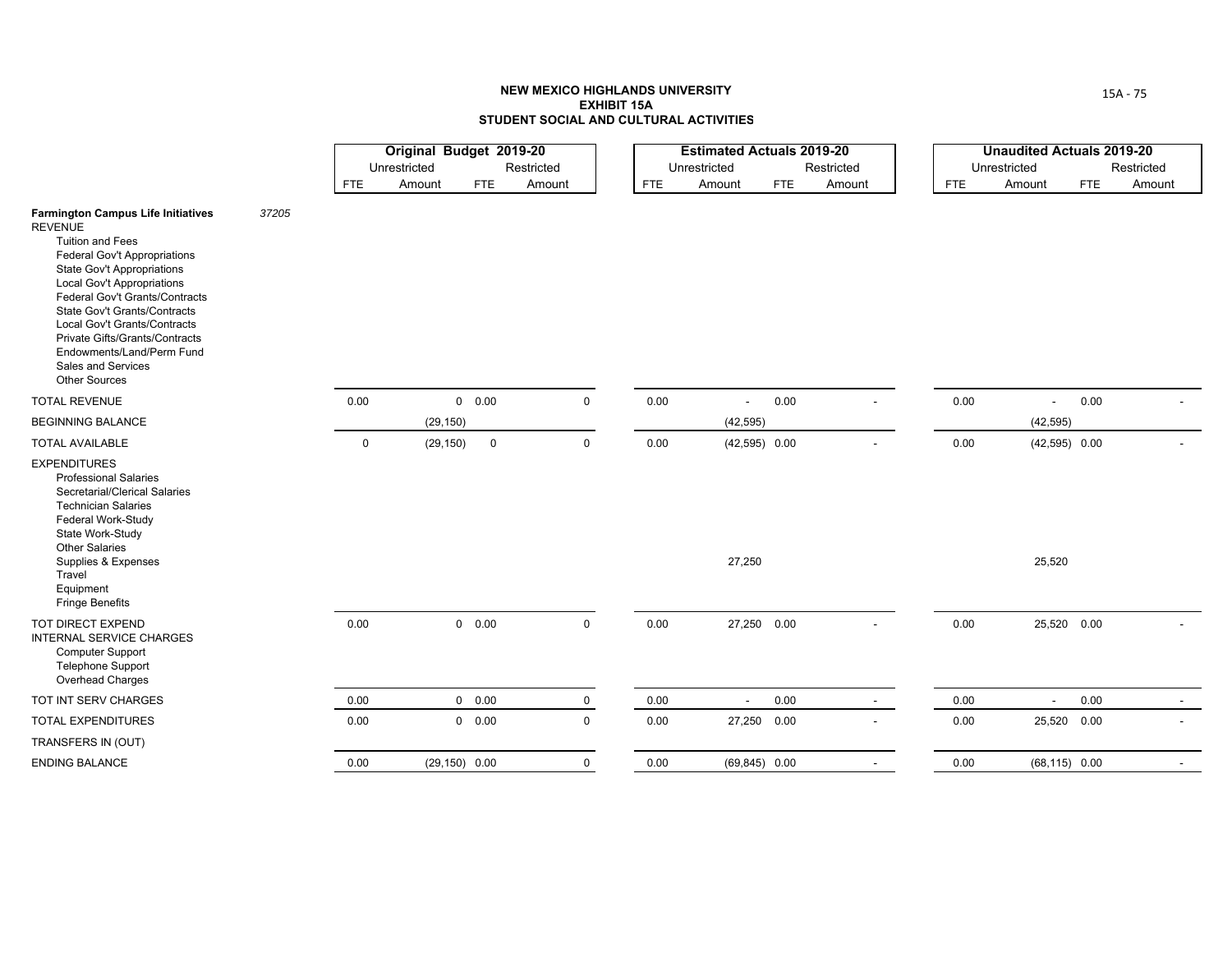# NEW MEXICO HIGHLANDS UNIVERSITY
## EXHIBIT 15A
## STUDENT SOCIAL AND CULTURAL ACTIVITIES

| | | Original Budget 2019-20 | | | | Estimated Actuals 2019-20 | | | | Unaudited Actuals 2019-20 | | | |
|---|---|---|---|---|---|---|---|---|---|---|---|---|---|
| | | Unrestricted | | Restricted | | Unrestricted | | Restricted | | Unrestricted | | Restricted | |
| | | FTE | Amount | FTE | Amount | FTE | Amount | FTE | Amount | FTE | Amount | FTE | Amount |
| **Farmington Campus Life Initiatives** | *37205* | | | | | | | | | | | | |
| REVENUE | | | | | | | | | | | | | |
| Tuition and Fees | | | | | | | | | | | | | |
| Federal Gov't Appropriations | | | | | | | | | | | | | |
| State Gov't Appropriations | | | | | | | | | | | | | |
| Local Gov't Appropriations | | | | | | | | | | | | | |
| Federal Gov't Grants/Contracts | | | | | | | | | | | | | |
| State Gov't Grants/Contracts | | | | | | | | | | | | | |
| Local Gov't Grants/Contracts | | | | | | | | | | | | | |
| Private Gifts/Grants/Contracts | | | | | | | | | | | | | |
| Endowments/Land/Perm Fund | | | | | | | | | | | | | |
| Sales and Services | | | | | | | | | | | | | |
| Other Sources | | | | | | | | | | | | | |
| TOTAL REVENUE | | 0.00 | 0 | 0.00 | 0 | 0.00 | - | 0.00 | - | 0.00 | - | 0.00 | - |
| BEGINNING BALANCE | | | (29,150) | | | | (42,595) | | | | (42,595) | | |
| TOTAL AVAILABLE | | 0 | (29,150) | 0 | 0 | 0.00 | (42,595) | 0.00 | - | 0.00 | (42,595) | 0.00 | - |
| EXPENDITURES | | | | | | | | | | | | | |
| Professional Salaries | | | | | | | | | | | | | |
| Secretarial/Clerical Salaries | | | | | | | | | | | | | |
| Technician Salaries | | | | | | | | | | | | | |
| Federal Work-Study | | | | | | | | | | | | | |
| State Work-Study | | | | | | | | | | | | | |
| Other Salaries | | | | | | | | | | | | | |
| Supplies & Expenses | | | | | | | 27,250 | | | | 25,520 | | |
| Travel | | | | | | | | | | | | | |
| Equipment | | | | | | | | | | | | | |
| Fringe Benefits | | | | | | | | | | | | | |
| TOT DIRECT EXPEND | | 0.00 | 0 | 0.00 | 0 | 0.00 | 27,250 | 0.00 | - | 0.00 | 25,520 | 0.00 | - |
| INTERNAL SERVICE CHARGES | | | | | | | | | | | | | |
| Computer Support | | | | | | | | | | | | | |
| Telephone Support | | | | | | | | | | | | | |
| Overhead Charges | | | | | | | | | | | | | |
| TOT INT SERV CHARGES | | 0.00 | 0 | 0.00 | 0 | 0.00 | - | 0.00 | - | 0.00 | - | 0.00 | - |
| TOTAL EXPENDITURES | | 0.00 | 0 | 0.00 | 0 | 0.00 | 27,250 | 0.00 | - | 0.00 | 25,520 | 0.00 | - |
| TRANSFERS IN (OUT) | | | | | | | | | | | | | |
| ENDING BALANCE | | 0.00 | (29,150) | 0.00 | 0 | 0.00 | (69,845) | 0.00 | - | 0.00 | (68,115) | 0.00 | - |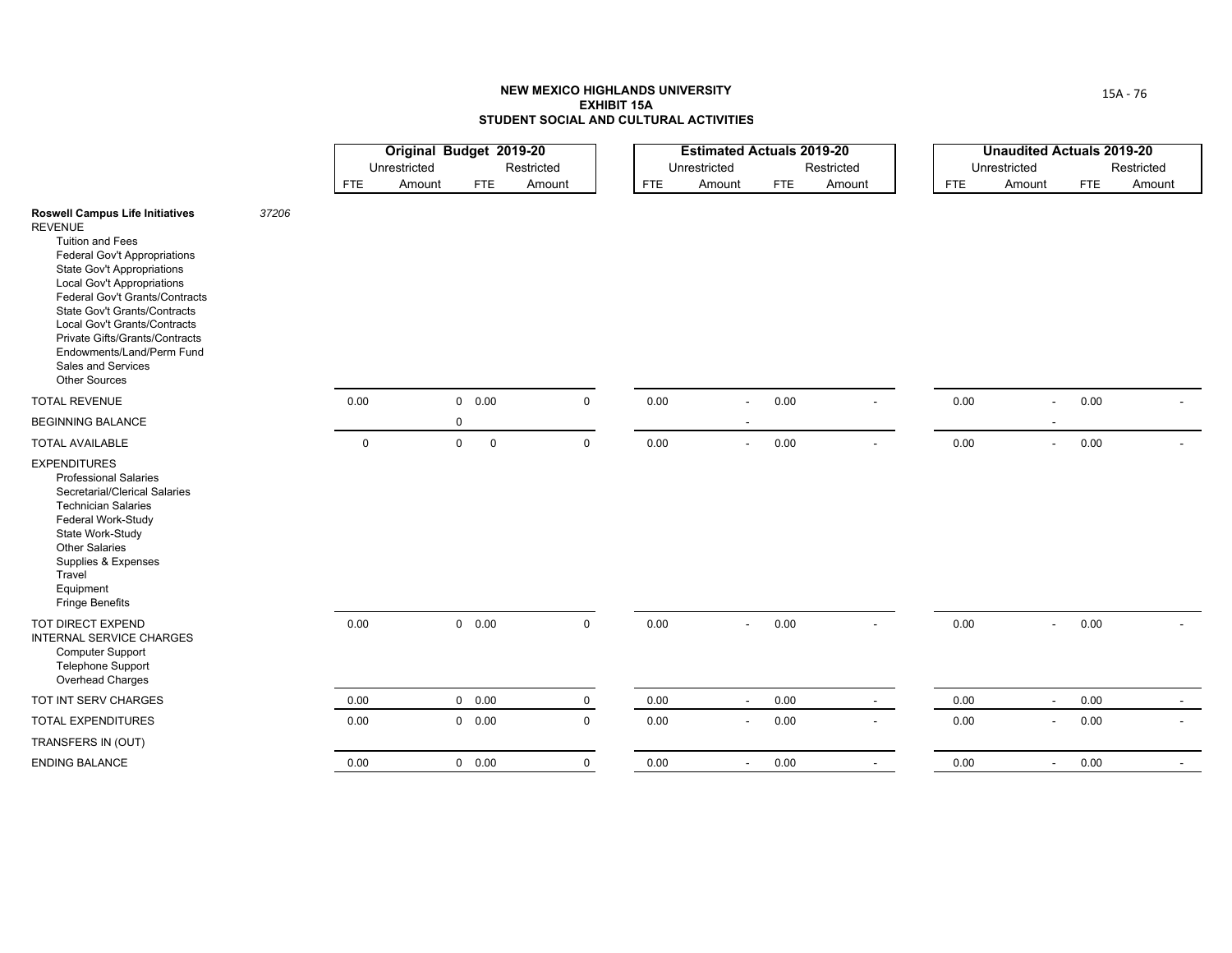# NEW MEXICO HIGHLANDS UNIVERSITY
## EXHIBIT 15A
## STUDENT SOCIAL AND CULTURAL ACTIVITIES

| | | Original Budget 2019-20 | | | | Estimated Actuals 2019-20 | | | | Unaudited Actuals 2019-20 | | | |
|---|---|---|---|---|---|---|---|---|---|---|---|---|---|
| | | Unrestricted | | Restricted | | Unrestricted | | Restricted | | Unrestricted | | Restricted | |
| | | FTE | Amount | FTE | Amount | FTE | Amount | FTE | Amount | FTE | Amount | FTE | Amount |
| **Roswell Campus Life Initiatives** | *37206* | | | | | | | | | | | | |
| REVENUE | | | | | | | | | | | | | |
| Tuition and Fees | | | | | | | | | | | | | |
| Federal Gov't Appropriations | | | | | | | | | | | | | |
| State Gov't Appropriations | | | | | | | | | | | | | |
| Local Gov't Appropriations | | | | | | | | | | | | | |
| Federal Gov't Grants/Contracts | | | | | | | | | | | | | |
| State Gov't Grants/Contracts | | | | | | | | | | | | | |
| Local Gov't Grants/Contracts | | | | | | | | | | | | | |
| Private Gifts/Grants/Contracts | | | | | | | | | | | | | |
| Endowments/Land/Perm Fund | | | | | | | | | | | | | |
| Sales and Services | | | | | | | | | | | | | |
| Other Sources | | | | | | | | | | | | | |
| TOTAL REVENUE | | 0.00 | 0 | 0.00 | 0 | 0.00 | - | 0.00 | - | 0.00 | - | 0.00 | - |
| BEGINNING BALANCE | | | 0 | | | | - | | | | - | | |
| TOTAL AVAILABLE | | 0 | 0 | 0 | 0 | 0.00 | - | 0.00 | - | 0.00 | - | 0.00 | - |
| EXPENDITURES | | | | | | | | | | | | | |
| Professional Salaries | | | | | | | | | | | | | |
| Secretarial/Clerical Salaries | | | | | | | | | | | | | |
| Technician Salaries | | | | | | | | | | | | | |
| Federal Work-Study | | | | | | | | | | | | | |
| State Work-Study | | | | | | | | | | | | | |
| Other Salaries | | | | | | | | | | | | | |
| Supplies & Expenses | | | | | | | | | | | | | |
| Travel | | | | | | | | | | | | | |
| Equipment | | | | | | | | | | | | | |
| Fringe Benefits | | | | | | | | | | | | | |
| TOT DIRECT EXPEND | | 0.00 | 0 | 0.00 | 0 | 0.00 | - | 0.00 | - | 0.00 | - | 0.00 | - |
| INTERNAL SERVICE CHARGES | | | | | | | | | | | | | |
| Computer Support | | | | | | | | | | | | | |
| Telephone Support | | | | | | | | | | | | | |
| Overhead Charges | | | | | | | | | | | | | |
| TOT INT SERV CHARGES | | 0.00 | 0 | 0.00 | 0 | 0.00 | - | 0.00 | - | 0.00 | - | 0.00 | - |
| TOTAL EXPENDITURES | | 0.00 | 0 | 0.00 | 0 | 0.00 | - | 0.00 | - | 0.00 | - | 0.00 | - |
| TRANSFERS IN (OUT) | | | | | | | | | | | | | |
| ENDING BALANCE | | 0.00 | 0 | 0.00 | 0 | 0.00 | - | 0.00 | - | 0.00 | - | 0.00 | - |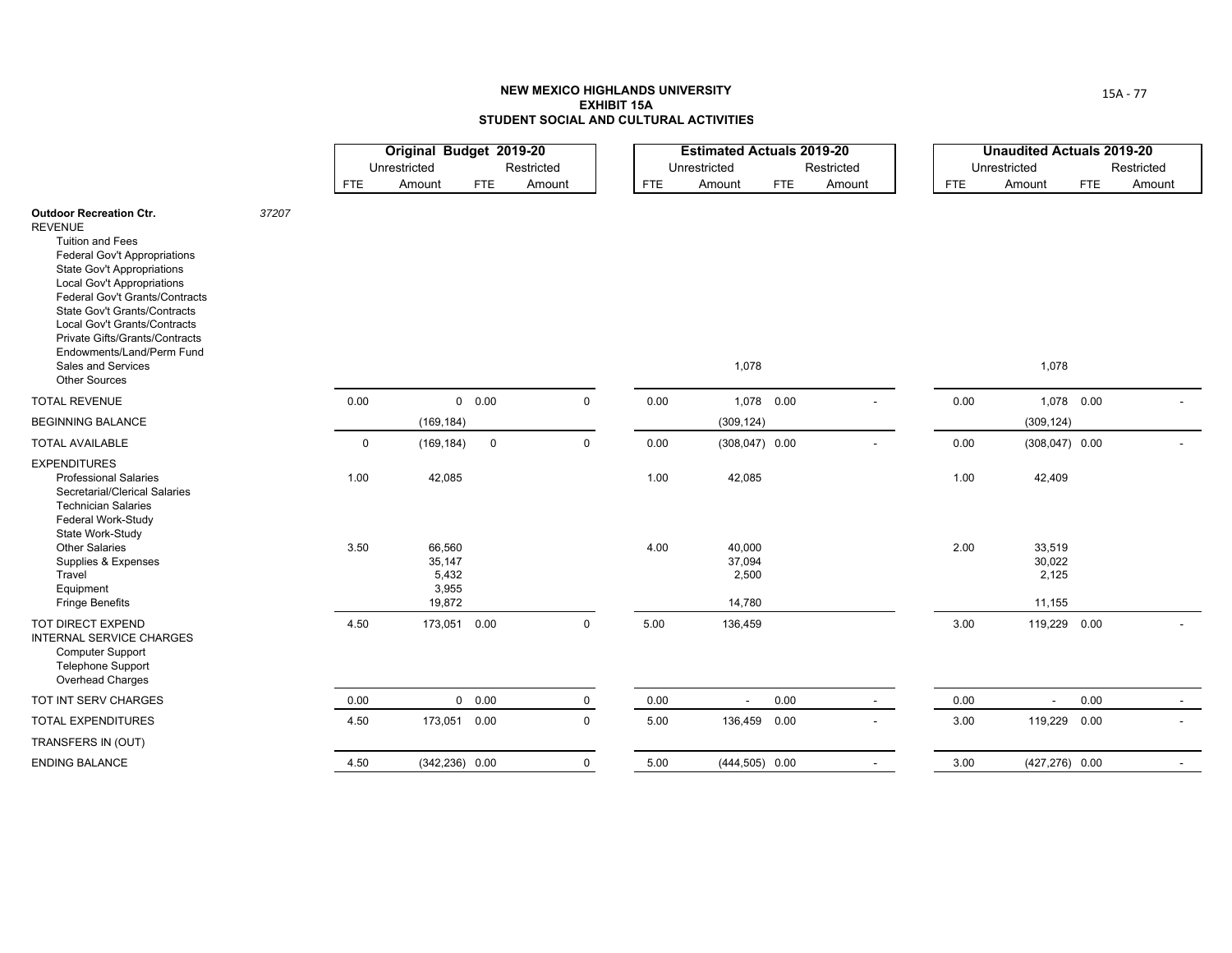# NEW MEXICO HIGHLANDS UNIVERSITY
## EXHIBIT 15A
## STUDENT SOCIAL AND CULTURAL ACTIVITIES

| | | Original Budget 2019-20 | | | | Estimated Actuals 2019-20 | | | | Unaudited Actuals 2019-20 | | | |
|---|---|---|---|---|---|---|---|---|---|---|---|---|---|
| | | Unrestricted | | Restricted | | Unrestricted | | Restricted | | Unrestricted | | Restricted | |
| | | FTE | Amount | FTE | Amount | FTE | Amount | FTE | Amount | FTE | Amount | FTE | Amount |
| **Outdoor Recreation Ctr.** | *37207* | | | | | | | | | | | | |
| REVENUE | | | | | | | | | | | | | |
| Tuition and Fees | | | | | | | | | | | | | |
| Federal Gov't Appropriations | | | | | | | | | | | | | |
| State Gov't Appropriations | | | | | | | | | | | | | |
| Local Gov't Appropriations | | | | | | | | | | | | | |
| Federal Gov't Grants/Contracts | | | | | | | | | | | | | |
| State Gov't Grants/Contracts | | | | | | | | | | | | | |
| Local Gov't Grants/Contracts | | | | | | | | | | | | | |
| Private Gifts/Grants/Contracts | | | | | | | | | | | | | |
| Endowments/Land/Perm Fund | | | | | | | | | | | | | |
| Sales and Services | | | | | | | 1,078 | | | | 1,078 | | |
| Other Sources | | | | | | | | | | | | | |
| TOTAL REVENUE | | 0.00 | 0 | 0.00 | 0 | 0.00 | 1,078 | 0.00 | - | 0.00 | 1,078 | 0.00 | - |
| BEGINNING BALANCE | | | (169,184) | | | | (309,124) | | | | (309,124) | | |
| TOTAL AVAILABLE | | 0 | (169,184) | 0 | 0 | 0.00 | (308,047) | 0.00 | - | 0.00 | (308,047) | 0.00 | - |
| EXPENDITURES | | | | | | | | | | | | | |
| Professional Salaries | | 1.00 | 42,085 | | | 1.00 | 42,085 | | | 1.00 | 42,409 | | |
| Secretarial/Clerical Salaries | | | | | | | | | | | | | |
| Technician Salaries | | | | | | | | | | | | | |
| Federal Work-Study | | | | | | | | | | | | | |
| State Work-Study | | | | | | | | | | | | | |
| Other Salaries | | 3.50 | 66,560 | | | 4.00 | 40,000 | | | 2.00 | 33,519 | | |
| Supplies & Expenses | | | 35,147 | | | | 37,094 | | | | 30,022 | | |
| Travel | | | 5,432 | | | | 2,500 | | | | 2,125 | | |
| Equipment | | | 3,955 | | | | | | | | | | |
| Fringe Benefits | | | 19,872 | | | | 14,780 | | | | 11,155 | | |
| TOT DIRECT EXPEND | | 4.50 | 173,051 | 0.00 | 0 | 5.00 | 136,459 | | | 3.00 | 119,229 | 0.00 | - |
| INTERNAL SERVICE CHARGES | | | | | | | | | | | | | |
| Computer Support | | | | | | | | | | | | | |
| Telephone Support | | | | | | | | | | | | | |
| Overhead Charges | | | | | | | | | | | | | |
| TOT INT SERV CHARGES | | 0.00 | 0 | 0.00 | 0 | 0.00 | - | 0.00 | - | 0.00 | - | 0.00 | - |
| TOTAL EXPENDITURES | | 4.50 | 173,051 | 0.00 | 0 | 5.00 | 136,459 | 0.00 | - | 3.00 | 119,229 | 0.00 | - |
| TRANSFERS IN (OUT) | | | | | | | | | | | | | |
| ENDING BALANCE | | 4.50 | (342,236) | 0.00 | 0 | 5.00 | (444,505) | 0.00 | - | 3.00 | (427,276) | 0.00 | - |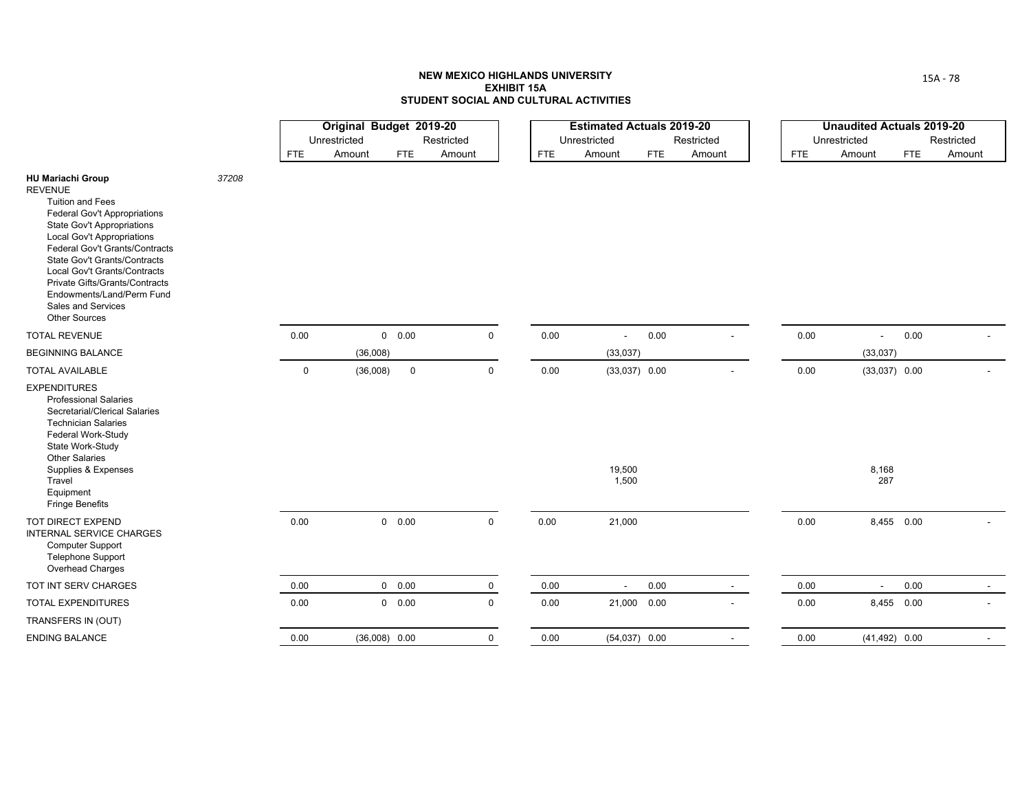# NEW MEXICO HIGHLANDS UNIVERSITY
## EXHIBIT 15A
## STUDENT SOCIAL AND CULTURAL ACTIVITIES

| | | Original Budget 2019-20 | | | | Estimated Actuals 2019-20 | | | | Unaudited Actuals 2019-20 | | | |
|---|---|---|---|---|---|---|---|---|---|---|---|---|---|
| | | Unrestricted | | Restricted | | Unrestricted | | Restricted | | Unrestricted | | Restricted | |
| | | FTE | Amount | FTE | Amount | FTE | Amount | FTE | Amount | FTE | Amount | FTE | Amount |
| **HU Mariachi Group** | *37208* | | | | | | | | | | | | |
| REVENUE | | | | | | | | | | | | | |
| Tuition and Fees | | | | | | | | | | | | | |
| Federal Gov't Appropriations | | | | | | | | | | | | | |
| State Gov't Appropriations | | | | | | | | | | | | | |
| Local Gov't Appropriations | | | | | | | | | | | | | |
| Federal Gov't Grants/Contracts | | | | | | | | | | | | | |
| State Gov't Grants/Contracts | | | | | | | | | | | | | |
| Local Gov't Grants/Contracts | | | | | | | | | | | | | |
| Private Gifts/Grants/Contracts | | | | | | | | | | | | | |
| Endowments/Land/Perm Fund | | | | | | | | | | | | | |
| Sales and Services | | | | | | | | | | | | | |
| Other Sources | | | | | | | | | | | | | |
| TOTAL REVENUE | | 0.00 | 0 | 0.00 | 0 | 0.00 | - | 0.00 | - | 0.00 | - | 0.00 | - |
| BEGINNING BALANCE | | | (36,008) | | | | (33,037) | | | | (33,037) | | |
| TOTAL AVAILABLE | | 0 | (36,008) | 0 | 0 | 0.00 | (33,037) | 0.00 | - | 0.00 | (33,037) | 0.00 | - |
| EXPENDITURES | | | | | | | | | | | | | |
| Professional Salaries | | | | | | | | | | | | | |
| Secretarial/Clerical Salaries | | | | | | | | | | | | | |
| Technician Salaries | | | | | | | | | | | | | |
| Federal Work-Study | | | | | | | | | | | | | |
| State Work-Study | | | | | | | | | | | | | |
| Other Salaries | | | | | | | | | | | | | |
| Supplies & Expenses | | | | | | | 19,500 | | | | 8,168 | | |
| Travel | | | | | | | 1,500 | | | | 287 | | |
| Equipment | | | | | | | | | | | | | |
| Fringe Benefits | | | | | | | | | | | | | |
| TOT DIRECT EXPEND | | 0.00 | 0 | 0.00 | 0 | 0.00 | 21,000 | | | 0.00 | 8,455 | 0.00 | - |
| INTERNAL SERVICE CHARGES | | | | | | | | | | | | | |
| Computer Support | | | | | | | | | | | | | |
| Telephone Support | | | | | | | | | | | | | |
| Overhead Charges | | | | | | | | | | | | | |
| TOT INT SERV CHARGES | | 0.00 | 0 | 0.00 | 0 | 0.00 | - | 0.00 | - | 0.00 | - | 0.00 | - |
| TOTAL EXPENDITURES | | 0.00 | 0 | 0.00 | 0 | 0.00 | 21,000 | 0.00 | - | 0.00 | 8,455 | 0.00 | - |
| TRANSFERS IN (OUT) | | | | | | | | | | | | | |
| ENDING BALANCE | | 0.00 | (36,008) | 0.00 | 0 | 0.00 | (54,037) | 0.00 | - | 0.00 | (41,492) | 0.00 | - |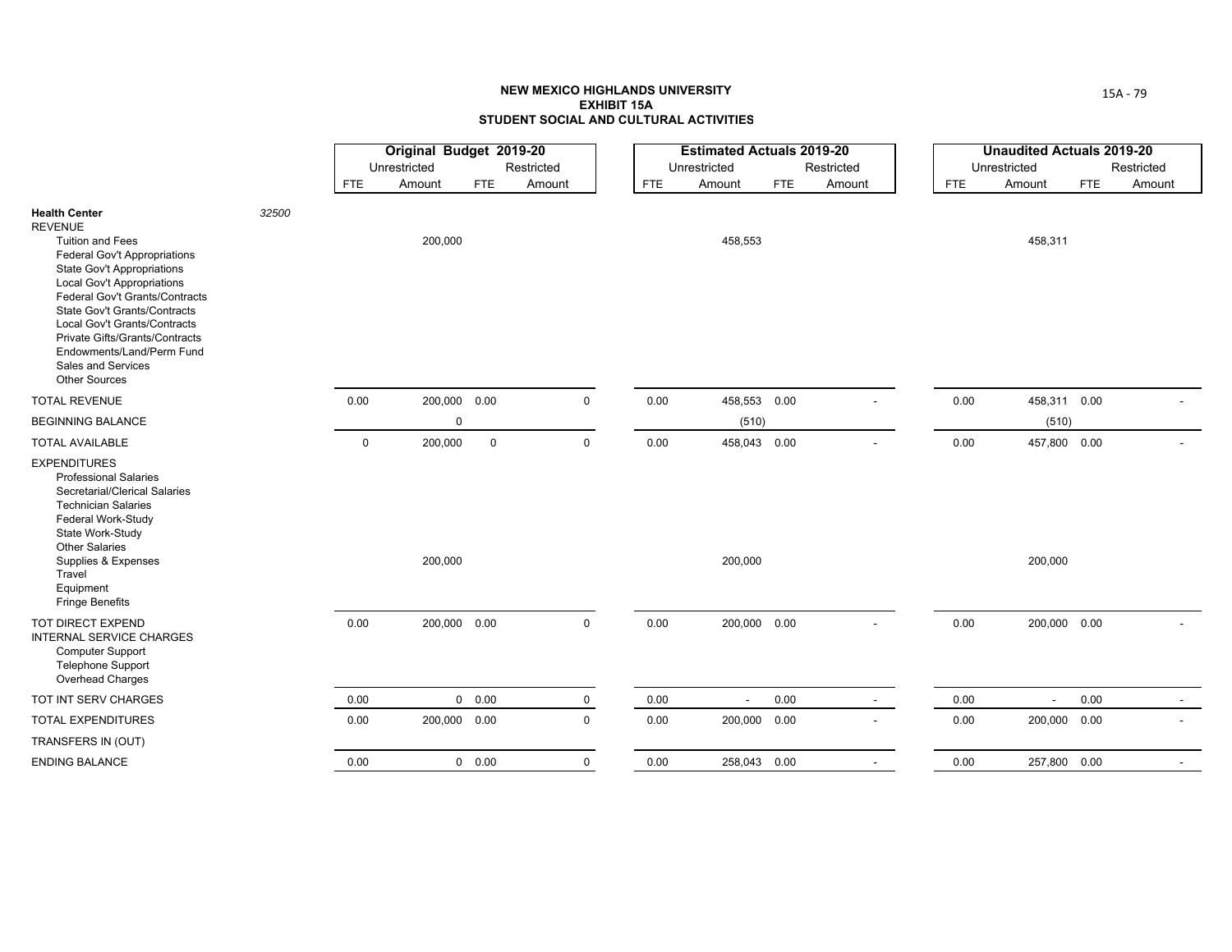# NEW MEXICO HIGHLANDS UNIVERSITY
## EXHIBIT 15A
## STUDENT SOCIAL AND CULTURAL ACTIVITIES

| | | Original Budget 2019-20 | | | | Estimated Actuals 2019-20 | | | | Unaudited Actuals 2019-20 | | | |
|---|---|---|---|---|---|---|---|---|---|---|---|---|---|
| | | Unrestricted | | Restricted | | Unrestricted | | Restricted | | Unrestricted | | Restricted | |
| | | FTE | Amount | FTE | Amount | FTE | Amount | FTE | Amount | FTE | Amount | FTE | Amount |
| **Health Center** | *32500* | | | | | | | | | | | | |
| REVENUE | | | | | | | | | | | | | |
| Tuition and Fees | | | 200,000 | | | | 458,553 | | | | 458,311 | | |
| Federal Gov't Appropriations | | | | | | | | | | | | | |
| State Gov't Appropriations | | | | | | | | | | | | | |
| Local Gov't Appropriations | | | | | | | | | | | | | |
| Federal Gov't Grants/Contracts | | | | | | | | | | | | | |
| State Gov't Grants/Contracts | | | | | | | | | | | | | |
| Local Gov't Grants/Contracts | | | | | | | | | | | | | |
| Private Gifts/Grants/Contracts | | | | | | | | | | | | | |
| Endowments/Land/Perm Fund | | | | | | | | | | | | | |
| Sales and Services | | | | | | | | | | | | | |
| Other Sources | | | | | | | | | | | | | |
| TOTAL REVENUE | | 0.00 | 200,000 | 0.00 | 0 | 0.00 | 458,553 | 0.00 | - | 0.00 | 458,311 | 0.00 | - |
| BEGINNING BALANCE | | | 0 | | | | (510) | | | | (510) | | |
| TOTAL AVAILABLE | | 0 | 200,000 | 0 | 0 | 0.00 | 458,043 | 0.00 | - | 0.00 | 457,800 | 0.00 | - |
| EXPENDITURES | | | | | | | | | | | | | |
| Professional Salaries | | | | | | | | | | | | | |
| Secretarial/Clerical Salaries | | | | | | | | | | | | | |
| Technician Salaries | | | | | | | | | | | | | |
| Federal Work-Study | | | | | | | | | | | | | |
| State Work-Study | | | | | | | | | | | | | |
| Other Salaries | | | | | | | | | | | | | |
| Supplies & Expenses | | | 200,000 | | | | 200,000 | | | | 200,000 | | |
| Travel | | | | | | | | | | | | | |
| Equipment | | | | | | | | | | | | | |
| Fringe Benefits | | | | | | | | | | | | | |
| TOT DIRECT EXPEND | | 0.00 | 200,000 | 0.00 | 0 | 0.00 | 200,000 | 0.00 | - | 0.00 | 200,000 | 0.00 | - |
| INTERNAL SERVICE CHARGES | | | | | | | | | | | | | |
| Computer Support | | | | | | | | | | | | | |
| Telephone Support | | | | | | | | | | | | | |
| Overhead Charges | | | | | | | | | | | | | |
| TOT INT SERV CHARGES | | 0.00 | 0 | 0.00 | 0 | 0.00 | - | 0.00 | - | 0.00 | - | 0.00 | - |
| TOTAL EXPENDITURES | | 0.00 | 200,000 | 0.00 | 0 | 0.00 | 200,000 | 0.00 | - | 0.00 | 200,000 | 0.00 | - |
| TRANSFERS IN (OUT) | | | | | | | | | | | | | |
| ENDING BALANCE | | 0.00 | 0 | 0.00 | 0 | 0.00 | 258,043 | 0.00 | - | 0.00 | 257,800 | 0.00 | - |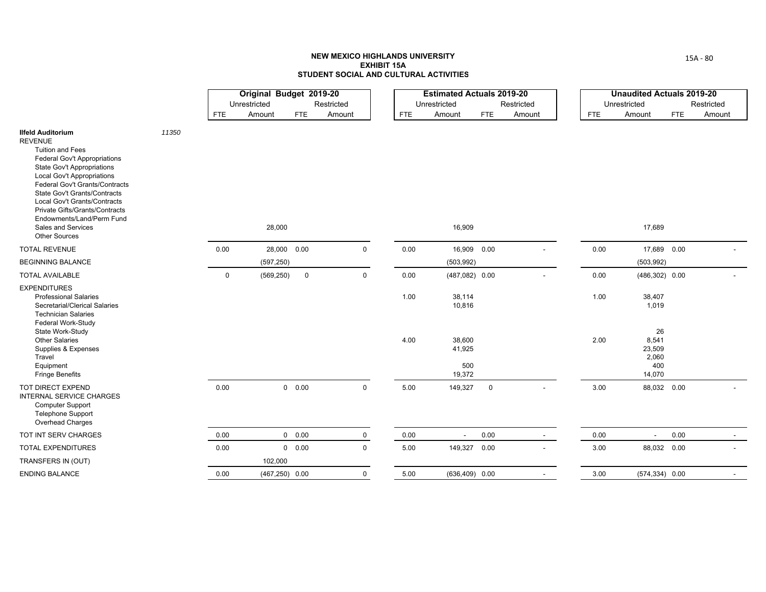**NEW MEXICO HIGHLANDS UNIVERSITY**
**EXHIBIT 15A**
**STUDENT SOCIAL AND CULTURAL ACTIVITIES**

| | | Original Budget 2019-20 | | | | Estimated Actuals 2019-20 | | | | Unaudited Actuals 2019-20 | | | |
|---|---|---|---|---|---|---|---|---|---|---|---|---|---|
| | | Unrestricted | | Restricted | | Unrestricted | | Restricted | | Unrestricted | | Restricted | |
| | | FTE | Amount | FTE | Amount | FTE | Amount | FTE | Amount | FTE | Amount | FTE | Amount |
| **Ilfeld Auditorium** | *11350* | | | | | | | | | | | | |
| REVENUE | | | | | | | | | | | | | |
| Tuition and Fees | | | | | | | | | | | | | |
| Federal Gov't Appropriations | | | | | | | | | | | | | |
| State Gov't Appropriations | | | | | | | | | | | | | |
| Local Gov't Appropriations | | | | | | | | | | | | | |
| Federal Gov't Grants/Contracts | | | | | | | | | | | | | |
| State Gov't Grants/Contracts | | | | | | | | | | | | | |
| Local Gov't Grants/Contracts | | | | | | | | | | | | | |
| Private Gifts/Grants/Contracts | | | | | | | | | | | | | |
| Endowments/Land/Perm Fund | | | | | | | | | | | | | |
| Sales and Services | | | 28,000 | | | | 16,909 | | | | 17,689 | | |
| Other Sources | | | | | | | | | | | | | |
| TOTAL REVENUE | | 0.00 | 28,000 | 0.00 | 0 | 0.00 | 16,909 | 0.00 | - | 0.00 | 17,689 | 0.00 | - |
| BEGINNING BALANCE | | | (597,250) | | | | (503,992) | | | | (503,992) | | |
| TOTAL AVAILABLE | | 0 | (569,250) | 0 | 0 | 0.00 | (487,082) | 0.00 | - | 0.00 | (486,302) | 0.00 | - |
| EXPENDITURES | | | | | | | | | | | | | |
| Professional Salaries | | | | | | 1.00 | 38,114 | | | 1.00 | 38,407 | | |
| Secretarial/Clerical Salaries | | | | | | | 10,816 | | | | 1,019 | | |
| Technician Salaries | | | | | | | | | | | | | |
| Federal Work-Study | | | | | | | | | | | | | |
| State Work-Study | | | | | | | | | | | 26 | | |
| Other Salaries | | | | | | 4.00 | 38,600 | | | 2.00 | 8,541 | | |
| Supplies & Expenses | | | | | | | 41,925 | | | | 23,509 | | |
| Travel | | | | | | | | | | | 2,060 | | |
| Equipment | | | | | | | 500 | | | | 400 | | |
| Fringe Benefits | | | | | | | 19,372 | | | | 14,070 | | |
| TOT DIRECT EXPEND | | 0.00 | 0 | 0.00 | 0 | 5.00 | 149,327 | 0 | - | 3.00 | 88,032 | 0.00 | - |
| INTERNAL SERVICE CHARGES | | | | | | | | | | | | | |
| Computer Support | | | | | | | | | | | | | |
| Telephone Support | | | | | | | | | | | | | |
| Overhead Charges | | | | | | | | | | | | | |
| TOT INT SERV CHARGES | | 0.00 | 0 | 0.00 | 0 | 0.00 | - | 0.00 | - | 0.00 | - | 0.00 | - |
| TOTAL EXPENDITURES | | 0.00 | 0 | 0.00 | 0 | 5.00 | 149,327 | 0.00 | - | 3.00 | 88,032 | 0.00 | - |
| TRANSFERS IN (OUT) | | | 102,000 | | | | | | | | | | |
| ENDING BALANCE | | 0.00 | (467,250) | 0.00 | 0 | 5.00 | (636,409) | 0.00 | - | 3.00 | (574,334) | 0.00 | - |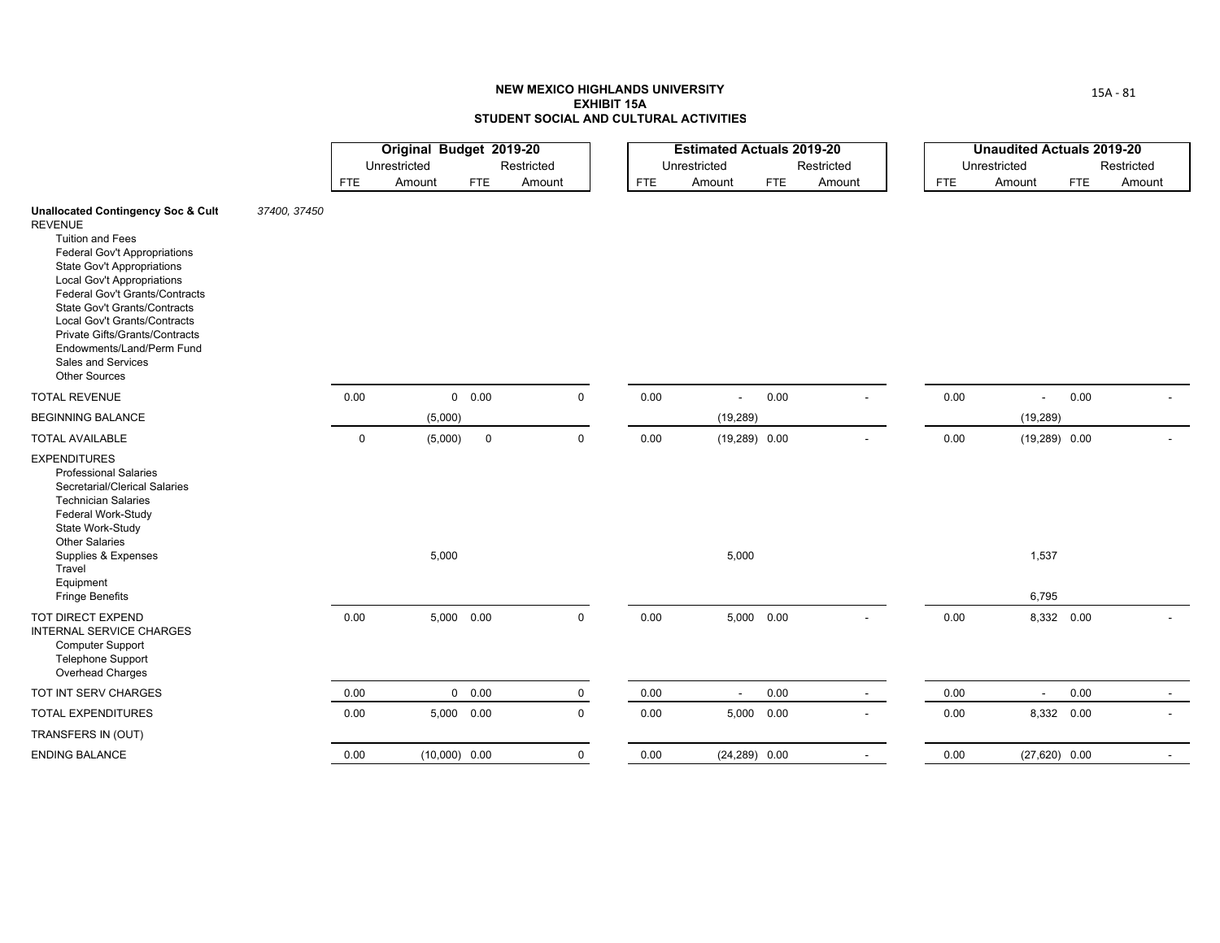**NEW MEXICO HIGHLANDS UNIVERSITY**
**EXHIBIT 15A**
**STUDENT SOCIAL AND CULTURAL ACTIVITIES**

| | | Original Budget 2019-20 | | | | Estimated Actuals 2019-20 | | | | Unaudited Actuals 2019-20 | | | |
|---|---|---|---|---|---|---|---|---|---|---|---|---|---|
| | | Unrestricted | | Restricted | | Unrestricted | | Restricted | | Unrestricted | | Restricted | |
| | | FTE | Amount | FTE | Amount | FTE | Amount | FTE | Amount | FTE | Amount | FTE | Amount |
| **Unallocated Contingency Soc & Cult** | *37400, 37450* | | | | | | | | | | | | |
| REVENUE | | | | | | | | | | | | | |
| Tuition and Fees | | | | | | | | | | | | | |
| Federal Gov't Appropriations | | | | | | | | | | | | | |
| State Gov't Appropriations | | | | | | | | | | | | | |
| Local Gov't Appropriations | | | | | | | | | | | | | |
| Federal Gov't Grants/Contracts | | | | | | | | | | | | | |
| State Gov't Grants/Contracts | | | | | | | | | | | | | |
| Local Gov't Grants/Contracts | | | | | | | | | | | | | |
| Private Gifts/Grants/Contracts | | | | | | | | | | | | | |
| Endowments/Land/Perm Fund | | | | | | | | | | | | | |
| Sales and Services | | | | | | | | | | | | | |
| Other Sources | | | | | | | | | | | | | |
| TOTAL REVENUE | | 0.00 | 0 | 0.00 | 0 | 0.00 | - | 0.00 | - | 0.00 | - | 0.00 | - |
| BEGINNING BALANCE | | | (5,000) | | | | (19,289) | | | | (19,289) | | |
| TOTAL AVAILABLE | | 0 | (5,000) | 0 | 0 | 0.00 | (19,289) | 0.00 | - | 0.00 | (19,289) | 0.00 | - |
| EXPENDITURES | | | | | | | | | | | | | |
| Professional Salaries | | | | | | | | | | | | | |
| Secretarial/Clerical Salaries | | | | | | | | | | | | | |
| Technician Salaries | | | | | | | | | | | | | |
| Federal Work-Study | | | | | | | | | | | | | |
| State Work-Study | | | | | | | | | | | | | |
| Other Salaries | | | | | | | | | | | | | |
| Supplies & Expenses | | | 5,000 | | | | 5,000 | | | | 1,537 | | |
| Travel | | | | | | | | | | | | | |
| Equipment | | | | | | | | | | | | | |
| Fringe Benefits | | | | | | | | | | | 6,795 | | |
| TOT DIRECT EXPEND | | 0.00 | 5,000 | 0.00 | 0 | 0.00 | 5,000 | 0.00 | - | 0.00 | 8,332 | 0.00 | - |
| INTERNAL SERVICE CHARGES | | | | | | | | | | | | | |
| Computer Support | | | | | | | | | | | | | |
| Telephone Support | | | | | | | | | | | | | |
| Overhead Charges | | | | | | | | | | | | | |
| TOT INT SERV CHARGES | | 0.00 | 0 | 0.00 | 0 | 0.00 | - | 0.00 | - | 0.00 | - | 0.00 | - |
| TOTAL EXPENDITURES | | 0.00 | 5,000 | 0.00 | 0 | 0.00 | 5,000 | 0.00 | - | 0.00 | 8,332 | 0.00 | - |
| TRANSFERS IN (OUT) | | | | | | | | | | | | | |
| ENDING BALANCE | | 0.00 | (10,000) | 0.00 | 0 | 0.00 | (24,289) | 0.00 | - | 0.00 | (27,620) | 0.00 | - |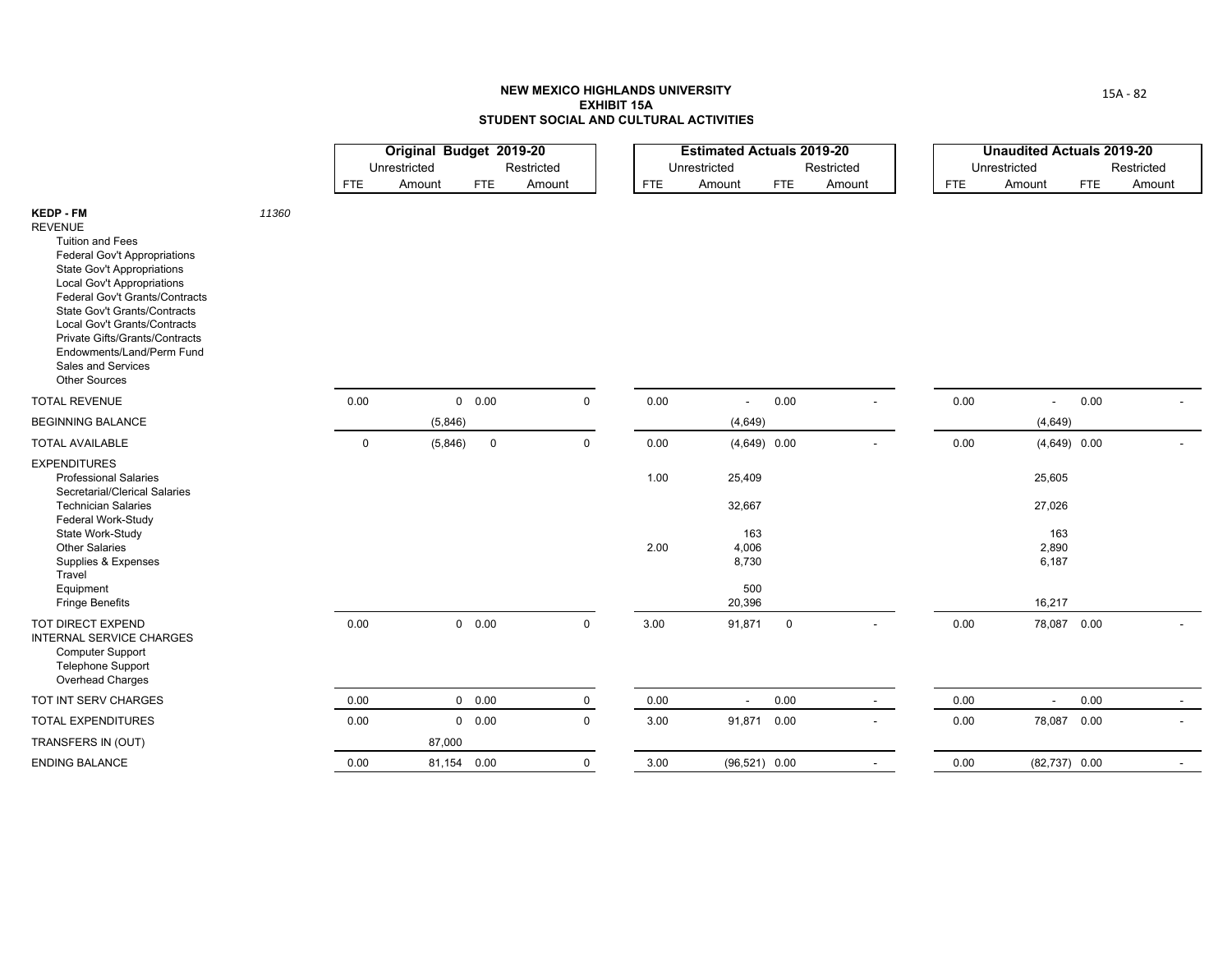**NEW MEXICO HIGHLANDS UNIVERSITY**
**EXHIBIT 15A**
**STUDENT SOCIAL AND CULTURAL ACTIVITIES**

| | | Original Budget 2019-20 | | | | Estimated Actuals 2019-20 | | | | Unaudited Actuals 2019-20 | | | |
|---|---|---|---|---|---|---|---|---|---|---|---|---|---|
| | | Unrestricted | | Restricted | | Unrestricted | | Restricted | | Unrestricted | | Restricted | |
| | | FTE | Amount | FTE | Amount | FTE | Amount | FTE | Amount | FTE | Amount | FTE | Amount |
| **KEDP - FM** | *11360* | | | | | | | | | | | | |
| REVENUE | | | | | | | | | | | | | |
| Tuition and Fees | | | | | | | | | | | | | |
| Federal Gov't Appropriations | | | | | | | | | | | | | |
| State Gov't Appropriations | | | | | | | | | | | | | |
| Local Gov't Appropriations | | | | | | | | | | | | | |
| Federal Gov't Grants/Contracts | | | | | | | | | | | | | |
| State Gov't Grants/Contracts | | | | | | | | | | | | | |
| Local Gov't Grants/Contracts | | | | | | | | | | | | | |
| Private Gifts/Grants/Contracts | | | | | | | | | | | | | |
| Endowments/Land/Perm Fund | | | | | | | | | | | | | |
| Sales and Services | | | | | | | | | | | | | |
| Other Sources | | | | | | | | | | | | | |
| TOTAL REVENUE | | 0.00 | 0 | 0.00 | 0 | 0.00 | - | 0.00 | - | 0.00 | - | 0.00 | - |
| BEGINNING BALANCE | | | (5,846) | | | | (4,649) | | | | (4,649) | | |
| TOTAL AVAILABLE | | 0 | (5,846) | 0 | 0 | 0.00 | (4,649) | 0.00 | - | 0.00 | (4,649) | 0.00 | - |
| EXPENDITURES | | | | | | | | | | | | | |
| Professional Salaries | | | | | | 1.00 | 25,409 | | | | 25,605 | | |
| Secretarial/Clerical Salaries | | | | | | | | | | | | | |
| Technician Salaries | | | | | | | 32,667 | | | | 27,026 | | |
| Federal Work-Study | | | | | | | | | | | | | |
| State Work-Study | | | | | | | 163 | | | | 163 | | |
| Other Salaries | | | | | | 2.00 | 4,006 | | | | 2,890 | | |
| Supplies & Expenses | | | | | | | 8,730 | | | | 6,187 | | |
| Travel | | | | | | | | | | | | | |
| Equipment | | | | | | | 500 | | | | | | |
| Fringe Benefits | | | | | | | 20,396 | | | | 16,217 | | |
| TOT DIRECT EXPEND | | 0.00 | 0 | 0.00 | 0 | 3.00 | 91,871 | 0 | - | 0.00 | 78,087 | 0.00 | - |
| INTERNAL SERVICE CHARGES | | | | | | | | | | | | | |
| Computer Support | | | | | | | | | | | | | |
| Telephone Support | | | | | | | | | | | | | |
| Overhead Charges | | | | | | | | | | | | | |
| TOT INT SERV CHARGES | | 0.00 | 0 | 0.00 | 0 | 0.00 | - | 0.00 | - | 0.00 | - | 0.00 | - |
| TOTAL EXPENDITURES | | 0.00 | 0 | 0.00 | 0 | 3.00 | 91,871 | 0.00 | - | 0.00 | 78,087 | 0.00 | - |
| TRANSFERS IN (OUT) | | | 87,000 | | | | | | | | | | |
| ENDING BALANCE | | 0.00 | 81,154 | 0.00 | 0 | 3.00 | (96,521) | 0.00 | - | 0.00 | (82,737) | 0.00 | - |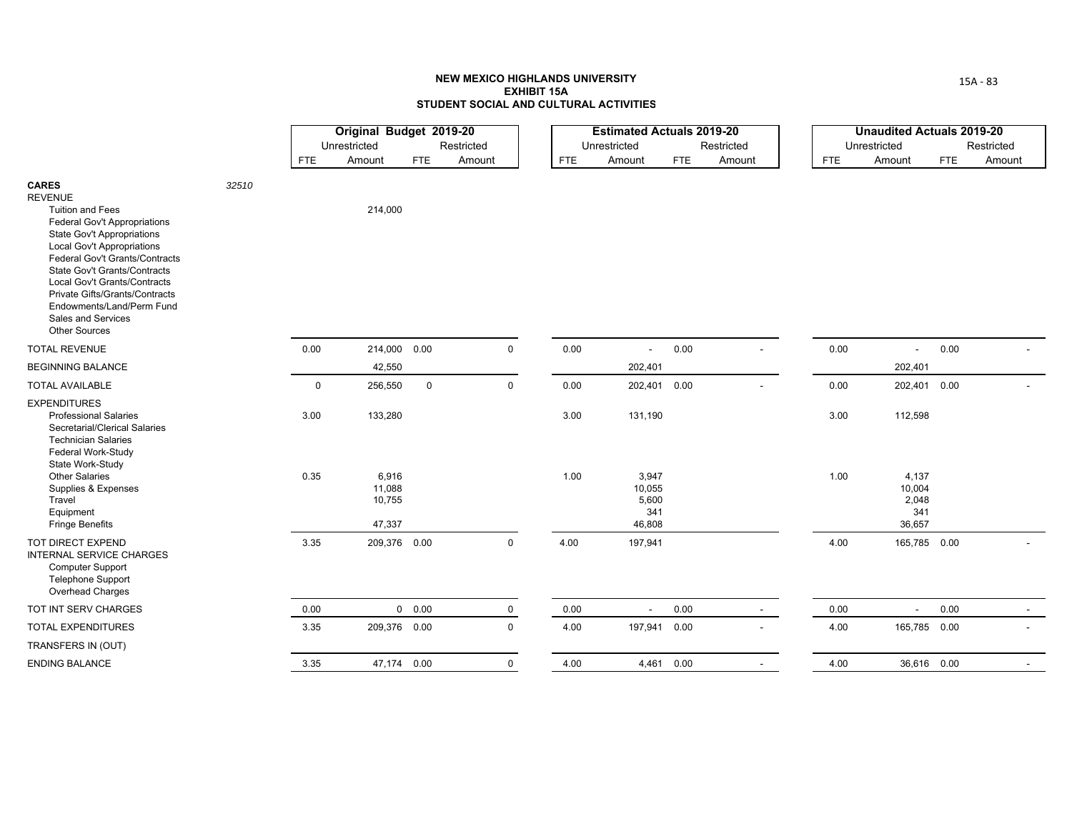**NEW MEXICO HIGHLANDS UNIVERSITY**
**EXHIBIT 15A**
**STUDENT SOCIAL AND CULTURAL ACTIVITIES**

| | | Original Budget 2019-20 | | | | Estimated Actuals 2019-20 | | | | Unaudited Actuals 2019-20 | | | |
|---|---|---|---|---|---|---|---|---|---|---|---|---|---|
| | | Unrestricted | | Restricted | | Unrestricted | | Restricted | | Unrestricted | | Restricted | |
| | | FTE | Amount | FTE | Amount | FTE | Amount | FTE | Amount | FTE | Amount | FTE | Amount |
| **CARES** | *32510* | | | | | | | | | | | | |
| REVENUE | | | | | | | | | | | | | |
| Tuition and Fees | | | 214,000 | | | | | | | | | | |
| Federal Gov't Appropriations | | | | | | | | | | | | | |
| State Gov't Appropriations | | | | | | | | | | | | | |
| Local Gov't Appropriations | | | | | | | | | | | | | |
| Federal Gov't Grants/Contracts | | | | | | | | | | | | | |
| State Gov't Grants/Contracts | | | | | | | | | | | | | |
| Local Gov't Grants/Contracts | | | | | | | | | | | | | |
| Private Gifts/Grants/Contracts | | | | | | | | | | | | | |
| Endowments/Land/Perm Fund | | | | | | | | | | | | | |
| Sales and Services | | | | | | | | | | | | | |
| Other Sources | | | | | | | | | | | | | |
| TOTAL REVENUE | | 0.00 | 214,000 | 0.00 | 0 | 0.00 | - | 0.00 | - | 0.00 | - | 0.00 | - |
| BEGINNING BALANCE | | | 42,550 | | | | 202,401 | | | | 202,401 | | |
| TOTAL AVAILABLE | | 0 | 256,550 | 0 | 0 | 0.00 | 202,401 | 0.00 | - | 0.00 | 202,401 | 0.00 | - |
| EXPENDITURES | | | | | | | | | | | | | |
| Professional Salaries | | 3.00 | 133,280 | | | 3.00 | 131,190 | | | 3.00 | 112,598 | | |
| Secretarial/Clerical Salaries | | | | | | | | | | | | | |
| Technician Salaries | | | | | | | | | | | | | |
| Federal Work-Study | | | | | | | | | | | | | |
| State Work-Study | | | | | | | | | | | | | |
| Other Salaries | | 0.35 | 6,916 | | | 1.00 | 3,947 | | | 1.00 | 4,137 | | |
| Supplies & Expenses | | | 11,088 | | | | 10,055 | | | | 10,004 | | |
| Travel | | | 10,755 | | | | 5,600 | | | | 2,048 | | |
| Equipment | | | | | | | 341 | | | | 341 | | |
| Fringe Benefits | | | 47,337 | | | | 46,808 | | | | 36,657 | | |
| TOT DIRECT EXPEND | | 3.35 | 209,376 | 0.00 | 0 | 4.00 | 197,941 | | | 4.00 | 165,785 | 0.00 | - |
| INTERNAL SERVICE CHARGES | | | | | | | | | | | | | |
| Computer Support | | | | | | | | | | | | | |
| Telephone Support | | | | | | | | | | | | | |
| Overhead Charges | | | | | | | | | | | | | |
| TOT INT SERV CHARGES | | 0.00 | 0 | 0.00 | 0 | 0.00 | - | 0.00 | - | 0.00 | - | 0.00 | - |
| TOTAL EXPENDITURES | | 3.35 | 209,376 | 0.00 | 0 | 4.00 | 197,941 | 0.00 | - | 4.00 | 165,785 | 0.00 | - |
| TRANSFERS IN (OUT) | | | | | | | | | | | | | |
| ENDING BALANCE | | 3.35 | 47,174 | 0.00 | 0 | 4.00 | 4,461 | 0.00 | - | 4.00 | 36,616 | 0.00 | - |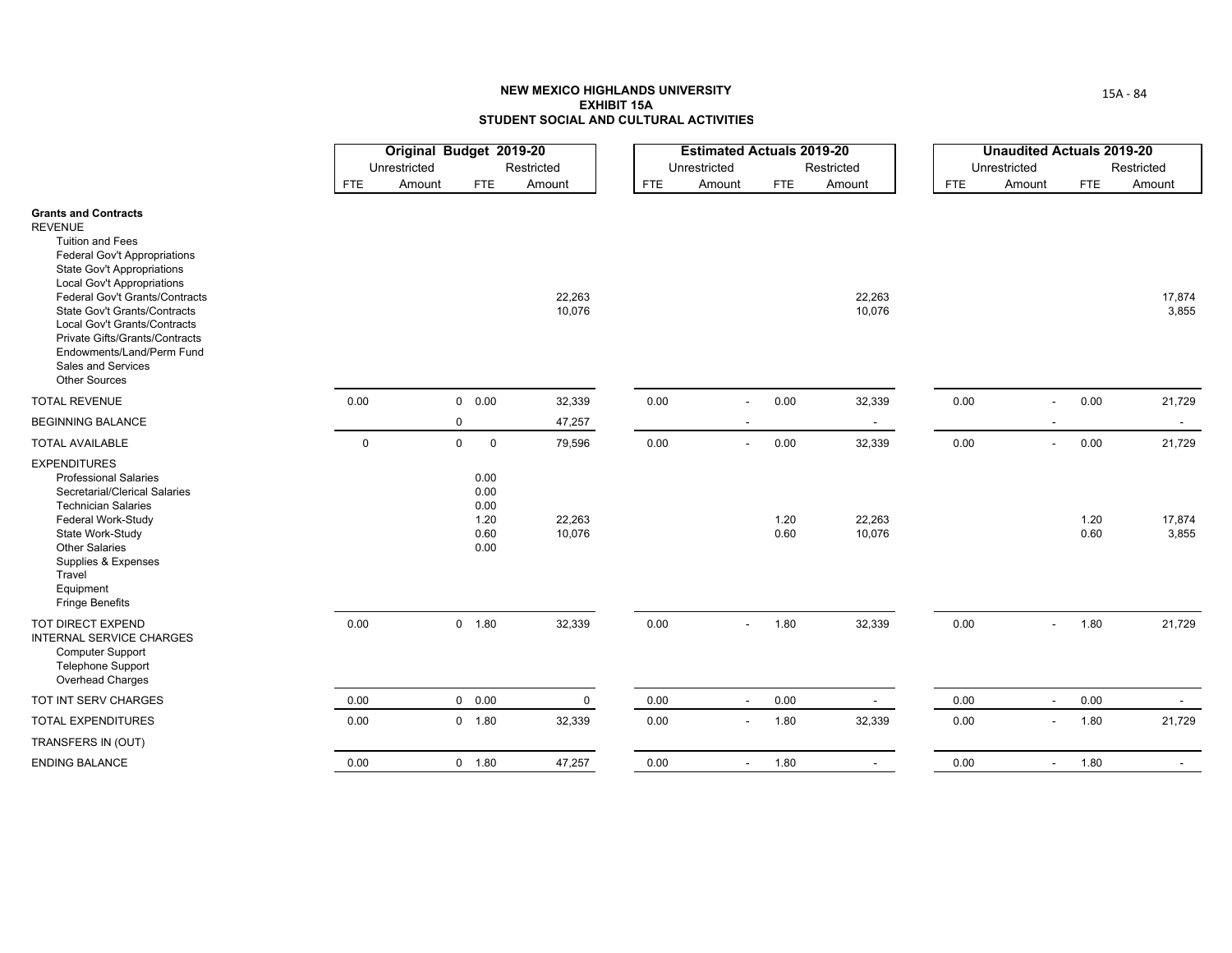**NEW MEXICO HIGHLANDS UNIVERSITY**
**EXHIBIT 15A**
**STUDENT SOCIAL AND CULTURAL ACTIVITIES**

| | **Original Budget 2019-20** | | | | **Estimated Actuals 2019-20** | | | | **Unaudited Actuals 2019-20** | | | |
|---|---|---|---|---|---|---|---|---|---|---|---|---|
| | Unrestricted | | Restricted | | Unrestricted | | Restricted | | Unrestricted | | Restricted | |
| | FTE | Amount | FTE | Amount | FTE | Amount | FTE | Amount | FTE | Amount | FTE | Amount |
| **Grants and Contracts** | | | | | | | | | | | | |
| REVENUE | | | | | | | | | | | | |
| Tuition and Fees | | | | | | | | | | | | |
| Federal Gov't Appropriations | | | | | | | | | | | | |
| State Gov't Appropriations | | | | | | | | | | | | |
| Local Gov't Appropriations | | | | | | | | | | | | |
| Federal Gov't Grants/Contracts | | | | 22,263 | | | | 22,263 | | | | 17,874 |
| State Gov't Grants/Contracts | | | | 10,076 | | | | 10,076 | | | | 3,855 |
| Local Gov't Grants/Contracts | | | | | | | | | | | | |
| Private Gifts/Grants/Contracts | | | | | | | | | | | | |
| Endowments/Land/Perm Fund | | | | | | | | | | | | |
| Sales and Services | | | | | | | | | | | | |
| Other Sources | | | | | | | | | | | | |
| TOTAL REVENUE | 0.00 | 0 | 0.00 | 32,339 | 0.00 | - | 0.00 | 32,339 | 0.00 | - | 0.00 | 21,729 |
| BEGINNING BALANCE | | 0 | | 47,257 | | - | | - | | - | | - |
| TOTAL AVAILABLE | 0 | 0 | 0 | 79,596 | 0.00 | - | 0.00 | 32,339 | 0.00 | - | 0.00 | 21,729 |
| EXPENDITURES | | | | | | | | | | | | |
| Professional Salaries | | | 0.00 | | | | | | | | | |
| Secretarial/Clerical Salaries | | | 0.00 | | | | | | | | | |
| Technician Salaries | | | 0.00 | | | | | | | | | |
| Federal Work-Study | | | 1.20 | 22,263 | | | 1.20 | 22,263 | | | 1.20 | 17,874 |
| State Work-Study | | | 0.60 | 10,076 | | | 0.60 | 10,076 | | | 0.60 | 3,855 |
| Other Salaries | | | 0.00 | | | | | | | | | |
| Supplies & Expenses | | | | | | | | | | | | |
| Travel | | | | | | | | | | | | |
| Equipment | | | | | | | | | | | | |
| Fringe Benefits | | | | | | | | | | | | |
| TOT DIRECT EXPEND | 0.00 | 0 | 1.80 | 32,339 | 0.00 | - | 1.80 | 32,339 | 0.00 | - | 1.80 | 21,729 |
| INTERNAL SERVICE CHARGES | | | | | | | | | | | | |
| Computer Support | | | | | | | | | | | | |
| Telephone Support | | | | | | | | | | | | |
| Overhead Charges | | | | | | | | | | | | |
| TOT INT SERV CHARGES | 0.00 | 0 | 0.00 | 0 | 0.00 | - | 0.00 | - | 0.00 | - | 0.00 | - |
| TOTAL EXPENDITURES | 0.00 | 0 | 1.80 | 32,339 | 0.00 | - | 1.80 | 32,339 | 0.00 | - | 1.80 | 21,729 |
| TRANSFERS IN (OUT) | | | | | | | | | | | | |
| ENDING BALANCE | 0.00 | 0 | 1.80 | 47,257 | 0.00 | - | 1.80 | - | 0.00 | - | 1.80 | - |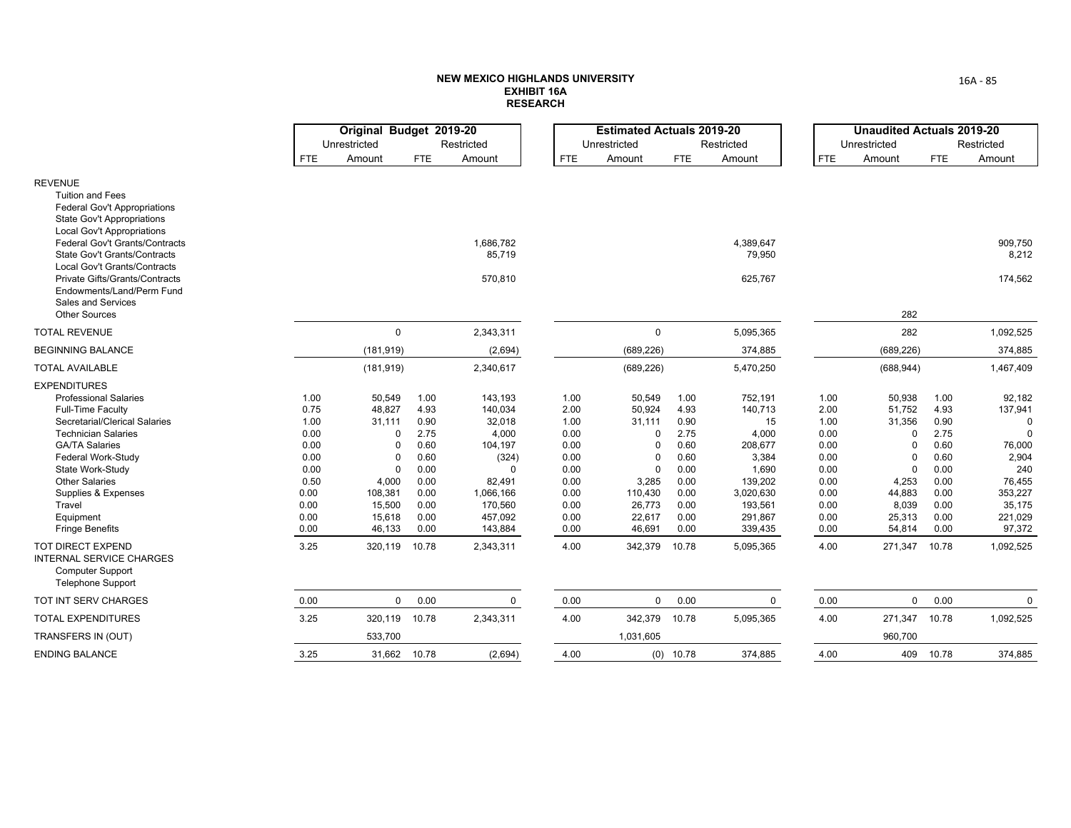# NEW MEXICO HIGHLANDS UNIVERSITY
## EXHIBIT 16A
## RESEARCH

| | Original Budget 2019-20 | | | | Estimated Actuals 2019-20 | | | | Unaudited Actuals 2019-20 | | | |
|---|---|---|---|---|---|---|---|---|---|---|---|---|
| | Unrestricted | | Restricted | | Unrestricted | | Restricted | | Unrestricted | | Restricted | |
| | FTE | Amount | FTE | Amount | FTE | Amount | FTE | Amount | FTE | Amount | FTE | Amount |
| **REVENUE** | | | | | | | | | | | | |
| Tuition and Fees | | | | | | | | | | | | |
| Federal Gov't Appropriations | | | | | | | | | | | | |
| State Gov't Appropriations | | | | | | | | | | | | |
| Local Gov't Appropriations | | | | | | | | | | | | |
| Federal Gov't Grants/Contracts | | | | 1,686,782 | | | | 4,389,647 | | | | 909,750 |
| State Gov't Grants/Contracts | | | | 85,719 | | | | 79,950 | | | | 8,212 |
| Local Gov't Grants/Contracts | | | | | | | | | | | | |
| Private Gifts/Grants/Contracts | | | | 570,810 | | | | 625,767 | | | | 174,562 |
| Endowments/Land/Perm Fund | | | | | | | | | | | | |
| Sales and Services | | | | | | | | | | | | |
| Other Sources | | | | | | | | | | 282 | | |
| TOTAL REVENUE | | 0 | | 2,343,311 | | 0 | | 5,095,365 | | 282 | | 1,092,525 |
| BEGINNING BALANCE | | (181,919) | | (2,694) | | (689,226) | | 374,885 | | (689,226) | | 374,885 |
| TOTAL AVAILABLE | | (181,919) | | 2,340,617 | | (689,226) | | 5,470,250 | | (688,944) | | 1,467,409 |
| **EXPENDITURES** | | | | | | | | | | | | |
| Professional Salaries | 1.00 | 50,549 | 1.00 | 143,193 | 1.00 | 50,549 | 1.00 | 752,191 | 1.00 | 50,938 | 1.00 | 92,182 |
| Full-Time Faculty | 0.75 | 48,827 | 4.93 | 140,034 | 2.00 | 50,924 | 4.93 | 140,713 | 2.00 | 51,752 | 4.93 | 137,941 |
| Secretarial/Clerical Salaries | 1.00 | 31,111 | 0.90 | 32,018 | 1.00 | 31,111 | 0.90 | 15 | 1.00 | 31,356 | 0.90 | 0 |
| Technician Salaries | 0.00 | 0 | 2.75 | 4,000 | 0.00 | 0 | 2.75 | 4,000 | 0.00 | 0 | 2.75 | 0 |
| GA/TA Salaries | 0.00 | 0 | 0.60 | 104,197 | 0.00 | 0 | 0.60 | 208,677 | 0.00 | 0 | 0.60 | 76,000 |
| Federal Work-Study | 0.00 | 0 | 0.60 | (324) | 0.00 | 0 | 0.60 | 3,384 | 0.00 | 0 | 0.60 | 2,904 |
| State Work-Study | 0.00 | 0 | 0.00 | 0 | 0.00 | 0 | 0.00 | 1,690 | 0.00 | 0 | 0.00 | 240 |
| Other Salaries | 0.50 | 4,000 | 0.00 | 82,491 | 0.00 | 3,285 | 0.00 | 139,202 | 0.00 | 4,253 | 0.00 | 76,455 |
| Supplies & Expenses | 0.00 | 108,381 | 0.00 | 1,066,166 | 0.00 | 110,430 | 0.00 | 3,020,630 | 0.00 | 44,883 | 0.00 | 353,227 |
| Travel | 0.00 | 15,500 | 0.00 | 170,560 | 0.00 | 26,773 | 0.00 | 193,561 | 0.00 | 8,039 | 0.00 | 35,175 |
| Equipment | 0.00 | 15,618 | 0.00 | 457,092 | 0.00 | 22,617 | 0.00 | 291,867 | 0.00 | 25,313 | 0.00 | 221,029 |
| Fringe Benefits | 0.00 | 46,133 | 0.00 | 143,884 | 0.00 | 46,691 | 0.00 | 339,435 | 0.00 | 54,814 | 0.00 | 97,372 |
| TOT DIRECT EXPEND | 3.25 | 320,119 | 10.78 | 2,343,311 | 4.00 | 342,379 | 10.78 | 5,095,365 | 4.00 | 271,347 | 10.78 | 1,092,525 |
| INTERNAL SERVICE CHARGES | | | | | | | | | | | | |
| Computer Support | | | | | | | | | | | | |
| Telephone Support | | | | | | | | | | | | |
| TOT INT SERV CHARGES | 0.00 | 0 | 0.00 | 0 | 0.00 | 0 | 0.00 | 0 | 0.00 | 0 | 0.00 | 0 |
| TOTAL EXPENDITURES | 3.25 | 320,119 | 10.78 | 2,343,311 | 4.00 | 342,379 | 10.78 | 5,095,365 | 4.00 | 271,347 | 10.78 | 1,092,525 |
| TRANSFERS IN (OUT) | | 533,700 | | | | 1,031,605 | | | | 960,700 | | |
| ENDING BALANCE | 3.25 | 31,662 | 10.78 | (2,694) | 4.00 | (0) | 10.78 | 374,885 | 4.00 | 409 | 10.78 | 374,885 |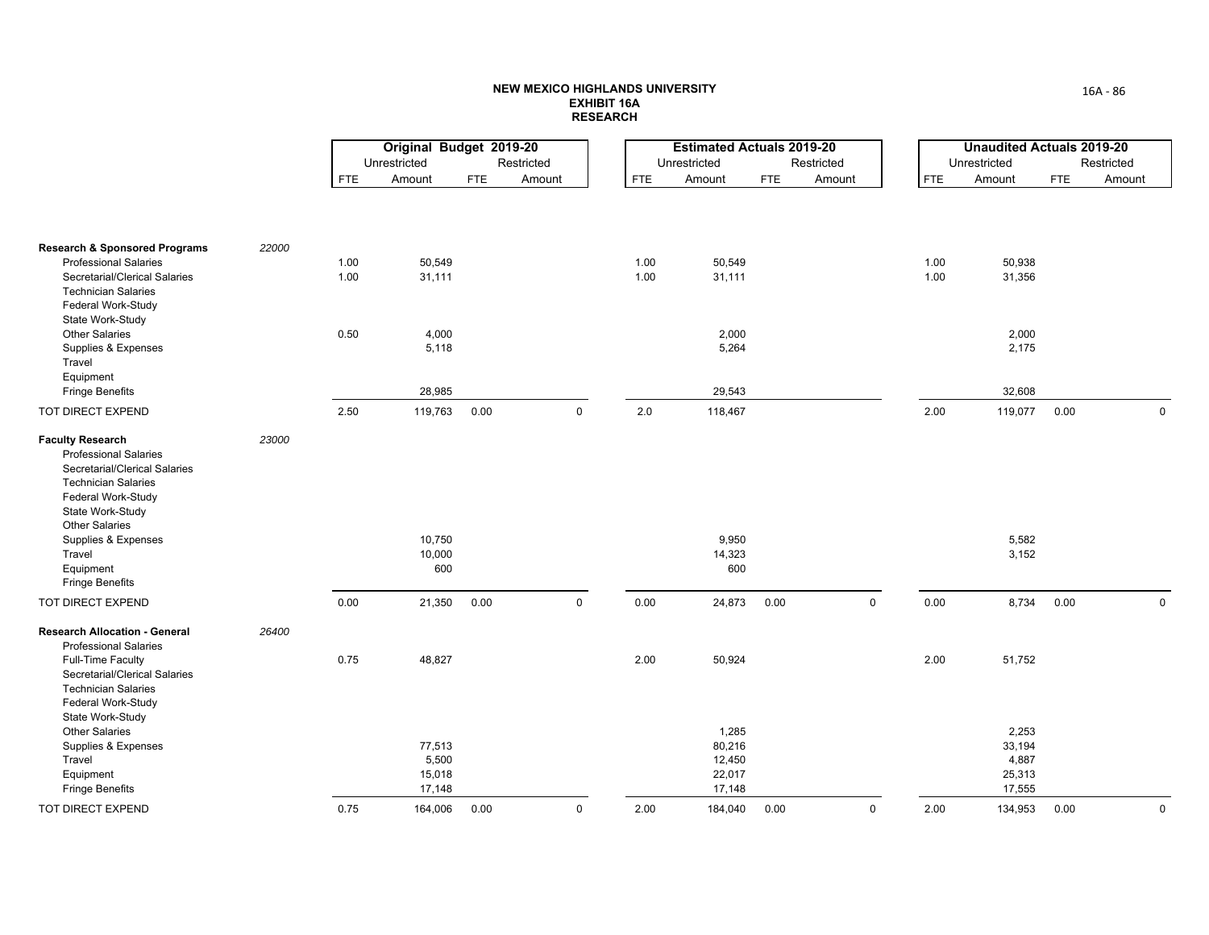**NEW MEXICO HIGHLANDS UNIVERSITY**
**EXHIBIT 16A**
**RESEARCH**

| | | Original Budget 2019-20 | | | | Estimated Actuals 2019-20 | | | | Unaudited Actuals 2019-20 | | | |
|---|---|---|---|---|---|---|---|---|---|---|---|---|---|
| | | Unrestricted | | Restricted | | Unrestricted | | Restricted | | Unrestricted | | Restricted | |
| | | FTE | Amount | FTE | Amount | FTE | Amount | FTE | Amount | FTE | Amount | FTE | Amount |
| **Research & Sponsored Programs** | *22000* | | | | | | | | | | | | |
| Professional Salaries | | 1.00 | 50,549 | | | 1.00 | 50,549 | | | 1.00 | 50,938 | | |
| Secretarial/Clerical Salaries | | 1.00 | 31,111 | | | 1.00 | 31,111 | | | 1.00 | 31,356 | | |
| Technician Salaries | | | | | | | | | | | | | |
| Federal Work-Study | | | | | | | | | | | | | |
| State Work-Study | | | | | | | | | | | | | |
| Other Salaries | | 0.50 | 4,000 | | | | 2,000 | | | | 2,000 | | |
| Supplies & Expenses | | | 5,118 | | | | 5,264 | | | | 2,175 | | |
| Travel | | | | | | | | | | | | | |
| Equipment | | | | | | | | | | | | | |
| Fringe Benefits | | | 28,985 | | | | 29,543 | | | | 32,608 | | |
| TOT DIRECT EXPEND | | 2.50 | 119,763 | 0.00 | 0 | 2.0 | 118,467 | | | 2.00 | 119,077 | 0.00 | 0 |
| **Faculty Research** | *23000* | | | | | | | | | | | | |
| Professional Salaries | | | | | | | | | | | | | |
| Secretarial/Clerical Salaries | | | | | | | | | | | | | |
| Technician Salaries | | | | | | | | | | | | | |
| Federal Work-Study | | | | | | | | | | | | | |
| State Work-Study | | | | | | | | | | | | | |
| Other Salaries | | | | | | | | | | | | | |
| Supplies & Expenses | | | 10,750 | | | | 9,950 | | | | 5,582 | | |
| Travel | | | 10,000 | | | | 14,323 | | | | 3,152 | | |
| Equipment | | | 600 | | | | 600 | | | | | | |
| Fringe Benefits | | | | | | | | | | | | | |
| TOT DIRECT EXPEND | | 0.00 | 21,350 | 0.00 | 0 | 0.00 | 24,873 | 0.00 | 0 | 0.00 | 8,734 | 0.00 | 0 |
| **Research Allocation - General** | *26400* | | | | | | | | | | | | |
| Professional Salaries | | | | | | | | | | | | | |
| Full-Time Faculty | | 0.75 | 48,827 | | | 2.00 | 50,924 | | | 2.00 | 51,752 | | |
| Secretarial/Clerical Salaries | | | | | | | | | | | | | |
| Technician Salaries | | | | | | | | | | | | | |
| Federal Work-Study | | | | | | | | | | | | | |
| State Work-Study | | | | | | | | | | | | | |
| Other Salaries | | | | | | | 1,285 | | | | 2,253 | | |
| Supplies & Expenses | | | 77,513 | | | | 80,216 | | | | 33,194 | | |
| Travel | | | 5,500 | | | | 12,450 | | | | 4,887 | | |
| Equipment | | | 15,018 | | | | 22,017 | | | | 25,313 | | |
| Fringe Benefits | | | 17,148 | | | | 17,148 | | | | 17,555 | | |
| TOT DIRECT EXPEND | | 0.75 | 164,006 | 0.00 | 0 | 2.00 | 184,040 | 0.00 | 0 | 2.00 | 134,953 | 0.00 | 0 |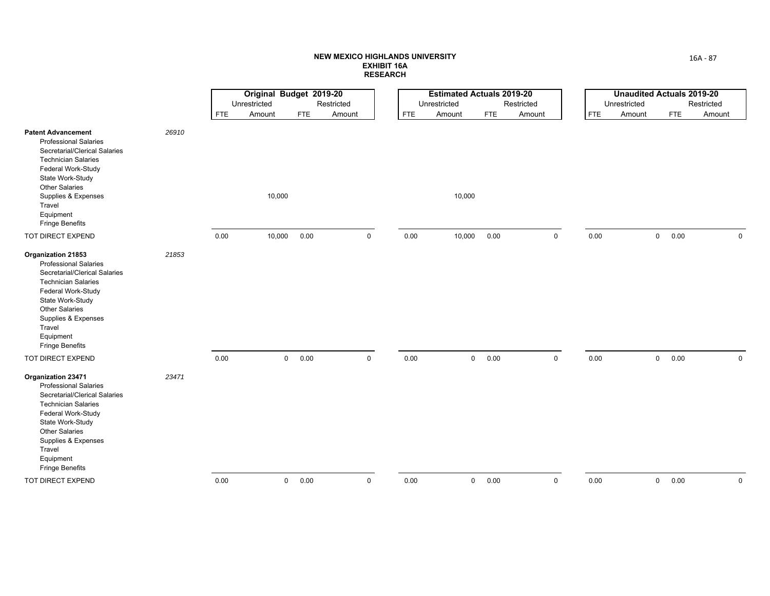**NEW MEXICO HIGHLANDS UNIVERSITY**
**EXHIBIT 16A**
**RESEARCH**

| | | Original Budget 2019-20 | | | | Estimated Actuals 2019-20 | | | | Unaudited Actuals 2019-20 | | | |
|---|---|---|---|---|---|---|---|---|---|---|---|---|---|
| | | Unrestricted | | Restricted | | Unrestricted | | Restricted | | Unrestricted | | Restricted | |
| | | FTE | Amount | FTE | Amount | FTE | Amount | FTE | Amount | FTE | Amount | FTE | Amount |
| **Patent Advancement** | *26910* | | | | | | | | | | | | |
| Professional Salaries | | | | | | | | | | | | | |
| Secretarial/Clerical Salaries | | | | | | | | | | | | | |
| Technician Salaries | | | | | | | | | | | | | |
| Federal Work-Study | | | | | | | | | | | | | |
| State Work-Study | | | | | | | | | | | | | |
| Other Salaries | | | | | | | | | | | | | |
| Supplies & Expenses | | | 10,000 | | | | 10,000 | | | | | | |
| Travel | | | | | | | | | | | | | |
| Equipment | | | | | | | | | | | | | |
| Fringe Benefits | | | | | | | | | | | | | |
| TOT DIRECT EXPEND | | 0.00 | 10,000 | 0.00 | 0 | 0.00 | 10,000 | 0.00 | 0 | 0.00 | 0 | 0.00 | 0 |
| **Organization 21853** | *21853* | | | | | | | | | | | | |
| Professional Salaries | | | | | | | | | | | | | |
| Secretarial/Clerical Salaries | | | | | | | | | | | | | |
| Technician Salaries | | | | | | | | | | | | | |
| Federal Work-Study | | | | | | | | | | | | | |
| State Work-Study | | | | | | | | | | | | | |
| Other Salaries | | | | | | | | | | | | | |
| Supplies & Expenses | | | | | | | | | | | | | |
| Travel | | | | | | | | | | | | | |
| Equipment | | | | | | | | | | | | | |
| Fringe Benefits | | | | | | | | | | | | | |
| TOT DIRECT EXPEND | | 0.00 | 0 | 0.00 | 0 | 0.00 | 0 | 0.00 | 0 | 0.00 | 0 | 0.00 | 0 |
| **Organization 23471** | *23471* | | | | | | | | | | | | |
| Professional Salaries | | | | | | | | | | | | | |
| Secretarial/Clerical Salaries | | | | | | | | | | | | | |
| Technician Salaries | | | | | | | | | | | | | |
| Federal Work-Study | | | | | | | | | | | | | |
| State Work-Study | | | | | | | | | | | | | |
| Other Salaries | | | | | | | | | | | | | |
| Supplies & Expenses | | | | | | | | | | | | | |
| Travel | | | | | | | | | | | | | |
| Equipment | | | | | | | | | | | | | |
| Fringe Benefits | | | | | | | | | | | | | |
| TOT DIRECT EXPEND | | 0.00 | 0 | 0.00 | 0 | 0.00 | 0 | 0.00 | 0 | 0.00 | 0 | 0.00 | 0 |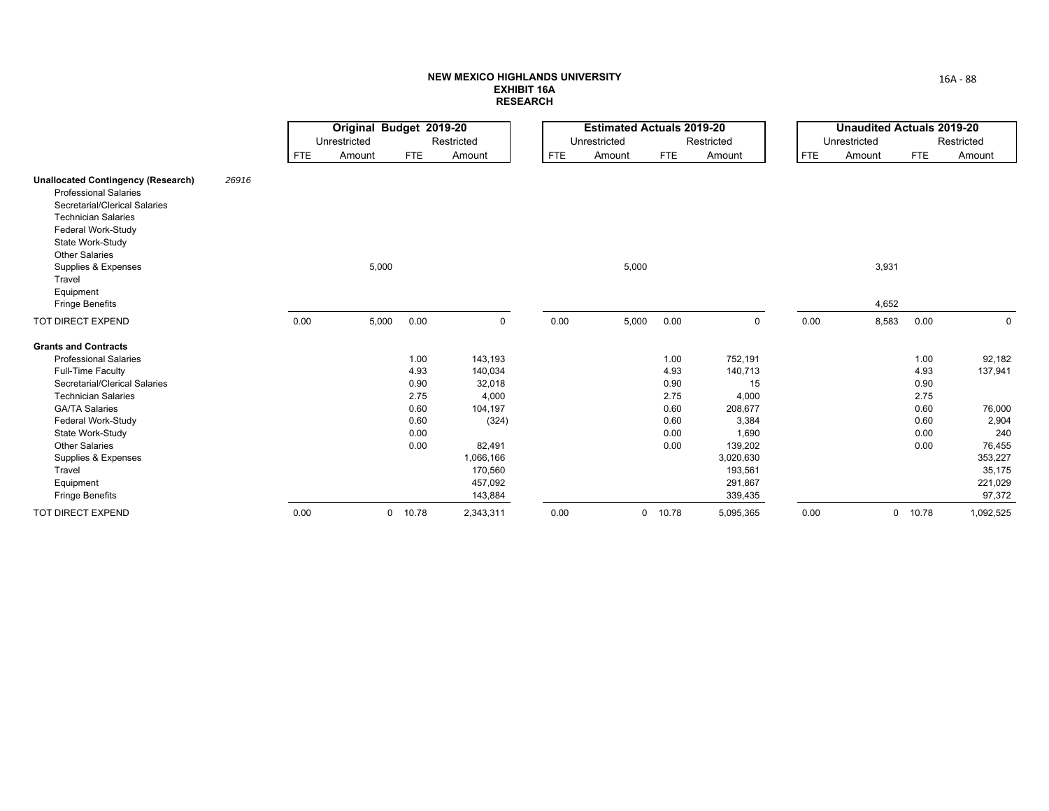**NEW MEXICO HIGHLANDS UNIVERSITY**
**EXHIBIT 16A**
**RESEARCH**

| | | Original Budget 2019-20 | | | | Estimated Actuals 2019-20 | | | | Unaudited Actuals 2019-20 | | | |
|---|---|---|---|---|---|---|---|---|---|---|---|---|---|
| | | Unrestricted | | Restricted | | Unrestricted | | Restricted | | Unrestricted | | Restricted | |
| | | FTE | Amount | FTE | Amount | FTE | Amount | FTE | Amount | FTE | Amount | FTE | Amount |
| **Unallocated Contingency (Research)** | *26916* | | | | | | | | | | | | |
| Professional Salaries | | | | | | | | | | | | | |
| Secretarial/Clerical Salaries | | | | | | | | | | | | | |
| Technician Salaries | | | | | | | | | | | | | |
| Federal Work-Study | | | | | | | | | | | | | |
| State Work-Study | | | | | | | | | | | | | |
| Other Salaries | | | | | | | | | | | | | |
| Supplies & Expenses | | | 5,000 | | | | 5,000 | | | | 3,931 | | |
| Travel | | | | | | | | | | | | | |
| Equipment | | | | | | | | | | | | | |
| Fringe Benefits | | | | | | | | | | | 4,652 | | |
| TOT DIRECT EXPEND | | 0.00 | 5,000 | 0.00 | 0 | 0.00 | 5,000 | 0.00 | 0 | 0.00 | 8,583 | 0.00 | 0 |
| **Grants and Contracts** | | | | | | | | | | | | | |
| Professional Salaries | | | | 1.00 | 143,193 | | | 1.00 | 752,191 | | | 1.00 | 92,182 |
| Full-Time Faculty | | | | 4.93 | 140,034 | | | 4.93 | 140,713 | | | 4.93 | 137,941 |
| Secretarial/Clerical Salaries | | | | 0.90 | 32,018 | | | 0.90 | 15 | | | 0.90 | |
| Technician Salaries | | | | 2.75 | 4,000 | | | 2.75 | 4,000 | | | 2.75 | |
| GA/TA Salaries | | | | 0.60 | 104,197 | | | 0.60 | 208,677 | | | 0.60 | 76,000 |
| Federal Work-Study | | | | 0.60 | (324) | | | 0.60 | 3,384 | | | 0.60 | 2,904 |
| State Work-Study | | | | 0.00 | | | | 0.00 | 1,690 | | | 0.00 | 240 |
| Other Salaries | | | | 0.00 | 82,491 | | | 0.00 | 139,202 | | | 0.00 | 76,455 |
| Supplies & Expenses | | | | | 1,066,166 | | | | 3,020,630 | | | | 353,227 |
| Travel | | | | | 170,560 | | | | 193,561 | | | | 35,175 |
| Equipment | | | | | 457,092 | | | | 291,867 | | | | 221,029 |
| Fringe Benefits | | | | | 143,884 | | | | 339,435 | | | | 97,372 |
| TOT DIRECT EXPEND | | 0.00 | 0 | 10.78 | 2,343,311 | 0.00 | 0 | 10.78 | 5,095,365 | 0.00 | 0 | 10.78 | 1,092,525 |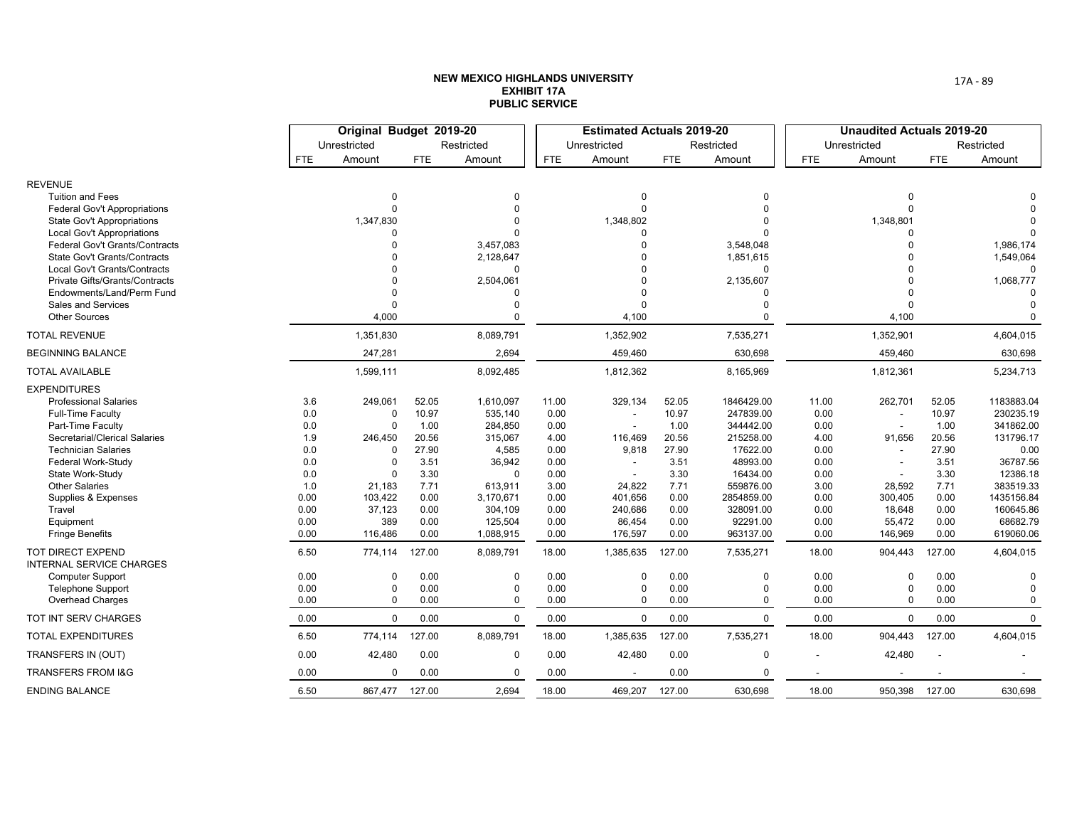**NEW MEXICO HIGHLANDS UNIVERSITY**
**EXHIBIT 17A**
**PUBLIC SERVICE**

| | Original Budget 2019-20 | | | | Estimated Actuals 2019-20 | | | | Unaudited Actuals 2019-20 | | | |
|---|---|---|---|---|---|---|---|---|---|---|---|---|
| | Unrestricted | | Restricted | | Unrestricted | | Restricted | | Unrestricted | | Restricted | |
| | FTE | Amount | FTE | Amount | FTE | Amount | FTE | Amount | FTE | Amount | FTE | Amount |
| REVENUE | | | | | | | | | | | | |
| Tuition and Fees | | 0 | | 0 | | 0 | | 0 | | 0 | | 0 |
| Federal Gov't Appropriations | | 0 | | 0 | | 0 | | 0 | | 0 | | 0 |
| State Gov't Appropriations | | 1,347,830 | | 0 | | 1,348,802 | | 0 | | 1,348,801 | | 0 |
| Local Gov't Appropriations | | 0 | | 0 | | 0 | | 0 | | 0 | | 0 |
| Federal Gov't Grants/Contracts | | 0 | | 3,457,083 | | 0 | | 3,548,048 | | 0 | | 1,986,174 |
| State Gov't Grants/Contracts | | 0 | | 2,128,647 | | 0 | | 1,851,615 | | 0 | | 1,549,064 |
| Local Gov't Grants/Contracts | | 0 | | 0 | | 0 | | 0 | | 0 | | 0 |
| Private Gifts/Grants/Contracts | | 0 | | 2,504,061 | | 0 | | 2,135,607 | | 0 | | 1,068,777 |
| Endowments/Land/Perm Fund | | 0 | | 0 | | 0 | | 0 | | 0 | | 0 |
| Sales and Services | | 0 | | 0 | | 0 | | 0 | | 0 | | 0 |
| Other Sources | | 4,000 | | 0 | | 4,100 | | 0 | | 4,100 | | 0 |
| TOTAL REVENUE | | 1,351,830 | | 8,089,791 | | 1,352,902 | | 7,535,271 | | 1,352,901 | | 4,604,015 |
| BEGINNING BALANCE | | 247,281 | | 2,694 | | 459,460 | | 630,698 | | 459,460 | | 630,698 |
| TOTAL AVAILABLE | | 1,599,111 | | 8,092,485 | | 1,812,362 | | 8,165,969 | | 1,812,361 | | 5,234,713 |
| EXPENDITURES | | | | | | | | | | | | |
| Professional Salaries | 3.6 | 249,061 | 52.05 | 1,610,097 | 11.00 | 329,134 | 52.05 | 1846429.00 | 11.00 | 262,701 | 52.05 | 1183883.04 |
| Full-Time Faculty | 0.0 | 0 | 10.97 | 535,140 | 0.00 | - | 10.97 | 247839.00 | 0.00 | - | 10.97 | 230235.19 |
| Part-Time Faculty | 0.0 | 0 | 1.00 | 284,850 | 0.00 | - | 1.00 | 344442.00 | 0.00 | - | 1.00 | 341862.00 |
| Secretarial/Clerical Salaries | 1.9 | 246,450 | 20.56 | 315,067 | 4.00 | 116,469 | 20.56 | 215258.00 | 4.00 | 91,656 | 20.56 | 131796.17 |
| Technician Salaries | 0.0 | 0 | 27.90 | 4,585 | 0.00 | 9,818 | 27.90 | 17622.00 | 0.00 | - | 27.90 | 0.00 |
| Federal Work-Study | 0.0 | 0 | 3.51 | 36,942 | 0.00 | - | 3.51 | 48993.00 | 0.00 | - | 3.51 | 36787.56 |
| State Work-Study | 0.0 | 0 | 3.30 | 0 | 0.00 | - | 3.30 | 16434.00 | 0.00 | - | 3.30 | 12386.18 |
| Other Salaries | 1.0 | 21,183 | 7.71 | 613,911 | 3.00 | 24,822 | 7.71 | 559876.00 | 3.00 | 28,592 | 7.71 | 383519.33 |
| Supplies & Expenses | 0.00 | 103,422 | 0.00 | 3,170,671 | 0.00 | 401,656 | 0.00 | 2854859.00 | 0.00 | 300,405 | 0.00 | 1435156.84 |
| Travel | 0.00 | 37,123 | 0.00 | 304,109 | 0.00 | 240,686 | 0.00 | 328091.00 | 0.00 | 18,648 | 0.00 | 160645.86 |
| Equipment | 0.00 | 389 | 0.00 | 125,504 | 0.00 | 86,454 | 0.00 | 92291.00 | 0.00 | 55,472 | 0.00 | 68682.79 |
| Fringe Benefits | 0.00 | 116,486 | 0.00 | 1,088,915 | 0.00 | 176,597 | 0.00 | 963137.00 | 0.00 | 146,969 | 0.00 | 619060.06 |
| TOT DIRECT EXPEND | 6.50 | 774,114 | 127.00 | 8,089,791 | 18.00 | 1,385,635 | 127.00 | 7,535,271 | 18.00 | 904,443 | 127.00 | 4,604,015 |
| INTERNAL SERVICE CHARGES | | | | | | | | | | | | |
| Computer Support | 0.00 | 0 | 0.00 | 0 | 0.00 | 0 | 0.00 | 0 | 0.00 | 0 | 0.00 | 0 |
| Telephone Support | 0.00 | 0 | 0.00 | 0 | 0.00 | 0 | 0.00 | 0 | 0.00 | 0 | 0.00 | 0 |
| Overhead Charges | 0.00 | 0 | 0.00 | 0 | 0.00 | 0 | 0.00 | 0 | 0.00 | 0 | 0.00 | 0 |
| TOT INT SERV CHARGES | 0.00 | 0 | 0.00 | 0 | 0.00 | 0 | 0.00 | 0 | 0.00 | 0 | 0.00 | 0 |
| TOTAL EXPENDITURES | 6.50 | 774,114 | 127.00 | 8,089,791 | 18.00 | 1,385,635 | 127.00 | 7,535,271 | 18.00 | 904,443 | 127.00 | 4,604,015 |
| TRANSFERS IN (OUT) | 0.00 | 42,480 | 0.00 | 0 | 0.00 | 42,480 | 0.00 | 0 | - | 42,480 | - | - |
| TRANSFERS FROM I&G | 0.00 | 0 | 0.00 | 0 | 0.00 | - | 0.00 | 0 | - | - | - | - |
| ENDING BALANCE | 6.50 | 867,477 | 127.00 | 2,694 | 18.00 | 469,207 | 127.00 | 630,698 | 18.00 | 950,398 | 127.00 | 630,698 |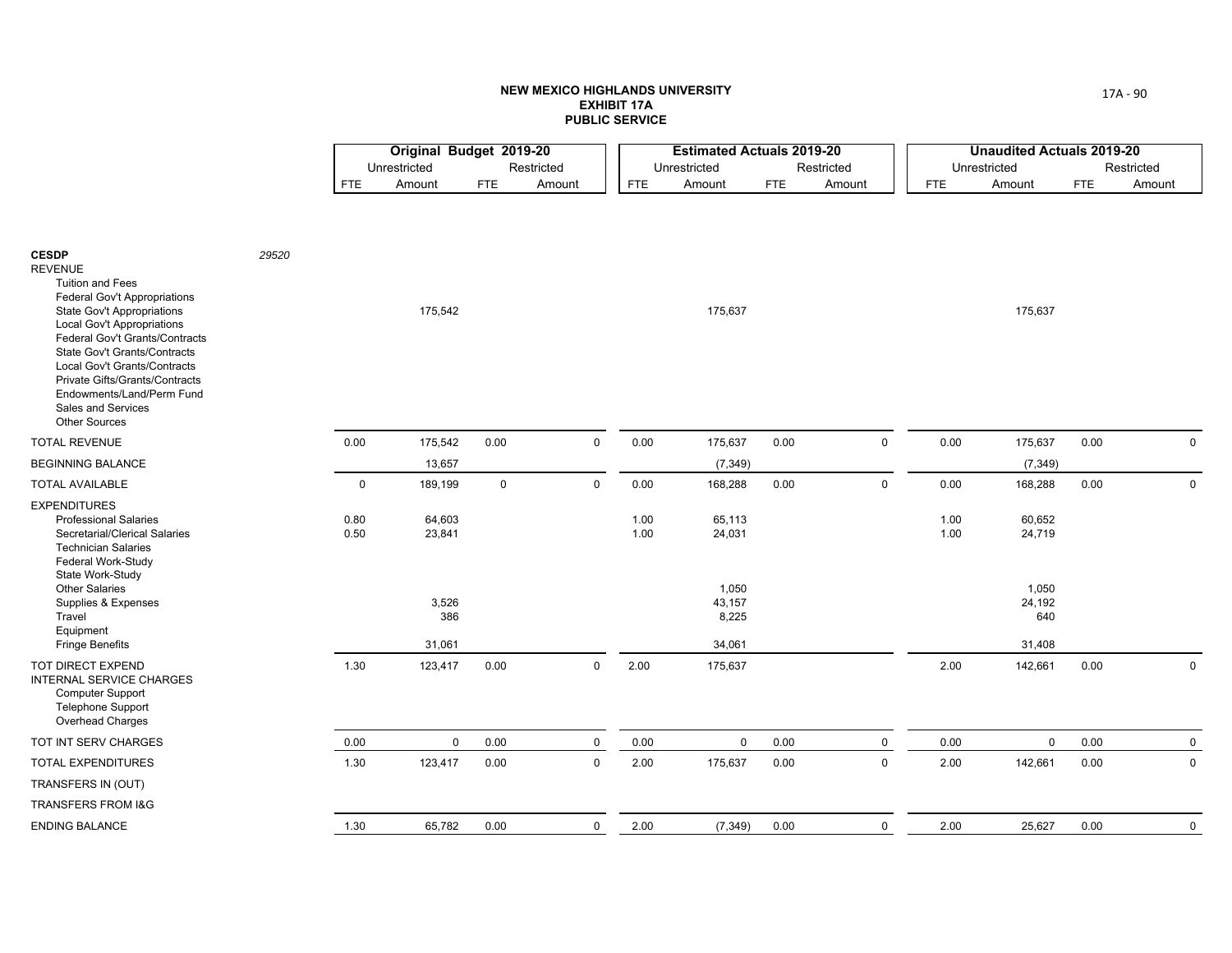**NEW MEXICO HIGHLANDS UNIVERSITY**
**EXHIBIT 17A**
**PUBLIC SERVICE**

| | Original Budget 2019-20 | | | | Estimated Actuals 2019-20 | | | | Unaudited Actuals 2019-20 | | | |
|---|---|---|---|---|---|---|---|---|---|---|---|---|
| | Unrestricted | | Restricted | | Unrestricted | | Restricted | | Unrestricted | | Restricted | |
| | FTE | Amount | FTE | Amount | FTE | Amount | FTE | Amount | FTE | Amount | FTE | Amount |
| **CESDP** *29520* | | | | | | | | | | | | |
| REVENUE | | | | | | | | | | | | |
| Tuition and Fees | | | | | | | | | | | | |
| Federal Gov't Appropriations | | | | | | | | | | | | |
| State Gov't Appropriations | | 175,542 | | | | 175,637 | | | | 175,637 | | |
| Local Gov't Appropriations | | | | | | | | | | | | |
| Federal Gov't Grants/Contracts | | | | | | | | | | | | |
| State Gov't Grants/Contracts | | | | | | | | | | | | |
| Local Gov't Grants/Contracts | | | | | | | | | | | | |
| Private Gifts/Grants/Contracts | | | | | | | | | | | | |
| Endowments/Land/Perm Fund | | | | | | | | | | | | |
| Sales and Services | | | | | | | | | | | | |
| Other Sources | | | | | | | | | | | | |
| TOTAL REVENUE | 0.00 | 175,542 | 0.00 | 0 | 0.00 | 175,637 | 0.00 | 0 | 0.00 | 175,637 | 0.00 | 0 |
| BEGINNING BALANCE | | 13,657 | | | | (7,349) | | | | (7,349) | | |
| TOTAL AVAILABLE | 0 | 189,199 | 0 | 0 | 0.00 | 168,288 | 0.00 | 0 | 0.00 | 168,288 | 0.00 | 0 |
| EXPENDITURES | | | | | | | | | | | | |
| Professional Salaries | 0.80 | 64,603 | | | 1.00 | 65,113 | | | 1.00 | 60,652 | | |
| Secretarial/Clerical Salaries | 0.50 | 23,841 | | | 1.00 | 24,031 | | | 1.00 | 24,719 | | |
| Technician Salaries | | | | | | | | | | | | |
| Federal Work-Study | | | | | | | | | | | | |
| State Work-Study | | | | | | | | | | | | |
| Other Salaries | | | | | | 1,050 | | | | 1,050 | | |
| Supplies & Expenses | | 3,526 | | | | 43,157 | | | | 24,192 | | |
| Travel | | 386 | | | | 8,225 | | | | 640 | | |
| Equipment | | | | | | | | | | | | |
| Fringe Benefits | | 31,061 | | | | 34,061 | | | | 31,408 | | |
| TOT DIRECT EXPEND | 1.30 | 123,417 | 0.00 | 0 | 2.00 | 175,637 | | | 2.00 | 142,661 | 0.00 | 0 |
| INTERNAL SERVICE CHARGES | | | | | | | | | | | | |
| Computer Support | | | | | | | | | | | | |
| Telephone Support | | | | | | | | | | | | |
| Overhead Charges | | | | | | | | | | | | |
| TOT INT SERV CHARGES | 0.00 | 0 | 0.00 | 0 | 0.00 | 0 | 0.00 | 0 | 0.00 | 0 | 0.00 | 0 |
| TOTAL EXPENDITURES | 1.30 | 123,417 | 0.00 | 0 | 2.00 | 175,637 | 0.00 | 0 | 2.00 | 142,661 | 0.00 | 0 |
| TRANSFERS IN (OUT) | | | | | | | | | | | | |
| TRANSFERS FROM I&G | | | | | | | | | | | | |
| ENDING BALANCE | 1.30 | 65,782 | 0.00 | 0 | 2.00 | (7,349) | 0.00 | 0 | 2.00 | 25,627 | 0.00 | 0 |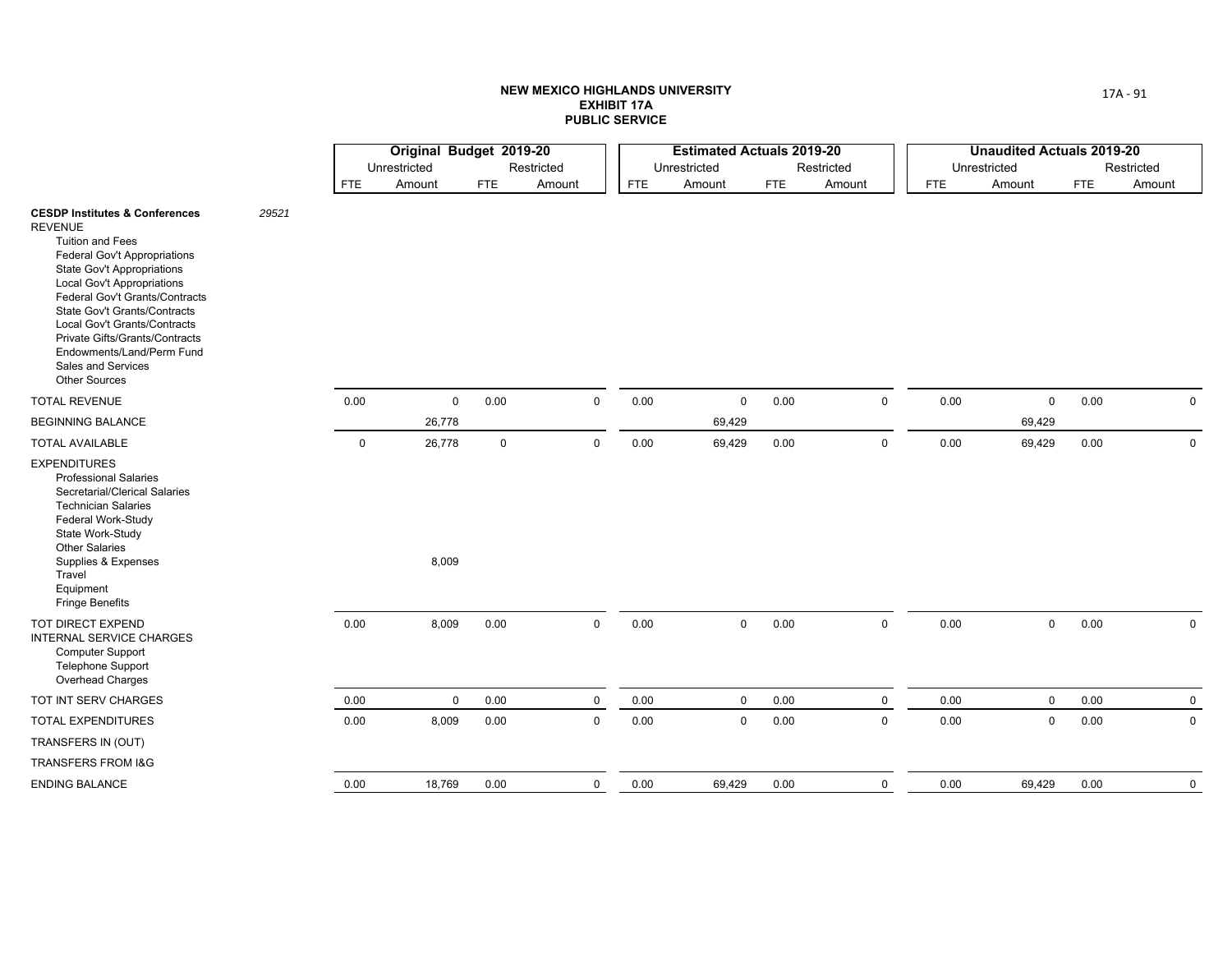**NEW MEXICO HIGHLANDS UNIVERSITY**
**EXHIBIT 17A**
**PUBLIC SERVICE**

| | | Original Budget 2019-20 | | | | Estimated Actuals 2019-20 | | | | Unaudited Actuals 2019-20 | | | |
|---|---|---|---|---|---|---|---|---|---|---|---|---|---|
| | | Unrestricted | | Restricted | | Unrestricted | | Restricted | | Unrestricted | | Restricted | |
| | | FTE | Amount | FTE | Amount | FTE | Amount | FTE | Amount | FTE | Amount | FTE | Amount |
| **CESDP Institutes & Conferences** | *29521* | | | | | | | | | | | | |
| REVENUE | | | | | | | | | | | | | |
| Tuition and Fees | | | | | | | | | | | | | |
| Federal Gov't Appropriations | | | | | | | | | | | | | |
| State Gov't Appropriations | | | | | | | | | | | | | |
| Local Gov't Appropriations | | | | | | | | | | | | | |
| Federal Gov't Grants/Contracts | | | | | | | | | | | | | |
| State Gov't Grants/Contracts | | | | | | | | | | | | | |
| Local Gov't Grants/Contracts | | | | | | | | | | | | | |
| Private Gifts/Grants/Contracts | | | | | | | | | | | | | |
| Endowments/Land/Perm Fund | | | | | | | | | | | | | |
| Sales and Services | | | | | | | | | | | | | |
| Other Sources | | | | | | | | | | | | | |
| TOTAL REVENUE | | 0.00 | 0 | 0.00 | 0 | 0.00 | 0 | 0.00 | 0 | 0.00 | 0 | 0.00 | 0 |
| BEGINNING BALANCE | | | 26,778 | | | | 69,429 | | | | 69,429 | | |
| TOTAL AVAILABLE | | 0 | 26,778 | 0 | 0 | 0.00 | 69,429 | 0.00 | 0 | 0.00 | 69,429 | 0.00 | 0 |
| EXPENDITURES | | | | | | | | | | | | | |
| Professional Salaries | | | | | | | | | | | | | |
| Secretarial/Clerical Salaries | | | | | | | | | | | | | |
| Technician Salaries | | | | | | | | | | | | | |
| Federal Work-Study | | | | | | | | | | | | | |
| State Work-Study | | | | | | | | | | | | | |
| Other Salaries | | | | | | | | | | | | | |
| Supplies & Expenses | | | 8,009 | | | | | | | | | | |
| Travel | | | | | | | | | | | | | |
| Equipment | | | | | | | | | | | | | |
| Fringe Benefits | | | | | | | | | | | | | |
| TOT DIRECT EXPEND | | 0.00 | 8,009 | 0.00 | 0 | 0.00 | 0 | 0.00 | 0 | 0.00 | 0 | 0.00 | 0 |
| INTERNAL SERVICE CHARGES | | | | | | | | | | | | | |
| Computer Support | | | | | | | | | | | | | |
| Telephone Support | | | | | | | | | | | | | |
| Overhead Charges | | | | | | | | | | | | | |
| TOT INT SERV CHARGES | | 0.00 | 0 | 0.00 | 0 | 0.00 | 0 | 0.00 | 0 | 0.00 | 0 | 0.00 | 0 |
| TOTAL EXPENDITURES | | 0.00 | 8,009 | 0.00 | 0 | 0.00 | 0 | 0.00 | 0 | 0.00 | 0 | 0.00 | 0 |
| TRANSFERS IN (OUT) | | | | | | | | | | | | | |
| TRANSFERS FROM I&G | | | | | | | | | | | | | |
| ENDING BALANCE | | 0.00 | 18,769 | 0.00 | 0 | 0.00 | 69,429 | 0.00 | 0 | 0.00 | 69,429 | 0.00 | 0 |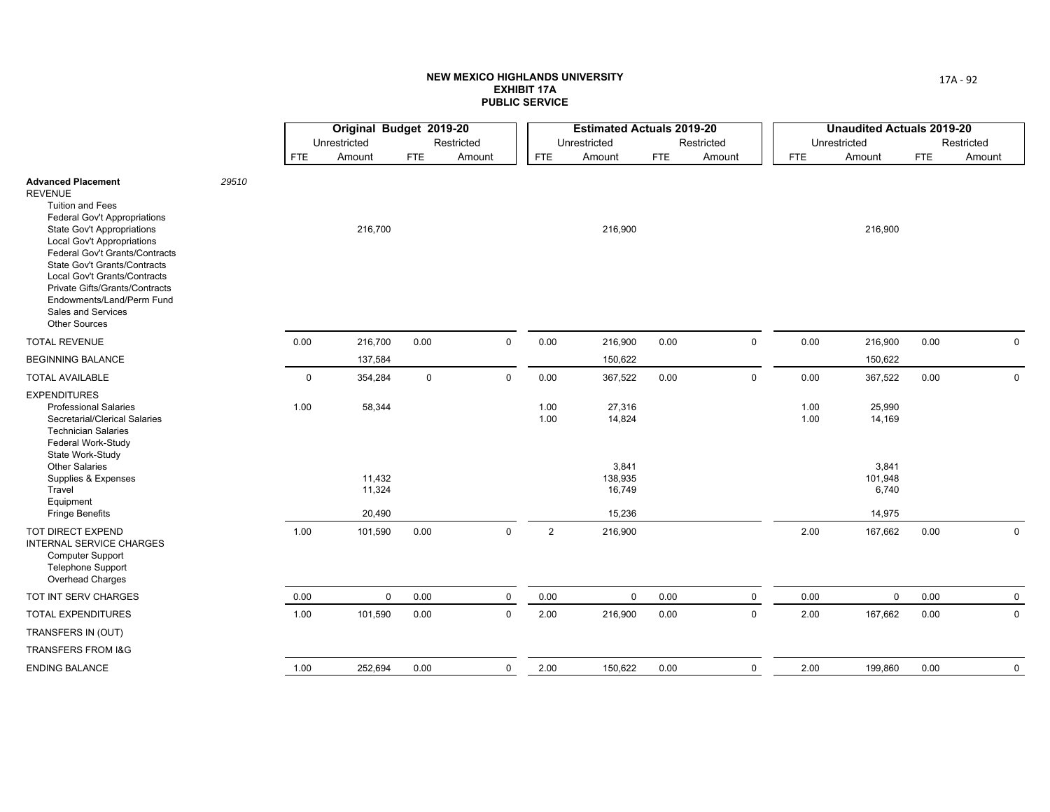# NEW MEXICO HIGHLANDS UNIVERSITY
## EXHIBIT 17A
## PUBLIC SERVICE

| | | Original Budget 2019-20 | | | | Estimated Actuals 2019-20 | | | | Unaudited Actuals 2019-20 | | | |
|---|---|---|---|---|---|---|---|---|---|---|---|---|---|
| | | Unrestricted | | Restricted | | Unrestricted | | Restricted | | Unrestricted | | Restricted | |
| | | FTE | Amount | FTE | Amount | FTE | Amount | FTE | Amount | FTE | Amount | FTE | Amount |
| **Advanced Placement** | *29510* | | | | | | | | | | | | |
| REVENUE | | | | | | | | | | | | | |
| Tuition and Fees | | | | | | | | | | | | | |
| Federal Gov't Appropriations | | | | | | | | | | | | | |
| State Gov't Appropriations | | | 216,700 | | | | 216,900 | | | | 216,900 | | |
| Local Gov't Appropriations | | | | | | | | | | | | | |
| Federal Gov't Grants/Contracts | | | | | | | | | | | | | |
| State Gov't Grants/Contracts | | | | | | | | | | | | | |
| Local Gov't Grants/Contracts | | | | | | | | | | | | | |
| Private Gifts/Grants/Contracts | | | | | | | | | | | | | |
| Endowments/Land/Perm Fund | | | | | | | | | | | | | |
| Sales and Services | | | | | | | | | | | | | |
| Other Sources | | | | | | | | | | | | | |
| TOTAL REVENUE | | 0.00 | 216,700 | 0.00 | 0 | 0.00 | 216,900 | 0.00 | 0 | 0.00 | 216,900 | 0.00 | 0 |
| BEGINNING BALANCE | | | 137,584 | | | | 150,622 | | | | 150,622 | | |
| TOTAL AVAILABLE | | 0 | 354,284 | 0 | 0 | 0.00 | 367,522 | 0.00 | 0 | 0.00 | 367,522 | 0.00 | 0 |
| EXPENDITURES | | | | | | | | | | | | | |
| Professional Salaries | | 1.00 | 58,344 | | | 1.00 | 27,316 | | | 1.00 | 25,990 | | |
| Secretarial/Clerical Salaries | | | | | | 1.00 | 14,824 | | | 1.00 | 14,169 | | |
| Technician Salaries | | | | | | | | | | | | | |
| Federal Work-Study | | | | | | | | | | | | | |
| State Work-Study | | | | | | | | | | | | | |
| Other Salaries | | | | | | | 3,841 | | | | 3,841 | | |
| Supplies & Expenses | | | 11,432 | | | | 138,935 | | | | 101,948 | | |
| Travel | | | 11,324 | | | | 16,749 | | | | 6,740 | | |
| Equipment | | | | | | | | | | | | | |
| Fringe Benefits | | | 20,490 | | | | 15,236 | | | | 14,975 | | |
| TOT DIRECT EXPEND | | 1.00 | 101,590 | 0.00 | 0 | 2 | 216,900 | | | 2.00 | 167,662 | 0.00 | 0 |
| INTERNAL SERVICE CHARGES | | | | | | | | | | | | | |
| Computer Support | | | | | | | | | | | | | |
| Telephone Support | | | | | | | | | | | | | |
| Overhead Charges | | | | | | | | | | | | | |
| TOT INT SERV CHARGES | | 0.00 | 0 | 0.00 | 0 | 0.00 | 0 | 0.00 | 0 | 0.00 | 0 | 0.00 | 0 |
| TOTAL EXPENDITURES | | 1.00 | 101,590 | 0.00 | 0 | 2.00 | 216,900 | 0.00 | 0 | 2.00 | 167,662 | 0.00 | 0 |
| TRANSFERS IN (OUT) | | | | | | | | | | | | | |
| TRANSFERS FROM I&G | | | | | | | | | | | | | |
| ENDING BALANCE | | 1.00 | 252,694 | 0.00 | 0 | 2.00 | 150,622 | 0.00 | 0 | 2.00 | 199,860 | 0.00 | 0 |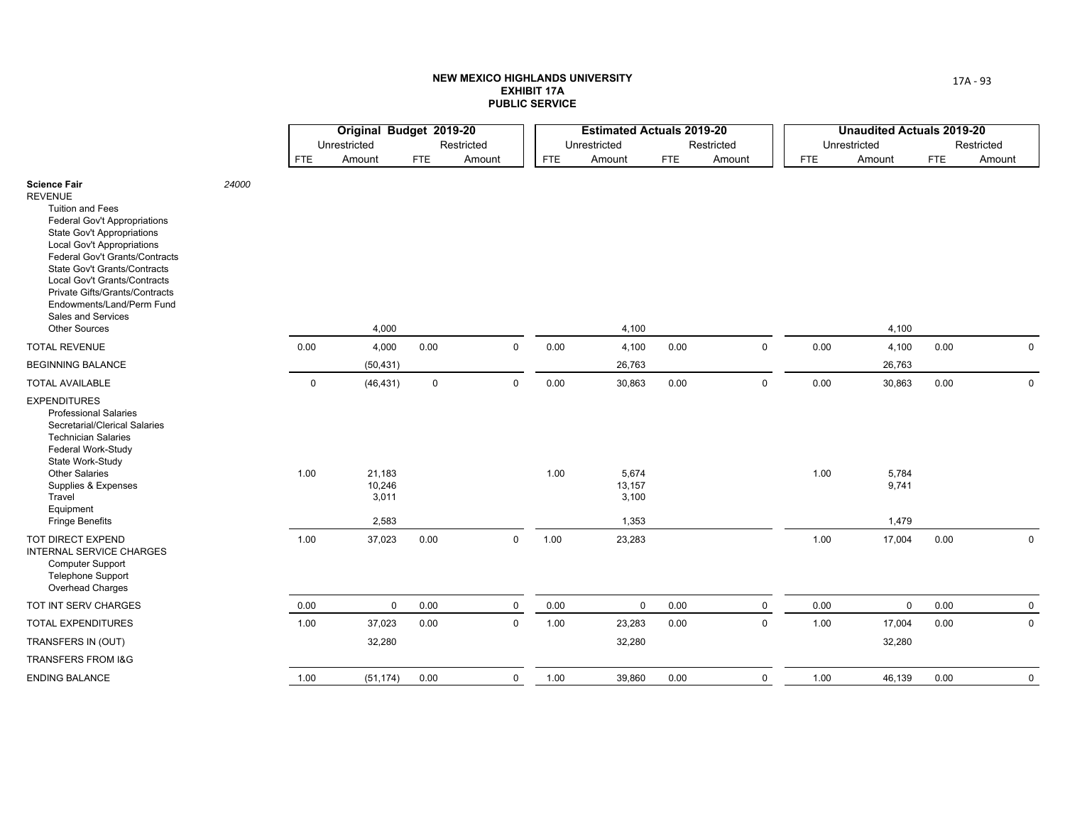**NEW MEXICO HIGHLANDS UNIVERSITY**
**EXHIBIT 17A**
**PUBLIC SERVICE**

| | | Original Budget 2019-20 | | | | Estimated Actuals 2019-20 | | | | Unaudited Actuals 2019-20 | | | |
|---|---|---|---|---|---|---|---|---|---|---|---|---|---|
| | | Unrestricted | | Restricted | | Unrestricted | | Restricted | | Unrestricted | | Restricted | |
| | | FTE | Amount | FTE | Amount | FTE | Amount | FTE | Amount | FTE | Amount | FTE | Amount |
| **Science Fair** | *24000* | | | | | | | | | | | | |
| REVENUE | | | | | | | | | | | | | |
| Tuition and Fees | | | | | | | | | | | | | |
| Federal Gov't Appropriations | | | | | | | | | | | | | |
| State Gov't Appropriations | | | | | | | | | | | | | |
| Local Gov't Appropriations | | | | | | | | | | | | | |
| Federal Gov't Grants/Contracts | | | | | | | | | | | | | |
| State Gov't Grants/Contracts | | | | | | | | | | | | | |
| Local Gov't Grants/Contracts | | | | | | | | | | | | | |
| Private Gifts/Grants/Contracts | | | | | | | | | | | | | |
| Endowments/Land/Perm Fund | | | | | | | | | | | | | |
| Sales and Services | | | | | | | | | | | | | |
| Other Sources | | | 4,000 | | | | 4,100 | | | | 4,100 | | |
| TOTAL REVENUE | | 0.00 | 4,000 | 0.00 | 0 | 0.00 | 4,100 | 0.00 | 0 | 0.00 | 4,100 | 0.00 | 0 |
| BEGINNING BALANCE | | | (50,431) | | | | 26,763 | | | | 26,763 | | |
| TOTAL AVAILABLE | | 0 | (46,431) | 0 | 0 | 0.00 | 30,863 | 0.00 | 0 | 0.00 | 30,863 | 0.00 | 0 |
| EXPENDITURES | | | | | | | | | | | | | |
| Professional Salaries | | | | | | | | | | | | | |
| Secretarial/Clerical Salaries | | | | | | | | | | | | | |
| Technician Salaries | | | | | | | | | | | | | |
| Federal Work-Study | | | | | | | | | | | | | |
| State Work-Study | | | | | | | | | | | | | |
| Other Salaries | | 1.00 | 21,183 | | | 1.00 | 5,674 | | | 1.00 | 5,784 | | |
| Supplies & Expenses | | | 10,246 | | | | 13,157 | | | | 9,741 | | |
| Travel | | | 3,011 | | | | 3,100 | | | | | | |
| Equipment | | | | | | | | | | | | | |
| Fringe Benefits | | | 2,583 | | | | 1,353 | | | | 1,479 | | |
| TOT DIRECT EXPEND | | 1.00 | 37,023 | 0.00 | 0 | 1.00 | 23,283 | | | 1.00 | 17,004 | 0.00 | 0 |
| INTERNAL SERVICE CHARGES | | | | | | | | | | | | | |
| Computer Support | | | | | | | | | | | | | |
| Telephone Support | | | | | | | | | | | | | |
| Overhead Charges | | | | | | | | | | | | | |
| TOT INT SERV CHARGES | | 0.00 | 0 | 0.00 | 0 | 0.00 | 0 | 0.00 | 0 | 0.00 | 0 | 0.00 | 0 |
| TOTAL EXPENDITURES | | 1.00 | 37,023 | 0.00 | 0 | 1.00 | 23,283 | 0.00 | 0 | 1.00 | 17,004 | 0.00 | 0 |
| TRANSFERS IN (OUT) | | | 32,280 | | | | 32,280 | | | | 32,280 | | |
| TRANSFERS FROM I&G | | | | | | | | | | | | | |
| ENDING BALANCE | | 1.00 | (51,174) | 0.00 | 0 | 1.00 | 39,860 | 0.00 | 0 | 1.00 | 46,139 | 0.00 | 0 |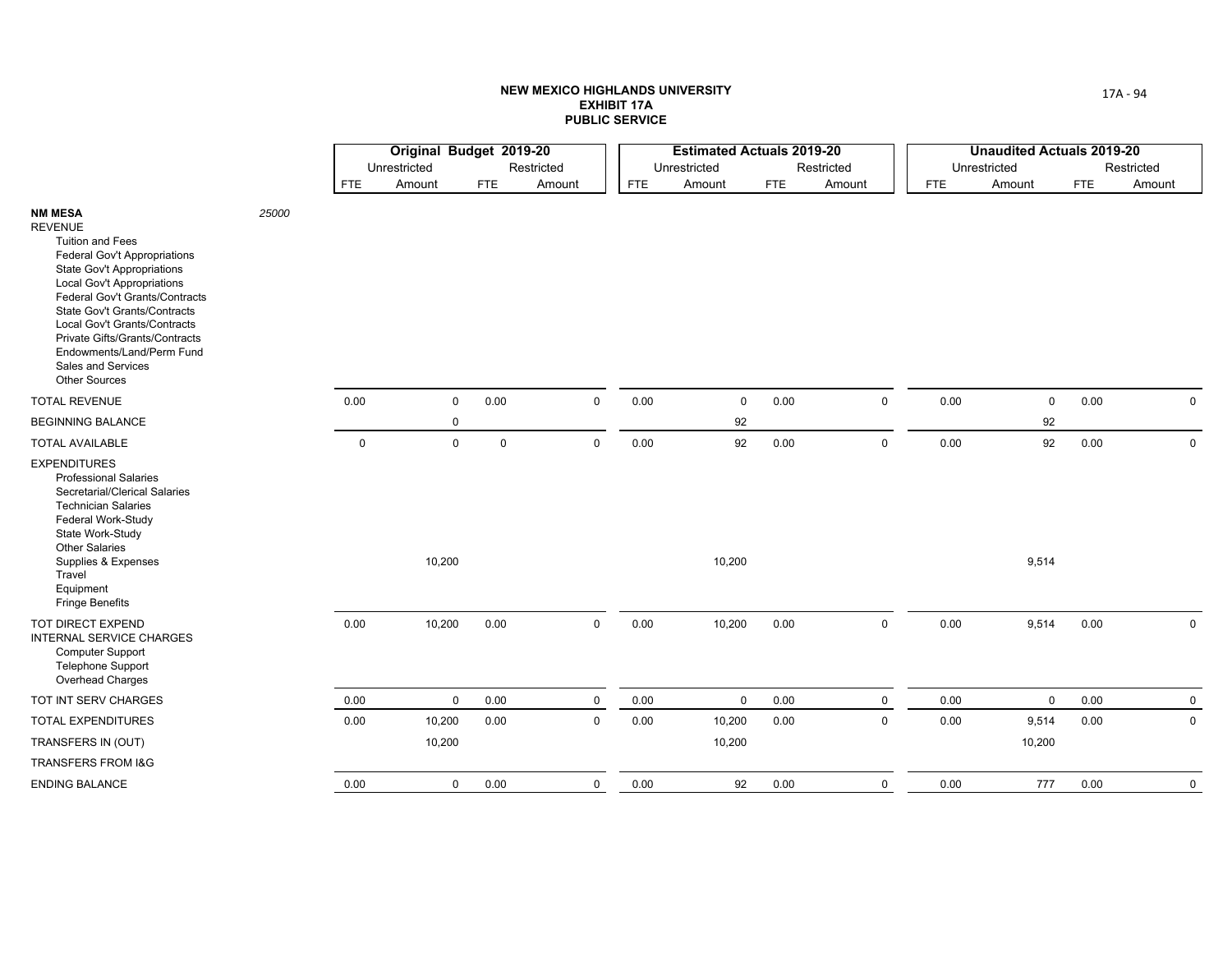**NEW MEXICO HIGHLANDS UNIVERSITY**
**EXHIBIT 17A**
**PUBLIC SERVICE**

| | | Original Budget 2019-20 | | | | Estimated Actuals 2019-20 | | | | Unaudited Actuals 2019-20 | | | |
|---|---|---|---|---|---|---|---|---|---|---|---|---|---|
| | | Unrestricted | | Restricted | | Unrestricted | | Restricted | | Unrestricted | | Restricted | |
| | | FTE | Amount | FTE | Amount | FTE | Amount | FTE | Amount | FTE | Amount | FTE | Amount |
| **NM MESA** | *25000* | | | | | | | | | | | | |
| REVENUE | | | | | | | | | | | | | |
| Tuition and Fees | | | | | | | | | | | | | |
| Federal Gov't Appropriations | | | | | | | | | | | | | |
| State Gov't Appropriations | | | | | | | | | | | | | |
| Local Gov't Appropriations | | | | | | | | | | | | | |
| Federal Gov't Grants/Contracts | | | | | | | | | | | | | |
| State Gov't Grants/Contracts | | | | | | | | | | | | | |
| Local Gov't Grants/Contracts | | | | | | | | | | | | | |
| Private Gifts/Grants/Contracts | | | | | | | | | | | | | |
| Endowments/Land/Perm Fund | | | | | | | | | | | | | |
| Sales and Services | | | | | | | | | | | | | |
| Other Sources | | | | | | | | | | | | | |
| TOTAL REVENUE | | 0.00 | 0 | 0.00 | 0 | 0.00 | 0 | 0.00 | 0 | 0.00 | 0 | 0.00 | 0 |
| BEGINNING BALANCE | | | 0 | | | | 92 | | | | 92 | | |
| TOTAL AVAILABLE | | 0 | 0 | 0 | 0 | 0.00 | 92 | 0.00 | 0 | 0.00 | 92 | 0.00 | 0 |
| EXPENDITURES | | | | | | | | | | | | | |
| Professional Salaries | | | | | | | | | | | | | |
| Secretarial/Clerical Salaries | | | | | | | | | | | | | |
| Technician Salaries | | | | | | | | | | | | | |
| Federal Work-Study | | | | | | | | | | | | | |
| State Work-Study | | | | | | | | | | | | | |
| Other Salaries | | | | | | | | | | | | | |
| Supplies & Expenses | | | 10,200 | | | | 10,200 | | | | 9,514 | | |
| Travel | | | | | | | | | | | | | |
| Equipment | | | | | | | | | | | | | |
| Fringe Benefits | | | | | | | | | | | | | |
| TOT DIRECT EXPEND | | 0.00 | 10,200 | 0.00 | 0 | 0.00 | 10,200 | 0.00 | 0 | 0.00 | 9,514 | 0.00 | 0 |
| INTERNAL SERVICE CHARGES | | | | | | | | | | | | | |
| Computer Support | | | | | | | | | | | | | |
| Telephone Support | | | | | | | | | | | | | |
| Overhead Charges | | | | | | | | | | | | | |
| TOT INT SERV CHARGES | | 0.00 | 0 | 0.00 | 0 | 0.00 | 0 | 0.00 | 0 | 0.00 | 0 | 0.00 | 0 |
| TOTAL EXPENDITURES | | 0.00 | 10,200 | 0.00 | 0 | 0.00 | 10,200 | 0.00 | 0 | 0.00 | 9,514 | 0.00 | 0 |
| TRANSFERS IN (OUT) | | | 10,200 | | | | 10,200 | | | | 10,200 | | |
| TRANSFERS FROM I&G | | | | | | | | | | | | | |
| ENDING BALANCE | | 0.00 | 0 | 0.00 | 0 | 0.00 | 92 | 0.00 | 0 | 0.00 | 777 | 0.00 | 0 |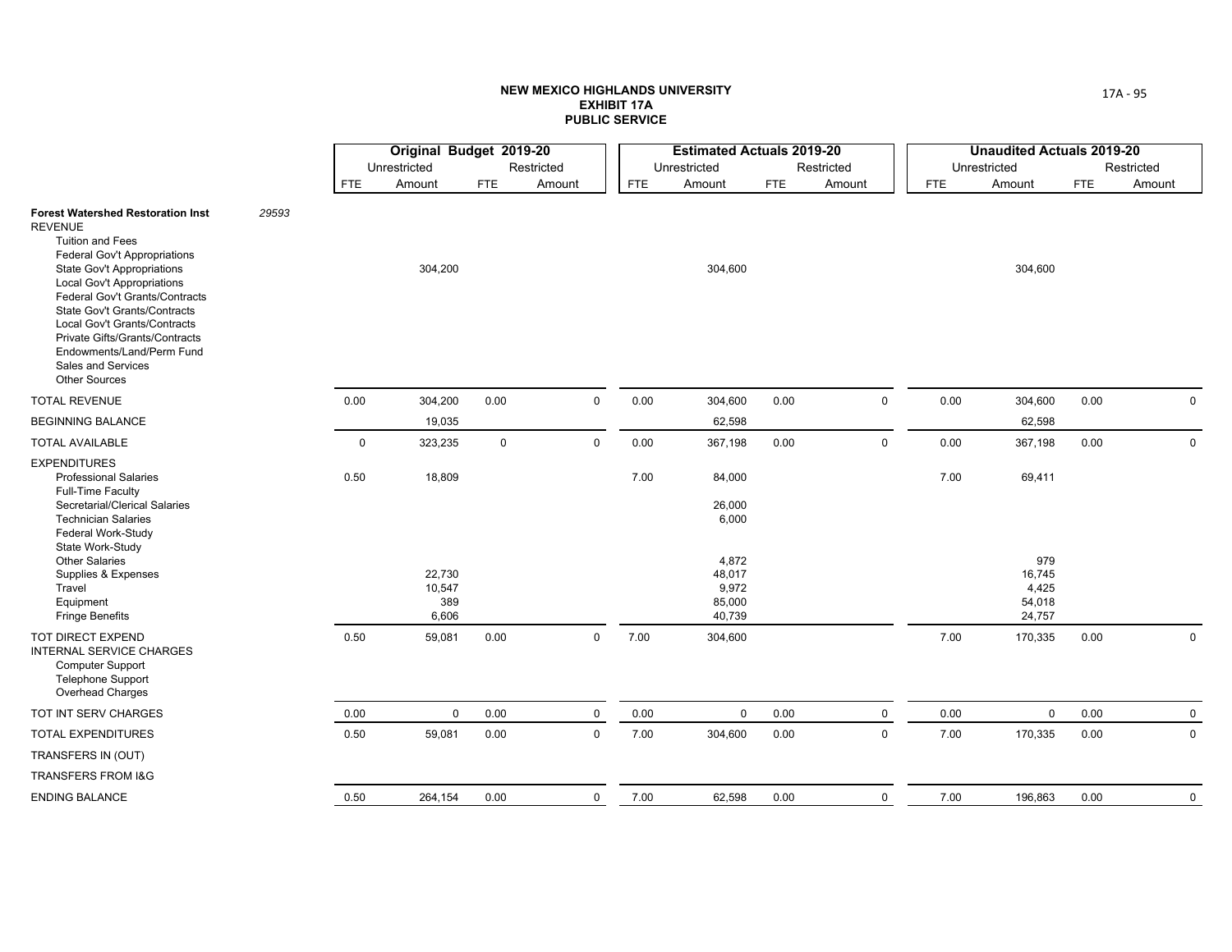# NEW MEXICO HIGHLANDS UNIVERSITY
## EXHIBIT 17A
## PUBLIC SERVICE

| | | Original Budget 2019-20 | | | | Estimated Actuals 2019-20 | | | | Unaudited Actuals 2019-20 | | | |
|---|---|---|---|---|---|---|---|---|---|---|---|---|---|
| | | Unrestricted | | Restricted | | Unrestricted | | Restricted | | Unrestricted | | Restricted | |
| | | FTE | Amount | FTE | Amount | FTE | Amount | FTE | Amount | FTE | Amount | FTE | Amount |
| **Forest Watershed Restoration Inst** | *29593* | | | | | | | | | | | | |
| REVENUE | | | | | | | | | | | | | |
| Tuition and Fees | | | | | | | | | | | | | |
| Federal Gov't Appropriations | | | | | | | | | | | | | |
| State Gov't Appropriations | | | 304,200 | | | | 304,600 | | | | 304,600 | | |
| Local Gov't Appropriations | | | | | | | | | | | | | |
| Federal Gov't Grants/Contracts | | | | | | | | | | | | | |
| State Gov't Grants/Contracts | | | | | | | | | | | | | |
| Local Gov't Grants/Contracts | | | | | | | | | | | | | |
| Private Gifts/Grants/Contracts | | | | | | | | | | | | | |
| Endowments/Land/Perm Fund | | | | | | | | | | | | | |
| Sales and Services | | | | | | | | | | | | | |
| Other Sources | | | | | | | | | | | | | |
| TOTAL REVENUE | | 0.00 | 304,200 | 0.00 | 0 | 0.00 | 304,600 | 0.00 | 0 | 0.00 | 304,600 | 0.00 | 0 |
| BEGINNING BALANCE | | | 19,035 | | | | 62,598 | | | | 62,598 | | |
| TOTAL AVAILABLE | | 0 | 323,235 | 0 | 0 | 0.00 | 367,198 | 0.00 | 0 | 0.00 | 367,198 | 0.00 | 0 |
| EXPENDITURES | | | | | | | | | | | | | |
| Professional Salaries | | 0.50 | 18,809 | | | 7.00 | 84,000 | | | 7.00 | 69,411 | | |
| Full-Time Faculty | | | | | | | | | | | | | |
| Secretarial/Clerical Salaries | | | | | | | 26,000 | | | | | | |
| Technician Salaries | | | | | | | 6,000 | | | | | | |
| Federal Work-Study | | | | | | | | | | | | | |
| State Work-Study | | | | | | | | | | | | | |
| Other Salaries | | | | | | | 4,872 | | | | 979 | | |
| Supplies & Expenses | | | 22,730 | | | | 48,017 | | | | 16,745 | | |
| Travel | | | 10,547 | | | | 9,972 | | | | 4,425 | | |
| Equipment | | | 389 | | | | 85,000 | | | | 54,018 | | |
| Fringe Benefits | | | 6,606 | | | | 40,739 | | | | 24,757 | | |
| TOT DIRECT EXPEND | | 0.50 | 59,081 | 0.00 | 0 | 7.00 | 304,600 | | | 7.00 | 170,335 | 0.00 | 0 |
| INTERNAL SERVICE CHARGES | | | | | | | | | | | | | |
| Computer Support | | | | | | | | | | | | | |
| Telephone Support | | | | | | | | | | | | | |
| Overhead Charges | | | | | | | | | | | | | |
| TOT INT SERV CHARGES | | 0.00 | 0 | 0.00 | 0 | 0.00 | 0 | 0.00 | 0 | 0.00 | 0 | 0.00 | 0 |
| TOTAL EXPENDITURES | | 0.50 | 59,081 | 0.00 | 0 | 7.00 | 304,600 | 0.00 | 0 | 7.00 | 170,335 | 0.00 | 0 |
| TRANSFERS IN (OUT) | | | | | | | | | | | | | |
| TRANSFERS FROM I&G | | | | | | | | | | | | | |
| ENDING BALANCE | | 0.50 | 264,154 | 0.00 | 0 | 7.00 | 62,598 | 0.00 | 0 | 7.00 | 196,863 | 0.00 | 0 |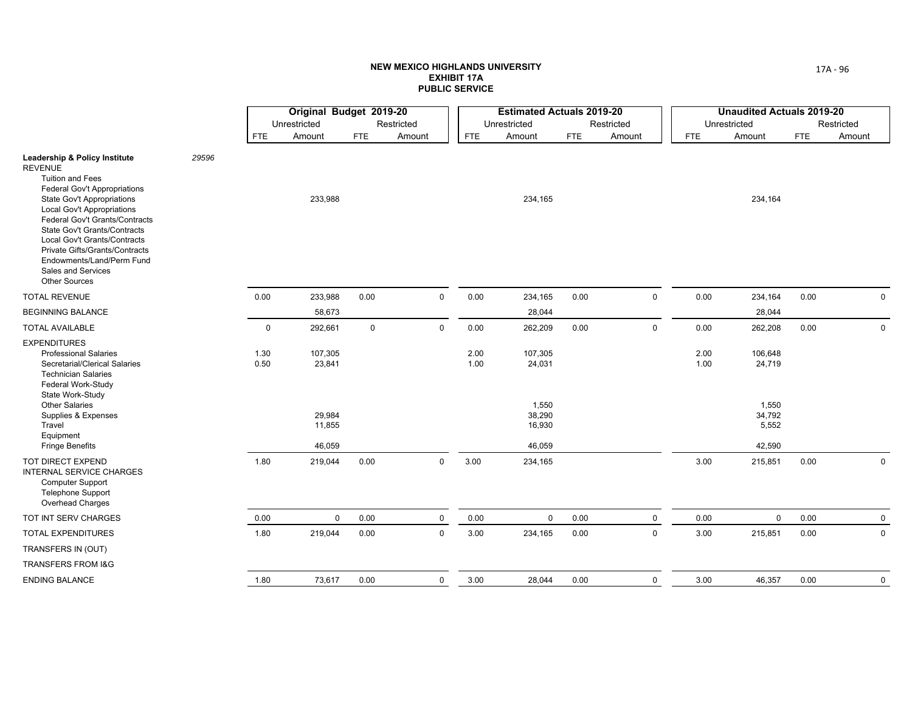**NEW MEXICO HIGHLANDS UNIVERSITY**
**EXHIBIT 17A**
**PUBLIC SERVICE**

| | | Original Budget 2019-20 | | | | Estimated Actuals 2019-20 | | | | Unaudited Actuals 2019-20 | | | |
|---|---|---|---|---|---|---|---|---|---|---|---|---|---|
| | | Unrestricted | | Restricted | | Unrestricted | | Restricted | | Unrestricted | | Restricted | |
| | | FTE | Amount | FTE | Amount | FTE | Amount | FTE | Amount | FTE | Amount | FTE | Amount |
| **Leadership & Policy Institute** | *29596* | | | | | | | | | | | | |
| REVENUE | | | | | | | | | | | | | |
| Tuition and Fees | | | | | | | | | | | | | |
| Federal Gov't Appropriations | | | | | | | | | | | | | |
| State Gov't Appropriations | | | 233,988 | | | | 234,165 | | | | 234,164 | | |
| Local Gov't Appropriations | | | | | | | | | | | | | |
| Federal Gov't Grants/Contracts | | | | | | | | | | | | | |
| State Gov't Grants/Contracts | | | | | | | | | | | | | |
| Local Gov't Grants/Contracts | | | | | | | | | | | | | |
| Private Gifts/Grants/Contracts | | | | | | | | | | | | | |
| Endowments/Land/Perm Fund | | | | | | | | | | | | | |
| Sales and Services | | | | | | | | | | | | | |
| Other Sources | | | | | | | | | | | | | |
| TOTAL REVENUE | | 0.00 | 233,988 | 0.00 | 0 | 0.00 | 234,165 | 0.00 | 0 | 0.00 | 234,164 | 0.00 | 0 |
| BEGINNING BALANCE | | | 58,673 | | | | 28,044 | | | | 28,044 | | |
| TOTAL AVAILABLE | | 0 | 292,661 | 0 | 0 | 0.00 | 262,209 | 0.00 | 0 | 0.00 | 262,208 | 0.00 | 0 |
| EXPENDITURES | | | | | | | | | | | | | |
| Professional Salaries | | 1.30 | 107,305 | | | 2.00 | 107,305 | | | 2.00 | 106,648 | | |
| Secretarial/Clerical Salaries | | 0.50 | 23,841 | | | 1.00 | 24,031 | | | 1.00 | 24,719 | | |
| Technician Salaries | | | | | | | | | | | | | |
| Federal Work-Study | | | | | | | | | | | | | |
| State Work-Study | | | | | | | | | | | | | |
| Other Salaries | | | | | | | 1,550 | | | | 1,550 | | |
| Supplies & Expenses | | | 29,984 | | | | 38,290 | | | | 34,792 | | |
| Travel | | | 11,855 | | | | 16,930 | | | | 5,552 | | |
| Equipment | | | | | | | | | | | | | |
| Fringe Benefits | | | 46,059 | | | | 46,059 | | | | 42,590 | | |
| TOT DIRECT EXPEND | | 1.80 | 219,044 | 0.00 | 0 | 3.00 | 234,165 | | | 3.00 | 215,851 | 0.00 | 0 |
| INTERNAL SERVICE CHARGES | | | | | | | | | | | | | |
| Computer Support | | | | | | | | | | | | | |
| Telephone Support | | | | | | | | | | | | | |
| Overhead Charges | | | | | | | | | | | | | |
| TOT INT SERV CHARGES | | 0.00 | 0 | 0.00 | 0 | 0.00 | 0 | 0.00 | 0 | 0.00 | 0 | 0.00 | 0 |
| TOTAL EXPENDITURES | | 1.80 | 219,044 | 0.00 | 0 | 3.00 | 234,165 | 0.00 | 0 | 3.00 | 215,851 | 0.00 | 0 |
| TRANSFERS IN (OUT) | | | | | | | | | | | | | |
| TRANSFERS FROM I&G | | | | | | | | | | | | | |
| ENDING BALANCE | | 1.80 | 73,617 | 0.00 | 0 | 3.00 | 28,044 | 0.00 | 0 | 3.00 | 46,357 | 0.00 | 0 |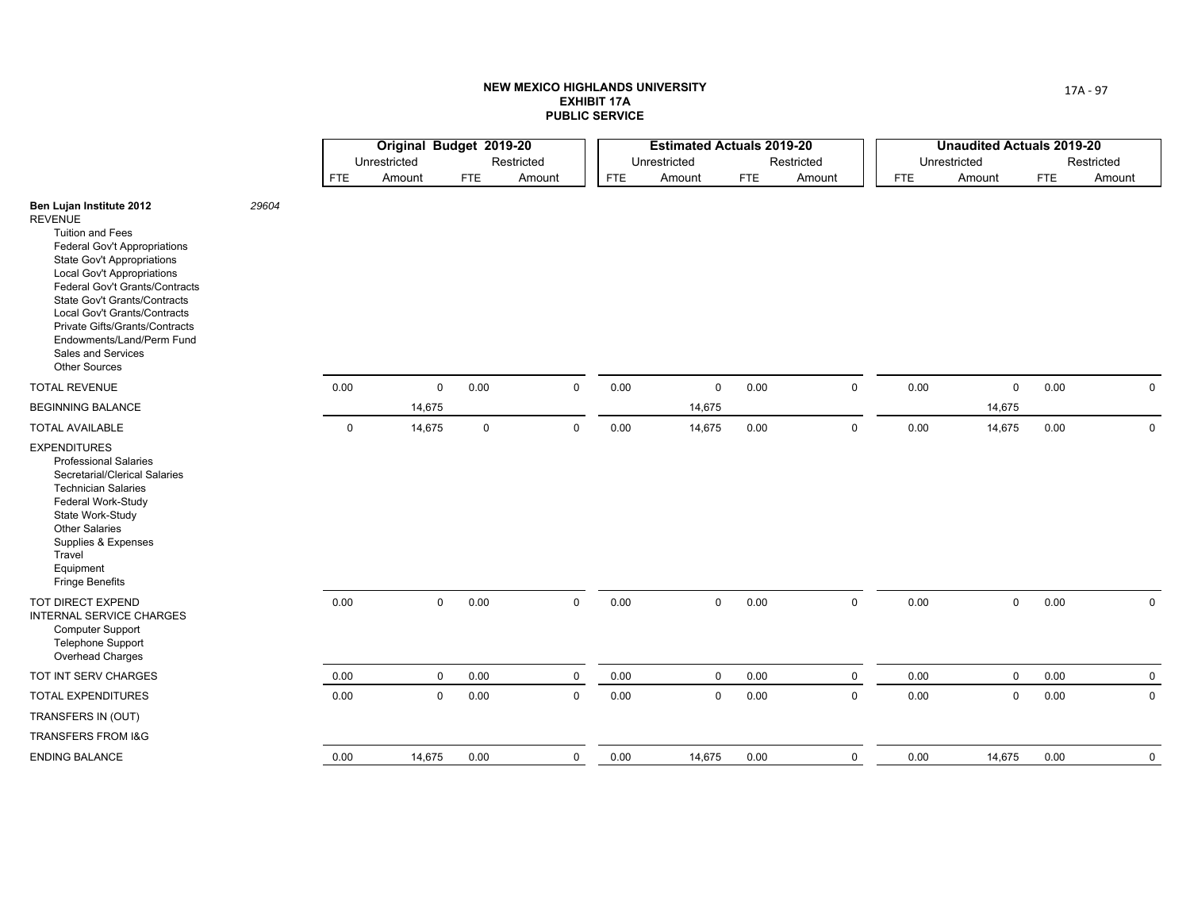**NEW MEXICO HIGHLANDS UNIVERSITY**
**EXHIBIT 17A**
**PUBLIC SERVICE**

| | | Original Budget 2019-20 | | | | Estimated Actuals 2019-20 | | | | Unaudited Actuals 2019-20 | | | |
|---|---|---|---|---|---|---|---|---|---|---|---|---|---|
| | | Unrestricted | | Restricted | | Unrestricted | | Restricted | | Unrestricted | | Restricted | |
| | | FTE | Amount | FTE | Amount | FTE | Amount | FTE | Amount | FTE | Amount | FTE | Amount |
| **Ben Lujan Institute 2012** | *29604* | | | | | | | | | | | | |
| REVENUE | | | | | | | | | | | | | |
| Tuition and Fees | | | | | | | | | | | | | |
| Federal Gov't Appropriations | | | | | | | | | | | | | |
| State Gov't Appropriations | | | | | | | | | | | | | |
| Local Gov't Appropriations | | | | | | | | | | | | | |
| Federal Gov't Grants/Contracts | | | | | | | | | | | | | |
| State Gov't Grants/Contracts | | | | | | | | | | | | | |
| Local Gov't Grants/Contracts | | | | | | | | | | | | | |
| Private Gifts/Grants/Contracts | | | | | | | | | | | | | |
| Endowments/Land/Perm Fund | | | | | | | | | | | | | |
| Sales and Services | | | | | | | | | | | | | |
| Other Sources | | | | | | | | | | | | | |
| TOTAL REVENUE | | 0.00 | 0 | 0.00 | 0 | 0.00 | 0 | 0.00 | 0 | 0.00 | 0 | 0.00 | 0 |
| BEGINNING BALANCE | | | 14,675 | | | | 14,675 | | | | 14,675 | | |
| TOTAL AVAILABLE | | 0 | 14,675 | 0 | 0 | 0.00 | 14,675 | 0.00 | 0 | 0.00 | 14,675 | 0.00 | 0 |
| EXPENDITURES | | | | | | | | | | | | | |
| Professional Salaries | | | | | | | | | | | | | |
| Secretarial/Clerical Salaries | | | | | | | | | | | | | |
| Technician Salaries | | | | | | | | | | | | | |
| Federal Work-Study | | | | | | | | | | | | | |
| State Work-Study | | | | | | | | | | | | | |
| Other Salaries | | | | | | | | | | | | | |
| Supplies & Expenses | | | | | | | | | | | | | |
| Travel | | | | | | | | | | | | | |
| Equipment | | | | | | | | | | | | | |
| Fringe Benefits | | | | | | | | | | | | | |
| TOT DIRECT EXPEND | | 0.00 | 0 | 0.00 | 0 | 0.00 | 0 | 0.00 | 0 | 0.00 | 0 | 0.00 | 0 |
| INTERNAL SERVICE CHARGES | | | | | | | | | | | | | |
| Computer Support | | | | | | | | | | | | | |
| Telephone Support | | | | | | | | | | | | | |
| Overhead Charges | | | | | | | | | | | | | |
| TOT INT SERV CHARGES | | 0.00 | 0 | 0.00 | 0 | 0.00 | 0 | 0.00 | 0 | 0.00 | 0 | 0.00 | 0 |
| TOTAL EXPENDITURES | | 0.00 | 0 | 0.00 | 0 | 0.00 | 0 | 0.00 | 0 | 0.00 | 0 | 0.00 | 0 |
| TRANSFERS IN (OUT) | | | | | | | | | | | | | |
| TRANSFERS FROM I&G | | | | | | | | | | | | | |
| ENDING BALANCE | | 0.00 | 14,675 | 0.00 | 0 | 0.00 | 14,675 | 0.00 | 0 | 0.00 | 14,675 | 0.00 | 0 |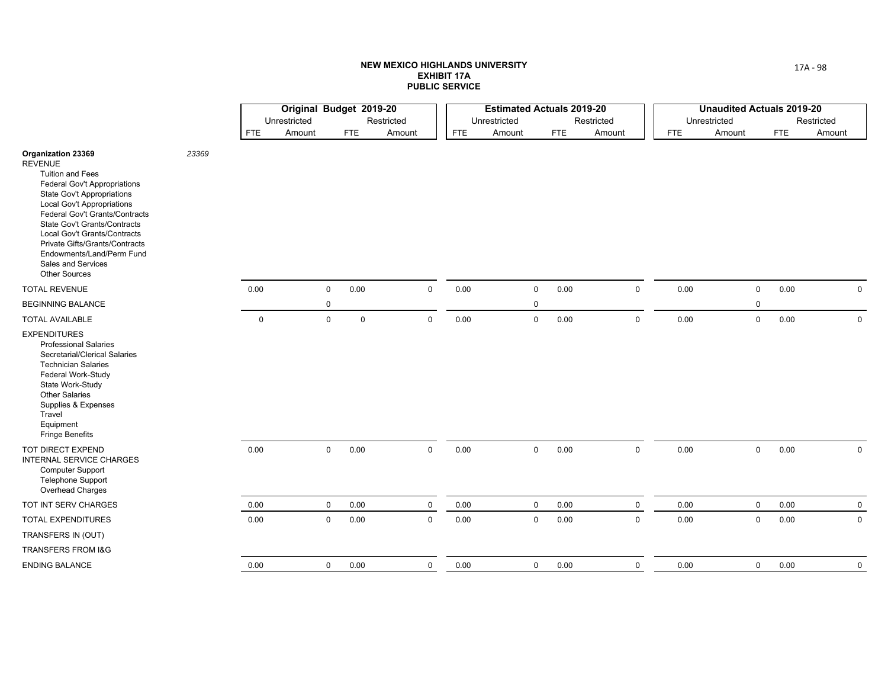**NEW MEXICO HIGHLANDS UNIVERSITY**
**EXHIBIT 17A**
**PUBLIC SERVICE**

| | | Original Budget 2019-20 | | | | Estimated Actuals 2019-20 | | | | Unaudited Actuals 2019-20 | | | |
|---|---|---|---|---|---|---|---|---|---|---|---|---|---|
| | | Unrestricted | | Restricted | | Unrestricted | | Restricted | | Unrestricted | | Restricted | |
| | | FTE | Amount | FTE | Amount | FTE | Amount | FTE | Amount | FTE | Amount | FTE | Amount |
| **Organization 23369** | *23369* | | | | | | | | | | | | |
| REVENUE | | | | | | | | | | | | | |
| Tuition and Fees | | | | | | | | | | | | | |
| Federal Gov't Appropriations | | | | | | | | | | | | | |
| State Gov't Appropriations | | | | | | | | | | | | | |
| Local Gov't Appropriations | | | | | | | | | | | | | |
| Federal Gov't Grants/Contracts | | | | | | | | | | | | | |
| State Gov't Grants/Contracts | | | | | | | | | | | | | |
| Local Gov't Grants/Contracts | | | | | | | | | | | | | |
| Private Gifts/Grants/Contracts | | | | | | | | | | | | | |
| Endowments/Land/Perm Fund | | | | | | | | | | | | | |
| Sales and Services | | | | | | | | | | | | | |
| Other Sources | | | | | | | | | | | | | |
| TOTAL REVENUE | | 0.00 | 0 | 0.00 | 0 | 0.00 | 0 | 0.00 | 0 | 0.00 | 0 | 0.00 | 0 |
| BEGINNING BALANCE | | | 0 | | | | 0 | | | | 0 | | |
| TOTAL AVAILABLE | | 0 | 0 | 0 | 0 | 0.00 | 0 | 0.00 | 0 | 0.00 | 0 | 0.00 | 0 |
| EXPENDITURES | | | | | | | | | | | | | |
| Professional Salaries | | | | | | | | | | | | | |
| Secretarial/Clerical Salaries | | | | | | | | | | | | | |
| Technician Salaries | | | | | | | | | | | | | |
| Federal Work-Study | | | | | | | | | | | | | |
| State Work-Study | | | | | | | | | | | | | |
| Other Salaries | | | | | | | | | | | | | |
| Supplies & Expenses | | | | | | | | | | | | | |
| Travel | | | | | | | | | | | | | |
| Equipment | | | | | | | | | | | | | |
| Fringe Benefits | | | | | | | | | | | | | |
| TOT DIRECT EXPEND | | 0.00 | 0 | 0.00 | 0 | 0.00 | 0 | 0.00 | 0 | 0.00 | 0 | 0.00 | 0 |
| INTERNAL SERVICE CHARGES | | | | | | | | | | | | | |
| Computer Support | | | | | | | | | | | | | |
| Telephone Support | | | | | | | | | | | | | |
| Overhead Charges | | | | | | | | | | | | | |
| TOT INT SERV CHARGES | | 0.00 | 0 | 0.00 | 0 | 0.00 | 0 | 0.00 | 0 | 0.00 | 0 | 0.00 | 0 |
| TOTAL EXPENDITURES | | 0.00 | 0 | 0.00 | 0 | 0.00 | 0 | 0.00 | 0 | 0.00 | 0 | 0.00 | 0 |
| TRANSFERS IN (OUT) | | | | | | | | | | | | | |
| TRANSFERS FROM I&G | | | | | | | | | | | | | |
| ENDING BALANCE | | 0.00 | 0 | 0.00 | 0 | 0.00 | 0 | 0.00 | 0 | 0.00 | 0 | 0.00 | 0 |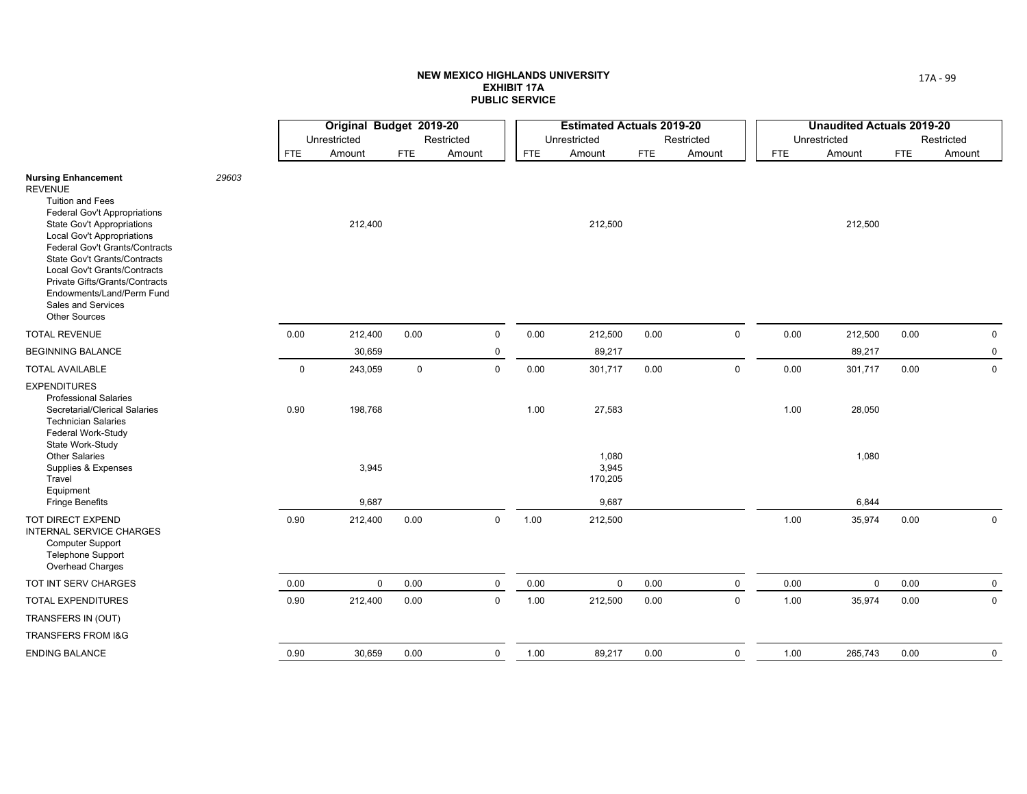**NEW MEXICO HIGHLANDS UNIVERSITY**
**EXHIBIT 17A**
**PUBLIC SERVICE**

| | | Original Budget 2019-20 | | | | Estimated Actuals 2019-20 | | | | Unaudited Actuals 2019-20 | | | |
|---|---|---|---|---|---|---|---|---|---|---|---|---|---|
| | | Unrestricted | | Restricted | | Unrestricted | | Restricted | | Unrestricted | | Restricted | |
| | | FTE | Amount | FTE | Amount | FTE | Amount | FTE | Amount | FTE | Amount | FTE | Amount |
| **Nursing Enhancement** | *29603* | | | | | | | | | | | | |
| REVENUE | | | | | | | | | | | | | |
| Tuition and Fees | | | | | | | | | | | | | |
| Federal Gov't Appropriations | | | | | | | | | | | | | |
| State Gov't Appropriations | | | 212,400 | | | | 212,500 | | | | 212,500 | | |
| Local Gov't Appropriations | | | | | | | | | | | | | |
| Federal Gov't Grants/Contracts | | | | | | | | | | | | | |
| State Gov't Grants/Contracts | | | | | | | | | | | | | |
| Local Gov't Grants/Contracts | | | | | | | | | | | | | |
| Private Gifts/Grants/Contracts | | | | | | | | | | | | | |
| Endowments/Land/Perm Fund | | | | | | | | | | | | | |
| Sales and Services | | | | | | | | | | | | | |
| Other Sources | | | | | | | | | | | | | |
| TOTAL REVENUE | | 0.00 | 212,400 | 0.00 | 0 | 0.00 | 212,500 | 0.00 | 0 | 0.00 | 212,500 | 0.00 | 0 |
| BEGINNING BALANCE | | | 30,659 | | 0 | | 89,217 | | | | 89,217 | | 0 |
| TOTAL AVAILABLE | | 0 | 243,059 | 0 | 0 | 0.00 | 301,717 | 0.00 | 0 | 0.00 | 301,717 | 0.00 | 0 |
| EXPENDITURES | | | | | | | | | | | | | |
| Professional Salaries | | | | | | | | | | | | | |
| Secretarial/Clerical Salaries | | 0.90 | 198,768 | | | 1.00 | 27,583 | | | 1.00 | 28,050 | | |
| Technician Salaries | | | | | | | | | | | | | |
| Federal Work-Study | | | | | | | | | | | | | |
| State Work-Study | | | | | | | | | | | | | |
| Other Salaries | | | | | | | 1,080 | | | | 1,080 | | |
| Supplies & Expenses | | | 3,945 | | | | 3,945 | | | | | | |
| Travel | | | | | | | 170,205 | | | | | | |
| Equipment | | | | | | | | | | | | | |
| Fringe Benefits | | | 9,687 | | | | 9,687 | | | | 6,844 | | |
| TOT DIRECT EXPEND | | 0.90 | 212,400 | 0.00 | 0 | 1.00 | 212,500 | | | 1.00 | 35,974 | 0.00 | 0 |
| INTERNAL SERVICE CHARGES | | | | | | | | | | | | | |
| Computer Support | | | | | | | | | | | | | |
| Telephone Support | | | | | | | | | | | | | |
| Overhead Charges | | | | | | | | | | | | | |
| TOT INT SERV CHARGES | | 0.00 | 0 | 0.00 | 0 | 0.00 | 0 | 0.00 | 0 | 0.00 | 0 | 0.00 | 0 |
| TOTAL EXPENDITURES | | 0.90 | 212,400 | 0.00 | 0 | 1.00 | 212,500 | 0.00 | 0 | 1.00 | 35,974 | 0.00 | 0 |
| TRANSFERS IN (OUT) | | | | | | | | | | | | | |
| TRANSFERS FROM I&G | | | | | | | | | | | | | |
| ENDING BALANCE | | 0.90 | 30,659 | 0.00 | 0 | 1.00 | 89,217 | 0.00 | 0 | 1.00 | 265,743 | 0.00 | 0 |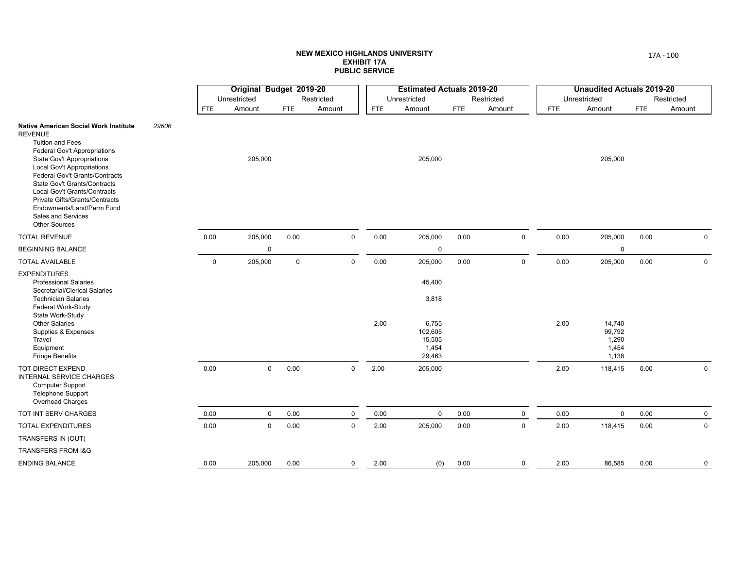**NEW MEXICO HIGHLANDS UNIVERSITY**
**EXHIBIT 17A**
**PUBLIC SERVICE**

| | | Original Budget 2019-20 | | | | Estimated Actuals 2019-20 | | | | Unaudited Actuals 2019-20 | | | |
|---|---|---|---|---|---|---|---|---|---|---|---|---|---|
| | | Unrestricted | | Restricted | | Unrestricted | | Restricted | | Unrestricted | | Restricted | |
| | | FTE | Amount | FTE | Amount | FTE | Amount | FTE | Amount | FTE | Amount | FTE | Amount |
| **Native American Social Work Institute** | *29606* | | | | | | | | | | | | |
| REVENUE | | | | | | | | | | | | | |
| Tuition and Fees | | | | | | | | | | | | | |
| Federal Gov't Appropriations | | | | | | | | | | | | | |
| State Gov't Appropriations | | | 205,000 | | | | 205,000 | | | | 205,000 | | |
| Local Gov't Appropriations | | | | | | | | | | | | | |
| Federal Gov't Grants/Contracts | | | | | | | | | | | | | |
| State Gov't Grants/Contracts | | | | | | | | | | | | | |
| Local Gov't Grants/Contracts | | | | | | | | | | | | | |
| Private Gifts/Grants/Contracts | | | | | | | | | | | | | |
| Endowments/Land/Perm Fund | | | | | | | | | | | | | |
| Sales and Services | | | | | | | | | | | | | |
| Other Sources | | | | | | | | | | | | | |
| TOTAL REVENUE | | 0.00 | 205,000 | 0.00 | 0 | 0.00 | 205,000 | 0.00 | 0 | 0.00 | 205,000 | 0.00 | 0 |
| BEGINNING BALANCE | | | 0 | | | | 0 | | | | 0 | | |
| TOTAL AVAILABLE | | 0 | 205,000 | 0 | 0 | 0.00 | 205,000 | 0.00 | 0 | 0.00 | 205,000 | 0.00 | 0 |
| EXPENDITURES | | | | | | | | | | | | | |
| Professional Salaries | | | | | | | 45,400 | | | | | | |
| Secretarial/Clerical Salaries | | | | | | | | | | | | | |
| Technician Salaries | | | | | | | 3,818 | | | | | | |
| Federal Work-Study | | | | | | | | | | | | | |
| State Work-Study | | | | | | | | | | | | | |
| Other Salaries | | | | | | 2.00 | 6,755 | | | 2.00 | 14,740 | | |
| Supplies & Expenses | | | | | | | 102,605 | | | | 99,792 | | |
| Travel | | | | | | | 15,505 | | | | 1,290 | | |
| Equipment | | | | | | | 1,454 | | | | 1,454 | | |
| Fringe Benefits | | | | | | | 29,463 | | | | 1,138 | | |
| TOT DIRECT EXPEND | | 0.00 | 0 | 0.00 | 0 | 2.00 | 205,000 | | | 2.00 | 118,415 | 0.00 | 0 |
| INTERNAL SERVICE CHARGES | | | | | | | | | | | | | |
| Computer Support | | | | | | | | | | | | | |
| Telephone Support | | | | | | | | | | | | | |
| Overhead Charges | | | | | | | | | | | | | |
| TOT INT SERV CHARGES | | 0.00 | 0 | 0.00 | 0 | 0.00 | 0 | 0.00 | 0 | 0.00 | 0 | 0.00 | 0 |
| TOTAL EXPENDITURES | | 0.00 | 0 | 0.00 | 0 | 2.00 | 205,000 | 0.00 | 0 | 2.00 | 118,415 | 0.00 | 0 |
| TRANSFERS IN (OUT) | | | | | | | | | | | | | |
| TRANSFERS FROM I&G | | | | | | | | | | | | | |
| ENDING BALANCE | | 0.00 | 205,000 | 0.00 | 0 | 2.00 | (0) | 0.00 | 0 | 2.00 | 86,585 | 0.00 | 0 |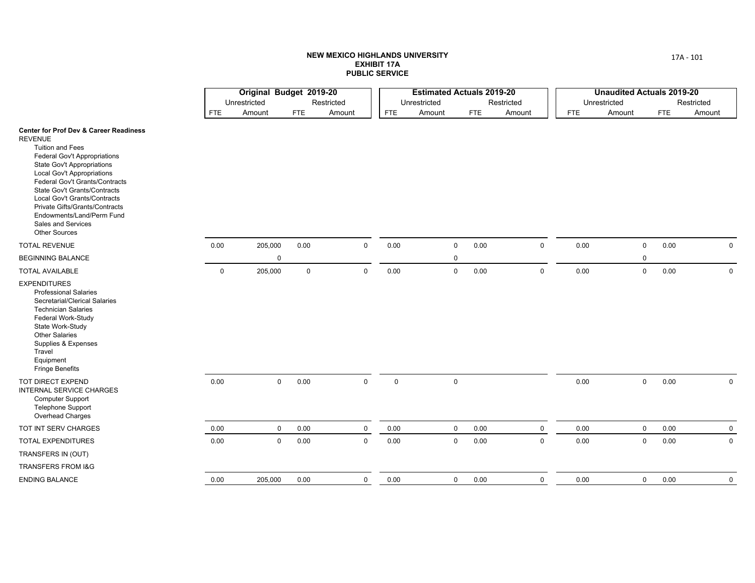**NEW MEXICO HIGHLANDS UNIVERSITY**
**EXHIBIT 17A**
**PUBLIC SERVICE**

| | Original Budget 2019-20 | | | | Estimated Actuals 2019-20 | | | | Unaudited Actuals 2019-20 | | | |
|---|---|---|---|---|---|---|---|---|---|---|---|---|
| | Unrestricted | | Restricted | | Unrestricted | | Restricted | | Unrestricted | | Restricted | |
| | FTE | Amount | FTE | Amount | FTE | Amount | FTE | Amount | FTE | Amount | FTE | Amount |
| **Center for Prof Dev & Career Readiness** | | | | | | | | | | | | |
| REVENUE | | | | | | | | | | | | |
| Tuition and Fees | | | | | | | | | | | | |
| Federal Gov't Appropriations | | | | | | | | | | | | |
| State Gov't Appropriations | | | | | | | | | | | | |
| Local Gov't Appropriations | | | | | | | | | | | | |
| Federal Gov't Grants/Contracts | | | | | | | | | | | | |
| State Gov't Grants/Contracts | | | | | | | | | | | | |
| Local Gov't Grants/Contracts | | | | | | | | | | | | |
| Private Gifts/Grants/Contracts | | | | | | | | | | | | |
| Endowments/Land/Perm Fund | | | | | | | | | | | | |
| Sales and Services | | | | | | | | | | | | |
| Other Sources | | | | | | | | | | | | |
| TOTAL REVENUE | 0.00 | 205,000 | 0.00 | 0 | 0.00 | 0 | 0.00 | 0 | 0.00 | 0 | 0.00 | 0 |
| BEGINNING BALANCE | | 0 | | | | 0 | | | | 0 | | |
| TOTAL AVAILABLE | 0 | 205,000 | 0 | 0 | 0.00 | 0 | 0.00 | 0 | 0.00 | 0 | 0.00 | 0 |
| EXPENDITURES | | | | | | | | | | | | |
| Professional Salaries | | | | | | | | | | | | |
| Secretarial/Clerical Salaries | | | | | | | | | | | | |
| Technician Salaries | | | | | | | | | | | | |
| Federal Work-Study | | | | | | | | | | | | |
| State Work-Study | | | | | | | | | | | | |
| Other Salaries | | | | | | | | | | | | |
| Supplies & Expenses | | | | | | | | | | | | |
| Travel | | | | | | | | | | | | |
| Equipment | | | | | | | | | | | | |
| Fringe Benefits | | | | | | | | | | | | |
| TOT DIRECT EXPEND | 0.00 | 0 | 0.00 | 0 | 0 | 0 | | | 0.00 | 0 | 0.00 | 0 |
| INTERNAL SERVICE CHARGES | | | | | | | | | | | | |
| Computer Support | | | | | | | | | | | | |
| Telephone Support | | | | | | | | | | | | |
| Overhead Charges | | | | | | | | | | | | |
| TOT INT SERV CHARGES | 0.00 | 0 | 0.00 | 0 | 0.00 | 0 | 0.00 | 0 | 0.00 | 0 | 0.00 | 0 |
| TOTAL EXPENDITURES | 0.00 | 0 | 0.00 | 0 | 0.00 | 0 | 0.00 | 0 | 0.00 | 0 | 0.00 | 0 |
| TRANSFERS IN (OUT) | | | | | | | | | | | | |
| TRANSFERS FROM I&G | | | | | | | | | | | | |
| ENDING BALANCE | 0.00 | 205,000 | 0.00 | 0 | 0.00 | 0 | 0.00 | 0 | 0.00 | 0 | 0.00 | 0 |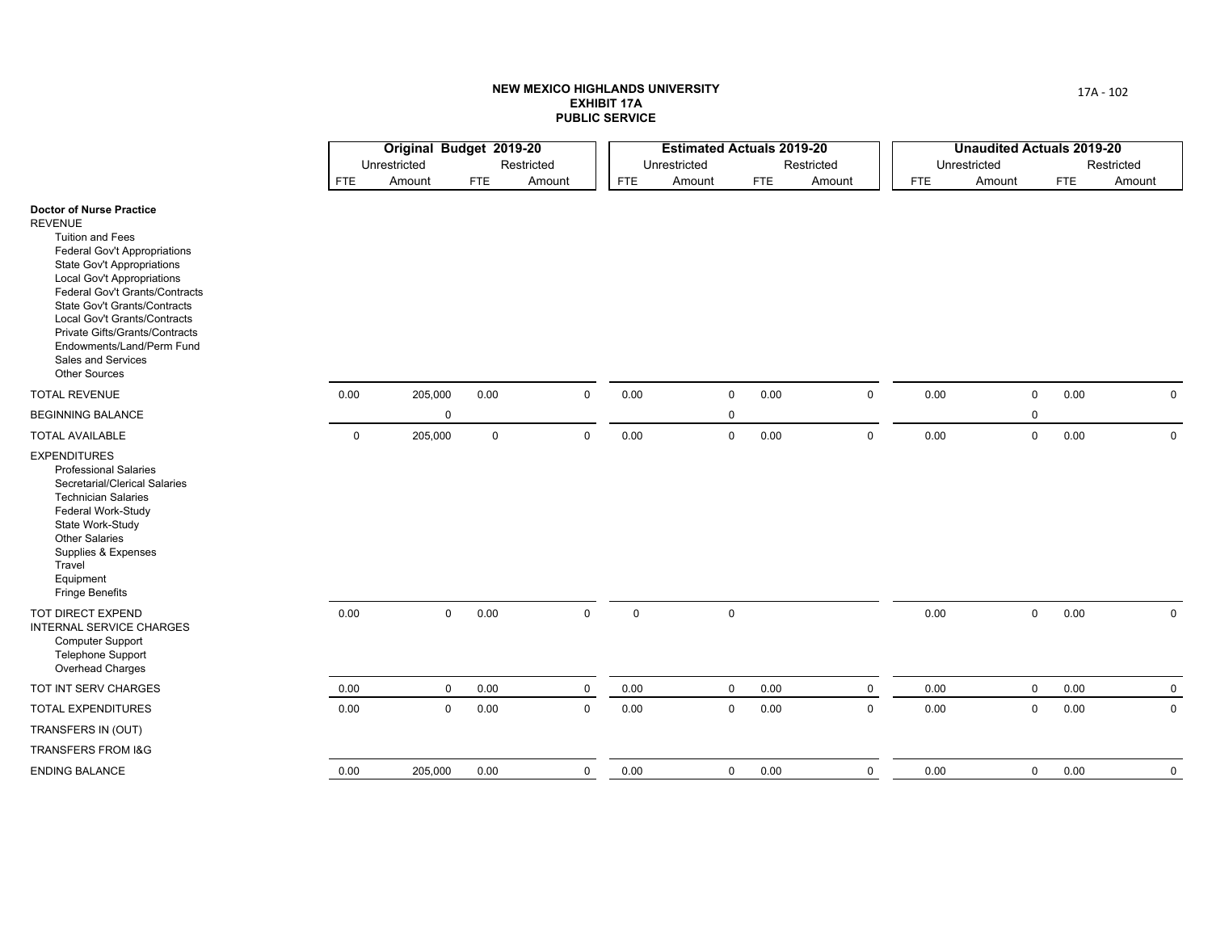**NEW MEXICO HIGHLANDS UNIVERSITY**
**EXHIBIT 17A**
**PUBLIC SERVICE**

| | Original Budget 2019-20 | | | | Estimated Actuals 2019-20 | | | | Unaudited Actuals 2019-20 | | | |
|---|---|---|---|---|---|---|---|---|---|---|---|---|
| | Unrestricted | | Restricted | | Unrestricted | | Restricted | | Unrestricted | | Restricted | |
| | FTE | Amount | FTE | Amount | FTE | Amount | FTE | Amount | FTE | Amount | FTE | Amount |
| **Doctor of Nurse Practice** | | | | | | | | | | | | |
| REVENUE | | | | | | | | | | | | |
| Tuition and Fees | | | | | | | | | | | | |
| Federal Gov't Appropriations | | | | | | | | | | | | |
| State Gov't Appropriations | | | | | | | | | | | | |
| Local Gov't Appropriations | | | | | | | | | | | | |
| Federal Gov't Grants/Contracts | | | | | | | | | | | | |
| State Gov't Grants/Contracts | | | | | | | | | | | | |
| Local Gov't Grants/Contracts | | | | | | | | | | | | |
| Private Gifts/Grants/Contracts | | | | | | | | | | | | |
| Endowments/Land/Perm Fund | | | | | | | | | | | | |
| Sales and Services | | | | | | | | | | | | |
| Other Sources | | | | | | | | | | | | |
| TOTAL REVENUE | 0.00 | 205,000 | 0.00 | 0 | 0.00 | 0 | 0.00 | 0 | 0.00 | 0 | 0.00 | 0 |
| BEGINNING BALANCE | | 0 | | | | 0 | | | | 0 | | |
| TOTAL AVAILABLE | 0 | 205,000 | 0 | 0 | 0.00 | 0 | 0.00 | 0 | 0.00 | 0 | 0.00 | 0 |
| EXPENDITURES | | | | | | | | | | | | |
| Professional Salaries | | | | | | | | | | | | |
| Secretarial/Clerical Salaries | | | | | | | | | | | | |
| Technician Salaries | | | | | | | | | | | | |
| Federal Work-Study | | | | | | | | | | | | |
| State Work-Study | | | | | | | | | | | | |
| Other Salaries | | | | | | | | | | | | |
| Supplies & Expenses | | | | | | | | | | | | |
| Travel | | | | | | | | | | | | |
| Equipment | | | | | | | | | | | | |
| Fringe Benefits | | | | | | | | | | | | |
| TOT DIRECT EXPEND | 0.00 | 0 | 0.00 | 0 | 0 | 0 | | | 0.00 | 0 | 0.00 | 0 |
| INTERNAL SERVICE CHARGES | | | | | | | | | | | | |
| Computer Support | | | | | | | | | | | | |
| Telephone Support | | | | | | | | | | | | |
| Overhead Charges | | | | | | | | | | | | |
| TOT INT SERV CHARGES | 0.00 | 0 | 0.00 | 0 | 0.00 | 0 | 0.00 | 0 | 0.00 | 0 | 0.00 | 0 |
| TOTAL EXPENDITURES | 0.00 | 0 | 0.00 | 0 | 0.00 | 0 | 0.00 | 0 | 0.00 | 0 | 0.00 | 0 |
| TRANSFERS IN (OUT) | | | | | | | | | | | | |
| TRANSFERS FROM I&G | | | | | | | | | | | | |
| ENDING BALANCE | 0.00 | 205,000 | 0.00 | 0 | 0.00 | 0 | 0.00 | 0 | 0.00 | 0 | 0.00 | 0 |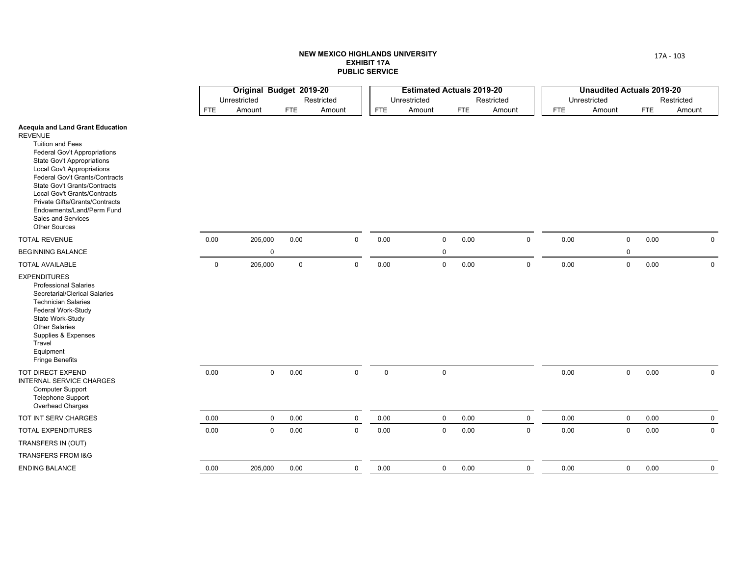**NEW MEXICO HIGHLANDS UNIVERSITY**
**EXHIBIT 17A**
**PUBLIC SERVICE**

| | Original Budget 2019-20 | | | | Estimated Actuals 2019-20 | | | | Unaudited Actuals 2019-20 | | | |
|---|---|---|---|---|---|---|---|---|---|---|---|---|
| | Unrestricted | | Restricted | | Unrestricted | | Restricted | | Unrestricted | | Restricted | |
| | FTE | Amount | FTE | Amount | FTE | Amount | FTE | Amount | FTE | Amount | FTE | Amount |
| **Acequia and Land Grant Education** | | | | | | | | | | | | |
| REVENUE | | | | | | | | | | | | |
| Tuition and Fees | | | | | | | | | | | | |
| Federal Gov't Appropriations | | | | | | | | | | | | |
| State Gov't Appropriations | | | | | | | | | | | | |
| Local Gov't Appropriations | | | | | | | | | | | | |
| Federal Gov't Grants/Contracts | | | | | | | | | | | | |
| State Gov't Grants/Contracts | | | | | | | | | | | | |
| Local Gov't Grants/Contracts | | | | | | | | | | | | |
| Private Gifts/Grants/Contracts | | | | | | | | | | | | |
| Endowments/Land/Perm Fund | | | | | | | | | | | | |
| Sales and Services | | | | | | | | | | | | |
| Other Sources | | | | | | | | | | | | |
| TOTAL REVENUE | 0.00 | 205,000 | 0.00 | 0 | 0.00 | 0 | 0.00 | 0 | 0.00 | 0 | 0.00 | 0 |
| BEGINNING BALANCE | | 0 | | | | 0 | | | | 0 | | |
| TOTAL AVAILABLE | 0 | 205,000 | 0 | 0 | 0.00 | 0 | 0.00 | 0 | 0.00 | 0 | 0.00 | 0 |
| EXPENDITURES | | | | | | | | | | | | |
| Professional Salaries | | | | | | | | | | | | |
| Secretarial/Clerical Salaries | | | | | | | | | | | | |
| Technician Salaries | | | | | | | | | | | | |
| Federal Work-Study | | | | | | | | | | | | |
| State Work-Study | | | | | | | | | | | | |
| Other Salaries | | | | | | | | | | | | |
| Supplies & Expenses | | | | | | | | | | | | |
| Travel | | | | | | | | | | | | |
| Equipment | | | | | | | | | | | | |
| Fringe Benefits | | | | | | | | | | | | |
| TOT DIRECT EXPEND | 0.00 | 0 | 0.00 | 0 | 0 | 0 | | | 0.00 | 0 | 0.00 | 0 |
| INTERNAL SERVICE CHARGES | | | | | | | | | | | | |
| Computer Support | | | | | | | | | | | | |
| Telephone Support | | | | | | | | | | | | |
| Overhead Charges | | | | | | | | | | | | |
| TOT INT SERV CHARGES | 0.00 | 0 | 0.00 | 0 | 0.00 | 0 | 0.00 | 0 | 0.00 | 0 | 0.00 | 0 |
| TOTAL EXPENDITURES | 0.00 | 0 | 0.00 | 0 | 0.00 | 0 | 0.00 | 0 | 0.00 | 0 | 0.00 | 0 |
| TRANSFERS IN (OUT) | | | | | | | | | | | | |
| TRANSFERS FROM I&G | | | | | | | | | | | | |
| ENDING BALANCE | 0.00 | 205,000 | 0.00 | 0 | 0.00 | 0 | 0.00 | 0 | 0.00 | 0 | 0.00 | 0 |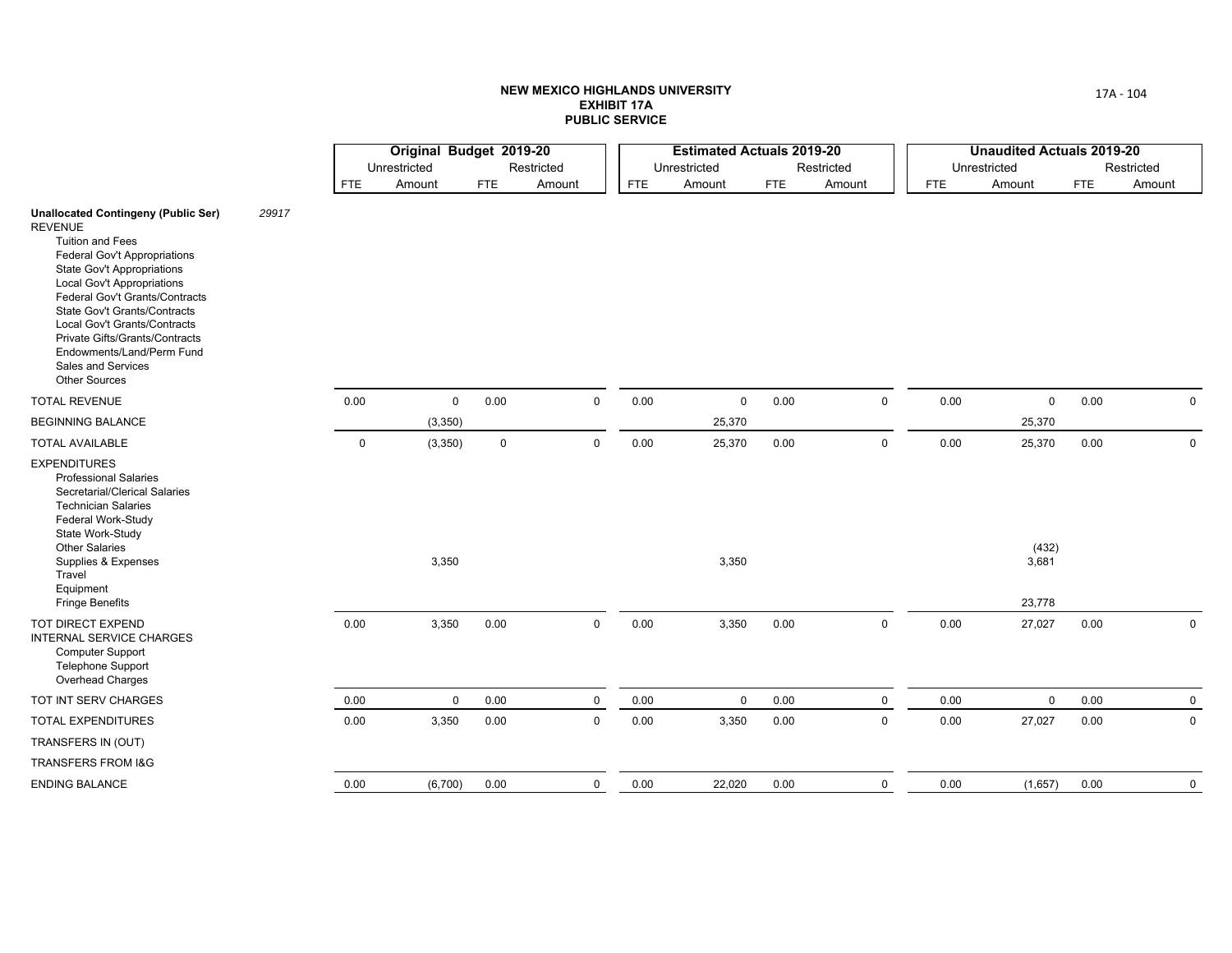# NEW MEXICO HIGHLANDS UNIVERSITY
## EXHIBIT 17A
## PUBLIC SERVICE

| | Original Budget 2019-20 | | | | Estimated Actuals 2019-20 | | | | Unaudited Actuals 2019-20 | | | |
|---|---|---|---|---|---|---|---|---|---|---|---|---|
| | Unrestricted | | Restricted | | Unrestricted | | Restricted | | Unrestricted | | Restricted | |
| | FTE | Amount | FTE | Amount | FTE | Amount | FTE | Amount | FTE | Amount | FTE | Amount |
| **Unallocated Contingeny (Public Ser)** *29917* | | | | | | | | | | | | |
| REVENUE | | | | | | | | | | | | |
| Tuition and Fees | | | | | | | | | | | | |
| Federal Gov't Appropriations | | | | | | | | | | | | |
| State Gov't Appropriations | | | | | | | | | | | | |
| Local Gov't Appropriations | | | | | | | | | | | | |
| Federal Gov't Grants/Contracts | | | | | | | | | | | | |
| State Gov't Grants/Contracts | | | | | | | | | | | | |
| Local Gov't Grants/Contracts | | | | | | | | | | | | |
| Private Gifts/Grants/Contracts | | | | | | | | | | | | |
| Endowments/Land/Perm Fund | | | | | | | | | | | | |
| Sales and Services | | | | | | | | | | | | |
| Other Sources | | | | | | | | | | | | |
| TOTAL REVENUE | 0.00 | 0 | 0.00 | 0 | 0.00 | 0 | 0.00 | 0 | 0.00 | 0 | 0.00 | 0 |
| BEGINNING BALANCE | | (3,350) | | | | 25,370 | | | | 25,370 | | |
| TOTAL AVAILABLE | 0 | (3,350) | 0 | 0 | 0.00 | 25,370 | 0.00 | 0 | 0.00 | 25,370 | 0.00 | 0 |
| EXPENDITURES | | | | | | | | | | | | |
| Professional Salaries | | | | | | | | | | | | |
| Secretarial/Clerical Salaries | | | | | | | | | | | | |
| Technician Salaries | | | | | | | | | | | | |
| Federal Work-Study | | | | | | | | | | | | |
| State Work-Study | | | | | | | | | | | | |
| Other Salaries | | | | | | | | | | (432) | | |
| Supplies & Expenses | | 3,350 | | | | 3,350 | | | | 3,681 | | |
| Travel | | | | | | | | | | | | |
| Equipment | | | | | | | | | | | | |
| Fringe Benefits | | | | | | | | | | 23,778 | | |
| TOT DIRECT EXPEND | 0.00 | 3,350 | 0.00 | 0 | 0.00 | 3,350 | 0.00 | 0 | 0.00 | 27,027 | 0.00 | 0 |
| INTERNAL SERVICE CHARGES | | | | | | | | | | | | |
| Computer Support | | | | | | | | | | | | |
| Telephone Support | | | | | | | | | | | | |
| Overhead Charges | | | | | | | | | | | | |
| TOT INT SERV CHARGES | 0.00 | 0 | 0.00 | 0 | 0.00 | 0 | 0.00 | 0 | 0.00 | 0 | 0.00 | 0 |
| TOTAL EXPENDITURES | 0.00 | 3,350 | 0.00 | 0 | 0.00 | 3,350 | 0.00 | 0 | 0.00 | 27,027 | 0.00 | 0 |
| TRANSFERS IN (OUT) | | | | | | | | | | | | |
| TRANSFERS FROM I&G | | | | | | | | | | | | |
| ENDING BALANCE | 0.00 | (6,700) | 0.00 | 0 | 0.00 | 22,020 | 0.00 | 0 | 0.00 | (1,657) | 0.00 | 0 |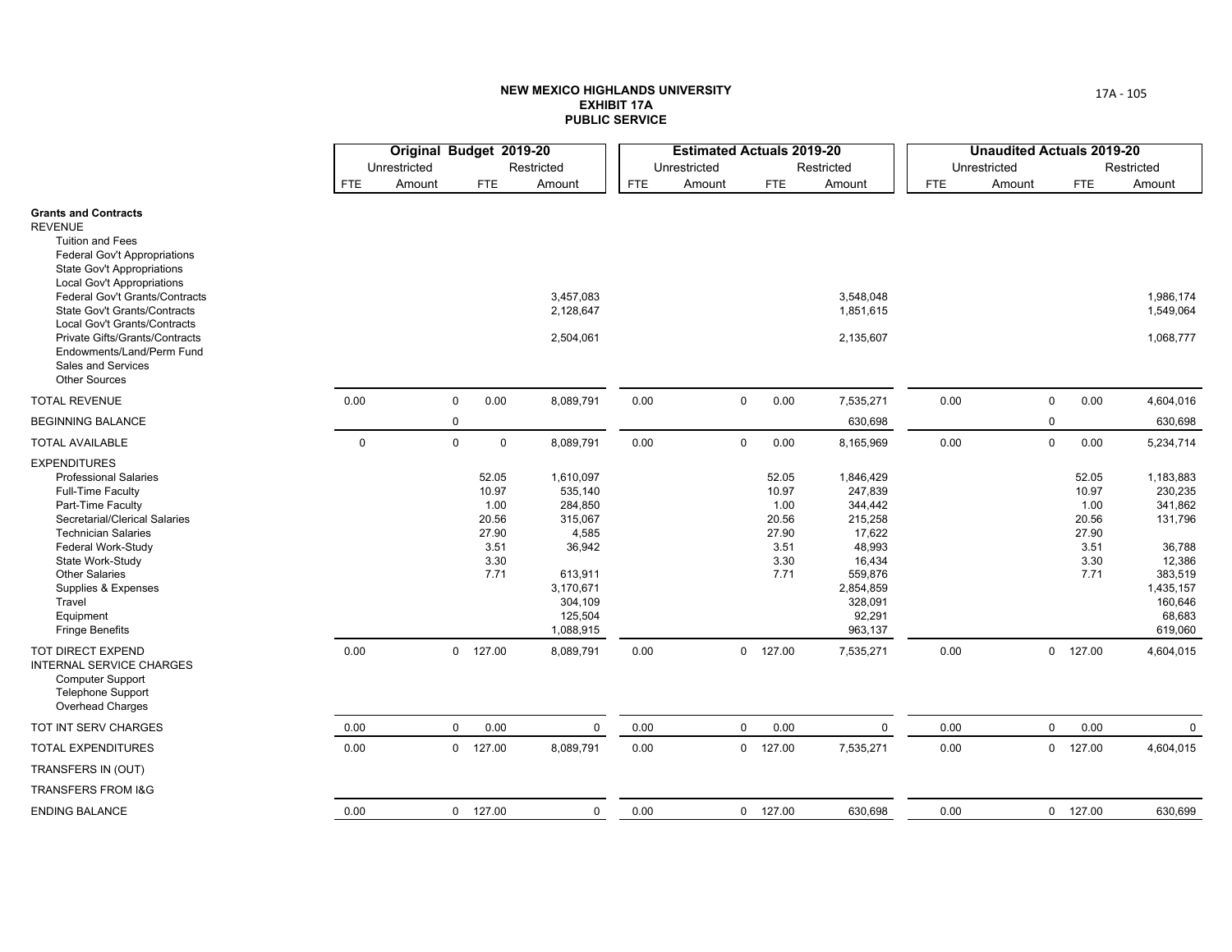**NEW MEXICO HIGHLANDS UNIVERSITY**
**EXHIBIT 17A**
**PUBLIC SERVICE**

| | Original Budget 2019-20 | | | | Estimated Actuals 2019-20 | | | | Unaudited Actuals 2019-20 | | | |
|---|---|---|---|---|---|---|---|---|---|---|---|---|
| | Unrestricted | | Restricted | | Unrestricted | | Restricted | | Unrestricted | | Restricted | |
| | FTE | Amount | FTE | Amount | FTE | Amount | FTE | Amount | FTE | Amount | FTE | Amount |
| **Grants and Contracts** | | | | | | | | | | | | |
| REVENUE | | | | | | | | | | | | |
| Tuition and Fees | | | | | | | | | | | | |
| Federal Gov't Appropriations | | | | | | | | | | | | |
| State Gov't Appropriations | | | | | | | | | | | | |
| Local Gov't Appropriations | | | | | | | | | | | | |
| Federal Gov't Grants/Contracts | | | | 3,457,083 | | | | 3,548,048 | | | | 1,986,174 |
| State Gov't Grants/Contracts | | | | 2,128,647 | | | | 1,851,615 | | | | 1,549,064 |
| Local Gov't Grants/Contracts | | | | | | | | | | | | |
| Private Gifts/Grants/Contracts | | | | 2,504,061 | | | | 2,135,607 | | | | 1,068,777 |
| Endowments/Land/Perm Fund | | | | | | | | | | | | |
| Sales and Services | | | | | | | | | | | | |
| Other Sources | | | | | | | | | | | | |
| TOTAL REVENUE | 0.00 | 0 | 0.00 | 8,089,791 | 0.00 | 0 | 0.00 | 7,535,271 | 0.00 | 0 | 0.00 | 4,604,016 |
| BEGINNING BALANCE | | 0 | | | | | | 630,698 | | 0 | | 630,698 |
| TOTAL AVAILABLE | 0 | 0 | 0 | 8,089,791 | 0.00 | 0 | 0.00 | 8,165,969 | 0.00 | 0 | 0.00 | 5,234,714 |
| EXPENDITURES | | | | | | | | | | | | |
| Professional Salaries | | | 52.05 | 1,610,097 | | | 52.05 | 1,846,429 | | | 52.05 | 1,183,883 |
| Full-Time Faculty | | | 10.97 | 535,140 | | | 10.97 | 247,839 | | | 10.97 | 230,235 |
| Part-Time Faculty | | | 1.00 | 284,850 | | | 1.00 | 344,442 | | | 1.00 | 341,862 |
| Secretarial/Clerical Salaries | | | 20.56 | 315,067 | | | 20.56 | 215,258 | | | 20.56 | 131,796 |
| Technician Salaries | | | 27.90 | 4,585 | | | 27.90 | 17,622 | | | 27.90 | |
| Federal Work-Study | | | 3.51 | 36,942 | | | 3.51 | 48,993 | | | 3.51 | 36,788 |
| State Work-Study | | | 3.30 | | | | 3.30 | 16,434 | | | 3.30 | 12,386 |
| Other Salaries | | | 7.71 | 613,911 | | | 7.71 | 559,876 | | | 7.71 | 383,519 |
| Supplies & Expenses | | | | 3,170,671 | | | | 2,854,859 | | | | 1,435,157 |
| Travel | | | | 304,109 | | | | 328,091 | | | | 160,646 |
| Equipment | | | | 125,504 | | | | 92,291 | | | | 68,683 |
| Fringe Benefits | | | | 1,088,915 | | | | 963,137 | | | | 619,060 |
| TOT DIRECT EXPEND | 0.00 | 0 | 127.00 | 8,089,791 | 0.00 | 0 | 127.00 | 7,535,271 | 0.00 | 0 | 127.00 | 4,604,015 |
| INTERNAL SERVICE CHARGES | | | | | | | | | | | | |
| Computer Support | | | | | | | | | | | | |
| Telephone Support | | | | | | | | | | | | |
| Overhead Charges | | | | | | | | | | | | |
| TOT INT SERV CHARGES | 0.00 | 0 | 0.00 | 0 | 0.00 | 0 | 0.00 | 0 | 0.00 | 0 | 0.00 | 0 |
| TOTAL EXPENDITURES | 0.00 | 0 | 127.00 | 8,089,791 | 0.00 | 0 | 127.00 | 7,535,271 | 0.00 | 0 | 127.00 | 4,604,015 |
| TRANSFERS IN (OUT) | | | | | | | | | | | | |
| TRANSFERS FROM I&G | | | | | | | | | | | | |
| ENDING BALANCE | 0.00 | 0 | 127.00 | 0 | 0.00 | 0 | 127.00 | 630,698 | 0.00 | 0 | 127.00 | 630,699 |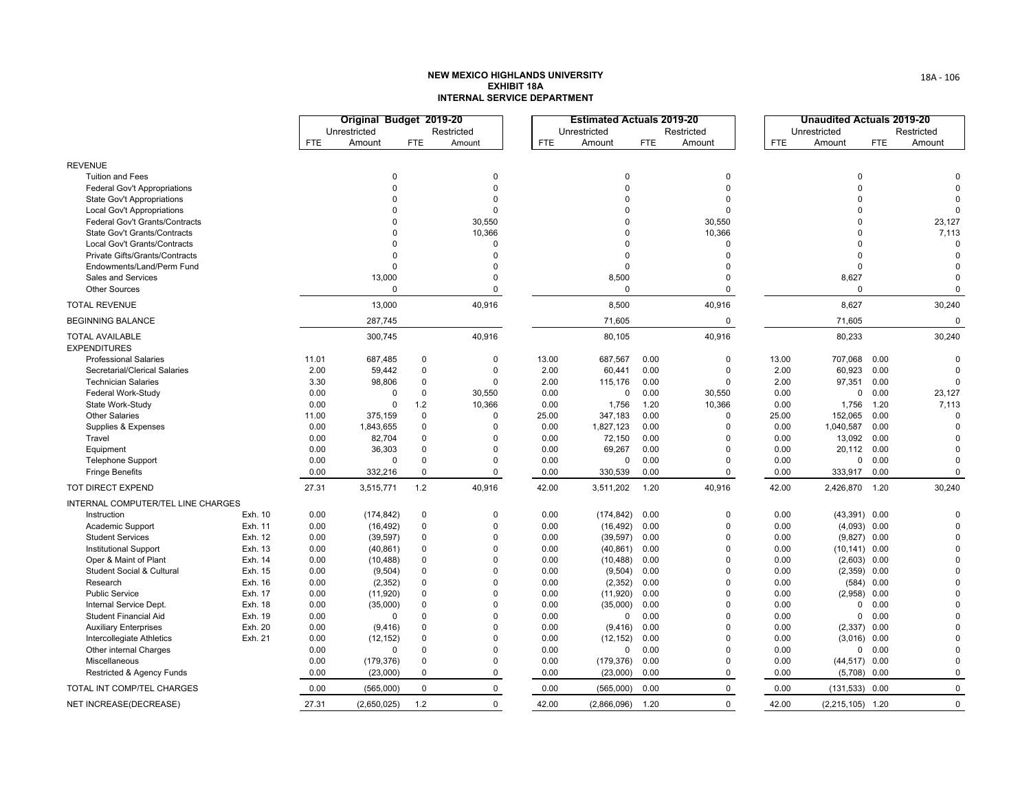**NEW MEXICO HIGHLANDS UNIVERSITY**
**EXHIBIT 18A**
**INTERNAL SERVICE DEPARTMENT**

| | | Original Budget 2019-20 | | | | Estimated Actuals 2019-20 | | | | Unaudited Actuals 2019-20 | | | |
|---|---|---|---|---|---|---|---|---|---|---|---|---|---|
| | | Unrestricted | | Restricted | | Unrestricted | | Restricted | | Unrestricted | | Restricted | |
| | | FTE | Amount | FTE | Amount | FTE | Amount | FTE | Amount | FTE | Amount | FTE | Amount |
| REVENUE | | | | | | | | | | | | | |
| Tuition and Fees | | | 0 | | 0 | | 0 | | 0 | | 0 | | 0 |
| Federal Gov't Appropriations | | | 0 | | 0 | | 0 | | 0 | | 0 | | 0 |
| State Gov't Appropriations | | | 0 | | 0 | | 0 | | 0 | | 0 | | 0 |
| Local Gov't Appropriations | | | 0 | | 0 | | 0 | | 0 | | 0 | | 0 |
| Federal Gov't Grants/Contracts | | | 0 | | 30,550 | | 0 | | 30,550 | | 0 | | 23,127 |
| State Gov't Grants/Contracts | | | 0 | | 10,366 | | 0 | | 10,366 | | 0 | | 7,113 |
| Local Gov't Grants/Contracts | | | 0 | | 0 | | 0 | | 0 | | 0 | | 0 |
| Private Gifts/Grants/Contracts | | | 0 | | 0 | | 0 | | 0 | | 0 | | 0 |
| Endowments/Land/Perm Fund | | | 0 | | 0 | | 0 | | 0 | | 0 | | 0 |
| Sales and Services | | | 13,000 | | 0 | | 8,500 | | 0 | | 8,627 | | 0 |
| Other Sources | | | 0 | | 0 | | 0 | | 0 | | 0 | | 0 |
| TOTAL REVENUE | | | 13,000 | | 40,916 | | 8,500 | | 40,916 | | 8,627 | | 30,240 |
| BEGINNING BALANCE | | | 287,745 | | | | 71,605 | | 0 | | 71,605 | | 0 |
| TOTAL AVAILABLE | | | 300,745 | | 40,916 | | 80,105 | | 40,916 | | 80,233 | | 30,240 |
| EXPENDITURES | | | | | | | | | | | | | |
| Professional Salaries | | 11.01 | 687,485 | 0 | 0 | 13.00 | 687,567 | 0.00 | 0 | 13.00 | 707,068 | 0.00 | 0 |
| Secretarial/Clerical Salaries | | 2.00 | 59,442 | 0 | 0 | 2.00 | 60,441 | 0.00 | 0 | 2.00 | 60,923 | 0.00 | 0 |
| Technician Salaries | | 3.30 | 98,806 | 0 | 0 | 2.00 | 115,176 | 0.00 | 0 | 2.00 | 97,351 | 0.00 | 0 |
| Federal Work-Study | | 0.00 | 0 | 0 | 30,550 | 0.00 | 0 | 0.00 | 30,550 | 0.00 | 0 | 0.00 | 23,127 |
| State Work-Study | | 0.00 | 0 | 1.2 | 10,366 | 0.00 | 1,756 | 1.20 | 10,366 | 0.00 | 1,756 | 1.20 | 7,113 |
| Other Salaries | | 11.00 | 375,159 | 0 | 0 | 25.00 | 347,183 | 0.00 | 0 | 25.00 | 152,065 | 0.00 | 0 |
| Supplies & Expenses | | 0.00 | 1,843,655 | 0 | 0 | 0.00 | 1,827,123 | 0.00 | 0 | 0.00 | 1,040,587 | 0.00 | 0 |
| Travel | | 0.00 | 82,704 | 0 | 0 | 0.00 | 72,150 | 0.00 | 0 | 0.00 | 13,092 | 0.00 | 0 |
| Equipment | | 0.00 | 36,303 | 0 | 0 | 0.00 | 69,267 | 0.00 | 0 | 0.00 | 20,112 | 0.00 | 0 |
| Telephone Support | | 0.00 | 0 | 0 | 0 | 0.00 | 0 | 0.00 | 0 | 0.00 | 0 | 0.00 | 0 |
| Fringe Benefits | | 0.00 | 332,216 | 0 | 0 | 0.00 | 330,539 | 0.00 | 0 | 0.00 | 333,917 | 0.00 | 0 |
| TOT DIRECT EXPEND | | 27.31 | 3,515,771 | 1.2 | 40,916 | 42.00 | 3,511,202 | 1.20 | 40,916 | 42.00 | 2,426,870 | 1.20 | 30,240 |
| INTERNAL COMPUTER/TEL LINE CHARGES | | | | | | | | | | | | | |
| Instruction | Exh. 10 | 0.00 | (174,842) | 0 | 0 | 0.00 | (174,842) | 0.00 | 0 | 0.00 | (43,391) | 0.00 | 0 |
| Academic Support | Exh. 11 | 0.00 | (16,492) | 0 | 0 | 0.00 | (16,492) | 0.00 | 0 | 0.00 | (4,093) | 0.00 | 0 |
| Student Services | Exh. 12 | 0.00 | (39,597) | 0 | 0 | 0.00 | (39,597) | 0.00 | 0 | 0.00 | (9,827) | 0.00 | 0 |
| Institutional Support | Exh. 13 | 0.00 | (40,861) | 0 | 0 | 0.00 | (40,861) | 0.00 | 0 | 0.00 | (10,141) | 0.00 | 0 |
| Oper & Maint of Plant | Exh. 14 | 0.00 | (10,488) | 0 | 0 | 0.00 | (10,488) | 0.00 | 0 | 0.00 | (2,603) | 0.00 | 0 |
| Student Social & Cultural | Exh. 15 | 0.00 | (9,504) | 0 | 0 | 0.00 | (9,504) | 0.00 | 0 | 0.00 | (2,359) | 0.00 | 0 |
| Research | Exh. 16 | 0.00 | (2,352) | 0 | 0 | 0.00 | (2,352) | 0.00 | 0 | 0.00 | (584) | 0.00 | 0 |
| Public Service | Exh. 17 | 0.00 | (11,920) | 0 | 0 | 0.00 | (11,920) | 0.00 | 0 | 0.00 | (2,958) | 0.00 | 0 |
| Internal Service Dept. | Exh. 18 | 0.00 | (35,000) | 0 | 0 | 0.00 | (35,000) | 0.00 | 0 | 0.00 | 0 | 0.00 | 0 |
| Student Financial Aid | Exh. 19 | 0.00 | 0 | 0 | 0 | 0.00 | 0 | 0.00 | 0 | 0.00 | 0 | 0.00 | 0 |
| Auxiliary Enterprises | Exh. 20 | 0.00 | (9,416) | 0 | 0 | 0.00 | (9,416) | 0.00 | 0 | 0.00 | (2,337) | 0.00 | 0 |
| Intercollegiate Athletics | Exh. 21 | 0.00 | (12,152) | 0 | 0 | 0.00 | (12,152) | 0.00 | 0 | 0.00 | (3,016) | 0.00 | 0 |
| Other internal Charges | | 0.00 | 0 | 0 | 0 | 0.00 | 0 | 0.00 | 0 | 0.00 | 0 | 0.00 | 0 |
| Miscellaneous | | 0.00 | (179,376) | 0 | 0 | 0.00 | (179,376) | 0.00 | 0 | 0.00 | (44,517) | 0.00 | 0 |
| Restricted & Agency Funds | | 0.00 | (23,000) | 0 | 0 | 0.00 | (23,000) | 0.00 | 0 | 0.00 | (5,708) | 0.00 | 0 |
| TOTAL INT COMP/TEL CHARGES | | 0.00 | (565,000) | 0 | 0 | 0.00 | (565,000) | 0.00 | 0 | 0.00 | (131,533) | 0.00 | 0 |
| NET INCREASE(DECREASE) | | 27.31 | (2,650,025) | 1.2 | 0 | 42.00 | (2,866,096) | 1.20 | 0 | 42.00 | (2,215,105) | 1.20 | 0 |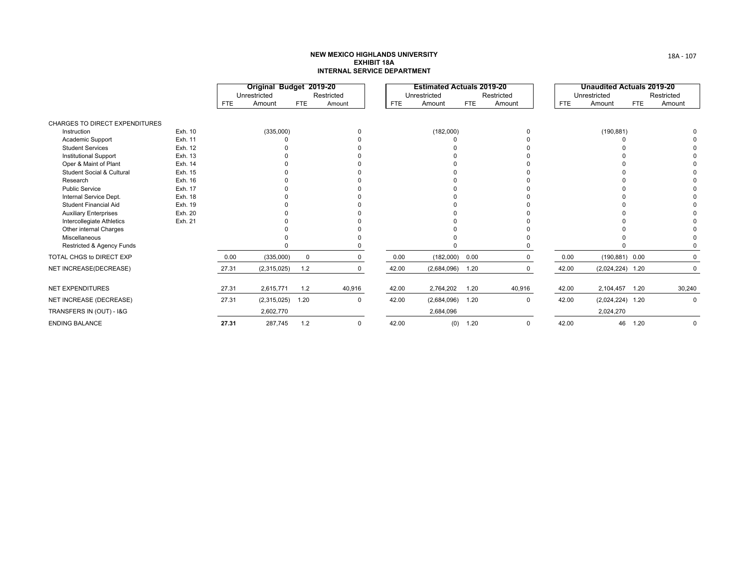**NEW MEXICO HIGHLANDS UNIVERSITY**
**EXHIBIT 18A**
**INTERNAL SERVICE DEPARTMENT**

| | | Original Budget 2019-20 | | | | Estimated Actuals 2019-20 | | | | Unaudited Actuals 2019-20 | | | |
|---|---|---|---|---|---|---|---|---|---|---|---|---|---|
| | | Unrestricted | | Restricted | | Unrestricted | | Restricted | | Unrestricted | | Restricted | |
| | | FTE | Amount | FTE | Amount | FTE | Amount | FTE | Amount | FTE | Amount | FTE | Amount |
| CHARGES TO DIRECT EXPENDITURES | | | | | | | | | | | | | |
| Instruction | Exh. 10 | | (335,000) | | 0 | | (182,000) | | 0 | | (190,881) | | 0 |
| Academic Support | Exh. 11 | | 0 | | 0 | | 0 | | 0 | | 0 | | 0 |
| Student Services | Exh. 12 | | 0 | | 0 | | 0 | | 0 | | 0 | | 0 |
| Institutional Support | Exh. 13 | | 0 | | 0 | | 0 | | 0 | | 0 | | 0 |
| Oper & Maint of Plant | Exh. 14 | | 0 | | 0 | | 0 | | 0 | | 0 | | 0 |
| Student Social & Cultural | Exh. 15 | | 0 | | 0 | | 0 | | 0 | | 0 | | 0 |
| Research | Exh. 16 | | 0 | | 0 | | 0 | | 0 | | 0 | | 0 |
| Public Service | Exh. 17 | | 0 | | 0 | | 0 | | 0 | | 0 | | 0 |
| Internal Service Dept. | Exh. 18 | | 0 | | 0 | | 0 | | 0 | | 0 | | 0 |
| Student Financial Aid | Exh. 19 | | 0 | | 0 | | 0 | | 0 | | 0 | | 0 |
| Auxiliary Enterprises | Exh. 20 | | 0 | | 0 | | 0 | | 0 | | 0 | | 0 |
| Intercollegiate Athletics | Exh. 21 | | 0 | | 0 | | 0 | | 0 | | 0 | | 0 |
| Other internal Charges | | | 0 | | 0 | | 0 | | 0 | | 0 | | 0 |
| Miscellaneous | | | 0 | | 0 | | 0 | | 0 | | 0 | | 0 |
| Restricted & Agency Funds | | | 0 | | 0 | | 0 | | 0 | | 0 | | 0 |
| TOTAL CHGS to DIRECT EXP | | 0.00 | (335,000) | 0 | 0 | 0.00 | (182,000) | 0.00 | 0 | 0.00 | (190,881) | 0.00 | 0 |
| NET INCREASE(DECREASE) | | 27.31 | (2,315,025) | 1.2 | 0 | 42.00 | (2,684,096) | 1.20 | 0 | 42.00 | (2,024,224) | 1.20 | 0 |
| NET EXPENDITURES | | 27.31 | 2,615,771 | 1.2 | 40,916 | 42.00 | 2,764,202 | 1.20 | 40,916 | 42.00 | 2,104,457 | 1.20 | 30,240 |
| NET INCREASE (DECREASE) | | 27.31 | (2,315,025) | 1.20 | 0 | 42.00 | (2,684,096) | 1.20 | 0 | 42.00 | (2,024,224) | 1.20 | 0 |
| TRANSFERS IN (OUT) - I&G | | | 2,602,770 | | | | 2,684,096 | | | | 2,024,270 | | |
| ENDING BALANCE | | **27.31** | 287,745 | 1.2 | 0 | 42.00 | (0) | 1.20 | 0 | 42.00 | 46 | 1.20 | 0 |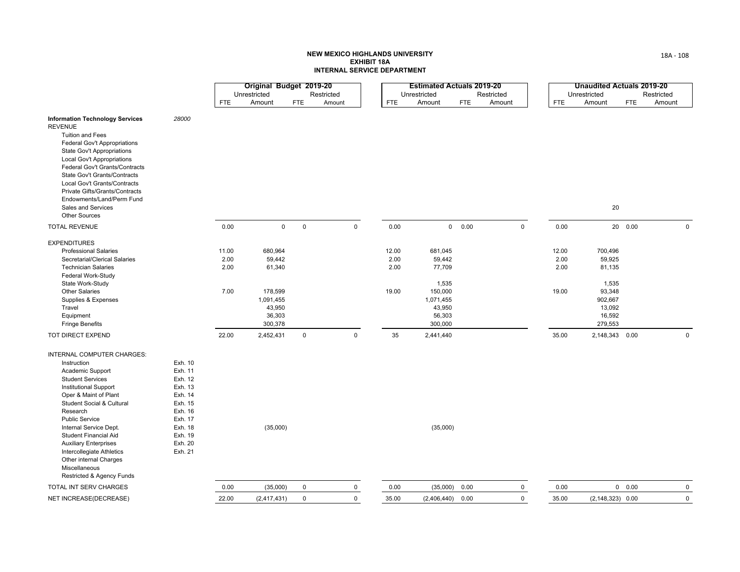**NEW MEXICO HIGHLANDS UNIVERSITY**
**EXHIBIT 18A**
**INTERNAL SERVICE DEPARTMENT**

| | | Original Budget 2019-20 | | | | Estimated Actuals 2019-20 | | | | Unaudited Actuals 2019-20 | | | |
|---|---|---|---|---|---|---|---|---|---|---|---|---|---|
| | | Unrestricted | | Restricted | | Unrestricted | | Restricted | | Unrestricted | | Restricted | |
| | | FTE | Amount | FTE | Amount | FTE | Amount | FTE | Amount | FTE | Amount | FTE | Amount |
| **Information Technology Services** | *28000* | | | | | | | | | | | | |
| REVENUE | | | | | | | | | | | | | |
| Tuition and Fees | | | | | | | | | | | | | |
| Federal Gov't Appropriations | | | | | | | | | | | | | |
| State Gov't Appropriations | | | | | | | | | | | | | |
| Local Gov't Appropriations | | | | | | | | | | | | | |
| Federal Gov't Grants/Contracts | | | | | | | | | | | | | |
| State Gov't Grants/Contracts | | | | | | | | | | | | | |
| Local Gov't Grants/Contracts | | | | | | | | | | | | | |
| Private Gifts/Grants/Contracts | | | | | | | | | | | | | |
| Endowments/Land/Perm Fund | | | | | | | | | | | | | |
| Sales and Services | | | | | | | | | | | 20 | | |
| Other Sources | | | | | | | | | | | | | |
| TOTAL REVENUE | | 0.00 | 0 | 0 | 0 | 0.00 | 0 | 0.00 | 0 | 0.00 | 20 | 0.00 | 0 |
| EXPENDITURES | | | | | | | | | | | | | |
| Professional Salaries | | 11.00 | 680,964 | | | 12.00 | 681,045 | | | 12.00 | 700,496 | | |
| Secretarial/Clerical Salaries | | 2.00 | 59,442 | | | 2.00 | 59,442 | | | 2.00 | 59,925 | | |
| Technician Salaries | | 2.00 | 61,340 | | | 2.00 | 77,709 | | | 2.00 | 81,135 | | |
| Federal Work-Study | | | | | | | | | | | | | |
| State Work-Study | | | | | | | 1,535 | | | | 1,535 | | |
| Other Salaries | | 7.00 | 178,599 | | | 19.00 | 150,000 | | | 19.00 | 93,348 | | |
| Supplies & Expenses | | | 1,091,455 | | | | 1,071,455 | | | | 902,667 | | |
| Travel | | | 43,950 | | | | 43,950 | | | | 13,092 | | |
| Equipment | | | 36,303 | | | | 56,303 | | | | 16,592 | | |
| Fringe Benefits | | | 300,378 | | | | 300,000 | | | | 279,553 | | |
| TOT DIRECT EXPEND | | 22.00 | 2,452,431 | 0 | 0 | 35 | 2,441,440 | | | 35.00 | 2,148,343 | 0.00 | 0 |
| INTERNAL COMPUTER CHARGES: | | | | | | | | | | | | | |
| Instruction | Exh. 10 | | | | | | | | | | | | |
| Academic Support | Exh. 11 | | | | | | | | | | | | |
| Student Services | Exh. 12 | | | | | | | | | | | | |
| Institutional Support | Exh. 13 | | | | | | | | | | | | |
| Oper & Maint of Plant | Exh. 14 | | | | | | | | | | | | |
| Student Social & Cultural | Exh. 15 | | | | | | | | | | | | |
| Research | Exh. 16 | | | | | | | | | | | | |
| Public Service | Exh. 17 | | | | | | | | | | | | |
| Internal Service Dept. | Exh. 18 | | (35,000) | | | | (35,000) | | | | | | |
| Student Financial Aid | Exh. 19 | | | | | | | | | | | | |
| Auxiliary Enterprises | Exh. 20 | | | | | | | | | | | | |
| Intercollegiate Athletics | Exh. 21 | | | | | | | | | | | | |
| Other internal Charges | | | | | | | | | | | | | |
| Miscellaneous | | | | | | | | | | | | | |
| Restricted & Agency Funds | | | | | | | | | | | | | |
| TOTAL INT SERV CHARGES | | 0.00 | (35,000) | 0 | 0 | 0.00 | (35,000) | 0.00 | 0 | 0.00 | 0 | 0.00 | 0 |
| NET INCREASE(DECREASE) | | 22.00 | (2,417,431) | 0 | 0 | 35.00 | (2,406,440) | 0.00 | 0 | 35.00 | (2,148,323) | 0.00 | 0 |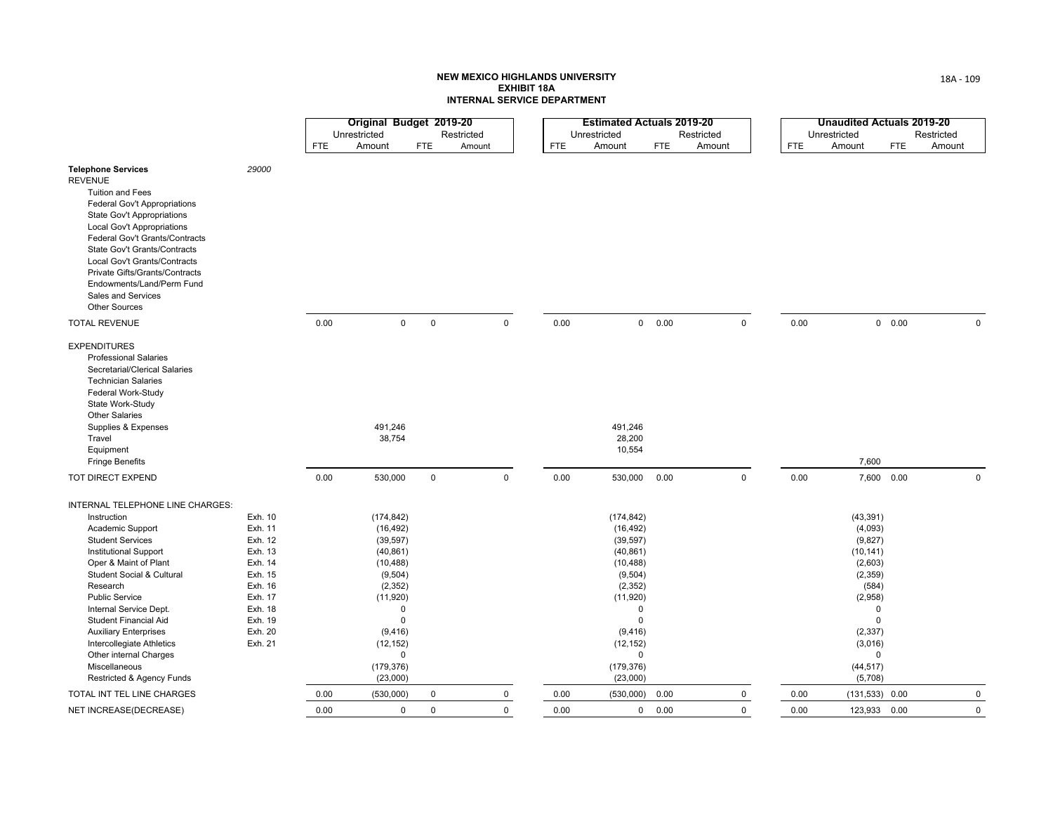# NEW MEXICO HIGHLANDS UNIVERSITY
## EXHIBIT 18A
## INTERNAL SERVICE DEPARTMENT

| | | Original Budget 2019-20 | | | | Estimated Actuals 2019-20 | | | | Unaudited Actuals 2019-20 | | | |
|---|---|---|---|---|---|---|---|---|---|---|---|---|---|
| | | Unrestricted | | Restricted | | Unrestricted | | Restricted | | Unrestricted | | Restricted | |
| | | FTE | Amount | FTE | Amount | FTE | Amount | FTE | Amount | FTE | Amount | FTE | Amount |
| **Telephone Services** | *29000* | | | | | | | | | | | | |
| REVENUE | | | | | | | | | | | | | |
| Tuition and Fees | | | | | | | | | | | | | |
| Federal Gov't Appropriations | | | | | | | | | | | | | |
| State Gov't Appropriations | | | | | | | | | | | | | |
| Local Gov't Appropriations | | | | | | | | | | | | | |
| Federal Gov't Grants/Contracts | | | | | | | | | | | | | |
| State Gov't Grants/Contracts | | | | | | | | | | | | | |
| Local Gov't Grants/Contracts | | | | | | | | | | | | | |
| Private Gifts/Grants/Contracts | | | | | | | | | | | | | |
| Endowments/Land/Perm Fund | | | | | | | | | | | | | |
| Sales and Services | | | | | | | | | | | | | |
| Other Sources | | | | | | | | | | | | | |
| TOTAL REVENUE | | 0.00 | 0 | 0 | 0 | 0.00 | 0 | 0.00 | 0 | 0.00 | 0 | 0.00 | 0 |
| EXPENDITURES | | | | | | | | | | | | | |
| Professional Salaries | | | | | | | | | | | | | |
| Secretarial/Clerical Salaries | | | | | | | | | | | | | |
| Technician Salaries | | | | | | | | | | | | | |
| Federal Work-Study | | | | | | | | | | | | | |
| State Work-Study | | | | | | | | | | | | | |
| Other Salaries | | | | | | | | | | | | | |
| Supplies & Expenses | | | 491,246 | | | | 491,246 | | | | | | |
| Travel | | | 38,754 | | | | 28,200 | | | | | | |
| Equipment | | | | | | | 10,554 | | | | | | |
| Fringe Benefits | | | | | | | | | | | 7,600 | | |
| TOT DIRECT EXPEND | | 0.00 | 530,000 | 0 | 0 | 0.00 | 530,000 | 0.00 | 0 | 0.00 | 7,600 | 0.00 | 0 |
| INTERNAL TELEPHONE LINE CHARGES: | | | | | | | | | | | | | |
| Instruction | Exh. 10 | | (174,842) | | | | (174,842) | | | | (43,391) | | |
| Academic Support | Exh. 11 | | (16,492) | | | | (16,492) | | | | (4,093) | | |
| Student Services | Exh. 12 | | (39,597) | | | | (39,597) | | | | (9,827) | | |
| Institutional Support | Exh. 13 | | (40,861) | | | | (40,861) | | | | (10,141) | | |
| Oper & Maint of Plant | Exh. 14 | | (10,488) | | | | (10,488) | | | | (2,603) | | |
| Student Social & Cultural | Exh. 15 | | (9,504) | | | | (9,504) | | | | (2,359) | | |
| Research | Exh. 16 | | (2,352) | | | | (2,352) | | | | (584) | | |
| Public Service | Exh. 17 | | (11,920) | | | | (11,920) | | | | (2,958) | | |
| Internal Service Dept. | Exh. 18 | | 0 | | | | 0 | | | | 0 | | |
| Student Financial Aid | Exh. 19 | | 0 | | | | 0 | | | | 0 | | |
| Auxiliary Enterprises | Exh. 20 | | (9,416) | | | | (9,416) | | | | (2,337) | | |
| Intercollegiate Athletics | Exh. 21 | | (12,152) | | | | (12,152) | | | | (3,016) | | |
| Other internal Charges | | | 0 | | | | 0 | | | | 0 | | |
| Miscellaneous | | | (179,376) | | | | (179,376) | | | | (44,517) | | |
| Restricted & Agency Funds | | | (23,000) | | | | (23,000) | | | | (5,708) | | |
| TOTAL INT TEL LINE CHARGES | | 0.00 | (530,000) | 0 | 0 | 0.00 | (530,000) | 0.00 | 0 | 0.00 | (131,533) | 0.00 | 0 |
| NET INCREASE(DECREASE) | | 0.00 | 0 | 0 | 0 | 0.00 | 0 | 0.00 | 0 | 0.00 | 123,933 | 0.00 | 0 |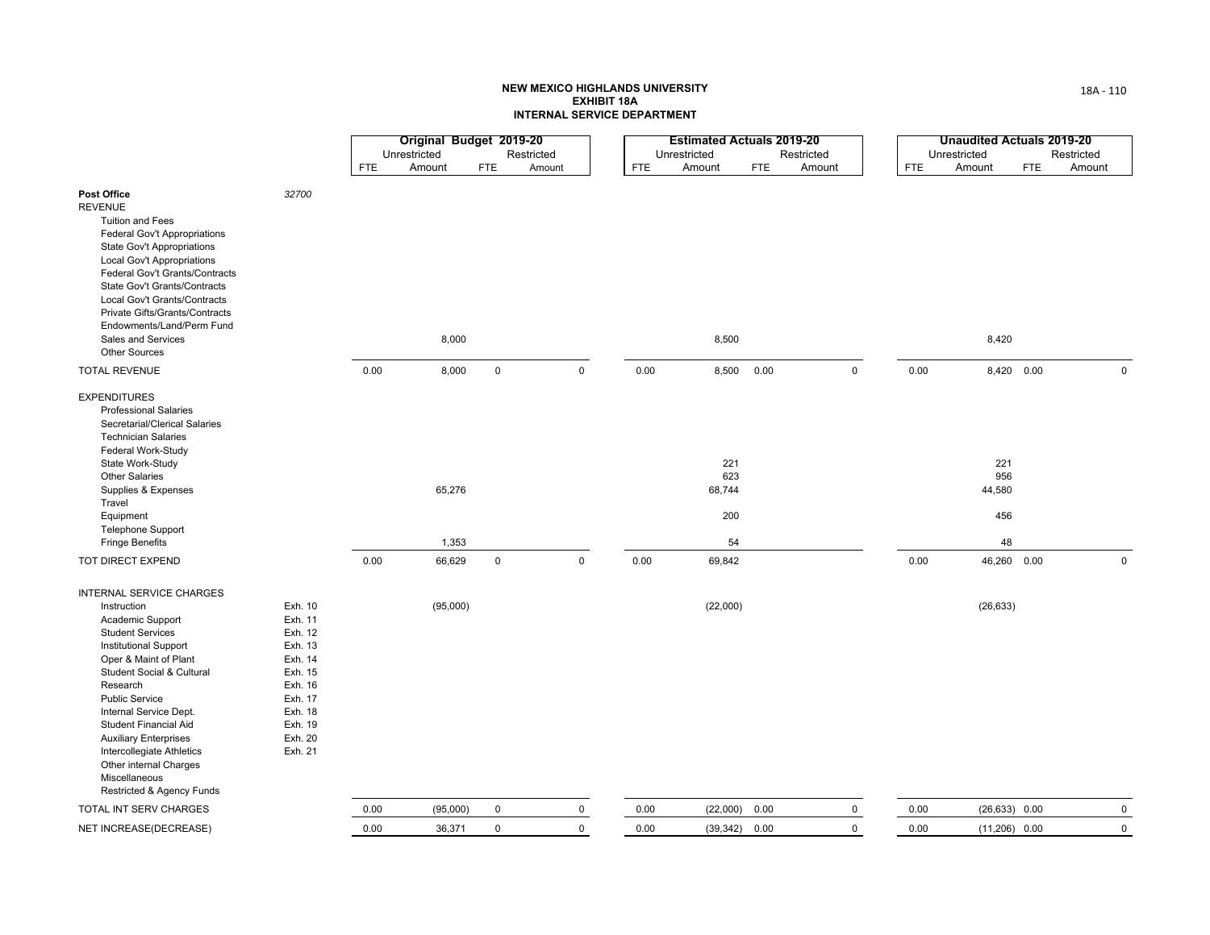**NEW MEXICO HIGHLANDS UNIVERSITY**
**EXHIBIT 18A**
**INTERNAL SERVICE DEPARTMENT**

| | | Original Budget 2019-20 | | | | Estimated Actuals 2019-20 | | | | Unaudited Actuals 2019-20 | | | |
|---|---|---|---|---|---|---|---|---|---|---|---|---|---|
| | | Unrestricted | | Restricted | | Unrestricted | | Restricted | | Unrestricted | | Restricted | |
| | | FTE | Amount | FTE | Amount | FTE | Amount | FTE | Amount | FTE | Amount | FTE | Amount |
| **Post Office** | *32700* | | | | | | | | | | | | |
| REVENUE | | | | | | | | | | | | | |
| Tuition and Fees | | | | | | | | | | | | | |
| Federal Gov't Appropriations | | | | | | | | | | | | | |
| State Gov't Appropriations | | | | | | | | | | | | | |
| Local Gov't Appropriations | | | | | | | | | | | | | |
| Federal Gov't Grants/Contracts | | | | | | | | | | | | | |
| State Gov't Grants/Contracts | | | | | | | | | | | | | |
| Local Gov't Grants/Contracts | | | | | | | | | | | | | |
| Private Gifts/Grants/Contracts | | | | | | | | | | | | | |
| Endowments/Land/Perm Fund | | | | | | | | | | | | | |
| Sales and Services | | | 8,000 | | | | 8,500 | | | | 8,420 | | |
| Other Sources | | | | | | | | | | | | | |
| TOTAL REVENUE | | 0.00 | 8,000 | 0 | 0 | 0.00 | 8,500 | 0.00 | 0 | 0.00 | 8,420 | 0.00 | 0 |
| EXPENDITURES | | | | | | | | | | | | | |
| Professional Salaries | | | | | | | | | | | | | |
| Secretarial/Clerical Salaries | | | | | | | | | | | | | |
| Technician Salaries | | | | | | | | | | | | | |
| Federal Work-Study | | | | | | | | | | | | | |
| State Work-Study | | | | | | | 221 | | | | 221 | | |
| Other Salaries | | | | | | | 623 | | | | 956 | | |
| Supplies & Expenses | | | 65,276 | | | | 68,744 | | | | 44,580 | | |
| Travel | | | | | | | | | | | | | |
| Equipment | | | | | | | 200 | | | | 456 | | |
| Telephone Support | | | | | | | | | | | | | |
| Fringe Benefits | | | 1,353 | | | | 54 | | | | 48 | | |
| TOT DIRECT EXPEND | | 0.00 | 66,629 | 0 | 0 | 0.00 | 69,842 | | | 0.00 | 46,260 | 0.00 | 0 |
| INTERNAL SERVICE CHARGES | | | | | | | | | | | | | |
| Instruction | Exh. 10 | | (95,000) | | | | (22,000) | | | | (26,633) | | |
| Academic Support | Exh. 11 | | | | | | | | | | | | |
| Student Services | Exh. 12 | | | | | | | | | | | | |
| Institutional Support | Exh. 13 | | | | | | | | | | | | |
| Oper & Maint of Plant | Exh. 14 | | | | | | | | | | | | |
| Student Social & Cultural | Exh. 15 | | | | | | | | | | | | |
| Research | Exh. 16 | | | | | | | | | | | | |
| Public Service | Exh. 17 | | | | | | | | | | | | |
| Internal Service Dept. | Exh. 18 | | | | | | | | | | | | |
| Student Financial Aid | Exh. 19 | | | | | | | | | | | | |
| Auxiliary Enterprises | Exh. 20 | | | | | | | | | | | | |
| Intercollegiate Athletics | Exh. 21 | | | | | | | | | | | | |
| Other internal Charges | | | | | | | | | | | | | |
| Miscellaneous | | | | | | | | | | | | | |
| Restricted & Agency Funds | | | | | | | | | | | | | |
| TOTAL INT SERV CHARGES | | 0.00 | (95,000) | 0 | 0 | 0.00 | (22,000) | 0.00 | 0 | 0.00 | (26,633) | 0.00 | 0 |
| NET INCREASE(DECREASE) | | 0.00 | 36,371 | 0 | 0 | 0.00 | (39,342) | 0.00 | 0 | 0.00 | (11,206) | 0.00 | 0 |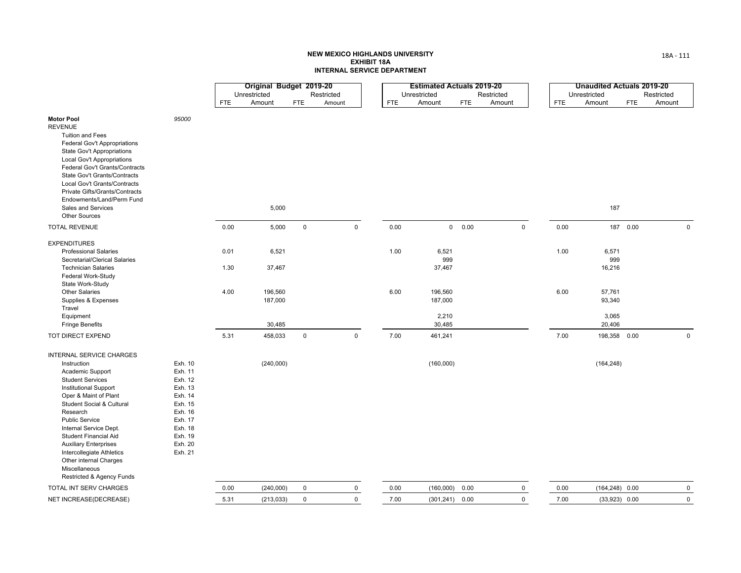**NEW MEXICO HIGHLANDS UNIVERSITY**
**EXHIBIT 18A**
**INTERNAL SERVICE DEPARTMENT**

| | | Original Budget 2019-20 | | | | Estimated Actuals 2019-20 | | | | Unaudited Actuals 2019-20 | | | |
|---|---|---|---|---|---|---|---|---|---|---|---|---|---|
| | | Unrestricted | | Restricted | | Unrestricted | | Restricted | | Unrestricted | | Restricted | |
| | | FTE | Amount | FTE | Amount | FTE | Amount | FTE | Amount | FTE | Amount | FTE | Amount |
| **Motor Pool** | *95000* | | | | | | | | | | | | |
| REVENUE | | | | | | | | | | | | | |
| Tuition and Fees | | | | | | | | | | | | | |
| Federal Gov't Appropriations | | | | | | | | | | | | | |
| State Gov't Appropriations | | | | | | | | | | | | | |
| Local Gov't Appropriations | | | | | | | | | | | | | |
| Federal Gov't Grants/Contracts | | | | | | | | | | | | | |
| State Gov't Grants/Contracts | | | | | | | | | | | | | |
| Local Gov't Grants/Contracts | | | | | | | | | | | | | |
| Private Gifts/Grants/Contracts | | | | | | | | | | | | | |
| Endowments/Land/Perm Fund | | | | | | | | | | | | | |
| Sales and Services | | | 5,000 | | | | | | | | 187 | | |
| Other Sources | | | | | | | | | | | | | |
| TOTAL REVENUE | | 0.00 | 5,000 | 0 | 0 | 0.00 | 0 | 0.00 | 0 | 0.00 | 187 | 0.00 | 0 |
| EXPENDITURES | | | | | | | | | | | | | |
| Professional Salaries | | 0.01 | 6,521 | | | 1.00 | 6,521 | | | 1.00 | 6,571 | | |
| Secretarial/Clerical Salaries | | | | | | | 999 | | | | 999 | | |
| Technician Salaries | | 1.30 | 37,467 | | | | 37,467 | | | | 16,216 | | |
| Federal Work-Study | | | | | | | | | | | | | |
| State Work-Study | | | | | | | | | | | | | |
| Other Salaries | | 4.00 | 196,560 | | | 6.00 | 196,560 | | | 6.00 | 57,761 | | |
| Supplies & Expenses | | | 187,000 | | | | 187,000 | | | | 93,340 | | |
| Travel | | | | | | | | | | | | | |
| Equipment | | | | | | | 2,210 | | | | 3,065 | | |
| Fringe Benefits | | | 30,485 | | | | 30,485 | | | | 20,406 | | |
| TOT DIRECT EXPEND | | 5.31 | 458,033 | 0 | 0 | 7.00 | 461,241 | | | 7.00 | 198,358 | 0.00 | 0 |
| INTERNAL SERVICE CHARGES | | | | | | | | | | | | | |
| Instruction | Exh. 10 | | (240,000) | | | | (160,000) | | | | (164,248) | | |
| Academic Support | Exh. 11 | | | | | | | | | | | | |
| Student Services | Exh. 12 | | | | | | | | | | | | |
| Institutional Support | Exh. 13 | | | | | | | | | | | | |
| Oper & Maint of Plant | Exh. 14 | | | | | | | | | | | | |
| Student Social & Cultural | Exh. 15 | | | | | | | | | | | | |
| Research | Exh. 16 | | | | | | | | | | | | |
| Public Service | Exh. 17 | | | | | | | | | | | | |
| Internal Service Dept. | Exh. 18 | | | | | | | | | | | | |
| Student Financial Aid | Exh. 19 | | | | | | | | | | | | |
| Auxiliary Enterprises | Exh. 20 | | | | | | | | | | | | |
| Intercollegiate Athletics | Exh. 21 | | | | | | | | | | | | |
| Other internal Charges | | | | | | | | | | | | | |
| Miscellaneous | | | | | | | | | | | | | |
| Restricted & Agency Funds | | | | | | | | | | | | | |
| TOTAL INT SERV CHARGES | | 0.00 | (240,000) | 0 | 0 | 0.00 | (160,000) | 0.00 | 0 | 0.00 | (164,248) | 0.00 | 0 |
| NET INCREASE(DECREASE) | | 5.31 | (213,033) | 0 | 0 | 7.00 | (301,241) | 0.00 | 0 | 7.00 | (33,923) | 0.00 | 0 |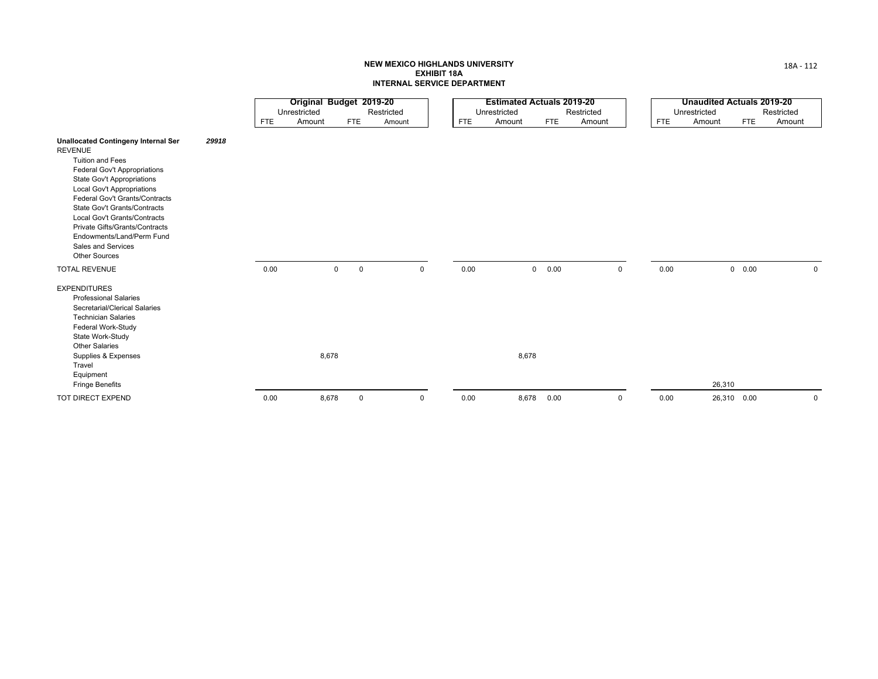# NEW MEXICO HIGHLANDS UNIVERSITY
## EXHIBIT 18A
## INTERNAL SERVICE DEPARTMENT

| | | Original Budget 2019-20 | | | | Estimated Actuals 2019-20 | | | | Unaudited Actuals 2019-20 | | | |
|---|---|---|---|---|---|---|---|---|---|---|---|---|---|
| | | Unrestricted | | Restricted | | Unrestricted | | Restricted | | Unrestricted | | Restricted | |
| | | FTE | Amount | FTE | Amount | FTE | Amount | FTE | Amount | FTE | Amount | FTE | Amount |
| **Unallocated Contingeny Internal Ser** | ***29918*** | | | | | | | | | | | | |
| REVENUE | | | | | | | | | | | | | |
| Tuition and Fees | | | | | | | | | | | | | |
| Federal Gov't Appropriations | | | | | | | | | | | | | |
| State Gov't Appropriations | | | | | | | | | | | | | |
| Local Gov't Appropriations | | | | | | | | | | | | | |
| Federal Gov't Grants/Contracts | | | | | | | | | | | | | |
| State Gov't Grants/Contracts | | | | | | | | | | | | | |
| Local Gov't Grants/Contracts | | | | | | | | | | | | | |
| Private Gifts/Grants/Contracts | | | | | | | | | | | | | |
| Endowments/Land/Perm Fund | | | | | | | | | | | | | |
| Sales and Services | | | | | | | | | | | | | |
| Other Sources | | | | | | | | | | | | | |
| TOTAL REVENUE | | 0.00 | 0 | 0 | 0 | 0.00 | 0 | 0.00 | 0 | 0.00 | 0 | 0.00 | 0 |
| EXPENDITURES | | | | | | | | | | | | | |
| Professional Salaries | | | | | | | | | | | | | |
| Secretarial/Clerical Salaries | | | | | | | | | | | | | |
| Technician Salaries | | | | | | | | | | | | | |
| Federal Work-Study | | | | | | | | | | | | | |
| State Work-Study | | | | | | | | | | | | | |
| Other Salaries | | | | | | | | | | | | | |
| Supplies & Expenses | | | 8,678 | | | | 8,678 | | | | | | |
| Travel | | | | | | | | | | | | | |
| Equipment | | | | | | | | | | | | | |
| Fringe Benefits | | | | | | | | | | | 26,310 | | |
| TOT DIRECT EXPEND | | 0.00 | 8,678 | 0 | 0 | 0.00 | 8,678 | 0.00 | 0 | 0.00 | 26,310 | 0.00 | 0 |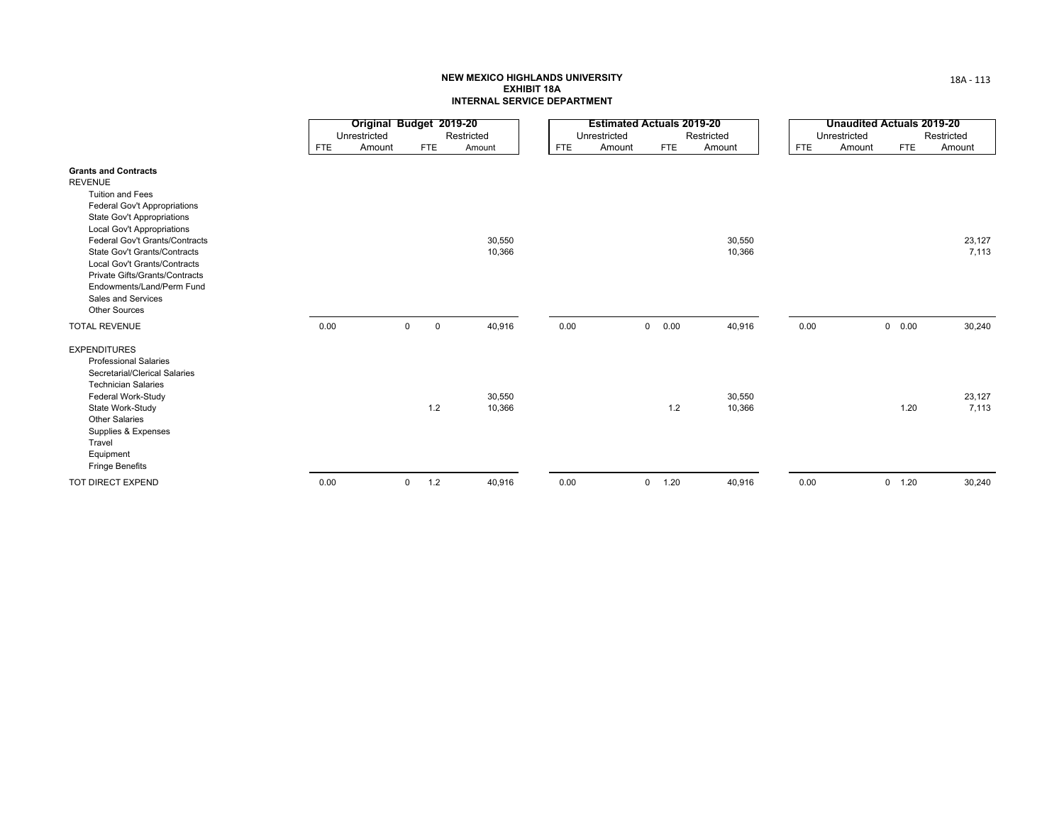**NEW MEXICO HIGHLANDS UNIVERSITY**
**EXHIBIT 18A**
**INTERNAL SERVICE DEPARTMENT**

| | Original Budget 2019-20 | | | | Estimated Actuals 2019-20 | | | | Unaudited Actuals 2019-20 | | | |
|---|---|---|---|---|---|---|---|---|---|---|---|---|
| | Unrestricted | | Restricted | | Unrestricted | | Restricted | | Unrestricted | | Restricted | |
| | FTE | Amount | FTE | Amount | FTE | Amount | FTE | Amount | FTE | Amount | FTE | Amount |
| **Grants and Contracts** | | | | | | | | | | | | |
| REVENUE | | | | | | | | | | | | |
| Tuition and Fees | | | | | | | | | | | | |
| Federal Gov't Appropriations | | | | | | | | | | | | |
| State Gov't Appropriations | | | | | | | | | | | | |
| Local Gov't Appropriations | | | | | | | | | | | | |
| Federal Gov't Grants/Contracts | | | | 30,550 | | | | 30,550 | | | | 23,127 |
| State Gov't Grants/Contracts | | | | 10,366 | | | | 10,366 | | | | 7,113 |
| Local Gov't Grants/Contracts | | | | | | | | | | | | |
| Private Gifts/Grants/Contracts | | | | | | | | | | | | |
| Endowments/Land/Perm Fund | | | | | | | | | | | | |
| Sales and Services | | | | | | | | | | | | |
| Other Sources | | | | | | | | | | | | |
| TOTAL REVENUE | 0.00 | 0 | 0 | 40,916 | 0.00 | 0 | 0.00 | 40,916 | 0.00 | 0 | 0.00 | 30,240 |
| EXPENDITURES | | | | | | | | | | | | |
| Professional Salaries | | | | | | | | | | | | |
| Secretarial/Clerical Salaries | | | | | | | | | | | | |
| Technician Salaries | | | | | | | | | | | | |
| Federal Work-Study | | | | 30,550 | | | | 30,550 | | | | 23,127 |
| State Work-Study | | | 1.2 | 10,366 | | | 1.2 | 10,366 | | | 1.20 | 7,113 |
| Other Salaries | | | | | | | | | | | | |
| Supplies & Expenses | | | | | | | | | | | | |
| Travel | | | | | | | | | | | | |
| Equipment | | | | | | | | | | | | |
| Fringe Benefits | | | | | | | | | | | | |
| TOT DIRECT EXPEND | 0.00 | 0 | 1.2 | 40,916 | 0.00 | 0 | 1.20 | 40,916 | 0.00 | 0 | 1.20 | 30,240 |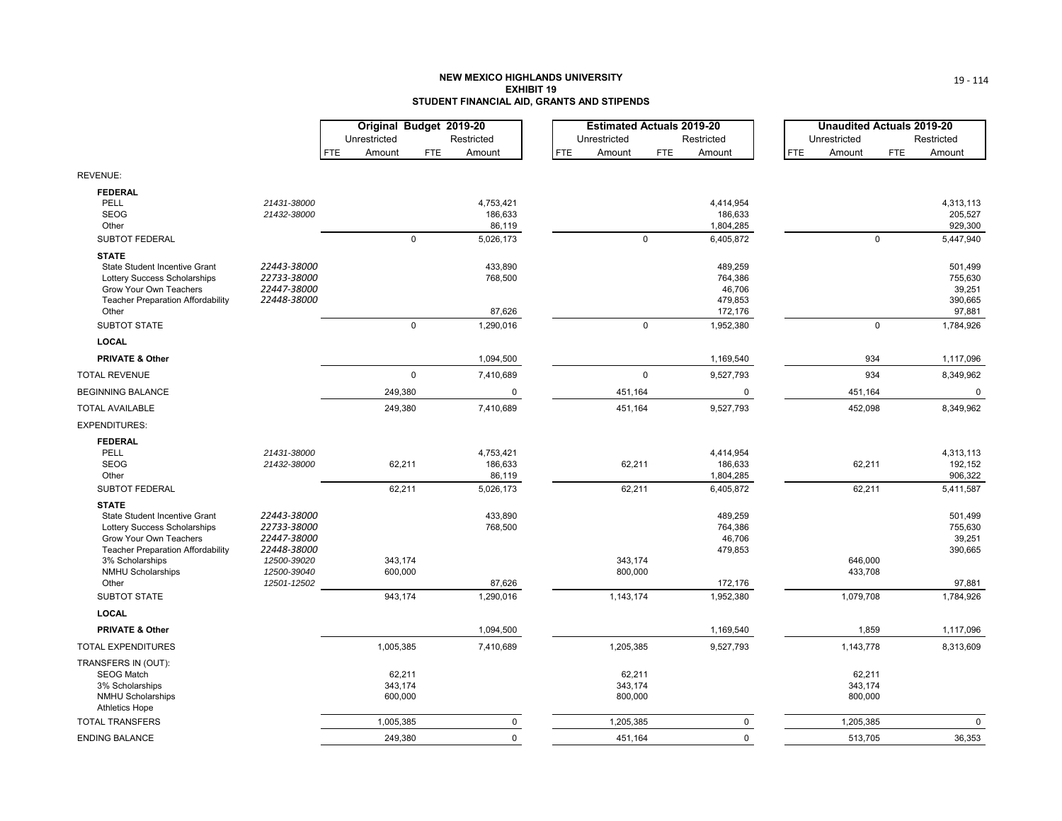**NEW MEXICO HIGHLANDS UNIVERSITY**
**EXHIBIT 19**
**STUDENT FINANCIAL AID, GRANTS AND STIPENDS**

| | | Original Budget 2019-20 | | | | Estimated Actuals 2019-20 | | | | Unaudited Actuals 2019-20 | | | |
|---|---|---|---|---|---|---|---|---|---|---|---|---|---|
| | | Unrestricted | | Restricted | | Unrestricted | | Restricted | | Unrestricted | | Restricted | |
| | | FTE | Amount | FTE | Amount | FTE | Amount | FTE | Amount | FTE | Amount | FTE | Amount |
| REVENUE: | | | | | | | | | | | | | |
| **FEDERAL** | | | | | | | | | | | | | |
| PELL | *21431-38000* | | | | 4,753,421 | | | | 4,414,954 | | | | 4,313,113 |
| SEOG | *21432-38000* | | | | 186,633 | | | | 186,633 | | | | 205,527 |
| Other | | | | | 86,119 | | | | 1,804,285 | | | | 929,300 |
| SUBTOT FEDERAL | | | 0 | | 5,026,173 | | 0 | | 6,405,872 | | 0 | | 5,447,940 |
| **STATE** | | | | | | | | | | | | | |
| State Student Incentive Grant | *22443-38000* | | | | 433,890 | | | | 489,259 | | | | 501,499 |
| Lottery Success Scholarships | *22733-38000* | | | | 768,500 | | | | 764,386 | | | | 755,630 |
| Grow Your Own Teachers | *22447-38000* | | | | | | | | 46,706 | | | | 39,251 |
| Teacher Preparation Affordability | *22448-38000* | | | | | | | | 479,853 | | | | 390,665 |
| Other | | | | | 87,626 | | | | 172,176 | | | | 97,881 |
| SUBTOT STATE | | | 0 | | 1,290,016 | | 0 | | 1,952,380 | | 0 | | 1,784,926 |
| **LOCAL** | | | | | | | | | | | | | |
| **PRIVATE & Other** | | | | | 1,094,500 | | | | 1,169,540 | | 934 | | 1,117,096 |
| TOTAL REVENUE | | | 0 | | 7,410,689 | | 0 | | 9,527,793 | | 934 | | 8,349,962 |
| BEGINNING BALANCE | | | 249,380 | | 0 | | 451,164 | | 0 | | 451,164 | | 0 |
| TOTAL AVAILABLE | | | 249,380 | | 7,410,689 | | 451,164 | | 9,527,793 | | 452,098 | | 8,349,962 |
| EXPENDITURES: | | | | | | | | | | | | | |
| **FEDERAL** | | | | | | | | | | | | | |
| PELL | *21431-38000* | | | | 4,753,421 | | | | 4,414,954 | | | | 4,313,113 |
| SEOG | *21432-38000* | | 62,211 | | 186,633 | | 62,211 | | 186,633 | | 62,211 | | 192,152 |
| Other | | | | | 86,119 | | | | 1,804,285 | | | | 906,322 |
| SUBTOT FEDERAL | | | 62,211 | | 5,026,173 | | 62,211 | | 6,405,872 | | 62,211 | | 5,411,587 |
| **STATE** | | | | | | | | | | | | | |
| State Student Incentive Grant | *22443-38000* | | | | 433,890 | | | | 489,259 | | | | 501,499 |
| Lottery Success Scholarships | *22733-38000* | | | | 768,500 | | | | 764,386 | | | | 755,630 |
| Grow Your Own Teachers | *22447-38000* | | | | | | | | 46,706 | | | | 39,251 |
| Teacher Preparation Affordability | *22448-38000* | | | | | | | | 479,853 | | | | 390,665 |
| 3% Scholarships | *12500-39020* | | 343,174 | | | | 343,174 | | | | 646,000 | | |
| NMHU Scholarships | *12500-39040* | | 600,000 | | | | 800,000 | | | | 433,708 | | |
| Other | *12501-12502* | | | | 87,626 | | | | 172,176 | | | | 97,881 |
| SUBTOT STATE | | | 943,174 | | 1,290,016 | | 1,143,174 | | 1,952,380 | | 1,079,708 | | 1,784,926 |
| **LOCAL** | | | | | | | | | | | | | |
| **PRIVATE & Other** | | | | | 1,094,500 | | | | 1,169,540 | | 1,859 | | 1,117,096 |
| TOTAL EXPENDITURES | | | 1,005,385 | | 7,410,689 | | 1,205,385 | | 9,527,793 | | 1,143,778 | | 8,313,609 |
| TRANSFERS IN (OUT): | | | | | | | | | | | | | |
| SEOG Match | | | 62,211 | | | | 62,211 | | | | 62,211 | | |
| 3% Scholarships | | | 343,174 | | | | 343,174 | | | | 343,174 | | |
| NMHU Scholarships | | | 600,000 | | | | 800,000 | | | | 800,000 | | |
| Athletics Hope | | | | | | | | | | | | | |
| TOTAL TRANSFERS | | | 1,005,385 | | 0 | | 1,205,385 | | 0 | | 1,205,385 | | 0 |
| ENDING BALANCE | | | 249,380 | | 0 | | 451,164 | | 0 | | 513,705 | | 36,353 |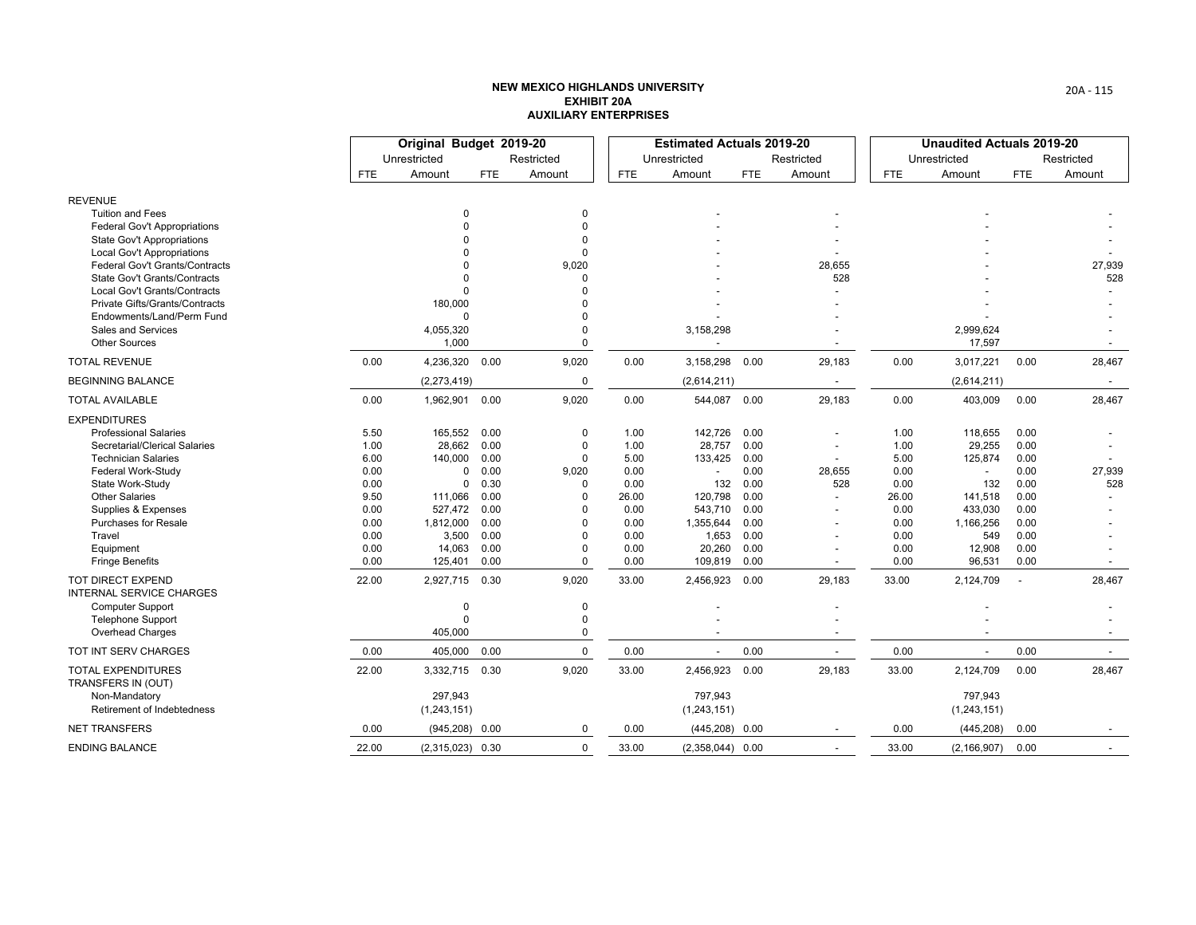**NEW MEXICO HIGHLANDS UNIVERSITY**
**EXHIBIT 20A**
**AUXILIARY ENTERPRISES**

| | Original Budget 2019-20 | | | | Estimated Actuals 2019-20 | | | | Unaudited Actuals 2019-20 | | | |
|---|---|---|---|---|---|---|---|---|---|---|---|---|
| | Unrestricted | | Restricted | | Unrestricted | | Restricted | | Unrestricted | | Restricted | |
| | FTE | Amount | FTE | Amount | FTE | Amount | FTE | Amount | FTE | Amount | FTE | Amount |
| REVENUE | | | | | | | | | | | | |
| Tuition and Fees | | 0 | | 0 | | - | | - | | - | | - |
| Federal Gov't Appropriations | | 0 | | 0 | | - | | - | | - | | - |
| State Gov't Appropriations | | 0 | | 0 | | - | | - | | - | | - |
| Local Gov't Appropriations | | 0 | | 0 | | - | | - | | - | | - |
| Federal Gov't Grants/Contracts | | 0 | | 9,020 | | - | | 28,655 | | - | | 27,939 |
| State Gov't Grants/Contracts | | 0 | | 0 | | - | | 528 | | - | | 528 |
| Local Gov't Grants/Contracts | | 0 | | 0 | | - | | - | | - | | - |
| Private Gifts/Grants/Contracts | | 180,000 | | 0 | | - | | - | | - | | - |
| Endowments/Land/Perm Fund | | 0 | | 0 | | - | | - | | - | | - |
| Sales and Services | | 4,055,320 | | 0 | | 3,158,298 | | - | | 2,999,624 | | - |
| Other Sources | | 1,000 | | 0 | | - | | - | | 17,597 | | - |
| TOTAL REVENUE | 0.00 | 4,236,320 | 0.00 | 9,020 | 0.00 | 3,158,298 | 0.00 | 29,183 | 0.00 | 3,017,221 | 0.00 | 28,467 |
| BEGINNING BALANCE | | (2,273,419) | | 0 | | (2,614,211) | | - | | (2,614,211) | | - |
| TOTAL AVAILABLE | 0.00 | 1,962,901 | 0.00 | 9,020 | 0.00 | 544,087 | 0.00 | 29,183 | 0.00 | 403,009 | 0.00 | 28,467 |
| EXPENDITURES | | | | | | | | | | | | |
| Professional Salaries | 5.50 | 165,552 | 0.00 | 0 | 1.00 | 142,726 | 0.00 | - | 1.00 | 118,655 | 0.00 | - |
| Secretarial/Clerical Salaries | 1.00 | 28,662 | 0.00 | 0 | 1.00 | 28,757 | 0.00 | - | 1.00 | 29,255 | 0.00 | - |
| Technician Salaries | 6.00 | 140,000 | 0.00 | 0 | 5.00 | 133,425 | 0.00 | - | 5.00 | 125,874 | 0.00 | - |
| Federal Work-Study | 0.00 | 0 | 0.00 | 9,020 | 0.00 | - | 0.00 | 28,655 | 0.00 | - | 0.00 | 27,939 |
| State Work-Study | 0.00 | 0 | 0.30 | 0 | 0.00 | 132 | 0.00 | 528 | 0.00 | 132 | 0.00 | 528 |
| Other Salaries | 9.50 | 111,066 | 0.00 | 0 | 26.00 | 120,798 | 0.00 | - | 26.00 | 141,518 | 0.00 | - |
| Supplies & Expenses | 0.00 | 527,472 | 0.00 | 0 | 0.00 | 543,710 | 0.00 | - | 0.00 | 433,030 | 0.00 | - |
| Purchases for Resale | 0.00 | 1,812,000 | 0.00 | 0 | 0.00 | 1,355,644 | 0.00 | - | 0.00 | 1,166,256 | 0.00 | - |
| Travel | 0.00 | 3,500 | 0.00 | 0 | 0.00 | 1,653 | 0.00 | - | 0.00 | 549 | 0.00 | - |
| Equipment | 0.00 | 14,063 | 0.00 | 0 | 0.00 | 20,260 | 0.00 | - | 0.00 | 12,908 | 0.00 | - |
| Fringe Benefits | 0.00 | 125,401 | 0.00 | 0 | 0.00 | 109,819 | 0.00 | - | 0.00 | 96,531 | 0.00 | - |
| TOT DIRECT EXPEND | 22.00 | 2,927,715 | 0.30 | 9,020 | 33.00 | 2,456,923 | 0.00 | 29,183 | 33.00 | 2,124,709 | - | 28,467 |
| INTERNAL SERVICE CHARGES | | | | | | | | | | | | |
| Computer Support | | 0 | | 0 | | - | | - | | - | | - |
| Telephone Support | | 0 | | 0 | | - | | - | | - | | - |
| Overhead Charges | | 405,000 | | 0 | | - | | - | | - | | - |
| TOT INT SERV CHARGES | 0.00 | 405,000 | 0.00 | 0 | 0.00 | - | 0.00 | - | 0.00 | - | 0.00 | - |
| TOTAL EXPENDITURES | 22.00 | 3,332,715 | 0.30 | 9,020 | 33.00 | 2,456,923 | 0.00 | 29,183 | 33.00 | 2,124,709 | 0.00 | 28,467 |
| TRANSFERS IN (OUT) | | | | | | | | | | | | |
| Non-Mandatory | | 297,943 | | | | 797,943 | | | | 797,943 | | |
| Retirement of Indebtedness | | (1,243,151) | | | | (1,243,151) | | | | (1,243,151) | | |
| NET TRANSFERS | 0.00 | (945,208) | 0.00 | 0 | 0.00 | (445,208) | 0.00 | - | 0.00 | (445,208) | 0.00 | - |
| ENDING BALANCE | 22.00 | (2,315,023) | 0.30 | 0 | 33.00 | (2,358,044) | 0.00 | - | 33.00 | (2,166,907) | 0.00 | - |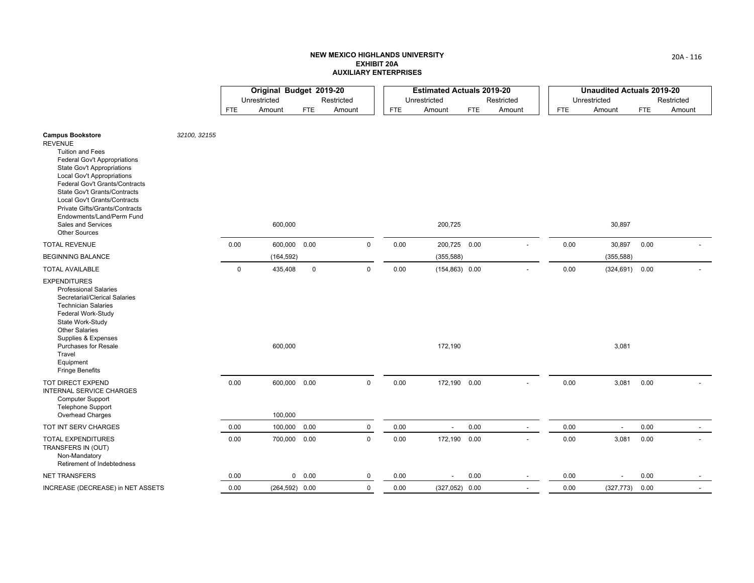**NEW MEXICO HIGHLANDS UNIVERSITY**
**EXHIBIT 20A**
**AUXILIARY ENTERPRISES**

| | | Original Budget 2019-20 | | | | Estimated Actuals 2019-20 | | | | Unaudited Actuals 2019-20 | | | |
|---|---|---|---|---|---|---|---|---|---|---|---|---|---|
| | | Unrestricted | | Restricted | | Unrestricted | | Restricted | | Unrestricted | | Restricted | |
| | | FTE | Amount | FTE | Amount | FTE | Amount | FTE | Amount | FTE | Amount | FTE | Amount |
| **Campus Bookstore** | *32100, 32155* | | | | | | | | | | | | |
| REVENUE | | | | | | | | | | | | | |
| Tuition and Fees | | | | | | | | | | | | | |
| Federal Gov't Appropriations | | | | | | | | | | | | | |
| State Gov't Appropriations | | | | | | | | | | | | | |
| Local Gov't Appropriations | | | | | | | | | | | | | |
| Federal Gov't Grants/Contracts | | | | | | | | | | | | | |
| State Gov't Grants/Contracts | | | | | | | | | | | | | |
| Local Gov't Grants/Contracts | | | | | | | | | | | | | |
| Private Gifts/Grants/Contracts | | | | | | | | | | | | | |
| Endowments/Land/Perm Fund | | | | | | | | | | | | | |
| Sales and Services | | | 600,000 | | | | 200,725 | | | | 30,897 | | |
| Other Sources | | | | | | | | | | | | | |
| TOTAL REVENUE | | 0.00 | 600,000 | 0.00 | 0 | 0.00 | 200,725 | 0.00 | - | 0.00 | 30,897 | 0.00 | - |
| BEGINNING BALANCE | | | (164,592) | | | | (355,588) | | | | (355,588) | | |
| TOTAL AVAILABLE | | 0 | 435,408 | 0 | 0 | 0.00 | (154,863) | 0.00 | - | 0.00 | (324,691) | 0.00 | - |
| EXPENDITURES | | | | | | | | | | | | | |
| Professional Salaries | | | | | | | | | | | | | |
| Secretarial/Clerical Salaries | | | | | | | | | | | | | |
| Technician Salaries | | | | | | | | | | | | | |
| Federal Work-Study | | | | | | | | | | | | | |
| State Work-Study | | | | | | | | | | | | | |
| Other Salaries | | | | | | | | | | | | | |
| Supplies & Expenses | | | | | | | | | | | | | |
| Purchases for Resale | | | 600,000 | | | | 172,190 | | | | 3,081 | | |
| Travel | | | | | | | | | | | | | |
| Equipment | | | | | | | | | | | | | |
| Fringe Benefits | | | | | | | | | | | | | |
| TOT DIRECT EXPEND | | 0.00 | 600,000 | 0.00 | 0 | 0.00 | 172,190 | 0.00 | - | 0.00 | 3,081 | 0.00 | - |
| INTERNAL SERVICE CHARGES | | | | | | | | | | | | | |
| Computer Support | | | | | | | | | | | | | |
| Telephone Support | | | | | | | | | | | | | |
| Overhead Charges | | | 100,000 | | | | | | | | | | |
| TOT INT SERV CHARGES | | 0.00 | 100,000 | 0.00 | 0 | 0.00 | - | 0.00 | - | 0.00 | - | 0.00 | - |
| TOTAL EXPENDITURES | | 0.00 | 700,000 | 0.00 | 0 | 0.00 | 172,190 | 0.00 | - | 0.00 | 3,081 | 0.00 | - |
| TRANSFERS IN (OUT) | | | | | | | | | | | | | |
| Non-Mandatory | | | | | | | | | | | | | |
| Retirement of Indebtedness | | | | | | | | | | | | | |
| NET TRANSFERS | | 0.00 | 0 | 0.00 | 0 | 0.00 | - | 0.00 | - | 0.00 | - | 0.00 | - |
| INCREASE (DECREASE) in NET ASSETS | | 0.00 | (264,592) | 0.00 | 0 | 0.00 | (327,052) | 0.00 | - | 0.00 | (327,773) | 0.00 | - |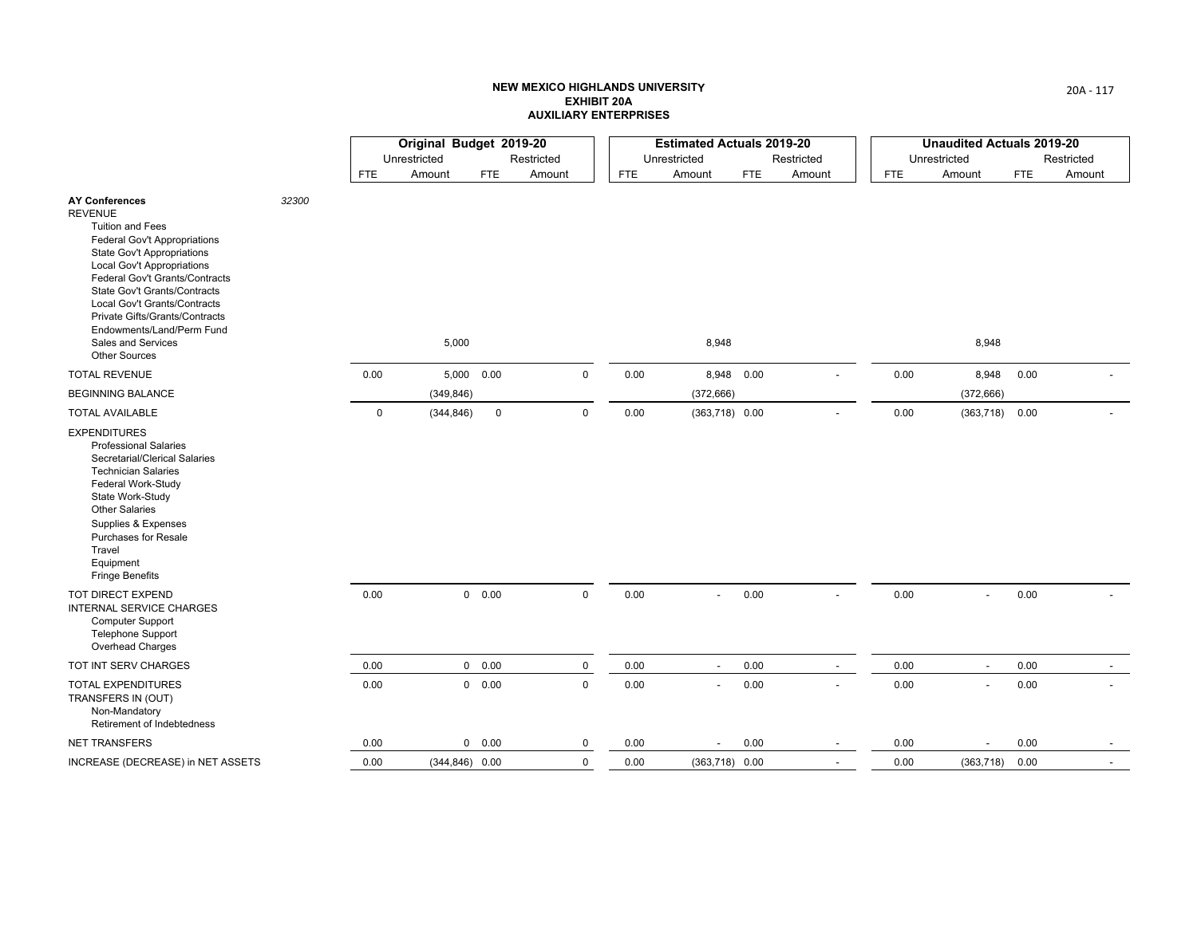**NEW MEXICO HIGHLANDS UNIVERSITY**
**EXHIBIT 20A**
**AUXILIARY ENTERPRISES**

| | | Original Budget 2019-20 | | | | Estimated Actuals 2019-20 | | | | Unaudited Actuals 2019-20 | | | |
|---|---|---|---|---|---|---|---|---|---|---|---|---|---|
| | | Unrestricted | | Restricted | | Unrestricted | | Restricted | | Unrestricted | | Restricted | |
| | | FTE | Amount | FTE | Amount | FTE | Amount | FTE | Amount | FTE | Amount | FTE | Amount |
| **AY Conferences** | 32300 | | | | | | | | | | | | |
| REVENUE | | | | | | | | | | | | | |
| Tuition and Fees | | | | | | | | | | | | | |
| Federal Gov't Appropriations | | | | | | | | | | | | | |
| State Gov't Appropriations | | | | | | | | | | | | | |
| Local Gov't Appropriations | | | | | | | | | | | | | |
| Federal Gov't Grants/Contracts | | | | | | | | | | | | | |
| State Gov't Grants/Contracts | | | | | | | | | | | | | |
| Local Gov't Grants/Contracts | | | | | | | | | | | | | |
| Private Gifts/Grants/Contracts | | | | | | | | | | | | | |
| Endowments/Land/Perm Fund | | | | | | | | | | | | | |
| Sales and Services | | | 5,000 | | | | 8,948 | | | | 8,948 | | |
| Other Sources | | | | | | | | | | | | | |
| TOTAL REVENUE | | 0.00 | 5,000 | 0.00 | 0 | 0.00 | 8,948 | 0.00 | - | 0.00 | 8,948 | 0.00 | - |
| BEGINNING BALANCE | | | (349,846) | | | | (372,666) | | | | (372,666) | | |
| TOTAL AVAILABLE | | 0 | (344,846) | 0 | 0 | 0.00 | (363,718) | 0.00 | - | 0.00 | (363,718) | 0.00 | - |
| EXPENDITURES | | | | | | | | | | | | | |
| Professional Salaries | | | | | | | | | | | | | |
| Secretarial/Clerical Salaries | | | | | | | | | | | | | |
| Technician Salaries | | | | | | | | | | | | | |
| Federal Work-Study | | | | | | | | | | | | | |
| State Work-Study | | | | | | | | | | | | | |
| Other Salaries | | | | | | | | | | | | | |
| Supplies & Expenses | | | | | | | | | | | | | |
| Purchases for Resale | | | | | | | | | | | | | |
| Travel | | | | | | | | | | | | | |
| Equipment | | | | | | | | | | | | | |
| Fringe Benefits | | | | | | | | | | | | | |
| TOT DIRECT EXPEND | | 0.00 | 0 | 0.00 | 0 | 0.00 | - | 0.00 | - | 0.00 | - | 0.00 | - |
| INTERNAL SERVICE CHARGES | | | | | | | | | | | | | |
| Computer Support | | | | | | | | | | | | | |
| Telephone Support | | | | | | | | | | | | | |
| Overhead Charges | | | | | | | | | | | | | |
| TOT INT SERV CHARGES | | 0.00 | 0 | 0.00 | 0 | 0.00 | - | 0.00 | - | 0.00 | - | 0.00 | - |
| TOTAL EXPENDITURES | | 0.00 | 0 | 0.00 | 0 | 0.00 | - | 0.00 | - | 0.00 | - | 0.00 | - |
| TRANSFERS IN (OUT) | | | | | | | | | | | | | |
| Non-Mandatory | | | | | | | | | | | | | |
| Retirement of Indebtedness | | | | | | | | | | | | | |
| NET TRANSFERS | | 0.00 | 0 | 0.00 | 0 | 0.00 | - | 0.00 | - | 0.00 | - | 0.00 | - |
| INCREASE (DECREASE) in NET ASSETS | | 0.00 | (344,846) | 0.00 | 0 | 0.00 | (363,718) | 0.00 | - | 0.00 | (363,718) | 0.00 | - |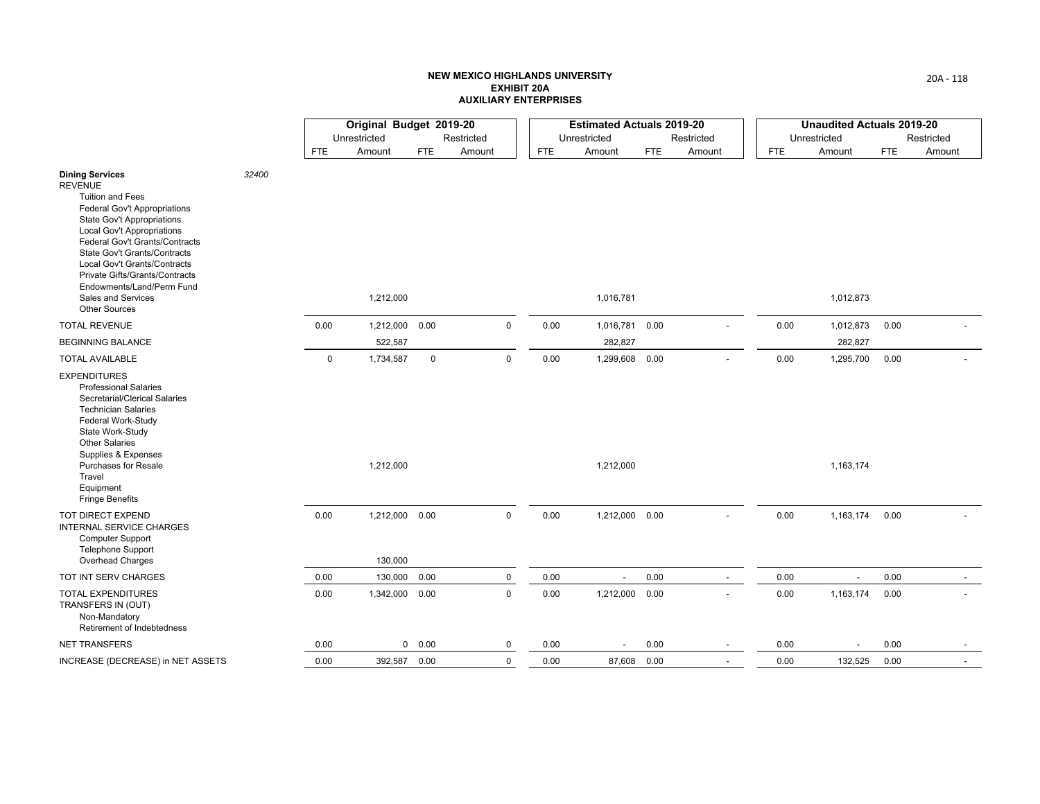**NEW MEXICO HIGHLANDS UNIVERSITY**
**EXHIBIT 20A**
**AUXILIARY ENTERPRISES**

| | | Original Budget 2019-20 | | | | Estimated Actuals 2019-20 | | | | Unaudited Actuals 2019-20 | | | |
|---|---|---|---|---|---|---|---|---|---|---|---|---|---|
| | | Unrestricted | | Restricted | | Unrestricted | | Restricted | | Unrestricted | | Restricted | |
| | | FTE | Amount | FTE | Amount | FTE | Amount | FTE | Amount | FTE | Amount | FTE | Amount |
| **Dining Services** | 32400 | | | | | | | | | | | | |
| REVENUE | | | | | | | | | | | | | |
| Tuition and Fees | | | | | | | | | | | | | |
| Federal Gov't Appropriations | | | | | | | | | | | | | |
| State Gov't Appropriations | | | | | | | | | | | | | |
| Local Gov't Appropriations | | | | | | | | | | | | | |
| Federal Gov't Grants/Contracts | | | | | | | | | | | | | |
| State Gov't Grants/Contracts | | | | | | | | | | | | | |
| Local Gov't Grants/Contracts | | | | | | | | | | | | | |
| Private Gifts/Grants/Contracts | | | | | | | | | | | | | |
| Endowments/Land/Perm Fund | | | | | | | | | | | | | |
| Sales and Services | | | 1,212,000 | | | | 1,016,781 | | | | 1,012,873 | | |
| Other Sources | | | | | | | | | | | | | |
| TOTAL REVENUE | | 0.00 | 1,212,000 | 0.00 | 0 | 0.00 | 1,016,781 | 0.00 | - | 0.00 | 1,012,873 | 0.00 | - |
| BEGINNING BALANCE | | | 522,587 | | | | 282,827 | | | | 282,827 | | |
| TOTAL AVAILABLE | | 0 | 1,734,587 | 0 | 0 | 0.00 | 1,299,608 | 0.00 | - | 0.00 | 1,295,700 | 0.00 | - |
| EXPENDITURES | | | | | | | | | | | | | |
| Professional Salaries | | | | | | | | | | | | | |
| Secretarial/Clerical Salaries | | | | | | | | | | | | | |
| Technician Salaries | | | | | | | | | | | | | |
| Federal Work-Study | | | | | | | | | | | | | |
| State Work-Study | | | | | | | | | | | | | |
| Other Salaries | | | | | | | | | | | | | |
| Supplies & Expenses | | | | | | | | | | | | | |
| Purchases for Resale | | | 1,212,000 | | | | 1,212,000 | | | | 1,163,174 | | |
| Travel | | | | | | | | | | | | | |
| Equipment | | | | | | | | | | | | | |
| Fringe Benefits | | | | | | | | | | | | | |
| TOT DIRECT EXPEND | | 0.00 | 1,212,000 | 0.00 | 0 | 0.00 | 1,212,000 | 0.00 | - | 0.00 | 1,163,174 | 0.00 | - |
| INTERNAL SERVICE CHARGES | | | | | | | | | | | | | |
| Computer Support | | | | | | | | | | | | | |
| Telephone Support | | | | | | | | | | | | | |
| Overhead Charges | | | 130,000 | | | | | | | | | | |
| TOT INT SERV CHARGES | | 0.00 | 130,000 | 0.00 | 0 | 0.00 | - | 0.00 | - | 0.00 | - | 0.00 | - |
| TOTAL EXPENDITURES | | 0.00 | 1,342,000 | 0.00 | 0 | 0.00 | 1,212,000 | 0.00 | - | 0.00 | 1,163,174 | 0.00 | - |
| TRANSFERS IN (OUT) | | | | | | | | | | | | | |
| Non-Mandatory | | | | | | | | | | | | | |
| Retirement of Indebtedness | | | | | | | | | | | | | |
| NET TRANSFERS | | 0.00 | 0 | 0.00 | 0 | 0.00 | - | 0.00 | - | 0.00 | - | 0.00 | - |
| INCREASE (DECREASE) in NET ASSETS | | 0.00 | 392,587 | 0.00 | 0 | 0.00 | 87,608 | 0.00 | - | 0.00 | 132,525 | 0.00 | - |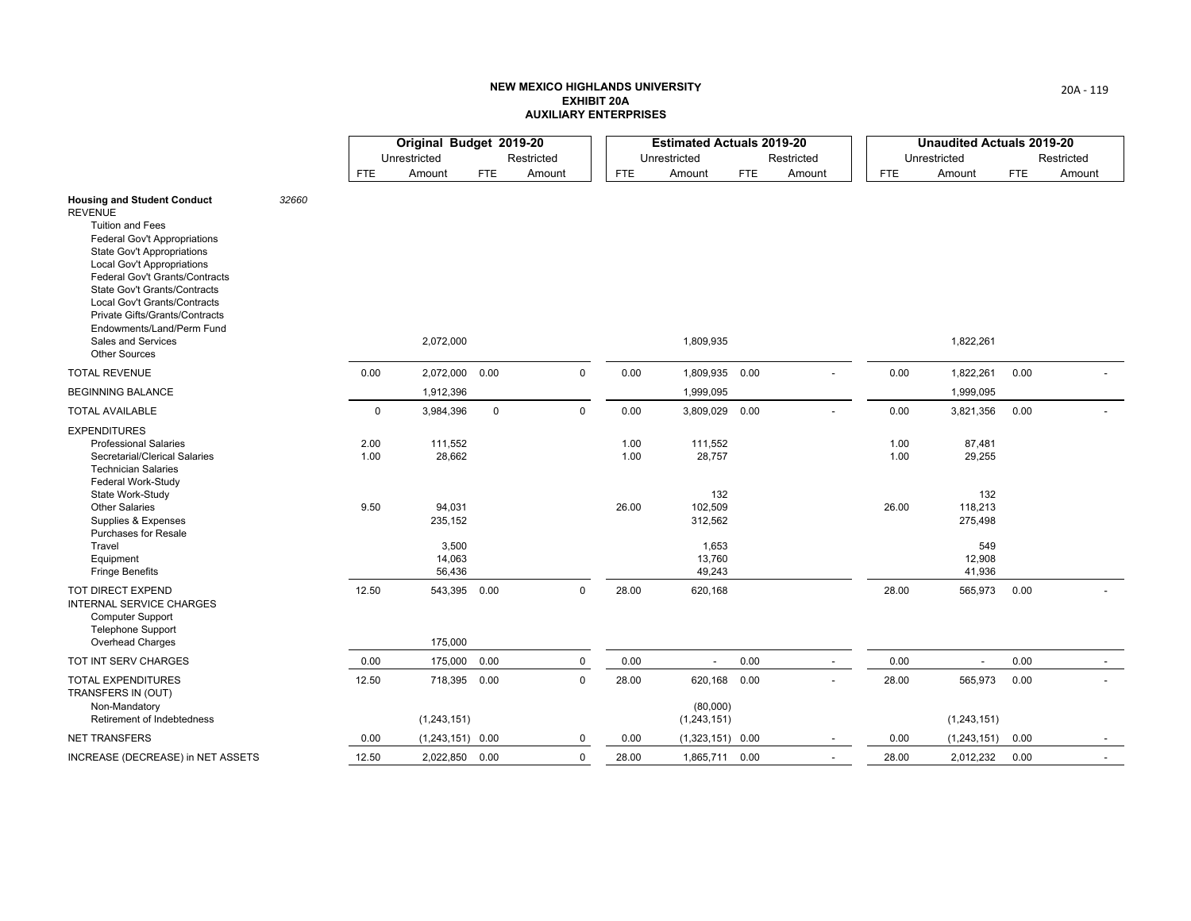**NEW MEXICO HIGHLANDS UNIVERSITY**
**EXHIBIT 20A**
**AUXILIARY ENTERPRISES**

| | | Original Budget 2019-20 | | | | Estimated Actuals 2019-20 | | | | Unaudited Actuals 2019-20 | | | |
|---|---|---|---|---|---|---|---|---|---|---|---|---|---|
| | | Unrestricted | | Restricted | | Unrestricted | | Restricted | | Unrestricted | | Restricted | |
| | | FTE | Amount | FTE | Amount | FTE | Amount | FTE | Amount | FTE | Amount | FTE | Amount |
| **Housing and Student Conduct** | *32660* | | | | | | | | | | | | |
| REVENUE | | | | | | | | | | | | | |
| Tuition and Fees | | | | | | | | | | | | | |
| Federal Gov't Appropriations | | | | | | | | | | | | | |
| State Gov't Appropriations | | | | | | | | | | | | | |
| Local Gov't Appropriations | | | | | | | | | | | | | |
| Federal Gov't Grants/Contracts | | | | | | | | | | | | | |
| State Gov't Grants/Contracts | | | | | | | | | | | | | |
| Local Gov't Grants/Contracts | | | | | | | | | | | | | |
| Private Gifts/Grants/Contracts | | | | | | | | | | | | | |
| Endowments/Land/Perm Fund | | | | | | | | | | | | | |
| Sales and Services | | | 2,072,000 | | | | 1,809,935 | | | | 1,822,261 | | |
| Other Sources | | | | | | | | | | | | | |
| TOTAL REVENUE | | 0.00 | 2,072,000 | 0.00 | 0 | 0.00 | 1,809,935 | 0.00 | - | 0.00 | 1,822,261 | 0.00 | - |
| BEGINNING BALANCE | | | 1,912,396 | | | | 1,999,095 | | | | 1,999,095 | | |
| TOTAL AVAILABLE | | 0 | 3,984,396 | 0 | 0 | 0.00 | 3,809,029 | 0.00 | - | 0.00 | 3,821,356 | 0.00 | - |
| EXPENDITURES | | | | | | | | | | | | | |
| Professional Salaries | | 2.00 | 111,552 | | | 1.00 | 111,552 | | | 1.00 | 87,481 | | |
| Secretarial/Clerical Salaries | | 1.00 | 28,662 | | | 1.00 | 28,757 | | | 1.00 | 29,255 | | |
| Technician Salaries | | | | | | | | | | | | | |
| Federal Work-Study | | | | | | | | | | | | | |
| State Work-Study | | | | | | | 132 | | | | 132 | | |
| Other Salaries | | 9.50 | 94,031 | | | 26.00 | 102,509 | | | 26.00 | 118,213 | | |
| Supplies & Expenses | | | 235,152 | | | | 312,562 | | | | 275,498 | | |
| Purchases for Resale | | | | | | | | | | | | | |
| Travel | | | 3,500 | | | | 1,653 | | | | 549 | | |
| Equipment | | | 14,063 | | | | 13,760 | | | | 12,908 | | |
| Fringe Benefits | | | 56,436 | | | | 49,243 | | | | 41,936 | | |
| TOT DIRECT EXPEND | | 12.50 | 543,395 | 0.00 | 0 | 28.00 | 620,168 | | | 28.00 | 565,973 | 0.00 | - |
| INTERNAL SERVICE CHARGES | | | | | | | | | | | | | |
| Computer Support | | | | | | | | | | | | | |
| Telephone Support | | | | | | | | | | | | | |
| Overhead Charges | | | 175,000 | | | | | | | | | | |
| TOT INT SERV CHARGES | | 0.00 | 175,000 | 0.00 | 0 | 0.00 | - | 0.00 | - | 0.00 | - | 0.00 | - |
| TOTAL EXPENDITURES | | 12.50 | 718,395 | 0.00 | 0 | 28.00 | 620,168 | 0.00 | - | 28.00 | 565,973 | 0.00 | - |
| TRANSFERS IN (OUT) | | | | | | | | | | | | | |
| Non-Mandatory | | | | | | | (80,000) | | | | | | |
| Retirement of Indebtedness | | | (1,243,151) | | | | (1,243,151) | | | | (1,243,151) | | |
| NET TRANSFERS | | 0.00 | (1,243,151) | 0.00 | 0 | 0.00 | (1,323,151) | 0.00 | - | 0.00 | (1,243,151) | 0.00 | - |
| INCREASE (DECREASE) in NET ASSETS | | 12.50 | 2,022,850 | 0.00 | 0 | 28.00 | 1,865,711 | 0.00 | - | 28.00 | 2,012,232 | 0.00 | - |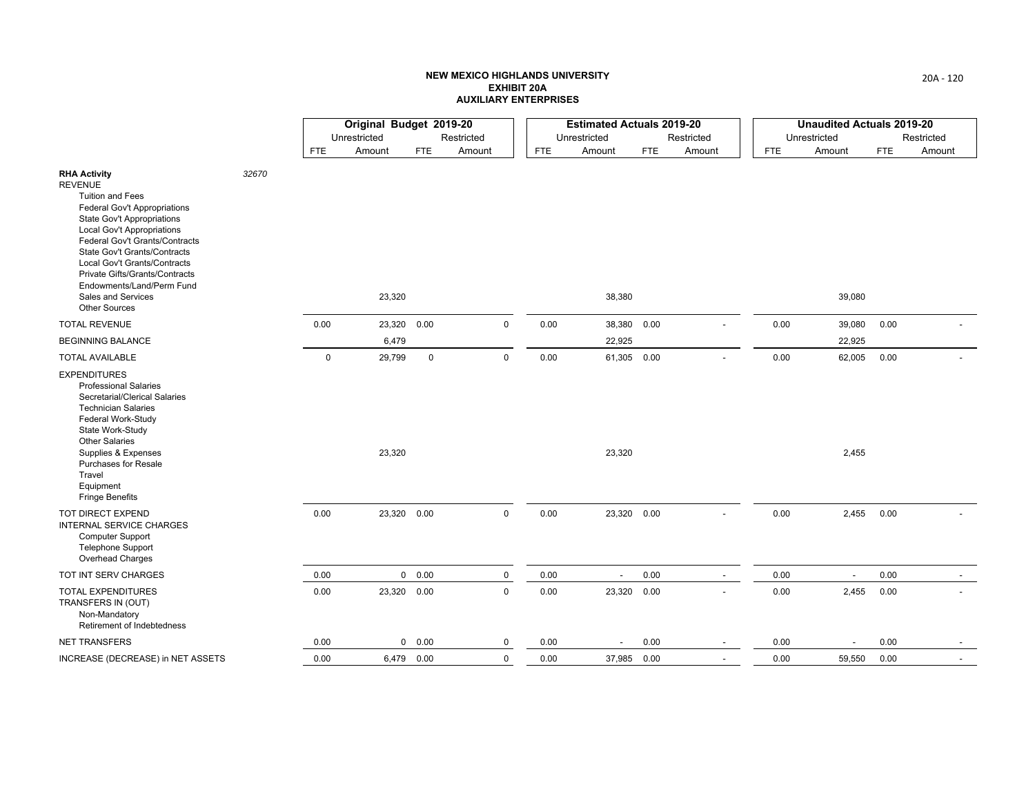**NEW MEXICO HIGHLANDS UNIVERSITY**
**EXHIBIT 20A**
**AUXILIARY ENTERPRISES**

| | | Original Budget 2019-20 | | | | Estimated Actuals 2019-20 | | | | Unaudited Actuals 2019-20 | | | |
|---|---|---|---|---|---|---|---|---|---|---|---|---|---|
| | | Unrestricted | | Restricted | | Unrestricted | | Restricted | | Unrestricted | | Restricted | |
| | | FTE | Amount | FTE | Amount | FTE | Amount | FTE | Amount | FTE | Amount | FTE | Amount |
| **RHA Activity** | *32670* | | | | | | | | | | | | |
| REVENUE | | | | | | | | | | | | | |
| Tuition and Fees | | | | | | | | | | | | | |
| Federal Gov't Appropriations | | | | | | | | | | | | | |
| State Gov't Appropriations | | | | | | | | | | | | | |
| Local Gov't Appropriations | | | | | | | | | | | | | |
| Federal Gov't Grants/Contracts | | | | | | | | | | | | | |
| State Gov't Grants/Contracts | | | | | | | | | | | | | |
| Local Gov't Grants/Contracts | | | | | | | | | | | | | |
| Private Gifts/Grants/Contracts | | | | | | | | | | | | | |
| Endowments/Land/Perm Fund | | | | | | | | | | | | | |
| Sales and Services | | | 23,320 | | | | 38,380 | | | | 39,080 | | |
| Other Sources | | | | | | | | | | | | | |
| TOTAL REVENUE | | 0.00 | 23,320 | 0.00 | 0 | 0.00 | 38,380 | 0.00 | - | 0.00 | 39,080 | 0.00 | - |
| BEGINNING BALANCE | | | 6,479 | | | | 22,925 | | | | 22,925 | | |
| TOTAL AVAILABLE | | 0 | 29,799 | 0 | 0 | 0.00 | 61,305 | 0.00 | - | 0.00 | 62,005 | 0.00 | - |
| EXPENDITURES | | | | | | | | | | | | | |
| Professional Salaries | | | | | | | | | | | | | |
| Secretarial/Clerical Salaries | | | | | | | | | | | | | |
| Technician Salaries | | | | | | | | | | | | | |
| Federal Work-Study | | | | | | | | | | | | | |
| State Work-Study | | | | | | | | | | | | | |
| Other Salaries | | | | | | | | | | | | | |
| Supplies & Expenses | | | 23,320 | | | | 23,320 | | | | 2,455 | | |
| Purchases for Resale | | | | | | | | | | | | | |
| Travel | | | | | | | | | | | | | |
| Equipment | | | | | | | | | | | | | |
| Fringe Benefits | | | | | | | | | | | | | |
| TOT DIRECT EXPEND | | 0.00 | 23,320 | 0.00 | 0 | 0.00 | 23,320 | 0.00 | - | 0.00 | 2,455 | 0.00 | - |
| INTERNAL SERVICE CHARGES | | | | | | | | | | | | | |
| Computer Support | | | | | | | | | | | | | |
| Telephone Support | | | | | | | | | | | | | |
| Overhead Charges | | | | | | | | | | | | | |
| TOT INT SERV CHARGES | | 0.00 | 0 | 0.00 | 0 | 0.00 | - | 0.00 | - | 0.00 | - | 0.00 | - |
| TOTAL EXPENDITURES | | 0.00 | 23,320 | 0.00 | 0 | 0.00 | 23,320 | 0.00 | - | 0.00 | 2,455 | 0.00 | - |
| TRANSFERS IN (OUT) | | | | | | | | | | | | | |
| Non-Mandatory | | | | | | | | | | | | | |
| Retirement of Indebtedness | | | | | | | | | | | | | |
| NET TRANSFERS | | 0.00 | 0 | 0.00 | 0 | 0.00 | - | 0.00 | - | 0.00 | - | 0.00 | - |
| INCREASE (DECREASE) in NET ASSETS | | 0.00 | 6,479 | 0.00 | 0 | 0.00 | 37,985 | 0.00 | - | 0.00 | 59,550 | 0.00 | - |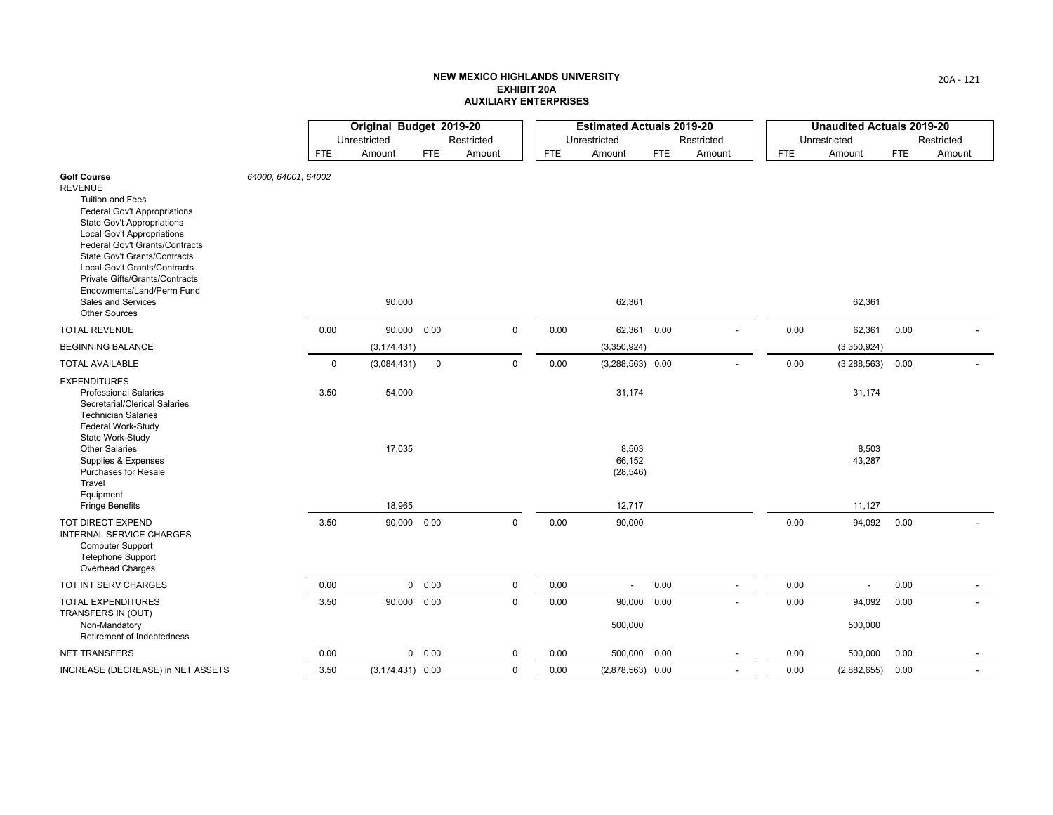**NEW MEXICO HIGHLANDS UNIVERSITY**
**EXHIBIT 20A**
**AUXILIARY ENTERPRISES**

| | | Original Budget 2019-20 | | | | Estimated Actuals 2019-20 | | | | Unaudited Actuals 2019-20 | | | |
|---|---|---|---|---|---|---|---|---|---|---|---|---|---|
| | | Unrestricted | | Restricted | | Unrestricted | | Restricted | | Unrestricted | | Restricted | |
| | | FTE | Amount | FTE | Amount | FTE | Amount | FTE | Amount | FTE | Amount | FTE | Amount |
| **Golf Course** | *64000, 64001, 64002* | | | | | | | | | | | | |
| REVENUE | | | | | | | | | | | | | |
| Tuition and Fees | | | | | | | | | | | | | |
| Federal Gov't Appropriations | | | | | | | | | | | | | |
| State Gov't Appropriations | | | | | | | | | | | | | |
| Local Gov't Appropriations | | | | | | | | | | | | | |
| Federal Gov't Grants/Contracts | | | | | | | | | | | | | |
| State Gov't Grants/Contracts | | | | | | | | | | | | | |
| Local Gov't Grants/Contracts | | | | | | | | | | | | | |
| Private Gifts/Grants/Contracts | | | | | | | | | | | | | |
| Endowments/Land/Perm Fund | | | | | | | | | | | | | |
| Sales and Services | | | 90,000 | | | | 62,361 | | | | 62,361 | | |
| Other Sources | | | | | | | | | | | | | |
| TOTAL REVENUE | | 0.00 | 90,000 | 0.00 | 0 | 0.00 | 62,361 | 0.00 | - | 0.00 | 62,361 | 0.00 | - |
| BEGINNING BALANCE | | | (3,174,431) | | | | (3,350,924) | | | | (3,350,924) | | |
| TOTAL AVAILABLE | | 0 | (3,084,431) | 0 | 0 | 0.00 | (3,288,563) | 0.00 | - | 0.00 | (3,288,563) | 0.00 | - |
| EXPENDITURES | | | | | | | | | | | | | |
| Professional Salaries | | 3.50 | 54,000 | | | | 31,174 | | | | 31,174 | | |
| Secretarial/Clerical Salaries | | | | | | | | | | | | | |
| Technician Salaries | | | | | | | | | | | | | |
| Federal Work-Study | | | | | | | | | | | | | |
| State Work-Study | | | | | | | | | | | | | |
| Other Salaries | | | 17,035 | | | | 8,503 | | | | 8,503 | | |
| Supplies & Expenses | | | | | | | 66,152 | | | | 43,287 | | |
| Purchases for Resale | | | | | | | (28,546) | | | | | | |
| Travel | | | | | | | | | | | | | |
| Equipment | | | | | | | | | | | | | |
| Fringe Benefits | | | 18,965 | | | | 12,717 | | | | 11,127 | | |
| TOT DIRECT EXPEND | | 3.50 | 90,000 | 0.00 | 0 | 0.00 | 90,000 | | | 0.00 | 94,092 | 0.00 | - |
| INTERNAL SERVICE CHARGES | | | | | | | | | | | | | |
| Computer Support | | | | | | | | | | | | | |
| Telephone Support | | | | | | | | | | | | | |
| Overhead Charges | | | | | | | | | | | | | |
| TOT INT SERV CHARGES | | 0.00 | 0 | 0.00 | 0 | 0.00 | - | 0.00 | - | 0.00 | - | 0.00 | - |
| TOTAL EXPENDITURES | | 3.50 | 90,000 | 0.00 | 0 | 0.00 | 90,000 | 0.00 | - | 0.00 | 94,092 | 0.00 | - |
| TRANSFERS IN (OUT) | | | | | | | | | | | | | |
| Non-Mandatory | | | | | | | 500,000 | | | | 500,000 | | |
| Retirement of Indebtedness | | | | | | | | | | | | | |
| NET TRANSFERS | | 0.00 | 0 | 0.00 | 0 | 0.00 | 500,000 | 0.00 | - | 0.00 | 500,000 | 0.00 | - |
| INCREASE (DECREASE) in NET ASSETS | | 3.50 | (3,174,431) | 0.00 | 0 | 0.00 | (2,878,563) | 0.00 | - | 0.00 | (2,882,655) | 0.00 | - |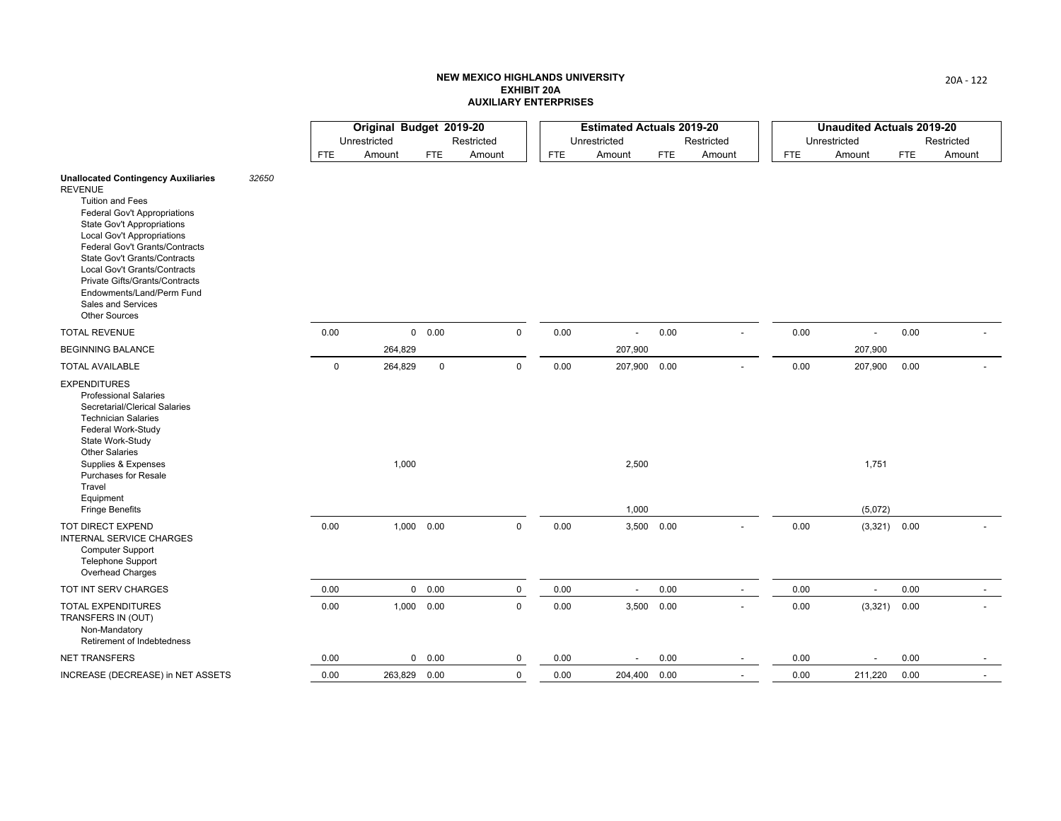# NEW MEXICO HIGHLANDS UNIVERSITY
## EXHIBIT 20A
## AUXILIARY ENTERPRISES

| | | Original Budget 2019-20 | | | | Estimated Actuals 2019-20 | | | | Unaudited Actuals 2019-20 | | | |
|---|---|---|---|---|---|---|---|---|---|---|---|---|---|
| | | Unrestricted | | Restricted | | Unrestricted | | Restricted | | Unrestricted | | Restricted | |
| | | FTE | Amount | FTE | Amount | FTE | Amount | FTE | Amount | FTE | Amount | FTE | Amount |
| **Unallocated Contingency Auxiliaries** | *32650* | | | | | | | | | | | | |
| REVENUE | | | | | | | | | | | | | |
| Tuition and Fees | | | | | | | | | | | | | |
| Federal Gov't Appropriations | | | | | | | | | | | | | |
| State Gov't Appropriations | | | | | | | | | | | | | |
| Local Gov't Appropriations | | | | | | | | | | | | | |
| Federal Gov't Grants/Contracts | | | | | | | | | | | | | |
| State Gov't Grants/Contracts | | | | | | | | | | | | | |
| Local Gov't Grants/Contracts | | | | | | | | | | | | | |
| Private Gifts/Grants/Contracts | | | | | | | | | | | | | |
| Endowments/Land/Perm Fund | | | | | | | | | | | | | |
| Sales and Services | | | | | | | | | | | | | |
| Other Sources | | | | | | | | | | | | | |
| TOTAL REVENUE | | 0.00 | 0 | 0.00 | 0 | 0.00 | - | 0.00 | - | 0.00 | - | 0.00 | - |
| BEGINNING BALANCE | | | 264,829 | | | | 207,900 | | | | 207,900 | | |
| TOTAL AVAILABLE | | 0 | 264,829 | 0 | 0 | 0.00 | 207,900 | 0.00 | - | 0.00 | 207,900 | 0.00 | - |
| EXPENDITURES | | | | | | | | | | | | | |
| Professional Salaries | | | | | | | | | | | | | |
| Secretarial/Clerical Salaries | | | | | | | | | | | | | |
| Technician Salaries | | | | | | | | | | | | | |
| Federal Work-Study | | | | | | | | | | | | | |
| State Work-Study | | | | | | | | | | | | | |
| Other Salaries | | | | | | | | | | | | | |
| Supplies & Expenses | | | 1,000 | | | | 2,500 | | | | 1,751 | | |
| Purchases for Resale | | | | | | | | | | | | | |
| Travel | | | | | | | | | | | | | |
| Equipment | | | | | | | | | | | | | |
| Fringe Benefits | | | | | | | 1,000 | | | | (5,072) | | |
| TOT DIRECT EXPEND | | 0.00 | 1,000 | 0.00 | 0 | 0.00 | 3,500 | 0.00 | - | 0.00 | (3,321) | 0.00 | - |
| INTERNAL SERVICE CHARGES | | | | | | | | | | | | | |
| Computer Support | | | | | | | | | | | | | |
| Telephone Support | | | | | | | | | | | | | |
| Overhead Charges | | | | | | | | | | | | | |
| TOT INT SERV CHARGES | | 0.00 | 0 | 0.00 | 0 | 0.00 | - | 0.00 | - | 0.00 | - | 0.00 | - |
| TOTAL EXPENDITURES | | 0.00 | 1,000 | 0.00 | 0 | 0.00 | 3,500 | 0.00 | - | 0.00 | (3,321) | 0.00 | - |
| TRANSFERS IN (OUT) | | | | | | | | | | | | | |
| Non-Mandatory | | | | | | | | | | | | | |
| Retirement of Indebtedness | | | | | | | | | | | | | |
| NET TRANSFERS | | 0.00 | 0 | 0.00 | 0 | 0.00 | - | 0.00 | - | 0.00 | - | 0.00 | - |
| INCREASE (DECREASE) in NET ASSETS | | 0.00 | 263,829 | 0.00 | 0 | 0.00 | 204,400 | 0.00 | - | 0.00 | 211,220 | 0.00 | - |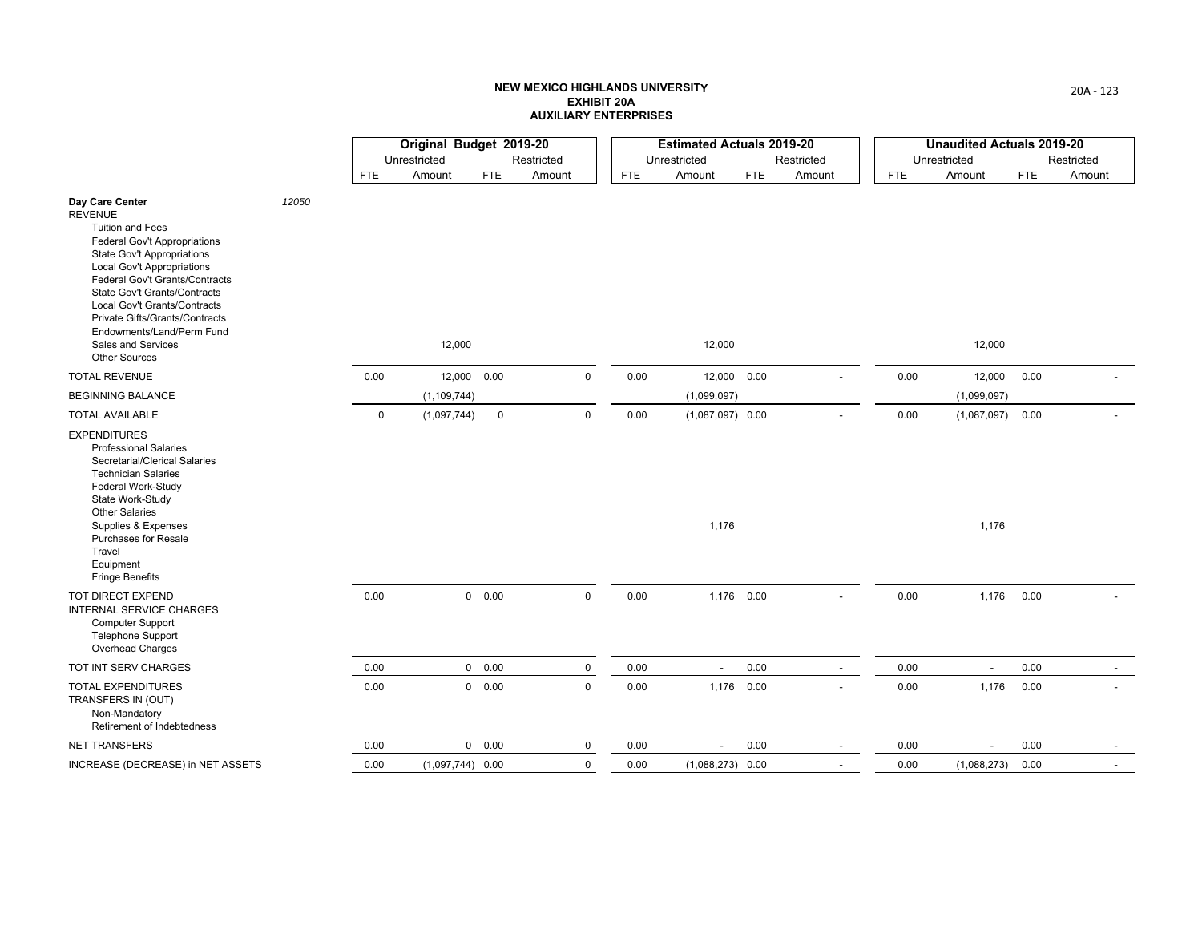**NEW MEXICO HIGHLANDS UNIVERSITY**
**EXHIBIT 20A**
**AUXILIARY ENTERPRISES**

| | | Original Budget 2019-20 | | | | Estimated Actuals 2019-20 | | | | Unaudited Actuals 2019-20 | | | |
|---|---|---|---|---|---|---|---|---|---|---|---|---|---|
| | | Unrestricted | | Restricted | | Unrestricted | | Restricted | | Unrestricted | | Restricted | |
| | | FTE | Amount | FTE | Amount | FTE | Amount | FTE | Amount | FTE | Amount | FTE | Amount |
| **Day Care Center** | 12050 | | | | | | | | | | | | |
| REVENUE | | | | | | | | | | | | | |
| Tuition and Fees | | | | | | | | | | | | | |
| Federal Gov't Appropriations | | | | | | | | | | | | | |
| State Gov't Appropriations | | | | | | | | | | | | | |
| Local Gov't Appropriations | | | | | | | | | | | | | |
| Federal Gov't Grants/Contracts | | | | | | | | | | | | | |
| State Gov't Grants/Contracts | | | | | | | | | | | | | |
| Local Gov't Grants/Contracts | | | | | | | | | | | | | |
| Private Gifts/Grants/Contracts | | | | | | | | | | | | | |
| Endowments/Land/Perm Fund | | | | | | | | | | | | | |
| Sales and Services | | | 12,000 | | | | 12,000 | | | | 12,000 | | |
| Other Sources | | | | | | | | | | | | | |
| TOTAL REVENUE | | 0.00 | 12,000 | 0.00 | 0 | 0.00 | 12,000 | 0.00 | - | 0.00 | 12,000 | 0.00 | - |
| BEGINNING BALANCE | | | (1,109,744) | | | | (1,099,097) | | | | (1,099,097) | | |
| TOTAL AVAILABLE | | 0 | (1,097,744) | 0 | 0 | 0.00 | (1,087,097) | 0.00 | - | 0.00 | (1,087,097) | 0.00 | - |
| EXPENDITURES | | | | | | | | | | | | | |
| Professional Salaries | | | | | | | | | | | | | |
| Secretarial/Clerical Salaries | | | | | | | | | | | | | |
| Technician Salaries | | | | | | | | | | | | | |
| Federal Work-Study | | | | | | | | | | | | | |
| State Work-Study | | | | | | | | | | | | | |
| Other Salaries | | | | | | | | | | | | | |
| Supplies & Expenses | | | | | | | 1,176 | | | | 1,176 | | |
| Purchases for Resale | | | | | | | | | | | | | |
| Travel | | | | | | | | | | | | | |
| Equipment | | | | | | | | | | | | | |
| Fringe Benefits | | | | | | | | | | | | | |
| TOT DIRECT EXPEND | | 0.00 | 0 | 0.00 | 0 | 0.00 | 1,176 | 0.00 | - | 0.00 | 1,176 | 0.00 | - |
| INTERNAL SERVICE CHARGES | | | | | | | | | | | | | |
| Computer Support | | | | | | | | | | | | | |
| Telephone Support | | | | | | | | | | | | | |
| Overhead Charges | | | | | | | | | | | | | |
| TOT INT SERV CHARGES | | 0.00 | 0 | 0.00 | 0 | 0.00 | - | 0.00 | - | 0.00 | - | 0.00 | - |
| TOTAL EXPENDITURES | | 0.00 | 0 | 0.00 | 0 | 0.00 | 1,176 | 0.00 | - | 0.00 | 1,176 | 0.00 | - |
| TRANSFERS IN (OUT) | | | | | | | | | | | | | |
| Non-Mandatory | | | | | | | | | | | | | |
| Retirement of Indebtedness | | | | | | | | | | | | | |
| NET TRANSFERS | | 0.00 | 0 | 0.00 | 0 | 0.00 | - | 0.00 | - | 0.00 | - | 0.00 | - |
| INCREASE (DECREASE) in NET ASSETS | | 0.00 | (1,097,744) | 0.00 | 0 | 0.00 | (1,088,273) | 0.00 | - | 0.00 | (1,088,273) | 0.00 | - |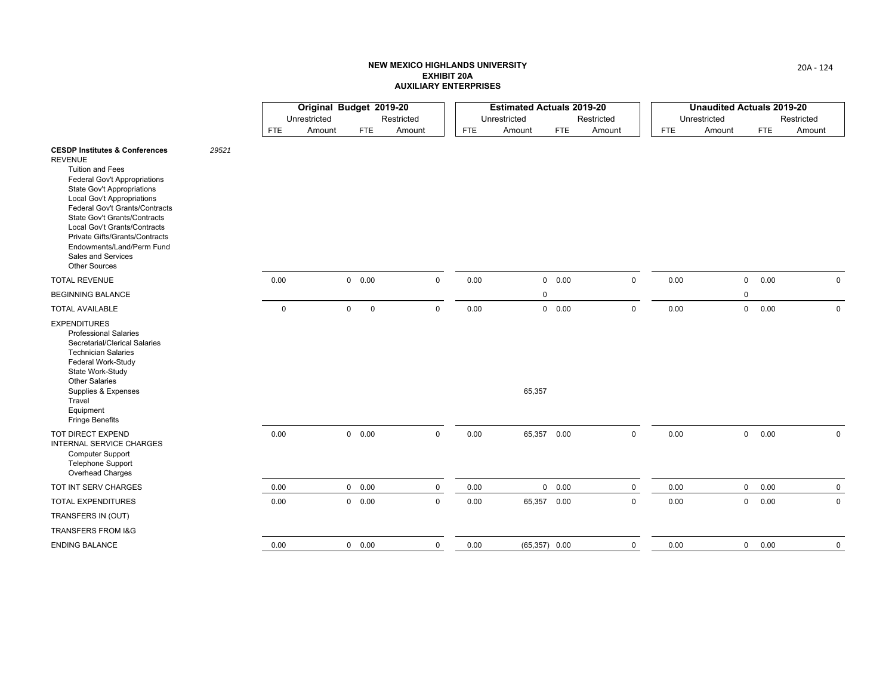**NEW MEXICO HIGHLANDS UNIVERSITY**
**EXHIBIT 20A**
**AUXILIARY ENTERPRISES**

| | | Original Budget 2019-20 | | | | Estimated Actuals 2019-20 | | | | Unaudited Actuals 2019-20 | | | |
|---|---|---|---|---|---|---|---|---|---|---|---|---|---|
| | | Unrestricted | | Restricted | | Unrestricted | | Restricted | | Unrestricted | | Restricted | |
| | | FTE | Amount | FTE | Amount | FTE | Amount | FTE | Amount | FTE | Amount | FTE | Amount |
| **CESDP Institutes & Conferences** | *29521* | | | | | | | | | | | | |
| REVENUE | | | | | | | | | | | | | |
| Tuition and Fees | | | | | | | | | | | | | |
| Federal Gov't Appropriations | | | | | | | | | | | | | |
| State Gov't Appropriations | | | | | | | | | | | | | |
| Local Gov't Appropriations | | | | | | | | | | | | | |
| Federal Gov't Grants/Contracts | | | | | | | | | | | | | |
| State Gov't Grants/Contracts | | | | | | | | | | | | | |
| Local Gov't Grants/Contracts | | | | | | | | | | | | | |
| Private Gifts/Grants/Contracts | | | | | | | | | | | | | |
| Endowments/Land/Perm Fund | | | | | | | | | | | | | |
| Sales and Services | | | | | | | | | | | | | |
| Other Sources | | | | | | | | | | | | | |
| TOTAL REVENUE | | 0.00 | 0 | 0.00 | 0 | 0.00 | 0 | 0.00 | 0 | 0.00 | 0 | 0.00 | 0 |
| BEGINNING BALANCE | | | | | | | 0 | | | | 0 | | |
| TOTAL AVAILABLE | | 0 | 0 | 0 | 0 | 0.00 | 0 | 0.00 | 0 | 0.00 | 0 | 0.00 | 0 |
| EXPENDITURES | | | | | | | | | | | | | |
| Professional Salaries | | | | | | | | | | | | | |
| Secretarial/Clerical Salaries | | | | | | | | | | | | | |
| Technician Salaries | | | | | | | | | | | | | |
| Federal Work-Study | | | | | | | | | | | | | |
| State Work-Study | | | | | | | | | | | | | |
| Other Salaries | | | | | | | | | | | | | |
| Supplies & Expenses | | | | | | | 65,357 | | | | | | |
| Travel | | | | | | | | | | | | | |
| Equipment | | | | | | | | | | | | | |
| Fringe Benefits | | | | | | | | | | | | | |
| TOT DIRECT EXPEND | | 0.00 | 0 | 0.00 | 0 | 0.00 | 65,357 | 0.00 | 0 | 0.00 | 0 | 0.00 | 0 |
| INTERNAL SERVICE CHARGES | | | | | | | | | | | | | |
| Computer Support | | | | | | | | | | | | | |
| Telephone Support | | | | | | | | | | | | | |
| Overhead Charges | | | | | | | | | | | | | |
| TOT INT SERV CHARGES | | 0.00 | 0 | 0.00 | 0 | 0.00 | 0 | 0.00 | 0 | 0.00 | 0 | 0.00 | 0 |
| TOTAL EXPENDITURES | | 0.00 | 0 | 0.00 | 0 | 0.00 | 65,357 | 0.00 | 0 | 0.00 | 0 | 0.00 | 0 |
| TRANSFERS IN (OUT) | | | | | | | | | | | | | |
| TRANSFERS FROM I&G | | | | | | | | | | | | | |
| ENDING BALANCE | | 0.00 | 0 | 0.00 | 0 | 0.00 | (65,357) | 0.00 | 0 | 0.00 | 0 | 0.00 | 0 |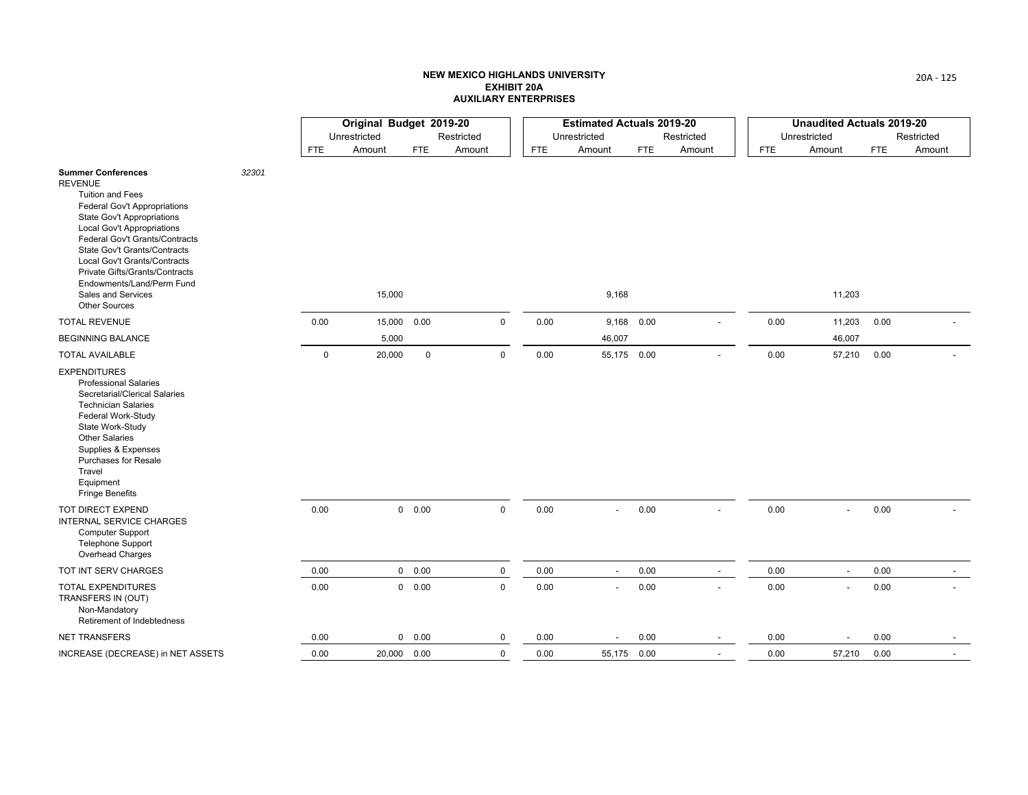# NEW MEXICO HIGHLANDS UNIVERSITY
## EXHIBIT 20A
## AUXILIARY ENTERPRISES

| | | Original Budget 2019-20 | | | | Estimated Actuals 2019-20 | | | | Unaudited Actuals 2019-20 | | | |
|---|---|---|---|---|---|---|---|---|---|---|---|---|---|
| | | Unrestricted | | Restricted | | Unrestricted | | Restricted | | Unrestricted | | Restricted | |
| | | FTE | Amount | FTE | Amount | FTE | Amount | FTE | Amount | FTE | Amount | FTE | Amount |
| **Summer Conferences** | 32301 | | | | | | | | | | | | |
| REVENUE | | | | | | | | | | | | | |
| Tuition and Fees | | | | | | | | | | | | | |
| Federal Gov't Appropriations | | | | | | | | | | | | | |
| State Gov't Appropriations | | | | | | | | | | | | | |
| Local Gov't Appropriations | | | | | | | | | | | | | |
| Federal Gov't Grants/Contracts | | | | | | | | | | | | | |
| State Gov't Grants/Contracts | | | | | | | | | | | | | |
| Local Gov't Grants/Contracts | | | | | | | | | | | | | |
| Private Gifts/Grants/Contracts | | | | | | | | | | | | | |
| Endowments/Land/Perm Fund | | | | | | | | | | | | | |
| Sales and Services | | | 15,000 | | | | 9,168 | | | | 11,203 | | |
| Other Sources | | | | | | | | | | | | | |
| TOTAL REVENUE | | 0.00 | 15,000 | 0.00 | 0 | 0.00 | 9,168 | 0.00 | - | 0.00 | 11,203 | 0.00 | - |
| BEGINNING BALANCE | | | 5,000 | | | | 46,007 | | | | 46,007 | | |
| TOTAL AVAILABLE | | 0 | 20,000 | 0 | 0 | 0.00 | 55,175 | 0.00 | - | 0.00 | 57,210 | 0.00 | - |
| EXPENDITURES | | | | | | | | | | | | | |
| Professional Salaries | | | | | | | | | | | | | |
| Secretarial/Clerical Salaries | | | | | | | | | | | | | |
| Technician Salaries | | | | | | | | | | | | | |
| Federal Work-Study | | | | | | | | | | | | | |
| State Work-Study | | | | | | | | | | | | | |
| Other Salaries | | | | | | | | | | | | | |
| Supplies & Expenses | | | | | | | | | | | | | |
| Purchases for Resale | | | | | | | | | | | | | |
| Travel | | | | | | | | | | | | | |
| Equipment | | | | | | | | | | | | | |
| Fringe Benefits | | | | | | | | | | | | | |
| TOT DIRECT EXPEND | | 0.00 | 0 | 0.00 | 0 | 0.00 | - | 0.00 | - | 0.00 | - | 0.00 | - |
| INTERNAL SERVICE CHARGES | | | | | | | | | | | | | |
| Computer Support | | | | | | | | | | | | | |
| Telephone Support | | | | | | | | | | | | | |
| Overhead Charges | | | | | | | | | | | | | |
| TOT INT SERV CHARGES | | 0.00 | 0 | 0.00 | 0 | 0.00 | - | 0.00 | - | 0.00 | - | 0.00 | - |
| TOTAL EXPENDITURES | | 0.00 | 0 | 0.00 | 0 | 0.00 | - | 0.00 | - | 0.00 | - | 0.00 | - |
| TRANSFERS IN (OUT) | | | | | | | | | | | | | |
| Non-Mandatory | | | | | | | | | | | | | |
| Retirement of Indebtedness | | | | | | | | | | | | | |
| NET TRANSFERS | | 0.00 | 0 | 0.00 | 0 | 0.00 | - | 0.00 | - | 0.00 | - | 0.00 | - |
| INCREASE (DECREASE) in NET ASSETS | | 0.00 | 20,000 | 0.00 | 0 | 0.00 | 55,175 | 0.00 | - | 0.00 | 57,210 | 0.00 | - |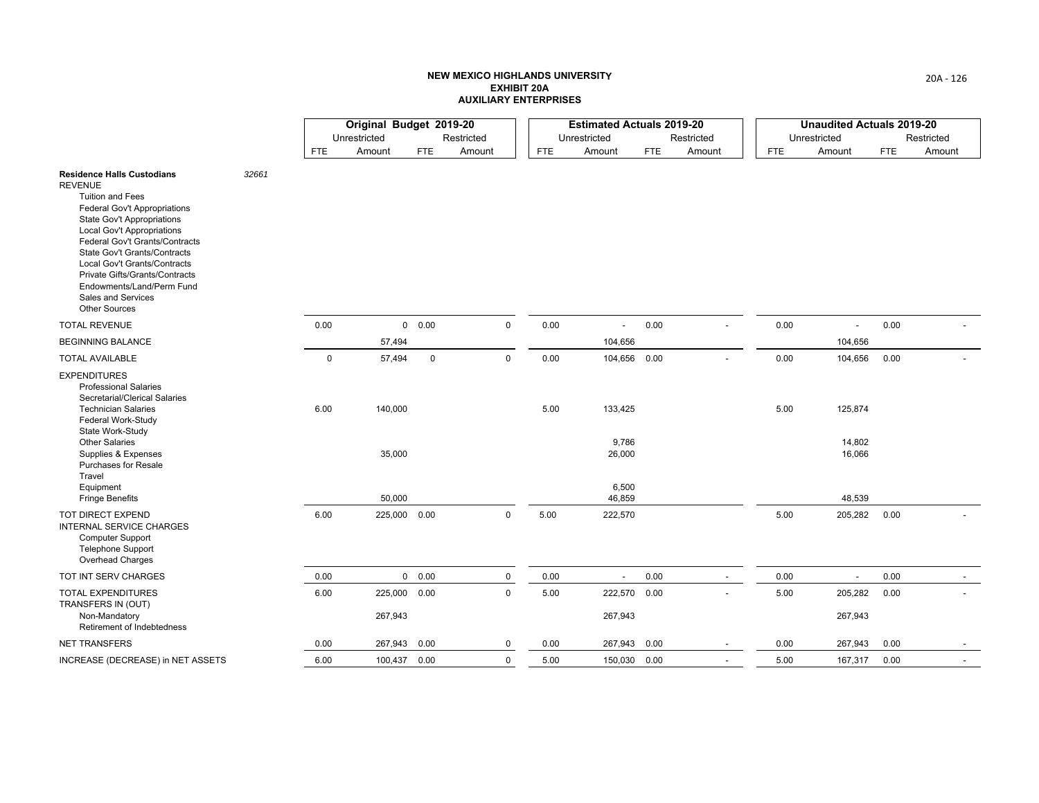# NEW MEXICO HIGHLANDS UNIVERSITY
## EXHIBIT 20A
## AUXILIARY ENTERPRISES

| | | Original Budget 2019-20 | | | | Estimated Actuals 2019-20 | | | | Unaudited Actuals 2019-20 | | | |
|---|---|---|---|---|---|---|---|---|---|---|---|---|---|
| | | Unrestricted | | Restricted | | Unrestricted | | Restricted | | Unrestricted | | Restricted | |
| | | FTE | Amount | FTE | Amount | FTE | Amount | FTE | Amount | FTE | Amount | FTE | Amount |
| **Residence Halls Custodians** | *32661* | | | | | | | | | | | | |
| REVENUE | | | | | | | | | | | | | |
| Tuition and Fees | | | | | | | | | | | | | |
| Federal Gov't Appropriations | | | | | | | | | | | | | |
| State Gov't Appropriations | | | | | | | | | | | | | |
| Local Gov't Appropriations | | | | | | | | | | | | | |
| Federal Gov't Grants/Contracts | | | | | | | | | | | | | |
| State Gov't Grants/Contracts | | | | | | | | | | | | | |
| Local Gov't Grants/Contracts | | | | | | | | | | | | | |
| Private Gifts/Grants/Contracts | | | | | | | | | | | | | |
| Endowments/Land/Perm Fund | | | | | | | | | | | | | |
| Sales and Services | | | | | | | | | | | | | |
| Other Sources | | | | | | | | | | | | | |
| TOTAL REVENUE | | 0.00 | 0 | 0.00 | 0 | 0.00 | - | 0.00 | - | 0.00 | - | 0.00 | - |
| BEGINNING BALANCE | | | 57,494 | | | | 104,656 | | | | 104,656 | | |
| TOTAL AVAILABLE | | 0 | 57,494 | 0 | 0 | 0.00 | 104,656 | 0.00 | - | 0.00 | 104,656 | 0.00 | - |
| EXPENDITURES | | | | | | | | | | | | | |
| Professional Salaries | | | | | | | | | | | | | |
| Secretarial/Clerical Salaries | | | | | | | | | | | | | |
| Technician Salaries | | 6.00 | 140,000 | | | 5.00 | 133,425 | | | 5.00 | 125,874 | | |
| Federal Work-Study | | | | | | | | | | | | | |
| State Work-Study | | | | | | | | | | | | | |
| Other Salaries | | | | | | | 9,786 | | | | 14,802 | | |
| Supplies & Expenses | | | 35,000 | | | | 26,000 | | | | 16,066 | | |
| Purchases for Resale | | | | | | | | | | | | | |
| Travel | | | | | | | | | | | | | |
| Equipment | | | | | | | 6,500 | | | | | | |
| Fringe Benefits | | | 50,000 | | | | 46,859 | | | | 48,539 | | |
| TOT DIRECT EXPEND | | 6.00 | 225,000 | 0.00 | 0 | 5.00 | 222,570 | | | 5.00 | 205,282 | 0.00 | - |
| INTERNAL SERVICE CHARGES | | | | | | | | | | | | | |
| Computer Support | | | | | | | | | | | | | |
| Telephone Support | | | | | | | | | | | | | |
| Overhead Charges | | | | | | | | | | | | | |
| TOT INT SERV CHARGES | | 0.00 | 0 | 0.00 | 0 | 0.00 | - | 0.00 | - | 0.00 | - | 0.00 | - |
| TOTAL EXPENDITURES | | 6.00 | 225,000 | 0.00 | 0 | 5.00 | 222,570 | 0.00 | - | 5.00 | 205,282 | 0.00 | - |
| TRANSFERS IN (OUT) | | | | | | | | | | | | | |
| Non-Mandatory | | | 267,943 | | | | 267,943 | | | | 267,943 | | |
| Retirement of Indebtedness | | | | | | | | | | | | | |
| NET TRANSFERS | | 0.00 | 267,943 | 0.00 | 0 | 0.00 | 267,943 | 0.00 | - | 0.00 | 267,943 | 0.00 | - |
| INCREASE (DECREASE) in NET ASSETS | | 6.00 | 100,437 | 0.00 | 0 | 5.00 | 150,030 | 0.00 | - | 5.00 | 167,317 | 0.00 | - |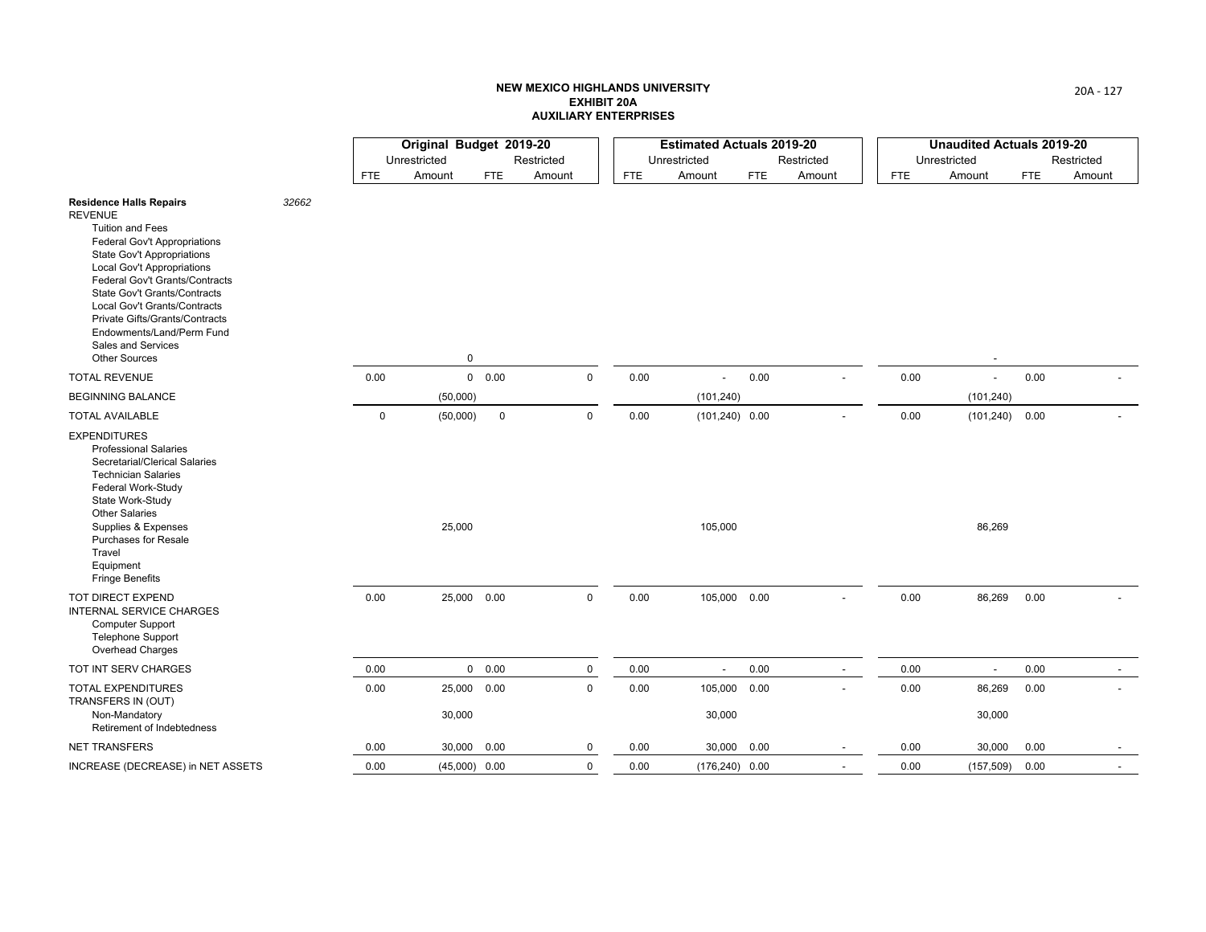# NEW MEXICO HIGHLANDS UNIVERSITY
## EXHIBIT 20A
## AUXILIARY ENTERPRISES

| | | Original Budget 2019-20 | | | | Estimated Actuals 2019-20 | | | | Unaudited Actuals 2019-20 | | | |
|---|---|---|---|---|---|---|---|---|---|---|---|---|---|
| | | Unrestricted | | Restricted | | Unrestricted | | Restricted | | Unrestricted | | Restricted | |
| | | FTE | Amount | FTE | Amount | FTE | Amount | FTE | Amount | FTE | Amount | FTE | Amount |
| **Residence Halls Repairs** | *32662* | | | | | | | | | | | | |
| REVENUE | | | | | | | | | | | | | |
| Tuition and Fees | | | | | | | | | | | | | |
| Federal Gov't Appropriations | | | | | | | | | | | | | |
| State Gov't Appropriations | | | | | | | | | | | | | |
| Local Gov't Appropriations | | | | | | | | | | | | | |
| Federal Gov't Grants/Contracts | | | | | | | | | | | | | |
| State Gov't Grants/Contracts | | | | | | | | | | | | | |
| Local Gov't Grants/Contracts | | | | | | | | | | | | | |
| Private Gifts/Grants/Contracts | | | | | | | | | | | | | |
| Endowments/Land/Perm Fund | | | | | | | | | | | | | |
| Sales and Services | | | | | | | | | | | | | |
| Other Sources | | | 0 | | | | | | | | - | | |
| TOTAL REVENUE | | 0.00 | 0 | 0.00 | 0 | 0.00 | - | 0.00 | - | 0.00 | - | 0.00 | - |
| BEGINNING BALANCE | | | (50,000) | | | | (101,240) | | | | (101,240) | | |
| TOTAL AVAILABLE | | 0 | (50,000) | 0 | 0 | 0.00 | (101,240) | 0.00 | - | 0.00 | (101,240) | 0.00 | - |
| EXPENDITURES | | | | | | | | | | | | | |
| Professional Salaries | | | | | | | | | | | | | |
| Secretarial/Clerical Salaries | | | | | | | | | | | | | |
| Technician Salaries | | | | | | | | | | | | | |
| Federal Work-Study | | | | | | | | | | | | | |
| State Work-Study | | | | | | | | | | | | | |
| Other Salaries | | | | | | | | | | | | | |
| Supplies & Expenses | | | 25,000 | | | | 105,000 | | | | 86,269 | | |
| Purchases for Resale | | | | | | | | | | | | | |
| Travel | | | | | | | | | | | | | |
| Equipment | | | | | | | | | | | | | |
| Fringe Benefits | | | | | | | | | | | | | |
| TOT DIRECT EXPEND | | 0.00 | 25,000 | 0.00 | 0 | 0.00 | 105,000 | 0.00 | - | 0.00 | 86,269 | 0.00 | - |
| INTERNAL SERVICE CHARGES | | | | | | | | | | | | | |
| Computer Support | | | | | | | | | | | | | |
| Telephone Support | | | | | | | | | | | | | |
| Overhead Charges | | | | | | | | | | | | | |
| TOT INT SERV CHARGES | | 0.00 | 0 | 0.00 | 0 | 0.00 | - | 0.00 | - | 0.00 | - | 0.00 | - |
| TOTAL EXPENDITURES | | 0.00 | 25,000 | 0.00 | 0 | 0.00 | 105,000 | 0.00 | - | 0.00 | 86,269 | 0.00 | - |
| TRANSFERS IN (OUT) | | | | | | | | | | | | | |
| Non-Mandatory | | | 30,000 | | | | 30,000 | | | | 30,000 | | |
| Retirement of Indebtedness | | | | | | | | | | | | | |
| NET TRANSFERS | | 0.00 | 30,000 | 0.00 | 0 | 0.00 | 30,000 | 0.00 | - | 0.00 | 30,000 | 0.00 | - |
| INCREASE (DECREASE) in NET ASSETS | | 0.00 | (45,000) | 0.00 | 0 | 0.00 | (176,240) | 0.00 | - | 0.00 | (157,509) | 0.00 | - |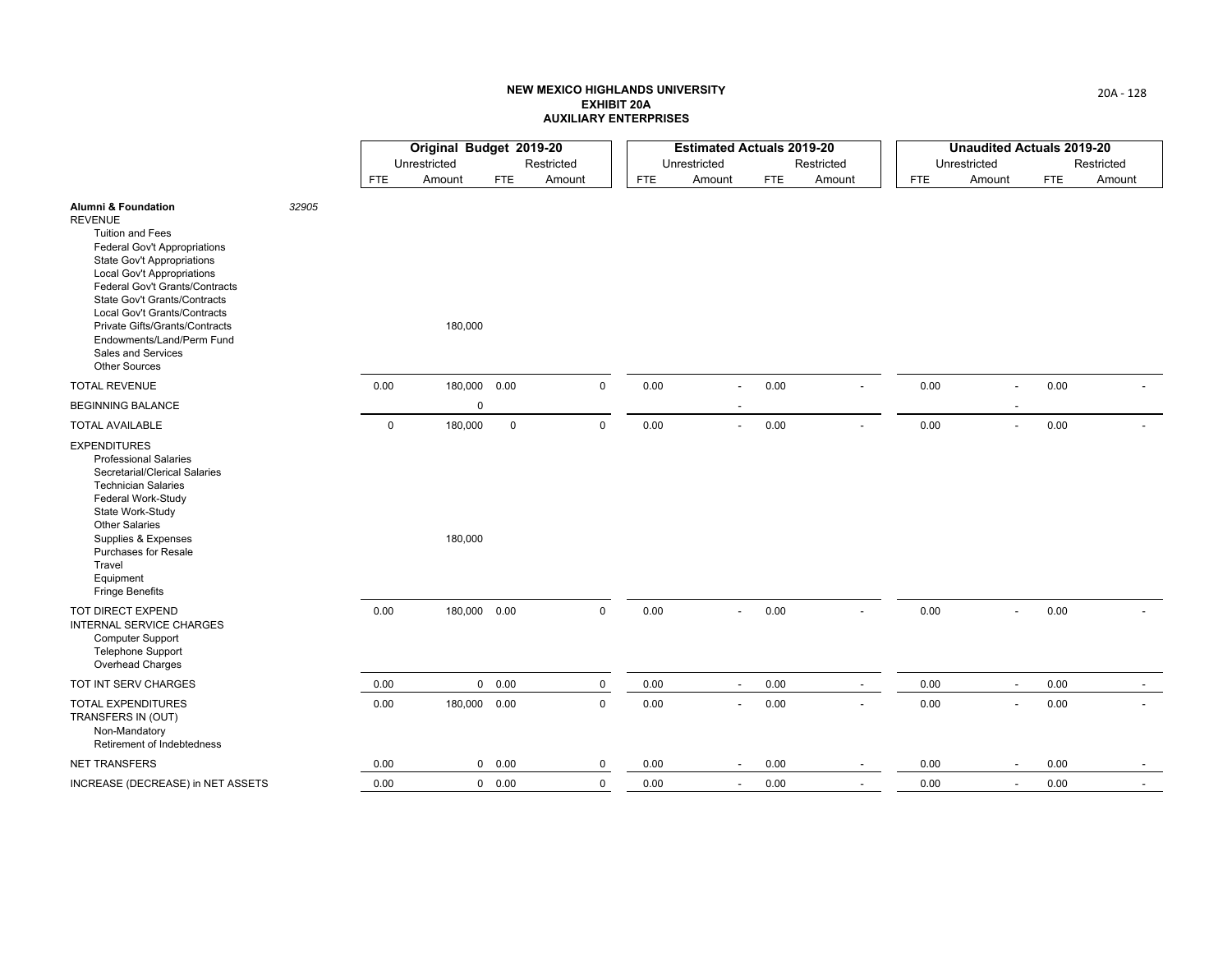**NEW MEXICO HIGHLANDS UNIVERSITY**
**EXHIBIT 20A**
**AUXILIARY ENTERPRISES**

| | | Original Budget 2019-20 | | | | Estimated Actuals 2019-20 | | | | Unaudited Actuals 2019-20 | | | |
|---|---|---|---|---|---|---|---|---|---|---|---|---|---|
| | | Unrestricted | | Restricted | | Unrestricted | | Restricted | | Unrestricted | | Restricted | |
| | | FTE | Amount | FTE | Amount | FTE | Amount | FTE | Amount | FTE | Amount | FTE | Amount |
| **Alumni & Foundation** | *32905* | | | | | | | | | | | | |
| REVENUE | | | | | | | | | | | | | |
| Tuition and Fees | | | | | | | | | | | | | |
| Federal Gov't Appropriations | | | | | | | | | | | | | |
| State Gov't Appropriations | | | | | | | | | | | | | |
| Local Gov't Appropriations | | | | | | | | | | | | | |
| Federal Gov't Grants/Contracts | | | | | | | | | | | | | |
| State Gov't Grants/Contracts | | | | | | | | | | | | | |
| Local Gov't Grants/Contracts | | | | | | | | | | | | | |
| Private Gifts/Grants/Contracts | | | 180,000 | | | | | | | | | | |
| Endowments/Land/Perm Fund | | | | | | | | | | | | | |
| Sales and Services | | | | | | | | | | | | | |
| Other Sources | | | | | | | | | | | | | |
| TOTAL REVENUE | | 0.00 | 180,000 | 0.00 | 0 | 0.00 | - | 0.00 | - | 0.00 | - | 0.00 | - |
| BEGINNING BALANCE | | | 0 | | | | - | | | | - | | |
| TOTAL AVAILABLE | | 0 | 180,000 | 0 | 0 | 0.00 | - | 0.00 | - | 0.00 | - | 0.00 | - |
| EXPENDITURES | | | | | | | | | | | | | |
| Professional Salaries | | | | | | | | | | | | | |
| Secretarial/Clerical Salaries | | | | | | | | | | | | | |
| Technician Salaries | | | | | | | | | | | | | |
| Federal Work-Study | | | | | | | | | | | | | |
| State Work-Study | | | | | | | | | | | | | |
| Other Salaries | | | | | | | | | | | | | |
| Supplies & Expenses | | | 180,000 | | | | | | | | | | |
| Purchases for Resale | | | | | | | | | | | | | |
| Travel | | | | | | | | | | | | | |
| Equipment | | | | | | | | | | | | | |
| Fringe Benefits | | | | | | | | | | | | | |
| TOT DIRECT EXPEND | | 0.00 | 180,000 | 0.00 | 0 | 0.00 | - | 0.00 | - | 0.00 | - | 0.00 | - |
| INTERNAL SERVICE CHARGES | | | | | | | | | | | | | |
| Computer Support | | | | | | | | | | | | | |
| Telephone Support | | | | | | | | | | | | | |
| Overhead Charges | | | | | | | | | | | | | |
| TOT INT SERV CHARGES | | 0.00 | 0 | 0.00 | 0 | 0.00 | - | 0.00 | - | 0.00 | - | 0.00 | - |
| TOTAL EXPENDITURES | | 0.00 | 180,000 | 0.00 | 0 | 0.00 | - | 0.00 | - | 0.00 | - | 0.00 | - |
| TRANSFERS IN (OUT) | | | | | | | | | | | | | |
| Non-Mandatory | | | | | | | | | | | | | |
| Retirement of Indebtedness | | | | | | | | | | | | | |
| NET TRANSFERS | | 0.00 | 0 | 0.00 | 0 | 0.00 | - | 0.00 | - | 0.00 | - | 0.00 | - |
| INCREASE (DECREASE) in NET ASSETS | | 0.00 | 0 | 0.00 | 0 | 0.00 | - | 0.00 | - | 0.00 | - | 0.00 | - |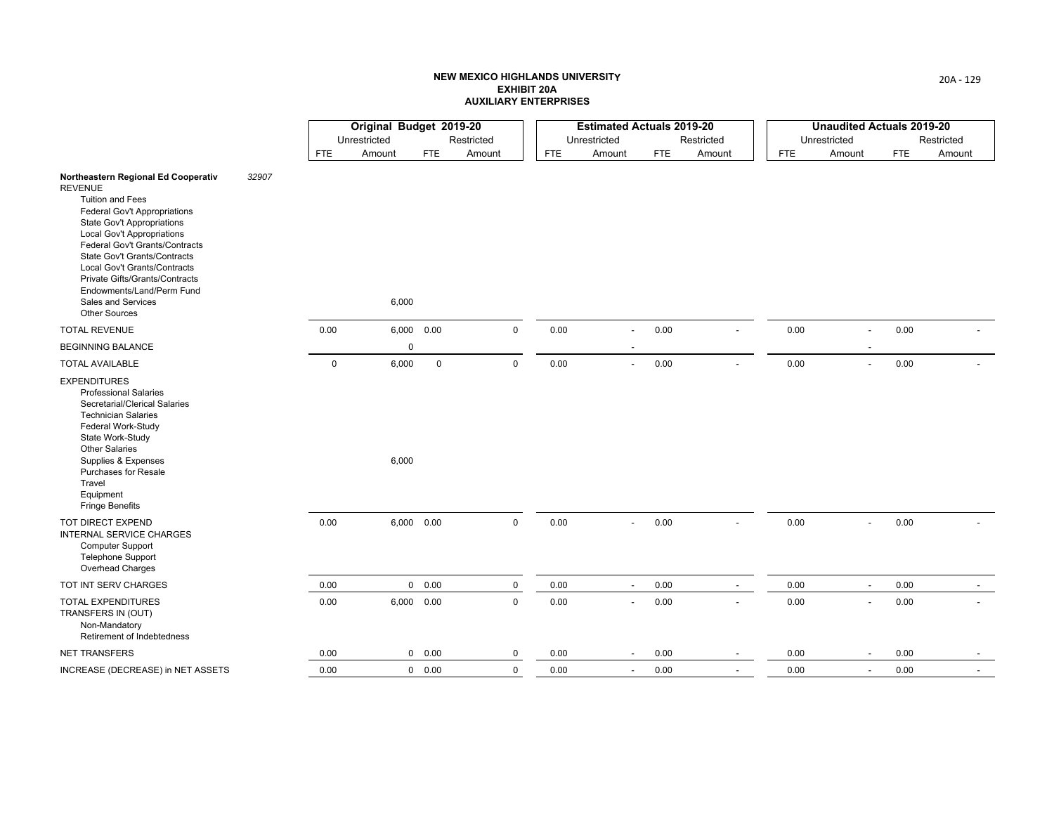# NEW MEXICO HIGHLANDS UNIVERSITY
## EXHIBIT 20A
## AUXILIARY ENTERPRISES

| | | Original Budget 2019-20 | | | | Estimated Actuals 2019-20 | | | | Unaudited Actuals 2019-20 | | | |
|---|---|---|---|---|---|---|---|---|---|---|---|---|---|
| | | Unrestricted | | Restricted | | Unrestricted | | Restricted | | Unrestricted | | Restricted | |
| | | FTE | Amount | FTE | Amount | FTE | Amount | FTE | Amount | FTE | Amount | FTE | Amount |
| **Northeastern Regional Ed Cooperativ** | *32907* | | | | | | | | | | | | |
| REVENUE | | | | | | | | | | | | | |
| Tuition and Fees | | | | | | | | | | | | | |
| Federal Gov't Appropriations | | | | | | | | | | | | | |
| State Gov't Appropriations | | | | | | | | | | | | | |
| Local Gov't Appropriations | | | | | | | | | | | | | |
| Federal Gov't Grants/Contracts | | | | | | | | | | | | | |
| State Gov't Grants/Contracts | | | | | | | | | | | | | |
| Local Gov't Grants/Contracts | | | | | | | | | | | | | |
| Private Gifts/Grants/Contracts | | | | | | | | | | | | | |
| Endowments/Land/Perm Fund | | | | | | | | | | | | | |
| Sales and Services | | | 6,000 | | | | | | | | | | |
| Other Sources | | | | | | | | | | | | | |
| TOTAL REVENUE | | 0.00 | 6,000 | 0.00 | 0 | 0.00 | - | 0.00 | - | 0.00 | - | 0.00 | - |
| BEGINNING BALANCE | | | 0 | | | | - | | | | - | | |
| TOTAL AVAILABLE | | 0 | 6,000 | 0 | 0 | 0.00 | - | 0.00 | - | 0.00 | - | 0.00 | - |
| EXPENDITURES | | | | | | | | | | | | | |
| Professional Salaries | | | | | | | | | | | | | |
| Secretarial/Clerical Salaries | | | | | | | | | | | | | |
| Technician Salaries | | | | | | | | | | | | | |
| Federal Work-Study | | | | | | | | | | | | | |
| State Work-Study | | | | | | | | | | | | | |
| Other Salaries | | | | | | | | | | | | | |
| Supplies & Expenses | | | 6,000 | | | | | | | | | | |
| Purchases for Resale | | | | | | | | | | | | | |
| Travel | | | | | | | | | | | | | |
| Equipment | | | | | | | | | | | | | |
| Fringe Benefits | | | | | | | | | | | | | |
| TOT DIRECT EXPEND | | 0.00 | 6,000 | 0.00 | 0 | 0.00 | - | 0.00 | - | 0.00 | - | 0.00 | - |
| INTERNAL SERVICE CHARGES | | | | | | | | | | | | | |
| Computer Support | | | | | | | | | | | | | |
| Telephone Support | | | | | | | | | | | | | |
| Overhead Charges | | | | | | | | | | | | | |
| TOT INT SERV CHARGES | | 0.00 | 0 | 0.00 | 0 | 0.00 | - | 0.00 | - | 0.00 | - | 0.00 | - |
| TOTAL EXPENDITURES | | 0.00 | 6,000 | 0.00 | 0 | 0.00 | - | 0.00 | - | 0.00 | - | 0.00 | - |
| TRANSFERS IN (OUT) | | | | | | | | | | | | | |
| Non-Mandatory | | | | | | | | | | | | | |
| Retirement of Indebtedness | | | | | | | | | | | | | |
| NET TRANSFERS | | 0.00 | 0 | 0.00 | 0 | 0.00 | - | 0.00 | - | 0.00 | - | 0.00 | - |
| INCREASE (DECREASE) in NET ASSETS | | 0.00 | 0 | 0.00 | 0 | 0.00 | - | 0.00 | - | 0.00 | - | 0.00 | - |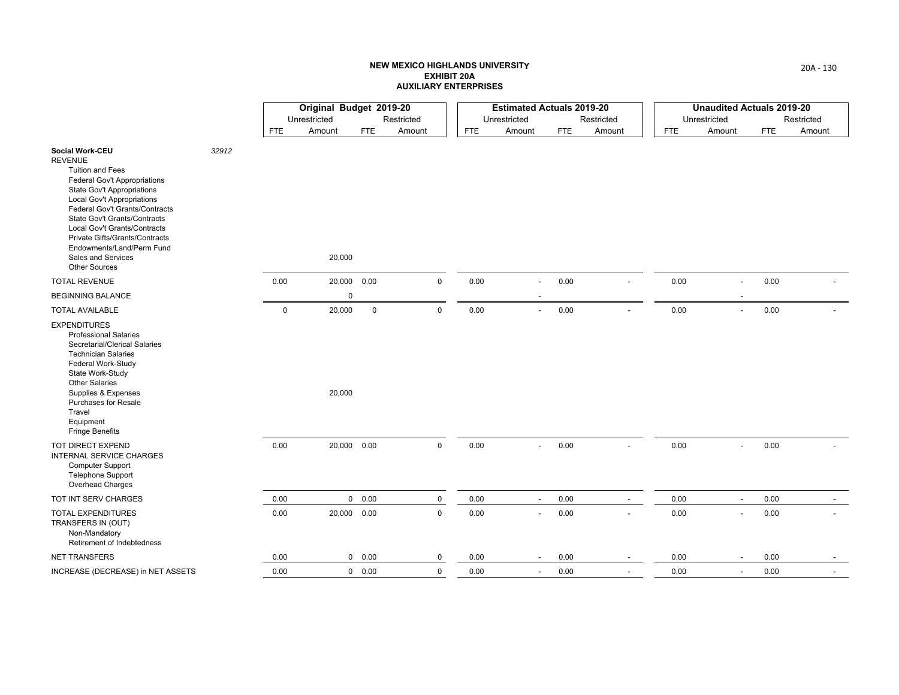# NEW MEXICO HIGHLANDS UNIVERSITY
## EXHIBIT 20A
## AUXILIARY ENTERPRISES

| | | Original Budget 2019-20 | | | | Estimated Actuals 2019-20 | | | | Unaudited Actuals 2019-20 | | | |
|---|---|---|---|---|---|---|---|---|---|---|---|---|---|
| | | Unrestricted | | Restricted | | Unrestricted | | Restricted | | Unrestricted | | Restricted | |
| | | FTE | Amount | FTE | Amount | FTE | Amount | FTE | Amount | FTE | Amount | FTE | Amount |
| **Social Work-CEU** | *32912* | | | | | | | | | | | | |
| REVENUE | | | | | | | | | | | | | |
| Tuition and Fees | | | | | | | | | | | | | |
| Federal Gov't Appropriations | | | | | | | | | | | | | |
| State Gov't Appropriations | | | | | | | | | | | | | |
| Local Gov't Appropriations | | | | | | | | | | | | | |
| Federal Gov't Grants/Contracts | | | | | | | | | | | | | |
| State Gov't Grants/Contracts | | | | | | | | | | | | | |
| Local Gov't Grants/Contracts | | | | | | | | | | | | | |
| Private Gifts/Grants/Contracts | | | | | | | | | | | | | |
| Endowments/Land/Perm Fund | | | | | | | | | | | | | |
| Sales and Services | | | 20,000 | | | | | | | | | | |
| Other Sources | | | | | | | | | | | | | |
| TOTAL REVENUE | | 0.00 | 20,000 | 0.00 | 0 | 0.00 | - | 0.00 | - | 0.00 | - | 0.00 | - |
| BEGINNING BALANCE | | | 0 | | | | - | | | | - | | |
| TOTAL AVAILABLE | | 0 | 20,000 | 0 | 0 | 0.00 | - | 0.00 | - | 0.00 | - | 0.00 | - |
| EXPENDITURES | | | | | | | | | | | | | |
| Professional Salaries | | | | | | | | | | | | | |
| Secretarial/Clerical Salaries | | | | | | | | | | | | | |
| Technician Salaries | | | | | | | | | | | | | |
| Federal Work-Study | | | | | | | | | | | | | |
| State Work-Study | | | | | | | | | | | | | |
| Other Salaries | | | | | | | | | | | | | |
| Supplies & Expenses | | | 20,000 | | | | | | | | | | |
| Purchases for Resale | | | | | | | | | | | | | |
| Travel | | | | | | | | | | | | | |
| Equipment | | | | | | | | | | | | | |
| Fringe Benefits | | | | | | | | | | | | | |
| TOT DIRECT EXPEND | | 0.00 | 20,000 | 0.00 | 0 | 0.00 | - | 0.00 | - | 0.00 | - | 0.00 | - |
| INTERNAL SERVICE CHARGES | | | | | | | | | | | | | |
| Computer Support | | | | | | | | | | | | | |
| Telephone Support | | | | | | | | | | | | | |
| Overhead Charges | | | | | | | | | | | | | |
| TOT INT SERV CHARGES | | 0.00 | 0 | 0.00 | 0 | 0.00 | - | 0.00 | - | 0.00 | - | 0.00 | - |
| TOTAL EXPENDITURES | | 0.00 | 20,000 | 0.00 | 0 | 0.00 | - | 0.00 | - | 0.00 | - | 0.00 | - |
| TRANSFERS IN (OUT) | | | | | | | | | | | | | |
| Non-Mandatory | | | | | | | | | | | | | |
| Retirement of Indebtedness | | | | | | | | | | | | | |
| NET TRANSFERS | | 0.00 | 0 | 0.00 | 0 | 0.00 | - | 0.00 | - | 0.00 | - | 0.00 | - |
| INCREASE (DECREASE) in NET ASSETS | | 0.00 | 0 | 0.00 | 0 | 0.00 | - | 0.00 | - | 0.00 | - | 0.00 | - |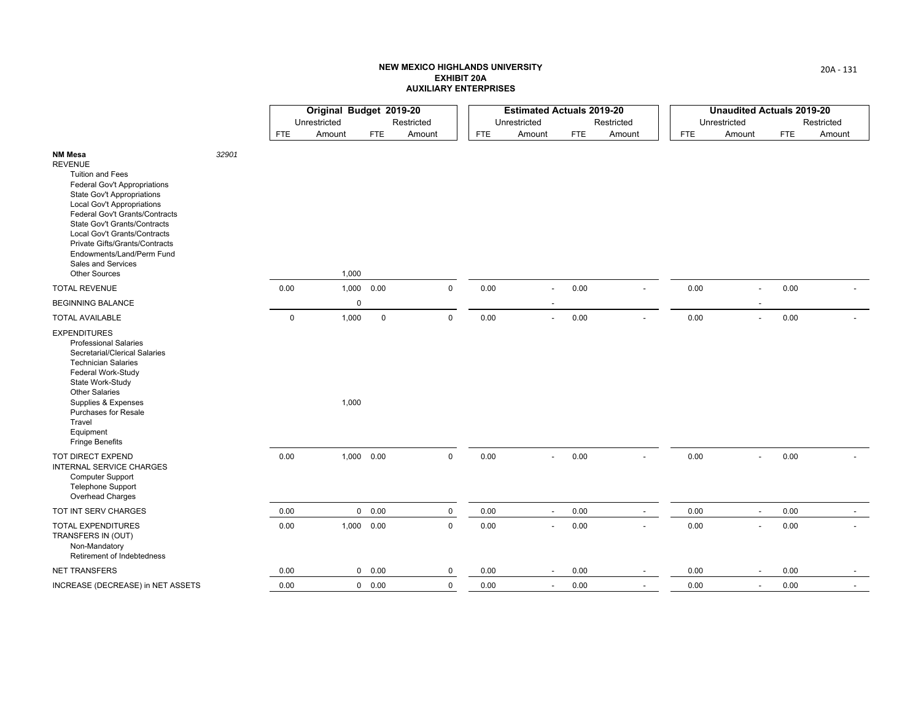**NEW MEXICO HIGHLANDS UNIVERSITY**
**EXHIBIT 20A**
**AUXILIARY ENTERPRISES**

| | | Original Budget 2019-20 | | | | Estimated Actuals 2019-20 | | | | Unaudited Actuals 2019-20 | | | |
|---|---|---|---|---|---|---|---|---|---|---|---|---|---|
| | | Unrestricted | | Restricted | | Unrestricted | | Restricted | | Unrestricted | | Restricted | |
| | | FTE | Amount | FTE | Amount | FTE | Amount | FTE | Amount | FTE | Amount | FTE | Amount |
| **NM Mesa** | 32901 | | | | | | | | | | | | |
| REVENUE | | | | | | | | | | | | | |
| Tuition and Fees | | | | | | | | | | | | | |
| Federal Gov't Appropriations | | | | | | | | | | | | | |
| State Gov't Appropriations | | | | | | | | | | | | | |
| Local Gov't Appropriations | | | | | | | | | | | | | |
| Federal Gov't Grants/Contracts | | | | | | | | | | | | | |
| State Gov't Grants/Contracts | | | | | | | | | | | | | |
| Local Gov't Grants/Contracts | | | | | | | | | | | | | |
| Private Gifts/Grants/Contracts | | | | | | | | | | | | | |
| Endowments/Land/Perm Fund | | | | | | | | | | | | | |
| Sales and Services | | | | | | | | | | | | | |
| Other Sources | | | 1,000 | | | | | | | | | | |
| TOTAL REVENUE | | 0.00 | 1,000 | 0.00 | 0 | 0.00 | - | 0.00 | - | 0.00 | - | 0.00 | - |
| BEGINNING BALANCE | | | 0 | | | | - | | | | - | | |
| TOTAL AVAILABLE | | 0 | 1,000 | 0 | 0 | 0.00 | - | 0.00 | - | 0.00 | - | 0.00 | - |
| EXPENDITURES | | | | | | | | | | | | | |
| Professional Salaries | | | | | | | | | | | | | |
| Secretarial/Clerical Salaries | | | | | | | | | | | | | |
| Technician Salaries | | | | | | | | | | | | | |
| Federal Work-Study | | | | | | | | | | | | | |
| State Work-Study | | | | | | | | | | | | | |
| Other Salaries | | | | | | | | | | | | | |
| Supplies & Expenses | | | 1,000 | | | | | | | | | | |
| Purchases for Resale | | | | | | | | | | | | | |
| Travel | | | | | | | | | | | | | |
| Equipment | | | | | | | | | | | | | |
| Fringe Benefits | | | | | | | | | | | | | |
| TOT DIRECT EXPEND | | 0.00 | 1,000 | 0.00 | 0 | 0.00 | - | 0.00 | - | 0.00 | - | 0.00 | - |
| INTERNAL SERVICE CHARGES | | | | | | | | | | | | | |
| Computer Support | | | | | | | | | | | | | |
| Telephone Support | | | | | | | | | | | | | |
| Overhead Charges | | | | | | | | | | | | | |
| TOT INT SERV CHARGES | | 0.00 | 0 | 0.00 | 0 | 0.00 | - | 0.00 | - | 0.00 | - | 0.00 | - |
| TOTAL EXPENDITURES | | 0.00 | 1,000 | 0.00 | 0 | 0.00 | - | 0.00 | - | 0.00 | - | 0.00 | - |
| TRANSFERS IN (OUT) | | | | | | | | | | | | | |
| Non-Mandatory | | | | | | | | | | | | | |
| Retirement of Indebtedness | | | | | | | | | | | | | |
| NET TRANSFERS | | 0.00 | 0 | 0.00 | 0 | 0.00 | - | 0.00 | - | 0.00 | - | 0.00 | - |
| INCREASE (DECREASE) in NET ASSETS | | 0.00 | 0 | 0.00 | 0 | 0.00 | - | 0.00 | - | 0.00 | - | 0.00 | - |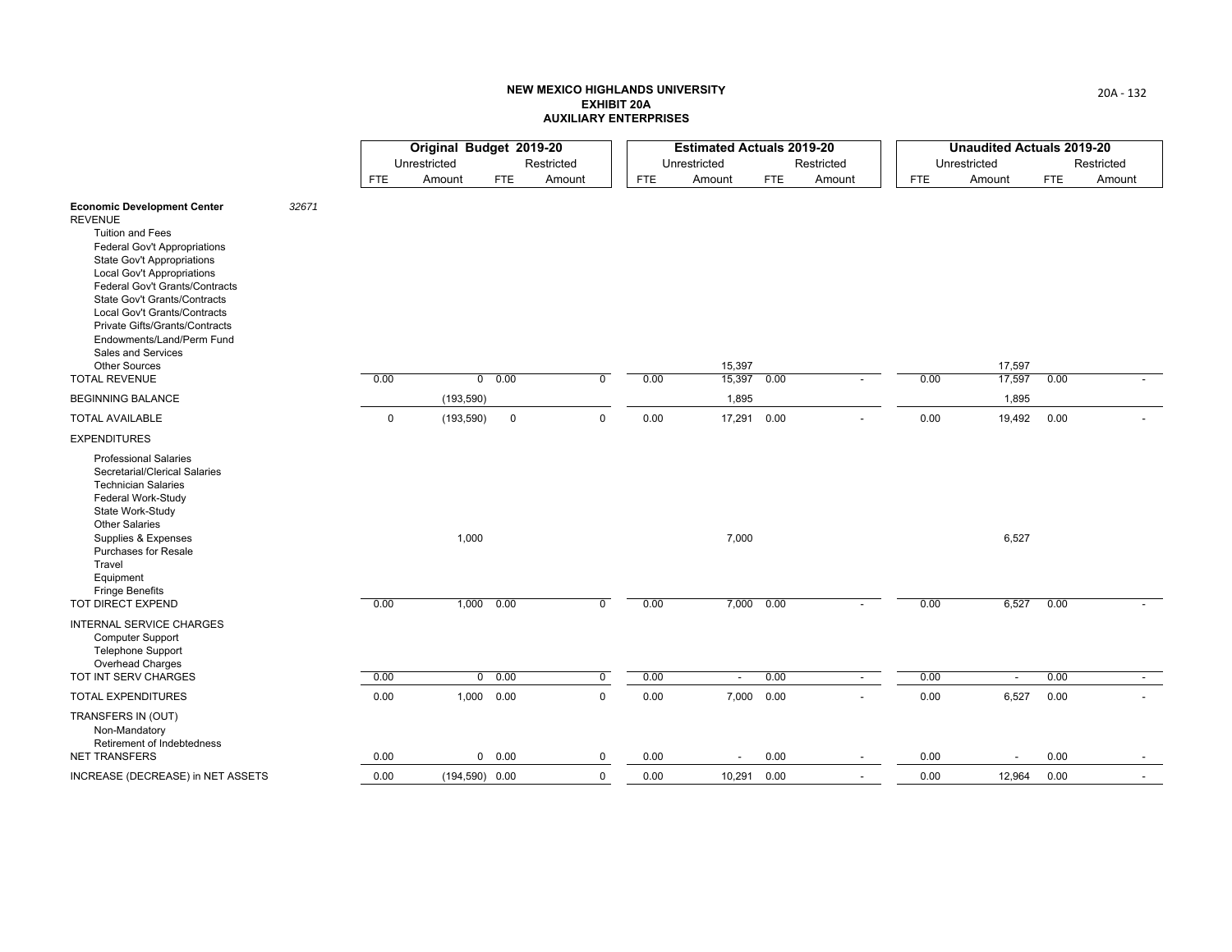**NEW MEXICO HIGHLANDS UNIVERSITY**
**EXHIBIT 20A**
**AUXILIARY ENTERPRISES**

| | | Original Budget 2019-20 | | | | Estimated Actuals 2019-20 | | | | Unaudited Actuals 2019-20 | | | |
|---|---|---|---|---|---|---|---|---|---|---|---|---|---|
| | | Unrestricted | | Restricted | | Unrestricted | | Restricted | | Unrestricted | | Restricted | |
| | | FTE | Amount | FTE | Amount | FTE | Amount | FTE | Amount | FTE | Amount | FTE | Amount |
| **Economic Development Center** | *32671* | | | | | | | | | | | | |
| REVENUE | | | | | | | | | | | | | |
| Tuition and Fees | | | | | | | | | | | | | |
| Federal Gov't Appropriations | | | | | | | | | | | | | |
| State Gov't Appropriations | | | | | | | | | | | | | |
| Local Gov't Appropriations | | | | | | | | | | | | | |
| Federal Gov't Grants/Contracts | | | | | | | | | | | | | |
| State Gov't Grants/Contracts | | | | | | | | | | | | | |
| Local Gov't Grants/Contracts | | | | | | | | | | | | | |
| Private Gifts/Grants/Contracts | | | | | | | | | | | | | |
| Endowments/Land/Perm Fund | | | | | | | | | | | | | |
| Sales and Services | | | | | | | | | | | | | |
| Other Sources | | | | | | | 15,397 | | | | 17,597 | | |
| TOTAL REVENUE | | 0.00 | 0 | 0.00 | 0 | 0.00 | 15,397 | 0.00 | - | 0.00 | 17,597 | 0.00 | - |
| BEGINNING BALANCE | | | (193,590) | | | | 1,895 | | | | 1,895 | | |
| TOTAL AVAILABLE | | 0 | (193,590) | 0 | 0 | 0.00 | 17,291 | 0.00 | - | 0.00 | 19,492 | 0.00 | - |
| EXPENDITURES | | | | | | | | | | | | | |
| Professional Salaries | | | | | | | | | | | | | |
| Secretarial/Clerical Salaries | | | | | | | | | | | | | |
| Technician Salaries | | | | | | | | | | | | | |
| Federal Work-Study | | | | | | | | | | | | | |
| State Work-Study | | | | | | | | | | | | | |
| Other Salaries | | | | | | | | | | | | | |
| Supplies & Expenses | | | 1,000 | | | | 7,000 | | | | 6,527 | | |
| Purchases for Resale | | | | | | | | | | | | | |
| Travel | | | | | | | | | | | | | |
| Equipment | | | | | | | | | | | | | |
| Fringe Benefits | | | | | | | | | | | | | |
| TOT DIRECT EXPEND | | 0.00 | 1,000 | 0.00 | 0 | 0.00 | 7,000 | 0.00 | - | 0.00 | 6,527 | 0.00 | - |
| INTERNAL SERVICE CHARGES | | | | | | | | | | | | | |
| Computer Support | | | | | | | | | | | | | |
| Telephone Support | | | | | | | | | | | | | |
| Overhead Charges | | | | | | | | | | | | | |
| TOT INT SERV CHARGES | | 0.00 | 0 | 0.00 | 0 | 0.00 | - | 0.00 | - | 0.00 | - | 0.00 | - |
| TOTAL EXPENDITURES | | 0.00 | 1,000 | 0.00 | 0 | 0.00 | 7,000 | 0.00 | - | 0.00 | 6,527 | 0.00 | - |
| TRANSFERS IN (OUT) | | | | | | | | | | | | | |
| Non-Mandatory | | | | | | | | | | | | | |
| Retirement of Indebtedness | | | | | | | | | | | | | |
| NET TRANSFERS | | 0.00 | 0 | 0.00 | 0 | 0.00 | - | 0.00 | - | 0.00 | - | 0.00 | - |
| INCREASE (DECREASE) in NET ASSETS | | 0.00 | (194,590) | 0.00 | 0 | 0.00 | 10,291 | 0.00 | - | 0.00 | 12,964 | 0.00 | - |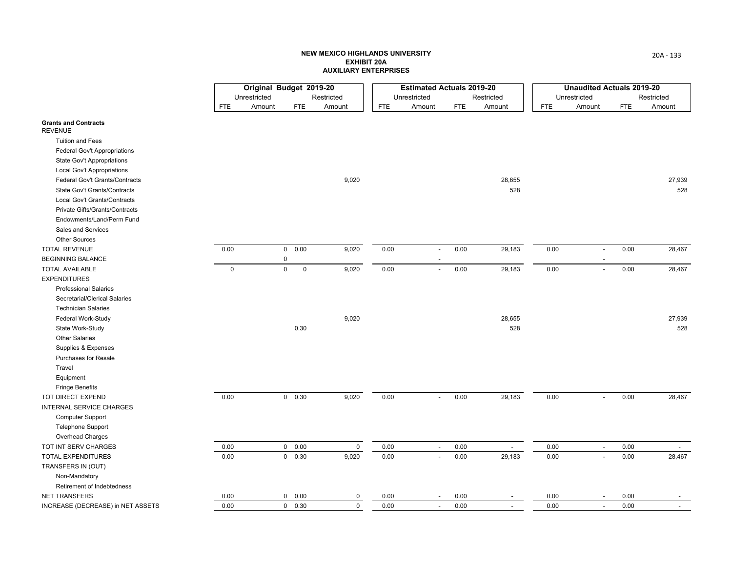# NEW MEXICO HIGHLANDS UNIVERSITY
## EXHIBIT 20A
## AUXILIARY ENTERPRISES

| | Original Budget 2019-20 | | | | Estimated Actuals 2019-20 | | | | Unaudited Actuals 2019-20 | | | |
|---|---|---|---|---|---|---|---|---|---|---|---|---|
| | Unrestricted | | Restricted | | Unrestricted | | Restricted | | Unrestricted | | Restricted | |
| | FTE | Amount | FTE | Amount | FTE | Amount | FTE | Amount | FTE | Amount | FTE | Amount |
| **Grants and Contracts** | | | | | | | | | | | | |
| REVENUE | | | | | | | | | | | | |
| Tuition and Fees | | | | | | | | | | | | |
| Federal Gov't Appropriations | | | | | | | | | | | | |
| State Gov't Appropriations | | | | | | | | | | | | |
| Local Gov't Appropriations | | | | | | | | | | | | |
| Federal Gov't Grants/Contracts | | | | 9,020 | | | | 28,655 | | | | 27,939 |
| State Gov't Grants/Contracts | | | | | | | | 528 | | | | 528 |
| Local Gov't Grants/Contracts | | | | | | | | | | | | |
| Private Gifts/Grants/Contracts | | | | | | | | | | | | |
| Endowments/Land/Perm Fund | | | | | | | | | | | | |
| Sales and Services | | | | | | | | | | | | |
| Other Sources | | | | | | | | | | | | |
| TOTAL REVENUE | 0.00 | 0 | 0.00 | 9,020 | 0.00 | - | 0.00 | 29,183 | 0.00 | - | 0.00 | 28,467 |
| BEGINNING BALANCE | | 0 | | | | - | | | | - | | |
| TOTAL AVAILABLE | 0 | 0 | 0 | 9,020 | 0.00 | - | 0.00 | 29,183 | 0.00 | - | 0.00 | 28,467 |
| EXPENDITURES | | | | | | | | | | | | |
| Professional Salaries | | | | | | | | | | | | |
| Secretarial/Clerical Salaries | | | | | | | | | | | | |
| Technician Salaries | | | | | | | | | | | | |
| Federal Work-Study | | | | 9,020 | | | | 28,655 | | | | 27,939 |
| State Work-Study | | | 0.30 | | | | | 528 | | | | 528 |
| Other Salaries | | | | | | | | | | | | |
| Supplies & Expenses | | | | | | | | | | | | |
| Purchases for Resale | | | | | | | | | | | | |
| Travel | | | | | | | | | | | | |
| Equipment | | | | | | | | | | | | |
| Fringe Benefits | | | | | | | | | | | | |
| TOT DIRECT EXPEND | 0.00 | 0 | 0.30 | 9,020 | 0.00 | - | 0.00 | 29,183 | 0.00 | - | 0.00 | 28,467 |
| INTERNAL SERVICE CHARGES | | | | | | | | | | | | |
| Computer Support | | | | | | | | | | | | |
| Telephone Support | | | | | | | | | | | | |
| Overhead Charges | | | | | | | | | | | | |
| TOT INT SERV CHARGES | 0.00 | 0 | 0.00 | 0 | 0.00 | - | 0.00 | - | 0.00 | - | 0.00 | - |
| TOTAL EXPENDITURES | 0.00 | 0 | 0.30 | 9,020 | 0.00 | - | 0.00 | 29,183 | 0.00 | - | 0.00 | 28,467 |
| TRANSFERS IN (OUT) | | | | | | | | | | | | |
| Non-Mandatory | | | | | | | | | | | | |
| Retirement of Indebtedness | | | | | | | | | | | | |
| NET TRANSFERS | 0.00 | 0 | 0.00 | 0 | 0.00 | - | 0.00 | - | 0.00 | - | 0.00 | - |
| INCREASE (DECREASE) in NET ASSETS | 0.00 | 0 | 0.30 | 0 | 0.00 | - | 0.00 | - | 0.00 | - | 0.00 | - |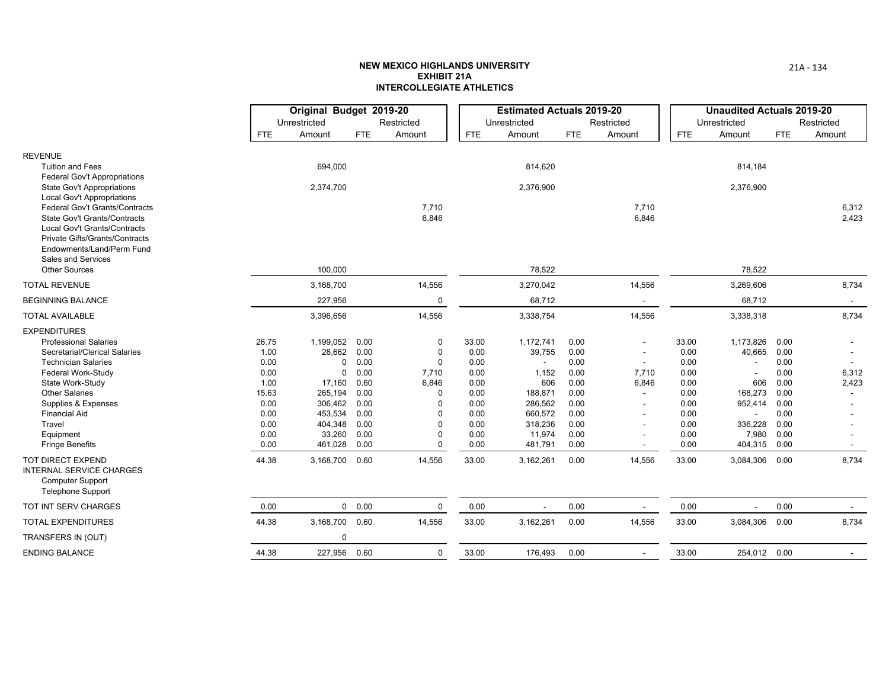**NEW MEXICO HIGHLANDS UNIVERSITY**
**EXHIBIT 21A**
**INTERCOLLEGIATE ATHLETICS**

| | **Original Budget 2019-20** | | | | **Estimated Actuals 2019-20** | | | | **Unaudited Actuals 2019-20** | | | |
|---|---|---|---|---|---|---|---|---|---|---|---|---|
| | Unrestricted | | Restricted | | Unrestricted | | Restricted | | Unrestricted | | Restricted | |
| | FTE | Amount | FTE | Amount | FTE | Amount | FTE | Amount | FTE | Amount | FTE | Amount |
| REVENUE | | | | | | | | | | | | |
| Tuition and Fees | | 694,000 | | | | 814,620 | | | | 814,184 | | |
| Federal Gov't Appropriations | | | | | | | | | | | | |
| State Gov't Appropriations | | 2,374,700 | | | | 2,376,900 | | | | 2,376,900 | | |
| Local Gov't Appropriations | | | | | | | | | | | | |
| Federal Gov't Grants/Contracts | | | | 7,710 | | | | 7,710 | | | | 6,312 |
| State Gov't Grants/Contracts | | | | 6,846 | | | | 6,846 | | | | 2,423 |
| Local Gov't Grants/Contracts | | | | | | | | | | | | |
| Private Gifts/Grants/Contracts | | | | | | | | | | | | |
| Endowments/Land/Perm Fund | | | | | | | | | | | | |
| Sales and Services | | | | | | | | | | | | |
| Other Sources | | 100,000 | | | | 78,522 | | | | 78,522 | | |
| TOTAL REVENUE | | 3,168,700 | | 14,556 | | 3,270,042 | | 14,556 | | 3,269,606 | | 8,734 |
| BEGINNING BALANCE | | 227,956 | | 0 | | 68,712 | | - | | 68,712 | | - |
| TOTAL AVAILABLE | | 3,396,656 | | 14,556 | | 3,338,754 | | 14,556 | | 3,338,318 | | 8,734 |
| EXPENDITURES | | | | | | | | | | | | |
| Professional Salaries | 26.75 | 1,199,052 | 0.00 | 0 | 33.00 | 1,172,741 | 0.00 | - | 33.00 | 1,173,826 | 0.00 | - |
| Secretarial/Clerical Salaries | 1.00 | 28,662 | 0.00 | 0 | 0.00 | 39,755 | 0.00 | - | 0.00 | 40,665 | 0.00 | - |
| Technician Salaries | 0.00 | 0 | 0.00 | 0 | 0.00 | - | 0.00 | - | 0.00 | - | 0.00 | - |
| Federal Work-Study | 0.00 | 0 | 0.00 | 7,710 | 0.00 | 1,152 | 0.00 | 7,710 | 0.00 | - | 0.00 | 6,312 |
| State Work-Study | 1.00 | 17,160 | 0.60 | 6,846 | 0.00 | 606 | 0.00 | 6,846 | 0.00 | 606 | 0.00 | 2,423 |
| Other Salaries | 15.63 | 265,194 | 0.00 | 0 | 0.00 | 188,871 | 0.00 | - | 0.00 | 168,273 | 0.00 | - |
| Supplies & Expenses | 0.00 | 306,462 | 0.00 | 0 | 0.00 | 286,562 | 0.00 | - | 0.00 | 952,414 | 0.00 | - |
| Financial Aid | 0.00 | 453,534 | 0.00 | 0 | 0.00 | 660,572 | 0.00 | - | 0.00 | - | 0.00 | - |
| Travel | 0.00 | 404,348 | 0.00 | 0 | 0.00 | 318,236 | 0.00 | - | 0.00 | 336,228 | 0.00 | - |
| Equipment | 0.00 | 33,260 | 0.00 | 0 | 0.00 | 11,974 | 0.00 | - | 0.00 | 7,980 | 0.00 | - |
| Fringe Benefits | 0.00 | 461,028 | 0.00 | 0 | 0.00 | 481,791 | 0.00 | - | 0.00 | 404,315 | 0.00 | - |
| TOT DIRECT EXPEND | 44.38 | 3,168,700 | 0.60 | 14,556 | 33.00 | 3,162,261 | 0.00 | 14,556 | 33.00 | 3,084,306 | 0.00 | 8,734 |
| INTERNAL SERVICE CHARGES | | | | | | | | | | | | |
| Computer Support | | | | | | | | | | | | |
| Telephone Support | | | | | | | | | | | | |
| TOT INT SERV CHARGES | 0.00 | 0 | 0.00 | 0 | 0.00 | - | 0.00 | - | 0.00 | - | 0.00 | - |
| TOTAL EXPENDITURES | 44.38 | 3,168,700 | 0.60 | 14,556 | 33.00 | 3,162,261 | 0.00 | 14,556 | 33.00 | 3,084,306 | 0.00 | 8,734 |
| TRANSFERS IN (OUT) | | 0 | | | | | | | | | | |
| ENDING BALANCE | 44.38 | 227,956 | 0.60 | 0 | 33.00 | 176,493 | 0.00 | - | 33.00 | 254,012 | 0.00 | - |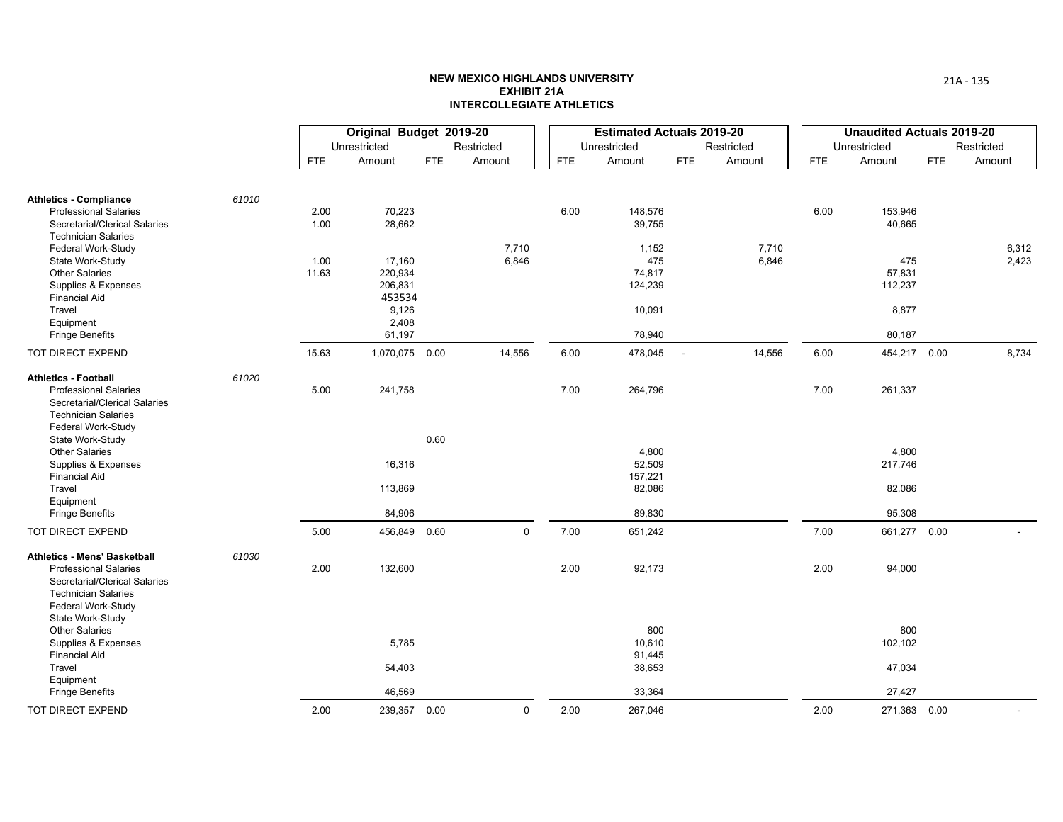**NEW MEXICO HIGHLANDS UNIVERSITY**
**EXHIBIT 21A**
**INTERCOLLEGIATE ATHLETICS**

| | | Original Budget 2019-20 | | | | Estimated Actuals 2019-20 | | | | Unaudited Actuals 2019-20 | | | |
|---|---|---|---|---|---|---|---|---|---|---|---|---|---|
| | | Unrestricted | | Restricted | | Unrestricted | | Restricted | | Unrestricted | | Restricted | |
| | | FTE | Amount | FTE | Amount | FTE | Amount | FTE | Amount | FTE | Amount | FTE | Amount |
| **Athletics - Compliance** | *61010* | | | | | | | | | | | | |
| Professional Salaries | | 2.00 | 70,223 | | | 6.00 | 148,576 | | | 6.00 | 153,946 | | |
| Secretarial/Clerical Salaries | | 1.00 | 28,662 | | | | 39,755 | | | | 40,665 | | |
| Technician Salaries | | | | | | | | | | | | | |
| Federal Work-Study | | | | | 7,710 | | 1,152 | | 7,710 | | | | 6,312 |
| State Work-Study | | 1.00 | 17,160 | | 6,846 | | 475 | | 6,846 | | 475 | | 2,423 |
| Other Salaries | | 11.63 | 220,934 | | | | 74,817 | | | | 57,831 | | |
| Supplies & Expenses | | | 206,831 | | | | 124,239 | | | | 112,237 | | |
| Financial Aid | | | 453534 | | | | | | | | | | |
| Travel | | | 9,126 | | | | 10,091 | | | | 8,877 | | |
| Equipment | | | 2,408 | | | | | | | | | | |
| Fringe Benefits | | | 61,197 | | | | 78,940 | | | | 80,187 | | |
| TOT DIRECT EXPEND | | 15.63 | 1,070,075 | 0.00 | 14,556 | 6.00 | 478,045 | - | 14,556 | 6.00 | 454,217 | 0.00 | 8,734 |
| **Athletics - Football** | *61020* | | | | | | | | | | | | |
| Professional Salaries | | 5.00 | 241,758 | | | 7.00 | 264,796 | | | 7.00 | 261,337 | | |
| Secretarial/Clerical Salaries | | | | | | | | | | | | | |
| Technician Salaries | | | | | | | | | | | | | |
| Federal Work-Study | | | | | | | | | | | | | |
| State Work-Study | | | | 0.60 | | | | | | | | | |
| Other Salaries | | | | | | | 4,800 | | | | 4,800 | | |
| Supplies & Expenses | | | 16,316 | | | | 52,509 | | | | 217,746 | | |
| Financial Aid | | | | | | | 157,221 | | | | | | |
| Travel | | | 113,869 | | | | 82,086 | | | | 82,086 | | |
| Equipment | | | | | | | | | | | | | |
| Fringe Benefits | | | 84,906 | | | | 89,830 | | | | 95,308 | | |
| TOT DIRECT EXPEND | | 5.00 | 456,849 | 0.60 | 0 | 7.00 | 651,242 | | | 7.00 | 661,277 | 0.00 | - |
| **Athletics - Mens' Basketball** | *61030* | | | | | | | | | | | | |
| Professional Salaries | | 2.00 | 132,600 | | | 2.00 | 92,173 | | | 2.00 | 94,000 | | |
| Secretarial/Clerical Salaries | | | | | | | | | | | | | |
| Technician Salaries | | | | | | | | | | | | | |
| Federal Work-Study | | | | | | | | | | | | | |
| State Work-Study | | | | | | | | | | | | | |
| Other Salaries | | | | | | | 800 | | | | 800 | | |
| Supplies & Expenses | | | 5,785 | | | | 10,610 | | | | 102,102 | | |
| Financial Aid | | | | | | | 91,445 | | | | | | |
| Travel | | | 54,403 | | | | 38,653 | | | | 47,034 | | |
| Equipment | | | | | | | | | | | | | |
| Fringe Benefits | | | 46,569 | | | | 33,364 | | | | 27,427 | | |
| TOT DIRECT EXPEND | | 2.00 | 239,357 | 0.00 | 0 | 2.00 | 267,046 | | | 2.00 | 271,363 | 0.00 | - |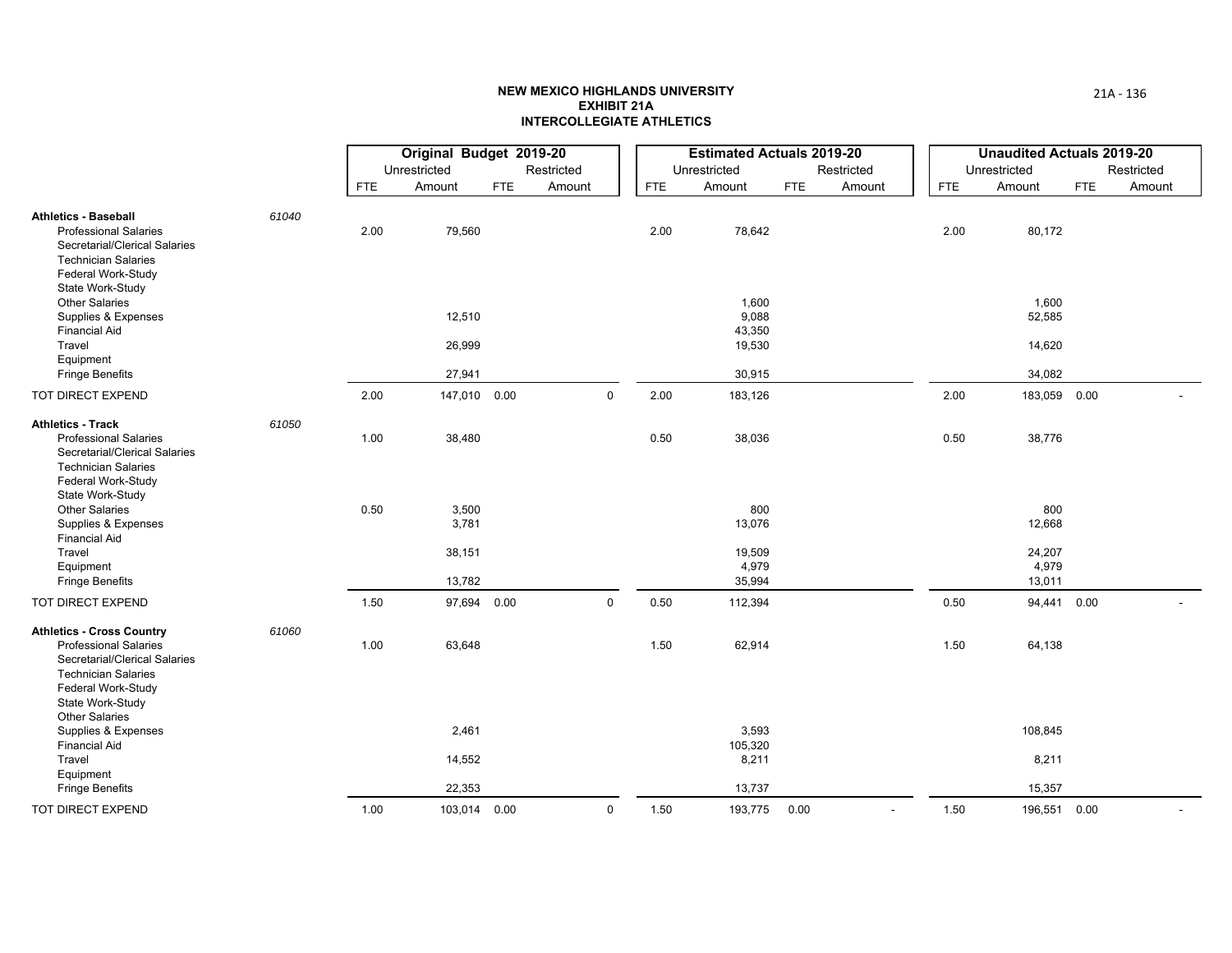**NEW MEXICO HIGHLANDS UNIVERSITY**
**EXHIBIT 21A**
**INTERCOLLEGIATE ATHLETICS**

| | | Original Budget 2019-20 | | | | Estimated Actuals 2019-20 | | | | Unaudited Actuals 2019-20 | | | |
|---|---|---|---|---|---|---|---|---|---|---|---|---|---|
| | | Unrestricted | | Restricted | | Unrestricted | | Restricted | | Unrestricted | | Restricted | |
| | | FTE | Amount | FTE | Amount | FTE | Amount | FTE | Amount | FTE | Amount | FTE | Amount |
| **Athletics - Baseball** | 61040 | | | | | | | | | | | | |
| Professional Salaries | | 2.00 | 79,560 | | | 2.00 | 78,642 | | | 2.00 | 80,172 | | |
| Secretarial/Clerical Salaries | | | | | | | | | | | | | |
| Technician Salaries | | | | | | | | | | | | | |
| Federal Work-Study | | | | | | | | | | | | | |
| State Work-Study | | | | | | | | | | | | | |
| Other Salaries | | | | | | | 1,600 | | | | 1,600 | | |
| Supplies & Expenses | | | 12,510 | | | | 9,088 | | | | 52,585 | | |
| Financial Aid | | | | | | | 43,350 | | | | | | |
| Travel | | | 26,999 | | | | 19,530 | | | | 14,620 | | |
| Equipment | | | | | | | | | | | | | |
| Fringe Benefits | | | 27,941 | | | | 30,915 | | | | 34,082 | | |
| TOT DIRECT EXPEND | | 2.00 | 147,010 | 0.00 | 0 | 2.00 | 183,126 | | | 2.00 | 183,059 | 0.00 | - |
| **Athletics - Track** | 61050 | | | | | | | | | | | | |
| Professional Salaries | | 1.00 | 38,480 | | | 0.50 | 38,036 | | | 0.50 | 38,776 | | |
| Secretarial/Clerical Salaries | | | | | | | | | | | | | |
| Technician Salaries | | | | | | | | | | | | | |
| Federal Work-Study | | | | | | | | | | | | | |
| State Work-Study | | | | | | | | | | | | | |
| Other Salaries | | 0.50 | 3,500 | | | | 800 | | | | 800 | | |
| Supplies & Expenses | | | 3,781 | | | | 13,076 | | | | 12,668 | | |
| Financial Aid | | | | | | | | | | | | | |
| Travel | | | 38,151 | | | | 19,509 | | | | 24,207 | | |
| Equipment | | | | | | | 4,979 | | | | 4,979 | | |
| Fringe Benefits | | | 13,782 | | | | 35,994 | | | | 13,011 | | |
| TOT DIRECT EXPEND | | 1.50 | 97,694 | 0.00 | 0 | 0.50 | 112,394 | | | 0.50 | 94,441 | 0.00 | - |
| **Athletics - Cross Country** | 61060 | | | | | | | | | | | | |
| Professional Salaries | | 1.00 | 63,648 | | | 1.50 | 62,914 | | | 1.50 | 64,138 | | |
| Secretarial/Clerical Salaries | | | | | | | | | | | | | |
| Technician Salaries | | | | | | | | | | | | | |
| Federal Work-Study | | | | | | | | | | | | | |
| State Work-Study | | | | | | | | | | | | | |
| Other Salaries | | | | | | | | | | | | | |
| Supplies & Expenses | | | 2,461 | | | | 3,593 | | | | 108,845 | | |
| Financial Aid | | | | | | | 105,320 | | | | | | |
| Travel | | | 14,552 | | | | 8,211 | | | | 8,211 | | |
| Equipment | | | | | | | | | | | | | |
| Fringe Benefits | | | 22,353 | | | | 13,737 | | | | 15,357 | | |
| TOT DIRECT EXPEND | | 1.00 | 103,014 | 0.00 | 0 | 1.50 | 193,775 | 0.00 | - | 1.50 | 196,551 | 0.00 | - |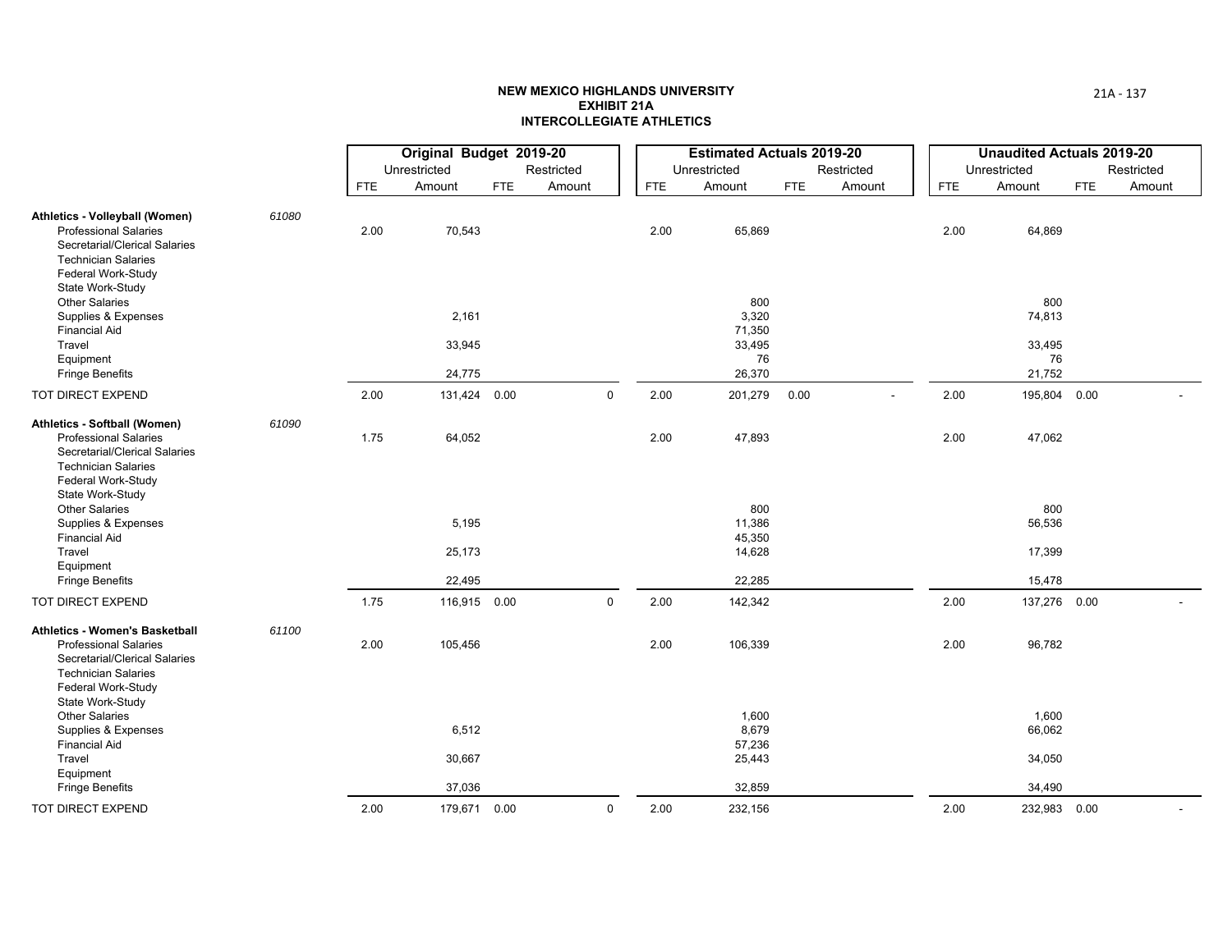**NEW MEXICO HIGHLANDS UNIVERSITY**
**EXHIBIT 21A**
**INTERCOLLEGIATE ATHLETICS**

| | | Original Budget 2019-20 | | | | Estimated Actuals 2019-20 | | | | Unaudited Actuals 2019-20 | | | |
|---|---|---|---|---|---|---|---|---|---|---|---|---|---|
| | | Unrestricted | | Restricted | | Unrestricted | | Restricted | | Unrestricted | | Restricted | |
| | | FTE | Amount | FTE | Amount | FTE | Amount | FTE | Amount | FTE | Amount | FTE | Amount |
| **Athletics - Volleyball (Women)** | 61080 | | | | | | | | | | | | |
| Professional Salaries | | 2.00 | 70,543 | | | 2.00 | 65,869 | | | 2.00 | 64,869 | | |
| Secretarial/Clerical Salaries | | | | | | | | | | | | | |
| Technician Salaries | | | | | | | | | | | | | |
| Federal Work-Study | | | | | | | | | | | | | |
| State Work-Study | | | | | | | | | | | | | |
| Other Salaries | | | | | | | 800 | | | | 800 | | |
| Supplies & Expenses | | | 2,161 | | | | 3,320 | | | | 74,813 | | |
| Financial Aid | | | | | | | 71,350 | | | | | | |
| Travel | | | 33,945 | | | | 33,495 | | | | 33,495 | | |
| Equipment | | | | | | | 76 | | | | 76 | | |
| Fringe Benefits | | | 24,775 | | | | 26,370 | | | | 21,752 | | |
| TOT DIRECT EXPEND | | 2.00 | 131,424 | 0.00 | 0 | 2.00 | 201,279 | 0.00 | - | 2.00 | 195,804 | 0.00 | - |
| **Athletics - Softball (Women)** | 61090 | | | | | | | | | | | | |
| Professional Salaries | | 1.75 | 64,052 | | | 2.00 | 47,893 | | | 2.00 | 47,062 | | |
| Secretarial/Clerical Salaries | | | | | | | | | | | | | |
| Technician Salaries | | | | | | | | | | | | | |
| Federal Work-Study | | | | | | | | | | | | | |
| State Work-Study | | | | | | | | | | | | | |
| Other Salaries | | | | | | | 800 | | | | 800 | | |
| Supplies & Expenses | | | 5,195 | | | | 11,386 | | | | 56,536 | | |
| Financial Aid | | | | | | | 45,350 | | | | | | |
| Travel | | | 25,173 | | | | 14,628 | | | | 17,399 | | |
| Equipment | | | | | | | | | | | | | |
| Fringe Benefits | | | 22,495 | | | | 22,285 | | | | 15,478 | | |
| TOT DIRECT EXPEND | | 1.75 | 116,915 | 0.00 | 0 | 2.00 | 142,342 | | | 2.00 | 137,276 | 0.00 | - |
| **Athletics - Women's Basketball** | 61100 | | | | | | | | | | | | |
| Professional Salaries | | 2.00 | 105,456 | | | 2.00 | 106,339 | | | 2.00 | 96,782 | | |
| Secretarial/Clerical Salaries | | | | | | | | | | | | | |
| Technician Salaries | | | | | | | | | | | | | |
| Federal Work-Study | | | | | | | | | | | | | |
| State Work-Study | | | | | | | | | | | | | |
| Other Salaries | | | | | | | 1,600 | | | | 1,600 | | |
| Supplies & Expenses | | | 6,512 | | | | 8,679 | | | | 66,062 | | |
| Financial Aid | | | | | | | 57,236 | | | | | | |
| Travel | | | 30,667 | | | | 25,443 | | | | 34,050 | | |
| Equipment | | | | | | | | | | | | | |
| Fringe Benefits | | | 37,036 | | | | 32,859 | | | | 34,490 | | |
| TOT DIRECT EXPEND | | 2.00 | 179,671 | 0.00 | 0 | 2.00 | 232,156 | | | 2.00 | 232,983 | 0.00 | - |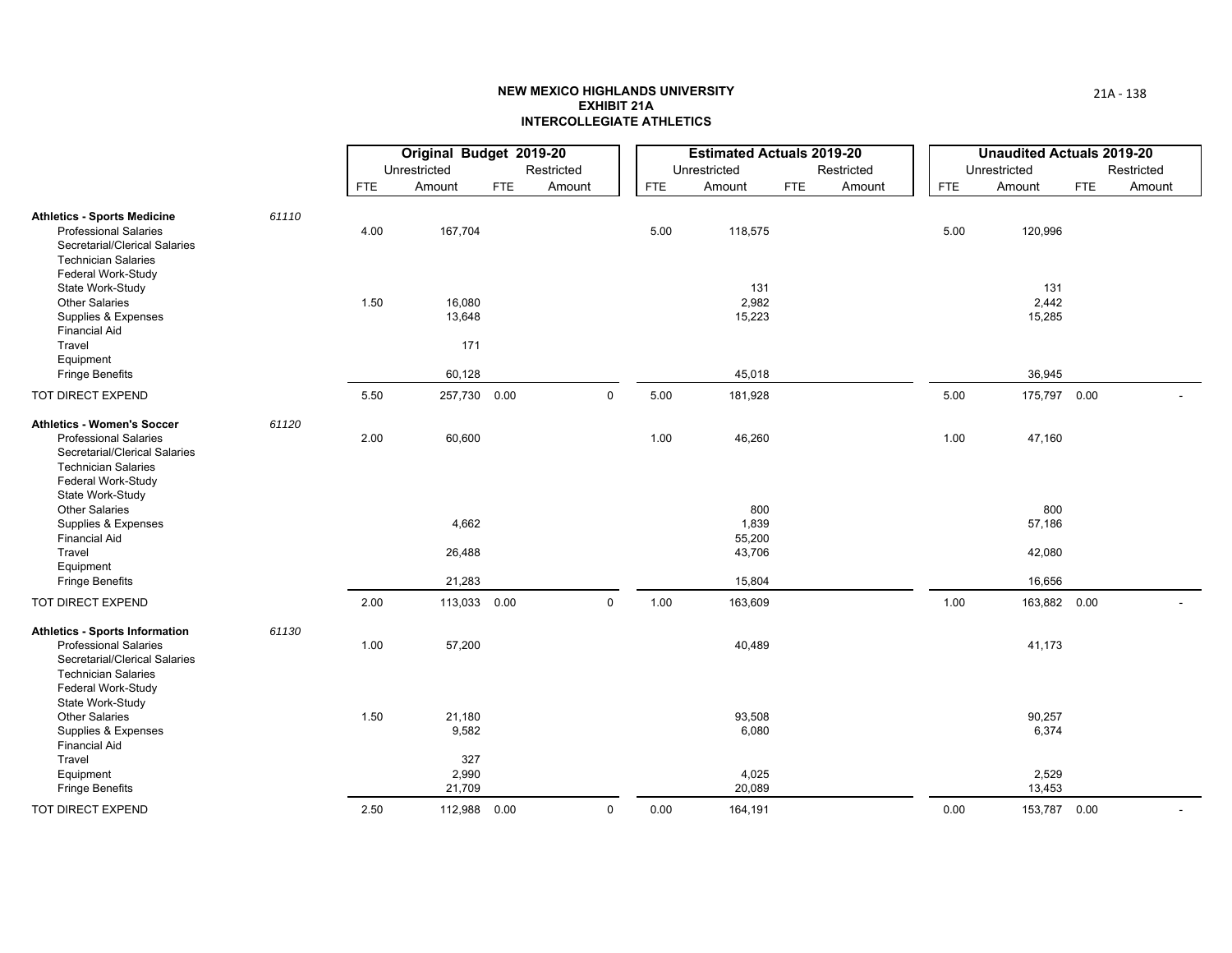**NEW MEXICO HIGHLANDS UNIVERSITY**
**EXHIBIT 21A**
**INTERCOLLEGIATE ATHLETICS**

| | | Original Budget 2019-20 | | | | Estimated Actuals 2019-20 | | | | Unaudited Actuals 2019-20 | | | |
|---|---|---|---|---|---|---|---|---|---|---|---|---|---|
| | | Unrestricted | | Restricted | | Unrestricted | | Restricted | | Unrestricted | | Restricted | |
| | | FTE | Amount | FTE | Amount | FTE | Amount | FTE | Amount | FTE | Amount | FTE | Amount |
| **Athletics - Sports Medicine** | 61110 | | | | | | | | | | | | |
| Professional Salaries | | 4.00 | 167,704 | | | 5.00 | 118,575 | | | 5.00 | 120,996 | | |
| Secretarial/Clerical Salaries | | | | | | | | | | | | | |
| Technician Salaries | | | | | | | | | | | | | |
| Federal Work-Study | | | | | | | | | | | | | |
| State Work-Study | | | | | | | 131 | | | | 131 | | |
| Other Salaries | | 1.50 | 16,080 | | | | 2,982 | | | | 2,442 | | |
| Supplies & Expenses | | | 13,648 | | | | 15,223 | | | | 15,285 | | |
| Financial Aid | | | | | | | | | | | | | |
| Travel | | | 171 | | | | | | | | | | |
| Equipment | | | | | | | | | | | | | |
| Fringe Benefits | | | 60,128 | | | | 45,018 | | | | 36,945 | | |
| TOT DIRECT EXPEND | | 5.50 | 257,730 | 0.00 | 0 | 5.00 | 181,928 | | | 5.00 | 175,797 | 0.00 | - |
| **Athletics - Women's Soccer** | 61120 | | | | | | | | | | | | |
| Professional Salaries | | 2.00 | 60,600 | | | 1.00 | 46,260 | | | 1.00 | 47,160 | | |
| Secretarial/Clerical Salaries | | | | | | | | | | | | | |
| Technician Salaries | | | | | | | | | | | | | |
| Federal Work-Study | | | | | | | | | | | | | |
| State Work-Study | | | | | | | | | | | | | |
| Other Salaries | | | | | | | 800 | | | | 800 | | |
| Supplies & Expenses | | | 4,662 | | | | 1,839 | | | | 57,186 | | |
| Financial Aid | | | | | | | 55,200 | | | | | | |
| Travel | | | 26,488 | | | | 43,706 | | | | 42,080 | | |
| Equipment | | | | | | | | | | | | | |
| Fringe Benefits | | | 21,283 | | | | 15,804 | | | | 16,656 | | |
| TOT DIRECT EXPEND | | 2.00 | 113,033 | 0.00 | 0 | 1.00 | 163,609 | | | 1.00 | 163,882 | 0.00 | - |
| **Athletics - Sports Information** | 61130 | | | | | | | | | | | | |
| Professional Salaries | | 1.00 | 57,200 | | | | 40,489 | | | | 41,173 | | |
| Secretarial/Clerical Salaries | | | | | | | | | | | | | |
| Technician Salaries | | | | | | | | | | | | | |
| Federal Work-Study | | | | | | | | | | | | | |
| State Work-Study | | | | | | | | | | | | | |
| Other Salaries | | 1.50 | 21,180 | | | | 93,508 | | | | 90,257 | | |
| Supplies & Expenses | | | 9,582 | | | | 6,080 | | | | 6,374 | | |
| Financial Aid | | | | | | | | | | | | | |
| Travel | | | 327 | | | | | | | | | | |
| Equipment | | | 2,990 | | | | 4,025 | | | | 2,529 | | |
| Fringe Benefits | | | 21,709 | | | | 20,089 | | | | 13,453 | | |
| TOT DIRECT EXPEND | | 2.50 | 112,988 | 0.00 | 0 | 0.00 | 164,191 | | | 0.00 | 153,787 | 0.00 | - |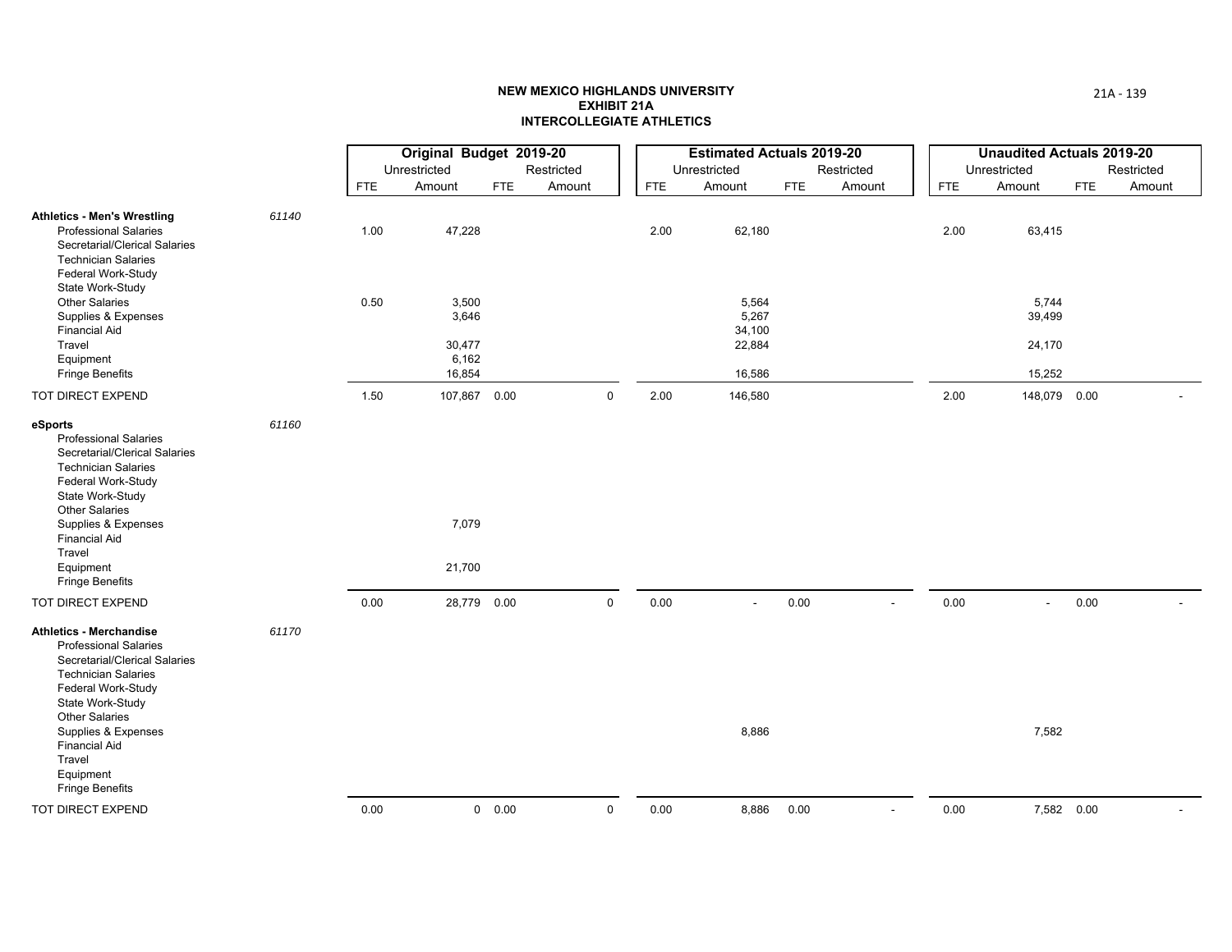**NEW MEXICO HIGHLANDS UNIVERSITY**
**EXHIBIT 21A**
**INTERCOLLEGIATE ATHLETICS**

| | | Original Budget 2019-20 | | | | Estimated Actuals 2019-20 | | | | Unaudited Actuals 2019-20 | | | |
|---|---|---|---|---|---|---|---|---|---|---|---|---|---|
| | | Unrestricted | | Restricted | | Unrestricted | | Restricted | | Unrestricted | | Restricted | |
| | | FTE | Amount | FTE | Amount | FTE | Amount | FTE | Amount | FTE | Amount | FTE | Amount |
| **Athletics - Men's Wrestling** | *61140* | | | | | | | | | | | | |
| Professional Salaries | | 1.00 | 47,228 | | | 2.00 | 62,180 | | | 2.00 | 63,415 | | |
| Secretarial/Clerical Salaries | | | | | | | | | | | | | |
| Technician Salaries | | | | | | | | | | | | | |
| Federal Work-Study | | | | | | | | | | | | | |
| State Work-Study | | | | | | | | | | | | | |
| Other Salaries | | 0.50 | 3,500 | | | | 5,564 | | | | 5,744 | | |
| Supplies & Expenses | | | 3,646 | | | | 5,267 | | | | 39,499 | | |
| Financial Aid | | | | | | | 34,100 | | | | | | |
| Travel | | | 30,477 | | | | 22,884 | | | | 24,170 | | |
| Equipment | | | 6,162 | | | | | | | | | | |
| Fringe Benefits | | | 16,854 | | | | 16,586 | | | | 15,252 | | |
| TOT DIRECT EXPEND | | 1.50 | 107,867 | 0.00 | 0 | 2.00 | 146,580 | | | 2.00 | 148,079 | 0.00 | - |
| **eSports** | *61160* | | | | | | | | | | | | |
| Professional Salaries | | | | | | | | | | | | | |
| Secretarial/Clerical Salaries | | | | | | | | | | | | | |
| Technician Salaries | | | | | | | | | | | | | |
| Federal Work-Study | | | | | | | | | | | | | |
| State Work-Study | | | | | | | | | | | | | |
| Other Salaries | | | | | | | | | | | | | |
| Supplies & Expenses | | | 7,079 | | | | | | | | | | |
| Financial Aid | | | | | | | | | | | | | |
| Travel | | | | | | | | | | | | | |
| Equipment | | | 21,700 | | | | | | | | | | |
| Fringe Benefits | | | | | | | | | | | | | |
| TOT DIRECT EXPEND | | 0.00 | 28,779 | 0.00 | 0 | 0.00 | - | 0.00 | - | 0.00 | - | 0.00 | - |
| **Athletics - Merchandise** | *61170* | | | | | | | | | | | | |
| Professional Salaries | | | | | | | | | | | | | |
| Secretarial/Clerical Salaries | | | | | | | | | | | | | |
| Technician Salaries | | | | | | | | | | | | | |
| Federal Work-Study | | | | | | | | | | | | | |
| State Work-Study | | | | | | | | | | | | | |
| Other Salaries | | | | | | | | | | | | | |
| Supplies & Expenses | | | | | | | 8,886 | | | | 7,582 | | |
| Financial Aid | | | | | | | | | | | | | |
| Travel | | | | | | | | | | | | | |
| Equipment | | | | | | | | | | | | | |
| Fringe Benefits | | | | | | | | | | | | | |
| TOT DIRECT EXPEND | | 0.00 | 0 | 0.00 | 0 | 0.00 | 8,886 | 0.00 | - | 0.00 | 7,582 | 0.00 | - |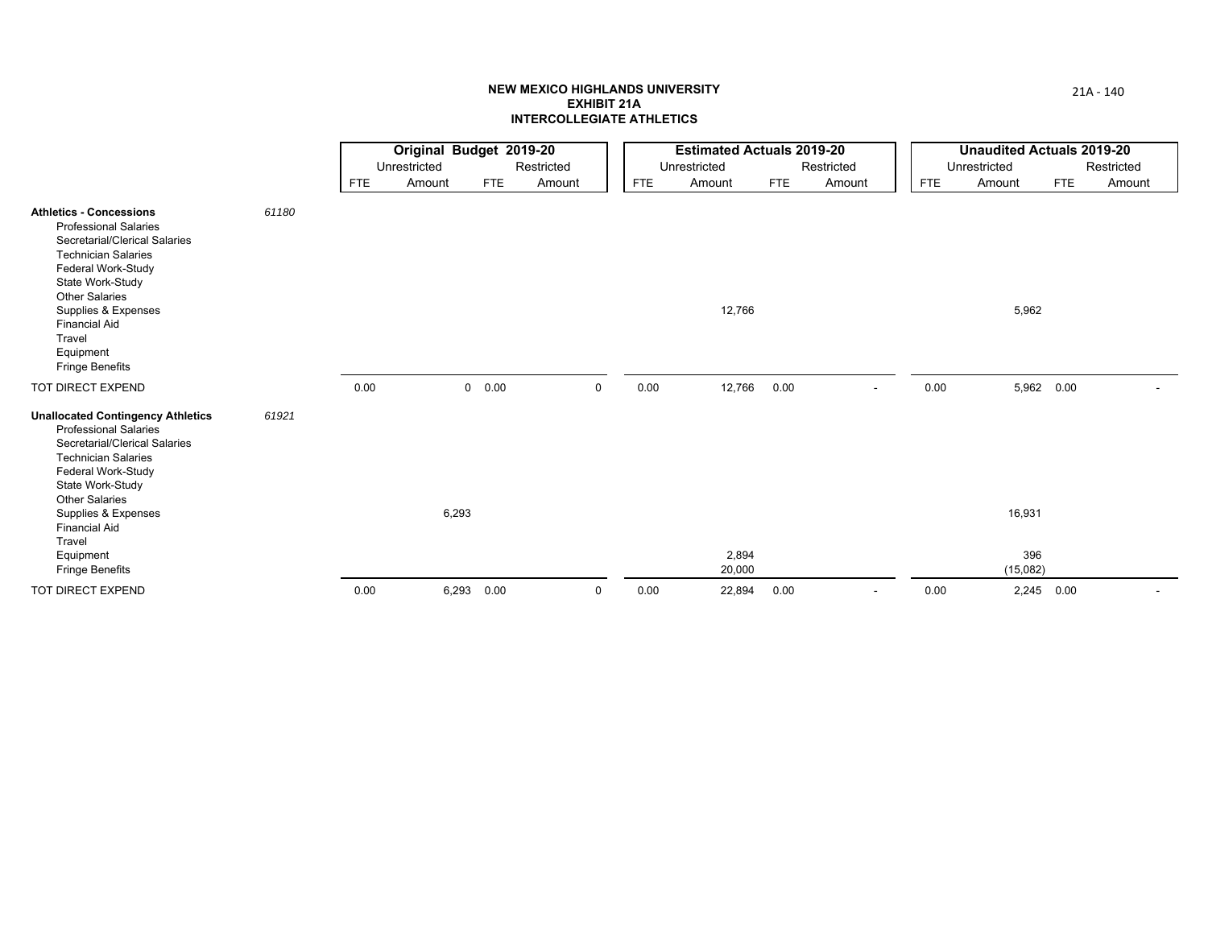# NEW MEXICO HIGHLANDS UNIVERSITY
## EXHIBIT 21A
## INTERCOLLEGIATE ATHLETICS

| | | Original Budget 2019-20 | | | | Estimated Actuals 2019-20 | | | | Unaudited Actuals 2019-20 | | | |
|---|---|---|---|---|---|---|---|---|---|---|---|---|---|
| | | Unrestricted | | Restricted | | Unrestricted | | Restricted | | Unrestricted | | Restricted | |
| | | FTE | Amount | FTE | Amount | FTE | Amount | FTE | Amount | FTE | Amount | FTE | Amount |
| **Athletics - Concessions** | *61180* | | | | | | | | | | | | |
| Professional Salaries | | | | | | | | | | | | | |
| Secretarial/Clerical Salaries | | | | | | | | | | | | | |
| Technician Salaries | | | | | | | | | | | | | |
| Federal Work-Study | | | | | | | | | | | | | |
| State Work-Study | | | | | | | | | | | | | |
| Other Salaries | | | | | | | | | | | | | |
| Supplies & Expenses | | | | | | | 12,766 | | | | 5,962 | | |
| Financial Aid | | | | | | | | | | | | | |
| Travel | | | | | | | | | | | | | |
| Equipment | | | | | | | | | | | | | |
| Fringe Benefits | | | | | | | | | | | | | |
| TOT DIRECT EXPEND | | 0.00 | 0 | 0.00 | 0 | 0.00 | 12,766 | 0.00 | - | 0.00 | 5,962 | 0.00 | - |
| **Unallocated Contingency Athletics** | *61921* | | | | | | | | | | | | |
| Professional Salaries | | | | | | | | | | | | | |
| Secretarial/Clerical Salaries | | | | | | | | | | | | | |
| Technician Salaries | | | | | | | | | | | | | |
| Federal Work-Study | | | | | | | | | | | | | |
| State Work-Study | | | | | | | | | | | | | |
| Other Salaries | | | | | | | | | | | | | |
| Supplies & Expenses | | | 6,293 | | | | | | | | 16,931 | | |
| Financial Aid | | | | | | | | | | | | | |
| Travel | | | | | | | | | | | | | |
| Equipment | | | | | | | 2,894 | | | | 396 | | |
| Fringe Benefits | | | | | | | 20,000 | | | | (15,082) | | |
| TOT DIRECT EXPEND | | 0.00 | 6,293 | 0.00 | 0 | 0.00 | 22,894 | 0.00 | - | 0.00 | 2,245 | 0.00 | - |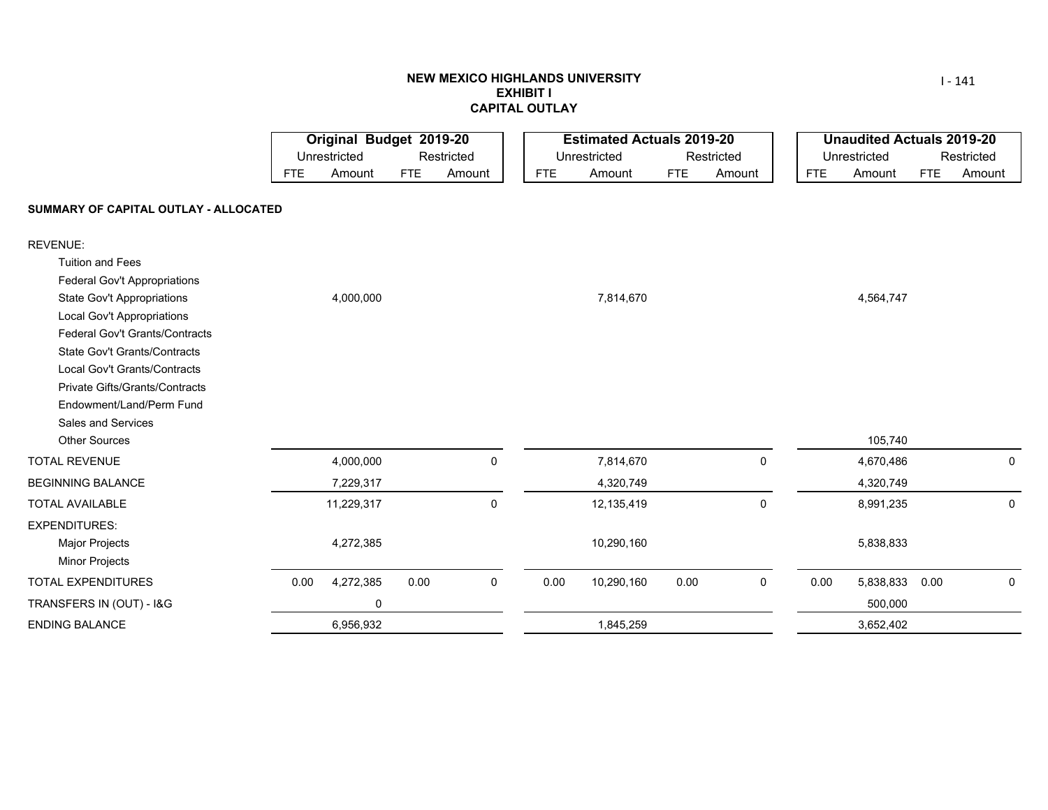# NEW MEXICO HIGHLANDS UNIVERSITY
## EXHIBIT I
## CAPITAL OUTLAY

| | Original Budget 2019-20 | | | | Estimated Actuals 2019-20 | | | | Unaudited Actuals 2019-20 | | | |
|---|---|---|---|---|---|---|---|---|---|---|---|---|
| | Unrestricted | | Restricted | | Unrestricted | | Restricted | | Unrestricted | | Restricted | |
| | FTE | Amount | FTE | Amount | FTE | Amount | FTE | Amount | FTE | Amount | FTE | Amount |
| **SUMMARY OF CAPITAL OUTLAY - ALLOCATED** | | | | | | | | | | | | |
| REVENUE: | | | | | | | | | | | | |
| Tuition and Fees | | | | | | | | | | | | |
| Federal Gov't Appropriations | | | | | | | | | | | | |
| State Gov't Appropriations | | 4,000,000 | | | | 7,814,670 | | | | 4,564,747 | | |
| Local Gov't Appropriations | | | | | | | | | | | | |
| Federal Gov't Grants/Contracts | | | | | | | | | | | | |
| State Gov't Grants/Contracts | | | | | | | | | | | | |
| Local Gov't Grants/Contracts | | | | | | | | | | | | |
| Private Gifts/Grants/Contracts | | | | | | | | | | | | |
| Endowment/Land/Perm Fund | | | | | | | | | | | | |
| Sales and Services | | | | | | | | | | | | |
| Other Sources | | | | | | | | | | 105,740 | | |
| TOTAL REVENUE | | 4,000,000 | | 0 | | 7,814,670 | | 0 | | 4,670,486 | | 0 |
| BEGINNING BALANCE | | 7,229,317 | | | | 4,320,749 | | | | 4,320,749 | | |
| TOTAL AVAILABLE | | 11,229,317 | | 0 | | 12,135,419 | | 0 | | 8,991,235 | | 0 |
| EXPENDITURES: | | | | | | | | | | | | |
| Major Projects | | 4,272,385 | | | | 10,290,160 | | | | 5,838,833 | | |
| Minor Projects | | | | | | | | | | | | |
| TOTAL EXPENDITURES | 0.00 | 4,272,385 | 0.00 | 0 | 0.00 | 10,290,160 | 0.00 | 0 | 0.00 | 5,838,833 | 0.00 | 0 |
| TRANSFERS IN (OUT) - I&G | | 0 | | | | | | | | 500,000 | | |
| ENDING BALANCE | | 6,956,932 | | | | 1,845,259 | | | | 3,652,402 | | |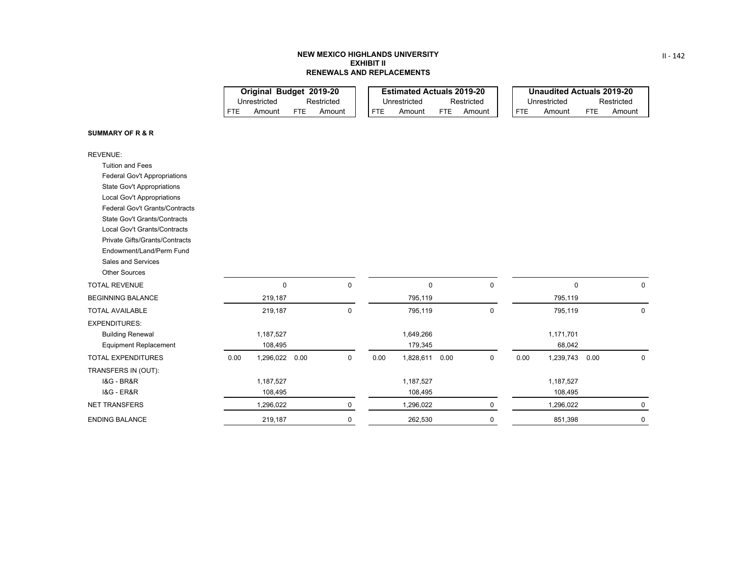**NEW MEXICO HIGHLANDS UNIVERSITY**
**EXHIBIT II**
**RENEWALS AND REPLACEMENTS**

| | Original Budget 2019-20 | | | | Estimated Actuals 2019-20 | | | | Unaudited Actuals 2019-20 | | | |
|---|---|---|---|---|---|---|---|---|---|---|---|---|
| | Unrestricted | | Restricted | | Unrestricted | | Restricted | | Unrestricted | | Restricted | |
| | FTE | Amount | FTE | Amount | FTE | Amount | FTE | Amount | FTE | Amount | FTE | Amount |
| **SUMMARY OF R & R** | | | | | | | | | | | | |
| REVENUE: | | | | | | | | | | | | |
| Tuition and Fees | | | | | | | | | | | | |
| Federal Gov't Appropriations | | | | | | | | | | | | |
| State Gov't Appropriations | | | | | | | | | | | | |
| Local Gov't Appropriations | | | | | | | | | | | | |
| Federal Gov't Grants/Contracts | | | | | | | | | | | | |
| State Gov't Grants/Contracts | | | | | | | | | | | | |
| Local Gov't Grants/Contracts | | | | | | | | | | | | |
| Private Gifts/Grants/Contracts | | | | | | | | | | | | |
| Endowment/Land/Perm Fund | | | | | | | | | | | | |
| Sales and Services | | | | | | | | | | | | |
| Other Sources | | | | | | | | | | | | |
| TOTAL REVENUE | | 0 | | 0 | | 0 | | 0 | | 0 | | 0 |
| BEGINNING BALANCE | | 219,187 | | | | 795,119 | | | | 795,119 | | |
| TOTAL AVAILABLE | | 219,187 | | 0 | | 795,119 | | 0 | | 795,119 | | 0 |
| EXPENDITURES: | | | | | | | | | | | | |
| Building Renewal | | 1,187,527 | | | | 1,649,266 | | | | 1,171,701 | | |
| Equipment Replacement | | 108,495 | | | | 179,345 | | | | 68,042 | | |
| TOTAL EXPENDITURES | 0.00 | 1,296,022 | 0.00 | 0 | 0.00 | 1,828,611 | 0.00 | 0 | 0.00 | 1,239,743 | 0.00 | 0 |
| TRANSFERS IN (OUT): | | | | | | | | | | | | |
| I&G - BR&R | | 1,187,527 | | | | 1,187,527 | | | | 1,187,527 | | |
| I&G - ER&R | | 108,495 | | | | 108,495 | | | | 108,495 | | |
| NET TRANSFERS | | 1,296,022 | | 0 | | 1,296,022 | | 0 | | 1,296,022 | | 0 |
| ENDING BALANCE | | 219,187 | | 0 | | 262,530 | | 0 | | 851,398 | | 0 |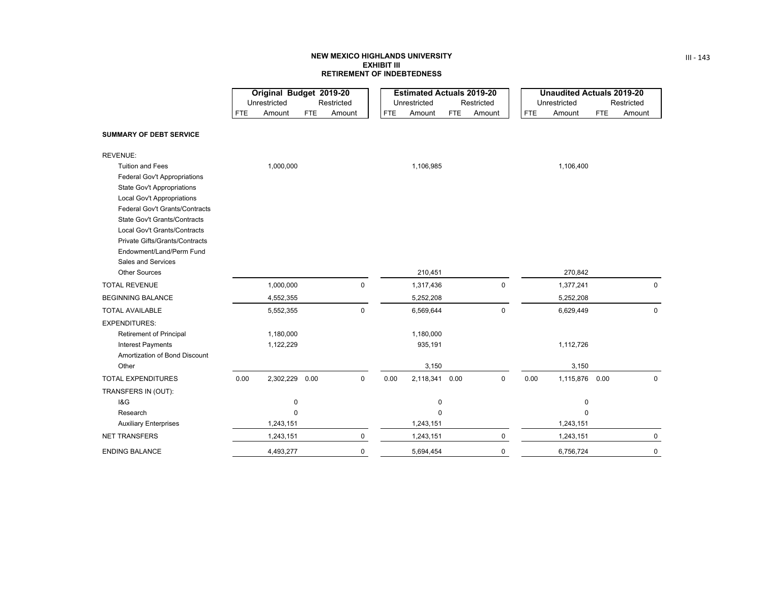**NEW MEXICO HIGHLANDS UNIVERSITY**
**EXHIBIT III**
**RETIREMENT OF INDEBTEDNESS**

| | Original Budget 2019-20 | | | | Estimated Actuals 2019-20 | | | | Unaudited Actuals 2019-20 | | | |
|---|---|---|---|---|---|---|---|---|---|---|---|---|
| | Unrestricted | | Restricted | | Unrestricted | | Restricted | | Unrestricted | | Restricted | |
| | FTE | Amount | FTE | Amount | FTE | Amount | FTE | Amount | FTE | Amount | FTE | Amount |
| **SUMMARY OF DEBT SERVICE** | | | | | | | | | | | | |
| REVENUE: | | | | | | | | | | | | |
| Tuition and Fees | | 1,000,000 | | | | 1,106,985 | | | | 1,106,400 | | |
| Federal Gov't Appropriations | | | | | | | | | | | | |
| State Gov't Appropriations | | | | | | | | | | | | |
| Local Gov't Appropriations | | | | | | | | | | | | |
| Federal Gov't Grants/Contracts | | | | | | | | | | | | |
| State Gov't Grants/Contracts | | | | | | | | | | | | |
| Local Gov't Grants/Contracts | | | | | | | | | | | | |
| Private Gifts/Grants/Contracts | | | | | | | | | | | | |
| Endowment/Land/Perm Fund | | | | | | | | | | | | |
| Sales and Services | | | | | | | | | | | | |
| Other Sources | | | | | | 210,451 | | | | 270,842 | | |
| TOTAL REVENUE | | 1,000,000 | | 0 | | 1,317,436 | | 0 | | 1,377,241 | | 0 |
| BEGINNING BALANCE | | 4,552,355 | | | | 5,252,208 | | | | 5,252,208 | | |
| TOTAL AVAILABLE | | 5,552,355 | | 0 | | 6,569,644 | | 0 | | 6,629,449 | | 0 |
| EXPENDITURES: | | | | | | | | | | | | |
| Retirement of Principal | | 1,180,000 | | | | 1,180,000 | | | | | | |
| Interest Payments | | 1,122,229 | | | | 935,191 | | | | 1,112,726 | | |
| Amortization of Bond Discount | | | | | | | | | | | | |
| Other | | | | | | 3,150 | | | | 3,150 | | |
| TOTAL EXPENDITURES | 0.00 | 2,302,229 | 0.00 | 0 | 0.00 | 2,118,341 | 0.00 | 0 | 0.00 | 1,115,876 | 0.00 | 0 |
| TRANSFERS IN (OUT): | | | | | | | | | | | | |
| I&G | | 0 | | | | 0 | | | | 0 | | |
| Research | | 0 | | | | 0 | | | | 0 | | |
| Auxiliary Enterprises | | 1,243,151 | | | | 1,243,151 | | | | 1,243,151 | | |
| NET TRANSFERS | | 1,243,151 | | 0 | | 1,243,151 | | 0 | | 1,243,151 | | 0 |
| ENDING BALANCE | | 4,493,277 | | 0 | | 5,694,454 | | 0 | | 6,756,724 | | 0 |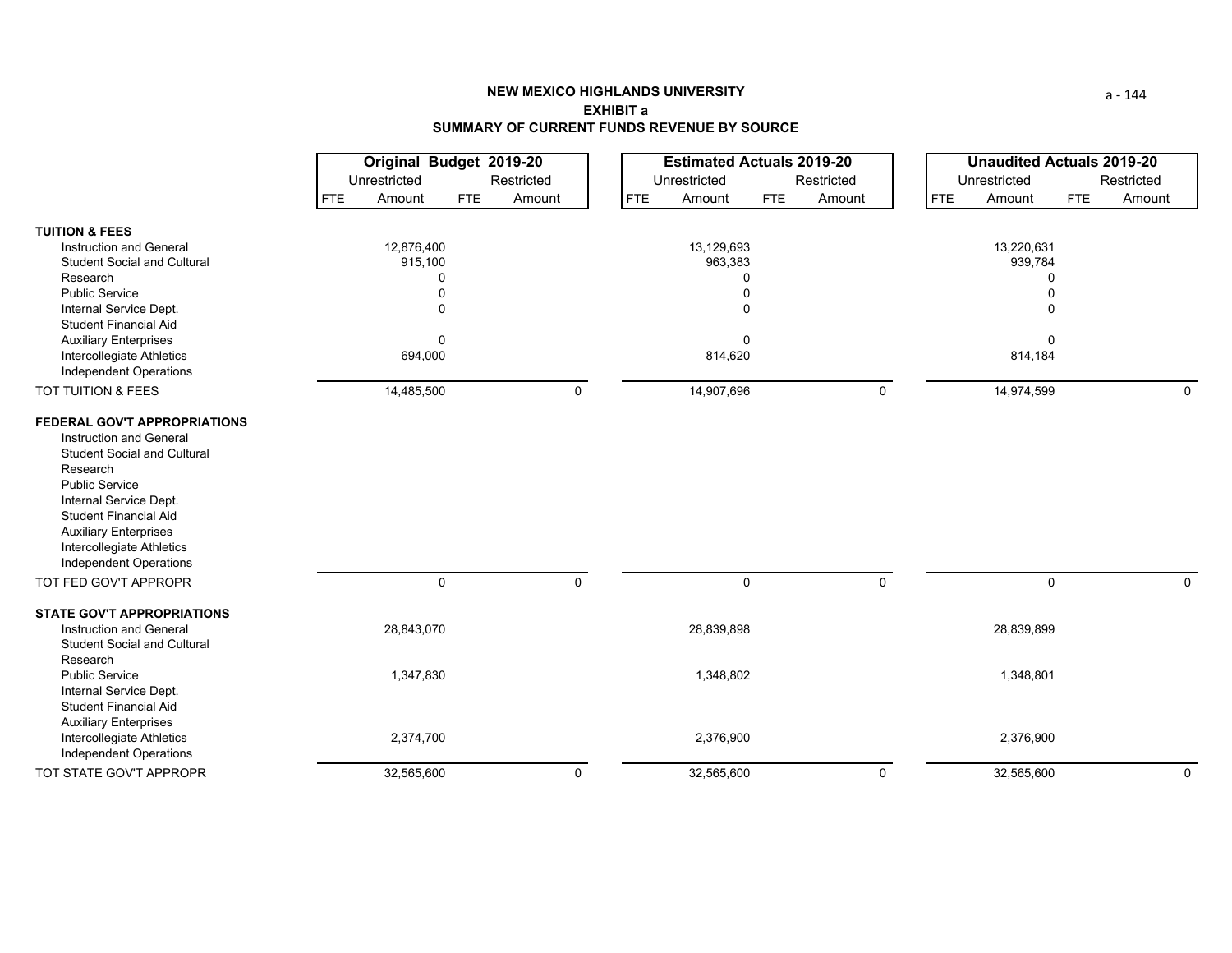## NEW MEXICO HIGHLANDS UNIVERSITY
## EXHIBIT a
## SUMMARY OF CURRENT FUNDS REVENUE BY SOURCE

| | Original Budget 2019-20 | | | | Estimated Actuals 2019-20 | | | | Unaudited Actuals 2019-20 | | | |
|---|---|---|---|---|---|---|---|---|---|---|---|---|
| | Unrestricted | | Restricted | | Unrestricted | | Restricted | | Unrestricted | | Restricted | |
| | FTE | Amount | FTE | Amount | FTE | Amount | FTE | Amount | FTE | Amount | FTE | Amount |
| **TUITION & FEES** | | | | | | | | | | | | |
| Instruction and General | | 12,876,400 | | | | 13,129,693 | | | | 13,220,631 | | |
| Student Social and Cultural | | 915,100 | | | | 963,383 | | | | 939,784 | | |
| Research | | 0 | | | | 0 | | | | 0 | | |
| Public Service | | 0 | | | | 0 | | | | 0 | | |
| Internal Service Dept. | | 0 | | | | 0 | | | | 0 | | |
| Student Financial Aid | | | | | | | | | | | | |
| Auxiliary Enterprises | | 0 | | | | 0 | | | | 0 | | |
| Intercollegiate Athletics | | 694,000 | | | | 814,620 | | | | 814,184 | | |
| Independent Operations | | | | | | | | | | | | |
| TOT TUITION & FEES | | 14,485,500 | | 0 | | 14,907,696 | | 0 | | 14,974,599 | | 0 |
| **FEDERAL GOV'T APPROPRIATIONS** | | | | | | | | | | | | |
| Instruction and General | | | | | | | | | | | | |
| Student Social and Cultural | | | | | | | | | | | | |
| Research | | | | | | | | | | | | |
| Public Service | | | | | | | | | | | | |
| Internal Service Dept. | | | | | | | | | | | | |
| Student Financial Aid | | | | | | | | | | | | |
| Auxiliary Enterprises | | | | | | | | | | | | |
| Intercollegiate Athletics | | | | | | | | | | | | |
| Independent Operations | | | | | | | | | | | | |
| TOT FED GOV'T APPROPR | | 0 | | 0 | | 0 | | 0 | | 0 | | 0 |
| **STATE GOV'T APPROPRIATIONS** | | | | | | | | | | | | |
| Instruction and General | | 28,843,070 | | | | 28,839,898 | | | | 28,839,899 | | |
| Student Social and Cultural | | | | | | | | | | | | |
| Research | | | | | | | | | | | | |
| Public Service | | 1,347,830 | | | | 1,348,802 | | | | 1,348,801 | | |
| Internal Service Dept. | | | | | | | | | | | | |
| Student Financial Aid | | | | | | | | | | | | |
| Auxiliary Enterprises | | | | | | | | | | | | |
| Intercollegiate Athletics | | 2,374,700 | | | | 2,376,900 | | | | 2,376,900 | | |
| Independent Operations | | | | | | | | | | | | |
| TOT STATE GOV'T APPROPR | | 32,565,600 | | 0 | | 32,565,600 | | 0 | | 32,565,600 | | 0 |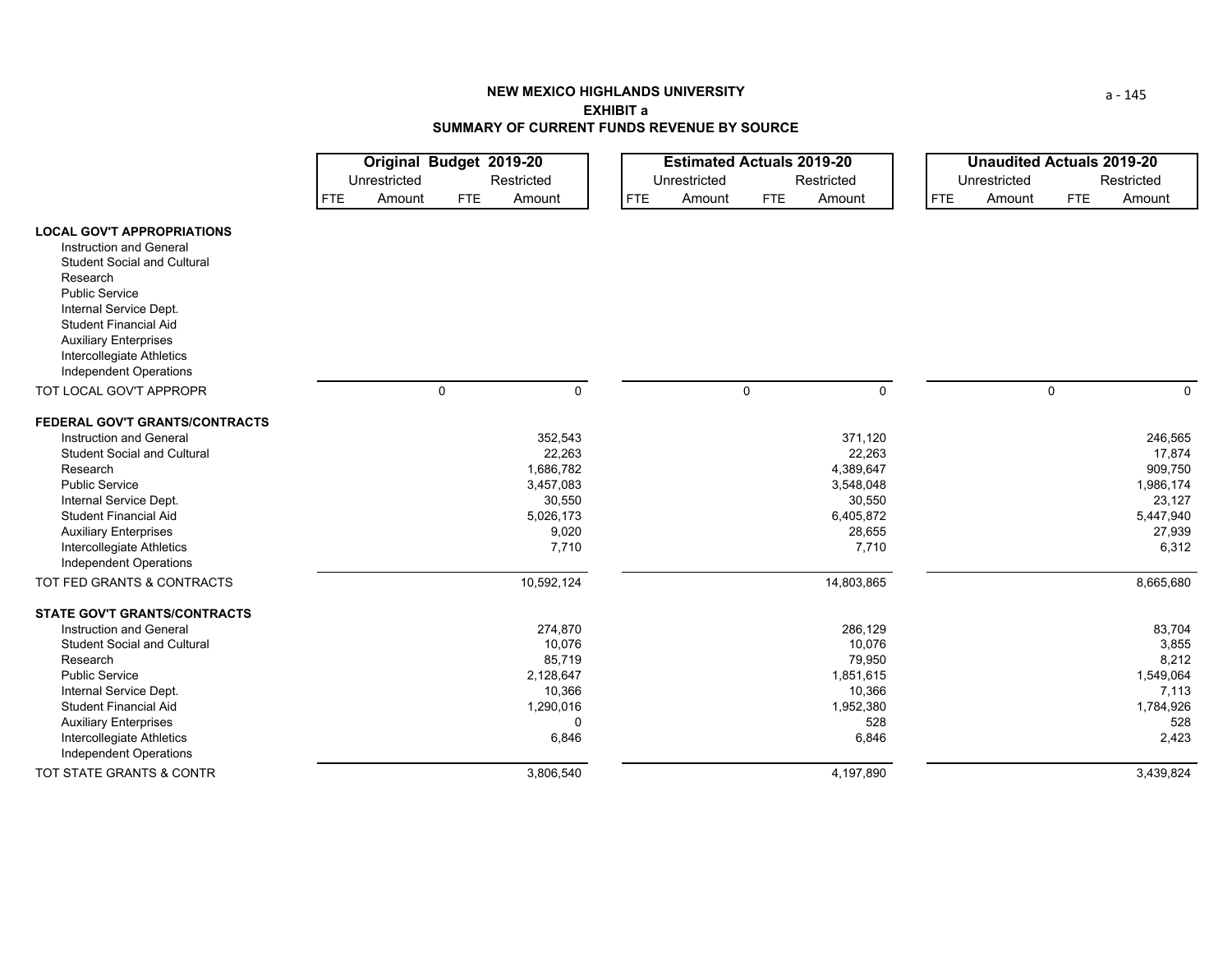# NEW MEXICO HIGHLANDS UNIVERSITY
## EXHIBIT a
## SUMMARY OF CURRENT FUNDS REVENUE BY SOURCE

| | Original Budget 2019-20 | | | | Estimated Actuals 2019-20 | | | | Unaudited Actuals 2019-20 | | | |
|---|---|---|---|---|---|---|---|---|---|---|---|---|
| | Unrestricted | | Restricted | | Unrestricted | | Restricted | | Unrestricted | | Restricted | |
| | FTE | Amount | FTE | Amount | FTE | Amount | FTE | Amount | FTE | Amount | FTE | Amount |
| **LOCAL GOV'T APPROPRIATIONS** | | | | | | | | | | | | |
| Instruction and General | | | | | | | | | | | | |
| Student Social and Cultural | | | | | | | | | | | | |
| Research | | | | | | | | | | | | |
| Public Service | | | | | | | | | | | | |
| Internal Service Dept. | | | | | | | | | | | | |
| Student Financial Aid | | | | | | | | | | | | |
| Auxiliary Enterprises | | | | | | | | | | | | |
| Intercollegiate Athletics | | | | | | | | | | | | |
| Independent Operations | | | | | | | | | | | | |
| TOT LOCAL GOV'T APPROPR | | 0 | | 0 | | 0 | | 0 | | 0 | | 0 |
| **FEDERAL GOV'T GRANTS/CONTRACTS** | | | | | | | | | | | | |
| Instruction and General | | | | 352,543 | | | | 371,120 | | | | 246,565 |
| Student Social and Cultural | | | | 22,263 | | | | 22,263 | | | | 17,874 |
| Research | | | | 1,686,782 | | | | 4,389,647 | | | | 909,750 |
| Public Service | | | | 3,457,083 | | | | 3,548,048 | | | | 1,986,174 |
| Internal Service Dept. | | | | 30,550 | | | | 30,550 | | | | 23,127 |
| Student Financial Aid | | | | 5,026,173 | | | | 6,405,872 | | | | 5,447,940 |
| Auxiliary Enterprises | | | | 9,020 | | | | 28,655 | | | | 27,939 |
| Intercollegiate Athletics | | | | 7,710 | | | | 7,710 | | | | 6,312 |
| Independent Operations | | | | | | | | | | | | |
| TOT FED GRANTS & CONTRACTS | | | | 10,592,124 | | | | 14,803,865 | | | | 8,665,680 |
| **STATE GOV'T GRANTS/CONTRACTS** | | | | | | | | | | | | |
| Instruction and General | | | | 274,870 | | | | 286,129 | | | | 83,704 |
| Student Social and Cultural | | | | 10,076 | | | | 10,076 | | | | 3,855 |
| Research | | | | 85,719 | | | | 79,950 | | | | 8,212 |
| Public Service | | | | 2,128,647 | | | | 1,851,615 | | | | 1,549,064 |
| Internal Service Dept. | | | | 10,366 | | | | 10,366 | | | | 7,113 |
| Student Financial Aid | | | | 1,290,016 | | | | 1,952,380 | | | | 1,784,926 |
| Auxiliary Enterprises | | | | 0 | | | | 528 | | | | 528 |
| Intercollegiate Athletics | | | | 6,846 | | | | 6,846 | | | | 2,423 |
| Independent Operations | | | | | | | | | | | | |
| TOT STATE GRANTS & CONTR | | | | 3,806,540 | | | | 4,197,890 | | | | 3,439,824 |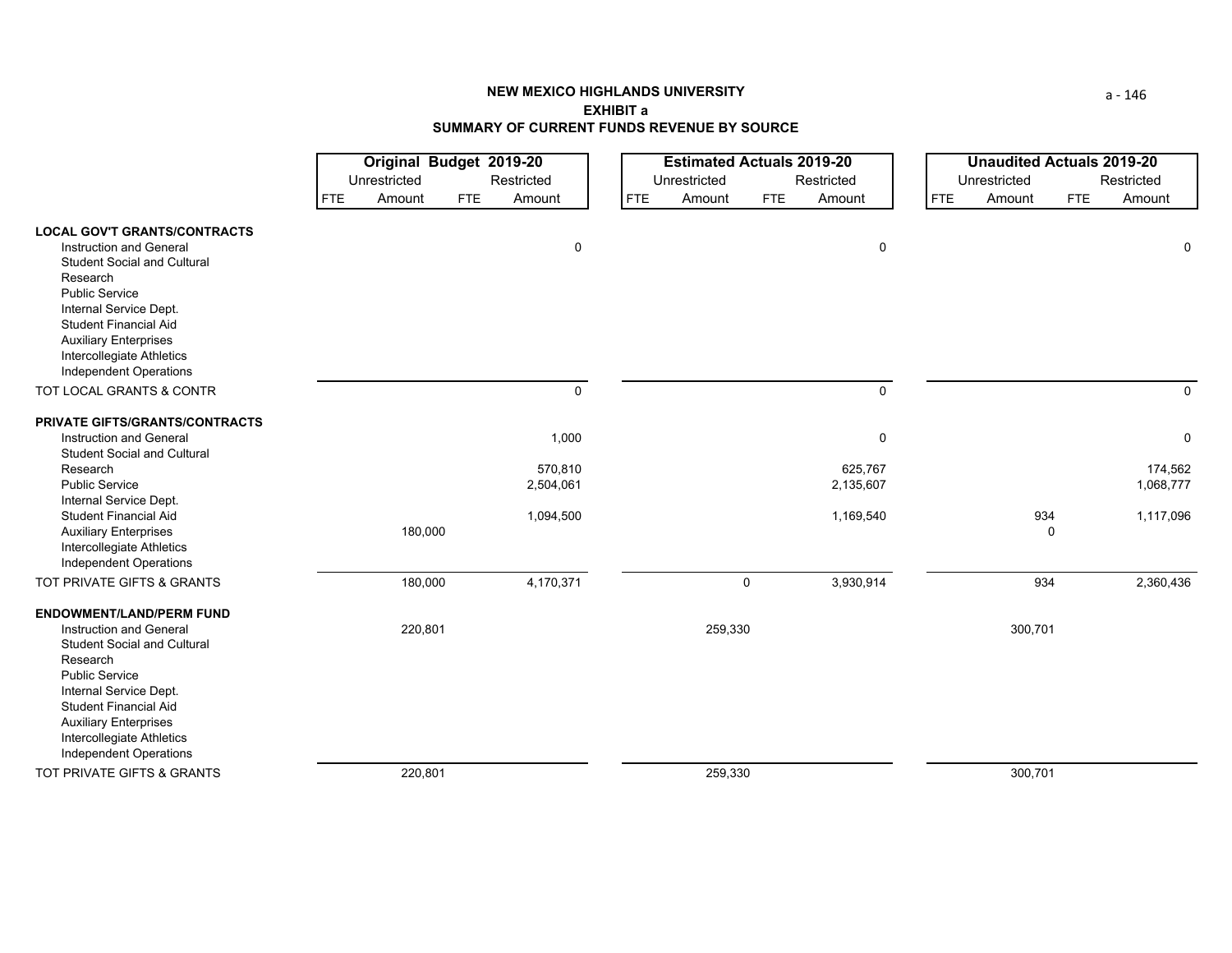**NEW MEXICO HIGHLANDS UNIVERSITY**

**EXHIBIT a**

**SUMMARY OF CURRENT FUNDS REVENUE BY SOURCE**

| | Original Budget 2019-20 | | | | Estimated Actuals 2019-20 | | | | Unaudited Actuals 2019-20 | | | |
|---|---|---|---|---|---|---|---|---|---|---|---|---|
| | Unrestricted | | Restricted | | Unrestricted | | Restricted | | Unrestricted | | Restricted | |
| | FTE | Amount | FTE | Amount | FTE | Amount | FTE | Amount | FTE | Amount | FTE | Amount |
| **LOCAL GOV'T GRANTS/CONTRACTS** | | | | | | | | | | | | |
| Instruction and General | | | | 0 | | | | 0 | | | | 0 |
| Student Social and Cultural | | | | | | | | | | | | |
| Research | | | | | | | | | | | | |
| Public Service | | | | | | | | | | | | |
| Internal Service Dept. | | | | | | | | | | | | |
| Student Financial Aid | | | | | | | | | | | | |
| Auxiliary Enterprises | | | | | | | | | | | | |
| Intercollegiate Athletics | | | | | | | | | | | | |
| Independent Operations | | | | | | | | | | | | |
| TOT LOCAL GRANTS & CONTR | | | | 0 | | | | 0 | | | | 0 |
| **PRIVATE GIFTS/GRANTS/CONTRACTS** | | | | | | | | | | | | |
| Instruction and General | | | | 1,000 | | | | 0 | | | | 0 |
| Student Social and Cultural | | | | | | | | | | | | |
| Research | | | | 570,810 | | | | 625,767 | | | | 174,562 |
| Public Service | | | | 2,504,061 | | | | 2,135,607 | | | | 1,068,777 |
| Internal Service Dept. | | | | | | | | | | | | |
| Student Financial Aid | | | | 1,094,500 | | | | 1,169,540 | | 934 | | 1,117,096 |
| Auxiliary Enterprises | | 180,000 | | | | | | | | 0 | | |
| Intercollegiate Athletics | | | | | | | | | | | | |
| Independent Operations | | | | | | | | | | | | |
| TOT PRIVATE GIFTS & GRANTS | | 180,000 | | 4,170,371 | | 0 | | 3,930,914 | | 934 | | 2,360,436 |
| **ENDOWMENT/LAND/PERM FUND** | | | | | | | | | | | | |
| Instruction and General | | 220,801 | | | | 259,330 | | | | 300,701 | | |
| Student Social and Cultural | | | | | | | | | | | | |
| Research | | | | | | | | | | | | |
| Public Service | | | | | | | | | | | | |
| Internal Service Dept. | | | | | | | | | | | | |
| Student Financial Aid | | | | | | | | | | | | |
| Auxiliary Enterprises | | | | | | | | | | | | |
| Intercollegiate Athletics | | | | | | | | | | | | |
| Independent Operations | | | | | | | | | | | | |
| TOT PRIVATE GIFTS & GRANTS | | 220,801 | | | | 259,330 | | | | 300,701 | | |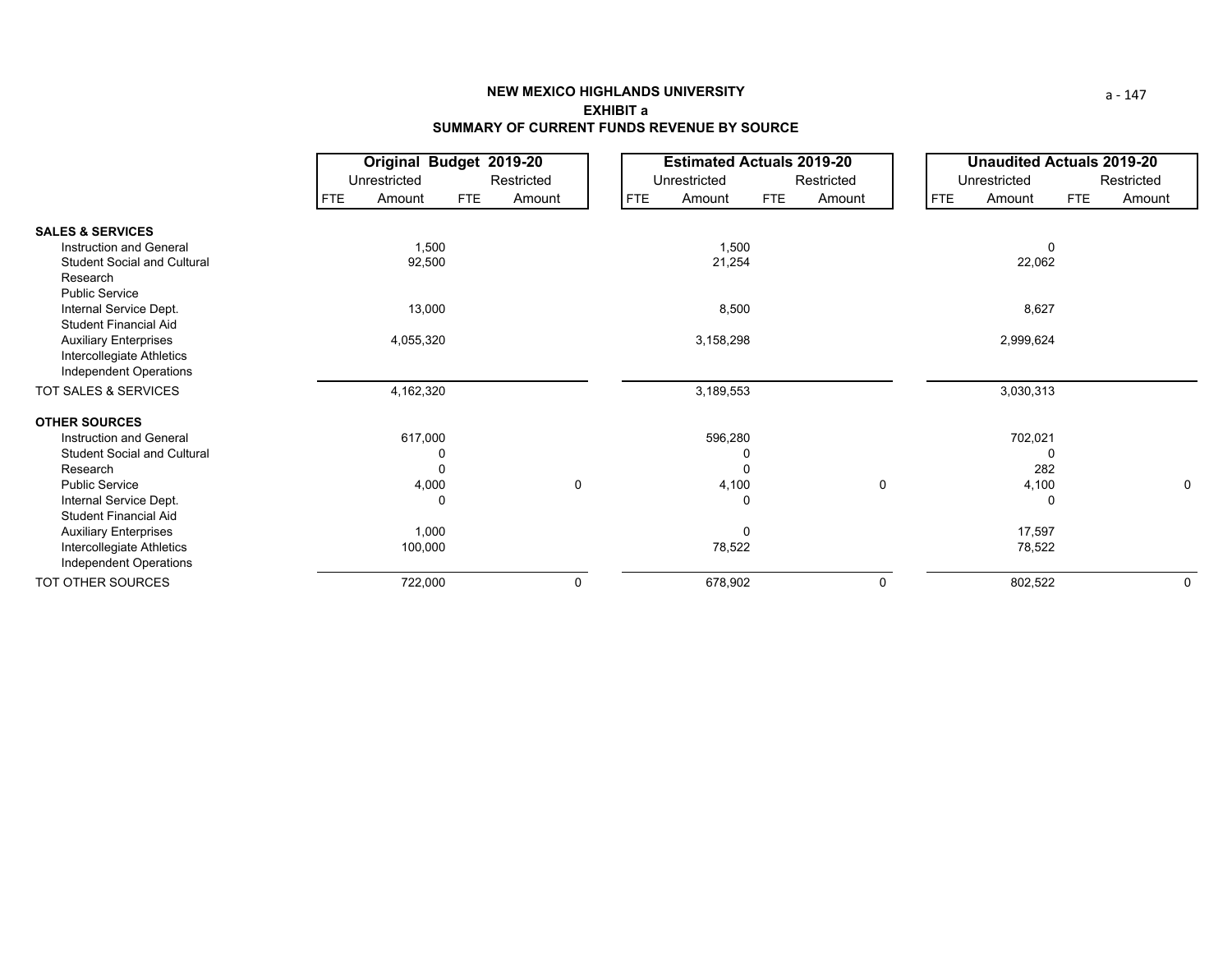**NEW MEXICO HIGHLANDS UNIVERSITY**
**EXHIBIT a**
**SUMMARY OF CURRENT FUNDS REVENUE BY SOURCE**

| | Original Budget 2019-20 | | | | Estimated Actuals 2019-20 | | | | Unaudited Actuals 2019-20 | | | |
|---|---|---|---|---|---|---|---|---|---|---|---|---|
| | Unrestricted | | Restricted | | Unrestricted | | Restricted | | Unrestricted | | Restricted | |
| | FTE | Amount | FTE | Amount | FTE | Amount | FTE | Amount | FTE | Amount | FTE | Amount |
| **SALES & SERVICES** | | | | | | | | | | | | |
| Instruction and General | | 1,500 | | | | 1,500 | | | | 0 | | |
| Student Social and Cultural | | 92,500 | | | | 21,254 | | | | 22,062 | | |
| Research | | | | | | | | | | | | |
| Public Service | | | | | | | | | | | | |
| Internal Service Dept. | | 13,000 | | | | 8,500 | | | | 8,627 | | |
| Student Financial Aid | | | | | | | | | | | | |
| Auxiliary Enterprises | | 4,055,320 | | | | 3,158,298 | | | | 2,999,624 | | |
| Intercollegiate Athletics | | | | | | | | | | | | |
| Independent Operations | | | | | | | | | | | | |
| TOT SALES & SERVICES | | 4,162,320 | | | | 3,189,553 | | | | 3,030,313 | | |
| **OTHER SOURCES** | | | | | | | | | | | | |
| Instruction and General | | 617,000 | | | | 596,280 | | | | 702,021 | | |
| Student Social and Cultural | | 0 | | | | 0 | | | | 0 | | |
| Research | | 0 | | | | 0 | | | | 282 | | |
| Public Service | | 4,000 | | 0 | | 4,100 | | 0 | | 4,100 | | 0 |
| Internal Service Dept. | | 0 | | | | 0 | | | | 0 | | |
| Student Financial Aid | | | | | | | | | | | | |
| Auxiliary Enterprises | | 1,000 | | | | 0 | | | | 17,597 | | |
| Intercollegiate Athletics | | 100,000 | | | | 78,522 | | | | 78,522 | | |
| Independent Operations | | | | | | | | | | | | |
| TOT OTHER SOURCES | | 722,000 | | 0 | | 678,902 | | 0 | | 802,522 | | 0 |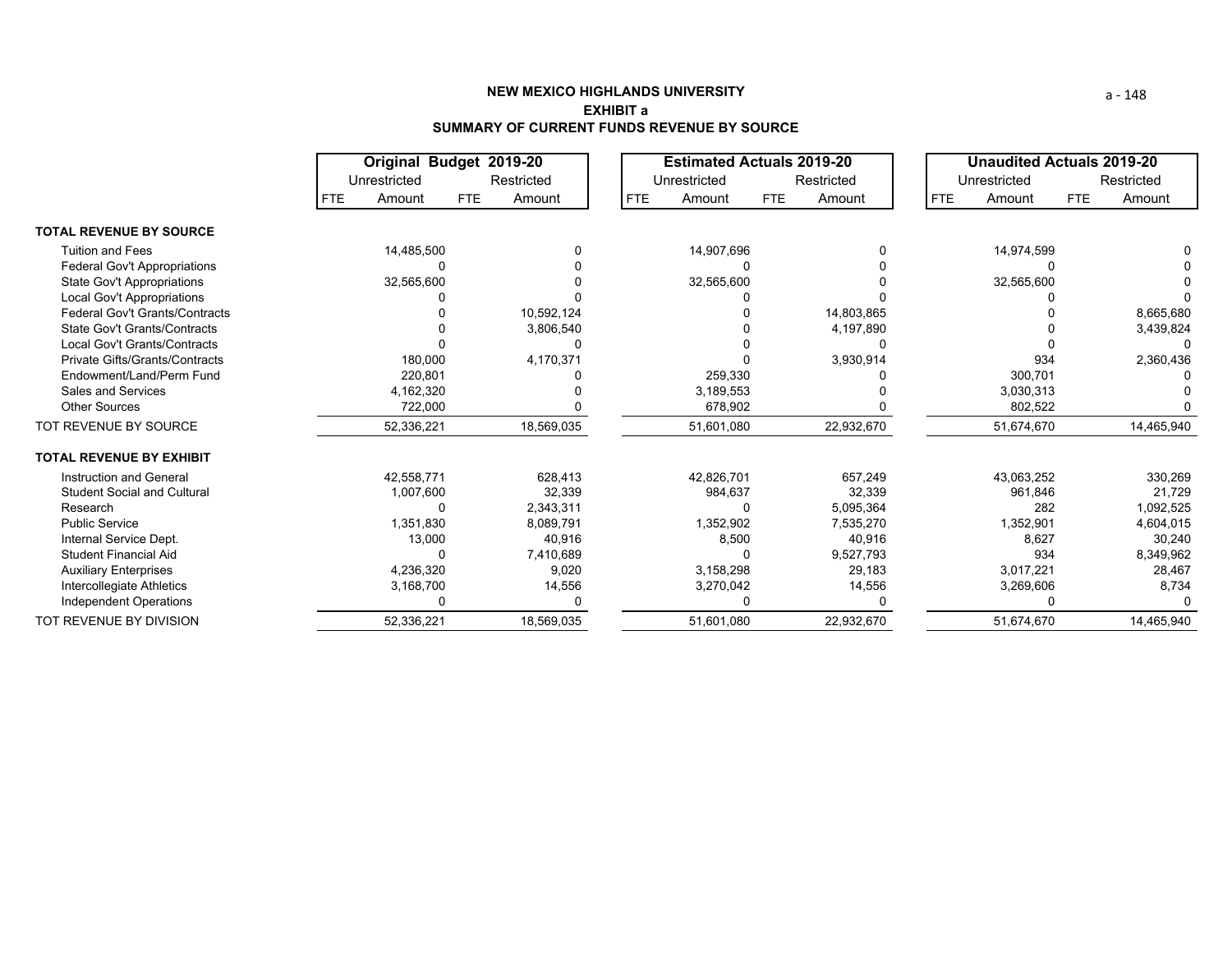# NEW MEXICO HIGHLANDS UNIVERSITY
## EXHIBIT a
## SUMMARY OF CURRENT FUNDS REVENUE BY SOURCE

| | Original Budget 2019-20 | | | | Estimated Actuals 2019-20 | | | | Unaudited Actuals 2019-20 | | | |
|---|---|---|---|---|---|---|---|---|---|---|---|---|
| | Unrestricted | | Restricted | | Unrestricted | | Restricted | | Unrestricted | | Restricted | |
| | FTE | Amount | FTE | Amount | FTE | Amount | FTE | Amount | FTE | Amount | FTE | Amount |
| **TOTAL REVENUE BY SOURCE** | | | | | | | | | | | | |
| Tuition and Fees | | 14,485,500 | | 0 | | 14,907,696 | | 0 | | 14,974,599 | | 0 |
| Federal Gov't Appropriations | | 0 | | 0 | | 0 | | 0 | | 0 | | 0 |
| State Gov't Appropriations | | 32,565,600 | | 0 | | 32,565,600 | | 0 | | 32,565,600 | | 0 |
| Local Gov't Appropriations | | 0 | | 0 | | 0 | | 0 | | 0 | | 0 |
| Federal Gov't Grants/Contracts | | 0 | | 10,592,124 | | 0 | | 14,803,865 | | 0 | | 8,665,680 |
| State Gov't Grants/Contracts | | 0 | | 3,806,540 | | 0 | | 4,197,890 | | 0 | | 3,439,824 |
| Local Gov't Grants/Contracts | | 0 | | 0 | | 0 | | 0 | | 0 | | 0 |
| Private Gifts/Grants/Contracts | | 180,000 | | 4,170,371 | | 0 | | 3,930,914 | | 934 | | 2,360,436 |
| Endowment/Land/Perm Fund | | 220,801 | | 0 | | 259,330 | | 0 | | 300,701 | | 0 |
| Sales and Services | | 4,162,320 | | 0 | | 3,189,553 | | 0 | | 3,030,313 | | 0 |
| Other Sources | | 722,000 | | 0 | | 678,902 | | 0 | | 802,522 | | 0 |
| TOT REVENUE BY SOURCE | | 52,336,221 | | 18,569,035 | | 51,601,080 | | 22,932,670 | | 51,674,670 | | 14,465,940 |
| **TOTAL REVENUE BY EXHIBIT** | | | | | | | | | | | | |
| Instruction and General | | 42,558,771 | | 628,413 | | 42,826,701 | | 657,249 | | 43,063,252 | | 330,269 |
| Student Social and Cultural | | 1,007,600 | | 32,339 | | 984,637 | | 32,339 | | 961,846 | | 21,729 |
| Research | | 0 | | 2,343,311 | | 0 | | 5,095,364 | | 282 | | 1,092,525 |
| Public Service | | 1,351,830 | | 8,089,791 | | 1,352,902 | | 7,535,270 | | 1,352,901 | | 4,604,015 |
| Internal Service Dept. | | 13,000 | | 40,916 | | 8,500 | | 40,916 | | 8,627 | | 30,240 |
| Student Financial Aid | | 0 | | 7,410,689 | | 0 | | 9,527,793 | | 934 | | 8,349,962 |
| Auxiliary Enterprises | | 4,236,320 | | 9,020 | | 3,158,298 | | 29,183 | | 3,017,221 | | 28,467 |
| Intercollegiate Athletics | | 3,168,700 | | 14,556 | | 3,270,042 | | 14,556 | | 3,269,606 | | 8,734 |
| Independent Operations | | 0 | | 0 | | 0 | | 0 | | 0 | | 0 |
| TOT REVENUE BY DIVISION | | 52,336,221 | | 18,569,035 | | 51,601,080 | | 22,932,670 | | 51,674,670 | | 14,465,940 |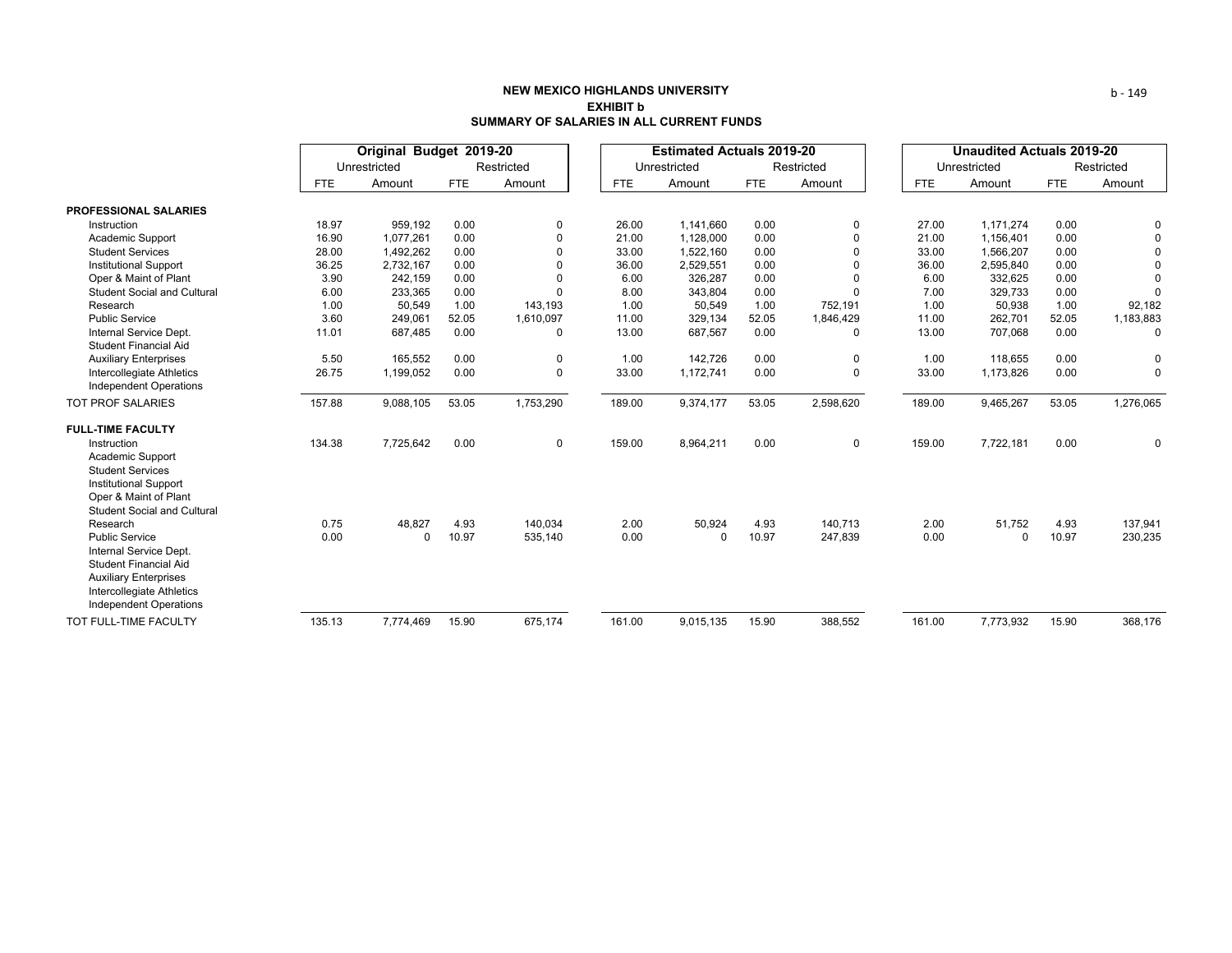**NEW MEXICO HIGHLANDS UNIVERSITY**
**EXHIBIT b**
**SUMMARY OF SALARIES IN ALL CURRENT FUNDS**

| | Original Budget 2019-20 | | | | Estimated Actuals 2019-20 | | | | Unaudited Actuals 2019-20 | | | |
|---|---|---|---|---|---|---|---|---|---|---|---|---|
| | Unrestricted | | Restricted | | Unrestricted | | Restricted | | Unrestricted | | Restricted | |
| | FTE | Amount | FTE | Amount | FTE | Amount | FTE | Amount | FTE | Amount | FTE | Amount |
| **PROFESSIONAL SALARIES** | | | | | | | | | | | | |
| Instruction | 18.97 | 959,192 | 0.00 | 0 | 26.00 | 1,141,660 | 0.00 | 0 | 27.00 | 1,171,274 | 0.00 | 0 |
| Academic Support | 16.90 | 1,077,261 | 0.00 | 0 | 21.00 | 1,128,000 | 0.00 | 0 | 21.00 | 1,156,401 | 0.00 | 0 |
| Student Services | 28.00 | 1,492,262 | 0.00 | 0 | 33.00 | 1,522,160 | 0.00 | 0 | 33.00 | 1,566,207 | 0.00 | 0 |
| Institutional Support | 36.25 | 2,732,167 | 0.00 | 0 | 36.00 | 2,529,551 | 0.00 | 0 | 36.00 | 2,595,840 | 0.00 | 0 |
| Oper & Maint of Plant | 3.90 | 242,159 | 0.00 | 0 | 6.00 | 326,287 | 0.00 | 0 | 6.00 | 332,625 | 0.00 | 0 |
| Student Social and Cultural | 6.00 | 233,365 | 0.00 | 0 | 8.00 | 343,804 | 0.00 | 0 | 7.00 | 329,733 | 0.00 | 0 |
| Research | 1.00 | 50,549 | 1.00 | 143,193 | 1.00 | 50,549 | 1.00 | 752,191 | 1.00 | 50,938 | 1.00 | 92,182 |
| Public Service | 3.60 | 249,061 | 52.05 | 1,610,097 | 11.00 | 329,134 | 52.05 | 1,846,429 | 11.00 | 262,701 | 52.05 | 1,183,883 |
| Internal Service Dept. | 11.01 | 687,485 | 0.00 | 0 | 13.00 | 687,567 | 0.00 | 0 | 13.00 | 707,068 | 0.00 | 0 |
| Student Financial Aid | | | | | | | | | | | | |
| Auxiliary Enterprises | 5.50 | 165,552 | 0.00 | 0 | 1.00 | 142,726 | 0.00 | 0 | 1.00 | 118,655 | 0.00 | 0 |
| Intercollegiate Athletics | 26.75 | 1,199,052 | 0.00 | 0 | 33.00 | 1,172,741 | 0.00 | 0 | 33.00 | 1,173,826 | 0.00 | 0 |
| Independent Operations | | | | | | | | | | | | |
| TOT PROF SALARIES | 157.88 | 9,088,105 | 53.05 | 1,753,290 | 189.00 | 9,374,177 | 53.05 | 2,598,620 | 189.00 | 9,465,267 | 53.05 | 1,276,065 |
| **FULL-TIME FACULTY** | | | | | | | | | | | | |
| Instruction | 134.38 | 7,725,642 | 0.00 | 0 | 159.00 | 8,964,211 | 0.00 | 0 | 159.00 | 7,722,181 | 0.00 | 0 |
| Academic Support | | | | | | | | | | | | |
| Student Services | | | | | | | | | | | | |
| Institutional Support | | | | | | | | | | | | |
| Oper & Maint of Plant | | | | | | | | | | | | |
| Student Social and Cultural | | | | | | | | | | | | |
| Research | 0.75 | 48,827 | 4.93 | 140,034 | 2.00 | 50,924 | 4.93 | 140,713 | 2.00 | 51,752 | 4.93 | 137,941 |
| Public Service | 0.00 | 0 | 10.97 | 535,140 | 0.00 | 0 | 10.97 | 247,839 | 0.00 | 0 | 10.97 | 230,235 |
| Internal Service Dept. | | | | | | | | | | | | |
| Student Financial Aid | | | | | | | | | | | | |
| Auxiliary Enterprises | | | | | | | | | | | | |
| Intercollegiate Athletics | | | | | | | | | | | | |
| Independent Operations | | | | | | | | | | | | |
| TOT FULL-TIME FACULTY | 135.13 | 7,774,469 | 15.90 | 675,174 | 161.00 | 9,015,135 | 15.90 | 388,552 | 161.00 | 7,773,932 | 15.90 | 368,176 |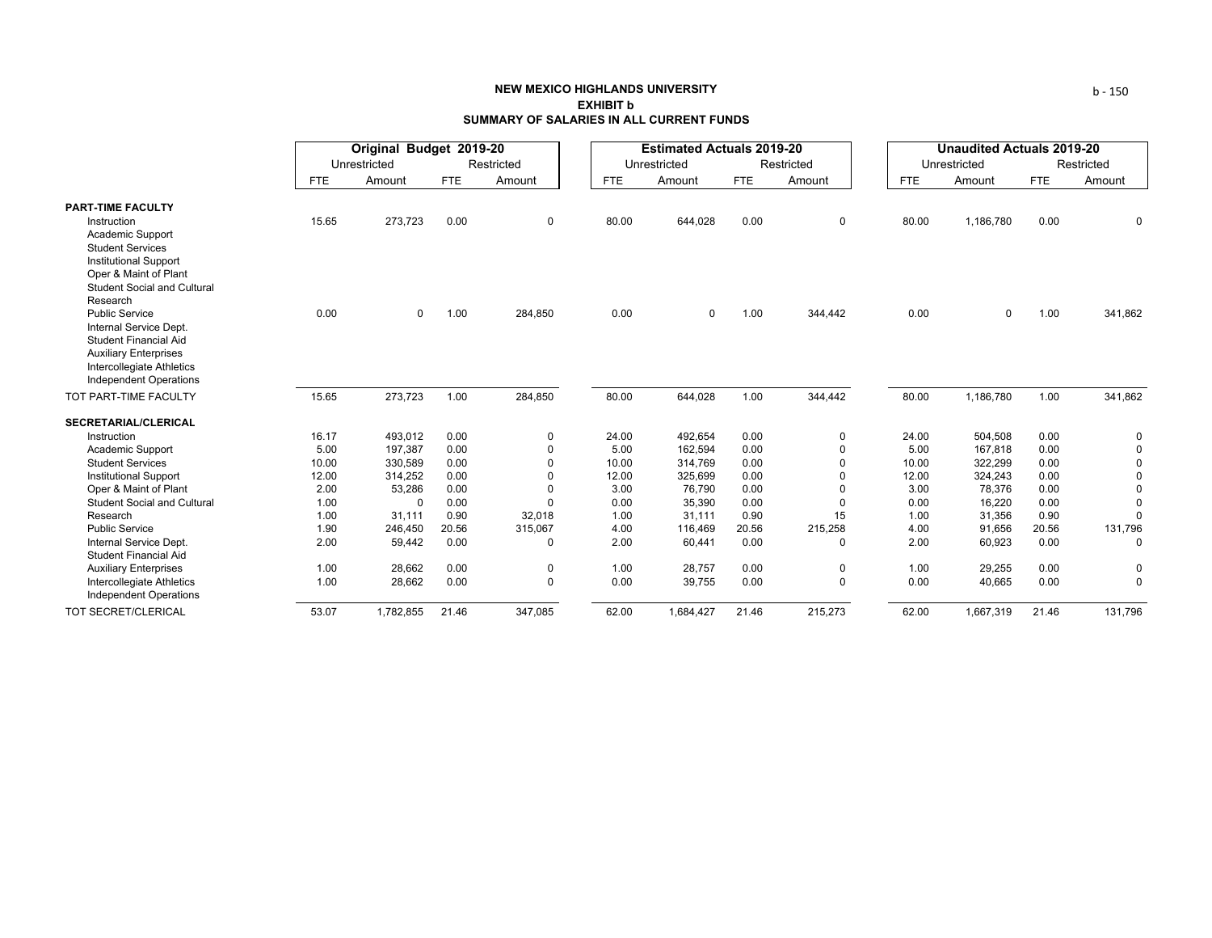**NEW MEXICO HIGHLANDS UNIVERSITY**
**EXHIBIT b**
**SUMMARY OF SALARIES IN ALL CURRENT FUNDS**

| | Original Budget 2019-20 | | | | Estimated Actuals 2019-20 | | | | Unaudited Actuals 2019-20 | | | |
|---|---|---|---|---|---|---|---|---|---|---|---|---|
| | Unrestricted | | Restricted | | Unrestricted | | Restricted | | Unrestricted | | Restricted | |
| | FTE | Amount | FTE | Amount | FTE | Amount | FTE | Amount | FTE | Amount | FTE | Amount |
| **PART-TIME FACULTY** | | | | | | | | | | | | |
| Instruction | 15.65 | 273,723 | 0.00 | 0 | 80.00 | 644,028 | 0.00 | 0 | 80.00 | 1,186,780 | 0.00 | 0 |
| Academic Support | | | | | | | | | | | | |
| Student Services | | | | | | | | | | | | |
| Institutional Support | | | | | | | | | | | | |
| Oper & Maint of Plant | | | | | | | | | | | | |
| Student Social and Cultural | | | | | | | | | | | | |
| Research | | | | | | | | | | | | |
| Public Service | 0.00 | 0 | 1.00 | 284,850 | 0.00 | 0 | 1.00 | 344,442 | 0.00 | 0 | 1.00 | 341,862 |
| Internal Service Dept. | | | | | | | | | | | | |
| Student Financial Aid | | | | | | | | | | | | |
| Auxiliary Enterprises | | | | | | | | | | | | |
| Intercollegiate Athletics | | | | | | | | | | | | |
| Independent Operations | | | | | | | | | | | | |
| TOT PART-TIME FACULTY | 15.65 | 273,723 | 1.00 | 284,850 | 80.00 | 644,028 | 1.00 | 344,442 | 80.00 | 1,186,780 | 1.00 | 341,862 |
| **SECRETARIAL/CLERICAL** | | | | | | | | | | | | |
| Instruction | 16.17 | 493,012 | 0.00 | 0 | 24.00 | 492,654 | 0.00 | 0 | 24.00 | 504,508 | 0.00 | 0 |
| Academic Support | 5.00 | 197,387 | 0.00 | 0 | 5.00 | 162,594 | 0.00 | 0 | 5.00 | 167,818 | 0.00 | 0 |
| Student Services | 10.00 | 330,589 | 0.00 | 0 | 10.00 | 314,769 | 0.00 | 0 | 10.00 | 322,299 | 0.00 | 0 |
| Institutional Support | 12.00 | 314,252 | 0.00 | 0 | 12.00 | 325,699 | 0.00 | 0 | 12.00 | 324,243 | 0.00 | 0 |
| Oper & Maint of Plant | 2.00 | 53,286 | 0.00 | 0 | 3.00 | 76,790 | 0.00 | 0 | 3.00 | 78,376 | 0.00 | 0 |
| Student Social and Cultural | 1.00 | 0 | 0.00 | 0 | 0.00 | 35,390 | 0.00 | 0 | 0.00 | 16,220 | 0.00 | 0 |
| Research | 1.00 | 31,111 | 0.90 | 32,018 | 1.00 | 31,111 | 0.90 | 15 | 1.00 | 31,356 | 0.90 | 0 |
| Public Service | 1.90 | 246,450 | 20.56 | 315,067 | 4.00 | 116,469 | 20.56 | 215,258 | 4.00 | 91,656 | 20.56 | 131,796 |
| Internal Service Dept. | 2.00 | 59,442 | 0.00 | 0 | 2.00 | 60,441 | 0.00 | 0 | 2.00 | 60,923 | 0.00 | 0 |
| Student Financial Aid | | | | | | | | | | | | |
| Auxiliary Enterprises | 1.00 | 28,662 | 0.00 | 0 | 1.00 | 28,757 | 0.00 | 0 | 1.00 | 29,255 | 0.00 | 0 |
| Intercollegiate Athletics | 1.00 | 28,662 | 0.00 | 0 | 0.00 | 39,755 | 0.00 | 0 | 0.00 | 40,665 | 0.00 | 0 |
| Independent Operations | | | | | | | | | | | | |
| TOT SECRET/CLERICAL | 53.07 | 1,782,855 | 21.46 | 347,085 | 62.00 | 1,684,427 | 21.46 | 215,273 | 62.00 | 1,667,319 | 21.46 | 131,796 |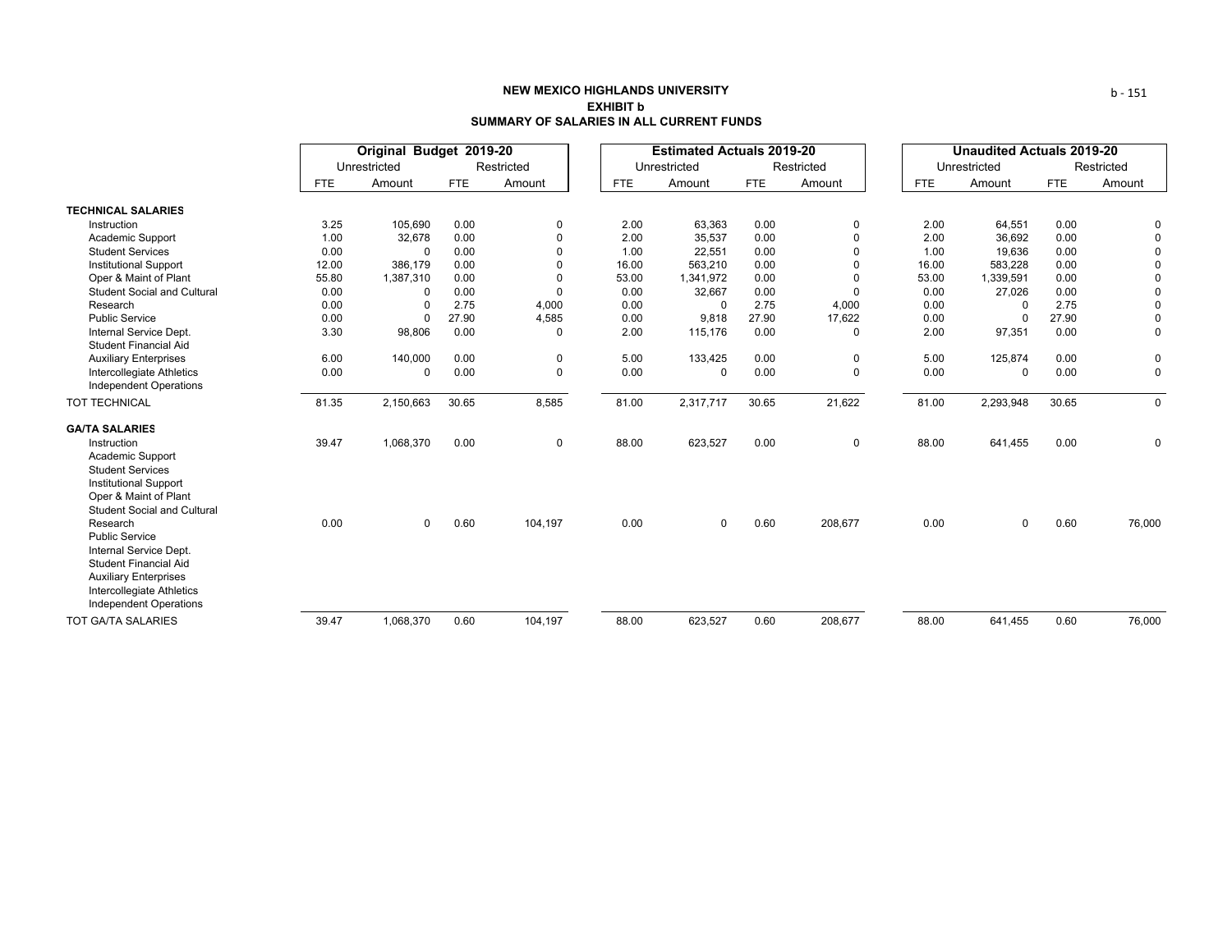**NEW MEXICO HIGHLANDS UNIVERSITY**
**EXHIBIT b**
**SUMMARY OF SALARIES IN ALL CURRENT FUNDS**

| | Original Budget 2019-20 | | | | Estimated Actuals 2019-20 | | | | Unaudited Actuals 2019-20 | | | |
|---|---|---|---|---|---|---|---|---|---|---|---|---|
| | Unrestricted | | Restricted | | Unrestricted | | Restricted | | Unrestricted | | Restricted | |
| | FTE | Amount | FTE | Amount | FTE | Amount | FTE | Amount | FTE | Amount | FTE | Amount |
| **TECHNICAL SALARIES** | | | | | | | | | | | | |
| Instruction | 3.25 | 105,690 | 0.00 | 0 | 2.00 | 63,363 | 0.00 | 0 | 2.00 | 64,551 | 0.00 | 0 |
| Academic Support | 1.00 | 32,678 | 0.00 | 0 | 2.00 | 35,537 | 0.00 | 0 | 2.00 | 36,692 | 0.00 | 0 |
| Student Services | 0.00 | 0 | 0.00 | 0 | 1.00 | 22,551 | 0.00 | 0 | 1.00 | 19,636 | 0.00 | 0 |
| Institutional Support | 12.00 | 386,179 | 0.00 | 0 | 16.00 | 563,210 | 0.00 | 0 | 16.00 | 583,228 | 0.00 | 0 |
| Oper & Maint of Plant | 55.80 | 1,387,310 | 0.00 | 0 | 53.00 | 1,341,972 | 0.00 | 0 | 53.00 | 1,339,591 | 0.00 | 0 |
| Student Social and Cultural | 0.00 | 0 | 0.00 | 0 | 0.00 | 32,667 | 0.00 | 0 | 0.00 | 27,026 | 0.00 | 0 |
| Research | 0.00 | 0 | 2.75 | 4,000 | 0.00 | 0 | 2.75 | 4,000 | 0.00 | 0 | 2.75 | 0 |
| Public Service | 0.00 | 0 | 27.90 | 4,585 | 0.00 | 9,818 | 27.90 | 17,622 | 0.00 | 0 | 27.90 | 0 |
| Internal Service Dept. | 3.30 | 98,806 | 0.00 | 0 | 2.00 | 115,176 | 0.00 | 0 | 2.00 | 97,351 | 0.00 | 0 |
| Student Financial Aid | | | | | | | | | | | | |
| Auxiliary Enterprises | 6.00 | 140,000 | 0.00 | 0 | 5.00 | 133,425 | 0.00 | 0 | 5.00 | 125,874 | 0.00 | 0 |
| Intercollegiate Athletics | 0.00 | 0 | 0.00 | 0 | 0.00 | 0 | 0.00 | 0 | 0.00 | 0 | 0.00 | 0 |
| Independent Operations | | | | | | | | | | | | |
| TOT TECHNICAL | 81.35 | 2,150,663 | 30.65 | 8,585 | 81.00 | 2,317,717 | 30.65 | 21,622 | 81.00 | 2,293,948 | 30.65 | 0 |
| **GA/TA SALARIES** | | | | | | | | | | | | |
| Instruction | 39.47 | 1,068,370 | 0.00 | 0 | 88.00 | 623,527 | 0.00 | 0 | 88.00 | 641,455 | 0.00 | 0 |
| Academic Support | | | | | | | | | | | | |
| Student Services | | | | | | | | | | | | |
| Institutional Support | | | | | | | | | | | | |
| Oper & Maint of Plant | | | | | | | | | | | | |
| Student Social and Cultural | | | | | | | | | | | | |
| Research | 0.00 | 0 | 0.60 | 104,197 | 0.00 | 0 | 0.60 | 208,677 | 0.00 | 0 | 0.60 | 76,000 |
| Public Service | | | | | | | | | | | | |
| Internal Service Dept. | | | | | | | | | | | | |
| Student Financial Aid | | | | | | | | | | | | |
| Auxiliary Enterprises | | | | | | | | | | | | |
| Intercollegiate Athletics | | | | | | | | | | | | |
| Independent Operations | | | | | | | | | | | | |
| TOT GA/TA SALARIES | 39.47 | 1,068,370 | 0.60 | 104,197 | 88.00 | 623,527 | 0.60 | 208,677 | 88.00 | 641,455 | 0.60 | 76,000 |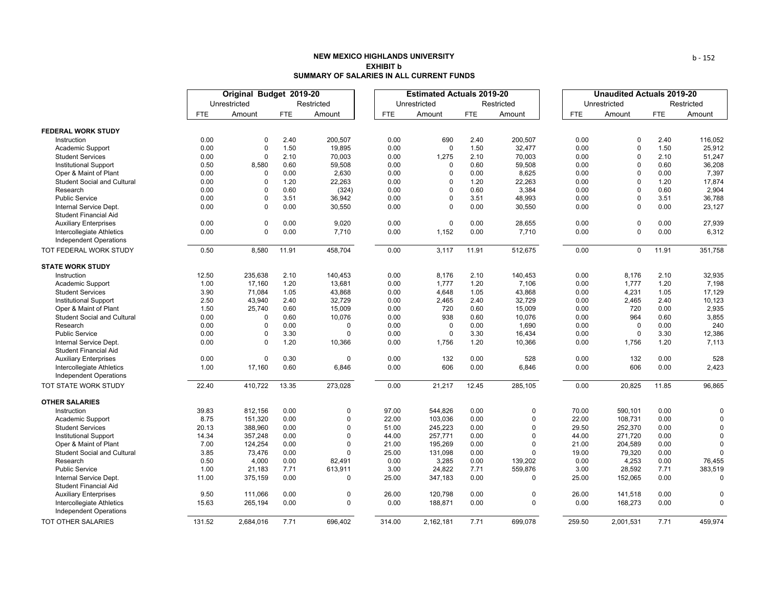**NEW MEXICO HIGHLANDS UNIVERSITY**
**EXHIBIT b**
**SUMMARY OF SALARIES IN ALL CURRENT FUNDS**

| | Original Budget 2019-20 | | | | Estimated Actuals 2019-20 | | | | Unaudited Actuals 2019-20 | | | |
|---|---|---|---|---|---|---|---|---|---|---|---|---|
| | Unrestricted | | Restricted | | Unrestricted | | Restricted | | Unrestricted | | Restricted | |
| | FTE | Amount | FTE | Amount | FTE | Amount | FTE | Amount | FTE | Amount | FTE | Amount |
| **FEDERAL WORK STUDY** | | | | | | | | | | | | |
| Instruction | 0.00 | 0 | 2.40 | 200,507 | 0.00 | 690 | 2.40 | 200,507 | 0.00 | 0 | 2.40 | 116,052 |
| Academic Support | 0.00 | 0 | 1.50 | 19,895 | 0.00 | 0 | 1.50 | 32,477 | 0.00 | 0 | 1.50 | 25,912 |
| Student Services | 0.00 | 0 | 2.10 | 70,003 | 0.00 | 1,275 | 2.10 | 70,003 | 0.00 | 0 | 2.10 | 51,247 |
| Institutional Support | 0.50 | 8,580 | 0.60 | 59,508 | 0.00 | 0 | 0.60 | 59,508 | 0.00 | 0 | 0.60 | 36,208 |
| Oper & Maint of Plant | 0.00 | 0 | 0.00 | 2,630 | 0.00 | 0 | 0.00 | 8,625 | 0.00 | 0 | 0.00 | 7,397 |
| Student Social and Cultural | 0.00 | 0 | 1.20 | 22,263 | 0.00 | 0 | 1.20 | 22,263 | 0.00 | 0 | 1.20 | 17,874 |
| Research | 0.00 | 0 | 0.60 | (324) | 0.00 | 0 | 0.60 | 3,384 | 0.00 | 0 | 0.60 | 2,904 |
| Public Service | 0.00 | 0 | 3.51 | 36,942 | 0.00 | 0 | 3.51 | 48,993 | 0.00 | 0 | 3.51 | 36,788 |
| Internal Service Dept. | 0.00 | 0 | 0.00 | 30,550 | 0.00 | 0 | 0.00 | 30,550 | 0.00 | 0 | 0.00 | 23,127 |
| Student Financial Aid | | | | | | | | | | | | |
| Auxiliary Enterprises | 0.00 | 0 | 0.00 | 9,020 | 0.00 | 0 | 0.00 | 28,655 | 0.00 | 0 | 0.00 | 27,939 |
| Intercollegiate Athletics | 0.00 | 0 | 0.00 | 7,710 | 0.00 | 1,152 | 0.00 | 7,710 | 0.00 | 0 | 0.00 | 6,312 |
| Independent Operations | | | | | | | | | | | | |
| TOT FEDERAL WORK STUDY | 0.50 | 8,580 | 11.91 | 458,704 | 0.00 | 3,117 | 11.91 | 512,675 | 0.00 | 0 | 11.91 | 351,758 |
| **STATE WORK STUDY** | | | | | | | | | | | | |
| Instruction | 12.50 | 235,638 | 2.10 | 140,453 | 0.00 | 8,176 | 2.10 | 140,453 | 0.00 | 8,176 | 2.10 | 32,935 |
| Academic Support | 1.00 | 17,160 | 1.20 | 13,681 | 0.00 | 1,777 | 1.20 | 7,106 | 0.00 | 1,777 | 1.20 | 7,198 |
| Student Services | 3.90 | 71,084 | 1.05 | 43,868 | 0.00 | 4,648 | 1.05 | 43,868 | 0.00 | 4,231 | 1.05 | 17,129 |
| Institutional Support | 2.50 | 43,940 | 2.40 | 32,729 | 0.00 | 2,465 | 2.40 | 32,729 | 0.00 | 2,465 | 2.40 | 10,123 |
| Oper & Maint of Plant | 1.50 | 25,740 | 0.60 | 15,009 | 0.00 | 720 | 0.60 | 15,009 | 0.00 | 720 | 0.00 | 2,935 |
| Student Social and Cultural | 0.00 | 0 | 0.60 | 10,076 | 0.00 | 938 | 0.60 | 10,076 | 0.00 | 964 | 0.60 | 3,855 |
| Research | 0.00 | 0 | 0.00 | 0 | 0.00 | 0 | 0.00 | 1,690 | 0.00 | 0 | 0.00 | 240 |
| Public Service | 0.00 | 0 | 3.30 | 0 | 0.00 | 0 | 3.30 | 16,434 | 0.00 | 0 | 3.30 | 12,386 |
| Internal Service Dept. | 0.00 | 0 | 1.20 | 10,366 | 0.00 | 1,756 | 1.20 | 10,366 | 0.00 | 1,756 | 1.20 | 7,113 |
| Student Financial Aid | | | | | | | | | | | | |
| Auxiliary Enterprises | 0.00 | 0 | 0.30 | 0 | 0.00 | 132 | 0.00 | 528 | 0.00 | 132 | 0.00 | 528 |
| Intercollegiate Athletics | 1.00 | 17,160 | 0.60 | 6,846 | 0.00 | 606 | 0.00 | 6,846 | 0.00 | 606 | 0.00 | 2,423 |
| Independent Operations | | | | | | | | | | | | |
| TOT STATE WORK STUDY | 22.40 | 410,722 | 13.35 | 273,028 | 0.00 | 21,217 | 12.45 | 285,105 | 0.00 | 20,825 | 11.85 | 96,865 |
| **OTHER SALARIES** | | | | | | | | | | | | |
| Instruction | 39.83 | 812,156 | 0.00 | 0 | 97.00 | 544,826 | 0.00 | 0 | 70.00 | 590,101 | 0.00 | 0 |
| Academic Support | 8.75 | 151,320 | 0.00 | 0 | 22.00 | 103,036 | 0.00 | 0 | 22.00 | 108,731 | 0.00 | 0 |
| Student Services | 20.13 | 388,960 | 0.00 | 0 | 51.00 | 245,223 | 0.00 | 0 | 29.50 | 252,370 | 0.00 | 0 |
| Institutional Support | 14.34 | 357,248 | 0.00 | 0 | 44.00 | 257,771 | 0.00 | 0 | 44.00 | 271,720 | 0.00 | 0 |
| Oper & Maint of Plant | 7.00 | 124,254 | 0.00 | 0 | 21.00 | 195,269 | 0.00 | 0 | 21.00 | 204,589 | 0.00 | 0 |
| Student Social and Cultural | 3.85 | 73,476 | 0.00 | 0 | 25.00 | 131,098 | 0.00 | 0 | 19.00 | 79,320 | 0.00 | 0 |
| Research | 0.50 | 4,000 | 0.00 | 82,491 | 0.00 | 3,285 | 0.00 | 139,202 | 0.00 | 4,253 | 0.00 | 76,455 |
| Public Service | 1.00 | 21,183 | 7.71 | 613,911 | 3.00 | 24,822 | 7.71 | 559,876 | 3.00 | 28,592 | 7.71 | 383,519 |
| Internal Service Dept. | 11.00 | 375,159 | 0.00 | 0 | 25.00 | 347,183 | 0.00 | 0 | 25.00 | 152,065 | 0.00 | 0 |
| Student Financial Aid | | | | | | | | | | | | |
| Auxiliary Enterprises | 9.50 | 111,066 | 0.00 | 0 | 26.00 | 120,798 | 0.00 | 0 | 26.00 | 141,518 | 0.00 | 0 |
| Intercollegiate Athletics | 15.63 | 265,194 | 0.00 | 0 | 0.00 | 188,871 | 0.00 | 0 | 0.00 | 168,273 | 0.00 | 0 |
| Independent Operations | | | | | | | | | | | | |
| TOT OTHER SALARIES | 131.52 | 2,684,016 | 7.71 | 696,402 | 314.00 | 2,162,181 | 7.71 | 699,078 | 259.50 | 2,001,531 | 7.71 | 459,974 |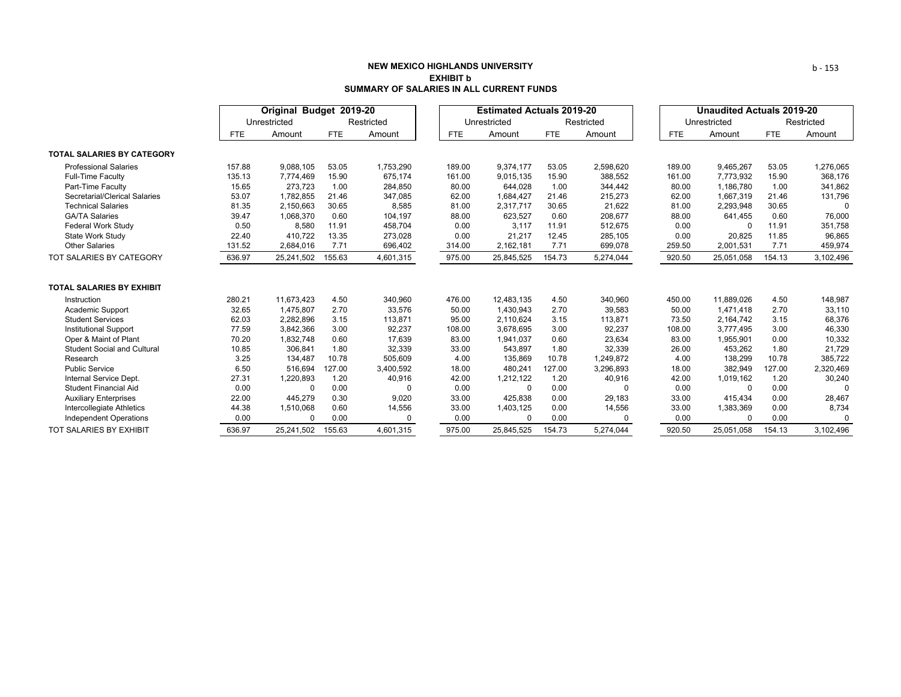**NEW MEXICO HIGHLANDS UNIVERSITY**
**EXHIBIT b**
**SUMMARY OF SALARIES IN ALL CURRENT FUNDS**

| | Original Budget 2019-20 | | | | Estimated Actuals 2019-20 | | | | Unaudited Actuals 2019-20 | | | |
|---|---|---|---|---|---|---|---|---|---|---|---|---|
| | Unrestricted | | Restricted | | Unrestricted | | Restricted | | Unrestricted | | Restricted | |
| | FTE | Amount | FTE | Amount | FTE | Amount | FTE | Amount | FTE | Amount | FTE | Amount |
| **TOTAL SALARIES BY CATEGORY** | | | | | | | | | | | | |
| Professional Salaries | 157.88 | 9,088,105 | 53.05 | 1,753,290 | 189.00 | 9,374,177 | 53.05 | 2,598,620 | 189.00 | 9,465,267 | 53.05 | 1,276,065 |
| Full-Time Faculty | 135.13 | 7,774,469 | 15.90 | 675,174 | 161.00 | 9,015,135 | 15.90 | 388,552 | 161.00 | 7,773,932 | 15.90 | 368,176 |
| Part-Time Faculty | 15.65 | 273,723 | 1.00 | 284,850 | 80.00 | 644,028 | 1.00 | 344,442 | 80.00 | 1,186,780 | 1.00 | 341,862 |
| Secretarial/Clerical Salaries | 53.07 | 1,782,855 | 21.46 | 347,085 | 62.00 | 1,684,427 | 21.46 | 215,273 | 62.00 | 1,667,319 | 21.46 | 131,796 |
| Technical Salaries | 81.35 | 2,150,663 | 30.65 | 8,585 | 81.00 | 2,317,717 | 30.65 | 21,622 | 81.00 | 2,293,948 | 30.65 | 0 |
| GA/TA Salaries | 39.47 | 1,068,370 | 0.60 | 104,197 | 88.00 | 623,527 | 0.60 | 208,677 | 88.00 | 641,455 | 0.60 | 76,000 |
| Federal Work Study | 0.50 | 8,580 | 11.91 | 458,704 | 0.00 | 3,117 | 11.91 | 512,675 | 0.00 | 0 | 11.91 | 351,758 |
| State Work Study | 22.40 | 410,722 | 13.35 | 273,028 | 0.00 | 21,217 | 12.45 | 285,105 | 0.00 | 20,825 | 11.85 | 96,865 |
| Other Salaries | 131.52 | 2,684,016 | 7.71 | 696,402 | 314.00 | 2,162,181 | 7.71 | 699,078 | 259.50 | 2,001,531 | 7.71 | 459,974 |
| TOT SALARIES BY CATEGORY | 636.97 | 25,241,502 | 155.63 | 4,601,315 | 975.00 | 25,845,525 | 154.73 | 5,274,044 | 920.50 | 25,051,058 | 154.13 | 3,102,496 |
| **TOTAL SALARIES BY EXHIBIT** | | | | | | | | | | | | |
| Instruction | 280.21 | 11,673,423 | 4.50 | 340,960 | 476.00 | 12,483,135 | 4.50 | 340,960 | 450.00 | 11,889,026 | 4.50 | 148,987 |
| Academic Support | 32.65 | 1,475,807 | 2.70 | 33,576 | 50.00 | 1,430,943 | 2.70 | 39,583 | 50.00 | 1,471,418 | 2.70 | 33,110 |
| Student Services | 62.03 | 2,282,896 | 3.15 | 113,871 | 95.00 | 2,110,624 | 3.15 | 113,871 | 73.50 | 2,164,742 | 3.15 | 68,376 |
| Institutional Support | 77.59 | 3,842,366 | 3.00 | 92,237 | 108.00 | 3,678,695 | 3.00 | 92,237 | 108.00 | 3,777,495 | 3.00 | 46,330 |
| Oper & Maint of Plant | 70.20 | 1,832,748 | 0.60 | 17,639 | 83.00 | 1,941,037 | 0.60 | 23,634 | 83.00 | 1,955,901 | 0.00 | 10,332 |
| Student Social and Cultural | 10.85 | 306,841 | 1.80 | 32,339 | 33.00 | 543,897 | 1.80 | 32,339 | 26.00 | 453,262 | 1.80 | 21,729 |
| Research | 3.25 | 134,487 | 10.78 | 505,609 | 4.00 | 135,869 | 10.78 | 1,249,872 | 4.00 | 138,299 | 10.78 | 385,722 |
| Public Service | 6.50 | 516,694 | 127.00 | 3,400,592 | 18.00 | 480,241 | 127.00 | 3,296,893 | 18.00 | 382,949 | 127.00 | 2,320,469 |
| Internal Service Dept. | 27.31 | 1,220,893 | 1.20 | 40,916 | 42.00 | 1,212,122 | 1.20 | 40,916 | 42.00 | 1,019,162 | 1.20 | 30,240 |
| Student Financial Aid | 0.00 | 0 | 0.00 | 0 | 0.00 | 0 | 0.00 | 0 | 0.00 | 0 | 0.00 | 0 |
| Auxiliary Enterprises | 22.00 | 445,279 | 0.30 | 9,020 | 33.00 | 425,838 | 0.00 | 29,183 | 33.00 | 415,434 | 0.00 | 28,467 |
| Intercollegiate Athletics | 44.38 | 1,510,068 | 0.60 | 14,556 | 33.00 | 1,403,125 | 0.00 | 14,556 | 33.00 | 1,383,369 | 0.00 | 8,734 |
| Independent Operations | 0.00 | 0 | 0.00 | 0 | 0.00 | 0 | 0.00 | 0 | 0.00 | 0 | 0.00 | 0 |
| TOT SALARIES BY EXHIBIT | 636.97 | 25,241,502 | 155.63 | 4,601,315 | 975.00 | 25,845,525 | 154.73 | 5,274,044 | 920.50 | 25,051,058 | 154.13 | 3,102,496 |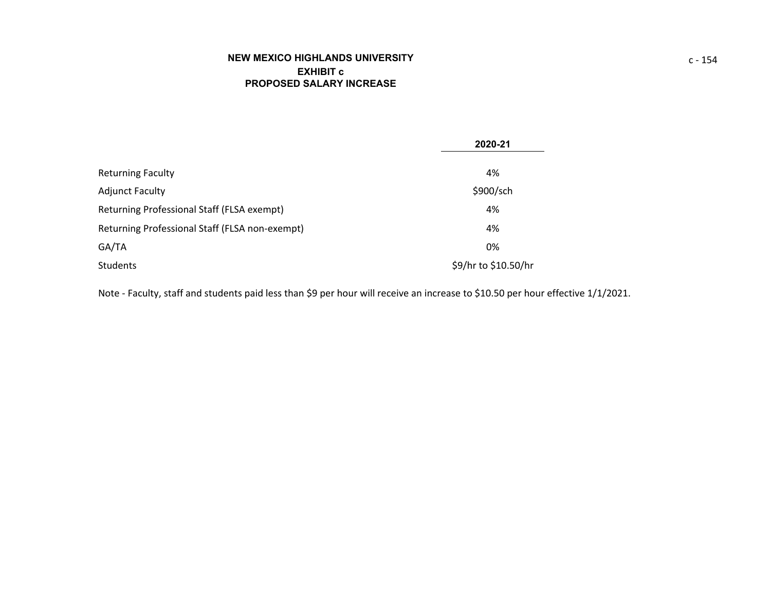# NEW MEXICO HIGHLANDS UNIVERSITY
## EXHIBIT c
## PROPOSED SALARY INCREASE

| | 2020-21 |
|---|---|
| Returning Faculty | 4% |
| Adjunct Faculty | $900/sch |
| Returning Professional Staff (FLSA exempt) | 4% |
| Returning Professional Staff (FLSA non-exempt) | 4% |
| GA/TA | 0% |
| Students | $9/hr to $10.50/hr |

Note - Faculty, staff and students paid less than $9 per hour will receive an increase to $10.50 per hour effective 1/1/2021.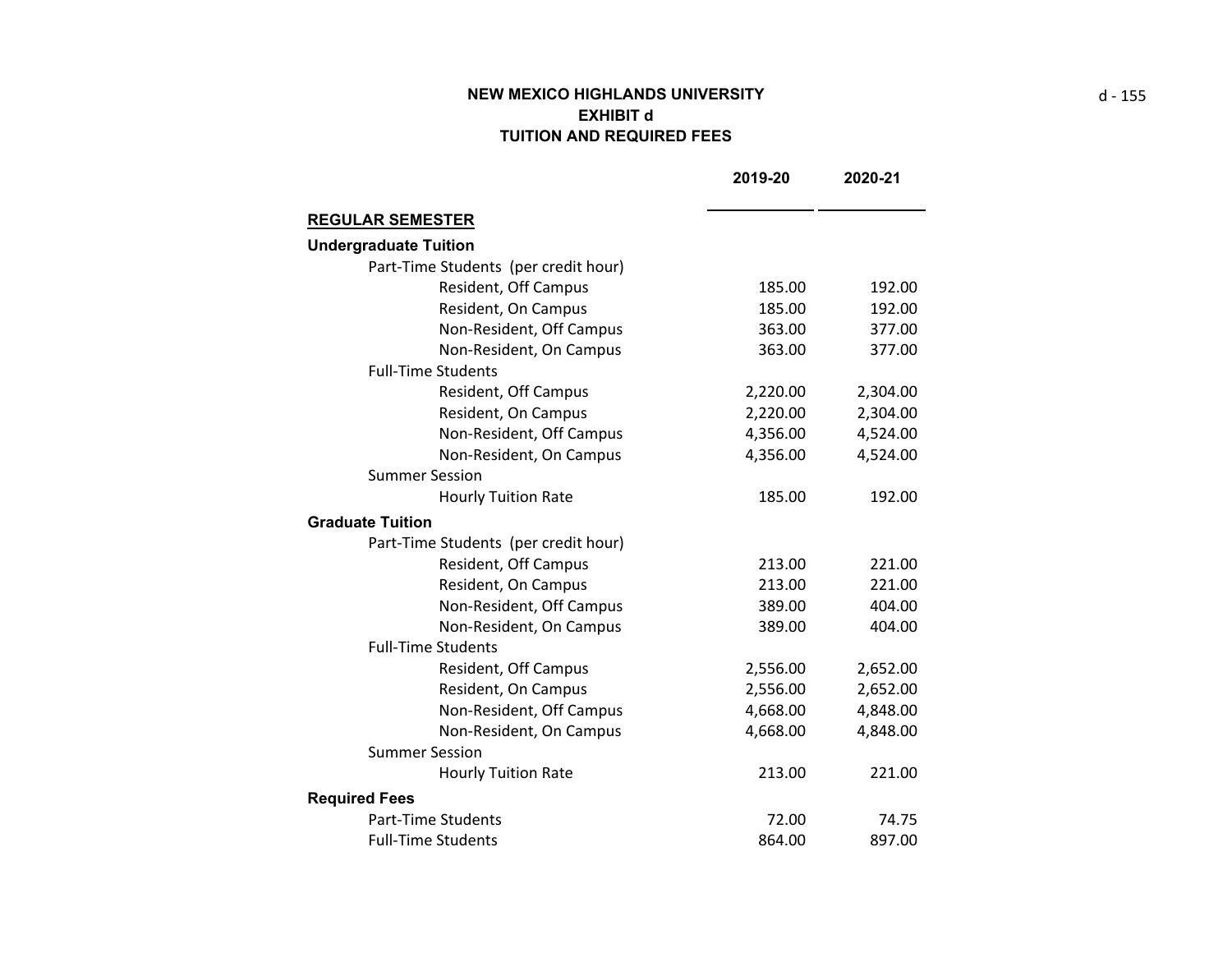**NEW MEXICO HIGHLANDS UNIVERSITY**
**EXHIBIT d**
**TUITION AND REQUIRED FEES**

| | 2019-20 | 2020-21 |
|---|---|---|
| **REGULAR SEMESTER** | | |
| **Undergraduate Tuition** | | |
| Part-Time Students (per credit hour) | | |
| Resident, Off Campus | 185.00 | 192.00 |
| Resident, On Campus | 185.00 | 192.00 |
| Non-Resident, Off Campus | 363.00 | 377.00 |
| Non-Resident, On Campus | 363.00 | 377.00 |
| Full-Time Students | | |
| Resident, Off Campus | 2,220.00 | 2,304.00 |
| Resident, On Campus | 2,220.00 | 2,304.00 |
| Non-Resident, Off Campus | 4,356.00 | 4,524.00 |
| Non-Resident, On Campus | 4,356.00 | 4,524.00 |
| Summer Session | | |
| Hourly Tuition Rate | 185.00 | 192.00 |
| **Graduate Tuition** | | |
| Part-Time Students (per credit hour) | | |
| Resident, Off Campus | 213.00 | 221.00 |
| Resident, On Campus | 213.00 | 221.00 |
| Non-Resident, Off Campus | 389.00 | 404.00 |
| Non-Resident, On Campus | 389.00 | 404.00 |
| Full-Time Students | | |
| Resident, Off Campus | 2,556.00 | 2,652.00 |
| Resident, On Campus | 2,556.00 | 2,652.00 |
| Non-Resident, Off Campus | 4,668.00 | 4,848.00 |
| Non-Resident, On Campus | 4,668.00 | 4,848.00 |
| Summer Session | | |
| Hourly Tuition Rate | 213.00 | 221.00 |
| **Required Fees** | | |
| Part-Time Students | 72.00 | 74.75 |
| Full-Time Students | 864.00 | 897.00 |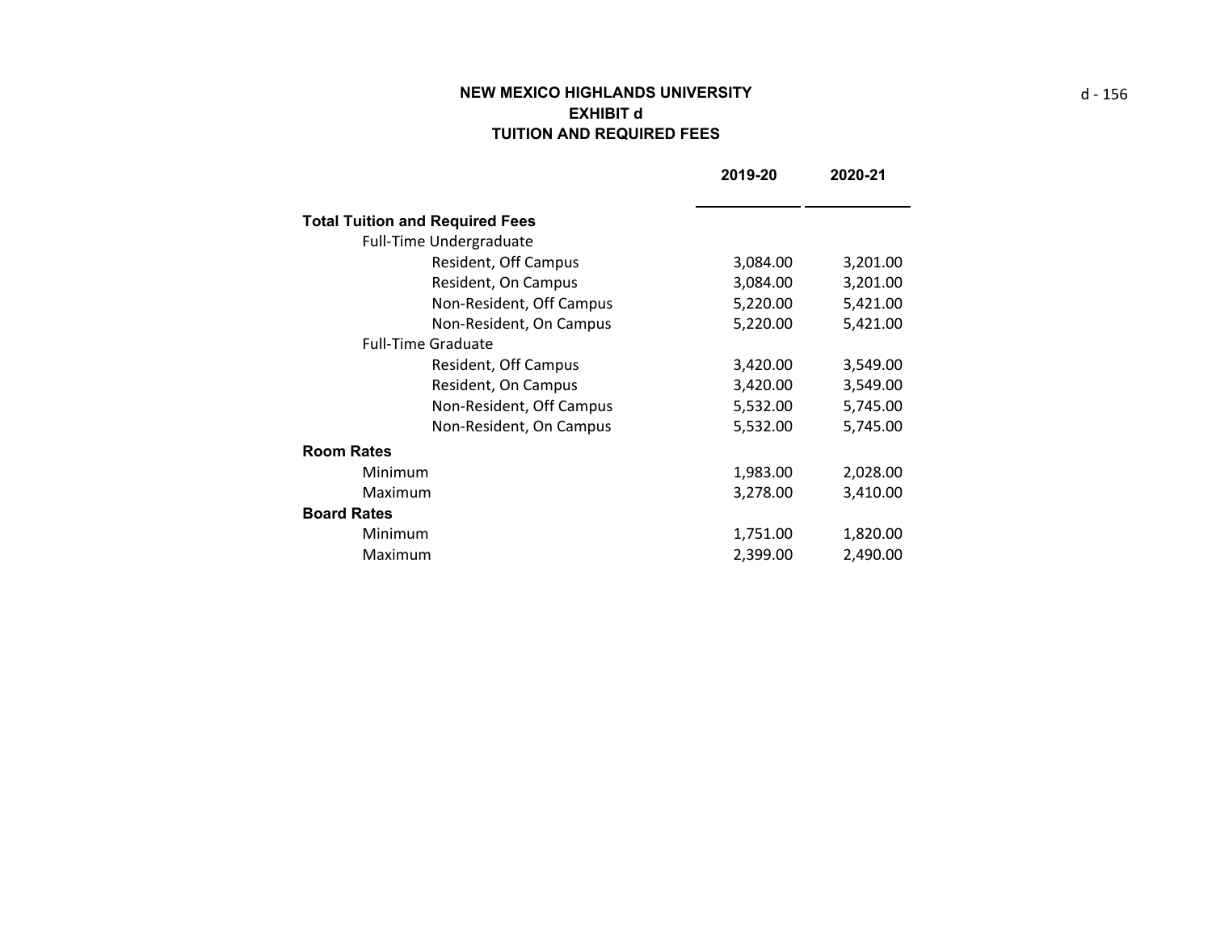# NEW MEXICO HIGHLANDS UNIVERSITY
## EXHIBIT d
## TUITION AND REQUIRED FEES

| | 2019-20 | 2020-21 |
|---|---|---|
| **Total Tuition and Required Fees** | | |
| Full-Time Undergraduate | | |
| Resident, Off Campus | 3,084.00 | 3,201.00 |
| Resident, On Campus | 3,084.00 | 3,201.00 |
| Non-Resident, Off Campus | 5,220.00 | 5,421.00 |
| Non-Resident, On Campus | 5,220.00 | 5,421.00 |
| Full-Time Graduate | | |
| Resident, Off Campus | 3,420.00 | 3,549.00 |
| Resident, On Campus | 3,420.00 | 3,549.00 |
| Non-Resident, Off Campus | 5,532.00 | 5,745.00 |
| Non-Resident, On Campus | 5,532.00 | 5,745.00 |
| **Room Rates** | | |
| Minimum | 1,983.00 | 2,028.00 |
| Maximum | 3,278.00 | 3,410.00 |
| **Board Rates** | | |
| Minimum | 1,751.00 | 1,820.00 |
| Maximum | 2,399.00 | 2,490.00 |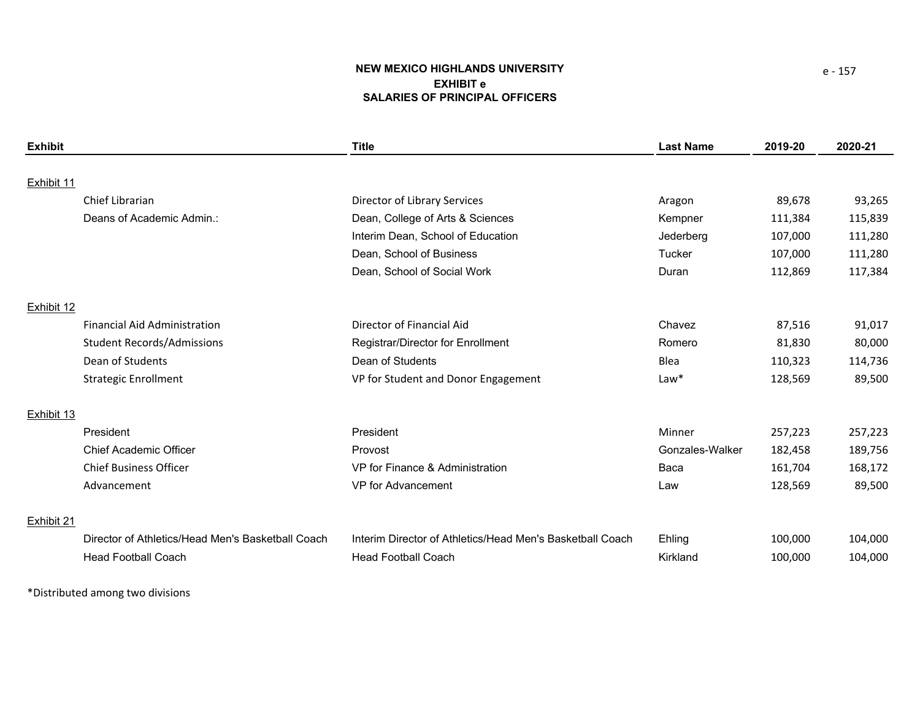**NEW MEXICO HIGHLANDS UNIVERSITY**
**EXHIBIT e**
**SALARIES OF PRINCIPAL OFFICERS**

| Exhibit | | Title | Last Name | 2019-20 | 2020-21 |
|---|---|---|---|---|---|
| Exhibit 11 | | | | | |
| | Chief Librarian | Director of Library Services | Aragon | 89,678 | 93,265 |
| | Deans of Academic Admin.: | Dean, College of Arts & Sciences | Kempner | 111,384 | 115,839 |
| | | Interim Dean, School of Education | Jederberg | 107,000 | 111,280 |
| | | Dean, School of Business | Tucker | 107,000 | 111,280 |
| | | Dean, School of Social Work | Duran | 112,869 | 117,384 |
| Exhibit 12 | | | | | |
| | Financial Aid Administration | Director of Financial Aid | Chavez | 87,516 | 91,017 |
| | Student Records/Admissions | Registrar/Director for Enrollment | Romero | 81,830 | 80,000 |
| | Dean of Students | Dean of Students | Blea | 110,323 | 114,736 |
| | Strategic Enrollment | VP for Student and Donor Engagement | Law* | 128,569 | 89,500 |
| Exhibit 13 | | | | | |
| | President | President | Minner | 257,223 | 257,223 |
| | Chief Academic Officer | Provost | Gonzales-Walker | 182,458 | 189,756 |
| | Chief Business Officer | VP for Finance & Administration | Baca | 161,704 | 168,172 |
| | Advancement | VP for Advancement | Law | 128,569 | 89,500 |
| Exhibit 21 | | | | | |
| | Director of Athletics/Head Men's Basketball Coach | Interim Director of Athletics/Head Men's Basketball Coach | Ehling | 100,000 | 104,000 |
| | Head Football Coach | Head Football Coach | Kirkland | 100,000 | 104,000 |

*Distributed among two divisions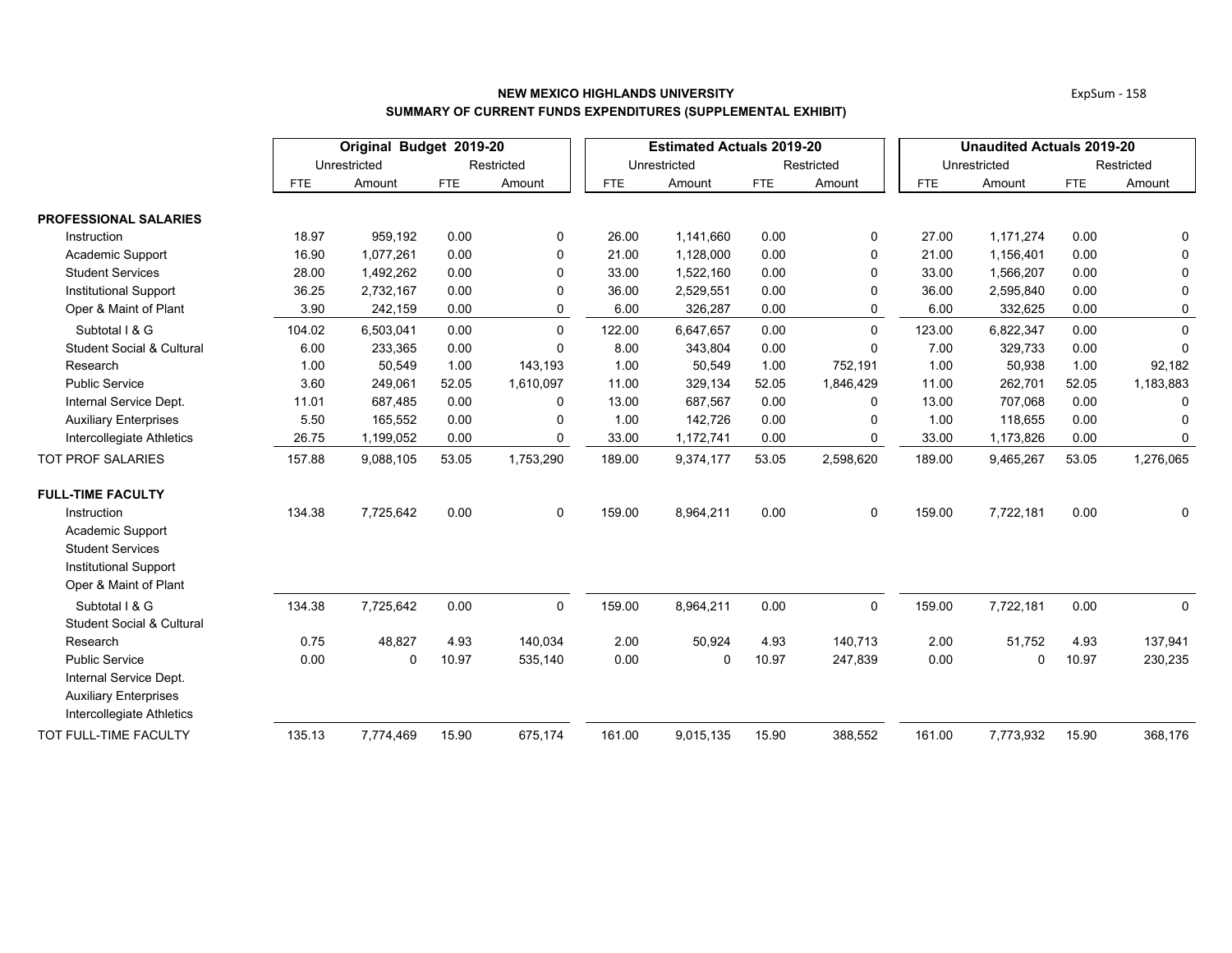**NEW MEXICO HIGHLANDS UNIVERSITY**
**SUMMARY OF CURRENT FUNDS EXPENDITURES (SUPPLEMENTAL EXHIBIT)**

| | Original Budget 2019-20 | | | | Estimated Actuals 2019-20 | | | | Unaudited Actuals 2019-20 | | | |
|---|---|---|---|---|---|---|---|---|---|---|---|---|
| | Unrestricted | | Restricted | | Unrestricted | | Restricted | | Unrestricted | | Restricted | |
| | FTE | Amount | FTE | Amount | FTE | Amount | FTE | Amount | FTE | Amount | FTE | Amount |
| **PROFESSIONAL SALARIES** | | | | | | | | | | | | |
| Instruction | 18.97 | 959,192 | 0.00 | 0 | 26.00 | 1,141,660 | 0.00 | 0 | 27.00 | 1,171,274 | 0.00 | 0 |
| Academic Support | 16.90 | 1,077,261 | 0.00 | 0 | 21.00 | 1,128,000 | 0.00 | 0 | 21.00 | 1,156,401 | 0.00 | 0 |
| Student Services | 28.00 | 1,492,262 | 0.00 | 0 | 33.00 | 1,522,160 | 0.00 | 0 | 33.00 | 1,566,207 | 0.00 | 0 |
| Institutional Support | 36.25 | 2,732,167 | 0.00 | 0 | 36.00 | 2,529,551 | 0.00 | 0 | 36.00 | 2,595,840 | 0.00 | 0 |
| Oper & Maint of Plant | 3.90 | 242,159 | 0.00 | 0 | 6.00 | 326,287 | 0.00 | 0 | 6.00 | 332,625 | 0.00 | 0 |
| Subtotal I & G | 104.02 | 6,503,041 | 0.00 | 0 | 122.00 | 6,647,657 | 0.00 | 0 | 123.00 | 6,822,347 | 0.00 | 0 |
| Student Social & Cultural | 6.00 | 233,365 | 0.00 | 0 | 8.00 | 343,804 | 0.00 | 0 | 7.00 | 329,733 | 0.00 | 0 |
| Research | 1.00 | 50,549 | 1.00 | 143,193 | 1.00 | 50,549 | 1.00 | 752,191 | 1.00 | 50,938 | 1.00 | 92,182 |
| Public Service | 3.60 | 249,061 | 52.05 | 1,610,097 | 11.00 | 329,134 | 52.05 | 1,846,429 | 11.00 | 262,701 | 52.05 | 1,183,883 |
| Internal Service Dept. | 11.01 | 687,485 | 0.00 | 0 | 13.00 | 687,567 | 0.00 | 0 | 13.00 | 707,068 | 0.00 | 0 |
| Auxiliary Enterprises | 5.50 | 165,552 | 0.00 | 0 | 1.00 | 142,726 | 0.00 | 0 | 1.00 | 118,655 | 0.00 | 0 |
| Intercollegiate Athletics | 26.75 | 1,199,052 | 0.00 | 0 | 33.00 | 1,172,741 | 0.00 | 0 | 33.00 | 1,173,826 | 0.00 | 0 |
| TOT PROF SALARIES | 157.88 | 9,088,105 | 53.05 | 1,753,290 | 189.00 | 9,374,177 | 53.05 | 2,598,620 | 189.00 | 9,465,267 | 53.05 | 1,276,065 |
| **FULL-TIME FACULTY** | | | | | | | | | | | | |
| Instruction | 134.38 | 7,725,642 | 0.00 | 0 | 159.00 | 8,964,211 | 0.00 | 0 | 159.00 | 7,722,181 | 0.00 | 0 |
| Academic Support | | | | | | | | | | | | |
| Student Services | | | | | | | | | | | | |
| Institutional Support | | | | | | | | | | | | |
| Oper & Maint of Plant | | | | | | | | | | | | |
| Subtotal I & G | 134.38 | 7,725,642 | 0.00 | 0 | 159.00 | 8,964,211 | 0.00 | 0 | 159.00 | 7,722,181 | 0.00 | 0 |
| Student Social & Cultural | | | | | | | | | | | | |
| Research | 0.75 | 48,827 | 4.93 | 140,034 | 2.00 | 50,924 | 4.93 | 140,713 | 2.00 | 51,752 | 4.93 | 137,941 |
| Public Service | 0.00 | 0 | 10.97 | 535,140 | 0.00 | 0 | 10.97 | 247,839 | 0.00 | 0 | 10.97 | 230,235 |
| Internal Service Dept. | | | | | | | | | | | | |
| Auxiliary Enterprises | | | | | | | | | | | | |
| Intercollegiate Athletics | | | | | | | | | | | | |
| TOT FULL-TIME FACULTY | 135.13 | 7,774,469 | 15.90 | 675,174 | 161.00 | 9,015,135 | 15.90 | 388,552 | 161.00 | 7,773,932 | 15.90 | 368,176 |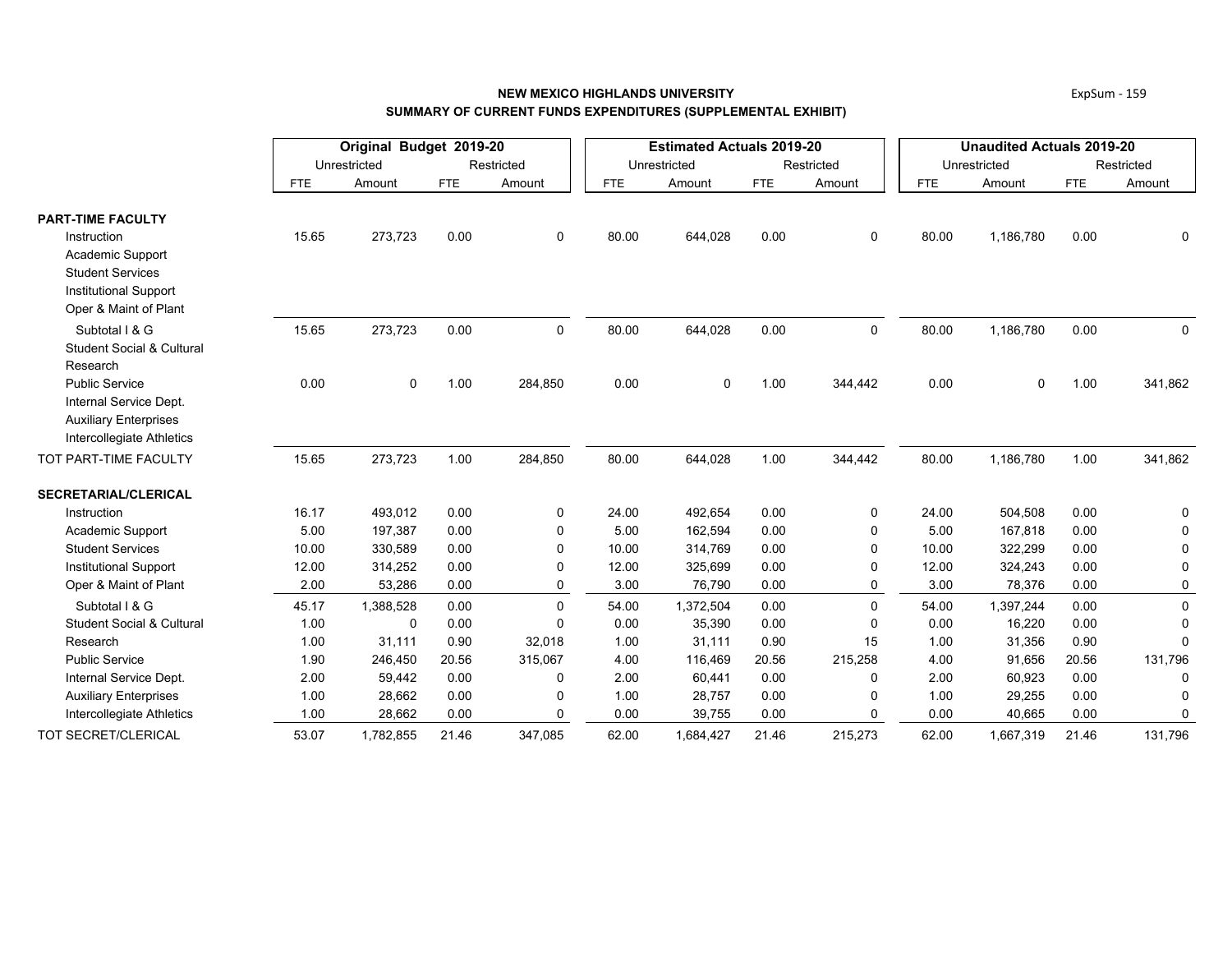**NEW MEXICO HIGHLANDS UNIVERSITY**

**SUMMARY OF CURRENT FUNDS EXPENDITURES (SUPPLEMENTAL EXHIBIT)**

| | Original Budget 2019-20 | | | | Estimated Actuals 2019-20 | | | | Unaudited Actuals 2019-20 | | | |
|---|---|---|---|---|---|---|---|---|---|---|---|---|
| | Unrestricted | | Restricted | | Unrestricted | | Restricted | | Unrestricted | | Restricted | |
| | FTE | Amount | FTE | Amount | FTE | Amount | FTE | Amount | FTE | Amount | FTE | Amount |
| **PART-TIME FACULTY** | | | | | | | | | | | | |
| Instruction | 15.65 | 273,723 | 0.00 | 0 | 80.00 | 644,028 | 0.00 | 0 | 80.00 | 1,186,780 | 0.00 | 0 |
| Academic Support | | | | | | | | | | | | |
| Student Services | | | | | | | | | | | | |
| Institutional Support | | | | | | | | | | | | |
| Oper & Maint of Plant | | | | | | | | | | | | |
| Subtotal I & G | 15.65 | 273,723 | 0.00 | 0 | 80.00 | 644,028 | 0.00 | 0 | 80.00 | 1,186,780 | 0.00 | 0 |
| Student Social & Cultural | | | | | | | | | | | | |
| Research | | | | | | | | | | | | |
| Public Service | 0.00 | 0 | 1.00 | 284,850 | 0.00 | 0 | 1.00 | 344,442 | 0.00 | 0 | 1.00 | 341,862 |
| Internal Service Dept. | | | | | | | | | | | | |
| Auxiliary Enterprises | | | | | | | | | | | | |
| Intercollegiate Athletics | | | | | | | | | | | | |
| TOT PART-TIME FACULTY | 15.65 | 273,723 | 1.00 | 284,850 | 80.00 | 644,028 | 1.00 | 344,442 | 80.00 | 1,186,780 | 1.00 | 341,862 |
| **SECRETARIAL/CLERICAL** | | | | | | | | | | | | |
| Instruction | 16.17 | 493,012 | 0.00 | 0 | 24.00 | 492,654 | 0.00 | 0 | 24.00 | 504,508 | 0.00 | 0 |
| Academic Support | 5.00 | 197,387 | 0.00 | 0 | 5.00 | 162,594 | 0.00 | 0 | 5.00 | 167,818 | 0.00 | 0 |
| Student Services | 10.00 | 330,589 | 0.00 | 0 | 10.00 | 314,769 | 0.00 | 0 | 10.00 | 322,299 | 0.00 | 0 |
| Institutional Support | 12.00 | 314,252 | 0.00 | 0 | 12.00 | 325,699 | 0.00 | 0 | 12.00 | 324,243 | 0.00 | 0 |
| Oper & Maint of Plant | 2.00 | 53,286 | 0.00 | 0 | 3.00 | 76,790 | 0.00 | 0 | 3.00 | 78,376 | 0.00 | 0 |
| Subtotal I & G | 45.17 | 1,388,528 | 0.00 | 0 | 54.00 | 1,372,504 | 0.00 | 0 | 54.00 | 1,397,244 | 0.00 | 0 |
| Student Social & Cultural | 1.00 | 0 | 0.00 | 0 | 0.00 | 35,390 | 0.00 | 0 | 0.00 | 16,220 | 0.00 | 0 |
| Research | 1.00 | 31,111 | 0.90 | 32,018 | 1.00 | 31,111 | 0.90 | 15 | 1.00 | 31,356 | 0.90 | 0 |
| Public Service | 1.90 | 246,450 | 20.56 | 315,067 | 4.00 | 116,469 | 20.56 | 215,258 | 4.00 | 91,656 | 20.56 | 131,796 |
| Internal Service Dept. | 2.00 | 59,442 | 0.00 | 0 | 2.00 | 60,441 | 0.00 | 0 | 2.00 | 60,923 | 0.00 | 0 |
| Auxiliary Enterprises | 1.00 | 28,662 | 0.00 | 0 | 1.00 | 28,757 | 0.00 | 0 | 1.00 | 29,255 | 0.00 | 0 |
| Intercollegiate Athletics | 1.00 | 28,662 | 0.00 | 0 | 0.00 | 39,755 | 0.00 | 0 | 0.00 | 40,665 | 0.00 | 0 |
| TOT SECRET/CLERICAL | 53.07 | 1,782,855 | 21.46 | 347,085 | 62.00 | 1,684,427 | 21.46 | 215,273 | 62.00 | 1,667,319 | 21.46 | 131,796 |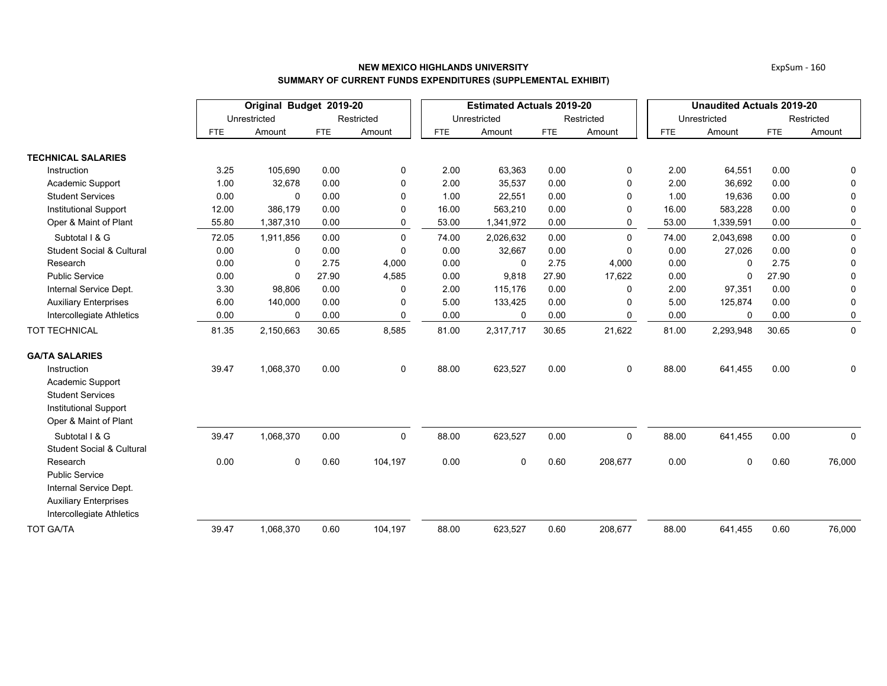**NEW MEXICO HIGHLANDS UNIVERSITY**
**SUMMARY OF CURRENT FUNDS EXPENDITURES (SUPPLEMENTAL EXHIBIT)**

| | Original Budget 2019-20 | | | | Estimated Actuals 2019-20 | | | | Unaudited Actuals 2019-20 | | | |
|---|---|---|---|---|---|---|---|---|---|---|---|---|
| | Unrestricted | | Restricted | | Unrestricted | | Restricted | | Unrestricted | | Restricted | |
| | FTE | Amount | FTE | Amount | FTE | Amount | FTE | Amount | FTE | Amount | FTE | Amount |
| **TECHNICAL SALARIES** | | | | | | | | | | | | |
| Instruction | 3.25 | 105,690 | 0.00 | 0 | 2.00 | 63,363 | 0.00 | 0 | 2.00 | 64,551 | 0.00 | 0 |
| Academic Support | 1.00 | 32,678 | 0.00 | 0 | 2.00 | 35,537 | 0.00 | 0 | 2.00 | 36,692 | 0.00 | 0 |
| Student Services | 0.00 | 0 | 0.00 | 0 | 1.00 | 22,551 | 0.00 | 0 | 1.00 | 19,636 | 0.00 | 0 |
| Institutional Support | 12.00 | 386,179 | 0.00 | 0 | 16.00 | 563,210 | 0.00 | 0 | 16.00 | 583,228 | 0.00 | 0 |
| Oper & Maint of Plant | 55.80 | 1,387,310 | 0.00 | 0 | 53.00 | 1,341,972 | 0.00 | 0 | 53.00 | 1,339,591 | 0.00 | 0 |
| Subtotal I & G | 72.05 | 1,911,856 | 0.00 | 0 | 74.00 | 2,026,632 | 0.00 | 0 | 74.00 | 2,043,698 | 0.00 | 0 |
| Student Social & Cultural | 0.00 | 0 | 0.00 | 0 | 0.00 | 32,667 | 0.00 | 0 | 0.00 | 27,026 | 0.00 | 0 |
| Research | 0.00 | 0 | 2.75 | 4,000 | 0.00 | 0 | 2.75 | 4,000 | 0.00 | 0 | 2.75 | 0 |
| Public Service | 0.00 | 0 | 27.90 | 4,585 | 0.00 | 9,818 | 27.90 | 17,622 | 0.00 | 0 | 27.90 | 0 |
| Internal Service Dept. | 3.30 | 98,806 | 0.00 | 0 | 2.00 | 115,176 | 0.00 | 0 | 2.00 | 97,351 | 0.00 | 0 |
| Auxiliary Enterprises | 6.00 | 140,000 | 0.00 | 0 | 5.00 | 133,425 | 0.00 | 0 | 5.00 | 125,874 | 0.00 | 0 |
| Intercollegiate Athletics | 0.00 | 0 | 0.00 | 0 | 0.00 | 0 | 0.00 | 0 | 0.00 | 0 | 0.00 | 0 |
| TOT TECHNICAL | 81.35 | 2,150,663 | 30.65 | 8,585 | 81.00 | 2,317,717 | 30.65 | 21,622 | 81.00 | 2,293,948 | 30.65 | 0 |
| **GA/TA SALARIES** | | | | | | | | | | | | |
| Instruction | 39.47 | 1,068,370 | 0.00 | 0 | 88.00 | 623,527 | 0.00 | 0 | 88.00 | 641,455 | 0.00 | 0 |
| Academic Support | | | | | | | | | | | | |
| Student Services | | | | | | | | | | | | |
| Institutional Support | | | | | | | | | | | | |
| Oper & Maint of Plant | | | | | | | | | | | | |
| Subtotal I & G | 39.47 | 1,068,370 | 0.00 | 0 | 88.00 | 623,527 | 0.00 | 0 | 88.00 | 641,455 | 0.00 | 0 |
| Student Social & Cultural | | | | | | | | | | | | |
| Research | 0.00 | 0 | 0.60 | 104,197 | 0.00 | 0 | 0.60 | 208,677 | 0.00 | 0 | 0.60 | 76,000 |
| Public Service | | | | | | | | | | | | |
| Internal Service Dept. | | | | | | | | | | | | |
| Auxiliary Enterprises | | | | | | | | | | | | |
| Intercollegiate Athletics | | | | | | | | | | | | |
| TOT GA/TA | 39.47 | 1,068,370 | 0.60 | 104,197 | 88.00 | 623,527 | 0.60 | 208,677 | 88.00 | 641,455 | 0.60 | 76,000 |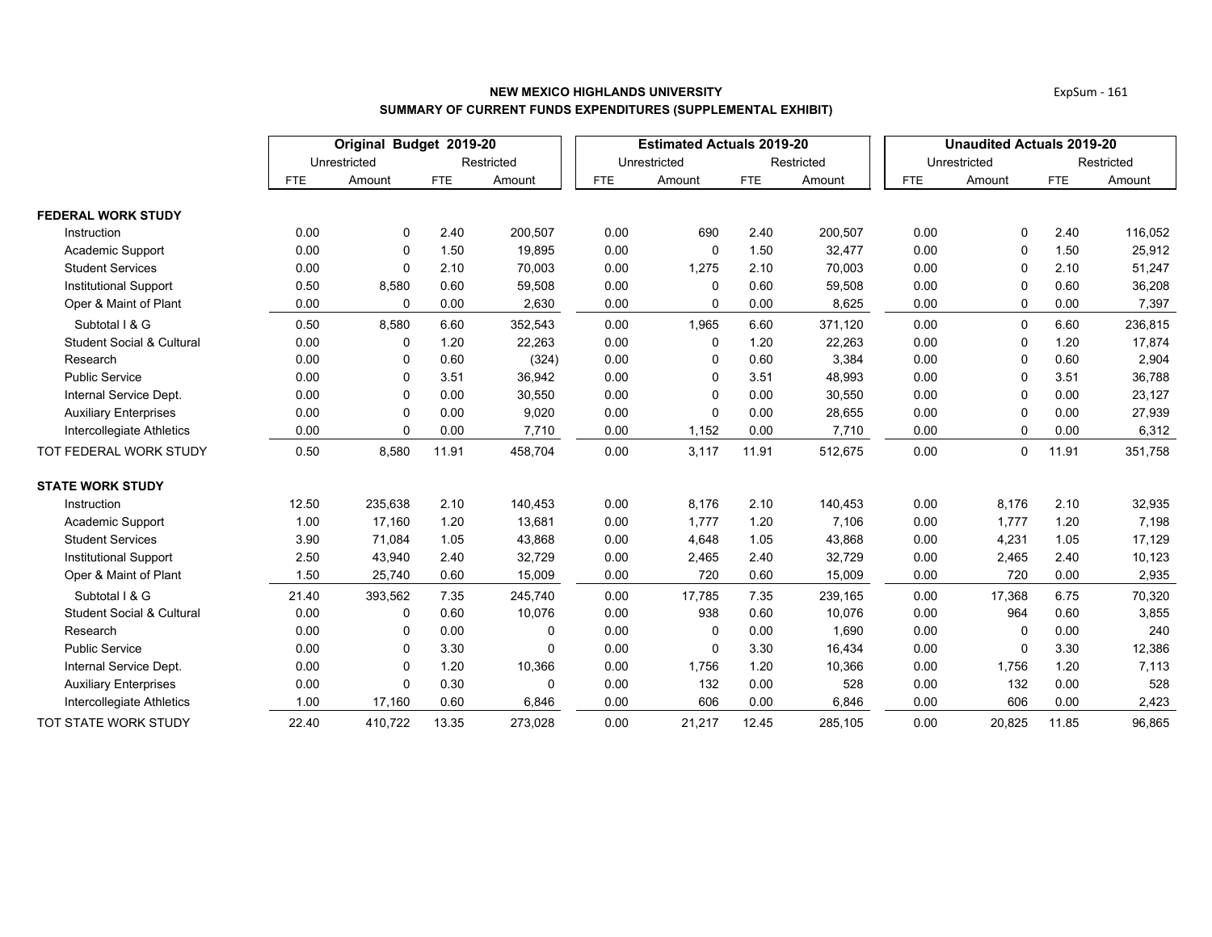**NEW MEXICO HIGHLANDS UNIVERSITY**

**SUMMARY OF CURRENT FUNDS EXPENDITURES (SUPPLEMENTAL EXHIBIT)**

| | Original Budget 2019-20 | | | | Estimated Actuals 2019-20 | | | | Unaudited Actuals 2019-20 | | | |
|---|---|---|---|---|---|---|---|---|---|---|---|---|
| | Unrestricted | | Restricted | | Unrestricted | | Restricted | | Unrestricted | | Restricted | |
| | FTE | Amount | FTE | Amount | FTE | Amount | FTE | Amount | FTE | Amount | FTE | Amount |
| **FEDERAL WORK STUDY** | | | | | | | | | | | | |
| Instruction | 0.00 | 0 | 2.40 | 200,507 | 0.00 | 690 | 2.40 | 200,507 | 0.00 | 0 | 2.40 | 116,052 |
| Academic Support | 0.00 | 0 | 1.50 | 19,895 | 0.00 | 0 | 1.50 | 32,477 | 0.00 | 0 | 1.50 | 25,912 |
| Student Services | 0.00 | 0 | 2.10 | 70,003 | 0.00 | 1,275 | 2.10 | 70,003 | 0.00 | 0 | 2.10 | 51,247 |
| Institutional Support | 0.50 | 8,580 | 0.60 | 59,508 | 0.00 | 0 | 0.60 | 59,508 | 0.00 | 0 | 0.60 | 36,208 |
| Oper & Maint of Plant | 0.00 | 0 | 0.00 | 2,630 | 0.00 | 0 | 0.00 | 8,625 | 0.00 | 0 | 0.00 | 7,397 |
| Subtotal I & G | 0.50 | 8,580 | 6.60 | 352,543 | 0.00 | 1,965 | 6.60 | 371,120 | 0.00 | 0 | 6.60 | 236,815 |
| Student Social & Cultural | 0.00 | 0 | 1.20 | 22,263 | 0.00 | 0 | 1.20 | 22,263 | 0.00 | 0 | 1.20 | 17,874 |
| Research | 0.00 | 0 | 0.60 | (324) | 0.00 | 0 | 0.60 | 3,384 | 0.00 | 0 | 0.60 | 2,904 |
| Public Service | 0.00 | 0 | 3.51 | 36,942 | 0.00 | 0 | 3.51 | 48,993 | 0.00 | 0 | 3.51 | 36,788 |
| Internal Service Dept. | 0.00 | 0 | 0.00 | 30,550 | 0.00 | 0 | 0.00 | 30,550 | 0.00 | 0 | 0.00 | 23,127 |
| Auxiliary Enterprises | 0.00 | 0 | 0.00 | 9,020 | 0.00 | 0 | 0.00 | 28,655 | 0.00 | 0 | 0.00 | 27,939 |
| Intercollegiate Athletics | 0.00 | 0 | 0.00 | 7,710 | 0.00 | 1,152 | 0.00 | 7,710 | 0.00 | 0 | 0.00 | 6,312 |
| TOT FEDERAL WORK STUDY | 0.50 | 8,580 | 11.91 | 458,704 | 0.00 | 3,117 | 11.91 | 512,675 | 0.00 | 0 | 11.91 | 351,758 |
| **STATE WORK STUDY** | | | | | | | | | | | | |
| Instruction | 12.50 | 235,638 | 2.10 | 140,453 | 0.00 | 8,176 | 2.10 | 140,453 | 0.00 | 8,176 | 2.10 | 32,935 |
| Academic Support | 1.00 | 17,160 | 1.20 | 13,681 | 0.00 | 1,777 | 1.20 | 7,106 | 0.00 | 1,777 | 1.20 | 7,198 |
| Student Services | 3.90 | 71,084 | 1.05 | 43,868 | 0.00 | 4,648 | 1.05 | 43,868 | 0.00 | 4,231 | 1.05 | 17,129 |
| Institutional Support | 2.50 | 43,940 | 2.40 | 32,729 | 0.00 | 2,465 | 2.40 | 32,729 | 0.00 | 2,465 | 2.40 | 10,123 |
| Oper & Maint of Plant | 1.50 | 25,740 | 0.60 | 15,009 | 0.00 | 720 | 0.60 | 15,009 | 0.00 | 720 | 0.00 | 2,935 |
| Subtotal I & G | 21.40 | 393,562 | 7.35 | 245,740 | 0.00 | 17,785 | 7.35 | 239,165 | 0.00 | 17,368 | 6.75 | 70,320 |
| Student Social & Cultural | 0.00 | 0 | 0.60 | 10,076 | 0.00 | 938 | 0.60 | 10,076 | 0.00 | 964 | 0.60 | 3,855 |
| Research | 0.00 | 0 | 0.00 | 0 | 0.00 | 0 | 0.00 | 1,690 | 0.00 | 0 | 0.00 | 240 |
| Public Service | 0.00 | 0 | 3.30 | 0 | 0.00 | 0 | 3.30 | 16,434 | 0.00 | 0 | 3.30 | 12,386 |
| Internal Service Dept. | 0.00 | 0 | 1.20 | 10,366 | 0.00 | 1,756 | 1.20 | 10,366 | 0.00 | 1,756 | 1.20 | 7,113 |
| Auxiliary Enterprises | 0.00 | 0 | 0.30 | 0 | 0.00 | 132 | 0.00 | 528 | 0.00 | 132 | 0.00 | 528 |
| Intercollegiate Athletics | 1.00 | 17,160 | 0.60 | 6,846 | 0.00 | 606 | 0.00 | 6,846 | 0.00 | 606 | 0.00 | 2,423 |
| TOT STATE WORK STUDY | 22.40 | 410,722 | 13.35 | 273,028 | 0.00 | 21,217 | 12.45 | 285,105 | 0.00 | 20,825 | 11.85 | 96,865 |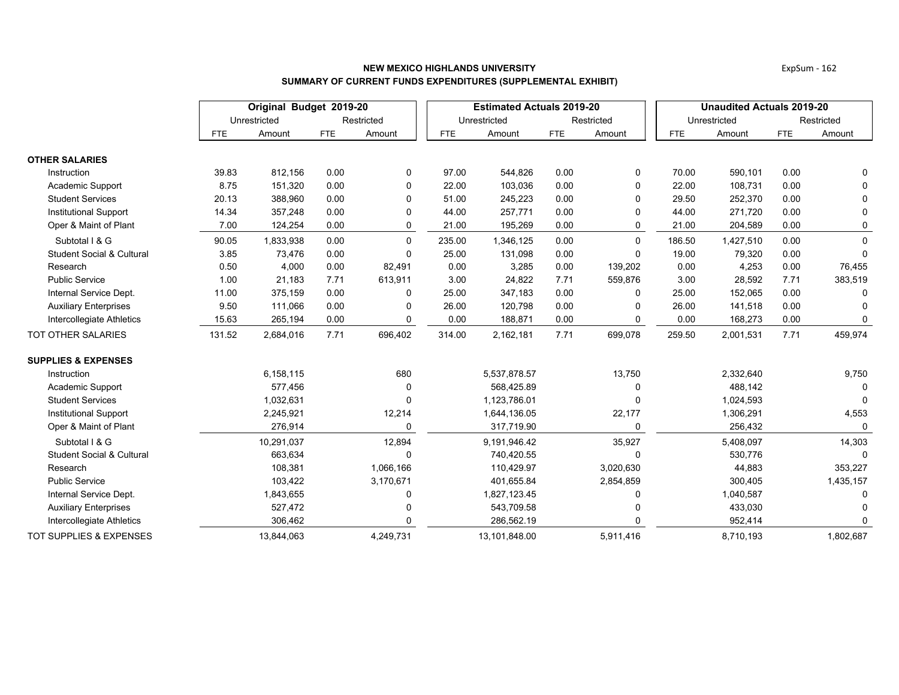## NEW MEXICO HIGHLANDS UNIVERSITY
### SUMMARY OF CURRENT FUNDS EXPENDITURES (SUPPLEMENTAL EXHIBIT)

| | Original Budget 2019-20 | | | | Estimated Actuals 2019-20 | | | | Unaudited Actuals 2019-20 | | | |
|---|---|---|---|---|---|---|---|---|---|---|---|---|
| | Unrestricted | | Restricted | | Unrestricted | | Restricted | | Unrestricted | | Restricted | |
| | FTE | Amount | FTE | Amount | FTE | Amount | FTE | Amount | FTE | Amount | FTE | Amount |
| **OTHER SALARIES** | | | | | | | | | | | | |
| Instruction | 39.83 | 812,156 | 0.00 | 0 | 97.00 | 544,826 | 0.00 | 0 | 70.00 | 590,101 | 0.00 | 0 |
| Academic Support | 8.75 | 151,320 | 0.00 | 0 | 22.00 | 103,036 | 0.00 | 0 | 22.00 | 108,731 | 0.00 | 0 |
| Student Services | 20.13 | 388,960 | 0.00 | 0 | 51.00 | 245,223 | 0.00 | 0 | 29.50 | 252,370 | 0.00 | 0 |
| Institutional Support | 14.34 | 357,248 | 0.00 | 0 | 44.00 | 257,771 | 0.00 | 0 | 44.00 | 271,720 | 0.00 | 0 |
| Oper & Maint of Plant | 7.00 | 124,254 | 0.00 | 0 | 21.00 | 195,269 | 0.00 | 0 | 21.00 | 204,589 | 0.00 | 0 |
| Subtotal I & G | 90.05 | 1,833,938 | 0.00 | 0 | 235.00 | 1,346,125 | 0.00 | 0 | 186.50 | 1,427,510 | 0.00 | 0 |
| Student Social & Cultural | 3.85 | 73,476 | 0.00 | 0 | 25.00 | 131,098 | 0.00 | 0 | 19.00 | 79,320 | 0.00 | 0 |
| Research | 0.50 | 4,000 | 0.00 | 82,491 | 0.00 | 3,285 | 0.00 | 139,202 | 0.00 | 4,253 | 0.00 | 76,455 |
| Public Service | 1.00 | 21,183 | 7.71 | 613,911 | 3.00 | 24,822 | 7.71 | 559,876 | 3.00 | 28,592 | 7.71 | 383,519 |
| Internal Service Dept. | 11.00 | 375,159 | 0.00 | 0 | 25.00 | 347,183 | 0.00 | 0 | 25.00 | 152,065 | 0.00 | 0 |
| Auxiliary Enterprises | 9.50 | 111,066 | 0.00 | 0 | 26.00 | 120,798 | 0.00 | 0 | 26.00 | 141,518 | 0.00 | 0 |
| Intercollegiate Athletics | 15.63 | 265,194 | 0.00 | 0 | 0.00 | 188,871 | 0.00 | 0 | 0.00 | 168,273 | 0.00 | 0 |
| TOT OTHER SALARIES | 131.52 | 2,684,016 | 7.71 | 696,402 | 314.00 | 2,162,181 | 7.71 | 699,078 | 259.50 | 2,001,531 | 7.71 | 459,974 |
| **SUPPLIES & EXPENSES** | | | | | | | | | | | | |
| Instruction | | 6,158,115 | | 680 | | 5,537,878.57 | | 13,750 | | 2,332,640 | | 9,750 |
| Academic Support | | 577,456 | | 0 | | 568,425.89 | | 0 | | 488,142 | | 0 |
| Student Services | | 1,032,631 | | 0 | | 1,123,786.01 | | 0 | | 1,024,593 | | 0 |
| Institutional Support | | 2,245,921 | | 12,214 | | 1,644,136.05 | | 22,177 | | 1,306,291 | | 4,553 |
| Oper & Maint of Plant | | 276,914 | | 0 | | 317,719.90 | | 0 | | 256,432 | | 0 |
| Subtotal I & G | | 10,291,037 | | 12,894 | | 9,191,946.42 | | 35,927 | | 5,408,097 | | 14,303 |
| Student Social & Cultural | | 663,634 | | 0 | | 740,420.55 | | 0 | | 530,776 | | 0 |
| Research | | 108,381 | | 1,066,166 | | 110,429.97 | | 3,020,630 | | 44,883 | | 353,227 |
| Public Service | | 103,422 | | 3,170,671 | | 401,655.84 | | 2,854,859 | | 300,405 | | 1,435,157 |
| Internal Service Dept. | | 1,843,655 | | 0 | | 1,827,123.45 | | 0 | | 1,040,587 | | 0 |
| Auxiliary Enterprises | | 527,472 | | 0 | | 543,709.58 | | 0 | | 433,030 | | 0 |
| Intercollegiate Athletics | | 306,462 | | 0 | | 286,562.19 | | 0 | | 952,414 | | 0 |
| TOT SUPPLIES & EXPENSES | | 13,844,063 | | 4,249,731 | | 13,101,848.00 | | 5,911,416 | | 8,710,193 | | 1,802,687 |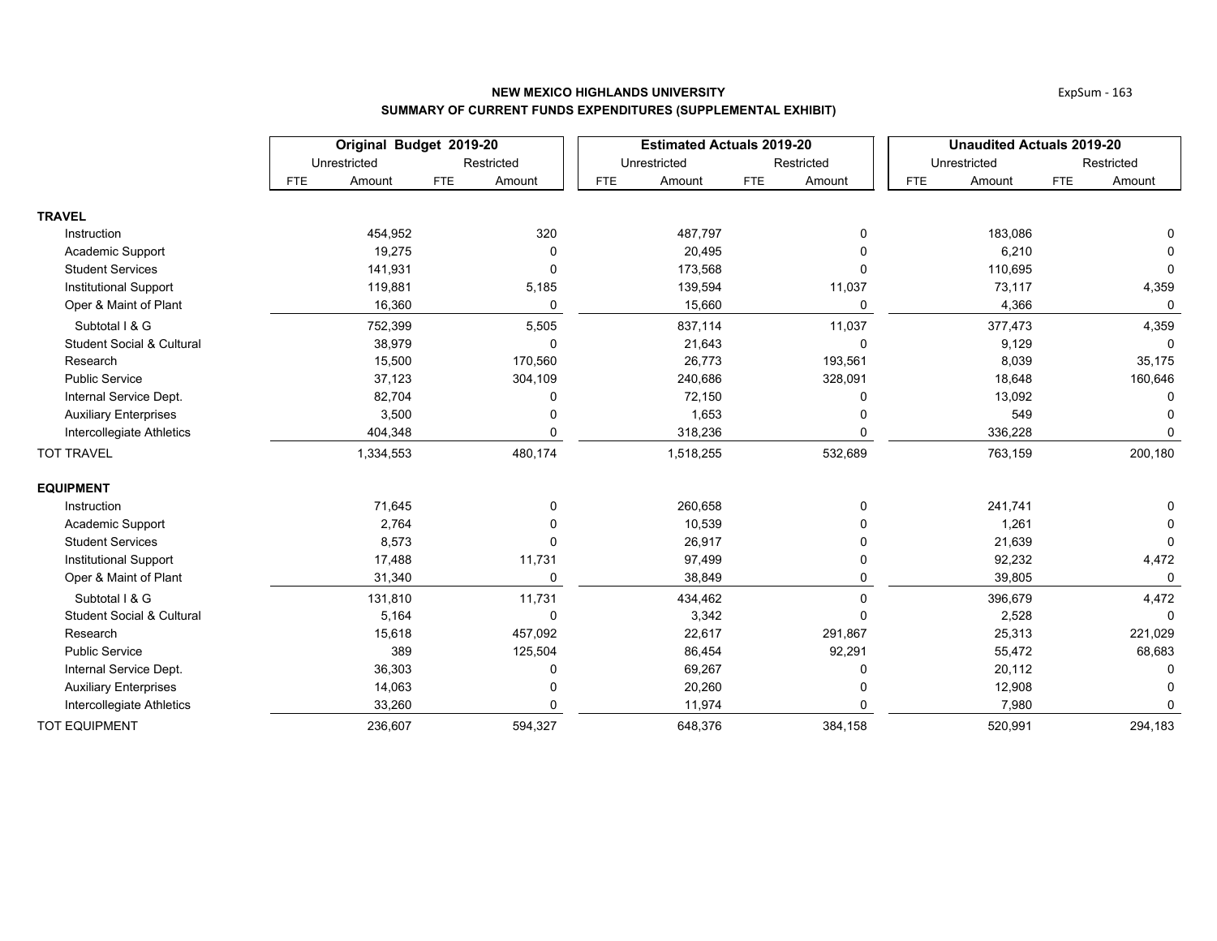## NEW MEXICO HIGHLANDS UNIVERSITY
### SUMMARY OF CURRENT FUNDS EXPENDITURES (SUPPLEMENTAL EXHIBIT)

| | Original Budget 2019-20 | | | | Estimated Actuals 2019-20 | | | | Unaudited Actuals 2019-20 | | | |
|---|---|---|---|---|---|---|---|---|---|---|---|---|
| | Unrestricted | | Restricted | | Unrestricted | | Restricted | | Unrestricted | | Restricted | |
| | FTE | Amount | FTE | Amount | FTE | Amount | FTE | Amount | FTE | Amount | FTE | Amount |
| **TRAVEL** | | | | | | | | | | | | |
| Instruction | | 454,952 | | 320 | | 487,797 | | 0 | | 183,086 | | 0 |
| Academic Support | | 19,275 | | 0 | | 20,495 | | 0 | | 6,210 | | 0 |
| Student Services | | 141,931 | | 0 | | 173,568 | | 0 | | 110,695 | | 0 |
| Institutional Support | | 119,881 | | 5,185 | | 139,594 | | 11,037 | | 73,117 | | 4,359 |
| Oper & Maint of Plant | | 16,360 | | 0 | | 15,660 | | 0 | | 4,366 | | 0 |
| Subtotal I & G | | 752,399 | | 5,505 | | 837,114 | | 11,037 | | 377,473 | | 4,359 |
| Student Social & Cultural | | 38,979 | | 0 | | 21,643 | | 0 | | 9,129 | | 0 |
| Research | | 15,500 | | 170,560 | | 26,773 | | 193,561 | | 8,039 | | 35,175 |
| Public Service | | 37,123 | | 304,109 | | 240,686 | | 328,091 | | 18,648 | | 160,646 |
| Internal Service Dept. | | 82,704 | | 0 | | 72,150 | | 0 | | 13,092 | | 0 |
| Auxiliary Enterprises | | 3,500 | | 0 | | 1,653 | | 0 | | 549 | | 0 |
| Intercollegiate Athletics | | 404,348 | | 0 | | 318,236 | | 0 | | 336,228 | | 0 |
| TOT TRAVEL | | 1,334,553 | | 480,174 | | 1,518,255 | | 532,689 | | 763,159 | | 200,180 |
| **EQUIPMENT** | | | | | | | | | | | | |
| Instruction | | 71,645 | | 0 | | 260,658 | | 0 | | 241,741 | | 0 |
| Academic Support | | 2,764 | | 0 | | 10,539 | | 0 | | 1,261 | | 0 |
| Student Services | | 8,573 | | 0 | | 26,917 | | 0 | | 21,639 | | 0 |
| Institutional Support | | 17,488 | | 11,731 | | 97,499 | | 0 | | 92,232 | | 4,472 |
| Oper & Maint of Plant | | 31,340 | | 0 | | 38,849 | | 0 | | 39,805 | | 0 |
| Subtotal I & G | | 131,810 | | 11,731 | | 434,462 | | 0 | | 396,679 | | 4,472 |
| Student Social & Cultural | | 5,164 | | 0 | | 3,342 | | 0 | | 2,528 | | 0 |
| Research | | 15,618 | | 457,092 | | 22,617 | | 291,867 | | 25,313 | | 221,029 |
| Public Service | | 389 | | 125,504 | | 86,454 | | 92,291 | | 55,472 | | 68,683 |
| Internal Service Dept. | | 36,303 | | 0 | | 69,267 | | 0 | | 20,112 | | 0 |
| Auxiliary Enterprises | | 14,063 | | 0 | | 20,260 | | 0 | | 12,908 | | 0 |
| Intercollegiate Athletics | | 33,260 | | 0 | | 11,974 | | 0 | | 7,980 | | 0 |
| TOT EQUIPMENT | | 236,607 | | 594,327 | | 648,376 | | 384,158 | | 520,991 | | 294,183 |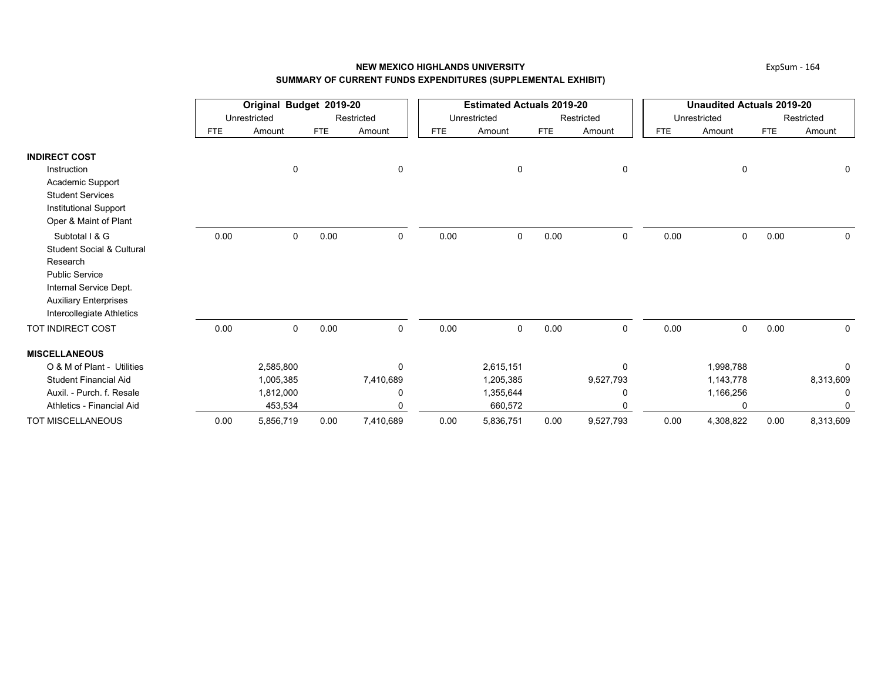**NEW MEXICO HIGHLANDS UNIVERSITY**
**SUMMARY OF CURRENT FUNDS EXPENDITURES (SUPPLEMENTAL EXHIBIT)**

| | Original Budget 2019-20 | | | | Estimated Actuals 2019-20 | | | | Unaudited Actuals 2019-20 | | | |
|---|---|---|---|---|---|---|---|---|---|---|---|---|
| | Unrestricted | | Restricted | | Unrestricted | | Restricted | | Unrestricted | | Restricted | |
| | FTE | Amount | FTE | Amount | FTE | Amount | FTE | Amount | FTE | Amount | FTE | Amount |
| **INDIRECT COST** | | | | | | | | | | | | |
| Instruction | | 0 | | 0 | | 0 | | 0 | | 0 | | 0 |
| Academic Support | | | | | | | | | | | | |
| Student Services | | | | | | | | | | | | |
| Institutional Support | | | | | | | | | | | | |
| Oper & Maint of Plant | | | | | | | | | | | | |
| Subtotal I & G | 0.00 | 0 | 0.00 | 0 | 0.00 | 0 | 0.00 | 0 | 0.00 | 0 | 0.00 | 0 |
| Student Social & Cultural | | | | | | | | | | | | |
| Research | | | | | | | | | | | | |
| Public Service | | | | | | | | | | | | |
| Internal Service Dept. | | | | | | | | | | | | |
| Auxiliary Enterprises | | | | | | | | | | | | |
| Intercollegiate Athletics | | | | | | | | | | | | |
| TOT INDIRECT COST | 0.00 | 0 | 0.00 | 0 | 0.00 | 0 | 0.00 | 0 | 0.00 | 0 | 0.00 | 0 |
| **MISCELLANEOUS** | | | | | | | | | | | | |
| O & M of Plant - Utilities | | 2,585,800 | | 0 | | 2,615,151 | | 0 | | 1,998,788 | | 0 |
| Student Financial Aid | | 1,005,385 | | 7,410,689 | | 1,205,385 | | 9,527,793 | | 1,143,778 | | 8,313,609 |
| Auxil. - Purch. f. Resale | | 1,812,000 | | 0 | | 1,355,644 | | 0 | | 1,166,256 | | 0 |
| Athletics - Financial Aid | | 453,534 | | 0 | | 660,572 | | 0 | | 0 | | 0 |
| TOT MISCELLANEOUS | 0.00 | 5,856,719 | 0.00 | 7,410,689 | 0.00 | 5,836,751 | 0.00 | 9,527,793 | 0.00 | 4,308,822 | 0.00 | 8,313,609 |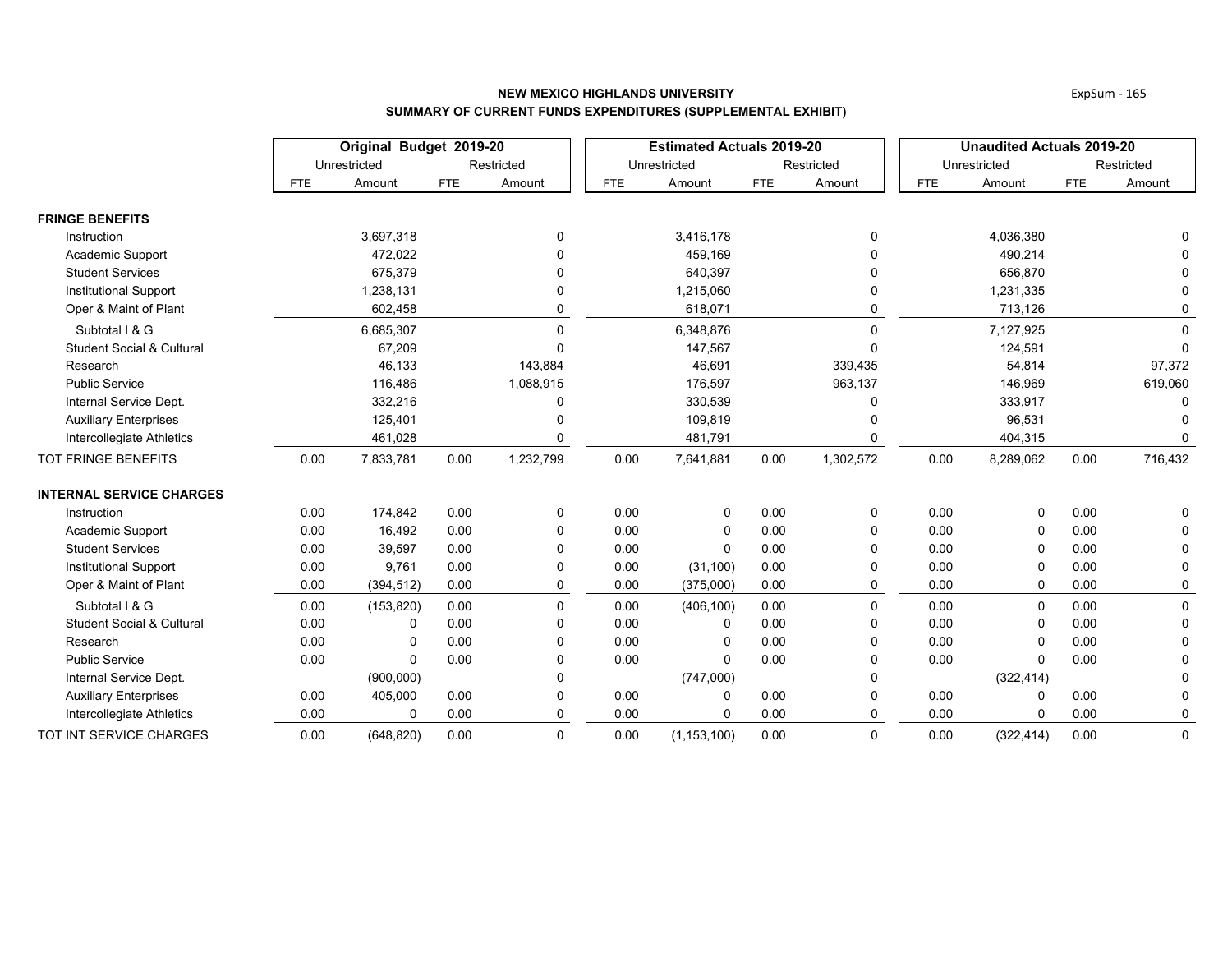**NEW MEXICO HIGHLANDS UNIVERSITY**

**SUMMARY OF CURRENT FUNDS EXPENDITURES (SUPPLEMENTAL EXHIBIT)**

| | Original Budget 2019-20 | | | | Estimated Actuals 2019-20 | | | | Unaudited Actuals 2019-20 | | | |
|---|---|---|---|---|---|---|---|---|---|---|---|---|
| | Unrestricted | | Restricted | | Unrestricted | | Restricted | | Unrestricted | | Restricted | |
| | FTE | Amount | FTE | Amount | FTE | Amount | FTE | Amount | FTE | Amount | FTE | Amount |
| **FRINGE BENEFITS** | | | | | | | | | | | | |
| Instruction | | 3,697,318 | | 0 | | 3,416,178 | | 0 | | 4,036,380 | | 0 |
| Academic Support | | 472,022 | | 0 | | 459,169 | | 0 | | 490,214 | | 0 |
| Student Services | | 675,379 | | 0 | | 640,397 | | 0 | | 656,870 | | 0 |
| Institutional Support | | 1,238,131 | | 0 | | 1,215,060 | | 0 | | 1,231,335 | | 0 |
| Oper & Maint of Plant | | 602,458 | | 0 | | 618,071 | | 0 | | 713,126 | | 0 |
| Subtotal I & G | | 6,685,307 | | 0 | | 6,348,876 | | 0 | | 7,127,925 | | 0 |
| Student Social & Cultural | | 67,209 | | 0 | | 147,567 | | 0 | | 124,591 | | 0 |
| Research | | 46,133 | | 143,884 | | 46,691 | | 339,435 | | 54,814 | | 97,372 |
| Public Service | | 116,486 | | 1,088,915 | | 176,597 | | 963,137 | | 146,969 | | 619,060 |
| Internal Service Dept. | | 332,216 | | 0 | | 330,539 | | 0 | | 333,917 | | 0 |
| Auxiliary Enterprises | | 125,401 | | 0 | | 109,819 | | 0 | | 96,531 | | 0 |
| Intercollegiate Athletics | | 461,028 | | 0 | | 481,791 | | 0 | | 404,315 | | 0 |
| TOT FRINGE BENEFITS | 0.00 | 7,833,781 | 0.00 | 1,232,799 | 0.00 | 7,641,881 | 0.00 | 1,302,572 | 0.00 | 8,289,062 | 0.00 | 716,432 |
| **INTERNAL SERVICE CHARGES** | | | | | | | | | | | | |
| Instruction | 0.00 | 174,842 | 0.00 | 0 | 0.00 | 0 | 0.00 | 0 | 0.00 | 0 | 0.00 | 0 |
| Academic Support | 0.00 | 16,492 | 0.00 | 0 | 0.00 | 0 | 0.00 | 0 | 0.00 | 0 | 0.00 | 0 |
| Student Services | 0.00 | 39,597 | 0.00 | 0 | 0.00 | 0 | 0.00 | 0 | 0.00 | 0 | 0.00 | 0 |
| Institutional Support | 0.00 | 9,761 | 0.00 | 0 | 0.00 | (31,100) | 0.00 | 0 | 0.00 | 0 | 0.00 | 0 |
| Oper & Maint of Plant | 0.00 | (394,512) | 0.00 | 0 | 0.00 | (375,000) | 0.00 | 0 | 0.00 | 0 | 0.00 | 0 |
| Subtotal I & G | 0.00 | (153,820) | 0.00 | 0 | 0.00 | (406,100) | 0.00 | 0 | 0.00 | 0 | 0.00 | 0 |
| Student Social & Cultural | 0.00 | 0 | 0.00 | 0 | 0.00 | 0 | 0.00 | 0 | 0.00 | 0 | 0.00 | 0 |
| Research | 0.00 | 0 | 0.00 | 0 | 0.00 | 0 | 0.00 | 0 | 0.00 | 0 | 0.00 | 0 |
| Public Service | 0.00 | 0 | 0.00 | 0 | 0.00 | 0 | 0.00 | 0 | 0.00 | 0 | 0.00 | 0 |
| Internal Service Dept. | | (900,000) | | 0 | | (747,000) | | 0 | | (322,414) | | 0 |
| Auxiliary Enterprises | 0.00 | 405,000 | 0.00 | 0 | 0.00 | 0 | 0.00 | 0 | 0.00 | 0 | 0.00 | 0 |
| Intercollegiate Athletics | 0.00 | 0 | 0.00 | 0 | 0.00 | 0 | 0.00 | 0 | 0.00 | 0 | 0.00 | 0 |
| TOT INT SERVICE CHARGES | 0.00 | (648,820) | 0.00 | 0 | 0.00 | (1,153,100) | 0.00 | 0 | 0.00 | (322,414) | 0.00 | 0 |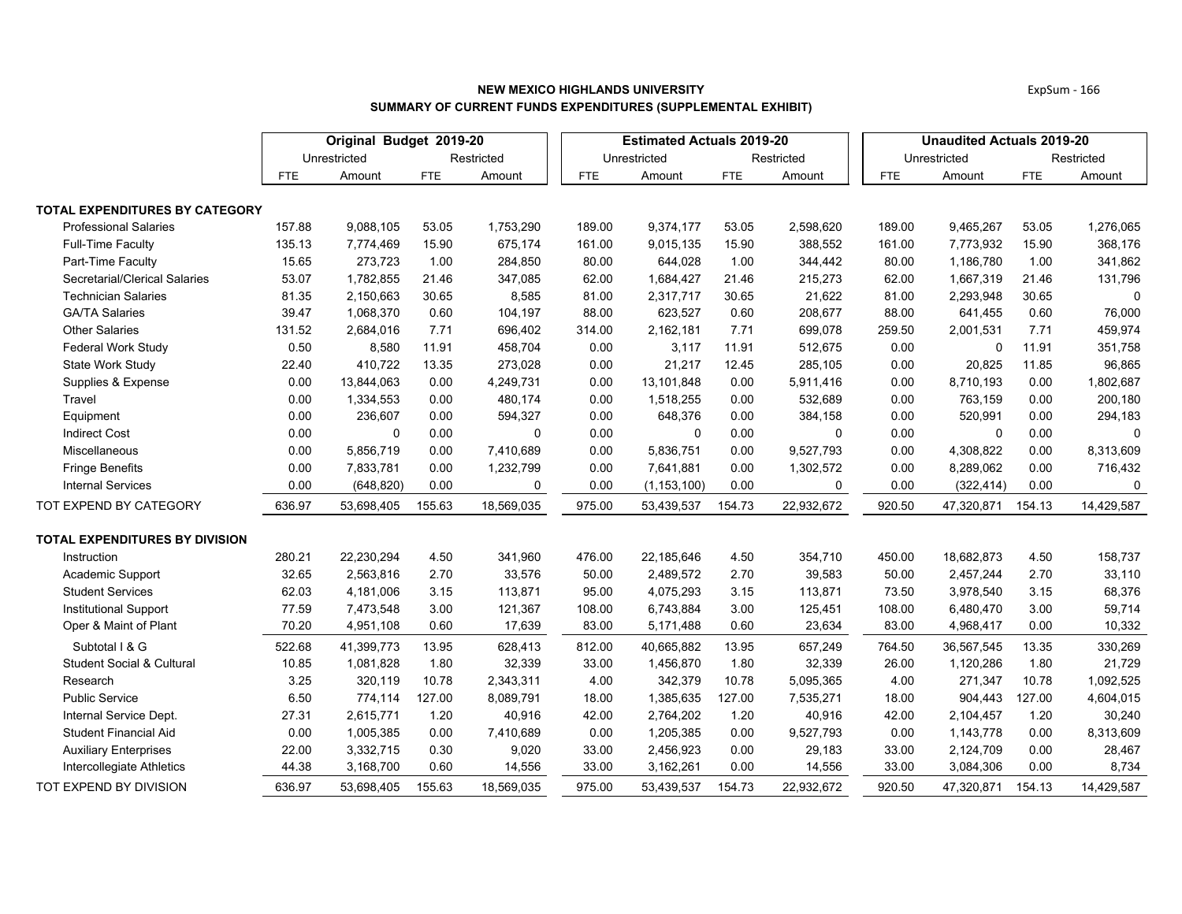**NEW MEXICO HIGHLANDS UNIVERSITY**

**SUMMARY OF CURRENT FUNDS EXPENDITURES (SUPPLEMENTAL EXHIBIT)**

| | Original Budget 2019-20 | | | | Estimated Actuals 2019-20 | | | | Unaudited Actuals 2019-20 | | | |
|---|---|---|---|---|---|---|---|---|---|---|---|---|
| | Unrestricted | | Restricted | | Unrestricted | | Restricted | | Unrestricted | | Restricted | |
| | FTE | Amount | FTE | Amount | FTE | Amount | FTE | Amount | FTE | Amount | FTE | Amount |
| **TOTAL EXPENDITURES BY CATEGORY** | | | | | | | | | | | | |
| Professional Salaries | 157.88 | 9,088,105 | 53.05 | 1,753,290 | 189.00 | 9,374,177 | 53.05 | 2,598,620 | 189.00 | 9,465,267 | 53.05 | 1,276,065 |
| Full-Time Faculty | 135.13 | 7,774,469 | 15.90 | 675,174 | 161.00 | 9,015,135 | 15.90 | 388,552 | 161.00 | 7,773,932 | 15.90 | 368,176 |
| Part-Time Faculty | 15.65 | 273,723 | 1.00 | 284,850 | 80.00 | 644,028 | 1.00 | 344,442 | 80.00 | 1,186,780 | 1.00 | 341,862 |
| Secretarial/Clerical Salaries | 53.07 | 1,782,855 | 21.46 | 347,085 | 62.00 | 1,684,427 | 21.46 | 215,273 | 62.00 | 1,667,319 | 21.46 | 131,796 |
| Technician Salaries | 81.35 | 2,150,663 | 30.65 | 8,585 | 81.00 | 2,317,717 | 30.65 | 21,622 | 81.00 | 2,293,948 | 30.65 | 0 |
| GA/TA Salaries | 39.47 | 1,068,370 | 0.60 | 104,197 | 88.00 | 623,527 | 0.60 | 208,677 | 88.00 | 641,455 | 0.60 | 76,000 |
| Other Salaries | 131.52 | 2,684,016 | 7.71 | 696,402 | 314.00 | 2,162,181 | 7.71 | 699,078 | 259.50 | 2,001,531 | 7.71 | 459,974 |
| Federal Work Study | 0.50 | 8,580 | 11.91 | 458,704 | 0.00 | 3,117 | 11.91 | 512,675 | 0.00 | 0 | 11.91 | 351,758 |
| State Work Study | 22.40 | 410,722 | 13.35 | 273,028 | 0.00 | 21,217 | 12.45 | 285,105 | 0.00 | 20,825 | 11.85 | 96,865 |
| Supplies & Expense | 0.00 | 13,844,063 | 0.00 | 4,249,731 | 0.00 | 13,101,848 | 0.00 | 5,911,416 | 0.00 | 8,710,193 | 0.00 | 1,802,687 |
| Travel | 0.00 | 1,334,553 | 0.00 | 480,174 | 0.00 | 1,518,255 | 0.00 | 532,689 | 0.00 | 763,159 | 0.00 | 200,180 |
| Equipment | 0.00 | 236,607 | 0.00 | 594,327 | 0.00 | 648,376 | 0.00 | 384,158 | 0.00 | 520,991 | 0.00 | 294,183 |
| Indirect Cost | 0.00 | 0 | 0.00 | 0 | 0.00 | 0 | 0.00 | 0 | 0.00 | 0 | 0.00 | 0 |
| Miscellaneous | 0.00 | 5,856,719 | 0.00 | 7,410,689 | 0.00 | 5,836,751 | 0.00 | 9,527,793 | 0.00 | 4,308,822 | 0.00 | 8,313,609 |
| Fringe Benefits | 0.00 | 7,833,781 | 0.00 | 1,232,799 | 0.00 | 7,641,881 | 0.00 | 1,302,572 | 0.00 | 8,289,062 | 0.00 | 716,432 |
| Internal Services | 0.00 | (648,820) | 0.00 | 0 | 0.00 | (1,153,100) | 0.00 | 0 | 0.00 | (322,414) | 0.00 | 0 |
| TOT EXPEND BY CATEGORY | 636.97 | 53,698,405 | 155.63 | 18,569,035 | 975.00 | 53,439,537 | 154.73 | 22,932,672 | 920.50 | 47,320,871 | 154.13 | 14,429,587 |
| **TOTAL EXPENDITURES BY DIVISION** | | | | | | | | | | | | |
| Instruction | 280.21 | 22,230,294 | 4.50 | 341,960 | 476.00 | 22,185,646 | 4.50 | 354,710 | 450.00 | 18,682,873 | 4.50 | 158,737 |
| Academic Support | 32.65 | 2,563,816 | 2.70 | 33,576 | 50.00 | 2,489,572 | 2.70 | 39,583 | 50.00 | 2,457,244 | 2.70 | 33,110 |
| Student Services | 62.03 | 4,181,006 | 3.15 | 113,871 | 95.00 | 4,075,293 | 3.15 | 113,871 | 73.50 | 3,978,540 | 3.15 | 68,376 |
| Institutional Support | 77.59 | 7,473,548 | 3.00 | 121,367 | 108.00 | 6,743,884 | 3.00 | 125,451 | 108.00 | 6,480,470 | 3.00 | 59,714 |
| Oper & Maint of Plant | 70.20 | 4,951,108 | 0.60 | 17,639 | 83.00 | 5,171,488 | 0.60 | 23,634 | 83.00 | 4,968,417 | 0.00 | 10,332 |
| Subtotal I & G | 522.68 | 41,399,773 | 13.95 | 628,413 | 812.00 | 40,665,882 | 13.95 | 657,249 | 764.50 | 36,567,545 | 13.35 | 330,269 |
| Student Social & Cultural | 10.85 | 1,081,828 | 1.80 | 32,339 | 33.00 | 1,456,870 | 1.80 | 32,339 | 26.00 | 1,120,286 | 1.80 | 21,729 |
| Research | 3.25 | 320,119 | 10.78 | 2,343,311 | 4.00 | 342,379 | 10.78 | 5,095,365 | 4.00 | 271,347 | 10.78 | 1,092,525 |
| Public Service | 6.50 | 774,114 | 127.00 | 8,089,791 | 18.00 | 1,385,635 | 127.00 | 7,535,271 | 18.00 | 904,443 | 127.00 | 4,604,015 |
| Internal Service Dept. | 27.31 | 2,615,771 | 1.20 | 40,916 | 42.00 | 2,764,202 | 1.20 | 40,916 | 42.00 | 2,104,457 | 1.20 | 30,240 |
| Student Financial Aid | 0.00 | 1,005,385 | 0.00 | 7,410,689 | 0.00 | 1,205,385 | 0.00 | 9,527,793 | 0.00 | 1,143,778 | 0.00 | 8,313,609 |
| Auxiliary Enterprises | 22.00 | 3,332,715 | 0.30 | 9,020 | 33.00 | 2,456,923 | 0.00 | 29,183 | 33.00 | 2,124,709 | 0.00 | 28,467 |
| Intercollegiate Athletics | 44.38 | 3,168,700 | 0.60 | 14,556 | 33.00 | 3,162,261 | 0.00 | 14,556 | 33.00 | 3,084,306 | 0.00 | 8,734 |
| TOT EXPEND BY DIVISION | 636.97 | 53,698,405 | 155.63 | 18,569,035 | 975.00 | 53,439,537 | 154.73 | 22,932,672 | 920.50 | 47,320,871 | 154.13 | 14,429,587 |